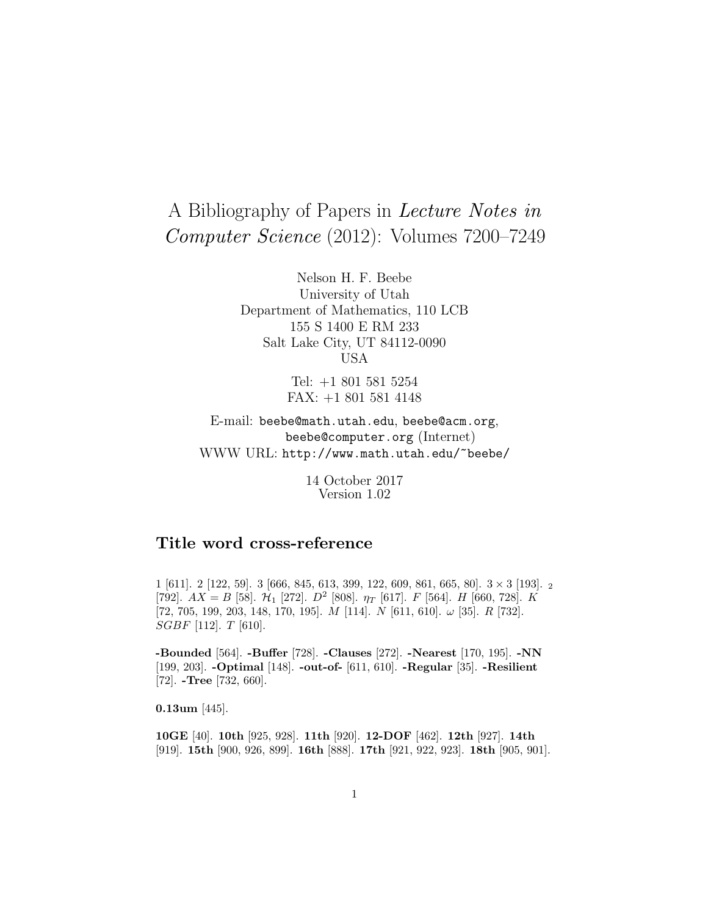# A Bibliography of Papers in *Lecture Notes in Computer Science* (2012): Volumes 7200–7249

Nelson H. F. Beebe
University of Utah
Department of Mathematics, 110 LCB
155 S 1400 E RM 233
Salt Lake City, UT 84112-0090
USA

Tel: +1 801 581 5254
FAX: +1 801 581 4148

E-mail: `beebe@math.utah.edu`, `beebe@acm.org`, `beebe@computer.org` (Internet)
WWW URL: `http://www.math.utah.edu/~beebe/`

14 October 2017
Version 1.02

## Title word cross-reference

1 [611]. 2 [122, 59]. 3 [666, 845, 613, 399, 122, 609, 861, 665, 80]. $3 \times 3$ [193]. $_2$ [792]. $AX = B$ [58]. $\mathcal{H}_1$ [272]. $D^2$ [808]. $\eta_T$ [617]. $F$ [564]. $H$ [660, 728]. $K$ [72, 705, 199, 203, 148, 170, 195]. $M$ [114]. $N$ [611, 610]. $\omega$ [35]. $R$ [732]. $SGBF$ [112]. $T$ [610].

**-Bounded** [564]. **-Buffer** [728]. **-Clauses** [272]. **-Nearest** [170, 195]. **-NN** [199, 203]. **-Optimal** [148]. **-out-of-** [611, 610]. **-Regular** [35]. **-Resilient** [72]. **-Tree** [732, 660].

**0.13um** [445].

**10GE** [40]. **10th** [925, 928]. **11th** [920]. **12-DOF** [462]. **12th** [927]. **14th** [919]. **15th** [900, 926, 899]. **16th** [888]. **17th** [921, 922, 923]. **18th** [905, 901].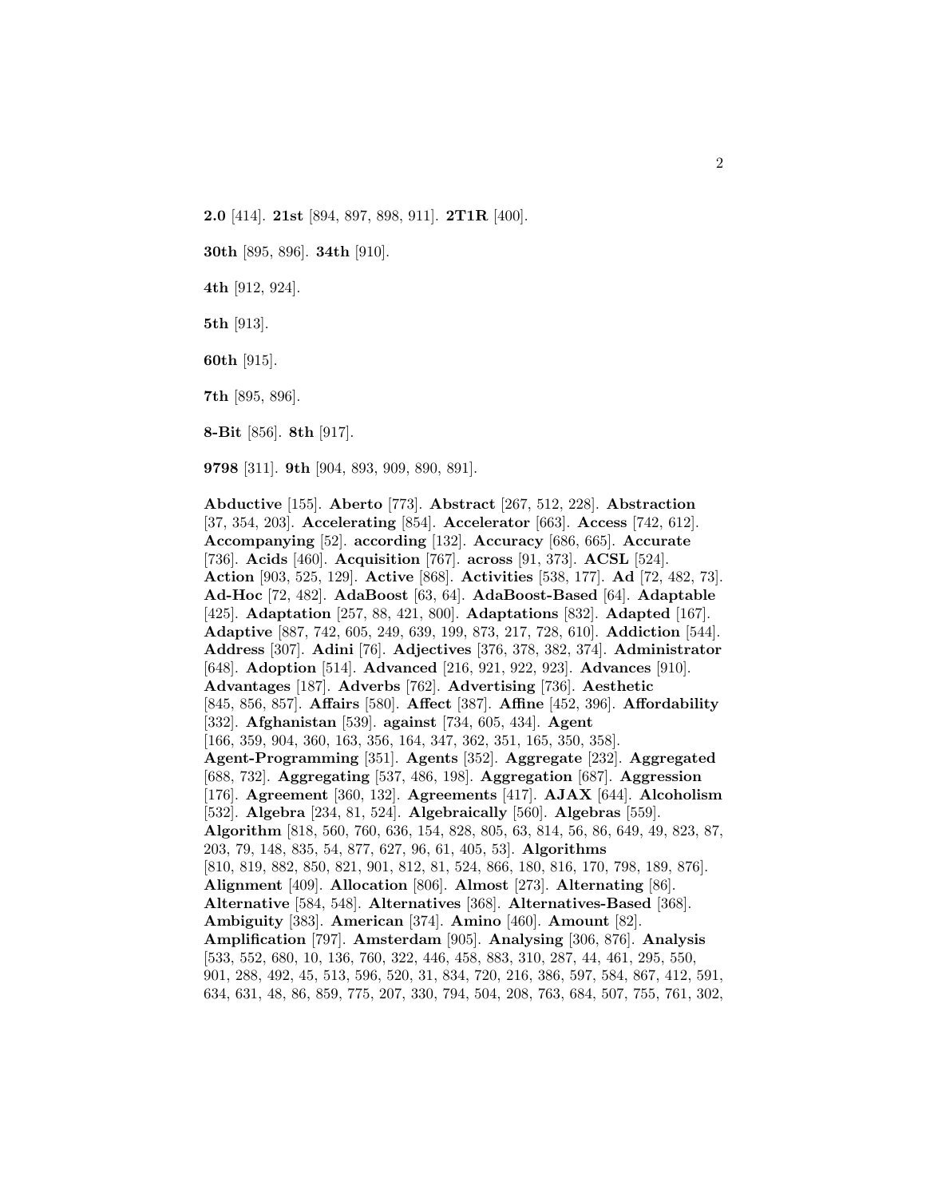**2.0** [414]. **21st** [894, 897, 898, 911]. **2T1R** [400].

**30th** [895, 896]. **34th** [910].

**4th** [912, 924].

**5th** [913].

**60th** [915].

**7th** [895, 896].

**8-Bit** [856]. **8th** [917].

**9798** [311]. **9th** [904, 893, 909, 890, 891].

**Abductive** [155]. **Aberto** [773]. **Abstract** [267, 512, 228]. **Abstraction** [37, 354, 203]. **Accelerating** [854]. **Accelerator** [663]. **Access** [742, 612]. **Accompanying** [52]. **according** [132]. **Accuracy** [686, 665]. **Accurate** [736]. **Acids** [460]. **Acquisition** [767]. **across** [91, 373]. **ACSL** [524]. **Action** [903, 525, 129]. **Active** [868]. **Activities** [538, 177]. **Ad** [72, 482, 73]. **Ad-Hoc** [72, 482]. **AdaBoost** [63, 64]. **AdaBoost-Based** [64]. **Adaptable** [425]. **Adaptation** [257, 88, 421, 800]. **Adaptations** [832]. **Adapted** [167]. **Adaptive** [887, 742, 605, 249, 639, 199, 873, 217, 728, 610]. **Addiction** [544]. **Address** [307]. **Adini** [76]. **Adjectives** [376, 378, 382, 374]. **Administrator** [648]. **Adoption** [514]. **Advanced** [216, 921, 922, 923]. **Advances** [910]. **Advantages** [187]. **Adverbs** [762]. **Advertising** [736]. **Aesthetic** [845, 856, 857]. **Affairs** [580]. **Affect** [387]. **Affine** [452, 396]. **Affordability** [332]. **Afghanistan** [539]. **against** [734, 605, 434]. **Agent** [166, 359, 904, 360, 163, 356, 164, 347, 362, 351, 165, 350, 358]. **Agent-Programming** [351]. **Agents** [352]. **Aggregate** [232]. **Aggregated** [688, 732]. **Aggregating** [537, 486, 198]. **Aggregation** [687]. **Aggression** [176]. **Agreement** [360, 132]. **Agreements** [417]. **AJAX** [644]. **Alcoholism** [532]. **Algebra** [234, 81, 524]. **Algebraically** [560]. **Algebras** [559]. **Algorithm** [818, 560, 760, 636, 154, 828, 805, 63, 814, 56, 86, 649, 49, 823, 87, 203, 79, 148, 835, 54, 877, 627, 96, 61, 405, 53]. **Algorithms** [810, 819, 882, 850, 821, 901, 812, 81, 524, 866, 180, 816, 170, 798, 189, 876]. **Alignment** [409]. **Allocation** [806]. **Almost** [273]. **Alternating** [86]. **Alternative** [584, 548]. **Alternatives** [368]. **Alternatives-Based** [368]. **Ambiguity** [383]. **American** [374]. **Amino** [460]. **Amount** [82]. **Amplification** [797]. **Amsterdam** [905]. **Analysing** [306, 876]. **Analysis** [533, 552, 680, 10, 136, 760, 322, 446, 458, 883, 310, 287, 44, 461, 295, 550, 901, 288, 492, 45, 513, 596, 520, 31, 834, 720, 216, 386, 597, 584, 867, 412, 591, 634, 631, 48, 86, 859, 775, 207, 330, 794, 504, 208, 763, 684, 507, 755, 761, 302,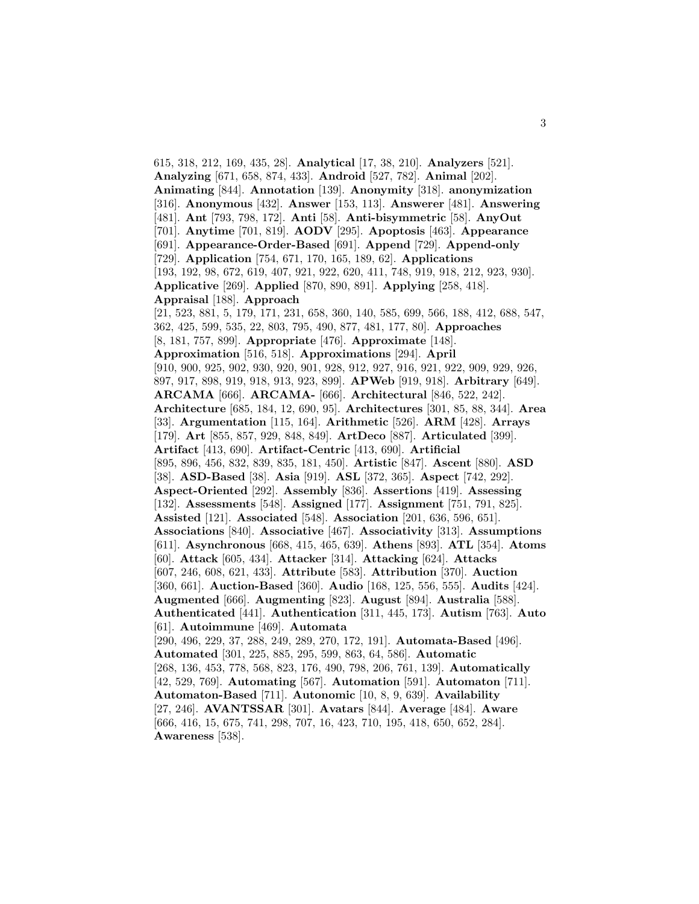615, 318, 212, 169, 435, 28]. **Analytical** [17, 38, 210]. **Analyzers** [521]. **Analyzing** [671, 658, 874, 433]. **Android** [527, 782]. **Animal** [202]. **Animating** [844]. **Annotation** [139]. **Anonymity** [318]. **anonymization** [316]. **Anonymous** [432]. **Answer** [153, 113]. **Answerer** [481]. **Answering** [481]. **Ant** [793, 798, 172]. **Anti** [58]. **Anti-bisymmetric** [58]. **AnyOut** [701]. **Anytime** [701, 819]. **AODV** [295]. **Apoptosis** [463]. **Appearance** [691]. **Appearance-Order-Based** [691]. **Append** [729]. **Append-only** [729]. **Application** [754, 671, 170, 165, 189, 62]. **Applications** [193, 192, 98, 672, 619, 407, 921, 922, 620, 411, 748, 919, 918, 212, 923, 930]. **Applicative** [269]. **Applied** [870, 890, 891]. **Applying** [258, 418]. **Appraisal** [188]. **Approach** [21, 523, 881, 5, 179, 171, 231, 658, 360, 140, 585, 699, 566, 188, 412, 688, 547, 362, 425, 599, 535, 22, 803, 795, 490, 877, 481, 177, 80]. **Approaches** [8, 181, 757, 899]. **Appropriate** [476]. **Approximate** [148]. **Approximation** [516, 518]. **Approximations** [294]. **April** [910, 900, 925, 902, 930, 920, 901, 928, 912, 927, 916, 921, 922, 909, 929, 926, 897, 917, 898, 919, 918, 913, 923, 899]. **APWeb** [919, 918]. **Arbitrary** [649]. **ARCAMA** [666]. **ARCAMA-** [666]. **Architectural** [846, 522, 242]. **Architecture** [685, 184, 12, 690, 95]. **Architectures** [301, 85, 88, 344]. **Area** [33]. **Argumentation** [115, 164]. **Arithmetic** [526]. **ARM** [428]. **Arrays** [179]. **Art** [855, 857, 929, 848, 849]. **ArtDeco** [887]. **Articulated** [399]. **Artifact** [413, 690]. **Artifact-Centric** [413, 690]. **Artificial** [895, 896, 456, 832, 839, 835, 181, 450]. **Artistic** [847]. **Ascent** [880]. **ASD** [38]. **ASD-Based** [38]. **Asia** [919]. **ASL** [372, 365]. **Aspect** [742, 292]. **Aspect-Oriented** [292]. **Assembly** [836]. **Assertions** [419]. **Assessing** [132]. **Assessments** [548]. **Assigned** [177]. **Assignment** [751, 791, 825]. **Assisted** [121]. **Associated** [548]. **Association** [201, 636, 596, 651]. **Associations** [840]. **Associative** [467]. **Associativity** [313]. **Assumptions** [611]. **Asynchronous** [668, 415, 465, 639]. **Athens** [893]. **ATL** [354]. **Atoms** [60]. **Attack** [605, 434]. **Attacker** [314]. **Attacking** [624]. **Attacks** [607, 246, 608, 621, 433]. **Attribute** [583]. **Attribution** [370]. **Auction** [360, 661]. **Auction-Based** [360]. **Audio** [168, 125, 556, 555]. **Audits** [424]. **Augmented** [666]. **Augmenting** [823]. **August** [894]. **Australia** [588]. **Authenticated** [441]. **Authentication** [311, 445, 173]. **Autism** [763]. **Auto** [61]. **Autoimmune** [469]. **Automata** [290, 496, 229, 37, 288, 249, 289, 270, 172, 191]. **Automata-Based** [496]. **Automated** [301, 225, 885, 295, 599, 863, 64, 586]. **Automatic** [268, 136, 453, 778, 568, 823, 176, 490, 798, 206, 761, 139]. **Automatically** [42, 529, 769]. **Automating** [567]. **Automation** [591]. **Automaton** [711]. **Automaton-Based** [711]. **Autonomic** [10, 8, 9, 639]. **Availability** [27, 246]. **AVANTSSAR** [301]. **Avatars** [844]. **Average** [484]. **Aware** [666, 416, 15, 675, 741, 298, 707, 16, 423, 710, 195, 418, 650, 652, 284]. **Awareness** [538].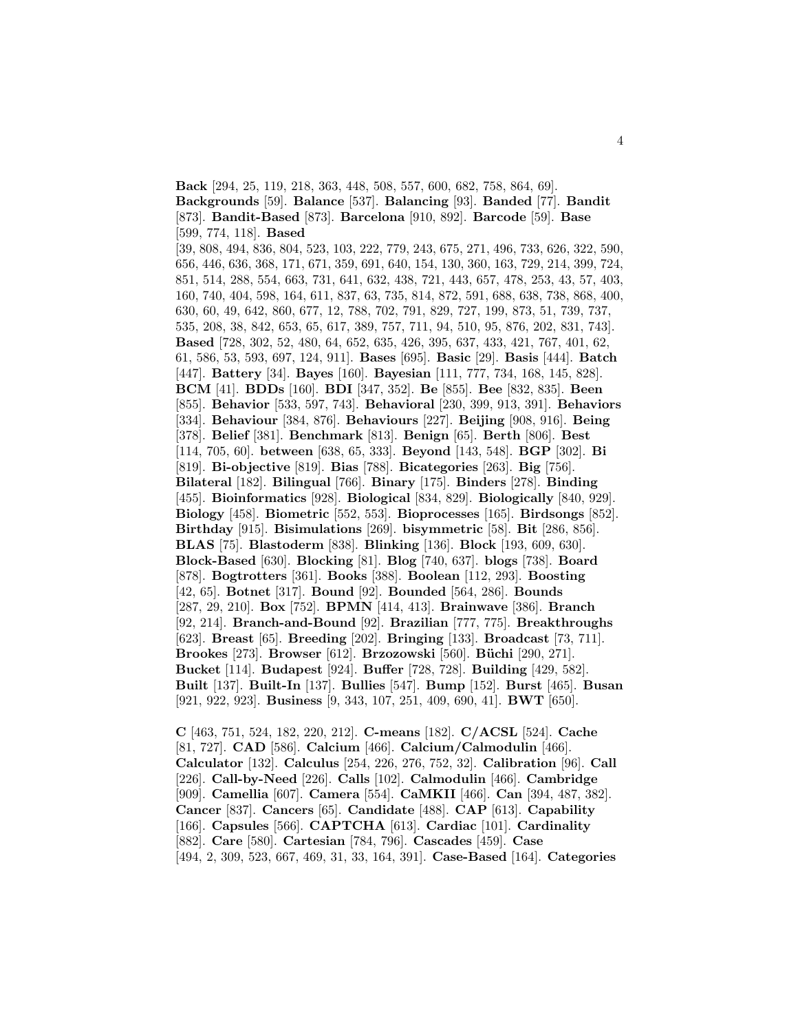**Back** [294, 25, 119, 218, 363, 448, 508, 557, 600, 682, 758, 864, 69]. **Backgrounds** [59]. **Balance** [537]. **Balancing** [93]. **Banded** [77]. **Bandit** [873]. **Bandit-Based** [873]. **Barcelona** [910, 892]. **Barcode** [59]. **Base** [599, 774, 118]. **Based** [39, 808, 494, 836, 804, 523, 103, 222, 779, 243, 675, 271, 496, 733, 626, 322, 590, 656, 446, 636, 368, 171, 671, 359, 691, 640, 154, 130, 360, 163, 729, 214, 399, 724, 851, 514, 288, 554, 663, 731, 641, 632, 438, 721, 443, 657, 478, 253, 43, 57, 403, 160, 740, 404, 598, 164, 611, 837, 63, 735, 814, 872, 591, 688, 638, 738, 868, 400, 630, 60, 49, 642, 860, 677, 12, 788, 702, 791, 829, 727, 199, 873, 51, 739, 737, 535, 208, 38, 842, 653, 65, 617, 389, 757, 711, 94, 510, 95, 876, 202, 831, 743]. **Based** [728, 302, 52, 480, 64, 652, 635, 426, 395, 637, 433, 421, 767, 401, 62, 61, 586, 53, 593, 697, 124, 911]. **Bases** [695]. **Basic** [29]. **Basis** [444]. **Batch** [447]. **Battery** [34]. **Bayes** [160]. **Bayesian** [111, 777, 734, 168, 145, 828]. **BCM** [41]. **BDDs** [160]. **BDI** [347, 352]. **Be** [855]. **Bee** [832, 835]. **Been** [855]. **Behavior** [533, 597, 743]. **Behavioral** [230, 399, 913, 391]. **Behaviors** [334]. **Behaviour** [384, 876]. **Behaviours** [227]. **Beijing** [908, 916]. **Being** [378]. **Belief** [381]. **Benchmark** [813]. **Benign** [65]. **Berth** [806]. **Best** [114, 705, 60]. **between** [638, 65, 333]. **Beyond** [143, 548]. **BGP** [302]. **Bi** [819]. **Bi-objective** [819]. **Bias** [788]. **Bicategories** [263]. **Big** [756]. **Bilateral** [182]. **Bilingual** [766]. **Binary** [175]. **Binders** [278]. **Binding** [455]. **Bioinformatics** [928]. **Biological** [834, 829]. **Biologically** [840, 929]. **Biology** [458]. **Biometric** [552, 553]. **Bioprocesses** [165]. **Birdsongs** [852]. **Birthday** [915]. **Bisimulations** [269]. **bisymmetric** [58]. **Bit** [286, 856]. **BLAS** [75]. **Blastoderm** [838]. **Blinking** [136]. **Block** [193, 609, 630]. **Block-Based** [630]. **Blocking** [81]. **Blog** [740, 637]. **blogs** [738]. **Board** [878]. **Bogtrotters** [361]. **Books** [388]. **Boolean** [112, 293]. **Boosting** [42, 65]. **Botnet** [317]. **Bound** [92]. **Bounded** [564, 286]. **Bounds** [287, 29, 210]. **Box** [752]. **BPMN** [414, 413]. **Brainwave** [386]. **Branch** [92, 214]. **Branch-and-Bound** [92]. **Brazilian** [777, 775]. **Breakthroughs** [623]. **Breast** [65]. **Breeding** [202]. **Bringing** [133]. **Broadcast** [73, 711]. **Brookes** [273]. **Browser** [612]. **Brzozowski** [560]. **Büchi** [290, 271]. **Bucket** [114]. **Budapest** [924]. **Buffer** [728, 728]. **Building** [429, 582]. **Built** [137]. **Built-In** [137]. **Bullies** [547]. **Bump** [152]. **Burst** [465]. **Busan** [921, 922, 923]. **Business** [9, 343, 107, 251, 409, 690, 41]. **BWT** [650].

**C** [463, 751, 524, 182, 220, 212]. **C-means** [182]. **C/ACSL** [524]. **Cache** [81, 727]. **CAD** [586]. **Calcium** [466]. **Calcium/Calmodulin** [466]. **Calculator** [132]. **Calculus** [254, 226, 276, 752, 32]. **Calibration** [96]. **Call** [226]. **Call-by-Need** [226]. **Calls** [102]. **Calmodulin** [466]. **Cambridge** [909]. **Camellia** [607]. **Camera** [554]. **CaMKII** [466]. **Can** [394, 487, 382]. **Cancer** [837]. **Cancers** [65]. **Candidate** [488]. **CAP** [613]. **Capability** [166]. **Capsules** [566]. **CAPTCHA** [613]. **Cardiac** [101]. **Cardinality** [882]. **Care** [580]. **Cartesian** [784, 796]. **Cascades** [459]. **Case** [494, 2, 309, 523, 667, 469, 31, 33, 164, 391]. **Case-Based** [164]. **Categories**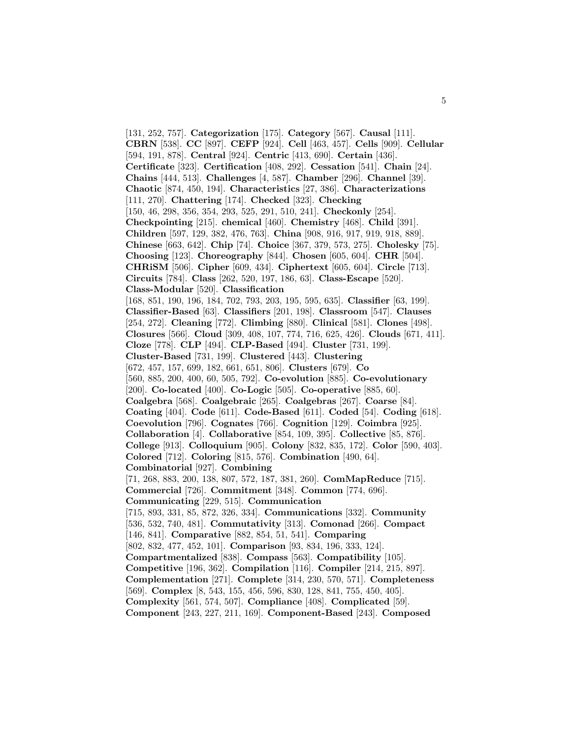[131, 252, 757]. **Categorization** [175]. **Category** [567]. **Causal** [111]. **CBRN** [538]. **CC** [897]. **CEFP** [924]. **Cell** [463, 457]. **Cells** [909]. **Cellular** [594, 191, 878]. **Central** [924]. **Centric** [413, 690]. **Certain** [436]. **Certificate** [323]. **Certification** [408, 292]. **Cessation** [541]. **Chain** [24]. **Chains** [444, 513]. **Challenges** [4, 587]. **Chamber** [296]. **Channel** [39]. **Chaotic** [874, 450, 194]. **Characteristics** [27, 386]. **Characterizations** [111, 270]. **Chattering** [174]. **Checked** [323]. **Checking** [150, 46, 298, 356, 354, 293, 525, 291, 510, 241]. **Checkonly** [254]. **Checkpointing** [215]. **chemical** [460]. **Chemistry** [468]. **Child** [391]. **Children** [597, 129, 382, 476, 763]. **China** [908, 916, 917, 919, 918, 889]. **Chinese** [663, 642]. **Chip** [74]. **Choice** [367, 379, 573, 275]. **Cholesky** [75]. **Choosing** [123]. **Choreography** [844]. **Chosen** [605, 604]. **CHR** [504]. **CHRiSM** [506]. **Cipher** [609, 434]. **Ciphertext** [605, 604]. **Circle** [713]. **Circuits** [784]. **Class** [262, 520, 197, 186, 63]. **Class-Escape** [520]. **Class-Modular** [520]. **Classification** [168, 851, 190, 196, 184, 702, 793, 203, 195, 595, 635]. **Classifier** [63, 199]. **Classifier-Based** [63]. **Classifiers** [201, 198]. **Classroom** [547]. **Clauses** [254, 272]. **Cleaning** [772]. **Climbing** [880]. **Clinical** [581]. **Clones** [498]. **Closures** [566]. **Cloud** [309, 408, 107, 774, 716, 625, 426]. **Clouds** [671, 411]. **Cloze** [778]. **CLP** [494]. **CLP-Based** [494]. **Cluster** [731, 199]. **Cluster-Based** [731, 199]. **Clustered** [443]. **Clustering** [672, 457, 157, 699, 182, 661, 651, 806]. **Clusters** [679]. **Co** [560, 885, 200, 400, 60, 505, 792]. **Co-evolution** [885]. **Co-evolutionary** [200]. **Co-located** [400]. **Co-Logic** [505]. **Co-operative** [885, 60]. **Coalgebra** [568]. **Coalgebraic** [265]. **Coalgebras** [267]. **Coarse** [84]. **Coating** [404]. **Code** [611]. **Code-Based** [611]. **Coded** [54]. **Coding** [618]. **Coevolution** [796]. **Cognates** [766]. **Cognition** [129]. **Coimbra** [925]. **Collaboration** [4]. **Collaborative** [854, 109, 395]. **Collective** [85, 876]. **College** [913]. **Colloquium** [905]. **Colony** [832, 835, 172]. **Color** [590, 403]. **Colored** [712]. **Coloring** [815, 576]. **Combination** [490, 64]. **Combinatorial** [927]. **Combining** [71, 268, 883, 200, 138, 807, 572, 187, 381, 260]. **ComMapReduce** [715]. **Commercial** [726]. **Commitment** [348]. **Common** [774, 696]. **Communicating** [229, 515]. **Communication** [715, 893, 331, 85, 872, 326, 334]. **Communications** [332]. **Community** [536, 532, 740, 481]. **Commutativity** [313]. **Comonad** [266]. **Compact** [146, 841]. **Comparative** [882, 854, 51, 541]. **Comparing** [802, 832, 477, 452, 101]. **Comparison** [93, 834, 196, 333, 124]. **Compartmentalized** [838]. **Compass** [563]. **Compatibility** [105]. **Competitive** [196, 362]. **Compilation** [116]. **Compiler** [214, 215, 897]. **Complementation** [271]. **Complete** [314, 230, 570, 571]. **Completeness** [569]. **Complex** [8, 543, 155, 456, 596, 830, 128, 841, 755, 450, 405]. **Complexity** [561, 574, 507]. **Compliance** [408]. **Complicated** [59]. **Component** [243, 227, 211, 169]. **Component-Based** [243]. **Composed**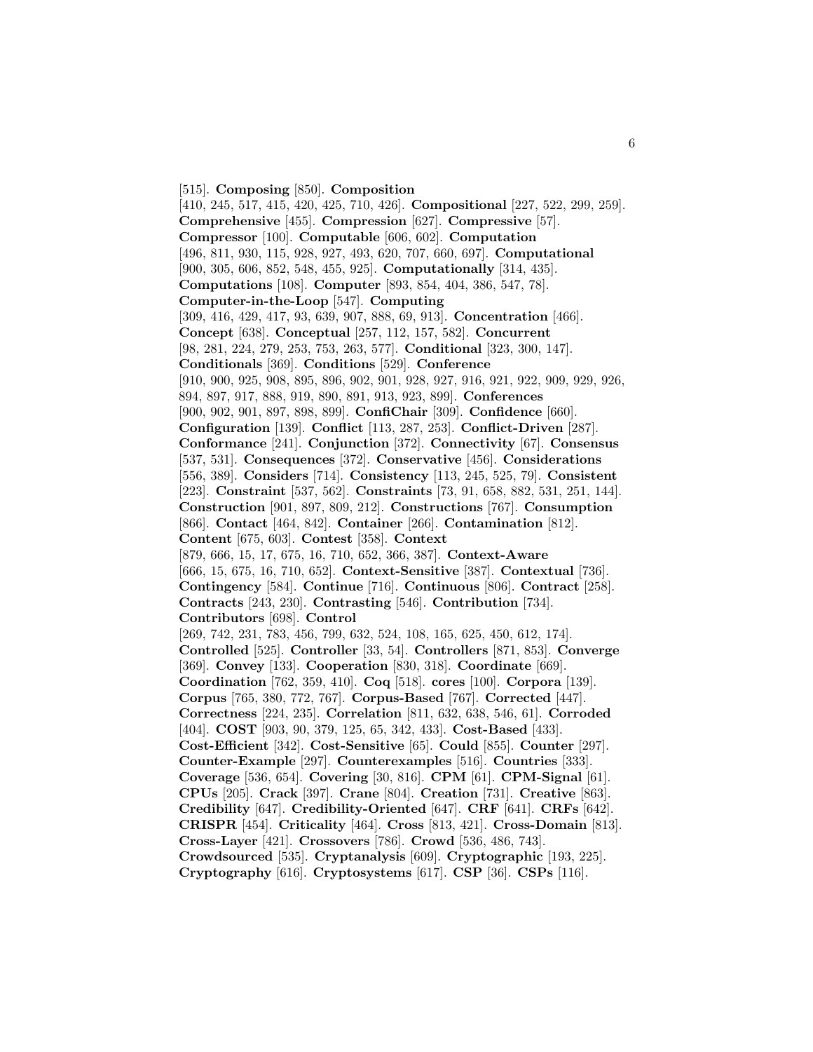[515]. **Composing** [850]. **Composition** [410, 245, 517, 415, 420, 425, 710, 426]. **Compositional** [227, 522, 299, 259]. **Comprehensive** [455]. **Compression** [627]. **Compressive** [57]. **Compressor** [100]. **Computable** [606, 602]. **Computation** [496, 811, 930, 115, 928, 927, 493, 620, 707, 660, 697]. **Computational** [900, 305, 606, 852, 548, 455, 925]. **Computationally** [314, 435]. **Computations** [108]. **Computer** [893, 854, 404, 386, 547, 78]. **Computer-in-the-Loop** [547]. **Computing** [309, 416, 429, 417, 93, 639, 907, 888, 69, 913]. **Concentration** [466]. **Concept** [638]. **Conceptual** [257, 112, 157, 582]. **Concurrent** [98, 281, 224, 279, 253, 753, 263, 577]. **Conditional** [323, 300, 147]. **Conditionals** [369]. **Conditions** [529]. **Conference** [910, 900, 925, 908, 895, 896, 902, 901, 928, 927, 916, 921, 922, 909, 929, 926, 894, 897, 917, 888, 919, 890, 891, 913, 923, 899]. **Conferences** [900, 902, 901, 897, 898, 899]. **ConfiChair** [309]. **Confidence** [660]. **Configuration** [139]. **Conflict** [113, 287, 253]. **Conflict-Driven** [287]. **Conformance** [241]. **Conjunction** [372]. **Connectivity** [67]. **Consensus** [537, 531]. **Consequences** [372]. **Conservative** [456]. **Considerations** [556, 389]. **Considers** [714]. **Consistency** [113, 245, 525, 79]. **Consistent** [223]. **Constraint** [537, 562]. **Constraints** [73, 91, 658, 882, 531, 251, 144]. **Construction** [901, 897, 809, 212]. **Constructions** [767]. **Consumption** [866]. **Contact** [464, 842]. **Container** [266]. **Contamination** [812]. **Content** [675, 603]. **Contest** [358]. **Context** [879, 666, 15, 17, 675, 16, 710, 652, 366, 387]. **Context-Aware** [666, 15, 675, 16, 710, 652]. **Context-Sensitive** [387]. **Contextual** [736]. **Contingency** [584]. **Continue** [716]. **Continuous** [806]. **Contract** [258]. **Contracts** [243, 230]. **Contrasting** [546]. **Contribution** [734]. **Contributors** [698]. **Control** [269, 742, 231, 783, 456, 799, 632, 524, 108, 165, 625, 450, 612, 174]. **Controlled** [525]. **Controller** [33, 54]. **Controllers** [871, 853]. **Converge** [369]. **Convey** [133]. **Cooperation** [830, 318]. **Coordinate** [669]. **Coordination** [762, 359, 410]. **Coq** [518]. **cores** [100]. **Corpora** [139]. **Corpus** [765, 380, 772, 767]. **Corpus-Based** [767]. **Corrected** [447]. **Correctness** [224, 235]. **Correlation** [811, 632, 638, 546, 61]. **Corroded** [404]. **COST** [903, 90, 379, 125, 65, 342, 433]. **Cost-Based** [433]. **Cost-Efficient** [342]. **Cost-Sensitive** [65]. **Could** [855]. **Counter** [297]. **Counter-Example** [297]. **Counterexamples** [516]. **Countries** [333]. **Coverage** [536, 654]. **Covering** [30, 816]. **CPM** [61]. **CPM-Signal** [61]. **CPUs** [205]. **Crack** [397]. **Crane** [804]. **Creation** [731]. **Creative** [863]. **Credibility** [647]. **Credibility-Oriented** [647]. **CRF** [641]. **CRFs** [642]. **CRISPR** [454]. **Criticality** [464]. **Cross** [813, 421]. **Cross-Domain** [813]. **Cross-Layer** [421]. **Crossovers** [786]. **Crowd** [536, 486, 743]. **Crowdsourced** [535]. **Cryptanalysis** [609]. **Cryptographic** [193, 225]. **Cryptography** [616]. **Cryptosystems** [617]. **CSP** [36]. **CSPs** [116].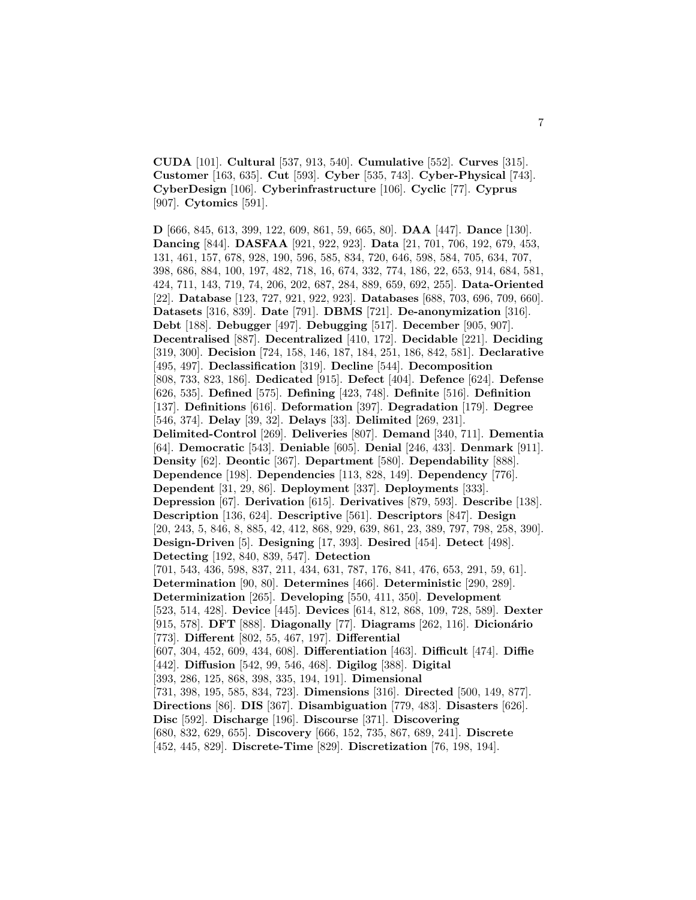**CUDA** [101]. **Cultural** [537, 913, 540]. **Cumulative** [552]. **Curves** [315]. **Customer** [163, 635]. **Cut** [593]. **Cyber** [535, 743]. **Cyber-Physical** [743]. **CyberDesign** [106]. **Cyberinfrastructure** [106]. **Cyclic** [77]. **Cyprus** [907]. **Cytomics** [591].

**D** [666, 845, 613, 399, 122, 609, 861, 59, 665, 80]. **DAA** [447]. **Dance** [130]. **Dancing** [844]. **DASFAA** [921, 922, 923]. **Data** [21, 701, 706, 192, 679, 453, 131, 461, 157, 678, 928, 190, 596, 585, 834, 720, 646, 598, 584, 705, 634, 707, 398, 686, 884, 100, 197, 482, 718, 16, 674, 332, 774, 186, 22, 653, 914, 684, 581, 424, 711, 143, 719, 74, 206, 202, 687, 284, 889, 659, 692, 255]. **Data-Oriented** [22]. **Database** [123, 727, 921, 922, 923]. **Databases** [688, 703, 696, 709, 660]. **Datasets** [316, 839]. **Date** [791]. **DBMS** [721]. **De-anonymization** [316]. **Debt** [188]. **Debugger** [497]. **Debugging** [517]. **December** [905, 907]. **Decentralised** [887]. **Decentralized** [410, 172]. **Decidable** [221]. **Deciding** [319, 300]. **Decision** [724, 158, 146, 187, 184, 251, 186, 842, 581]. **Declarative** [495, 497]. **Declassification** [319]. **Decline** [544]. **Decomposition** [808, 733, 823, 186]. **Dedicated** [915]. **Defect** [404]. **Defence** [624]. **Defense** [626, 535]. **Defined** [575]. **Defining** [423, 748]. **Definite** [516]. **Definition** [137]. **Definitions** [616]. **Deformation** [397]. **Degradation** [179]. **Degree** [546, 374]. **Delay** [39, 32]. **Delays** [33]. **Delimited** [269, 231]. **Delimited-Control** [269]. **Deliveries** [807]. **Demand** [340, 711]. **Dementia** [64]. **Democratic** [543]. **Deniable** [605]. **Denial** [246, 433]. **Denmark** [911]. **Density** [62]. **Deontic** [367]. **Department** [580]. **Dependability** [888]. **Dependence** [198]. **Dependencies** [113, 828, 149]. **Dependency** [776]. **Dependent** [31, 29, 86]. **Deployment** [337]. **Deployments** [333]. **Depression** [67]. **Derivation** [615]. **Derivatives** [879, 593]. **Describe** [138]. **Description** [136, 624]. **Descriptive** [561]. **Descriptors** [847]. **Design** [20, 243, 5, 846, 8, 885, 42, 412, 868, 929, 639, 861, 23, 389, 797, 798, 258, 390]. **Design-Driven** [5]. **Designing** [17, 393]. **Desired** [454]. **Detect** [498]. **Detecting** [192, 840, 839, 547]. **Detection** [701, 543, 436, 598, 837, 211, 434, 631, 787, 176, 841, 476, 653, 291, 59, 61]. **Determination** [90, 80]. **Determines** [466]. **Deterministic** [290, 289]. **Determinization** [265]. **Developing** [550, 411, 350]. **Development** [523, 514, 428]. **Device** [445]. **Devices** [614, 812, 868, 109, 728, 589]. **Dexter** [915, 578]. **DFT** [888]. **Diagonally** [77]. **Diagrams** [262, 116]. **Dicionário** [773]. **Different** [802, 55, 467, 197]. **Differential** [607, 304, 452, 609, 434, 608]. **Differentiation** [463]. **Difficult** [474]. **Diffie** [442]. **Diffusion** [542, 99, 546, 468]. **Digilog** [388]. **Digital** [393, 286, 125, 868, 398, 335, 194, 191]. **Dimensional** [731, 398, 195, 585, 834, 723]. **Dimensions** [316]. **Directed** [500, 149, 877]. **Directions** [86]. **DIS** [367]. **Disambiguation** [779, 483]. **Disasters** [626]. **Disc** [592]. **Discharge** [196]. **Discourse** [371]. **Discovering** [680, 832, 629, 655]. **Discovery** [666, 152, 735, 867, 689, 241]. **Discrete** [452, 445, 829]. **Discrete-Time** [829]. **Discretization** [76, 198, 194].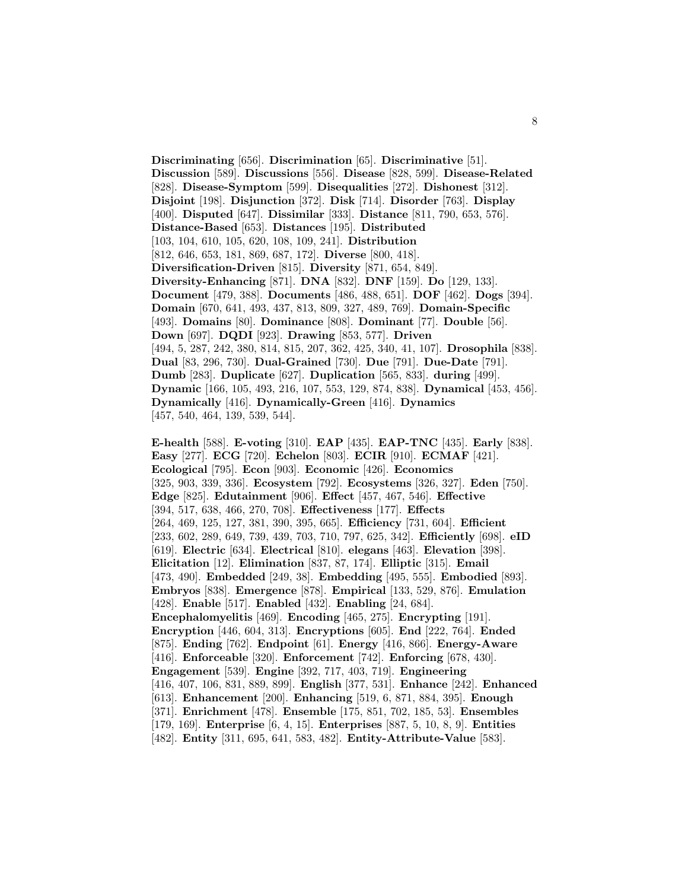**Discriminating** [656]. **Discrimination** [65]. **Discriminative** [51]. **Discussion** [589]. **Discussions** [556]. **Disease** [828, 599]. **Disease-Related** [828]. **Disease-Symptom** [599]. **Disequalities** [272]. **Dishonest** [312]. **Disjoint** [198]. **Disjunction** [372]. **Disk** [714]. **Disorder** [763]. **Display** [400]. **Disputed** [647]. **Dissimilar** [333]. **Distance** [811, 790, 653, 576]. **Distance-Based** [653]. **Distances** [195]. **Distributed** [103, 104, 610, 105, 620, 108, 109, 241]. **Distribution** [812, 646, 653, 181, 869, 687, 172]. **Diverse** [800, 418]. **Diversification-Driven** [815]. **Diversity** [871, 654, 849]. **Diversity-Enhancing** [871]. **DNA** [832]. **DNF** [159]. **Do** [129, 133]. **Document** [479, 388]. **Documents** [486, 488, 651]. **DOF** [462]. **Dogs** [394]. **Domain** [670, 641, 493, 437, 813, 809, 327, 489, 769]. **Domain-Specific** [493]. **Domains** [80]. **Dominance** [808]. **Dominant** [77]. **Double** [56]. **Down** [697]. **DQDI** [923]. **Drawing** [853, 577]. **Driven** [494, 5, 287, 242, 380, 814, 815, 207, 362, 425, 340, 41, 107]. **Drosophila** [838]. **Dual** [83, 296, 730]. **Dual-Grained** [730]. **Due** [791]. **Due-Date** [791]. **Dumb** [283]. **Duplicate** [627]. **Duplication** [565, 833]. **during** [499]. **Dynamic** [166, 105, 493, 216, 107, 553, 129, 874, 838]. **Dynamical** [453, 456]. **Dynamically** [416]. **Dynamically-Green** [416]. **Dynamics** [457, 540, 464, 139, 539, 544].

**E-health** [588]. **E-voting** [310]. **EAP** [435]. **EAP-TNC** [435]. **Early** [838]. **Easy** [277]. **ECG** [720]. **Echelon** [803]. **ECIR** [910]. **ECMAF** [421]. **Ecological** [795]. **Econ** [903]. **Economic** [426]. **Economics** [325, 903, 339, 336]. **Ecosystem** [792]. **Ecosystems** [326, 327]. **Eden** [750]. **Edge** [825]. **Edutainment** [906]. **Effect** [457, 467, 546]. **Effective** [394, 517, 638, 466, 270, 708]. **Effectiveness** [177]. **Effects** [264, 469, 125, 127, 381, 390, 395, 665]. **Efficiency** [731, 604]. **Efficient** [233, 602, 289, 649, 739, 439, 703, 710, 797, 625, 342]. **Efficiently** [698]. **eID** [619]. **Electric** [634]. **Electrical** [810]. **elegans** [463]. **Elevation** [398]. **Elicitation** [12]. **Elimination** [837, 87, 174]. **Elliptic** [315]. **Email** [473, 490]. **Embedded** [249, 38]. **Embedding** [495, 555]. **Embodied** [893]. **Embryos** [838]. **Emergence** [878]. **Empirical** [133, 529, 876]. **Emulation** [428]. **Enable** [517]. **Enabled** [432]. **Enabling** [24, 684]. **Encephalomyelitis** [469]. **Encoding** [465, 275]. **Encrypting** [191]. **Encryption** [446, 604, 313]. **Encryptions** [605]. **End** [222, 764]. **Ended** [875]. **Ending** [762]. **Endpoint** [61]. **Energy** [416, 866]. **Energy-Aware** [416]. **Enforceable** [320]. **Enforcement** [742]. **Enforcing** [678, 430]. **Engagement** [539]. **Engine** [392, 717, 403, 719]. **Engineering** [416, 407, 106, 831, 889, 899]. **English** [377, 531]. **Enhance** [242]. **Enhanced** [613]. **Enhancement** [200]. **Enhancing** [519, 6, 871, 884, 395]. **Enough** [371]. **Enrichment** [478]. **Ensemble** [175, 851, 702, 185, 53]. **Ensembles** [179, 169]. **Enterprise** [6, 4, 15]. **Enterprises** [887, 5, 10, 8, 9]. **Entities** [482]. **Entity** [311, 695, 641, 583, 482]. **Entity-Attribute-Value** [583].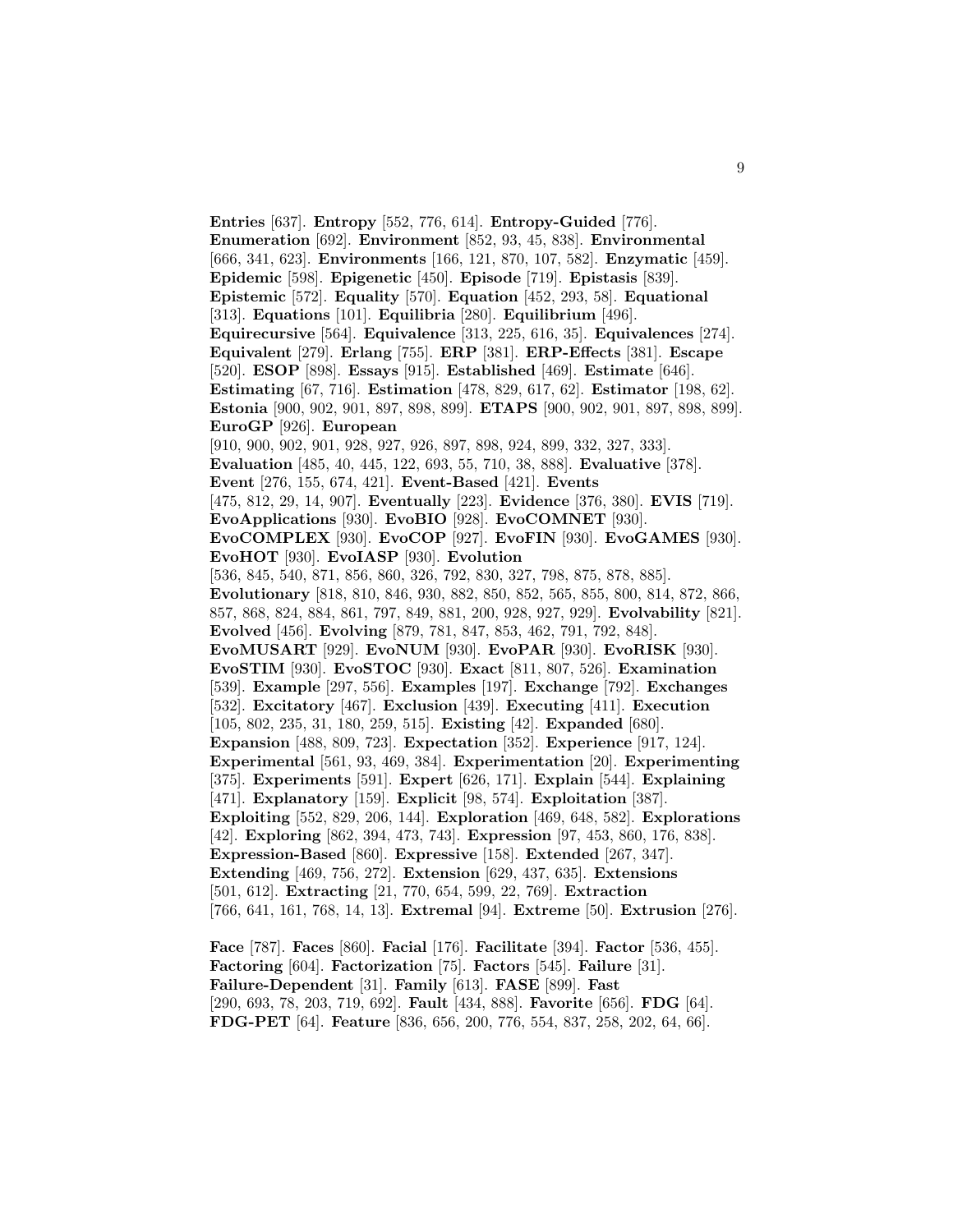**Entries** [637]. **Entropy** [552, 776, 614]. **Entropy-Guided** [776]. **Enumeration** [692]. **Environment** [852, 93, 45, 838]. **Environmental** [666, 341, 623]. **Environments** [166, 121, 870, 107, 582]. **Enzymatic** [459]. **Epidemic** [598]. **Epigenetic** [450]. **Episode** [719]. **Epistasis** [839]. **Epistemic** [572]. **Equality** [570]. **Equation** [452, 293, 58]. **Equational** [313]. **Equations** [101]. **Equilibria** [280]. **Equilibrium** [496]. **Equirecursive** [564]. **Equivalence** [313, 225, 616, 35]. **Equivalences** [274]. **Equivalent** [279]. **Erlang** [755]. **ERP** [381]. **ERP-Effects** [381]. **Escape** [520]. **ESOP** [898]. **Essays** [915]. **Established** [469]. **Estimate** [646]. **Estimating** [67, 716]. **Estimation** [478, 829, 617, 62]. **Estimator** [198, 62]. **Estonia** [900, 902, 901, 897, 898, 899]. **ETAPS** [900, 902, 901, 897, 898, 899]. **EuroGP** [926]. **European** [910, 900, 902, 901, 928, 927, 926, 897, 898, 924, 899, 332, 327, 333]. **Evaluation** [485, 40, 445, 122, 693, 55, 710, 38, 888]. **Evaluative** [378]. **Event** [276, 155, 674, 421]. **Event-Based** [421]. **Events** [475, 812, 29, 14, 907]. **Eventually** [223]. **Evidence** [376, 380]. **EVIS** [719]. **EvoApplications** [930]. **EvoBIO** [928]. **EvoCOMNET** [930]. **EvoCOMPLEX** [930]. **EvoCOP** [927]. **EvoFIN** [930]. **EvoGAMES** [930]. **EvoHOT** [930]. **EvoIASP** [930]. **Evolution** [536, 845, 540, 871, 856, 860, 326, 792, 830, 327, 798, 875, 878, 885]. **Evolutionary** [818, 810, 846, 930, 882, 850, 852, 565, 855, 800, 814, 872, 866, 857, 868, 824, 884, 861, 797, 849, 881, 200, 928, 927, 929]. **Evolvability** [821]. **Evolved** [456]. **Evolving** [879, 781, 847, 853, 462, 791, 792, 848]. **EvoMUSART** [929]. **EvoNUM** [930]. **EvoPAR** [930]. **EvoRISK** [930]. **EvoSTIM** [930]. **EvoSTOC** [930]. **Exact** [811, 807, 526]. **Examination** [539]. **Example** [297, 556]. **Examples** [197]. **Exchange** [792]. **Exchanges** [532]. **Excitatory** [467]. **Exclusion** [439]. **Executing** [411]. **Execution** [105, 802, 235, 31, 180, 259, 515]. **Existing** [42]. **Expanded** [680]. **Expansion** [488, 809, 723]. **Expectation** [352]. **Experience** [917, 124]. **Experimental** [561, 93, 469, 384]. **Experimentation** [20]. **Experimenting** [375]. **Experiments** [591]. **Expert** [626, 171]. **Explain** [544]. **Explaining** [471]. **Explanatory** [159]. **Explicit** [98, 574]. **Exploitation** [387]. **Exploiting** [552, 829, 206, 144]. **Exploration** [469, 648, 582]. **Explorations** [42]. **Exploring** [862, 394, 473, 743]. **Expression** [97, 453, 860, 176, 838]. **Expression-Based** [860]. **Expressive** [158]. **Extended** [267, 347]. **Extending** [469, 756, 272]. **Extension** [629, 437, 635]. **Extensions** [501, 612]. **Extracting** [21, 770, 654, 599, 22, 769]. **Extraction** [766, 641, 161, 768, 14, 13]. **Extremal** [94]. **Extreme** [50]. **Extrusion** [276].

**Face** [787]. **Faces** [860]. **Facial** [176]. **Facilitate** [394]. **Factor** [536, 455]. **Factoring** [604]. **Factorization** [75]. **Factors** [545]. **Failure** [31]. **Failure-Dependent** [31]. **Family** [613]. **FASE** [899]. **Fast** [290, 693, 78, 203, 719, 692]. **Fault** [434, 888]. **Favorite** [656]. **FDG** [64]. **FDG-PET** [64]. **Feature** [836, 656, 200, 776, 554, 837, 258, 202, 64, 66].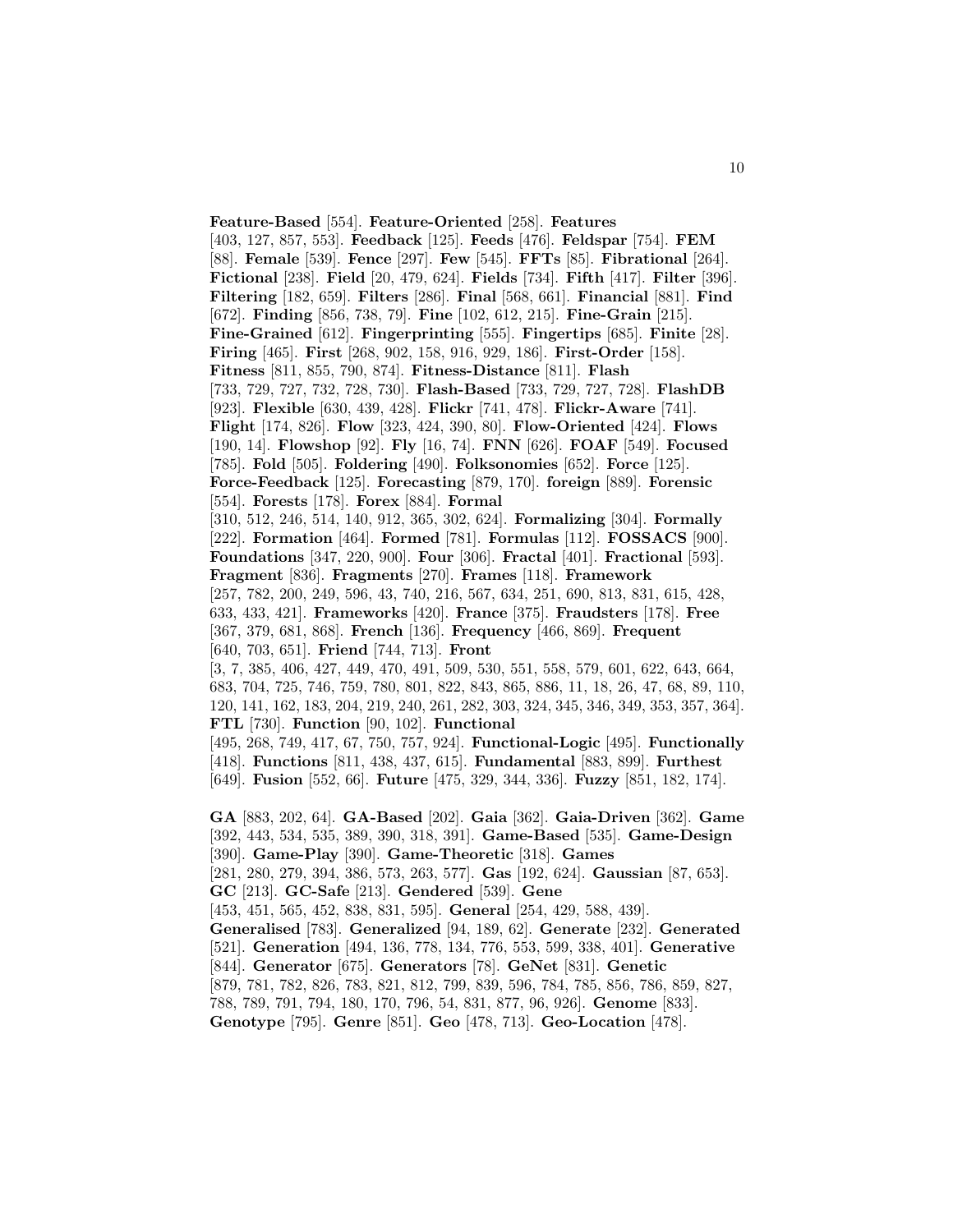**Feature-Based** [554]. **Feature-Oriented** [258]. **Features** [403, 127, 857, 553]. **Feedback** [125]. **Feeds** [476]. **Feldspar** [754]. **FEM** [88]. **Female** [539]. **Fence** [297]. **Few** [545]. **FFTs** [85]. **Fibrational** [264]. **Fictional** [238]. **Field** [20, 479, 624]. **Fields** [734]. **Fifth** [417]. **Filter** [396]. **Filtering** [182, 659]. **Filters** [286]. **Final** [568, 661]. **Financial** [881]. **Find** [672]. **Finding** [856, 738, 79]. **Fine** [102, 612, 215]. **Fine-Grain** [215]. **Fine-Grained** [612]. **Fingerprinting** [555]. **Fingertips** [685]. **Finite** [28]. **Firing** [465]. **First** [268, 902, 158, 916, 929, 186]. **First-Order** [158]. **Fitness** [811, 855, 790, 874]. **Fitness-Distance** [811]. **Flash** [733, 729, 727, 732, 728, 730]. **Flash-Based** [733, 729, 727, 728]. **FlashDB** [923]. **Flexible** [630, 439, 428]. **Flickr** [741, 478]. **Flickr-Aware** [741]. **Flight** [174, 826]. **Flow** [323, 424, 390, 80]. **Flow-Oriented** [424]. **Flows** [190, 14]. **Flowshop** [92]. **Fly** [16, 74]. **FNN** [626]. **FOAF** [549]. **Focused** [785]. **Fold** [505]. **Foldering** [490]. **Folksonomies** [652]. **Force** [125]. **Force-Feedback** [125]. **Forecasting** [879, 170]. **foreign** [889]. **Forensic** [554]. **Forests** [178]. **Forex** [884]. **Formal** [310, 512, 246, 514, 140, 912, 365, 302, 624]. **Formalizing** [304]. **Formally** [222]. **Formation** [464]. **Formed** [781]. **Formulas** [112]. **FOSSACS** [900]. **Foundations** [347, 220, 900]. **Four** [306]. **Fractal** [401]. **Fractional** [593]. **Fragment** [836]. **Fragments** [270]. **Frames** [118]. **Framework** [257, 782, 200, 249, 596, 43, 740, 216, 567, 634, 251, 690, 813, 831, 615, 428, 633, 433, 421]. **Frameworks** [420]. **France** [375]. **Fraudsters** [178]. **Free** [367, 379, 681, 868]. **French** [136]. **Frequency** [466, 869]. **Frequent** [640, 703, 651]. **Friend** [744, 713]. **Front** [3, 7, 385, 406, 427, 449, 470, 491, 509, 530, 551, 558, 579, 601, 622, 643, 664, 683, 704, 725, 746, 759, 780, 801, 822, 843, 865, 886, 11, 18, 26, 47, 68, 89, 110, 120, 141, 162, 183, 204, 219, 240, 261, 282, 303, 324, 345, 346, 349, 353, 357, 364]. **FTL** [730]. **Function** [90, 102]. **Functional** [495, 268, 749, 417, 67, 750, 757, 924]. **Functional-Logic** [495]. **Functionally** [418]. **Functions** [811, 438, 437, 615]. **Fundamental** [883, 899]. **Furthest** [649]. **Fusion** [552, 66]. **Future** [475, 329, 344, 336]. **Fuzzy** [851, 182, 174].

**GA** [883, 202, 64]. **GA-Based** [202]. **Gaia** [362]. **Gaia-Driven** [362]. **Game** [392, 443, 534, 535, 389, 390, 318, 391]. **Game-Based** [535]. **Game-Design** [390]. **Game-Play** [390]. **Game-Theoretic** [318]. **Games** [281, 280, 279, 394, 386, 573, 263, 577]. **Gas** [192, 624]. **Gaussian** [87, 653]. **GC** [213]. **GC-Safe** [213]. **Gendered** [539]. **Gene** [453, 451, 565, 452, 838, 831, 595]. **General** [254, 429, 588, 439]. **Generalised** [783]. **Generalized** [94, 189, 62]. **Generate** [232]. **Generated** [521]. **Generation** [494, 136, 778, 134, 776, 553, 599, 338, 401]. **Generative** [844]. **Generator** [675]. **Generators** [78]. **GeNet** [831]. **Genetic** [879, 781, 782, 826, 783, 821, 812, 799, 839, 596, 784, 785, 856, 786, 859, 827, 788, 789, 791, 794, 180, 170, 796, 54, 831, 877, 96, 926]. **Genome** [833]. **Genotype** [795]. **Genre** [851]. **Geo** [478, 713]. **Geo-Location** [478].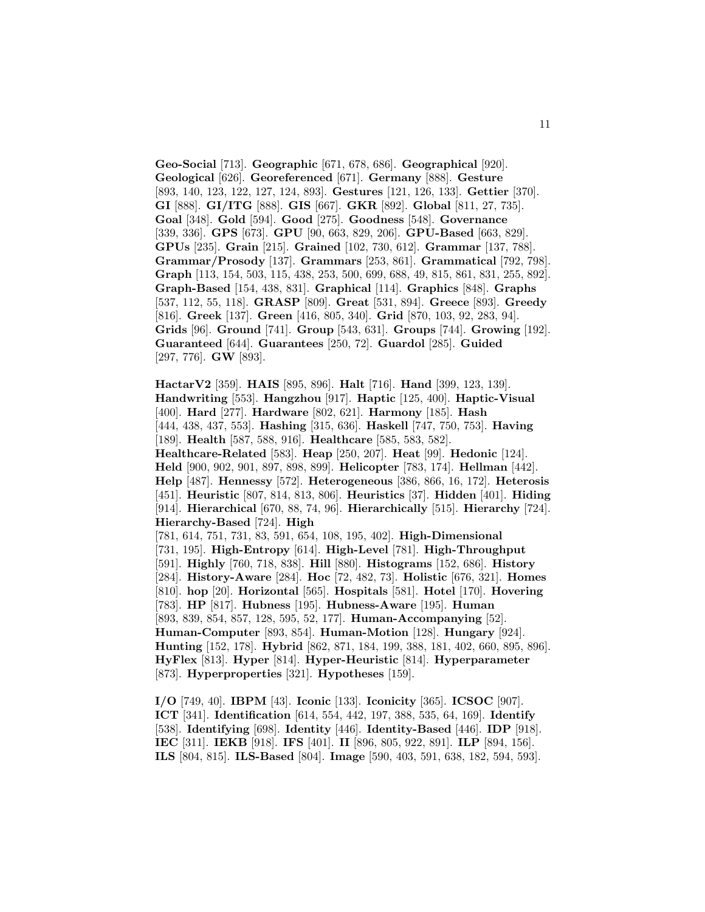**Geo-Social** [713]. **Geographic** [671, 678, 686]. **Geographical** [920]. **Geological** [626]. **Georeferenced** [671]. **Germany** [888]. **Gesture** [893, 140, 123, 122, 127, 124, 893]. **Gestures** [121, 126, 133]. **Gettier** [370]. **GI** [888]. **GI/ITG** [888]. **GIS** [667]. **GKR** [892]. **Global** [811, 27, 735]. **Goal** [348]. **Gold** [594]. **Good** [275]. **Goodness** [548]. **Governance** [339, 336]. **GPS** [673]. **GPU** [90, 663, 829, 206]. **GPU-Based** [663, 829]. **GPUs** [235]. **Grain** [215]. **Grained** [102, 730, 612]. **Grammar** [137, 788]. **Grammar/Prosody** [137]. **Grammars** [253, 861]. **Grammatical** [792, 798]. **Graph** [113, 154, 503, 115, 438, 253, 500, 699, 688, 49, 815, 861, 831, 255, 892]. **Graph-Based** [154, 438, 831]. **Graphical** [114]. **Graphics** [848]. **Graphs** [537, 112, 55, 118]. **GRASP** [809]. **Great** [531, 894]. **Greece** [893]. **Greedy** [816]. **Greek** [137]. **Green** [416, 805, 340]. **Grid** [870, 103, 92, 283, 94]. **Grids** [96]. **Ground** [741]. **Group** [543, 631]. **Groups** [744]. **Growing** [192]. **Guaranteed** [644]. **Guarantees** [250, 72]. **Guardol** [285]. **Guided** [297, 776]. **GW** [893].

**HactarV2** [359]. **HAIS** [895, 896]. **Halt** [716]. **Hand** [399, 123, 139]. **Handwriting** [553]. **Hangzhou** [917]. **Haptic** [125, 400]. **Haptic-Visual** [400]. **Hard** [277]. **Hardware** [802, 621]. **Harmony** [185]. **Hash** [444, 438, 437, 553]. **Hashing** [315, 636]. **Haskell** [747, 750, 753]. **Having** [189]. **Health** [587, 588, 916]. **Healthcare** [585, 583, 582]. **Healthcare-Related** [583]. **Heap** [250, 207]. **Heat** [99]. **Hedonic** [124]. **Held** [900, 902, 901, 897, 898, 899]. **Helicopter** [783, 174]. **Hellman** [442]. **Help** [487]. **Hennessy** [572]. **Heterogeneous** [386, 866, 16, 172]. **Heterosis** [451]. **Heuristic** [807, 814, 813, 806]. **Heuristics** [37]. **Hidden** [401]. **Hiding** [914]. **Hierarchical** [670, 88, 74, 96]. **Hierarchically** [515]. **Hierarchy** [724]. **Hierarchy-Based** [724]. **High** [781, 614, 751, 731, 83, 591, 654, 108, 195, 402]. **High-Dimensional** [731, 195]. **High-Entropy** [614]. **High-Level** [781]. **High-Throughput** [591]. **Highly** [760, 718, 838]. **Hill** [880]. **Histograms** [152, 686]. **History** [284]. **History-Aware** [284]. **Hoc** [72, 482, 73]. **Holistic** [676, 321]. **Homes** [810]. **hop** [20]. **Horizontal** [565]. **Hospitals** [581]. **Hotel** [170]. **Hovering** [783]. **HP** [817]. **Hubness** [195]. **Hubness-Aware** [195]. **Human** [893, 839, 854, 857, 128, 595, 52, 177]. **Human-Accompanying** [52]. **Human-Computer** [893, 854]. **Human-Motion** [128]. **Hungary** [924]. **Hunting** [152, 178]. **Hybrid** [862, 871, 184, 199, 388, 181, 402, 660, 895, 896]. **HyFlex** [813]. **Hyper** [814]. **Hyper-Heuristic** [814]. **Hyperparameter** [873]. **Hyperproperties** [321]. **Hypotheses** [159].

**I/O** [749, 40]. **IBPM** [43]. **Iconic** [133]. **Iconicity** [365]. **ICSOC** [907]. **ICT** [341]. **Identification** [614, 554, 442, 197, 388, 535, 64, 169]. **Identify** [538]. **Identifying** [698]. **Identity** [446]. **Identity-Based** [446]. **IDP** [918]. **IEC** [311]. **IEKB** [918]. **IFS** [401]. **II** [896, 805, 922, 891]. **ILP** [894, 156]. **ILS** [804, 815]. **ILS-Based** [804]. **Image** [590, 403, 591, 638, 182, 594, 593].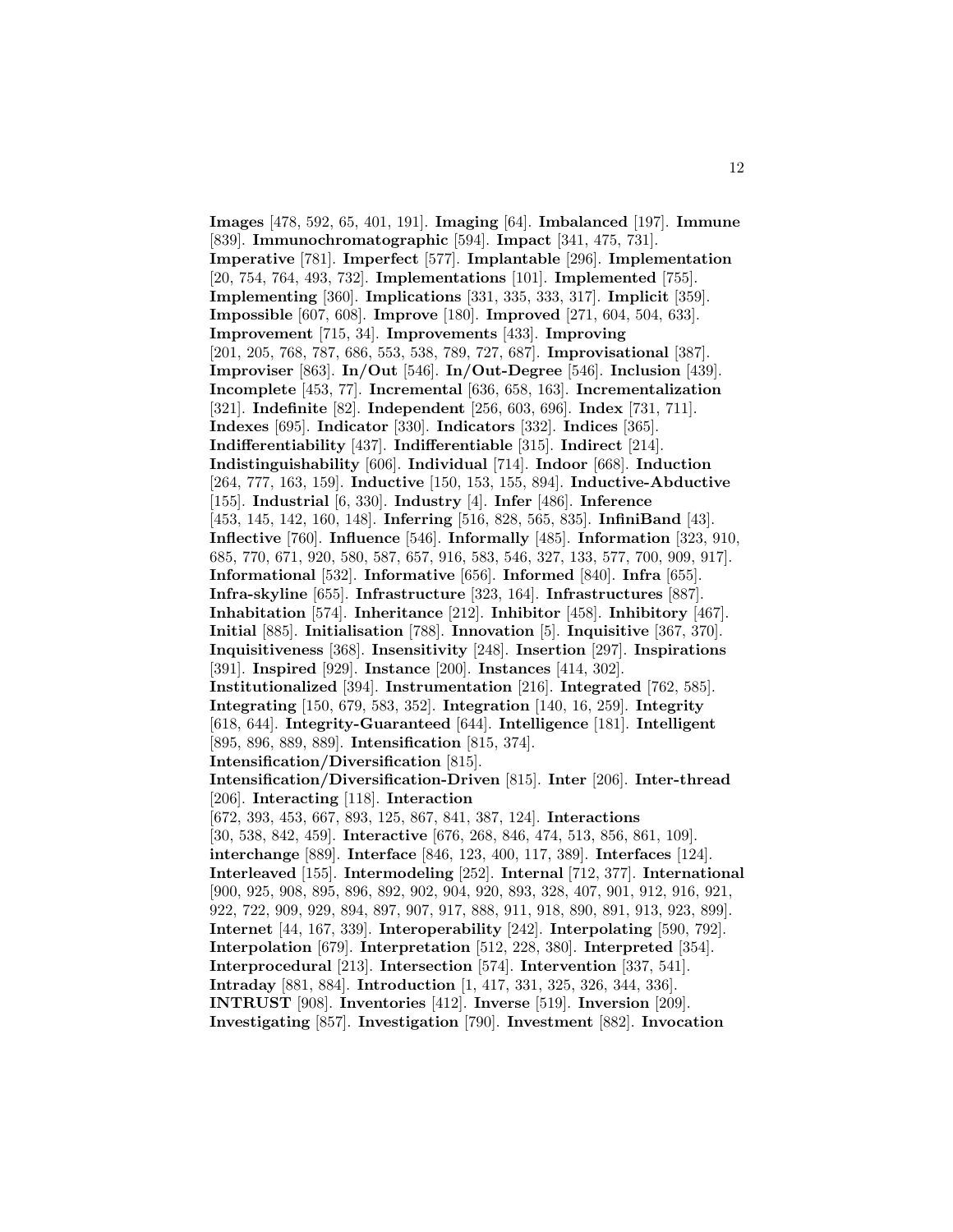**Images** [478, 592, 65, 401, 191]. **Imaging** [64]. **Imbalanced** [197]. **Immune** [839]. **Immunochromatographic** [594]. **Impact** [341, 475, 731]. **Imperative** [781]. **Imperfect** [577]. **Implantable** [296]. **Implementation** [20, 754, 764, 493, 732]. **Implementations** [101]. **Implemented** [755]. **Implementing** [360]. **Implications** [331, 335, 333, 317]. **Implicit** [359]. **Impossible** [607, 608]. **Improve** [180]. **Improved** [271, 604, 504, 633]. **Improvement** [715, 34]. **Improvements** [433]. **Improving** [201, 205, 768, 787, 686, 553, 538, 789, 727, 687]. **Improvisational** [387]. **Improviser** [863]. **In/Out** [546]. **In/Out-Degree** [546]. **Inclusion** [439]. **Incomplete** [453, 77]. **Incremental** [636, 658, 163]. **Incrementalization** [321]. **Indefinite** [82]. **Independent** [256, 603, 696]. **Index** [731, 711]. **Indexes** [695]. **Indicator** [330]. **Indicators** [332]. **Indices** [365]. **Indifferentiability** [437]. **Indifferentiable** [315]. **Indirect** [214]. **Indistinguishability** [606]. **Individual** [714]. **Indoor** [668]. **Induction** [264, 777, 163, 159]. **Inductive** [150, 153, 155, 894]. **Inductive-Abductive** [155]. **Industrial** [6, 330]. **Industry** [4]. **Infer** [486]. **Inference** [453, 145, 142, 160, 148]. **Inferring** [516, 828, 565, 835]. **InfiniBand** [43]. **Inflective** [760]. **Influence** [546]. **Informally** [485]. **Information** [323, 910, 685, 770, 671, 920, 580, 587, 657, 916, 583, 546, 327, 133, 577, 700, 909, 917]. **Informational** [532]. **Informative** [656]. **Informed** [840]. **Infra** [655]. **Infra-skyline** [655]. **Infrastructure** [323, 164]. **Infrastructures** [887]. **Inhabitation** [574]. **Inheritance** [212]. **Inhibitor** [458]. **Inhibitory** [467]. **Initial** [885]. **Initialisation** [788]. **Innovation** [5]. **Inquisitive** [367, 370]. **Inquisitiveness** [368]. **Insensitivity** [248]. **Insertion** [297]. **Inspirations** [391]. **Inspired** [929]. **Instance** [200]. **Instances** [414, 302]. **Institutionalized** [394]. **Instrumentation** [216]. **Integrated** [762, 585]. **Integrating** [150, 679, 583, 352]. **Integration** [140, 16, 259]. **Integrity** [618, 644]. **Integrity-Guaranteed** [644]. **Intelligence** [181]. **Intelligent** [895, 896, 889, 889]. **Intensification** [815, 374]. **Intensification/Diversification** [815]. **Intensification/Diversification-Driven** [815]. **Inter** [206]. **Inter-thread** [206]. **Interacting** [118]. **Interaction** [672, 393, 453, 667, 893, 125, 867, 841, 387, 124]. **Interactions** [30, 538, 842, 459]. **Interactive** [676, 268, 846, 474, 513, 856, 861, 109]. **interchange** [889]. **Interface** [846, 123, 400, 117, 389]. **Interfaces** [124]. **Interleaved** [155]. **Intermodeling** [252]. **Internal** [712, 377]. **International** [900, 925, 908, 895, 896, 892, 902, 904, 920, 893, 328, 407, 901, 912, 916, 921, 922, 722, 909, 929, 894, 897, 907, 917, 888, 911, 918, 890, 891, 913, 923, 899]. **Internet** [44, 167, 339]. **Interoperability** [242]. **Interpolating** [590, 792]. **Interpolation** [679]. **Interpretation** [512, 228, 380]. **Interpreted** [354]. **Interprocedural** [213]. **Intersection** [574]. **Intervention** [337, 541]. **Intraday** [881, 884]. **Introduction** [1, 417, 331, 325, 326, 344, 336]. **INTRUST** [908]. **Inventories** [412]. **Inverse** [519]. **Inversion** [209]. **Investigating** [857]. **Investigation** [790]. **Investment** [882]. **Invocation**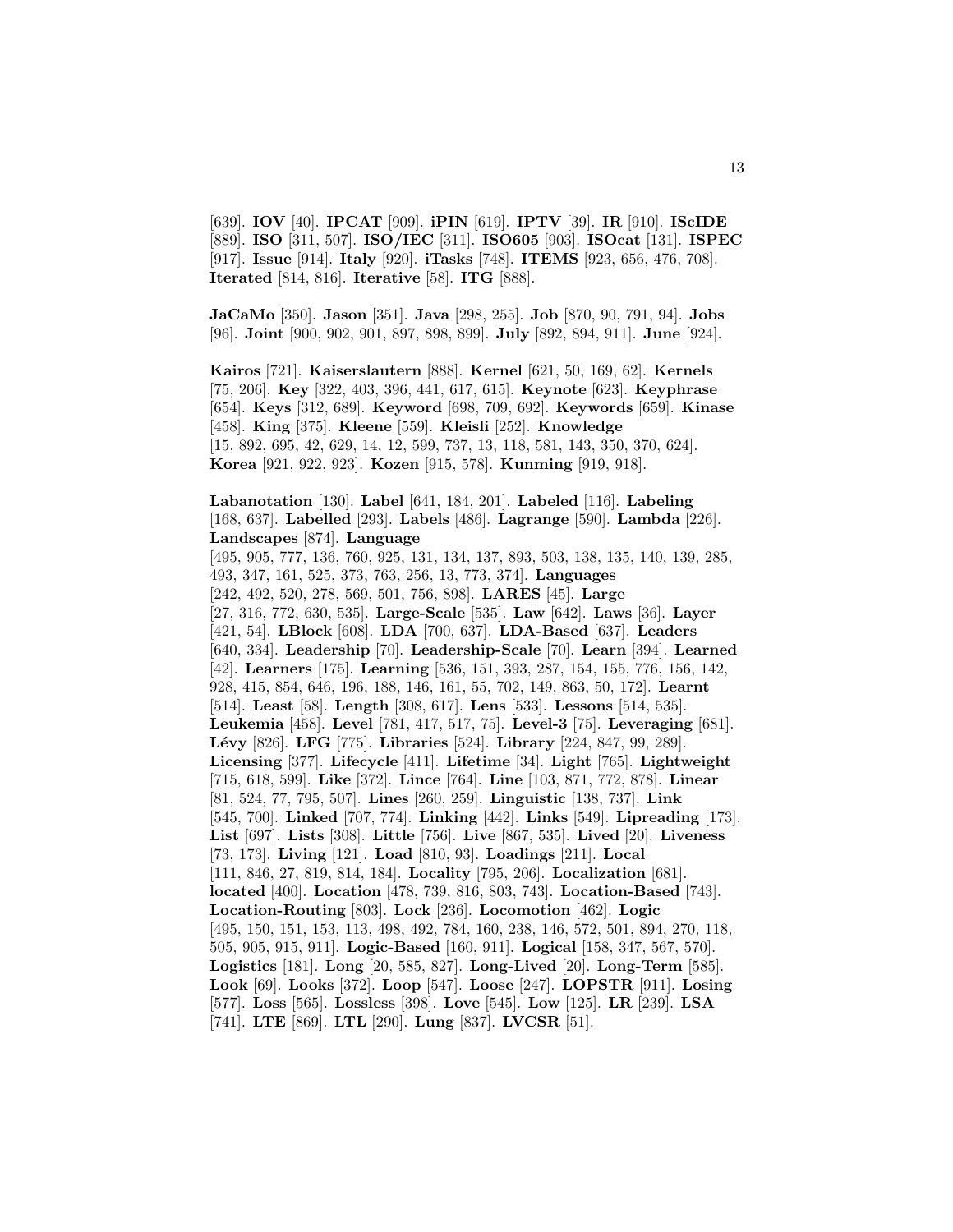[639]. **IOV** [40]. **IPCAT** [909]. **iPIN** [619]. **IPTV** [39]. **IR** [910]. **IScIDE** [889]. **ISO** [311, 507]. **ISO/IEC** [311]. **ISO605** [903]. **ISOcat** [131]. **ISPEC** [917]. **Issue** [914]. **Italy** [920]. **iTasks** [748]. **ITEMS** [923, 656, 476, 708]. **Iterated** [814, 816]. **Iterative** [58]. **ITG** [888].

**JaCaMo** [350]. **Jason** [351]. **Java** [298, 255]. **Job** [870, 90, 791, 94]. **Jobs** [96]. **Joint** [900, 902, 901, 897, 898, 899]. **July** [892, 894, 911]. **June** [924].

**Kairos** [721]. **Kaiserslautern** [888]. **Kernel** [621, 50, 169, 62]. **Kernels** [75, 206]. **Key** [322, 403, 396, 441, 617, 615]. **Keynote** [623]. **Keyphrase** [654]. **Keys** [312, 689]. **Keyword** [698, 709, 692]. **Keywords** [659]. **Kinase** [458]. **King** [375]. **Kleene** [559]. **Kleisli** [252]. **Knowledge** [15, 892, 695, 42, 629, 14, 12, 599, 737, 13, 118, 581, 143, 350, 370, 624]. **Korea** [921, 922, 923]. **Kozen** [915, 578]. **Kunming** [919, 918].

**Labanotation** [130]. **Label** [641, 184, 201]. **Labeled** [116]. **Labeling** [168, 637]. **Labelled** [293]. **Labels** [486]. **Lagrange** [590]. **Lambda** [226]. **Landscapes** [874]. **Language** [495, 905, 777, 136, 760, 925, 131, 134, 137, 893, 503, 138, 135, 140, 139, 285, 493, 347, 161, 525, 373, 763, 256, 13, 773, 374]. **Languages** [242, 492, 520, 278, 569, 501, 756, 898]. **LARES** [45]. **Large** [27, 316, 772, 630, 535]. **Large-Scale** [535]. **Law** [642]. **Laws** [36]. **Layer** [421, 54]. **LBlock** [608]. **LDA** [700, 637]. **LDA-Based** [637]. **Leaders** [640, 334]. **Leadership** [70]. **Leadership-Scale** [70]. **Learn** [394]. **Learned** [42]. **Learners** [175]. **Learning** [536, 151, 393, 287, 154, 155, 776, 156, 142, 928, 415, 854, 646, 196, 188, 146, 161, 55, 702, 149, 863, 50, 172]. **Learnt** [514]. **Least** [58]. **Length** [308, 617]. **Lens** [533]. **Lessons** [514, 535]. **Leukemia** [458]. **Level** [781, 417, 517, 75]. **Level-3** [75]. **Leveraging** [681]. **Lévy** [826]. **LFG** [775]. **Libraries** [524]. **Library** [224, 847, 99, 289]. **Licensing** [377]. **Lifecycle** [411]. **Lifetime** [34]. **Light** [765]. **Lightweight** [715, 618, 599]. **Like** [372]. **Lince** [764]. **Line** [103, 871, 772, 878]. **Linear** [81, 524, 77, 795, 507]. **Lines** [260, 259]. **Linguistic** [138, 737]. **Link** [545, 700]. **Linked** [707, 774]. **Linking** [442]. **Links** [549]. **Lipreading** [173]. **List** [697]. **Lists** [308]. **Little** [756]. **Live** [867, 535]. **Lived** [20]. **Liveness** [73, 173]. **Living** [121]. **Load** [810, 93]. **Loadings** [211]. **Local** [111, 846, 27, 819, 814, 184]. **Locality** [795, 206]. **Localization** [681]. **located** [400]. **Location** [478, 739, 816, 803, 743]. **Location-Based** [743]. **Location-Routing** [803]. **Lock** [236]. **Locomotion** [462]. **Logic** [495, 150, 151, 153, 113, 498, 492, 784, 160, 238, 146, 572, 501, 894, 270, 118, 505, 905, 915, 911]. **Logic-Based** [160, 911]. **Logical** [158, 347, 567, 570]. **Logistics** [181]. **Long** [20, 585, 827]. **Long-Lived** [20]. **Long-Term** [585]. **Look** [69]. **Looks** [372]. **Loop** [547]. **Loose** [247]. **LOPSTR** [911]. **Losing** [577]. **Loss** [565]. **Lossless** [398]. **Love** [545]. **Low** [125]. **LR** [239]. **LSA** [741]. **LTE** [869]. **LTL** [290]. **Lung** [837]. **LVCSR** [51].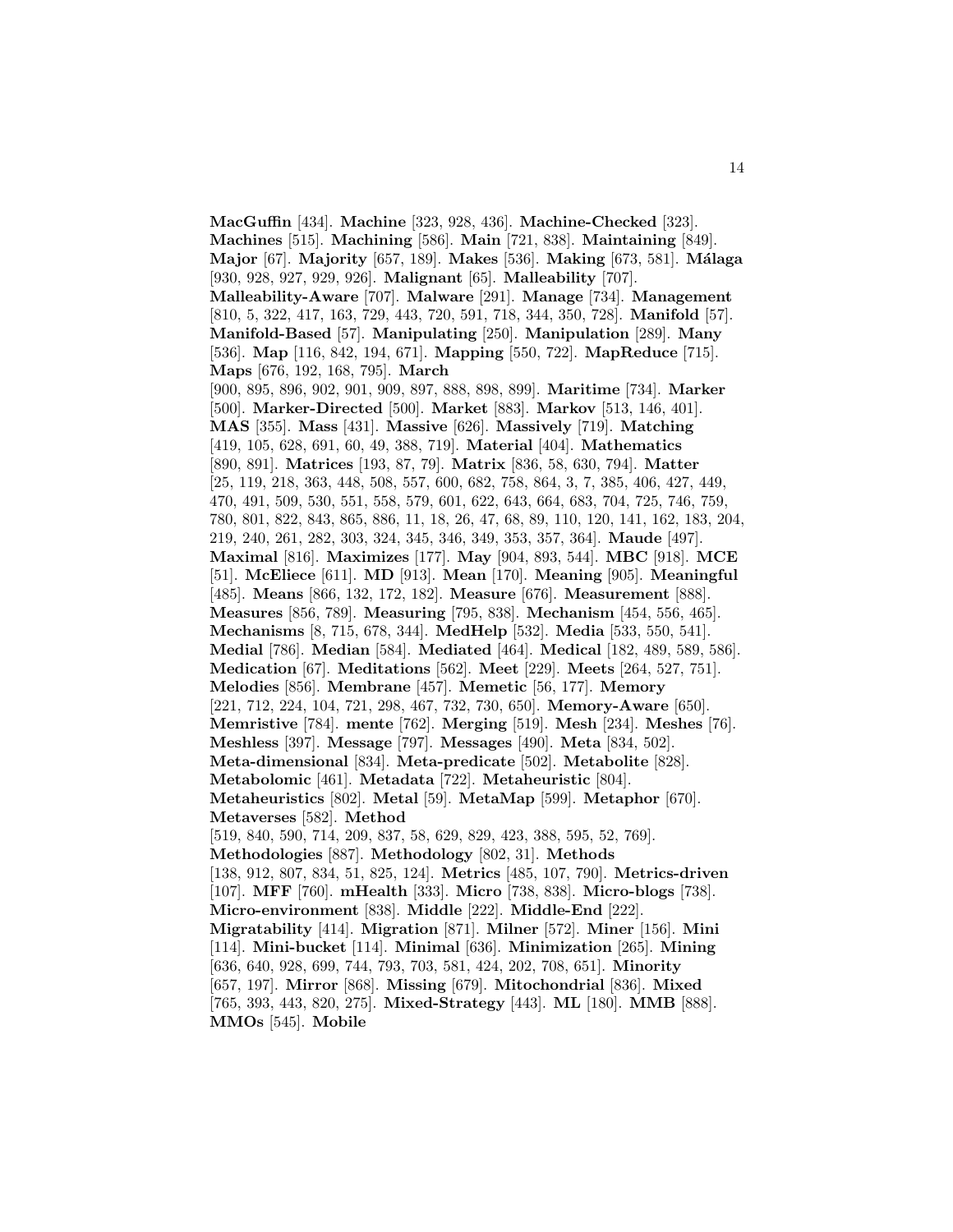**MacGuffin** [434]. **Machine** [323, 928, 436]. **Machine-Checked** [323]. **Machines** [515]. **Machining** [586]. **Main** [721, 838]. **Maintaining** [849]. **Major** [67]. **Majority** [657, 189]. **Makes** [536]. **Making** [673, 581]. **Málaga** [930, 928, 927, 929, 926]. **Malignant** [65]. **Malleability** [707]. **Malleability-Aware** [707]. **Malware** [291]. **Manage** [734]. **Management** [810, 5, 322, 417, 163, 729, 443, 720, 591, 718, 344, 350, 728]. **Manifold** [57]. **Manifold-Based** [57]. **Manipulating** [250]. **Manipulation** [289]. **Many** [536]. **Map** [116, 842, 194, 671]. **Mapping** [550, 722]. **MapReduce** [715]. **Maps** [676, 192, 168, 795]. **March** [900, 895, 896, 902, 901, 909, 897, 888, 898, 899]. **Maritime** [734]. **Marker** [500]. **Marker-Directed** [500]. **Market** [883]. **Markov** [513, 146, 401]. **MAS** [355]. **Mass** [431]. **Massive** [626]. **Massively** [719]. **Matching** [419, 105, 628, 691, 60, 49, 388, 719]. **Material** [404]. **Mathematics** [890, 891]. **Matrices** [193, 87, 79]. **Matrix** [836, 58, 630, 794]. **Matter** [25, 119, 218, 363, 448, 508, 557, 600, 682, 758, 864, 3, 7, 385, 406, 427, 449, 470, 491, 509, 530, 551, 558, 579, 601, 622, 643, 664, 683, 704, 725, 746, 759, 780, 801, 822, 843, 865, 886, 11, 18, 26, 47, 68, 89, 110, 120, 141, 162, 183, 204, 219, 240, 261, 282, 303, 324, 345, 346, 349, 353, 357, 364]. **Maude** [497]. **Maximal** [816]. **Maximizes** [177]. **May** [904, 893, 544]. **MBC** [918]. **MCE** [51]. **McEliece** [611]. **MD** [913]. **Mean** [170]. **Meaning** [905]. **Meaningful** [485]. **Means** [866, 132, 172, 182]. **Measure** [676]. **Measurement** [888]. **Measures** [856, 789]. **Measuring** [795, 838]. **Mechanism** [454, 556, 465]. **Mechanisms** [8, 715, 678, 344]. **MedHelp** [532]. **Media** [533, 550, 541]. **Medial** [786]. **Median** [584]. **Mediated** [464]. **Medical** [182, 489, 589, 586]. **Medication** [67]. **Meditations** [562]. **Meet** [229]. **Meets** [264, 527, 751]. **Melodies** [856]. **Membrane** [457]. **Memetic** [56, 177]. **Memory** [221, 712, 224, 104, 721, 298, 467, 732, 730, 650]. **Memory-Aware** [650]. **Memristive** [784]. **mente** [762]. **Merging** [519]. **Mesh** [234]. **Meshes** [76]. **Meshless** [397]. **Message** [797]. **Messages** [490]. **Meta** [834, 502]. **Meta-dimensional** [834]. **Meta-predicate** [502]. **Metabolite** [828]. **Metabolomic** [461]. **Metadata** [722]. **Metaheuristic** [804]. **Metaheuristics** [802]. **Metal** [59]. **MetaMap** [599]. **Metaphor** [670]. **Metaverses** [582]. **Method** [519, 840, 590, 714, 209, 837, 58, 629, 829, 423, 388, 595, 52, 769]. **Methodologies** [887]. **Methodology** [802, 31]. **Methods** [138, 912, 807, 834, 51, 825, 124]. **Metrics** [485, 107, 790]. **Metrics-driven** [107]. **MFF** [760]. **mHealth** [333]. **Micro** [738, 838]. **Micro-blogs** [738]. **Micro-environment** [838]. **Middle** [222]. **Middle-End** [222]. **Migratability** [414]. **Migration** [871]. **Milner** [572]. **Miner** [156]. **Mini** [114]. **Mini-bucket** [114]. **Minimal** [636]. **Minimization** [265]. **Mining** [636, 640, 928, 699, 744, 793, 703, 581, 424, 202, 708, 651]. **Minority** [657, 197]. **Mirror** [868]. **Missing** [679]. **Mitochondrial** [836]. **Mixed** [765, 393, 443, 820, 275]. **Mixed-Strategy** [443]. **ML** [180]. **MMB** [888]. **MMOs** [545]. **Mobile**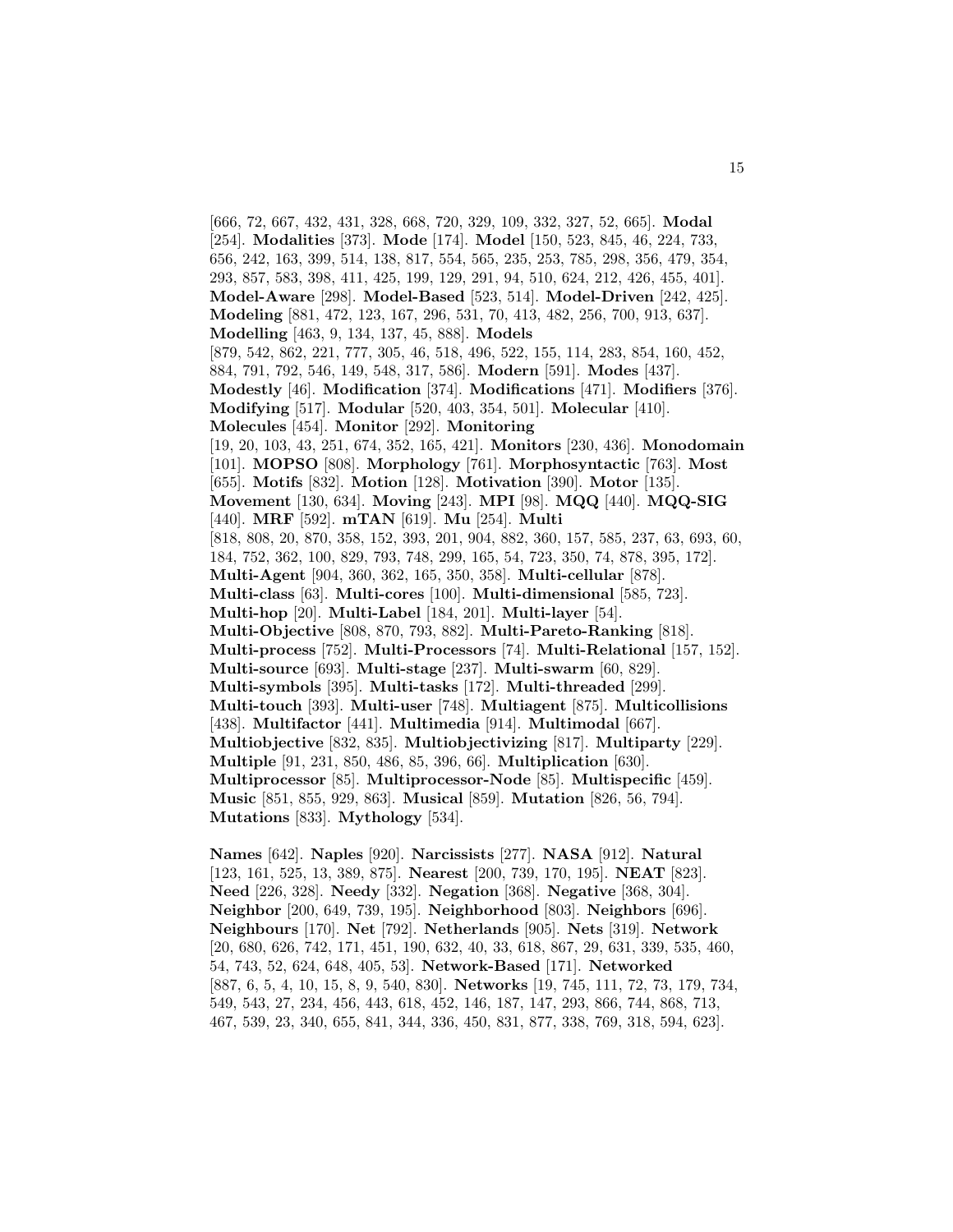[666, 72, 667, 432, 431, 328, 668, 720, 329, 109, 332, 327, 52, 665]. **Modal** [254]. **Modalities** [373]. **Mode** [174]. **Model** [150, 523, 845, 46, 224, 733, 656, 242, 163, 399, 514, 138, 817, 554, 565, 235, 253, 785, 298, 356, 479, 354, 293, 857, 583, 398, 411, 425, 199, 129, 291, 94, 510, 624, 212, 426, 455, 401]. **Model-Aware** [298]. **Model-Based** [523, 514]. **Model-Driven** [242, 425]. **Modeling** [881, 472, 123, 167, 296, 531, 70, 413, 482, 256, 700, 913, 637]. **Modelling** [463, 9, 134, 137, 45, 888]. **Models** [879, 542, 862, 221, 777, 305, 46, 518, 496, 522, 155, 114, 283, 854, 160, 452, 884, 791, 792, 546, 149, 548, 317, 586]. **Modern** [591]. **Modes** [437]. **Modestly** [46]. **Modification** [374]. **Modifications** [471]. **Modifiers** [376]. **Modifying** [517]. **Modular** [520, 403, 354, 501]. **Molecular** [410]. **Molecules** [454]. **Monitor** [292]. **Monitoring** [19, 20, 103, 43, 251, 674, 352, 165, 421]. **Monitors** [230, 436]. **Monodomain** [101]. **MOPSO** [808]. **Morphology** [761]. **Morphosyntactic** [763]. **Most** [655]. **Motifs** [832]. **Motion** [128]. **Motivation** [390]. **Motor** [135]. **Movement** [130, 634]. **Moving** [243]. **MPI** [98]. **MQQ** [440]. **MQQ-SIG** [440]. **MRF** [592]. **mTAN** [619]. **Mu** [254]. **Multi** [818, 808, 20, 870, 358, 152, 393, 201, 904, 882, 360, 157, 585, 237, 63, 693, 60, 184, 752, 362, 100, 829, 793, 748, 299, 165, 54, 723, 350, 74, 878, 395, 172]. **Multi-Agent** [904, 360, 362, 165, 350, 358]. **Multi-cellular** [878]. **Multi-class** [63]. **Multi-cores** [100]. **Multi-dimensional** [585, 723]. **Multi-hop** [20]. **Multi-Label** [184, 201]. **Multi-layer** [54]. **Multi-Objective** [808, 870, 793, 882]. **Multi-Pareto-Ranking** [818]. **Multi-process** [752]. **Multi-Processors** [74]. **Multi-Relational** [157, 152]. **Multi-source** [693]. **Multi-stage** [237]. **Multi-swarm** [60, 829]. **Multi-symbols** [395]. **Multi-tasks** [172]. **Multi-threaded** [299]. **Multi-touch** [393]. **Multi-user** [748]. **Multiagent** [875]. **Multicollisions** [438]. **Multifactor** [441]. **Multimedia** [914]. **Multimodal** [667]. **Multiobjective** [832, 835]. **Multiobjectivizing** [817]. **Multiparty** [229]. **Multiple** [91, 231, 850, 486, 85, 396, 66]. **Multiplication** [630]. **Multiprocessor** [85]. **Multiprocessor-Node** [85]. **Multispecific** [459]. **Music** [851, 855, 929, 863]. **Musical** [859]. **Mutation** [826, 56, 794]. **Mutations** [833]. **Mythology** [534].

**Names** [642]. **Naples** [920]. **Narcissists** [277]. **NASA** [912]. **Natural** [123, 161, 525, 13, 389, 875]. **Nearest** [200, 739, 170, 195]. **NEAT** [823]. **Need** [226, 328]. **Needy** [332]. **Negation** [368]. **Negative** [368, 304]. **Neighbor** [200, 649, 739, 195]. **Neighborhood** [803]. **Neighbors** [696]. **Neighbours** [170]. **Net** [792]. **Netherlands** [905]. **Nets** [319]. **Network** [20, 680, 626, 742, 171, 451, 190, 632, 40, 33, 618, 867, 29, 631, 339, 535, 460, 54, 743, 52, 624, 648, 405, 53]. **Network-Based** [171]. **Networked** [887, 6, 5, 4, 10, 15, 8, 9, 540, 830]. **Networks** [19, 745, 111, 72, 73, 179, 734, 549, 543, 27, 234, 456, 443, 618, 452, 146, 187, 147, 293, 866, 744, 868, 713, 467, 539, 23, 340, 655, 841, 344, 336, 450, 831, 877, 338, 769, 318, 594, 623].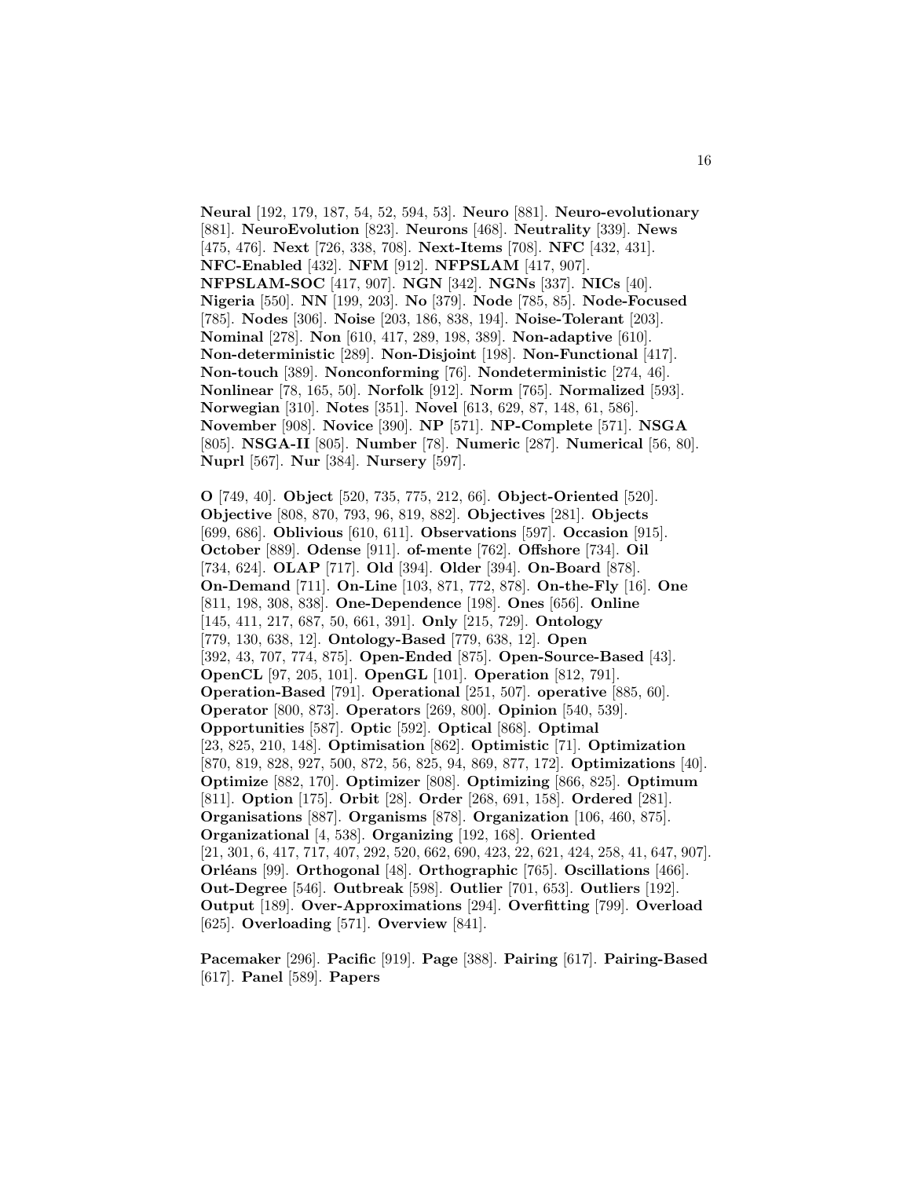**Neural** [192, 179, 187, 54, 52, 594, 53]. **Neuro** [881]. **Neuro-evolutionary** [881]. **NeuroEvolution** [823]. **Neurons** [468]. **Neutrality** [339]. **News** [475, 476]. **Next** [726, 338, 708]. **Next-Items** [708]. **NFC** [432, 431]. **NFC-Enabled** [432]. **NFM** [912]. **NFPSLAM** [417, 907]. **NFPSLAM-SOC** [417, 907]. **NGN** [342]. **NGNs** [337]. **NICs** [40]. **Nigeria** [550]. **NN** [199, 203]. **No** [379]. **Node** [785, 85]. **Node-Focused** [785]. **Nodes** [306]. **Noise** [203, 186, 838, 194]. **Noise-Tolerant** [203]. **Nominal** [278]. **Non** [610, 417, 289, 198, 389]. **Non-adaptive** [610]. **Non-deterministic** [289]. **Non-Disjoint** [198]. **Non-Functional** [417]. **Non-touch** [389]. **Nonconforming** [76]. **Nondeterministic** [274, 46]. **Nonlinear** [78, 165, 50]. **Norfolk** [912]. **Norm** [765]. **Normalized** [593]. **Norwegian** [310]. **Notes** [351]. **Novel** [613, 629, 87, 148, 61, 586]. **November** [908]. **Novice** [390]. **NP** [571]. **NP-Complete** [571]. **NSGA** [805]. **NSGA-II** [805]. **Number** [78]. **Numeric** [287]. **Numerical** [56, 80]. **Nuprl** [567]. **Nur** [384]. **Nursery** [597].

**O** [749, 40]. **Object** [520, 735, 775, 212, 66]. **Object-Oriented** [520]. **Objective** [808, 870, 793, 96, 819, 882]. **Objectives** [281]. **Objects** [699, 686]. **Oblivious** [610, 611]. **Observations** [597]. **Occasion** [915]. **October** [889]. **Odense** [911]. **of-mente** [762]. **Offshore** [734]. **Oil** [734, 624]. **OLAP** [717]. **Old** [394]. **Older** [394]. **On-Board** [878]. **On-Demand** [711]. **On-Line** [103, 871, 772, 878]. **On-the-Fly** [16]. **One** [811, 198, 308, 838]. **One-Dependence** [198]. **Ones** [656]. **Online** [145, 411, 217, 687, 50, 661, 391]. **Only** [215, 729]. **Ontology** [779, 130, 638, 12]. **Ontology-Based** [779, 638, 12]. **Open** [392, 43, 707, 774, 875]. **Open-Ended** [875]. **Open-Source-Based** [43]. **OpenCL** [97, 205, 101]. **OpenGL** [101]. **Operation** [812, 791]. **Operation-Based** [791]. **Operational** [251, 507]. **operative** [885, 60]. **Operator** [800, 873]. **Operators** [269, 800]. **Opinion** [540, 539]. **Opportunities** [587]. **Optic** [592]. **Optical** [868]. **Optimal** [23, 825, 210, 148]. **Optimisation** [862]. **Optimistic** [71]. **Optimization** [870, 819, 828, 927, 500, 872, 56, 825, 94, 869, 877, 172]. **Optimizations** [40]. **Optimize** [882, 170]. **Optimizer** [808]. **Optimizing** [866, 825]. **Optimum** [811]. **Option** [175]. **Orbit** [28]. **Order** [268, 691, 158]. **Ordered** [281]. **Organisations** [887]. **Organisms** [878]. **Organization** [106, 460, 875]. **Organizational** [4, 538]. **Organizing** [192, 168]. **Oriented** [21, 301, 6, 417, 717, 407, 292, 520, 662, 690, 423, 22, 621, 424, 258, 41, 647, 907]. **Orléans** [99]. **Orthogonal** [48]. **Orthographic** [765]. **Oscillations** [466]. **Out-Degree** [546]. **Outbreak** [598]. **Outlier** [701, 653]. **Outliers** [192]. **Output** [189]. **Over-Approximations** [294]. **Overfitting** [799]. **Overload** [625]. **Overloading** [571]. **Overview** [841].

**Pacemaker** [296]. **Pacific** [919]. **Page** [388]. **Pairing** [617]. **Pairing-Based** [617]. **Panel** [589]. **Papers**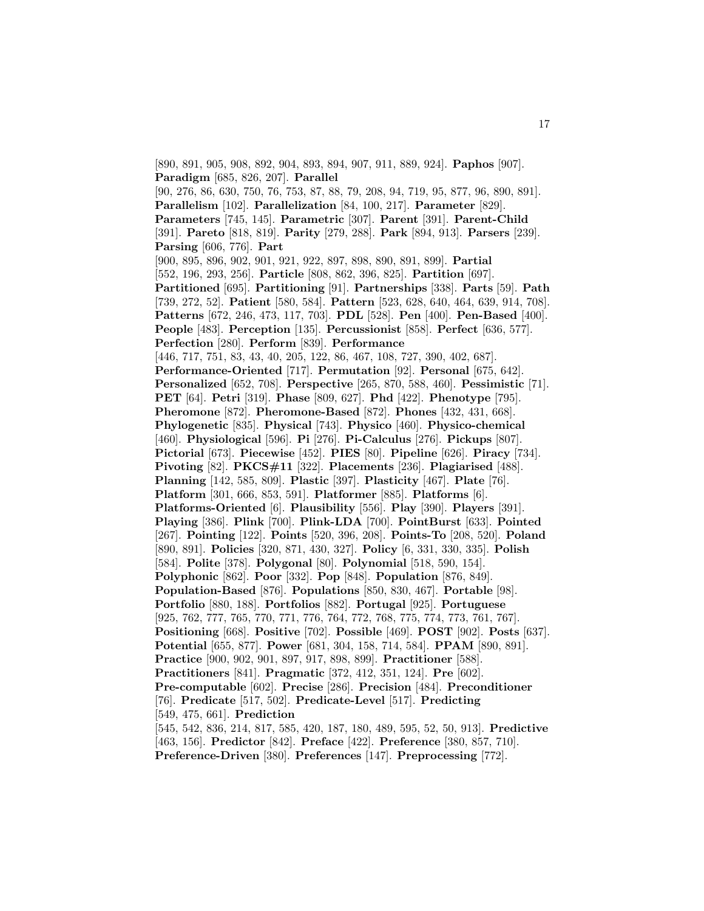[890, 891, 905, 908, 892, 904, 893, 894, 907, 911, 889, 924]. **Paphos** [907]. **Paradigm** [685, 826, 207]. **Parallel** [90, 276, 86, 630, 750, 76, 753, 87, 88, 79, 208, 94, 719, 95, 877, 96, 890, 891]. **Parallelism** [102]. **Parallelization** [84, 100, 217]. **Parameter** [829]. **Parameters** [745, 145]. **Parametric** [307]. **Parent** [391]. **Parent-Child** [391]. **Pareto** [818, 819]. **Parity** [279, 288]. **Park** [894, 913]. **Parsers** [239]. **Parsing** [606, 776]. **Part** [900, 895, 896, 902, 901, 921, 922, 897, 898, 890, 891, 899]. **Partial** [552, 196, 293, 256]. **Particle** [808, 862, 396, 825]. **Partition** [697]. **Partitioned** [695]. **Partitioning** [91]. **Partnerships** [338]. **Parts** [59]. **Path** [739, 272, 52]. **Patient** [580, 584]. **Pattern** [523, 628, 640, 464, 639, 914, 708]. **Patterns** [672, 246, 473, 117, 703]. **PDL** [528]. **Pen** [400]. **Pen-Based** [400]. **People** [483]. **Perception** [135]. **Percussionist** [858]. **Perfect** [636, 577]. **Perfection** [280]. **Perform** [839]. **Performance** [446, 717, 751, 83, 43, 40, 205, 122, 86, 467, 108, 727, 390, 402, 687]. **Performance-Oriented** [717]. **Permutation** [92]. **Personal** [675, 642]. **Personalized** [652, 708]. **Perspective** [265, 870, 588, 460]. **Pessimistic** [71]. **PET** [64]. **Petri** [319]. **Phase** [809, 627]. **Phd** [422]. **Phenotype** [795]. **Pheromone** [872]. **Pheromone-Based** [872]. **Phones** [432, 431, 668]. **Phylogenetic** [835]. **Physical** [743]. **Physico** [460]. **Physico-chemical** [460]. **Physiological** [596]. **Pi** [276]. **Pi-Calculus** [276]. **Pickups** [807]. **Pictorial** [673]. **Piecewise** [452]. **PIES** [80]. **Pipeline** [626]. **Piracy** [734]. **Pivoting** [82]. **PKCS#11** [322]. **Placements** [236]. **Plagiarised** [488]. **Planning** [142, 585, 809]. **Plastic** [397]. **Plasticity** [467]. **Plate** [76]. **Platform** [301, 666, 853, 591]. **Platformer** [885]. **Platforms** [6]. **Platforms-Oriented** [6]. **Plausibility** [556]. **Play** [390]. **Players** [391]. **Playing** [386]. **Plink** [700]. **Plink-LDA** [700]. **PointBurst** [633]. **Pointed** [267]. **Pointing** [122]. **Points** [520, 396, 208]. **Points-To** [208, 520]. **Poland** [890, 891]. **Policies** [320, 871, 430, 327]. **Policy** [6, 331, 330, 335]. **Polish** [584]. **Polite** [378]. **Polygonal** [80]. **Polynomial** [518, 590, 154]. **Polyphonic** [862]. **Poor** [332]. **Pop** [848]. **Population** [876, 849]. **Population-Based** [876]. **Populations** [850, 830, 467]. **Portable** [98]. **Portfolio** [880, 188]. **Portfolios** [882]. **Portugal** [925]. **Portuguese** [925, 762, 777, 765, 770, 771, 776, 764, 772, 768, 775, 774, 773, 761, 767]. **Positioning** [668]. **Positive** [702]. **Possible** [469]. **POST** [902]. **Posts** [637]. **Potential** [655, 877]. **Power** [681, 304, 158, 714, 584]. **PPAM** [890, 891]. **Practice** [900, 902, 901, 897, 917, 898, 899]. **Practitioner** [588]. **Practitioners** [841]. **Pragmatic** [372, 412, 351, 124]. **Pre** [602]. **Pre-computable** [602]. **Precise** [286]. **Precision** [484]. **Preconditioner** [76]. **Predicate** [517, 502]. **Predicate-Level** [517]. **Predicting** [549, 475, 661]. **Prediction** [545, 542, 836, 214, 817, 585, 420, 187, 180, 489, 595, 52, 50, 913]. **Predictive** [463, 156]. **Predictor** [842]. **Preface** [422]. **Preference** [380, 857, 710]. **Preference-Driven** [380]. **Preferences** [147]. **Preprocessing** [772].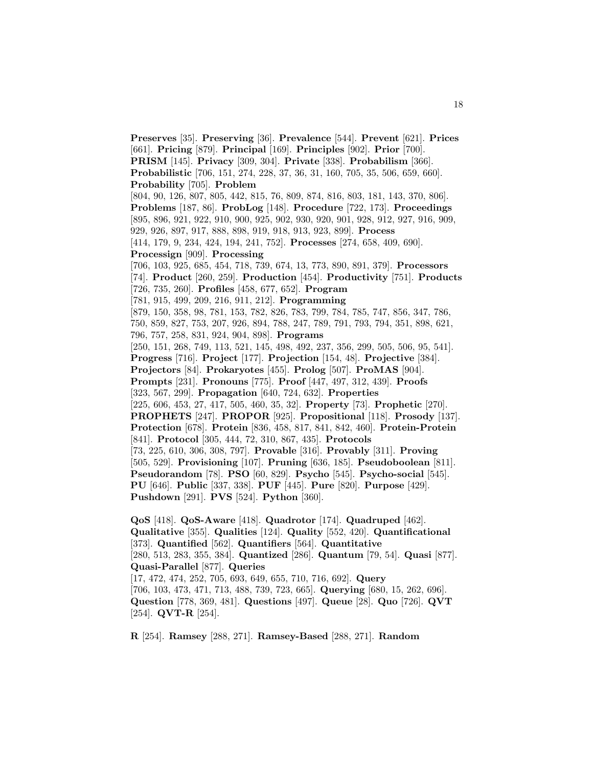**Preserves** [35]. **Preserving** [36]. **Prevalence** [544]. **Prevent** [621]. **Prices** [661]. **Pricing** [879]. **Principal** [169]. **Principles** [902]. **Prior** [700]. **PRISM** [145]. **Privacy** [309, 304]. **Private** [338]. **Probabilism** [366]. **Probabilistic** [706, 151, 274, 228, 37, 36, 31, 160, 705, 35, 506, 659, 660]. **Probability** [705]. **Problem** [804, 90, 126, 807, 805, 442, 815, 76, 809, 874, 816, 803, 181, 143, 370, 806]. **Problems** [187, 86]. **ProbLog** [148]. **Procedure** [722, 173]. **Proceedings** [895, 896, 921, 922, 910, 900, 925, 902, 930, 920, 901, 928, 912, 927, 916, 909, 929, 926, 897, 917, 888, 898, 919, 918, 913, 923, 899]. **Process** [414, 179, 9, 234, 424, 194, 241, 752]. **Processes** [274, 658, 409, 690]. **Processign** [909]. **Processing** [706, 103, 925, 685, 454, 718, 739, 674, 13, 773, 890, 891, 379]. **Processors** [74]. **Product** [260, 259]. **Production** [454]. **Productivity** [751]. **Products** [726, 735, 260]. **Profiles** [458, 677, 652]. **Program** [781, 915, 499, 209, 216, 911, 212]. **Programming** [879, 150, 358, 98, 781, 153, 782, 826, 783, 799, 784, 785, 747, 856, 347, 786, 750, 859, 827, 753, 207, 926, 894, 788, 247, 789, 791, 793, 794, 351, 898, 621, 796, 757, 258, 831, 924, 904, 898]. **Programs** [250, 151, 268, 749, 113, 521, 145, 498, 492, 237, 356, 299, 505, 506, 95, 541]. **Progress** [716]. **Project** [177]. **Projection** [154, 48]. **Projective** [384]. **Projectors** [84]. **Prokaryotes** [455]. **Prolog** [507]. **ProMAS** [904]. **Prompts** [231]. **Pronouns** [775]. **Proof** [447, 497, 312, 439]. **Proofs** [323, 567, 299]. **Propagation** [640, 724, 632]. **Properties** [225, 606, 453, 27, 417, 505, 460, 35, 32]. **Property** [73]. **Prophetic** [270]. **PROPHETS** [247]. **PROPOR** [925]. **Propositional** [118]. **Prosody** [137]. **Protection** [678]. **Protein** [836, 458, 817, 841, 842, 460]. **Protein-Protein** [841]. **Protocol** [305, 444, 72, 310, 867, 435]. **Protocols** [73, 225, 610, 306, 308, 797]. **Provable** [316]. **Provably** [311]. **Proving** [505, 529]. **Provisioning** [107]. **Pruning** [636, 185]. **Pseudoboolean** [811]. **Pseudorandom** [78]. **PSO** [60, 829]. **Psycho** [545]. **Psycho-social** [545]. **PU** [646]. **Public** [337, 338]. **PUF** [445]. **Pure** [820]. **Purpose** [429]. **Pushdown** [291]. **PVS** [524]. **Python** [360].

**QoS** [418]. **QoS-Aware** [418]. **Quadrotor** [174]. **Quadruped** [462]. **Qualitative** [355]. **Qualities** [124]. **Quality** [552, 420]. **Quantificational** [373]. **Quantified** [562]. **Quantifiers** [564]. **Quantitative** [280, 513, 283, 355, 384]. **Quantized** [286]. **Quantum** [79, 54]. **Quasi** [877]. **Quasi-Parallel** [877]. **Queries** [17, 472, 474, 252, 705, 693, 649, 655, 710, 716, 692]. **Query** [706, 103, 473, 471, 713, 488, 739, 723, 665]. **Querying** [680, 15, 262, 696]. **Question** [778, 369, 481]. **Questions** [497]. **Queue** [28]. **Quo** [726]. **QVT** [254]. **QVT-R** [254].

**R** [254]. **Ramsey** [288, 271]. **Ramsey-Based** [288, 271]. **Random**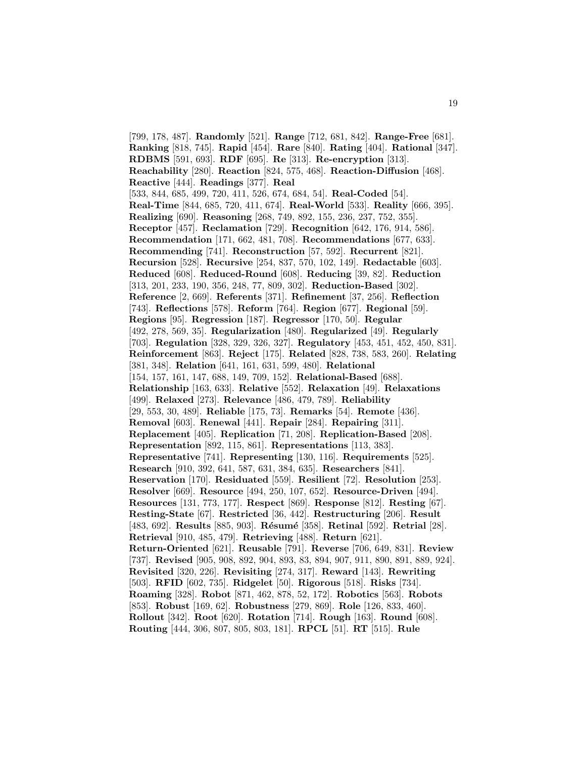[799, 178, 487]. **Randomly** [521]. **Range** [712, 681, 842]. **Range-Free** [681]. **Ranking** [818, 745]. **Rapid** [454]. **Rare** [840]. **Rating** [404]. **Rational** [347]. **RDBMS** [591, 693]. **RDF** [695]. **Re** [313]. **Re-encryption** [313]. **Reachability** [280]. **Reaction** [824, 575, 468]. **Reaction-Diffusion** [468]. **Reactive** [444]. **Readings** [377]. **Real** [533, 844, 685, 499, 720, 411, 526, 674, 684, 54]. **Real-Coded** [54]. **Real-Time** [844, 685, 720, 411, 674]. **Real-World** [533]. **Reality** [666, 395]. **Realizing** [690]. **Reasoning** [268, 749, 892, 155, 236, 237, 752, 355]. **Receptor** [457]. **Reclamation** [729]. **Recognition** [642, 176, 914, 586]. **Recommendation** [171, 662, 481, 708]. **Recommendations** [677, 633]. **Recommending** [741]. **Reconstruction** [57, 592]. **Recurrent** [821]. **Recursion** [528]. **Recursive** [254, 837, 570, 102, 149]. **Redactable** [603]. **Reduced** [608]. **Reduced-Round** [608]. **Reducing** [39, 82]. **Reduction** [313, 201, 233, 190, 356, 248, 77, 809, 302]. **Reduction-Based** [302]. **Reference** [2, 669]. **Referents** [371]. **Refinement** [37, 256]. **Reflection** [743]. **Reflections** [578]. **Reform** [764]. **Region** [677]. **Regional** [59]. **Regions** [95]. **Regression** [187]. **Regressor** [170, 50]. **Regular** [492, 278, 569, 35]. **Regularization** [480]. **Regularized** [49]. **Regularly** [703]. **Regulation** [328, 329, 326, 327]. **Regulatory** [453, 451, 452, 450, 831]. **Reinforcement** [863]. **Reject** [175]. **Related** [828, 738, 583, 260]. **Relating** [381, 348]. **Relation** [641, 161, 631, 599, 480]. **Relational** [154, 157, 161, 147, 688, 149, 709, 152]. **Relational-Based** [688]. **Relationship** [163, 633]. **Relative** [552]. **Relaxation** [49]. **Relaxations** [499]. **Relaxed** [273]. **Relevance** [486, 479, 789]. **Reliability** [29, 553, 30, 489]. **Reliable** [175, 73]. **Remarks** [54]. **Remote** [436]. **Removal** [603]. **Renewal** [441]. **Repair** [284]. **Repairing** [311]. **Replacement** [405]. **Replication** [71, 208]. **Replication-Based** [208]. **Representation** [892, 115, 861]. **Representations** [113, 383]. **Representative** [741]. **Representing** [130, 116]. **Requirements** [525]. **Research** [910, 392, 641, 587, 631, 384, 635]. **Researchers** [841]. **Reservation** [170]. **Residuated** [559]. **Resilient** [72]. **Resolution** [253]. **Resolver** [669]. **Resource** [494, 250, 107, 652]. **Resource-Driven** [494]. **Resources** [131, 773, 177]. **Respect** [869]. **Response** [812]. **Resting** [67]. **Resting-State** [67]. **Restricted** [36, 442]. **Restructuring** [206]. **Result** [483, 692]. **Results** [885, 903]. **Résumé** [358]. **Retinal** [592]. **Retrial** [28]. **Retrieval** [910, 485, 479]. **Retrieving** [488]. **Return** [621]. **Return-Oriented** [621]. **Reusable** [791]. **Reverse** [706, 649, 831]. **Review** [737]. **Revised** [905, 908, 892, 904, 893, 83, 894, 907, 911, 890, 891, 889, 924]. **Revisited** [320, 226]. **Revisiting** [274, 317]. **Reward** [143]. **Rewriting** [503]. **RFID** [602, 735]. **Ridgelet** [50]. **Rigorous** [518]. **Risks** [734]. **Roaming** [328]. **Robot** [871, 462, 878, 52, 172]. **Robotics** [563]. **Robots** [853]. **Robust** [169, 62]. **Robustness** [279, 869]. **Role** [126, 833, 460]. **Rollout** [342]. **Root** [620]. **Rotation** [714]. **Rough** [163]. **Round** [608]. **Routing** [444, 306, 807, 805, 803, 181]. **RPCL** [51]. **RT** [515]. **Rule**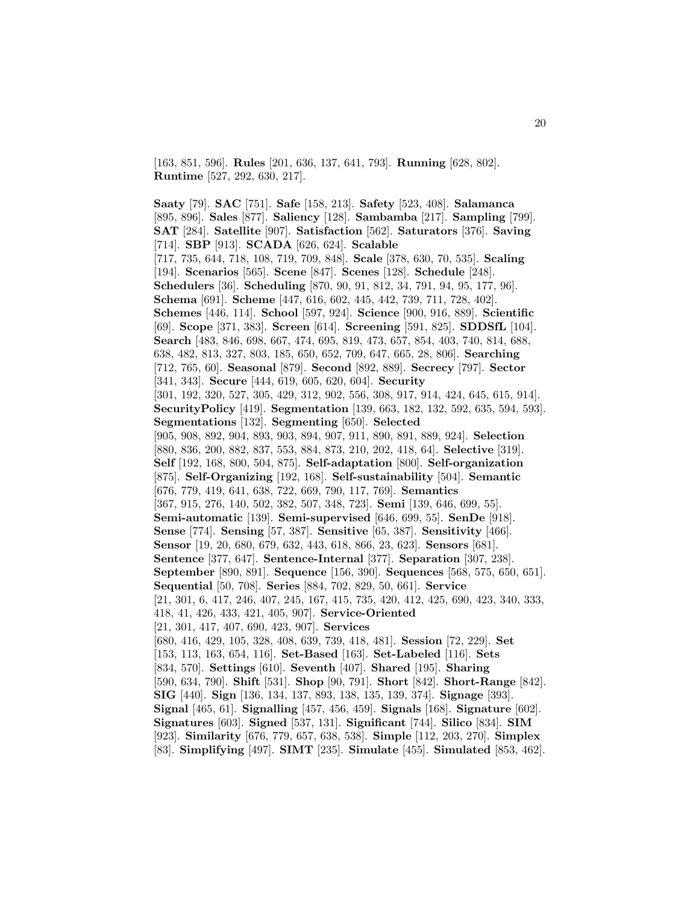[163, 851, 596]. **Rules** [201, 636, 137, 641, 793]. **Running** [628, 802]. **Runtime** [527, 292, 630, 217].

**Saaty** [79]. **SAC** [751]. **Safe** [158, 213]. **Safety** [523, 408]. **Salamanca** [895, 896]. **Sales** [877]. **Saliency** [128]. **Sambamba** [217]. **Sampling** [799]. **SAT** [284]. **Satellite** [907]. **Satisfaction** [562]. **Saturators** [376]. **Saving** [714]. **SBP** [913]. **SCADA** [626, 624]. **Scalable** [717, 735, 644, 718, 108, 719, 709, 848]. **Scale** [378, 630, 70, 535]. **Scaling** [194]. **Scenarios** [565]. **Scene** [847]. **Scenes** [128]. **Schedule** [248]. **Schedulers** [36]. **Scheduling** [870, 90, 91, 812, 34, 791, 94, 95, 177, 96]. **Schema** [691]. **Scheme** [447, 616, 602, 445, 442, 739, 711, 728, 402]. **Schemes** [446, 114]. **School** [597, 924]. **Science** [900, 916, 889]. **Scientific** [69]. **Scope** [371, 383]. **Screen** [614]. **Screening** [591, 825]. **SDDSfL** [104]. **Search** [483, 846, 698, 667, 474, 695, 819, 473, 657, 854, 403, 740, 814, 688, 638, 482, 813, 327, 803, 185, 650, 652, 709, 647, 665, 28, 806]. **Searching** [712, 765, 60]. **Seasonal** [879]. **Second** [892, 889]. **Secrecy** [797]. **Sector** [341, 343]. **Secure** [444, 619, 605, 620, 604]. **Security** [301, 192, 320, 527, 305, 429, 312, 902, 556, 308, 917, 914, 424, 645, 615, 914]. **SecurityPolicy** [419]. **Segmentation** [139, 663, 182, 132, 592, 635, 594, 593]. **Segmentations** [132]. **Segmenting** [650]. **Selected** [905, 908, 892, 904, 893, 903, 894, 907, 911, 890, 891, 889, 924]. **Selection** [880, 836, 200, 882, 837, 553, 884, 873, 210, 202, 418, 64]. **Selective** [319]. **Self** [192, 168, 800, 504, 875]. **Self-adaptation** [800]. **Self-organization** [875]. **Self-Organizing** [192, 168]. **Self-sustainability** [504]. **Semantic** [676, 779, 419, 641, 638, 722, 669, 790, 117, 769]. **Semantics** [367, 915, 276, 140, 502, 382, 507, 348, 723]. **Semi** [139, 646, 699, 55]. **Semi-automatic** [139]. **Semi-supervised** [646, 699, 55]. **SenDe** [918]. **Sense** [774]. **Sensing** [57, 387]. **Sensitive** [65, 387]. **Sensitivity** [466]. **Sensor** [19, 20, 680, 679, 632, 443, 618, 866, 23, 623]. **Sensors** [681]. **Sentence** [377, 647]. **Sentence-Internal** [377]. **Separation** [307, 238]. **September** [890, 891]. **Sequence** [156, 390]. **Sequences** [568, 575, 650, 651]. **Sequential** [50, 708]. **Series** [884, 702, 829, 50, 661]. **Service** [21, 301, 6, 417, 246, 407, 245, 167, 415, 735, 420, 412, 425, 690, 423, 340, 333, 418, 41, 426, 433, 421, 405, 907]. **Service-Oriented** [21, 301, 417, 407, 690, 423, 907]. **Services** [680, 416, 429, 105, 328, 408, 639, 739, 418, 481]. **Session** [72, 229]. **Set** [153, 113, 163, 654, 116]. **Set-Based** [163]. **Set-Labeled** [116]. **Sets** [834, 570]. **Settings** [610]. **Seventh** [407]. **Shared** [195]. **Sharing** [590, 634, 790]. **Shift** [531]. **Shop** [90, 791]. **Short** [842]. **Short-Range** [842]. **SIG** [440]. **Sign** [136, 134, 137, 893, 138, 135, 139, 374]. **Signage** [393]. **Signal** [465, 61]. **Signalling** [457, 456, 459]. **Signals** [168]. **Signature** [602]. **Signatures** [603]. **Signed** [537, 131]. **Significant** [744]. **Silico** [834]. **SIM** [923]. **Similarity** [676, 779, 657, 638, 538]. **Simple** [112, 203, 270]. **Simplex** [83]. **Simplifying** [497]. **SIMT** [235]. **Simulate** [455]. **Simulated** [853, 462].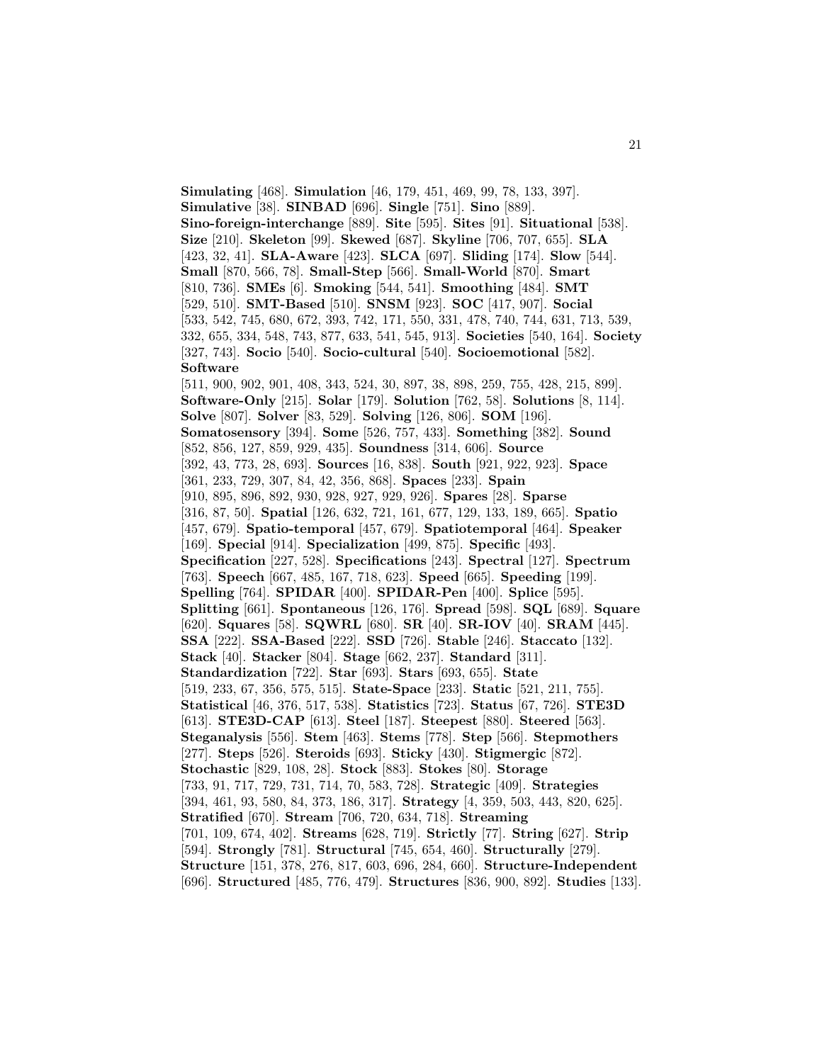**Simulating** [468]. **Simulation** [46, 179, 451, 469, 99, 78, 133, 397]. **Simulative** [38]. **SINBAD** [696]. **Single** [751]. **Sino** [889]. **Sino-foreign-interchange** [889]. **Site** [595]. **Sites** [91]. **Situational** [538]. **Size** [210]. **Skeleton** [99]. **Skewed** [687]. **Skyline** [706, 707, 655]. **SLA** [423, 32, 41]. **SLA-Aware** [423]. **SLCA** [697]. **Sliding** [174]. **Slow** [544]. **Small** [870, 566, 78]. **Small-Step** [566]. **Small-World** [870]. **Smart** [810, 736]. **SMEs** [6]. **Smoking** [544, 541]. **Smoothing** [484]. **SMT** [529, 510]. **SMT-Based** [510]. **SNSM** [923]. **SOC** [417, 907]. **Social** [533, 542, 745, 680, 672, 393, 742, 171, 550, 331, 478, 740, 744, 631, 713, 539, 332, 655, 334, 548, 743, 877, 633, 541, 545, 913]. **Societies** [540, 164]. **Society** [327, 743]. **Socio** [540]. **Socio-cultural** [540]. **Socioemotional** [582]. **Software** [511, 900, 902, 901, 408, 343, 524, 30, 897, 38, 898, 259, 755, 428, 215, 899]. **Software-Only** [215]. **Solar** [179]. **Solution** [762, 58]. **Solutions** [8, 114]. **Solve** [807]. **Solver** [83, 529]. **Solving** [126, 806]. **SOM** [196]. **Somatosensory** [394]. **Some** [526, 757, 433]. **Something** [382]. **Sound** [852, 856, 127, 859, 929, 435]. **Soundness** [314, 606]. **Source** [392, 43, 773, 28, 693]. **Sources** [16, 838]. **South** [921, 922, 923]. **Space** [361, 233, 729, 307, 84, 42, 356, 868]. **Spaces** [233]. **Spain** [910, 895, 896, 892, 930, 928, 927, 929, 926]. **Spares** [28]. **Sparse** [316, 87, 50]. **Spatial** [126, 632, 721, 161, 677, 129, 133, 189, 665]. **Spatio** [457, 679]. **Spatio-temporal** [457, 679]. **Spatiotemporal** [464]. **Speaker** [169]. **Special** [914]. **Specialization** [499, 875]. **Specific** [493]. **Specification** [227, 528]. **Specifications** [243]. **Spectral** [127]. **Spectrum** [763]. **Speech** [667, 485, 167, 718, 623]. **Speed** [665]. **Speeding** [199]. **Spelling** [764]. **SPIDAR** [400]. **SPIDAR-Pen** [400]. **Splice** [595]. **Splitting** [661]. **Spontaneous** [126, 176]. **Spread** [598]. **SQL** [689]. **Square** [620]. **Squares** [58]. **SQWRL** [680]. **SR** [40]. **SR-IOV** [40]. **SRAM** [445]. **SSA** [222]. **SSA-Based** [222]. **SSD** [726]. **Stable** [246]. **Staccato** [132]. **Stack** [40]. **Stacker** [804]. **Stage** [662, 237]. **Standard** [311]. **Standardization** [722]. **Star** [693]. **Stars** [693, 655]. **State** [519, 233, 67, 356, 575, 515]. **State-Space** [233]. **Static** [521, 211, 755]. **Statistical** [46, 376, 517, 538]. **Statistics** [723]. **Status** [67, 726]. **STE3D** [613]. **STE3D-CAP** [613]. **Steel** [187]. **Steepest** [880]. **Steered** [563]. **Steganalysis** [556]. **Stem** [463]. **Stems** [778]. **Step** [566]. **Stepmothers** [277]. **Steps** [526]. **Steroids** [693]. **Sticky** [430]. **Stigmergic** [872]. **Stochastic** [829, 108, 28]. **Stock** [883]. **Stokes** [80]. **Storage** [733, 91, 717, 729, 731, 714, 70, 583, 728]. **Strategic** [409]. **Strategies** [394, 461, 93, 580, 84, 373, 186, 317]. **Strategy** [4, 359, 503, 443, 820, 625]. **Stratified** [670]. **Stream** [706, 720, 634, 718]. **Streaming** [701, 109, 674, 402]. **Streams** [628, 719]. **Strictly** [77]. **String** [627]. **Strip** [594]. **Strongly** [781]. **Structural** [745, 654, 460]. **Structurally** [279]. **Structure** [151, 378, 276, 817, 603, 696, 284, 660]. **Structure-Independent** [696]. **Structured** [485, 776, 479]. **Structures** [836, 900, 892]. **Studies** [133].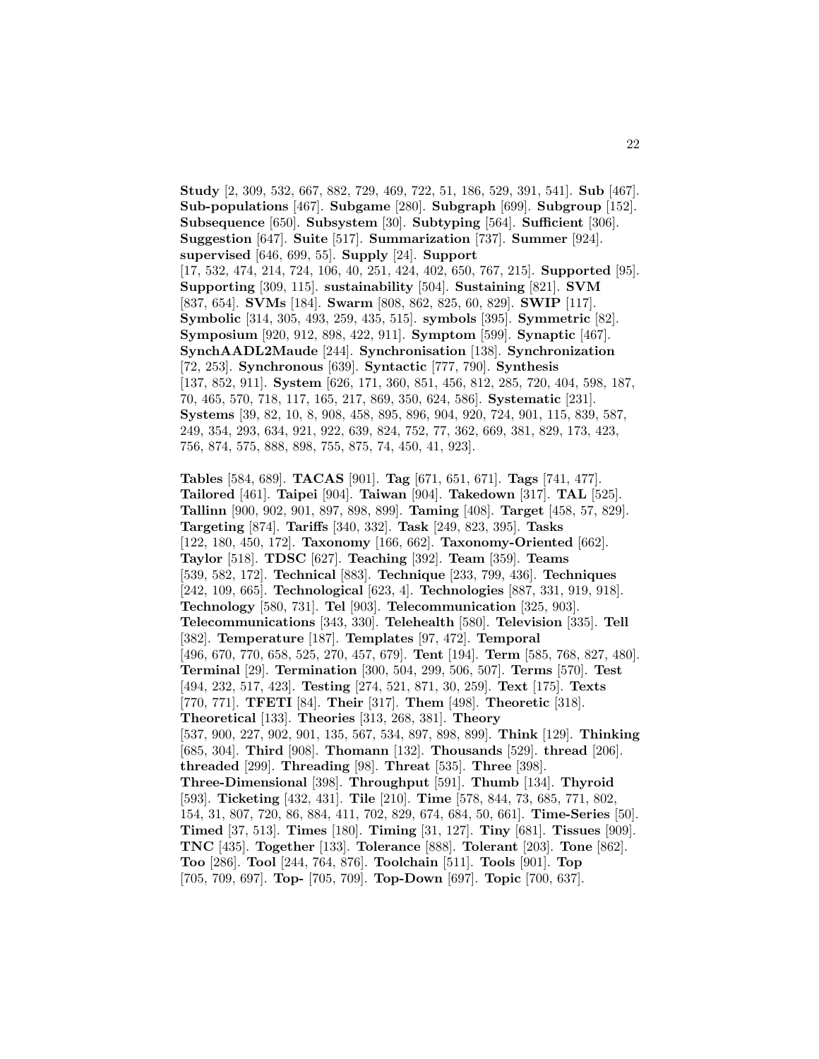**Study** [2, 309, 532, 667, 882, 729, 469, 722, 51, 186, 529, 391, 541]. **Sub** [467]. **Sub-populations** [467]. **Subgame** [280]. **Subgraph** [699]. **Subgroup** [152]. **Subsequence** [650]. **Subsystem** [30]. **Subtyping** [564]. **Sufficient** [306]. **Suggestion** [647]. **Suite** [517]. **Summarization** [737]. **Summer** [924]. **supervised** [646, 699, 55]. **Supply** [24]. **Support** [17, 532, 474, 214, 724, 106, 40, 251, 424, 402, 650, 767, 215]. **Supported** [95]. **Supporting** [309, 115]. **sustainability** [504]. **Sustaining** [821]. **SVM** [837, 654]. **SVMs** [184]. **Swarm** [808, 862, 825, 60, 829]. **SWIP** [117]. **Symbolic** [314, 305, 493, 259, 435, 515]. **symbols** [395]. **Symmetric** [82]. **Symposium** [920, 912, 898, 422, 911]. **Symptom** [599]. **Synaptic** [467]. **SynchAADL2Maude** [244]. **Synchronisation** [138]. **Synchronization** [72, 253]. **Synchronous** [639]. **Syntactic** [777, 790]. **Synthesis** [137, 852, 911]. **System** [626, 171, 360, 851, 456, 812, 285, 720, 404, 598, 187, 70, 465, 570, 718, 117, 165, 217, 869, 350, 624, 586]. **Systematic** [231]. **Systems** [39, 82, 10, 8, 908, 458, 895, 896, 904, 920, 724, 901, 115, 839, 587, 249, 354, 293, 634, 921, 922, 639, 824, 752, 77, 362, 669, 381, 829, 173, 423, 756, 874, 575, 888, 898, 755, 875, 74, 450, 41, 923].

**Tables** [584, 689]. **TACAS** [901]. **Tag** [671, 651, 671]. **Tags** [741, 477]. **Tailored** [461]. **Taipei** [904]. **Taiwan** [904]. **Takedown** [317]. **TAL** [525]. **Tallinn** [900, 902, 901, 897, 898, 899]. **Taming** [408]. **Target** [458, 57, 829]. **Targeting** [874]. **Tariffs** [340, 332]. **Task** [249, 823, 395]. **Tasks** [122, 180, 450, 172]. **Taxonomy** [166, 662]. **Taxonomy-Oriented** [662]. **Taylor** [518]. **TDSC** [627]. **Teaching** [392]. **Team** [359]. **Teams** [539, 582, 172]. **Technical** [883]. **Technique** [233, 799, 436]. **Techniques** [242, 109, 665]. **Technological** [623, 4]. **Technologies** [887, 331, 919, 918]. **Technology** [580, 731]. **Tel** [903]. **Telecommunication** [325, 903]. **Telecommunications** [343, 330]. **Telehealth** [580]. **Television** [335]. **Tell** [382]. **Temperature** [187]. **Templates** [97, 472]. **Temporal** [496, 670, 770, 658, 525, 270, 457, 679]. **Tent** [194]. **Term** [585, 768, 827, 480]. **Terminal** [29]. **Termination** [300, 504, 299, 506, 507]. **Terms** [570]. **Test** [494, 232, 517, 423]. **Testing** [274, 521, 871, 30, 259]. **Text** [175]. **Texts** [770, 771]. **TFETI** [84]. **Their** [317]. **Them** [498]. **Theoretic** [318]. **Theoretical** [133]. **Theories** [313, 268, 381]. **Theory** [537, 900, 227, 902, 901, 135, 567, 534, 897, 898, 899]. **Think** [129]. **Thinking** [685, 304]. **Third** [908]. **Thomann** [132]. **Thousands** [529]. **thread** [206]. **threaded** [299]. **Threading** [98]. **Threat** [535]. **Three** [398]. **Three-Dimensional** [398]. **Throughput** [591]. **Thumb** [134]. **Thyroid** [593]. **Ticketing** [432, 431]. **Tile** [210]. **Time** [578, 844, 73, 685, 771, 802, 154, 31, 807, 720, 86, 884, 411, 702, 829, 674, 684, 50, 661]. **Time-Series** [50]. **Timed** [37, 513]. **Times** [180]. **Timing** [31, 127]. **Tiny** [681]. **Tissues** [909]. **TNC** [435]. **Together** [133]. **Tolerance** [888]. **Tolerant** [203]. **Tone** [862]. **Too** [286]. **Tool** [244, 764, 876]. **Toolchain** [511]. **Tools** [901]. **Top** [705, 709, 697]. **Top-** [705, 709]. **Top-Down** [697]. **Topic** [700, 637].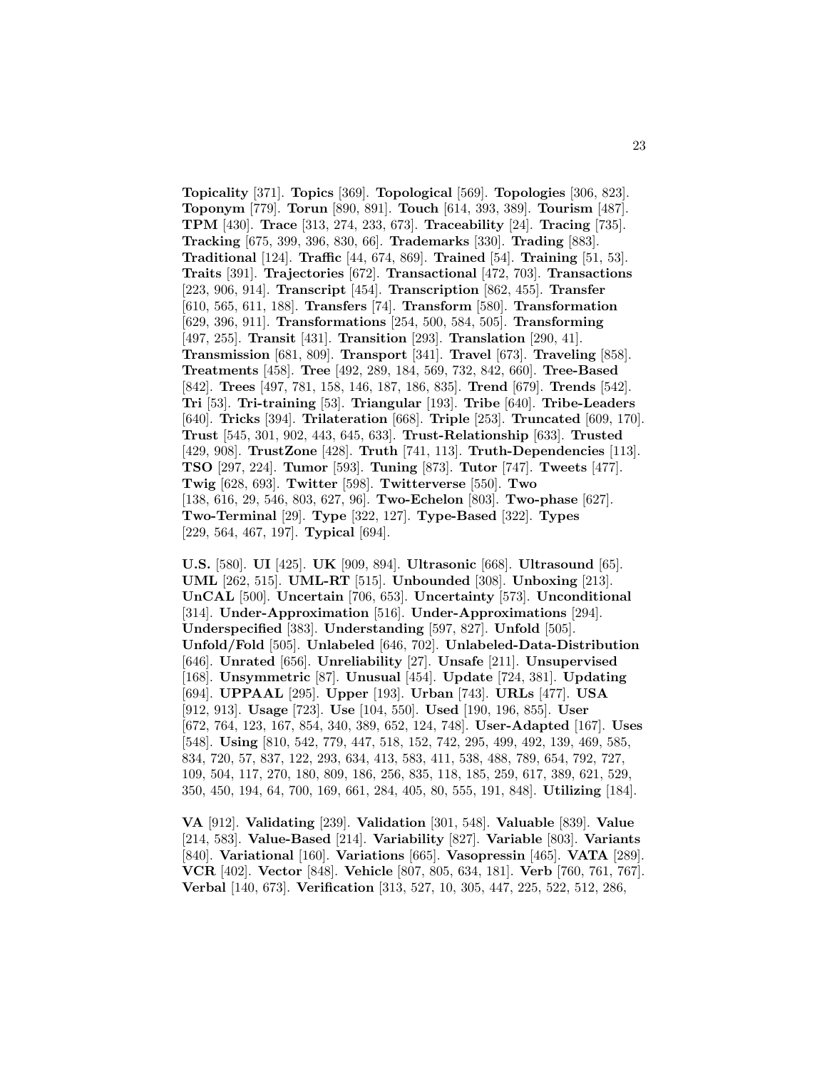**Topicality** [371]. **Topics** [369]. **Topological** [569]. **Topologies** [306, 823]. **Toponym** [779]. **Torun** [890, 891]. **Touch** [614, 393, 389]. **Tourism** [487]. **TPM** [430]. **Trace** [313, 274, 233, 673]. **Traceability** [24]. **Tracing** [735]. **Tracking** [675, 399, 396, 830, 66]. **Trademarks** [330]. **Trading** [883]. **Traditional** [124]. **Traffic** [44, 674, 869]. **Trained** [54]. **Training** [51, 53]. **Traits** [391]. **Trajectories** [672]. **Transactional** [472, 703]. **Transactions** [223, 906, 914]. **Transcript** [454]. **Transcription** [862, 455]. **Transfer** [610, 565, 611, 188]. **Transfers** [74]. **Transform** [580]. **Transformation** [629, 396, 911]. **Transformations** [254, 500, 584, 505]. **Transforming** [497, 255]. **Transit** [431]. **Transition** [293]. **Translation** [290, 41]. **Transmission** [681, 809]. **Transport** [341]. **Travel** [673]. **Traveling** [858]. **Treatments** [458]. **Tree** [492, 289, 184, 569, 732, 842, 660]. **Tree-Based** [842]. **Trees** [497, 781, 158, 146, 187, 186, 835]. **Trend** [679]. **Trends** [542]. **Tri** [53]. **Tri-training** [53]. **Triangular** [193]. **Tribe** [640]. **Tribe-Leaders** [640]. **Tricks** [394]. **Trilateration** [668]. **Triple** [253]. **Truncated** [609, 170]. **Trust** [545, 301, 902, 443, 645, 633]. **Trust-Relationship** [633]. **Trusted** [429, 908]. **TrustZone** [428]. **Truth** [741, 113]. **Truth-Dependencies** [113]. **TSO** [297, 224]. **Tumor** [593]. **Tuning** [873]. **Tutor** [747]. **Tweets** [477]. **Twig** [628, 693]. **Twitter** [598]. **Twitterverse** [550]. **Two** [138, 616, 29, 546, 803, 627, 96]. **Two-Echelon** [803]. **Two-phase** [627]. **Two-Terminal** [29]. **Type** [322, 127]. **Type-Based** [322]. **Types** [229, 564, 467, 197]. **Typical** [694].

**U.S.** [580]. **UI** [425]. **UK** [909, 894]. **Ultrasonic** [668]. **Ultrasound** [65]. **UML** [262, 515]. **UML-RT** [515]. **Unbounded** [308]. **Unboxing** [213]. **UnCAL** [500]. **Uncertain** [706, 653]. **Uncertainty** [573]. **Unconditional** [314]. **Under-Approximation** [516]. **Under-Approximations** [294]. **Underspecified** [383]. **Understanding** [597, 827]. **Unfold** [505]. **Unfold/Fold** [505]. **Unlabeled** [646, 702]. **Unlabeled-Data-Distribution** [646]. **Unrated** [656]. **Unreliability** [27]. **Unsafe** [211]. **Unsupervised** [168]. **Unsymmetric** [87]. **Unusual** [454]. **Update** [724, 381]. **Updating** [694]. **UPPAAL** [295]. **Upper** [193]. **Urban** [743]. **URLs** [477]. **USA** [912, 913]. **Usage** [723]. **Use** [104, 550]. **Used** [190, 196, 855]. **User** [672, 764, 123, 167, 854, 340, 389, 652, 124, 748]. **User-Adapted** [167]. **Uses** [548]. **Using** [810, 542, 779, 447, 518, 152, 742, 295, 499, 492, 139, 469, 585, 834, 720, 57, 837, 122, 293, 634, 413, 583, 411, 538, 488, 789, 654, 792, 727, 109, 504, 117, 270, 180, 809, 186, 256, 835, 118, 185, 259, 617, 389, 621, 529, 350, 450, 194, 64, 700, 169, 661, 284, 405, 80, 555, 191, 848]. **Utilizing** [184].

**VA** [912]. **Validating** [239]. **Validation** [301, 548]. **Valuable** [839]. **Value** [214, 583]. **Value-Based** [214]. **Variability** [827]. **Variable** [803]. **Variants** [840]. **Variational** [160]. **Variations** [665]. **Vasopressin** [465]. **VATA** [289]. **VCR** [402]. **Vector** [848]. **Vehicle** [807, 805, 634, 181]. **Verb** [760, 761, 767]. **Verbal** [140, 673]. **Verification** [313, 527, 10, 305, 447, 225, 522, 512, 286,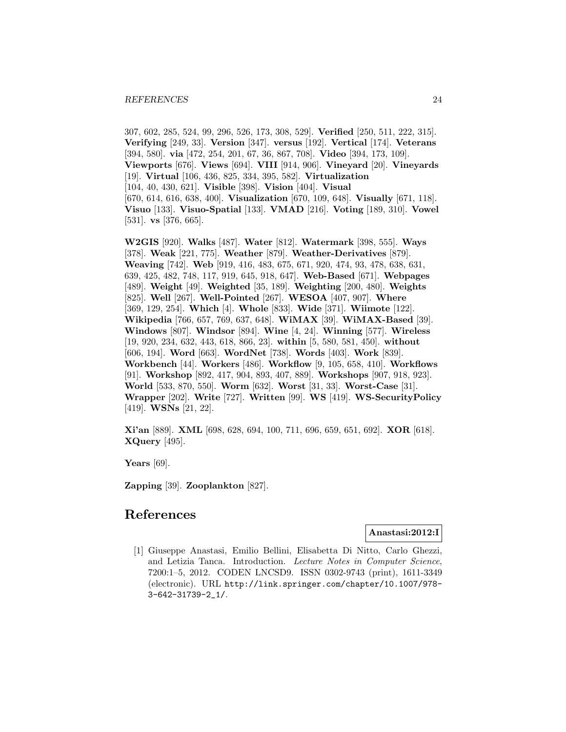307, 602, 285, 524, 99, 296, 526, 173, 308, 529]. **Verified** [250, 511, 222, 315]. **Verifying** [249, 33]. **Version** [347]. **versus** [192]. **Vertical** [174]. **Veterans** [394, 580]. **via** [472, 254, 201, 67, 36, 867, 708]. **Video** [394, 173, 109]. **Viewports** [676]. **Views** [694]. **VIII** [914, 906]. **Vineyard** [20]. **Vineyards** [19]. **Virtual** [106, 436, 825, 334, 395, 582]. **Virtualization** [104, 40, 430, 621]. **Visible** [398]. **Vision** [404]. **Visual** [670, 614, 616, 638, 400]. **Visualization** [670, 109, 648]. **Visually** [671, 118]. **Visuo** [133]. **Visuo-Spatial** [133]. **VMAD** [216]. **Voting** [189, 310]. **Vowel** [531]. **vs** [376, 665].

**W2GIS** [920]. **Walks** [487]. **Water** [812]. **Watermark** [398, 555]. **Ways** [378]. **Weak** [221, 775]. **Weather** [879]. **Weather-Derivatives** [879]. **Weaving** [742]. **Web** [919, 416, 483, 675, 671, 920, 474, 93, 478, 638, 631, 639, 425, 482, 748, 117, 919, 645, 918, 647]. **Web-Based** [671]. **Webpages** [489]. **Weight** [49]. **Weighted** [35, 189]. **Weighting** [200, 480]. **Weights** [825]. **Well** [267]. **Well-Pointed** [267]. **WESOA** [407, 907]. **Where** [369, 129, 254]. **Which** [4]. **Whole** [833]. **Wide** [371]. **Wiimote** [122]. **Wikipedia** [766, 657, 769, 637, 648]. **WiMAX** [39]. **WiMAX-Based** [39]. **Windows** [807]. **Windsor** [894]. **Wine** [4, 24]. **Winning** [577]. **Wireless** [19, 920, 234, 632, 443, 618, 866, 23]. **within** [5, 580, 581, 450]. **without** [606, 194]. **Word** [663]. **WordNet** [738]. **Words** [403]. **Work** [839]. **Workbench** [44]. **Workers** [486]. **Workflow** [9, 105, 658, 410]. **Workflows** [91]. **Workshop** [892, 417, 904, 893, 407, 889]. **Workshops** [907, 918, 923]. **World** [533, 870, 550]. **Worm** [632]. **Worst** [31, 33]. **Worst-Case** [31]. **Wrapper** [202]. **Write** [727]. **Written** [99]. **WS** [419]. **WS-SecurityPolicy** [419]. **WSNs** [21, 22].

**Xi'an** [889]. **XML** [698, 628, 694, 100, 711, 696, 659, 651, 692]. **XOR** [618]. **XQuery** [495].

**Years** [69].

**Zapping** [39]. **Zooplankton** [827].

# References

**Anastasi:2012:I**

[1] Giuseppe Anastasi, Emilio Bellini, Elisabetta Di Nitto, Carlo Ghezzi, and Letizia Tanca. Introduction. *Lecture Notes in Computer Science*, 7200:1–5, 2012. CODEN LNCSD9. ISSN 0302-9743 (print), 1611-3349 (electronic). URL http://link.springer.com/chapter/10.1007/978-3-642-31739-2_1/.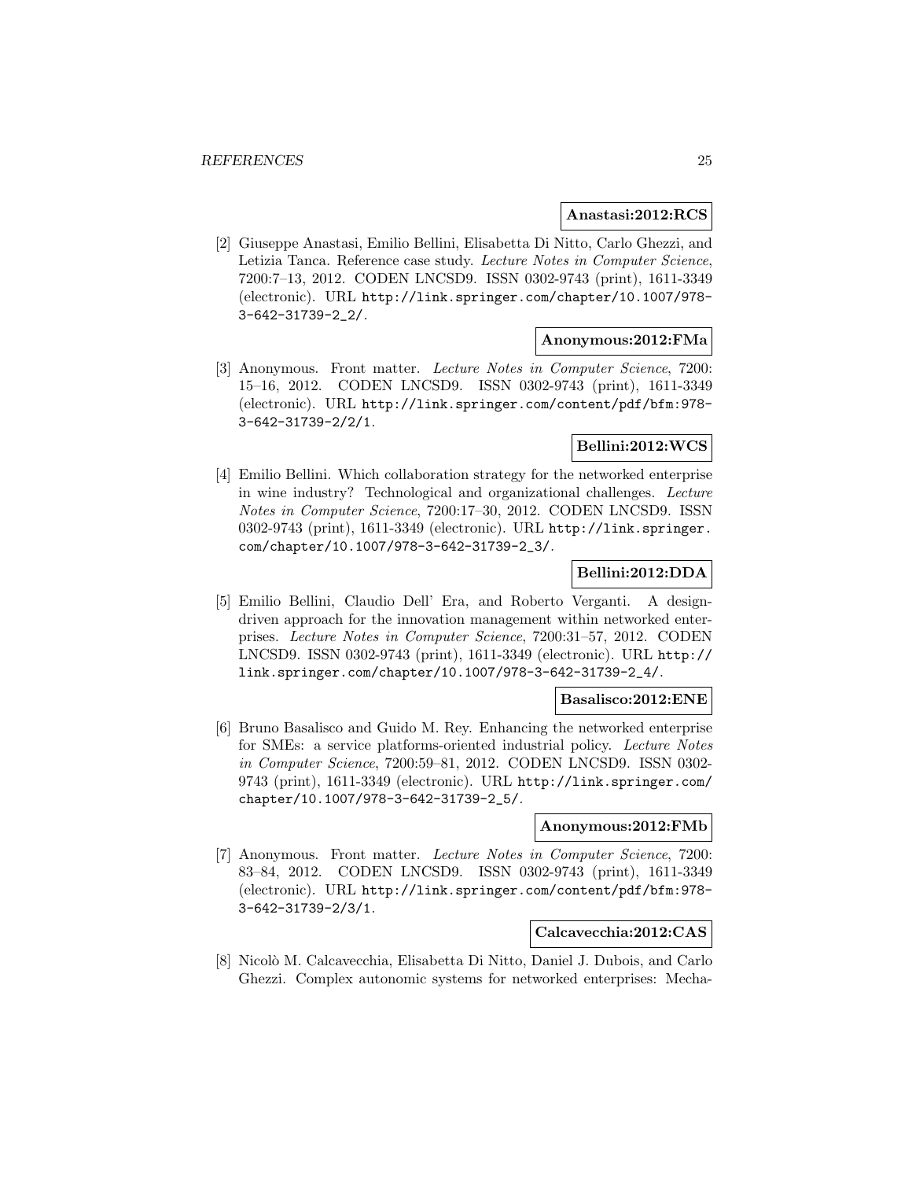**Anastasi:2012:RCS**

[2] Giuseppe Anastasi, Emilio Bellini, Elisabetta Di Nitto, Carlo Ghezzi, and Letizia Tanca. Reference case study. *Lecture Notes in Computer Science*, 7200:7–13, 2012. CODEN LNCSD9. ISSN 0302-9743 (print), 1611-3349 (electronic). URL http://link.springer.com/chapter/10.1007/978-3-642-31739-2_2/.

**Anonymous:2012:FMa**

[3] Anonymous. Front matter. *Lecture Notes in Computer Science*, 7200: 15–16, 2012. CODEN LNCSD9. ISSN 0302-9743 (print), 1611-3349 (electronic). URL http://link.springer.com/content/pdf/bfm:978-3-642-31739-2/2/1.

**Bellini:2012:WCS**

[4] Emilio Bellini. Which collaboration strategy for the networked enterprise in wine industry? Technological and organizational challenges. *Lecture Notes in Computer Science*, 7200:17–30, 2012. CODEN LNCSD9. ISSN 0302-9743 (print), 1611-3349 (electronic). URL http://link.springer.com/chapter/10.1007/978-3-642-31739-2_3/.

**Bellini:2012:DDA**

[5] Emilio Bellini, Claudio Dell' Era, and Roberto Verganti. A design-driven approach for the innovation management within networked enterprises. *Lecture Notes in Computer Science*, 7200:31–57, 2012. CODEN LNCSD9. ISSN 0302-9743 (print), 1611-3349 (electronic). URL http://link.springer.com/chapter/10.1007/978-3-642-31739-2_4/.

**Basalisco:2012:ENE**

[6] Bruno Basalisco and Guido M. Rey. Enhancing the networked enterprise for SMEs: a service platforms-oriented industrial policy. *Lecture Notes in Computer Science*, 7200:59–81, 2012. CODEN LNCSD9. ISSN 0302-9743 (print), 1611-3349 (electronic). URL http://link.springer.com/chapter/10.1007/978-3-642-31739-2_5/.

**Anonymous:2012:FMb**

[7] Anonymous. Front matter. *Lecture Notes in Computer Science*, 7200: 83–84, 2012. CODEN LNCSD9. ISSN 0302-9743 (print), 1611-3349 (electronic). URL http://link.springer.com/content/pdf/bfm:978-3-642-31739-2/3/1.

**Calcavecchia:2012:CAS**

[8] Nicolò M. Calcavecchia, Elisabetta Di Nitto, Daniel J. Dubois, and Carlo Ghezzi. Complex autonomic systems for networked enterprises: Mecha-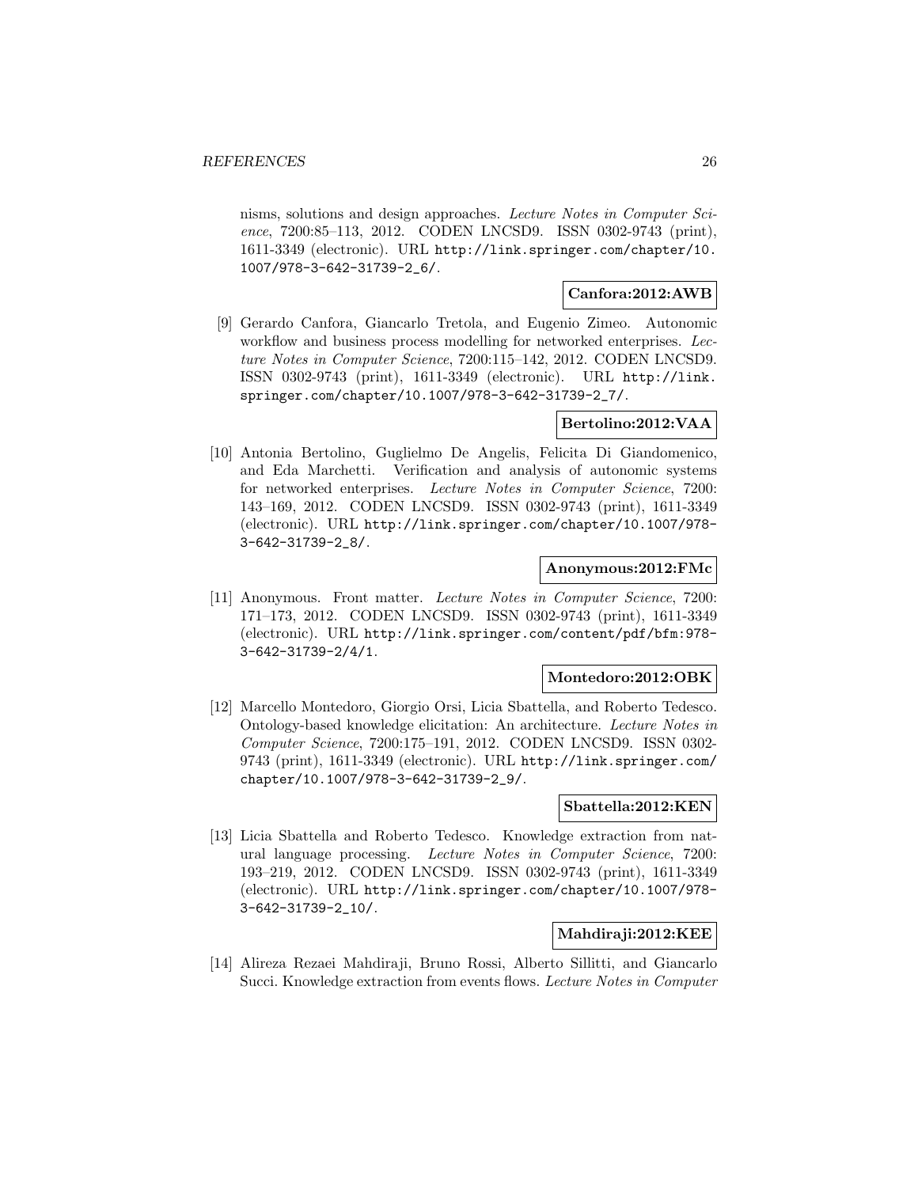nisms, solutions and design approaches. *Lecture Notes in Computer Science*, 7200:85–113, 2012. CODEN LNCSD9. ISSN 0302-9743 (print), 1611-3349 (electronic). URL http://link.springer.com/chapter/10.1007/978-3-642-31739-2_6/.

**Canfora:2012:AWB**

[9] Gerardo Canfora, Giancarlo Tretola, and Eugenio Zimeo. Autonomic workflow and business process modelling for networked enterprises. *Lecture Notes in Computer Science*, 7200:115–142, 2012. CODEN LNCSD9. ISSN 0302-9743 (print), 1611-3349 (electronic). URL http://link.springer.com/chapter/10.1007/978-3-642-31739-2_7/.

**Bertolino:2012:VAA**

[10] Antonia Bertolino, Guglielmo De Angelis, Felicita Di Giandomenico, and Eda Marchetti. Verification and analysis of autonomic systems for networked enterprises. *Lecture Notes in Computer Science*, 7200: 143–169, 2012. CODEN LNCSD9. ISSN 0302-9743 (print), 1611-3349 (electronic). URL http://link.springer.com/chapter/10.1007/978-3-642-31739-2_8/.

**Anonymous:2012:FMc**

[11] Anonymous. Front matter. *Lecture Notes in Computer Science*, 7200: 171–173, 2012. CODEN LNCSD9. ISSN 0302-9743 (print), 1611-3349 (electronic). URL http://link.springer.com/content/pdf/bfm:978-3-642-31739-2/4/1.

**Montedoro:2012:OBK**

[12] Marcello Montedoro, Giorgio Orsi, Licia Sbattella, and Roberto Tedesco. Ontology-based knowledge elicitation: An architecture. *Lecture Notes in Computer Science*, 7200:175–191, 2012. CODEN LNCSD9. ISSN 0302-9743 (print), 1611-3349 (electronic). URL http://link.springer.com/chapter/10.1007/978-3-642-31739-2_9/.

**Sbattella:2012:KEN**

[13] Licia Sbattella and Roberto Tedesco. Knowledge extraction from natural language processing. *Lecture Notes in Computer Science*, 7200: 193–219, 2012. CODEN LNCSD9. ISSN 0302-9743 (print), 1611-3349 (electronic). URL http://link.springer.com/chapter/10.1007/978-3-642-31739-2_10/.

**Mahdiraji:2012:KEE**

[14] Alireza Rezaei Mahdiraji, Bruno Rossi, Alberto Sillitti, and Giancarlo Succi. Knowledge extraction from events flows. *Lecture Notes in Computer*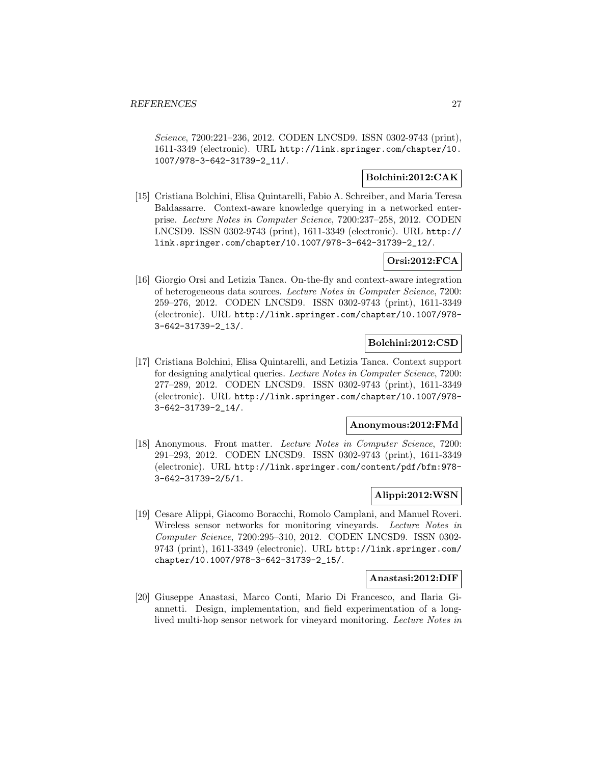*Science*, 7200:221–236, 2012. CODEN LNCSD9. ISSN 0302-9743 (print), 1611-3349 (electronic). URL http://link.springer.com/chapter/10.1007/978-3-642-31739-2_11/.

**Bolchini:2012:CAK**

[15] Cristiana Bolchini, Elisa Quintarelli, Fabio A. Schreiber, and Maria Teresa Baldassarre. Context-aware knowledge querying in a networked enterprise. *Lecture Notes in Computer Science*, 7200:237–258, 2012. CODEN LNCSD9. ISSN 0302-9743 (print), 1611-3349 (electronic). URL http://link.springer.com/chapter/10.1007/978-3-642-31739-2_12/.

**Orsi:2012:FCA**

[16] Giorgio Orsi and Letizia Tanca. On-the-fly and context-aware integration of heterogeneous data sources. *Lecture Notes in Computer Science*, 7200: 259–276, 2012. CODEN LNCSD9. ISSN 0302-9743 (print), 1611-3349 (electronic). URL http://link.springer.com/chapter/10.1007/978-3-642-31739-2_13/.

**Bolchini:2012:CSD**

[17] Cristiana Bolchini, Elisa Quintarelli, and Letizia Tanca. Context support for designing analytical queries. *Lecture Notes in Computer Science*, 7200: 277–289, 2012. CODEN LNCSD9. ISSN 0302-9743 (print), 1611-3349 (electronic). URL http://link.springer.com/chapter/10.1007/978-3-642-31739-2_14/.

**Anonymous:2012:FMd**

[18] Anonymous. Front matter. *Lecture Notes in Computer Science*, 7200: 291–293, 2012. CODEN LNCSD9. ISSN 0302-9743 (print), 1611-3349 (electronic). URL http://link.springer.com/content/pdf/bfm:978-3-642-31739-2/5/1.

**Alippi:2012:WSN**

[19] Cesare Alippi, Giacomo Boracchi, Romolo Camplani, and Manuel Roveri. Wireless sensor networks for monitoring vineyards. *Lecture Notes in Computer Science*, 7200:295–310, 2012. CODEN LNCSD9. ISSN 0302-9743 (print), 1611-3349 (electronic). URL http://link.springer.com/chapter/10.1007/978-3-642-31739-2_15/.

**Anastasi:2012:DIF**

[20] Giuseppe Anastasi, Marco Conti, Mario Di Francesco, and Ilaria Giannetti. Design, implementation, and field experimentation of a long-lived multi-hop sensor network for vineyard monitoring. *Lecture Notes in*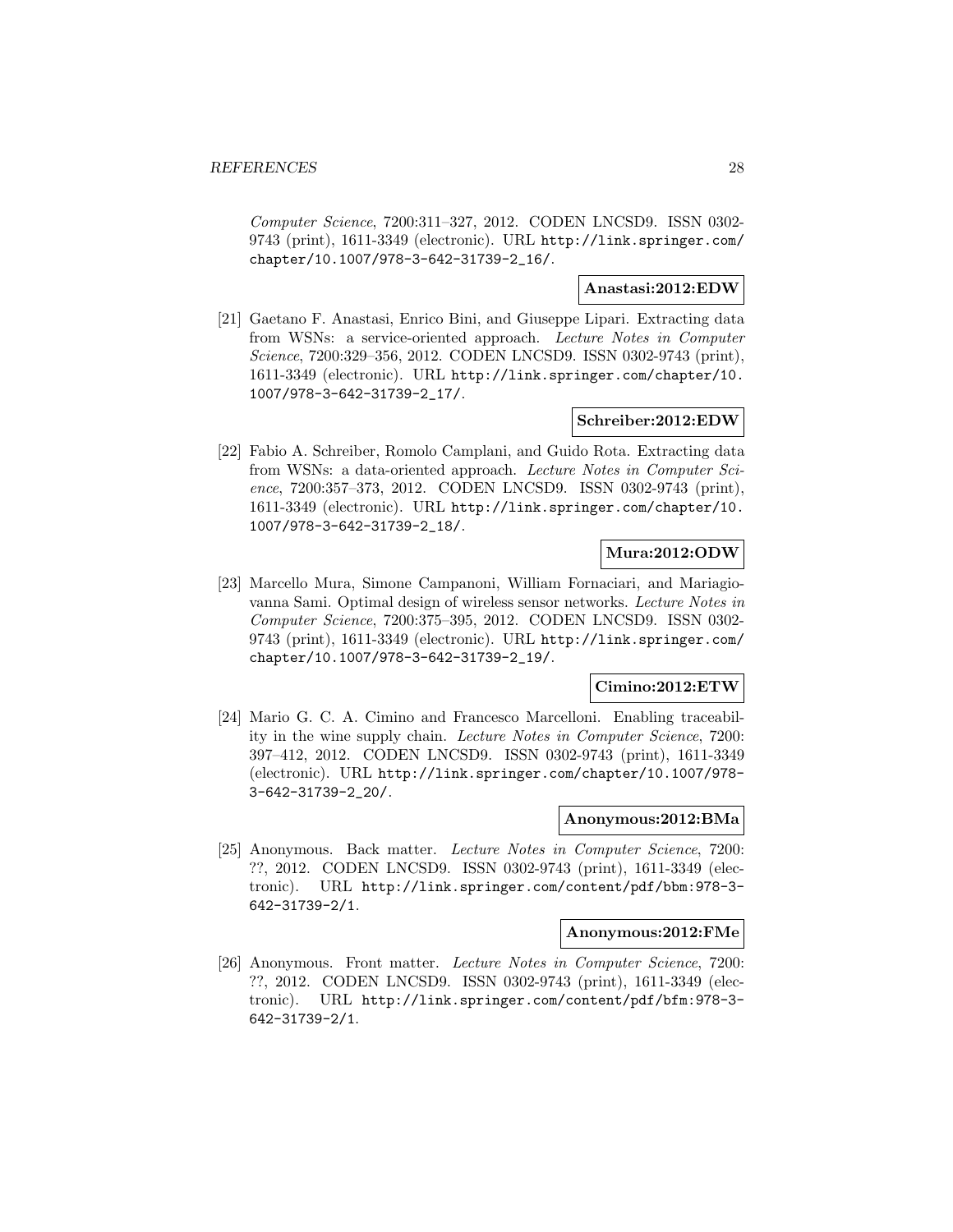*Computer Science*, 7200:311–327, 2012. CODEN LNCSD9. ISSN 0302-9743 (print), 1611-3349 (electronic). URL http://link.springer.com/chapter/10.1007/978-3-642-31739-2_16/.

**Anastasi:2012:EDW**

[21] Gaetano F. Anastasi, Enrico Bini, and Giuseppe Lipari. Extracting data from WSNs: a service-oriented approach. *Lecture Notes in Computer Science*, 7200:329–356, 2012. CODEN LNCSD9. ISSN 0302-9743 (print), 1611-3349 (electronic). URL http://link.springer.com/chapter/10.1007/978-3-642-31739-2_17/.

**Schreiber:2012:EDW**

[22] Fabio A. Schreiber, Romolo Camplani, and Guido Rota. Extracting data from WSNs: a data-oriented approach. *Lecture Notes in Computer Science*, 7200:357–373, 2012. CODEN LNCSD9. ISSN 0302-9743 (print), 1611-3349 (electronic). URL http://link.springer.com/chapter/10.1007/978-3-642-31739-2_18/.

**Mura:2012:ODW**

[23] Marcello Mura, Simone Campanoni, William Fornaciari, and Mariagiovanna Sami. Optimal design of wireless sensor networks. *Lecture Notes in Computer Science*, 7200:375–395, 2012. CODEN LNCSD9. ISSN 0302-9743 (print), 1611-3349 (electronic). URL http://link.springer.com/chapter/10.1007/978-3-642-31739-2_19/.

**Cimino:2012:ETW**

[24] Mario G. C. A. Cimino and Francesco Marcelloni. Enabling traceability in the wine supply chain. *Lecture Notes in Computer Science*, 7200:397–412, 2012. CODEN LNCSD9. ISSN 0302-9743 (print), 1611-3349 (electronic). URL http://link.springer.com/chapter/10.1007/978-3-642-31739-2_20/.

**Anonymous:2012:BMa**

[25] Anonymous. Back matter. *Lecture Notes in Computer Science*, 7200: ??, 2012. CODEN LNCSD9. ISSN 0302-9743 (print), 1611-3349 (electronic). URL http://link.springer.com/content/pdf/bbm:978-3-642-31739-2/1.

**Anonymous:2012:FMe**

[26] Anonymous. Front matter. *Lecture Notes in Computer Science*, 7200: ??, 2012. CODEN LNCSD9. ISSN 0302-9743 (print), 1611-3349 (electronic). URL http://link.springer.com/content/pdf/bfm:978-3-642-31739-2/1.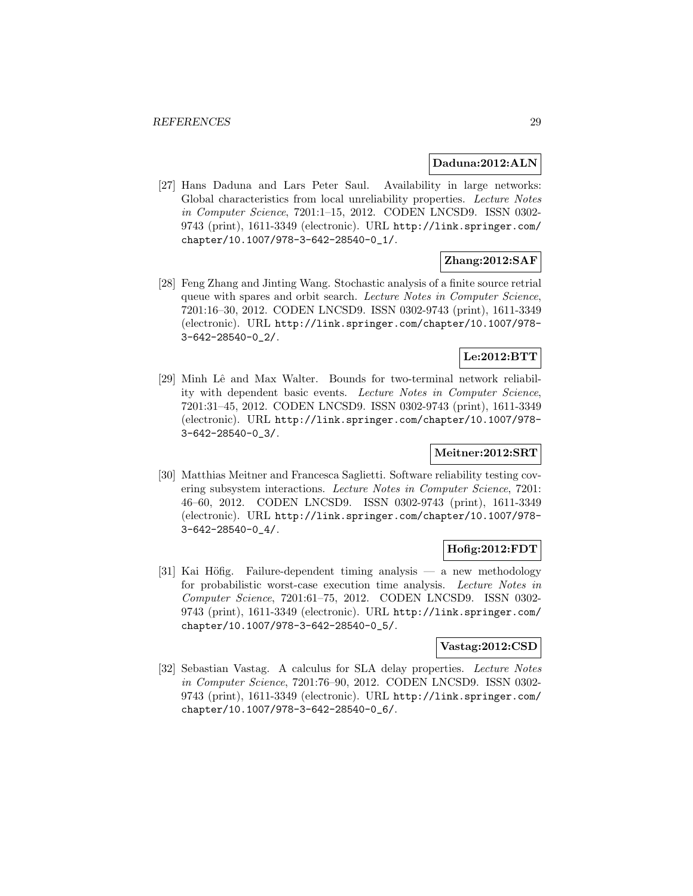**Daduna:2012:ALN**

[27] Hans Daduna and Lars Peter Saul. Availability in large networks: Global characteristics from local unreliability properties. *Lecture Notes in Computer Science*, 7201:1–15, 2012. CODEN LNCSD9. ISSN 0302-9743 (print), 1611-3349 (electronic). URL http://link.springer.com/chapter/10.1007/978-3-642-28540-0_1/.

**Zhang:2012:SAF**

[28] Feng Zhang and Jinting Wang. Stochastic analysis of a finite source retrial queue with spares and orbit search. *Lecture Notes in Computer Science*, 7201:16–30, 2012. CODEN LNCSD9. ISSN 0302-9743 (print), 1611-3349 (electronic). URL http://link.springer.com/chapter/10.1007/978-3-642-28540-0_2/.

**Le:2012:BTT**

[29] Minh Lê and Max Walter. Bounds for two-terminal network reliability with dependent basic events. *Lecture Notes in Computer Science*, 7201:31–45, 2012. CODEN LNCSD9. ISSN 0302-9743 (print), 1611-3349 (electronic). URL http://link.springer.com/chapter/10.1007/978-3-642-28540-0_3/.

**Meitner:2012:SRT**

[30] Matthias Meitner and Francesca Saglietti. Software reliability testing covering subsystem interactions. *Lecture Notes in Computer Science*, 7201: 46–60, 2012. CODEN LNCSD9. ISSN 0302-9743 (print), 1611-3349 (electronic). URL http://link.springer.com/chapter/10.1007/978-3-642-28540-0_4/.

**Hofig:2012:FDT**

[31] Kai Höfig. Failure-dependent timing analysis — a new methodology for probabilistic worst-case execution time analysis. *Lecture Notes in Computer Science*, 7201:61–75, 2012. CODEN LNCSD9. ISSN 0302-9743 (print), 1611-3349 (electronic). URL http://link.springer.com/chapter/10.1007/978-3-642-28540-0_5/.

**Vastag:2012:CSD**

[32] Sebastian Vastag. A calculus for SLA delay properties. *Lecture Notes in Computer Science*, 7201:76–90, 2012. CODEN LNCSD9. ISSN 0302-9743 (print), 1611-3349 (electronic). URL http://link.springer.com/chapter/10.1007/978-3-642-28540-0_6/.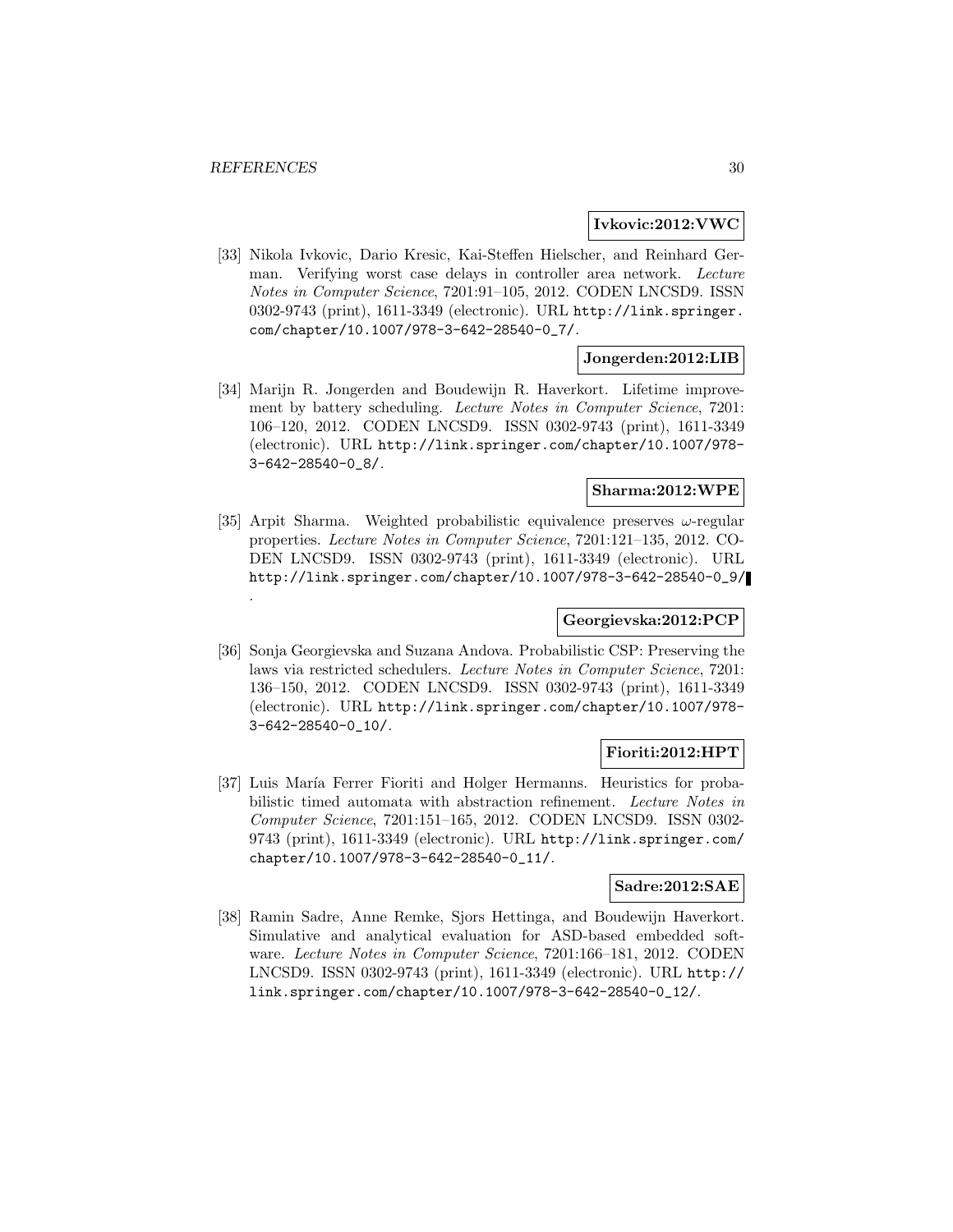**Ivkovic:2012:VWC**

[33] Nikola Ivkovic, Dario Kresic, Kai-Steffen Hielscher, and Reinhard German. Verifying worst case delays in controller area network. *Lecture Notes in Computer Science*, 7201:91–105, 2012. CODEN LNCSD9. ISSN 0302-9743 (print), 1611-3349 (electronic). URL http://link.springer.com/chapter/10.1007/978-3-642-28540-0_7/.

**Jongerden:2012:LIB**

[34] Marijn R. Jongerden and Boudewijn R. Haverkort. Lifetime improvement by battery scheduling. *Lecture Notes in Computer Science*, 7201: 106–120, 2012. CODEN LNCSD9. ISSN 0302-9743 (print), 1611-3349 (electronic). URL http://link.springer.com/chapter/10.1007/978-3-642-28540-0_8/.

**Sharma:2012:WPE**

[35] Arpit Sharma. Weighted probabilistic equivalence preserves $\omega$-regular properties. *Lecture Notes in Computer Science*, 7201:121–135, 2012. CODEN LNCSD9. ISSN 0302-9743 (print), 1611-3349 (electronic). URL http://link.springer.com/chapter/10.1007/978-3-642-28540-0_9/.

**Georgievska:2012:PCP**

[36] Sonja Georgievska and Suzana Andova. Probabilistic CSP: Preserving the laws via restricted schedulers. *Lecture Notes in Computer Science*, 7201: 136–150, 2012. CODEN LNCSD9. ISSN 0302-9743 (print), 1611-3349 (electronic). URL http://link.springer.com/chapter/10.1007/978-3-642-28540-0_10/.

**Fioriti:2012:HPT**

[37] Luis María Ferrer Fioriti and Holger Hermanns. Heuristics for probabilistic timed automata with abstraction refinement. *Lecture Notes in Computer Science*, 7201:151–165, 2012. CODEN LNCSD9. ISSN 0302-9743 (print), 1611-3349 (electronic). URL http://link.springer.com/chapter/10.1007/978-3-642-28540-0_11/.

**Sadre:2012:SAE**

[38] Ramin Sadre, Anne Remke, Sjors Hettinga, and Boudewijn Haverkort. Simulative and analytical evaluation for ASD-based embedded software. *Lecture Notes in Computer Science*, 7201:166–181, 2012. CODEN LNCSD9. ISSN 0302-9743 (print), 1611-3349 (electronic). URL http://link.springer.com/chapter/10.1007/978-3-642-28540-0_12/.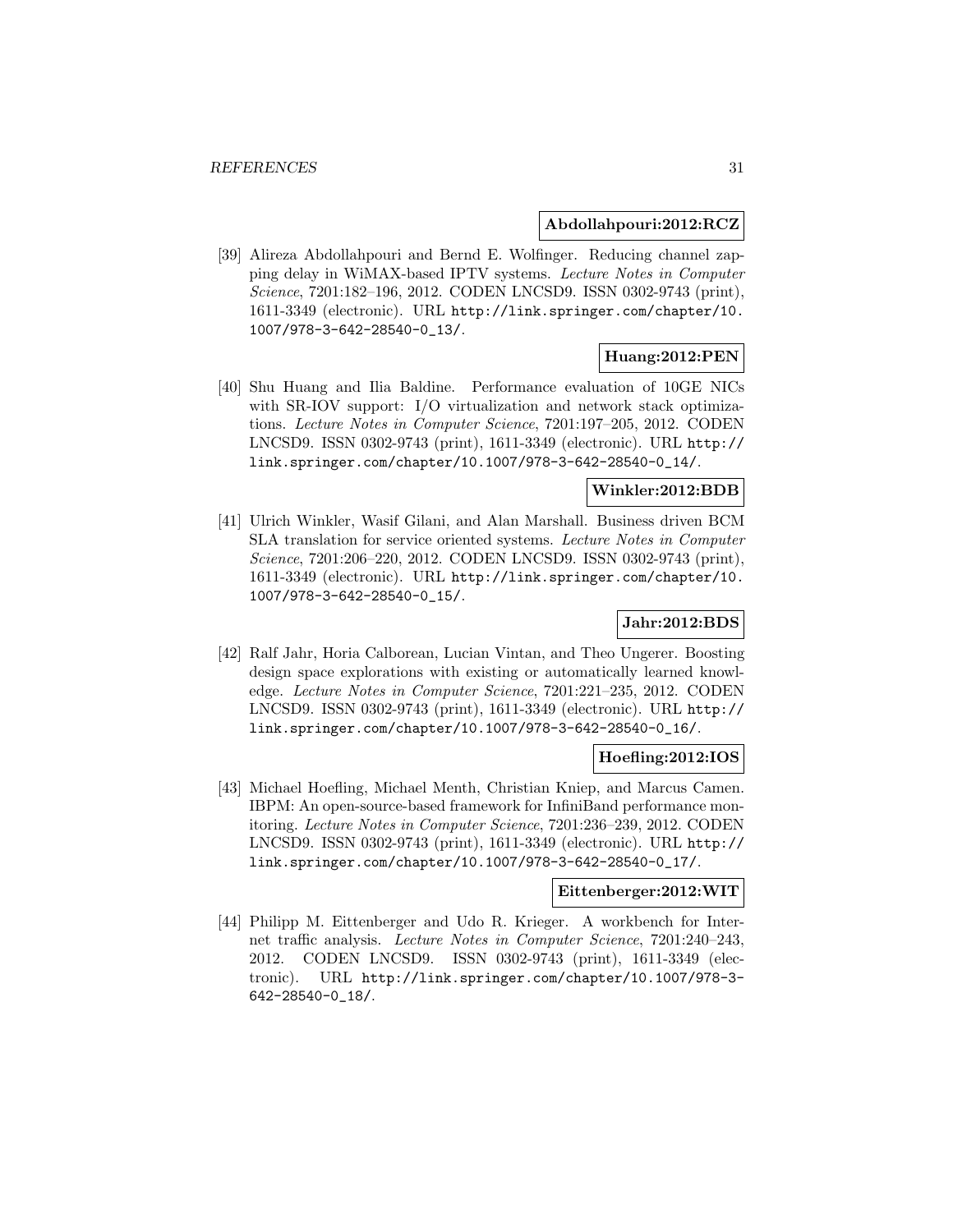**Abdollahpouri:2012:RCZ**

[39] Alireza Abdollahpouri and Bernd E. Wolfinger. Reducing channel zapping delay in WiMAX-based IPTV systems. *Lecture Notes in Computer Science*, 7201:182–196, 2012. CODEN LNCSD9. ISSN 0302-9743 (print), 1611-3349 (electronic). URL http://link.springer.com/chapter/10.1007/978-3-642-28540-0_13/.

**Huang:2012:PEN**

[40] Shu Huang and Ilia Baldine. Performance evaluation of 10GE NICs with SR-IOV support: I/O virtualization and network stack optimizations. *Lecture Notes in Computer Science*, 7201:197–205, 2012. CODEN LNCSD9. ISSN 0302-9743 (print), 1611-3349 (electronic). URL http://link.springer.com/chapter/10.1007/978-3-642-28540-0_14/.

**Winkler:2012:BDB**

[41] Ulrich Winkler, Wasif Gilani, and Alan Marshall. Business driven BCM SLA translation for service oriented systems. *Lecture Notes in Computer Science*, 7201:206–220, 2012. CODEN LNCSD9. ISSN 0302-9743 (print), 1611-3349 (electronic). URL http://link.springer.com/chapter/10.1007/978-3-642-28540-0_15/.

**Jahr:2012:BDS**

[42] Ralf Jahr, Horia Calborean, Lucian Vintan, and Theo Ungerer. Boosting design space explorations with existing or automatically learned knowledge. *Lecture Notes in Computer Science*, 7201:221–235, 2012. CODEN LNCSD9. ISSN 0302-9743 (print), 1611-3349 (electronic). URL http://link.springer.com/chapter/10.1007/978-3-642-28540-0_16/.

**Hoefling:2012:IOS**

[43] Michael Hoefling, Michael Menth, Christian Kniep, and Marcus Camen. IBPM: An open-source-based framework for InfiniBand performance monitoring. *Lecture Notes in Computer Science*, 7201:236–239, 2012. CODEN LNCSD9. ISSN 0302-9743 (print), 1611-3349 (electronic). URL http://link.springer.com/chapter/10.1007/978-3-642-28540-0_17/.

**Eittenberger:2012:WIT**

[44] Philipp M. Eittenberger and Udo R. Krieger. A workbench for Internet traffic analysis. *Lecture Notes in Computer Science*, 7201:240–243, 2012. CODEN LNCSD9. ISSN 0302-9743 (print), 1611-3349 (electronic). URL http://link.springer.com/chapter/10.1007/978-3-642-28540-0_18/.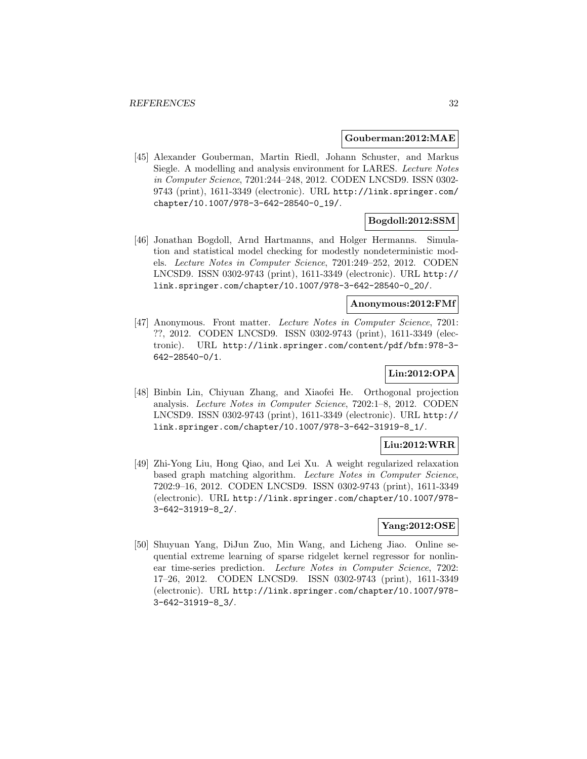**Gouberman:2012:MAE**

[45] Alexander Gouberman, Martin Riedl, Johann Schuster, and Markus Siegle. A modelling and analysis environment for LARES. *Lecture Notes in Computer Science*, 7201:244–248, 2012. CODEN LNCSD9. ISSN 0302-9743 (print), 1611-3349 (electronic). URL http://link.springer.com/chapter/10.1007/978-3-642-28540-0_19/.

**Bogdoll:2012:SSM**

[46] Jonathan Bogdoll, Arnd Hartmanns, and Holger Hermanns. Simulation and statistical model checking for modestly nondeterministic models. *Lecture Notes in Computer Science*, 7201:249–252, 2012. CODEN LNCSD9. ISSN 0302-9743 (print), 1611-3349 (electronic). URL http://link.springer.com/chapter/10.1007/978-3-642-28540-0_20/.

**Anonymous:2012:FMf**

[47] Anonymous. Front matter. *Lecture Notes in Computer Science*, 7201: ??, 2012. CODEN LNCSD9. ISSN 0302-9743 (print), 1611-3349 (electronic). URL http://link.springer.com/content/pdf/bfm:978-3-642-28540-0/1.

**Lin:2012:OPA**

[48] Binbin Lin, Chiyuan Zhang, and Xiaofei He. Orthogonal projection analysis. *Lecture Notes in Computer Science*, 7202:1–8, 2012. CODEN LNCSD9. ISSN 0302-9743 (print), 1611-3349 (electronic). URL http://link.springer.com/chapter/10.1007/978-3-642-31919-8_1/.

**Liu:2012:WRR**

[49] Zhi-Yong Liu, Hong Qiao, and Lei Xu. A weight regularized relaxation based graph matching algorithm. *Lecture Notes in Computer Science*, 7202:9–16, 2012. CODEN LNCSD9. ISSN 0302-9743 (print), 1611-3349 (electronic). URL http://link.springer.com/chapter/10.1007/978-3-642-31919-8_2/.

**Yang:2012:OSE**

[50] Shuyuan Yang, DiJun Zuo, Min Wang, and Licheng Jiao. Online sequential extreme learning of sparse ridgelet kernel regressor for nonlinear time-series prediction. *Lecture Notes in Computer Science*, 7202: 17–26, 2012. CODEN LNCSD9. ISSN 0302-9743 (print), 1611-3349 (electronic). URL http://link.springer.com/chapter/10.1007/978-3-642-31919-8_3/.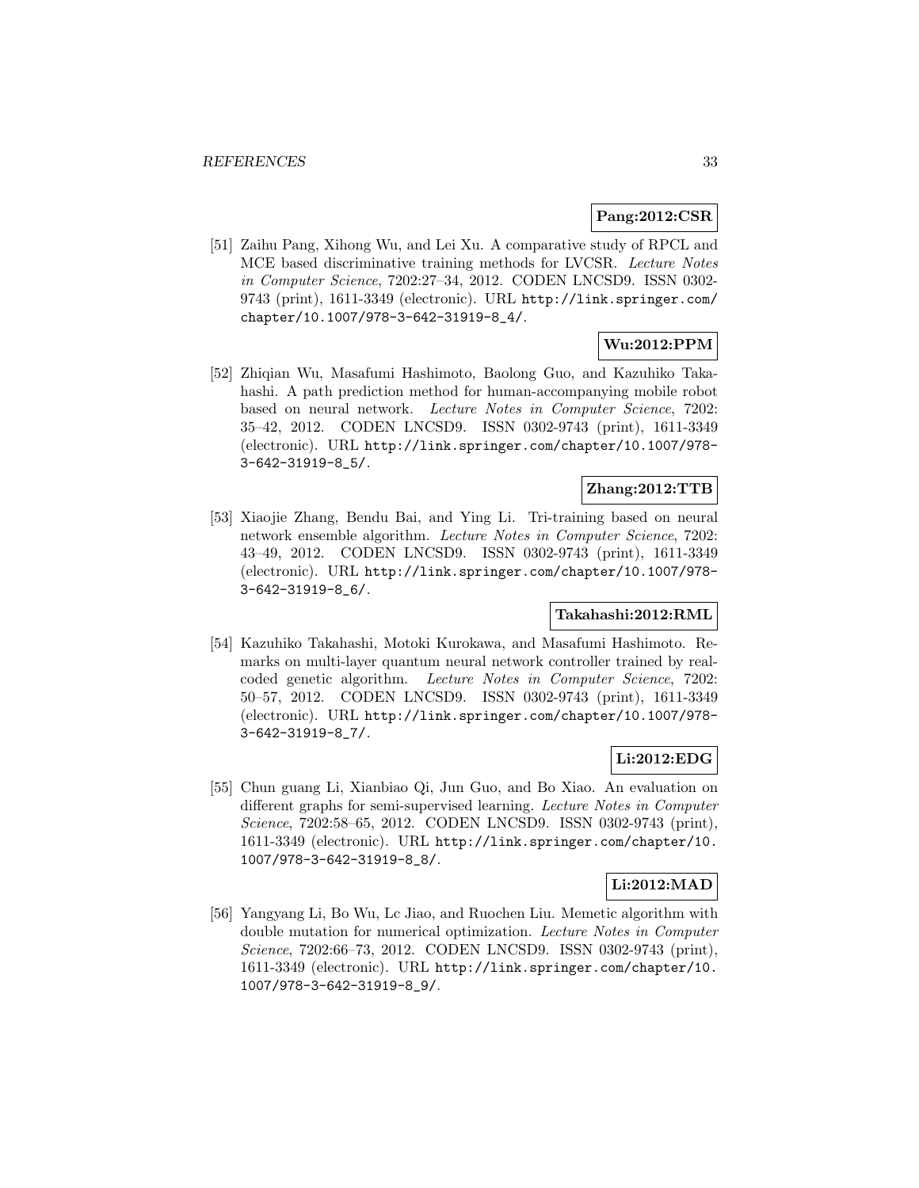**Pang:2012:CSR**

[51] Zaihu Pang, Xihong Wu, and Lei Xu. A comparative study of RPCL and MCE based discriminative training methods for LVCSR. *Lecture Notes in Computer Science*, 7202:27–34, 2012. CODEN LNCSD9. ISSN 0302-9743 (print), 1611-3349 (electronic). URL http://link.springer.com/chapter/10.1007/978-3-642-31919-8_4/.

**Wu:2012:PPM**

[52] Zhiqian Wu, Masafumi Hashimoto, Baolong Guo, and Kazuhiko Takahashi. A path prediction method for human-accompanying mobile robot based on neural network. *Lecture Notes in Computer Science*, 7202: 35–42, 2012. CODEN LNCSD9. ISSN 0302-9743 (print), 1611-3349 (electronic). URL http://link.springer.com/chapter/10.1007/978-3-642-31919-8_5/.

**Zhang:2012:TTB**

[53] Xiaojie Zhang, Bendu Bai, and Ying Li. Tri-training based on neural network ensemble algorithm. *Lecture Notes in Computer Science*, 7202: 43–49, 2012. CODEN LNCSD9. ISSN 0302-9743 (print), 1611-3349 (electronic). URL http://link.springer.com/chapter/10.1007/978-3-642-31919-8_6/.

**Takahashi:2012:RML**

[54] Kazuhiko Takahashi, Motoki Kurokawa, and Masafumi Hashimoto. Remarks on multi-layer quantum neural network controller trained by real-coded genetic algorithm. *Lecture Notes in Computer Science*, 7202: 50–57, 2012. CODEN LNCSD9. ISSN 0302-9743 (print), 1611-3349 (electronic). URL http://link.springer.com/chapter/10.1007/978-3-642-31919-8_7/.

**Li:2012:EDG**

[55] Chun guang Li, Xianbiao Qi, Jun Guo, and Bo Xiao. An evaluation on different graphs for semi-supervised learning. *Lecture Notes in Computer Science*, 7202:58–65, 2012. CODEN LNCSD9. ISSN 0302-9743 (print), 1611-3349 (electronic). URL http://link.springer.com/chapter/10.1007/978-3-642-31919-8_8/.

**Li:2012:MAD**

[56] Yangyang Li, Bo Wu, Lc Jiao, and Ruochen Liu. Memetic algorithm with double mutation for numerical optimization. *Lecture Notes in Computer Science*, 7202:66–73, 2012. CODEN LNCSD9. ISSN 0302-9743 (print), 1611-3349 (electronic). URL http://link.springer.com/chapter/10.1007/978-3-642-31919-8_9/.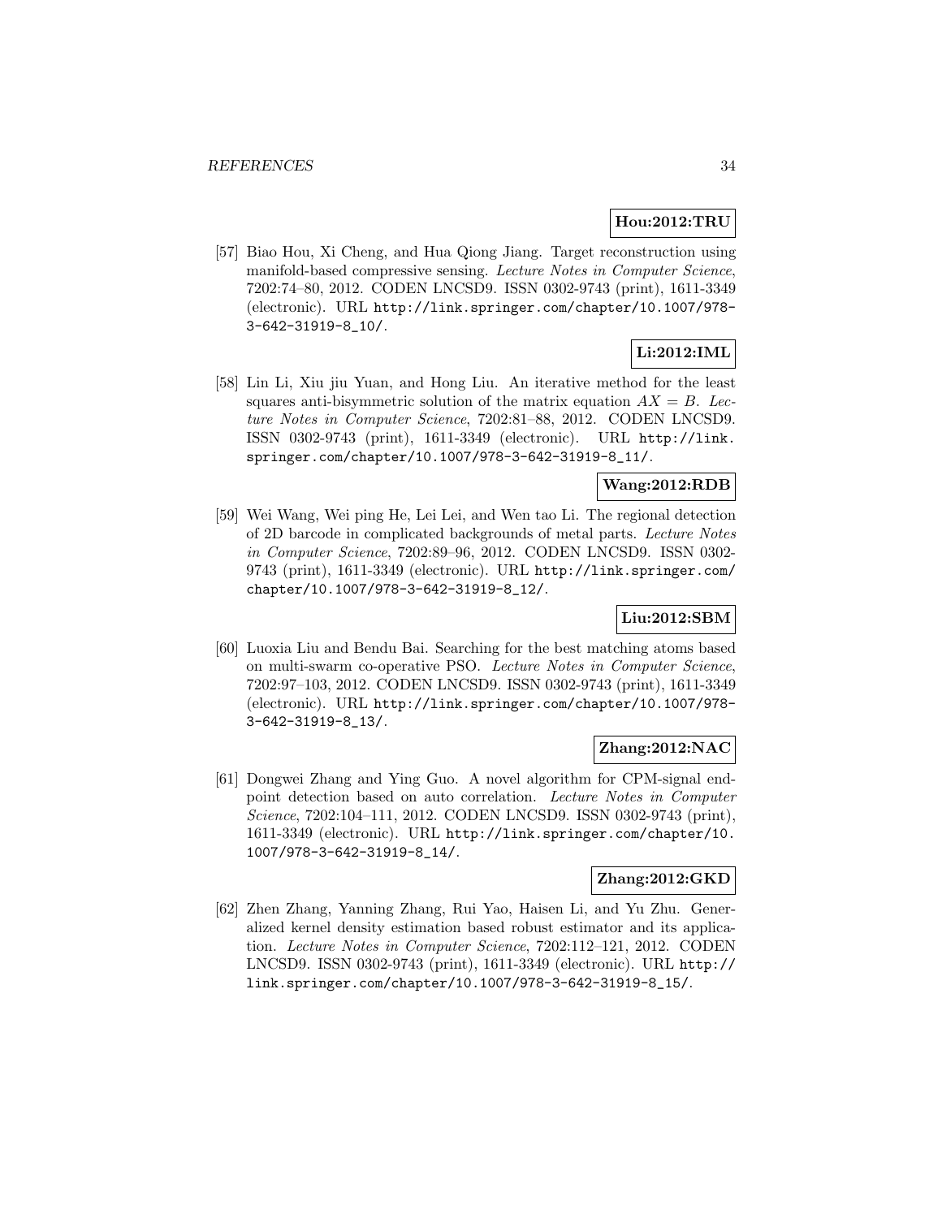**Hou:2012:TRU**

[57] Biao Hou, Xi Cheng, and Hua Qiong Jiang. Target reconstruction using manifold-based compressive sensing. *Lecture Notes in Computer Science*, 7202:74–80, 2012. CODEN LNCSD9. ISSN 0302-9743 (print), 1611-3349 (electronic). URL http://link.springer.com/chapter/10.1007/978-3-642-31919-8_10/.

**Li:2012:IML**

[58] Lin Li, Xiu jiu Yuan, and Hong Liu. An iterative method for the least squares anti-bisymmetric solution of the matrix equation $AX = B$. *Lecture Notes in Computer Science*, 7202:81–88, 2012. CODEN LNCSD9. ISSN 0302-9743 (print), 1611-3349 (electronic). URL http://link.springer.com/chapter/10.1007/978-3-642-31919-8_11/.

**Wang:2012:RDB**

[59] Wei Wang, Wei ping He, Lei Lei, and Wen tao Li. The regional detection of 2D barcode in complicated backgrounds of metal parts. *Lecture Notes in Computer Science*, 7202:89–96, 2012. CODEN LNCSD9. ISSN 0302-9743 (print), 1611-3349 (electronic). URL http://link.springer.com/chapter/10.1007/978-3-642-31919-8_12/.

**Liu:2012:SBM**

[60] Luoxia Liu and Bendu Bai. Searching for the best matching atoms based on multi-swarm co-operative PSO. *Lecture Notes in Computer Science*, 7202:97–103, 2012. CODEN LNCSD9. ISSN 0302-9743 (print), 1611-3349 (electronic). URL http://link.springer.com/chapter/10.1007/978-3-642-31919-8_13/.

**Zhang:2012:NAC**

[61] Dongwei Zhang and Ying Guo. A novel algorithm for CPM-signal endpoint detection based on auto correlation. *Lecture Notes in Computer Science*, 7202:104–111, 2012. CODEN LNCSD9. ISSN 0302-9743 (print), 1611-3349 (electronic). URL http://link.springer.com/chapter/10.1007/978-3-642-31919-8_14/.

**Zhang:2012:GKD**

[62] Zhen Zhang, Yanning Zhang, Rui Yao, Haisen Li, and Yu Zhu. Generalized kernel density estimation based robust estimator and its application. *Lecture Notes in Computer Science*, 7202:112–121, 2012. CODEN LNCSD9. ISSN 0302-9743 (print), 1611-3349 (electronic). URL http://link.springer.com/chapter/10.1007/978-3-642-31919-8_15/.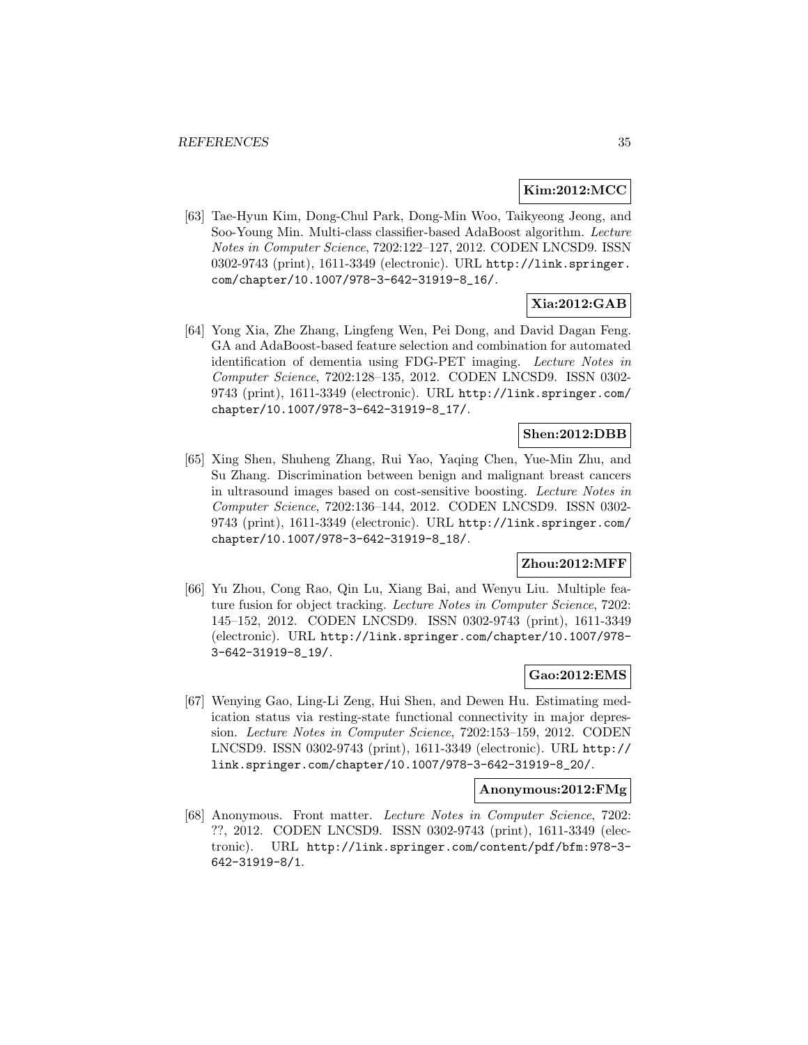**Kim:2012:MCC**

[63] Tae-Hyun Kim, Dong-Chul Park, Dong-Min Woo, Taikyeong Jeong, and Soo-Young Min. Multi-class classifier-based AdaBoost algorithm. *Lecture Notes in Computer Science*, 7202:122–127, 2012. CODEN LNCSD9. ISSN 0302-9743 (print), 1611-3349 (electronic). URL http://link.springer.com/chapter/10.1007/978-3-642-31919-8_16/.

**Xia:2012:GAB**

[64] Yong Xia, Zhe Zhang, Lingfeng Wen, Pei Dong, and David Dagan Feng. GA and AdaBoost-based feature selection and combination for automated identification of dementia using FDG-PET imaging. *Lecture Notes in Computer Science*, 7202:128–135, 2012. CODEN LNCSD9. ISSN 0302-9743 (print), 1611-3349 (electronic). URL http://link.springer.com/chapter/10.1007/978-3-642-31919-8_17/.

**Shen:2012:DBB**

[65] Xing Shen, Shuheng Zhang, Rui Yao, Yaqing Chen, Yue-Min Zhu, and Su Zhang. Discrimination between benign and malignant breast cancers in ultrasound images based on cost-sensitive boosting. *Lecture Notes in Computer Science*, 7202:136–144, 2012. CODEN LNCSD9. ISSN 0302-9743 (print), 1611-3349 (electronic). URL http://link.springer.com/chapter/10.1007/978-3-642-31919-8_18/.

**Zhou:2012:MFF**

[66] Yu Zhou, Cong Rao, Qin Lu, Xiang Bai, and Wenyu Liu. Multiple feature fusion for object tracking. *Lecture Notes in Computer Science*, 7202: 145–152, 2012. CODEN LNCSD9. ISSN 0302-9743 (print), 1611-3349 (electronic). URL http://link.springer.com/chapter/10.1007/978-3-642-31919-8_19/.

**Gao:2012:EMS**

[67] Wenying Gao, Ling-Li Zeng, Hui Shen, and Dewen Hu. Estimating medication status via resting-state functional connectivity in major depression. *Lecture Notes in Computer Science*, 7202:153–159, 2012. CODEN LNCSD9. ISSN 0302-9743 (print), 1611-3349 (electronic). URL http://link.springer.com/chapter/10.1007/978-3-642-31919-8_20/.

**Anonymous:2012:FMg**

[68] Anonymous. Front matter. *Lecture Notes in Computer Science*, 7202: ??, 2012. CODEN LNCSD9. ISSN 0302-9743 (print), 1611-3349 (electronic). URL http://link.springer.com/content/pdf/bfm:978-3-642-31919-8/1.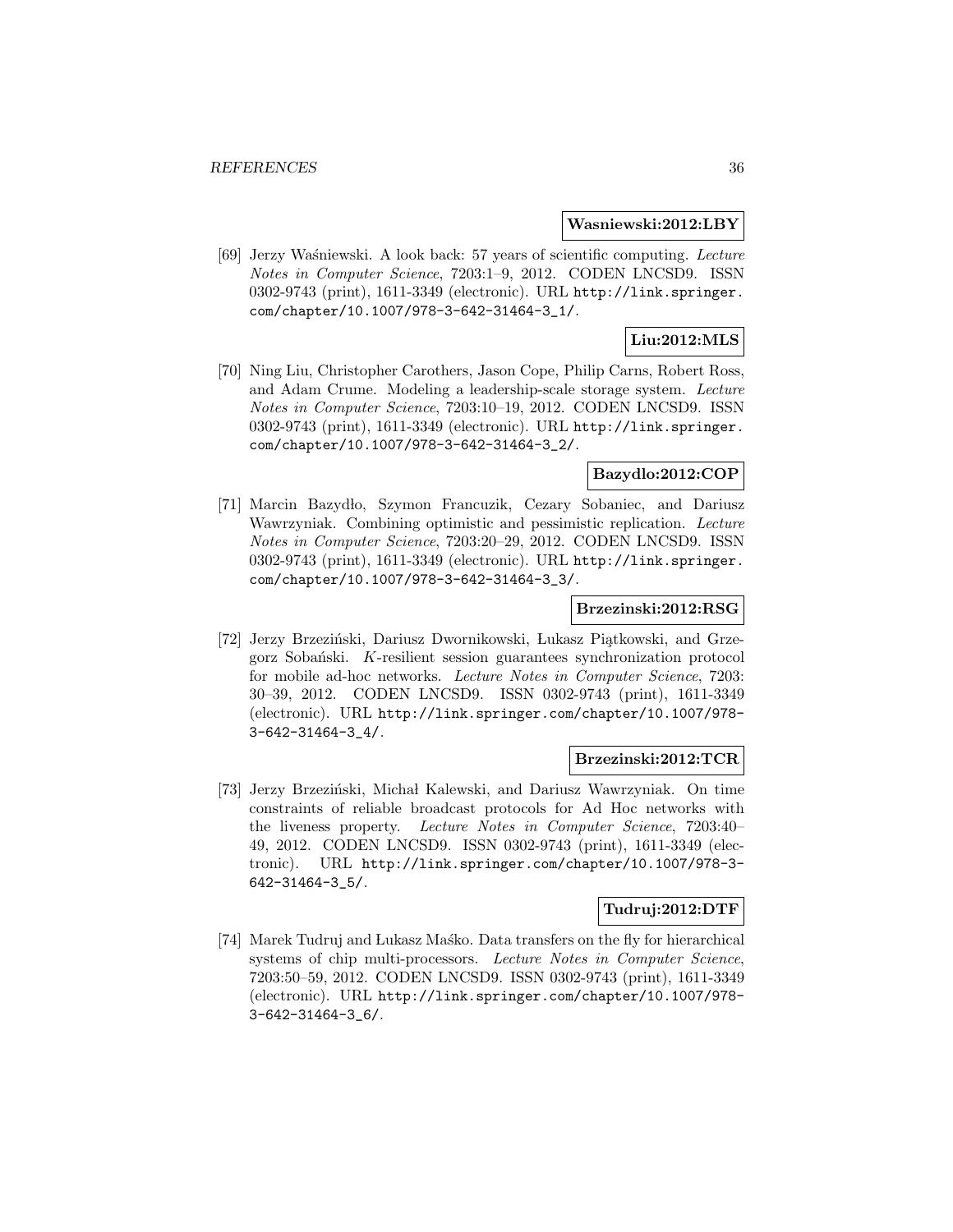**Wasniewski:2012:LBY**

[69] Jerzy Waśniewski. A look back: 57 years of scientific computing. *Lecture Notes in Computer Science*, 7203:1–9, 2012. CODEN LNCSD9. ISSN 0302-9743 (print), 1611-3349 (electronic). URL http://link.springer.com/chapter/10.1007/978-3-642-31464-3_1/.

**Liu:2012:MLS**

[70] Ning Liu, Christopher Carothers, Jason Cope, Philip Carns, Robert Ross, and Adam Crume. Modeling a leadership-scale storage system. *Lecture Notes in Computer Science*, 7203:10–19, 2012. CODEN LNCSD9. ISSN 0302-9743 (print), 1611-3349 (electronic). URL http://link.springer.com/chapter/10.1007/978-3-642-31464-3_2/.

**Bazydlo:2012:COP**

[71] Marcin Bazydło, Szymon Francuzik, Cezary Sobaniec, and Dariusz Wawrzyniak. Combining optimistic and pessimistic replication. *Lecture Notes in Computer Science*, 7203:20–29, 2012. CODEN LNCSD9. ISSN 0302-9743 (print), 1611-3349 (electronic). URL http://link.springer.com/chapter/10.1007/978-3-642-31464-3_3/.

**Brzezinski:2012:RSG**

[72] Jerzy Brzeziński, Dariusz Dwornikowski, Łukasz Piątkowski, and Grzegorz Sobański. $K$-resilient session guarantees synchronization protocol for mobile ad-hoc networks. *Lecture Notes in Computer Science*, 7203: 30–39, 2012. CODEN LNCSD9. ISSN 0302-9743 (print), 1611-3349 (electronic). URL http://link.springer.com/chapter/10.1007/978-3-642-31464-3_4/.

**Brzezinski:2012:TCR**

[73] Jerzy Brzeziński, Michał Kalewski, and Dariusz Wawrzyniak. On time constraints of reliable broadcast protocols for Ad Hoc networks with the liveness property. *Lecture Notes in Computer Science*, 7203:40–49, 2012. CODEN LNCSD9. ISSN 0302-9743 (print), 1611-3349 (electronic). URL http://link.springer.com/chapter/10.1007/978-3-642-31464-3_5/.

**Tudruj:2012:DTF**

[74] Marek Tudruj and Łukasz Maśko. Data transfers on the fly for hierarchical systems of chip multi-processors. *Lecture Notes in Computer Science*, 7203:50–59, 2012. CODEN LNCSD9. ISSN 0302-9743 (print), 1611-3349 (electronic). URL http://link.springer.com/chapter/10.1007/978-3-642-31464-3_6/.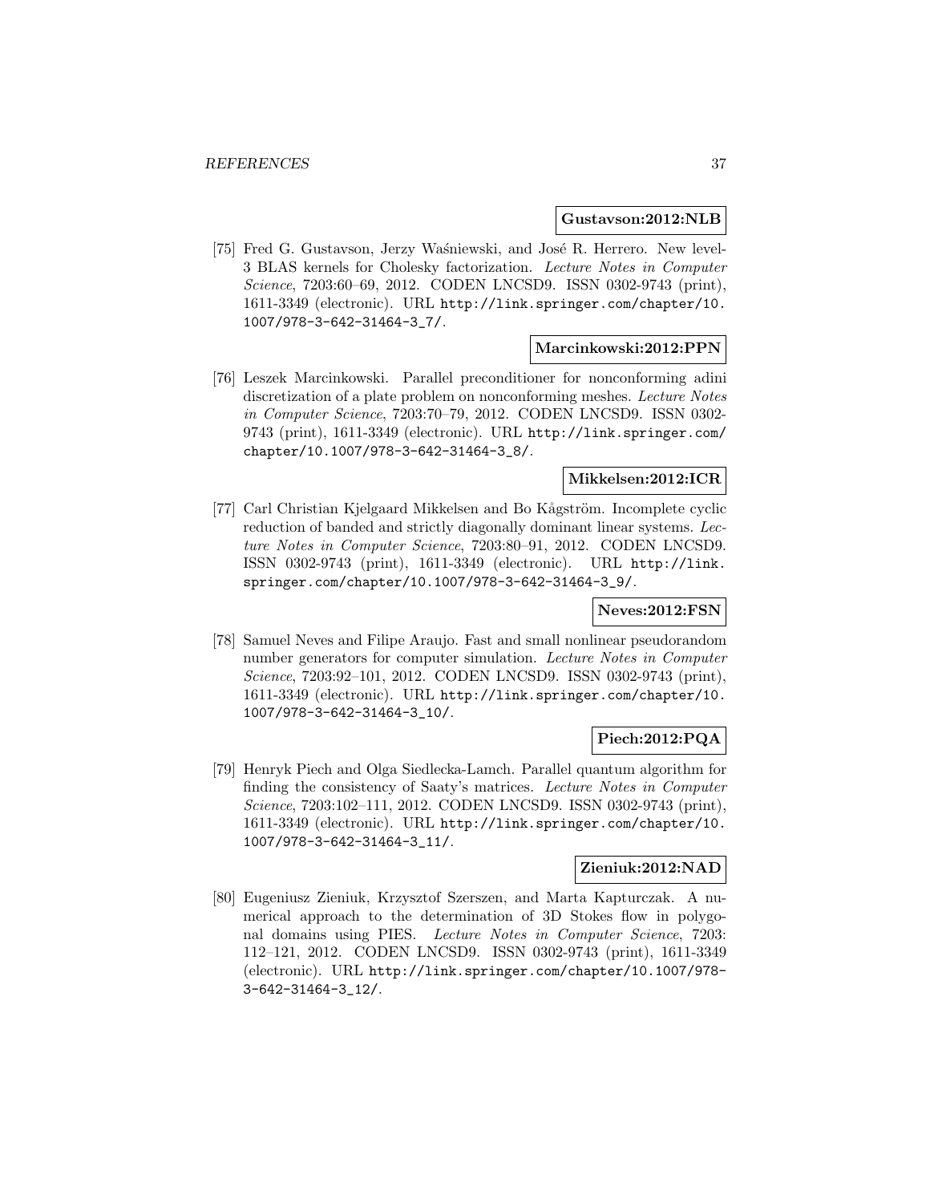**Gustavson:2012:NLB**

[75] Fred G. Gustavson, Jerzy Waśniewski, and José R. Herrero. New level-3 BLAS kernels for Cholesky factorization. *Lecture Notes in Computer Science*, 7203:60–69, 2012. CODEN LNCSD9. ISSN 0302-9743 (print), 1611-3349 (electronic). URL http://link.springer.com/chapter/10.1007/978-3-642-31464-3_7/.

**Marcinkowski:2012:PPN**

[76] Leszek Marcinkowski. Parallel preconditioner for nonconforming adini discretization of a plate problem on nonconforming meshes. *Lecture Notes in Computer Science*, 7203:70–79, 2012. CODEN LNCSD9. ISSN 0302-9743 (print), 1611-3349 (electronic). URL http://link.springer.com/chapter/10.1007/978-3-642-31464-3_8/.

**Mikkelsen:2012:ICR**

[77] Carl Christian Kjelgaard Mikkelsen and Bo Kågström. Incomplete cyclic reduction of banded and strictly diagonally dominant linear systems. *Lecture Notes in Computer Science*, 7203:80–91, 2012. CODEN LNCSD9. ISSN 0302-9743 (print), 1611-3349 (electronic). URL http://link.springer.com/chapter/10.1007/978-3-642-31464-3_9/.

**Neves:2012:FSN**

[78] Samuel Neves and Filipe Araujo. Fast and small nonlinear pseudorandom number generators for computer simulation. *Lecture Notes in Computer Science*, 7203:92–101, 2012. CODEN LNCSD9. ISSN 0302-9743 (print), 1611-3349 (electronic). URL http://link.springer.com/chapter/10.1007/978-3-642-31464-3_10/.

**Piech:2012:PQA**

[79] Henryk Piech and Olga Siedlecka-Lamch. Parallel quantum algorithm for finding the consistency of Saaty's matrices. *Lecture Notes in Computer Science*, 7203:102–111, 2012. CODEN LNCSD9. ISSN 0302-9743 (print), 1611-3349 (electronic). URL http://link.springer.com/chapter/10.1007/978-3-642-31464-3_11/.

**Zieniuk:2012:NAD**

[80] Eugeniusz Zieniuk, Krzysztof Szerszen, and Marta Kapturczak. A numerical approach to the determination of 3D Stokes flow in polygonal domains using PIES. *Lecture Notes in Computer Science*, 7203:112–121, 2012. CODEN LNCSD9. ISSN 0302-9743 (print), 1611-3349 (electronic). URL http://link.springer.com/chapter/10.1007/978-3-642-31464-3_12/.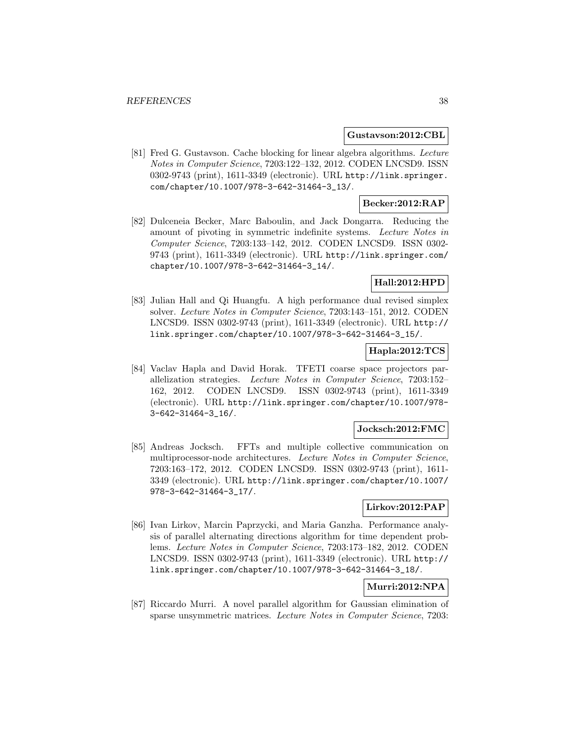**Gustavson:2012:CBL**

[81] Fred G. Gustavson. Cache blocking for linear algebra algorithms. *Lecture Notes in Computer Science*, 7203:122–132, 2012. CODEN LNCSD9. ISSN 0302-9743 (print), 1611-3349 (electronic). URL `http://link.springer.com/chapter/10.1007/978-3-642-31464-3_13/`.

**Becker:2012:RAP**

[82] Dulceneia Becker, Marc Baboulin, and Jack Dongarra. Reducing the amount of pivoting in symmetric indefinite systems. *Lecture Notes in Computer Science*, 7203:133–142, 2012. CODEN LNCSD9. ISSN 0302-9743 (print), 1611-3349 (electronic). URL `http://link.springer.com/chapter/10.1007/978-3-642-31464-3_14/`.

**Hall:2012:HPD**

[83] Julian Hall and Qi Huangfu. A high performance dual revised simplex solver. *Lecture Notes in Computer Science*, 7203:143–151, 2012. CODEN LNCSD9. ISSN 0302-9743 (print), 1611-3349 (electronic). URL `http://link.springer.com/chapter/10.1007/978-3-642-31464-3_15/`.

**Hapla:2012:TCS**

[84] Vaclav Hapla and David Horak. TFETI coarse space projectors parallelization strategies. *Lecture Notes in Computer Science*, 7203:152–162, 2012. CODEN LNCSD9. ISSN 0302-9743 (print), 1611-3349 (electronic). URL `http://link.springer.com/chapter/10.1007/978-3-642-31464-3_16/`.

**Jocksch:2012:FMC**

[85] Andreas Jocksch. FFTs and multiple collective communication on multiprocessor-node architectures. *Lecture Notes in Computer Science*, 7203:163–172, 2012. CODEN LNCSD9. ISSN 0302-9743 (print), 1611-3349 (electronic). URL `http://link.springer.com/chapter/10.1007/978-3-642-31464-3_17/`.

**Lirkov:2012:PAP**

[86] Ivan Lirkov, Marcin Paprzycki, and Maria Ganzha. Performance analysis of parallel alternating directions algorithm for time dependent problems. *Lecture Notes in Computer Science*, 7203:173–182, 2012. CODEN LNCSD9. ISSN 0302-9743 (print), 1611-3349 (electronic). URL `http://link.springer.com/chapter/10.1007/978-3-642-31464-3_18/`.

**Murri:2012:NPA**

[87] Riccardo Murri. A novel parallel algorithm for Gaussian elimination of sparse unsymmetric matrices. *Lecture Notes in Computer Science*, 7203: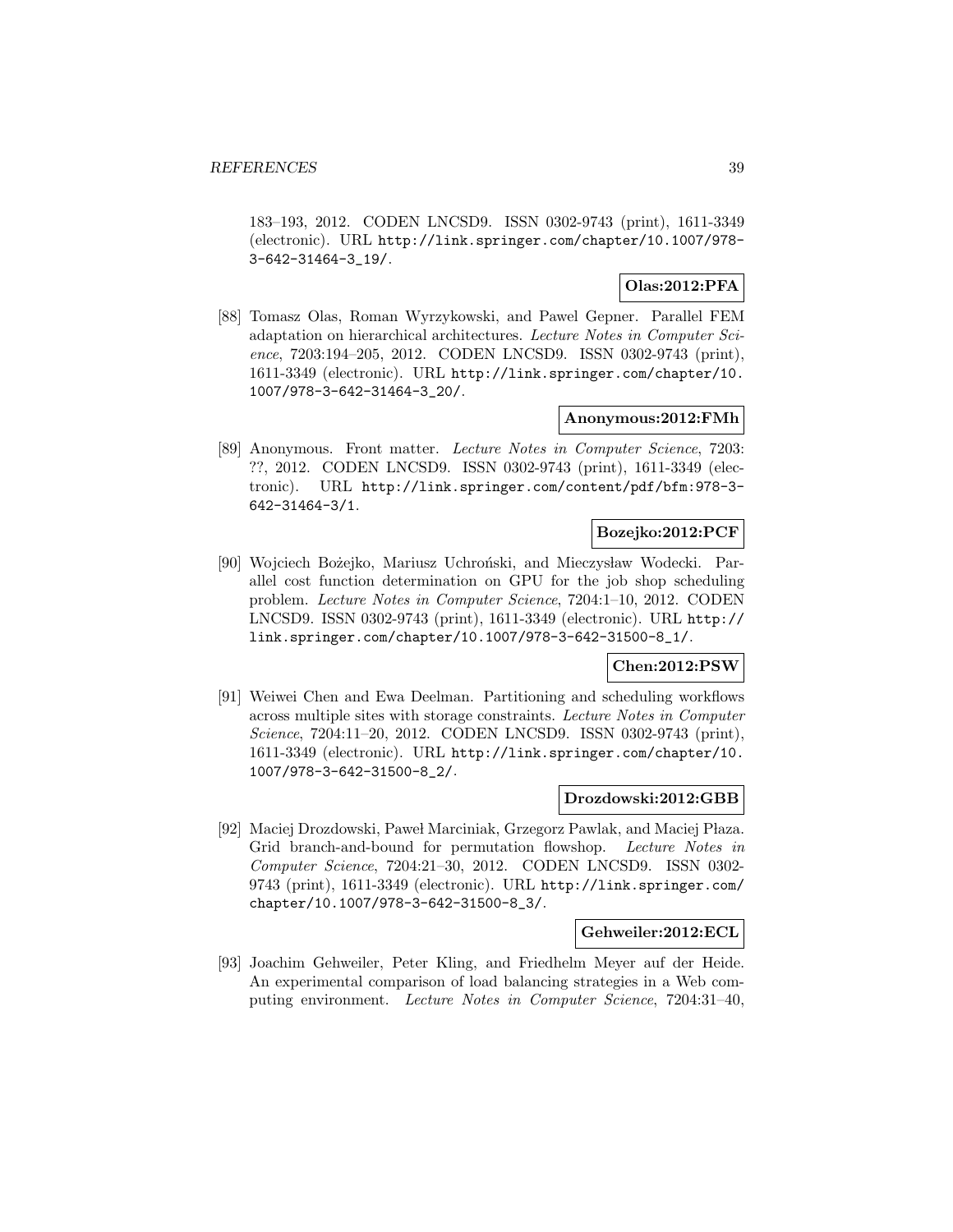183–193, 2012. CODEN LNCSD9. ISSN 0302-9743 (print), 1611-3349 (electronic). URL http://link.springer.com/chapter/10.1007/978-3-642-31464-3_19/.

**Olas:2012:PFA**

[88] Tomasz Olas, Roman Wyrzykowski, and Pawel Gepner. Parallel FEM adaptation on hierarchical architectures. *Lecture Notes in Computer Science*, 7203:194–205, 2012. CODEN LNCSD9. ISSN 0302-9743 (print), 1611-3349 (electronic). URL http://link.springer.com/chapter/10.1007/978-3-642-31464-3_20/.

**Anonymous:2012:FMh**

[89] Anonymous. Front matter. *Lecture Notes in Computer Science*, 7203: ??, 2012. CODEN LNCSD9. ISSN 0302-9743 (print), 1611-3349 (electronic). URL http://link.springer.com/content/pdf/bfm:978-3-642-31464-3/1.

**Bozejko:2012:PCF**

[90] Wojciech Bożejko, Mariusz Uchroński, and Mieczysław Wodecki. Parallel cost function determination on GPU for the job shop scheduling problem. *Lecture Notes in Computer Science*, 7204:1–10, 2012. CODEN LNCSD9. ISSN 0302-9743 (print), 1611-3349 (electronic). URL http://link.springer.com/chapter/10.1007/978-3-642-31500-8_1/.

**Chen:2012:PSW**

[91] Weiwei Chen and Ewa Deelman. Partitioning and scheduling workflows across multiple sites with storage constraints. *Lecture Notes in Computer Science*, 7204:11–20, 2012. CODEN LNCSD9. ISSN 0302-9743 (print), 1611-3349 (electronic). URL http://link.springer.com/chapter/10.1007/978-3-642-31500-8_2/.

**Drozdowski:2012:GBB**

[92] Maciej Drozdowski, Paweł Marciniak, Grzegorz Pawlak, and Maciej Płaza. Grid branch-and-bound for permutation flowshop. *Lecture Notes in Computer Science*, 7204:21–30, 2012. CODEN LNCSD9. ISSN 0302-9743 (print), 1611-3349 (electronic). URL http://link.springer.com/chapter/10.1007/978-3-642-31500-8_3/.

**Gehweiler:2012:ECL**

[93] Joachim Gehweiler, Peter Kling, and Friedhelm Meyer auf der Heide. An experimental comparison of load balancing strategies in a Web computing environment. *Lecture Notes in Computer Science*, 7204:31–40,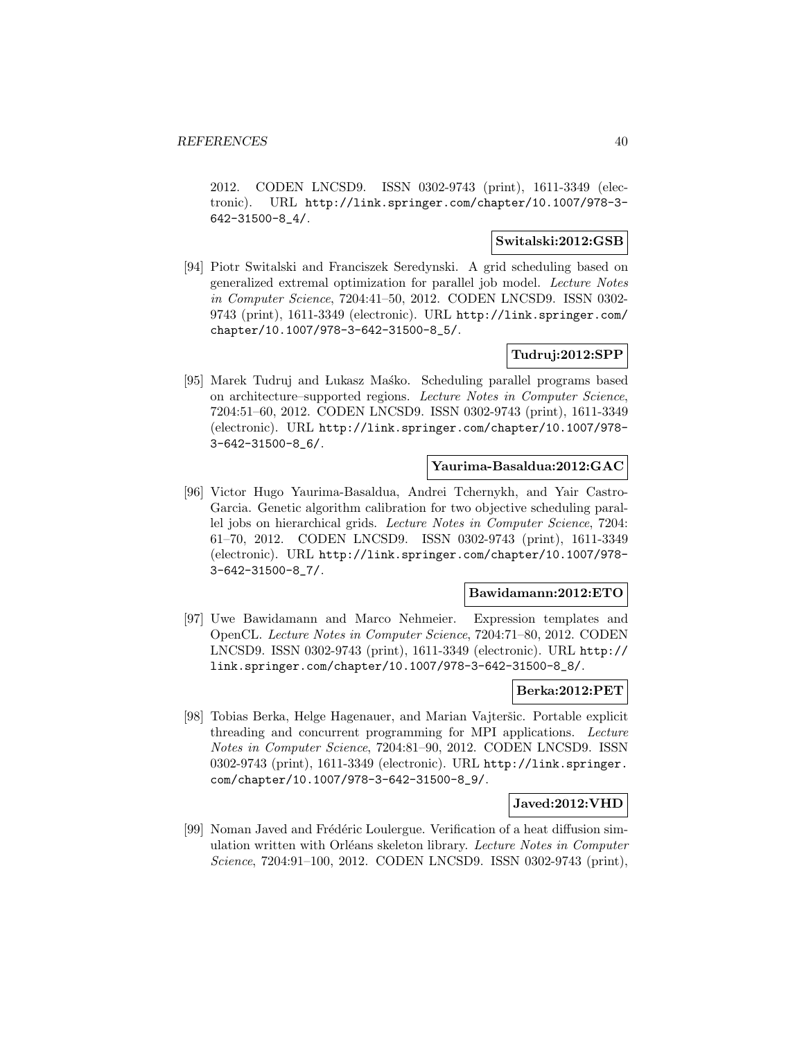2012. CODEN LNCSD9. ISSN 0302-9743 (print), 1611-3349 (electronic). URL http://link.springer.com/chapter/10.1007/978-3-642-31500-8_4/.

**Switalski:2012:GSB**

[94] Piotr Switalski and Franciszek Seredynski. A grid scheduling based on generalized extremal optimization for parallel job model. *Lecture Notes in Computer Science*, 7204:41–50, 2012. CODEN LNCSD9. ISSN 0302-9743 (print), 1611-3349 (electronic). URL http://link.springer.com/chapter/10.1007/978-3-642-31500-8_5/.

**Tudruj:2012:SPP**

[95] Marek Tudruj and Łukasz Maśko. Scheduling parallel programs based on architecture–supported regions. *Lecture Notes in Computer Science*, 7204:51–60, 2012. CODEN LNCSD9. ISSN 0302-9743 (print), 1611-3349 (electronic). URL http://link.springer.com/chapter/10.1007/978-3-642-31500-8_6/.

**Yaurima-Basaldua:2012:GAC**

[96] Victor Hugo Yaurima-Basaldua, Andrei Tchernykh, and Yair Castro-Garcia. Genetic algorithm calibration for two objective scheduling parallel jobs on hierarchical grids. *Lecture Notes in Computer Science*, 7204: 61–70, 2012. CODEN LNCSD9. ISSN 0302-9743 (print), 1611-3349 (electronic). URL http://link.springer.com/chapter/10.1007/978-3-642-31500-8_7/.

**Bawidamann:2012:ETO**

[97] Uwe Bawidamann and Marco Nehmeier. Expression templates and OpenCL. *Lecture Notes in Computer Science*, 7204:71–80, 2012. CODEN LNCSD9. ISSN 0302-9743 (print), 1611-3349 (electronic). URL http://link.springer.com/chapter/10.1007/978-3-642-31500-8_8/.

**Berka:2012:PET**

[98] Tobias Berka, Helge Hagenauer, and Marian Vajteršic. Portable explicit threading and concurrent programming for MPI applications. *Lecture Notes in Computer Science*, 7204:81–90, 2012. CODEN LNCSD9. ISSN 0302-9743 (print), 1611-3349 (electronic). URL http://link.springer.com/chapter/10.1007/978-3-642-31500-8_9/.

**Javed:2012:VHD**

[99] Noman Javed and Frédéric Loulergue. Verification of a heat diffusion simulation written with Orléans skeleton library. *Lecture Notes in Computer Science*, 7204:91–100, 2012. CODEN LNCSD9. ISSN 0302-9743 (print),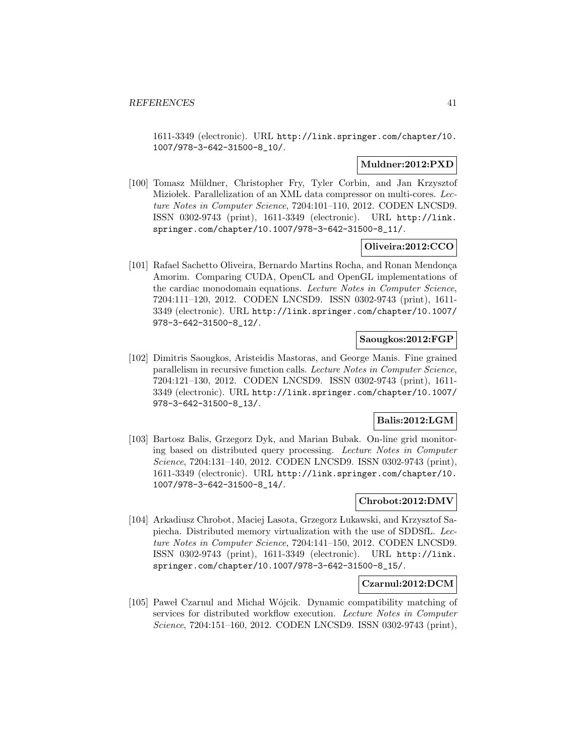1611-3349 (electronic). URL http://link.springer.com/chapter/10.1007/978-3-642-31500-8_10/.

**Muldner:2012:PXD**

[100] Tomasz Müldner, Christopher Fry, Tyler Corbin, and Jan Krzysztof Miziołek. Parallelization of an XML data compressor on multi-cores. *Lecture Notes in Computer Science*, 7204:101–110, 2012. CODEN LNCSD9. ISSN 0302-9743 (print), 1611-3349 (electronic). URL http://link.springer.com/chapter/10.1007/978-3-642-31500-8_11/.

**Oliveira:2012:CCO**

[101] Rafael Sachetto Oliveira, Bernardo Martins Rocha, and Ronan Mendonça Amorim. Comparing CUDA, OpenCL and OpenGL implementations of the cardiac monodomain equations. *Lecture Notes in Computer Science*, 7204:111–120, 2012. CODEN LNCSD9. ISSN 0302-9743 (print), 1611-3349 (electronic). URL http://link.springer.com/chapter/10.1007/978-3-642-31500-8_12/.

**Saougkos:2012:FGP**

[102] Dimitris Saougkos, Aristeidis Mastoras, and George Manis. Fine grained parallelism in recursive function calls. *Lecture Notes in Computer Science*, 7204:121–130, 2012. CODEN LNCSD9. ISSN 0302-9743 (print), 1611-3349 (electronic). URL http://link.springer.com/chapter/10.1007/978-3-642-31500-8_13/.

**Balis:2012:LGM**

[103] Bartosz Balis, Grzegorz Dyk, and Marian Bubak. On-line grid monitoring based on distributed query processing. *Lecture Notes in Computer Science*, 7204:131–140, 2012. CODEN LNCSD9. ISSN 0302-9743 (print), 1611-3349 (electronic). URL http://link.springer.com/chapter/10.1007/978-3-642-31500-8_14/.

**Chrobot:2012:DMV**

[104] Arkadiusz Chrobot, Maciej Lasota, Grzegorz Łukawski, and Krzysztof Sapiecha. Distributed memory virtualization with the use of SDDSfL. *Lecture Notes in Computer Science*, 7204:141–150, 2012. CODEN LNCSD9. ISSN 0302-9743 (print), 1611-3349 (electronic). URL http://link.springer.com/chapter/10.1007/978-3-642-31500-8_15/.

**Czarnul:2012:DCM**

[105] Paweł Czarnul and Michał Wójcik. Dynamic compatibility matching of services for distributed workflow execution. *Lecture Notes in Computer Science*, 7204:151–160, 2012. CODEN LNCSD9. ISSN 0302-9743 (print),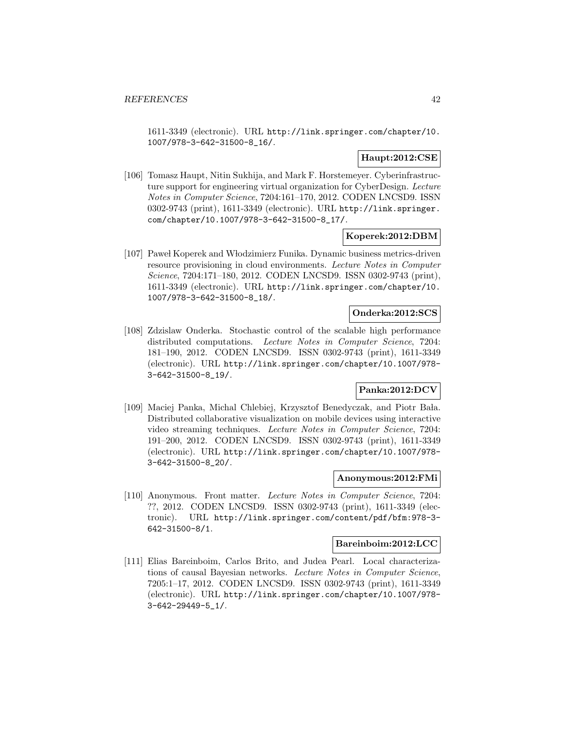1611-3349 (electronic). URL http://link.springer.com/chapter/10.1007/978-3-642-31500-8_16/.

**Haupt:2012:CSE**

[106] Tomasz Haupt, Nitin Sukhija, and Mark F. Horstemeyer. Cyberinfrastructure support for engineering virtual organization for CyberDesign. *Lecture Notes in Computer Science*, 7204:161–170, 2012. CODEN LNCSD9. ISSN 0302-9743 (print), 1611-3349 (electronic). URL http://link.springer.com/chapter/10.1007/978-3-642-31500-8_17/.

**Koperek:2012:DBM**

[107] Paweł Koperek and Włodzimierz Funika. Dynamic business metrics-driven resource provisioning in cloud environments. *Lecture Notes in Computer Science*, 7204:171–180, 2012. CODEN LNCSD9. ISSN 0302-9743 (print), 1611-3349 (electronic). URL http://link.springer.com/chapter/10.1007/978-3-642-31500-8_18/.

**Onderka:2012:SCS**

[108] Zdzislaw Onderka. Stochastic control of the scalable high performance distributed computations. *Lecture Notes in Computer Science*, 7204: 181–190, 2012. CODEN LNCSD9. ISSN 0302-9743 (print), 1611-3349 (electronic). URL http://link.springer.com/chapter/10.1007/978-3-642-31500-8_19/.

**Panka:2012:DCV**

[109] Maciej Panka, Michal Chlebiej, Krzysztof Benedyczak, and Piotr Bała. Distributed collaborative visualization on mobile devices using interactive video streaming techniques. *Lecture Notes in Computer Science*, 7204: 191–200, 2012. CODEN LNCSD9. ISSN 0302-9743 (print), 1611-3349 (electronic). URL http://link.springer.com/chapter/10.1007/978-3-642-31500-8_20/.

**Anonymous:2012:FMi**

[110] Anonymous. Front matter. *Lecture Notes in Computer Science*, 7204: ??, 2012. CODEN LNCSD9. ISSN 0302-9743 (print), 1611-3349 (electronic). URL http://link.springer.com/content/pdf/bfm:978-3-642-31500-8/1.

**Bareinboim:2012:LCC**

[111] Elias Bareinboim, Carlos Brito, and Judea Pearl. Local characterizations of causal Bayesian networks. *Lecture Notes in Computer Science*, 7205:1–17, 2012. CODEN LNCSD9. ISSN 0302-9743 (print), 1611-3349 (electronic). URL http://link.springer.com/chapter/10.1007/978-3-642-29449-5_1/.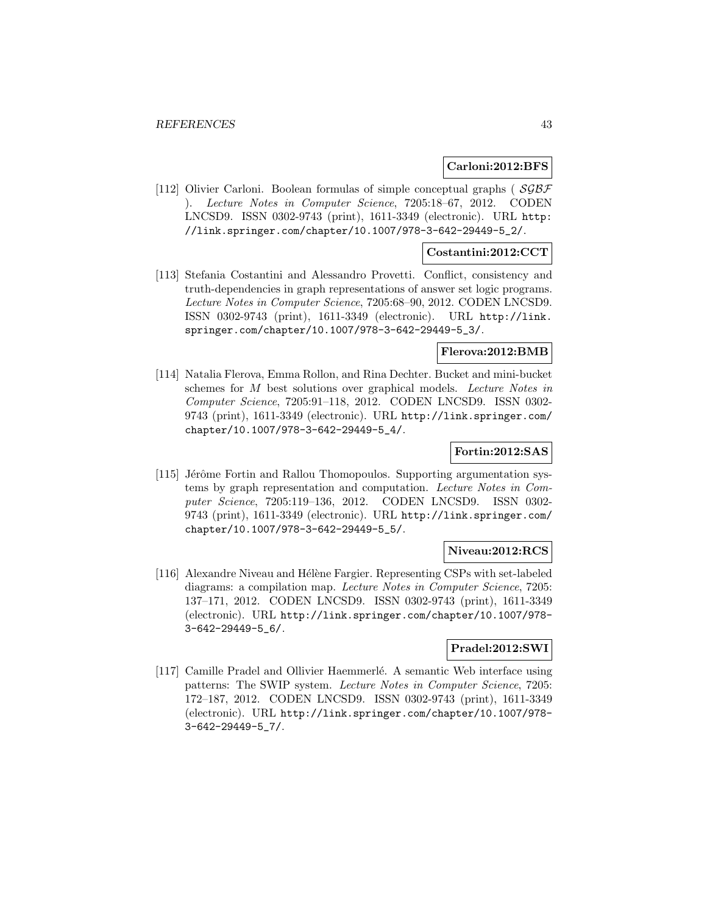**Carloni:2012:BFS**

[112] Olivier Carloni. Boolean formulas of simple conceptual graphs ( $\mathcal{SGBF}$ ). *Lecture Notes in Computer Science*, 7205:18–67, 2012. CODEN LNCSD9. ISSN 0302-9743 (print), 1611-3349 (electronic). URL http://link.springer.com/chapter/10.1007/978-3-642-29449-5_2/.

**Costantini:2012:CCT**

[113] Stefania Costantini and Alessandro Provetti. Conflict, consistency and truth-dependencies in graph representations of answer set logic programs. *Lecture Notes in Computer Science*, 7205:68–90, 2012. CODEN LNCSD9. ISSN 0302-9743 (print), 1611-3349 (electronic). URL http://link.springer.com/chapter/10.1007/978-3-642-29449-5_3/.

**Flerova:2012:BMB**

[114] Natalia Flerova, Emma Rollon, and Rina Dechter. Bucket and mini-bucket schemes for $M$ best solutions over graphical models. *Lecture Notes in Computer Science*, 7205:91–118, 2012. CODEN LNCSD9. ISSN 0302-9743 (print), 1611-3349 (electronic). URL http://link.springer.com/chapter/10.1007/978-3-642-29449-5_4/.

**Fortin:2012:SAS**

[115] Jérôme Fortin and Rallou Thomopoulos. Supporting argumentation systems by graph representation and computation. *Lecture Notes in Computer Science*, 7205:119–136, 2012. CODEN LNCSD9. ISSN 0302-9743 (print), 1611-3349 (electronic). URL http://link.springer.com/chapter/10.1007/978-3-642-29449-5_5/.

**Niveau:2012:RCS**

[116] Alexandre Niveau and Hélène Fargier. Representing CSPs with set-labeled diagrams: a compilation map. *Lecture Notes in Computer Science*, 7205: 137–171, 2012. CODEN LNCSD9. ISSN 0302-9743 (print), 1611-3349 (electronic). URL http://link.springer.com/chapter/10.1007/978-3-642-29449-5_6/.

**Pradel:2012:SWI**

[117] Camille Pradel and Ollivier Haemmerlé. A semantic Web interface using patterns: The SWIP system. *Lecture Notes in Computer Science*, 7205: 172–187, 2012. CODEN LNCSD9. ISSN 0302-9743 (print), 1611-3349 (electronic). URL http://link.springer.com/chapter/10.1007/978-3-642-29449-5_7/.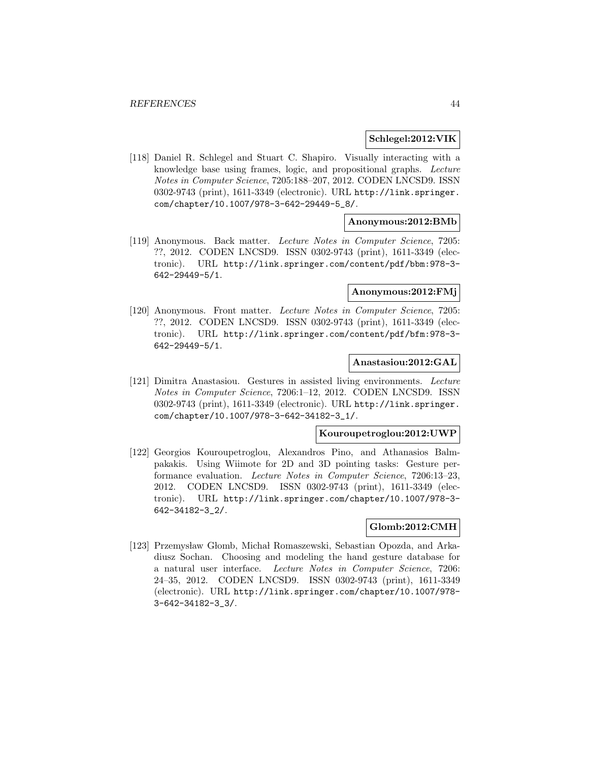**Schlegel:2012:VIK**

[118] Daniel R. Schlegel and Stuart C. Shapiro. Visually interacting with a knowledge base using frames, logic, and propositional graphs. *Lecture Notes in Computer Science*, 7205:188–207, 2012. CODEN LNCSD9. ISSN 0302-9743 (print), 1611-3349 (electronic). URL `http://link.springer.com/chapter/10.1007/978-3-642-29449-5_8/`.

**Anonymous:2012:BMb**

[119] Anonymous. Back matter. *Lecture Notes in Computer Science*, 7205: ??, 2012. CODEN LNCSD9. ISSN 0302-9743 (print), 1611-3349 (electronic). URL `http://link.springer.com/content/pdf/bbm:978-3-642-29449-5/1`.

**Anonymous:2012:FMj**

[120] Anonymous. Front matter. *Lecture Notes in Computer Science*, 7205: ??, 2012. CODEN LNCSD9. ISSN 0302-9743 (print), 1611-3349 (electronic). URL `http://link.springer.com/content/pdf/bfm:978-3-642-29449-5/1`.

**Anastasiou:2012:GAL**

[121] Dimitra Anastasiou. Gestures in assisted living environments. *Lecture Notes in Computer Science*, 7206:1–12, 2012. CODEN LNCSD9. ISSN 0302-9743 (print), 1611-3349 (electronic). URL `http://link.springer.com/chapter/10.1007/978-3-642-34182-3_1/`.

**Kouroupetroglou:2012:UWP**

[122] Georgios Kouroupetroglou, Alexandros Pino, and Athanasios Balmpakakis. Using Wiimote for 2D and 3D pointing tasks: Gesture performance evaluation. *Lecture Notes in Computer Science*, 7206:13–23, 2012. CODEN LNCSD9. ISSN 0302-9743 (print), 1611-3349 (electronic). URL `http://link.springer.com/chapter/10.1007/978-3-642-34182-3_2/`.

**Glomb:2012:CMH**

[123] Przemysław Głomb, Michał Romaszewski, Sebastian Opozda, and Arkadiusz Sochan. Choosing and modeling the hand gesture database for a natural user interface. *Lecture Notes in Computer Science*, 7206: 24–35, 2012. CODEN LNCSD9. ISSN 0302-9743 (print), 1611-3349 (electronic). URL `http://link.springer.com/chapter/10.1007/978-3-642-34182-3_3/`.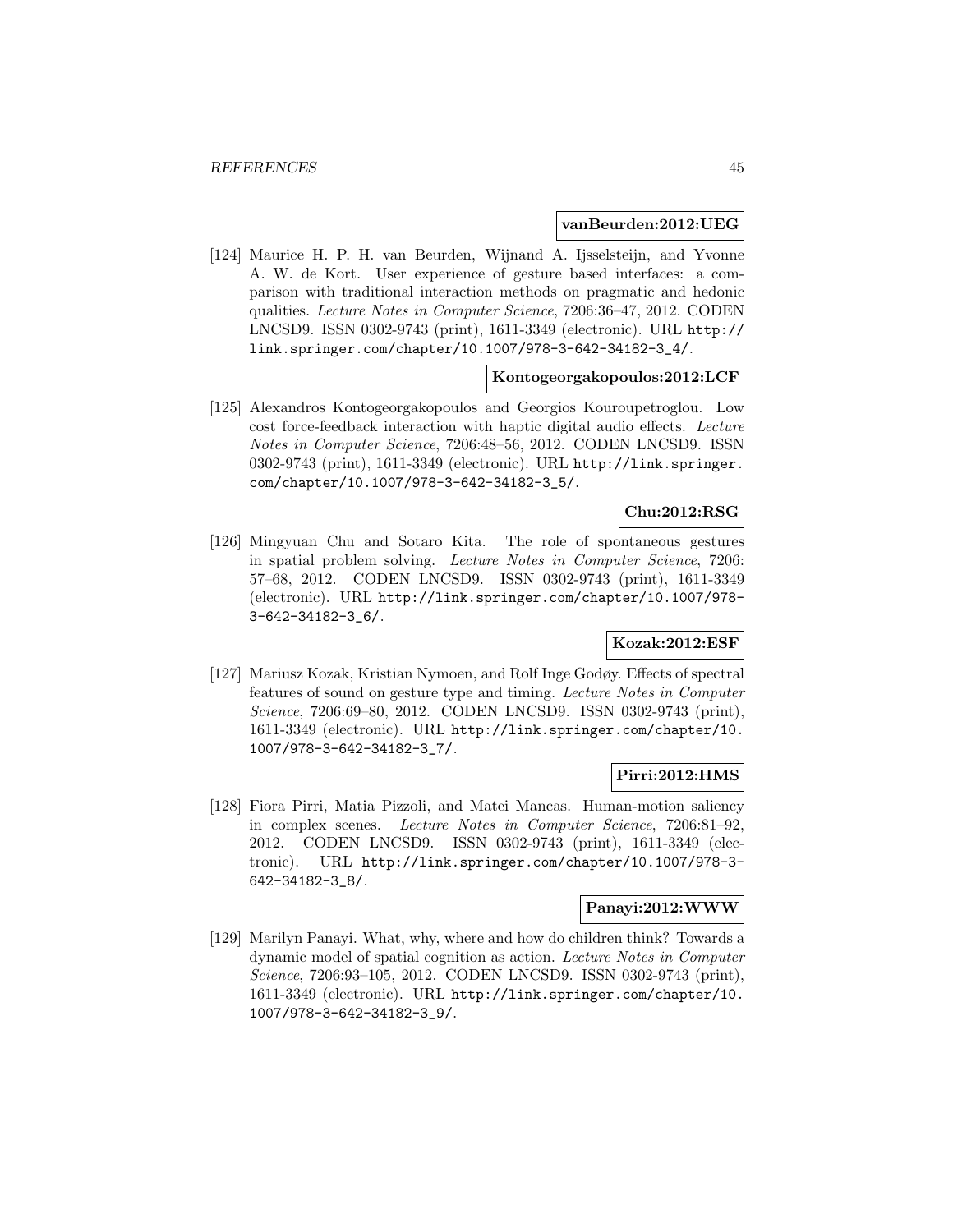**vanBeurden:2012:UEG**

[124] Maurice H. P. H. van Beurden, Wijnand A. Ijsselsteijn, and Yvonne A. W. de Kort. User experience of gesture based interfaces: a comparison with traditional interaction methods on pragmatic and hedonic qualities. *Lecture Notes in Computer Science*, 7206:36–47, 2012. CODEN LNCSD9. ISSN 0302-9743 (print), 1611-3349 (electronic). URL http://link.springer.com/chapter/10.1007/978-3-642-34182-3_4/.

**Kontogeorgakopoulos:2012:LCF**

[125] Alexandros Kontogeorgakopoulos and Georgios Kouroupetroglou. Low cost force-feedback interaction with haptic digital audio effects. *Lecture Notes in Computer Science*, 7206:48–56, 2012. CODEN LNCSD9. ISSN 0302-9743 (print), 1611-3349 (electronic). URL http://link.springer.com/chapter/10.1007/978-3-642-34182-3_5/.

**Chu:2012:RSG**

[126] Mingyuan Chu and Sotaro Kita. The role of spontaneous gestures in spatial problem solving. *Lecture Notes in Computer Science*, 7206: 57–68, 2012. CODEN LNCSD9. ISSN 0302-9743 (print), 1611-3349 (electronic). URL http://link.springer.com/chapter/10.1007/978-3-642-34182-3_6/.

**Kozak:2012:ESF**

[127] Mariusz Kozak, Kristian Nymoen, and Rolf Inge Godøy. Effects of spectral features of sound on gesture type and timing. *Lecture Notes in Computer Science*, 7206:69–80, 2012. CODEN LNCSD9. ISSN 0302-9743 (print), 1611-3349 (electronic). URL http://link.springer.com/chapter/10.1007/978-3-642-34182-3_7/.

**Pirri:2012:HMS**

[128] Fiora Pirri, Matia Pizzoli, and Matei Mancas. Human-motion saliency in complex scenes. *Lecture Notes in Computer Science*, 7206:81–92, 2012. CODEN LNCSD9. ISSN 0302-9743 (print), 1611-3349 (electronic). URL http://link.springer.com/chapter/10.1007/978-3-642-34182-3_8/.

**Panayi:2012:WWW**

[129] Marilyn Panayi. What, why, where and how do children think? Towards a dynamic model of spatial cognition as action. *Lecture Notes in Computer Science*, 7206:93–105, 2012. CODEN LNCSD9. ISSN 0302-9743 (print), 1611-3349 (electronic). URL http://link.springer.com/chapter/10.1007/978-3-642-34182-3_9/.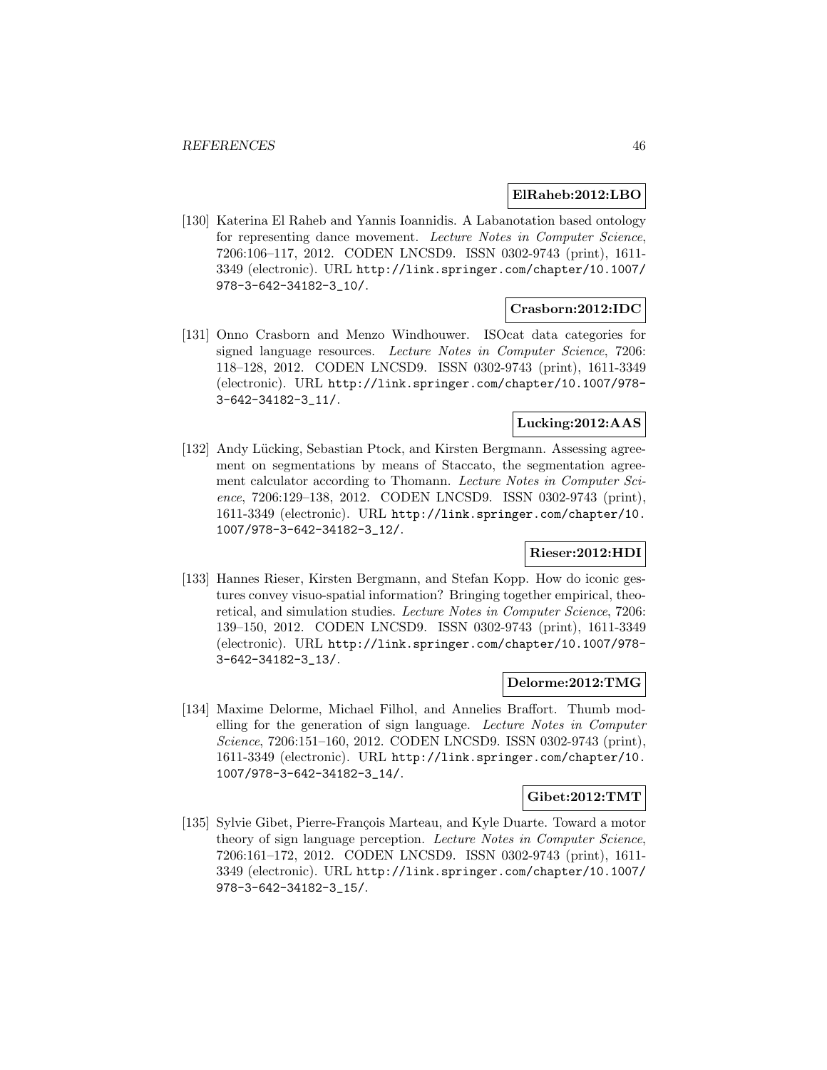**ElRaheb:2012:LBO**

[130] Katerina El Raheb and Yannis Ioannidis. A Labanotation based ontology for representing dance movement. *Lecture Notes in Computer Science*, 7206:106–117, 2012. CODEN LNCSD9. ISSN 0302-9743 (print), 1611-3349 (electronic). URL http://link.springer.com/chapter/10.1007/978-3-642-34182-3_10/.

**Crasborn:2012:IDC**

[131] Onno Crasborn and Menzo Windhouwer. ISOcat data categories for signed language resources. *Lecture Notes in Computer Science*, 7206:118–128, 2012. CODEN LNCSD9. ISSN 0302-9743 (print), 1611-3349 (electronic). URL http://link.springer.com/chapter/10.1007/978-3-642-34182-3_11/.

**Lucking:2012:AAS**

[132] Andy Lücking, Sebastian Ptock, and Kirsten Bergmann. Assessing agreement on segmentations by means of Staccato, the segmentation agreement calculator according to Thomann. *Lecture Notes in Computer Science*, 7206:129–138, 2012. CODEN LNCSD9. ISSN 0302-9743 (print), 1611-3349 (electronic). URL http://link.springer.com/chapter/10.1007/978-3-642-34182-3_12/.

**Rieser:2012:HDI**

[133] Hannes Rieser, Kirsten Bergmann, and Stefan Kopp. How do iconic gestures convey visuo-spatial information? Bringing together empirical, theoretical, and simulation studies. *Lecture Notes in Computer Science*, 7206:139–150, 2012. CODEN LNCSD9. ISSN 0302-9743 (print), 1611-3349 (electronic). URL http://link.springer.com/chapter/10.1007/978-3-642-34182-3_13/.

**Delorme:2012:TMG**

[134] Maxime Delorme, Michael Filhol, and Annelies Braffort. Thumb modelling for the generation of sign language. *Lecture Notes in Computer Science*, 7206:151–160, 2012. CODEN LNCSD9. ISSN 0302-9743 (print), 1611-3349 (electronic). URL http://link.springer.com/chapter/10.1007/978-3-642-34182-3_14/.

**Gibet:2012:TMT**

[135] Sylvie Gibet, Pierre-François Marteau, and Kyle Duarte. Toward a motor theory of sign language perception. *Lecture Notes in Computer Science*, 7206:161–172, 2012. CODEN LNCSD9. ISSN 0302-9743 (print), 1611-3349 (electronic). URL http://link.springer.com/chapter/10.1007/978-3-642-34182-3_15/.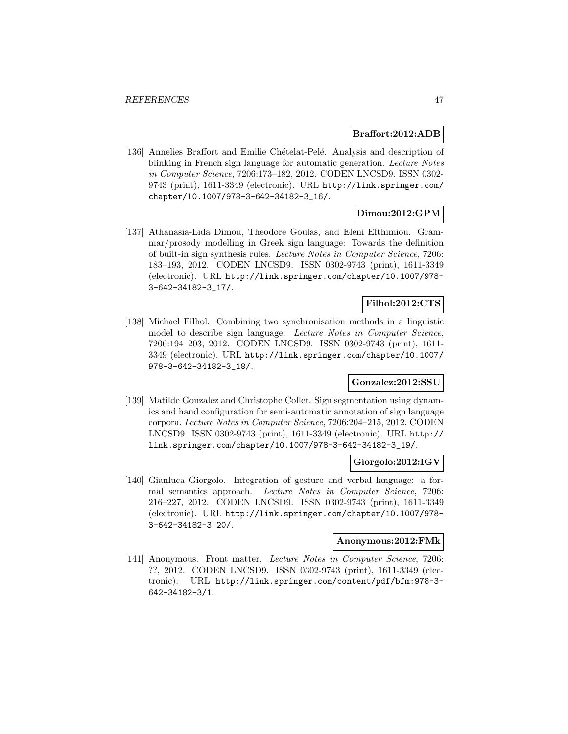**Braffort:2012:ADB**

[136] Annelies Braffort and Emilie Chételat-Pelé. Analysis and description of blinking in French sign language for automatic generation. *Lecture Notes in Computer Science*, 7206:173–182, 2012. CODEN LNCSD9. ISSN 0302-9743 (print), 1611-3349 (electronic). URL http://link.springer.com/chapter/10.1007/978-3-642-34182-3_16/.

**Dimou:2012:GPM**

[137] Athanasia-Lida Dimou, Theodore Goulas, and Eleni Efthimiou. Grammar/prosody modelling in Greek sign language: Towards the definition of built-in sign synthesis rules. *Lecture Notes in Computer Science*, 7206: 183–193, 2012. CODEN LNCSD9. ISSN 0302-9743 (print), 1611-3349 (electronic). URL http://link.springer.com/chapter/10.1007/978-3-642-34182-3_17/.

**Filhol:2012:CTS**

[138] Michael Filhol. Combining two synchronisation methods in a linguistic model to describe sign language. *Lecture Notes in Computer Science*, 7206:194–203, 2012. CODEN LNCSD9. ISSN 0302-9743 (print), 1611-3349 (electronic). URL http://link.springer.com/chapter/10.1007/978-3-642-34182-3_18/.

**Gonzalez:2012:SSU**

[139] Matilde Gonzalez and Christophe Collet. Sign segmentation using dynamics and hand configuration for semi-automatic annotation of sign language corpora. *Lecture Notes in Computer Science*, 7206:204–215, 2012. CODEN LNCSD9. ISSN 0302-9743 (print), 1611-3349 (electronic). URL http://link.springer.com/chapter/10.1007/978-3-642-34182-3_19/.

**Giorgolo:2012:IGV**

[140] Gianluca Giorgolo. Integration of gesture and verbal language: a formal semantics approach. *Lecture Notes in Computer Science*, 7206: 216–227, 2012. CODEN LNCSD9. ISSN 0302-9743 (print), 1611-3349 (electronic). URL http://link.springer.com/chapter/10.1007/978-3-642-34182-3_20/.

**Anonymous:2012:FMk**

[141] Anonymous. Front matter. *Lecture Notes in Computer Science*, 7206: ??, 2012. CODEN LNCSD9. ISSN 0302-9743 (print), 1611-3349 (electronic). URL http://link.springer.com/content/pdf/bfm:978-3-642-34182-3/1.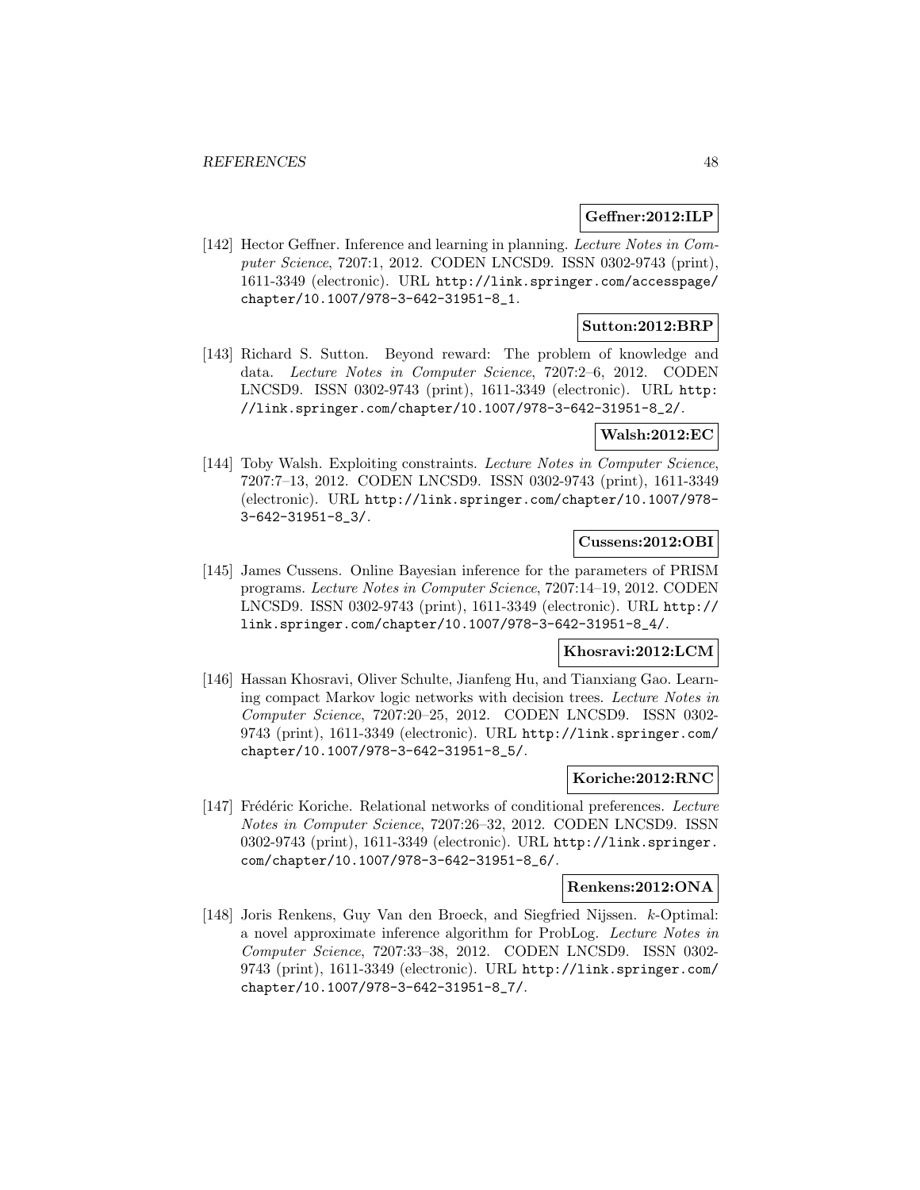**Geffner:2012:ILP**

[142] Hector Geffner. Inference and learning in planning. *Lecture Notes in Computer Science*, 7207:1, 2012. CODEN LNCSD9. ISSN 0302-9743 (print), 1611-3349 (electronic). URL http://link.springer.com/accesspage/chapter/10.1007/978-3-642-31951-8_1.

**Sutton:2012:BRP**

[143] Richard S. Sutton. Beyond reward: The problem of knowledge and data. *Lecture Notes in Computer Science*, 7207:2–6, 2012. CODEN LNCSD9. ISSN 0302-9743 (print), 1611-3349 (electronic). URL http://link.springer.com/chapter/10.1007/978-3-642-31951-8_2/.

**Walsh:2012:EC**

[144] Toby Walsh. Exploiting constraints. *Lecture Notes in Computer Science*, 7207:7–13, 2012. CODEN LNCSD9. ISSN 0302-9743 (print), 1611-3349 (electronic). URL http://link.springer.com/chapter/10.1007/978-3-642-31951-8_3/.

**Cussens:2012:OBI**

[145] James Cussens. Online Bayesian inference for the parameters of PRISM programs. *Lecture Notes in Computer Science*, 7207:14–19, 2012. CODEN LNCSD9. ISSN 0302-9743 (print), 1611-3349 (electronic). URL http://link.springer.com/chapter/10.1007/978-3-642-31951-8_4/.

**Khosravi:2012:LCM**

[146] Hassan Khosravi, Oliver Schulte, Jianfeng Hu, and Tianxiang Gao. Learning compact Markov logic networks with decision trees. *Lecture Notes in Computer Science*, 7207:20–25, 2012. CODEN LNCSD9. ISSN 0302-9743 (print), 1611-3349 (electronic). URL http://link.springer.com/chapter/10.1007/978-3-642-31951-8_5/.

**Koriche:2012:RNC**

[147] Frédéric Koriche. Relational networks of conditional preferences. *Lecture Notes in Computer Science*, 7207:26–32, 2012. CODEN LNCSD9. ISSN 0302-9743 (print), 1611-3349 (electronic). URL http://link.springer.com/chapter/10.1007/978-3-642-31951-8_6/.

**Renkens:2012:ONA**

[148] Joris Renkens, Guy Van den Broeck, and Siegfried Nijssen. $k$-Optimal: a novel approximate inference algorithm for ProbLog. *Lecture Notes in Computer Science*, 7207:33–38, 2012. CODEN LNCSD9. ISSN 0302-9743 (print), 1611-3349 (electronic). URL http://link.springer.com/chapter/10.1007/978-3-642-31951-8_7/.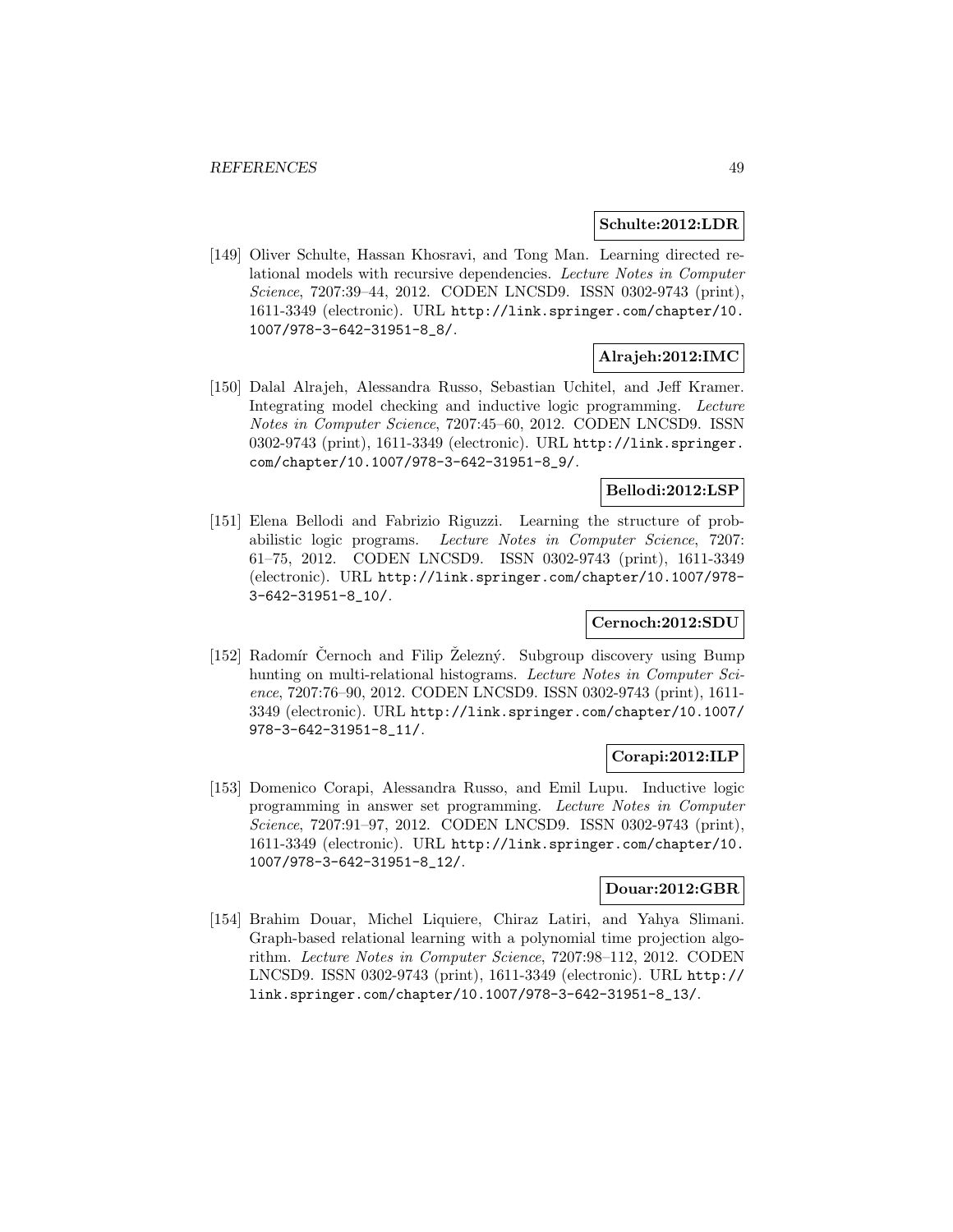**Schulte:2012:LDR**

[149] Oliver Schulte, Hassan Khosravi, and Tong Man. Learning directed relational models with recursive dependencies. *Lecture Notes in Computer Science*, 7207:39–44, 2012. CODEN LNCSD9. ISSN 0302-9743 (print), 1611-3349 (electronic). URL http://link.springer.com/chapter/10.1007/978-3-642-31951-8_8/.

**Alrajeh:2012:IMC**

[150] Dalal Alrajeh, Alessandra Russo, Sebastian Uchitel, and Jeff Kramer. Integrating model checking and inductive logic programming. *Lecture Notes in Computer Science*, 7207:45–60, 2012. CODEN LNCSD9. ISSN 0302-9743 (print), 1611-3349 (electronic). URL http://link.springer.com/chapter/10.1007/978-3-642-31951-8_9/.

**Bellodi:2012:LSP**

[151] Elena Bellodi and Fabrizio Riguzzi. Learning the structure of probabilistic logic programs. *Lecture Notes in Computer Science*, 7207: 61–75, 2012. CODEN LNCSD9. ISSN 0302-9743 (print), 1611-3349 (electronic). URL http://link.springer.com/chapter/10.1007/978-3-642-31951-8_10/.

**Cernoch:2012:SDU**

[152] Radomír Černoch and Filip Železný. Subgroup discovery using Bump hunting on multi-relational histograms. *Lecture Notes in Computer Science*, 7207:76–90, 2012. CODEN LNCSD9. ISSN 0302-9743 (print), 1611-3349 (electronic). URL http://link.springer.com/chapter/10.1007/978-3-642-31951-8_11/.

**Corapi:2012:ILP**

[153] Domenico Corapi, Alessandra Russo, and Emil Lupu. Inductive logic programming in answer set programming. *Lecture Notes in Computer Science*, 7207:91–97, 2012. CODEN LNCSD9. ISSN 0302-9743 (print), 1611-3349 (electronic). URL http://link.springer.com/chapter/10.1007/978-3-642-31951-8_12/.

**Douar:2012:GBR**

[154] Brahim Douar, Michel Liquiere, Chiraz Latiri, and Yahya Slimani. Graph-based relational learning with a polynomial time projection algorithm. *Lecture Notes in Computer Science*, 7207:98–112, 2012. CODEN LNCSD9. ISSN 0302-9743 (print), 1611-3349 (electronic). URL http://link.springer.com/chapter/10.1007/978-3-642-31951-8_13/.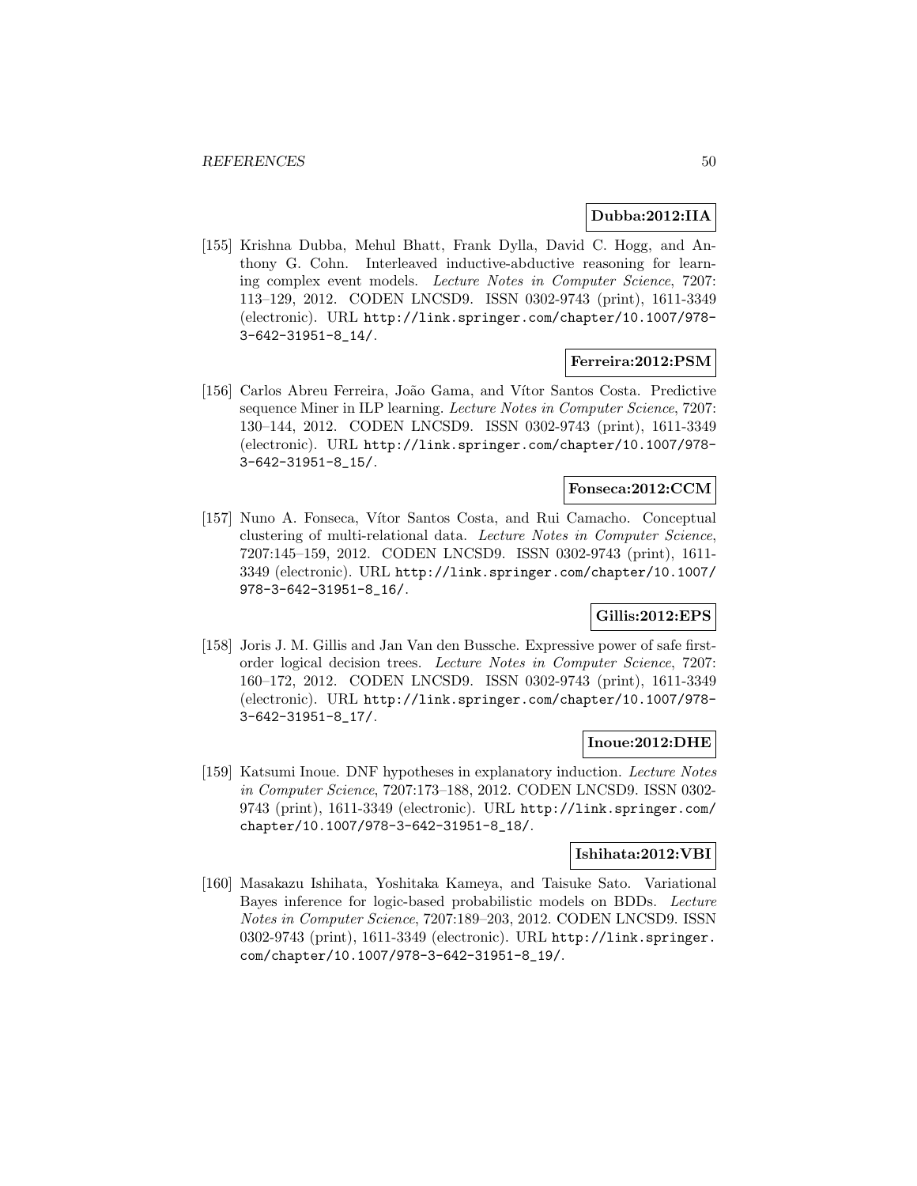**Dubba:2012:IIA**

[155] Krishna Dubba, Mehul Bhatt, Frank Dylla, David C. Hogg, and Anthony G. Cohn. Interleaved inductive-abductive reasoning for learning complex event models. *Lecture Notes in Computer Science*, 7207: 113–129, 2012. CODEN LNCSD9. ISSN 0302-9743 (print), 1611-3349 (electronic). URL http://link.springer.com/chapter/10.1007/978-3-642-31951-8_14/.

**Ferreira:2012:PSM**

[156] Carlos Abreu Ferreira, João Gama, and Vítor Santos Costa. Predictive sequence Miner in ILP learning. *Lecture Notes in Computer Science*, 7207: 130–144, 2012. CODEN LNCSD9. ISSN 0302-9743 (print), 1611-3349 (electronic). URL http://link.springer.com/chapter/10.1007/978-3-642-31951-8_15/.

**Fonseca:2012:CCM**

[157] Nuno A. Fonseca, Vítor Santos Costa, and Rui Camacho. Conceptual clustering of multi-relational data. *Lecture Notes in Computer Science*, 7207:145–159, 2012. CODEN LNCSD9. ISSN 0302-9743 (print), 1611-3349 (electronic). URL http://link.springer.com/chapter/10.1007/978-3-642-31951-8_16/.

**Gillis:2012:EPS**

[158] Joris J. M. Gillis and Jan Van den Bussche. Expressive power of safe first-order logical decision trees. *Lecture Notes in Computer Science*, 7207: 160–172, 2012. CODEN LNCSD9. ISSN 0302-9743 (print), 1611-3349 (electronic). URL http://link.springer.com/chapter/10.1007/978-3-642-31951-8_17/.

**Inoue:2012:DHE**

[159] Katsumi Inoue. DNF hypotheses in explanatory induction. *Lecture Notes in Computer Science*, 7207:173–188, 2012. CODEN LNCSD9. ISSN 0302-9743 (print), 1611-3349 (electronic). URL http://link.springer.com/chapter/10.1007/978-3-642-31951-8_18/.

**Ishihata:2012:VBI**

[160] Masakazu Ishihata, Yoshitaka Kameya, and Taisuke Sato. Variational Bayes inference for logic-based probabilistic models on BDDs. *Lecture Notes in Computer Science*, 7207:189–203, 2012. CODEN LNCSD9. ISSN 0302-9743 (print), 1611-3349 (electronic). URL http://link.springer.com/chapter/10.1007/978-3-642-31951-8_19/.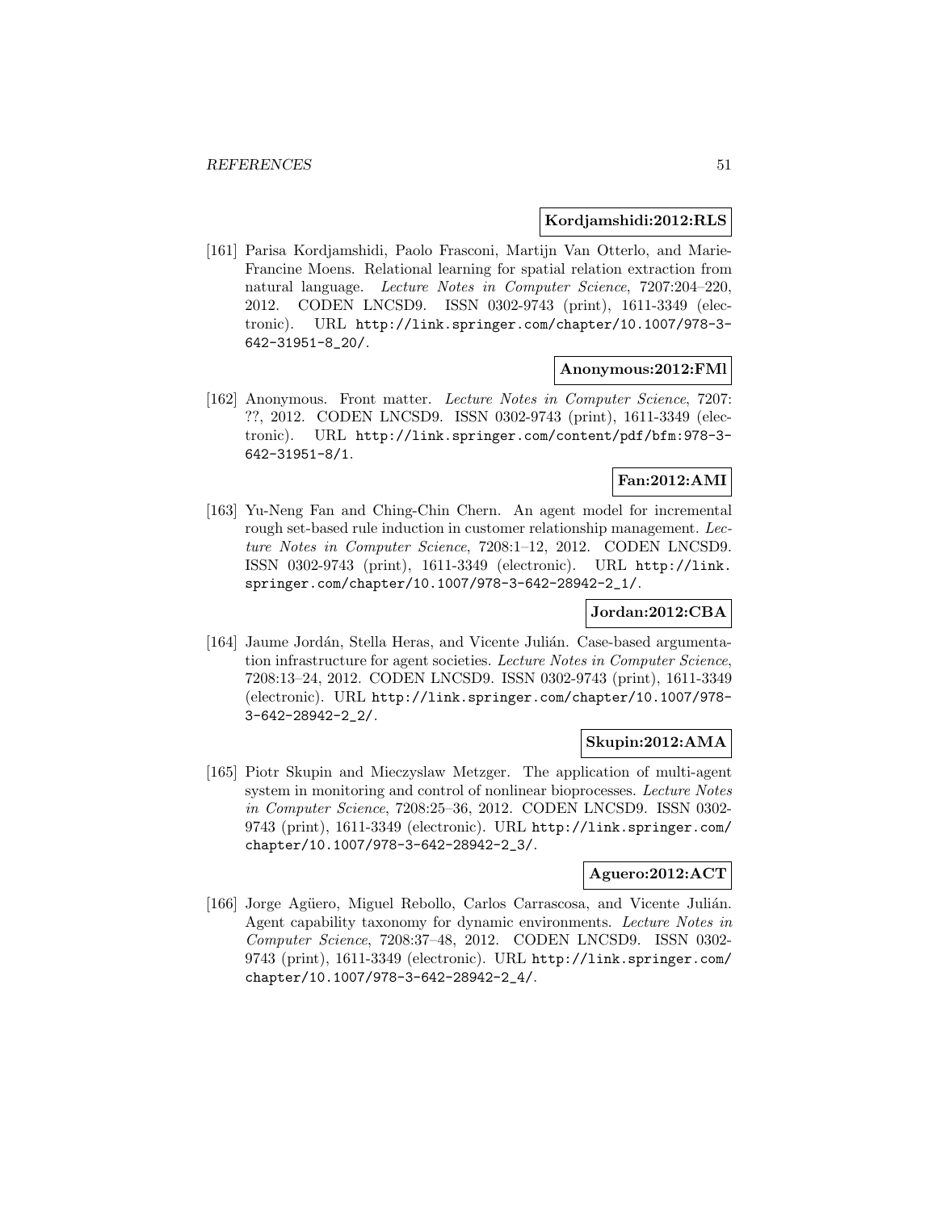**Kordjamshidi:2012:RLS**

[161] Parisa Kordjamshidi, Paolo Frasconi, Martijn Van Otterlo, and Marie-Francine Moens. Relational learning for spatial relation extraction from natural language. *Lecture Notes in Computer Science*, 7207:204–220, 2012. CODEN LNCSD9. ISSN 0302-9743 (print), 1611-3349 (electronic). URL http://link.springer.com/chapter/10.1007/978-3-642-31951-8_20/.

**Anonymous:2012:FMl**

[162] Anonymous. Front matter. *Lecture Notes in Computer Science*, 7207: ??, 2012. CODEN LNCSD9. ISSN 0302-9743 (print), 1611-3349 (electronic). URL http://link.springer.com/content/pdf/bfm:978-3-642-31951-8/1.

**Fan:2012:AMI**

[163] Yu-Neng Fan and Ching-Chin Chern. An agent model for incremental rough set-based rule induction in customer relationship management. *Lecture Notes in Computer Science*, 7208:1–12, 2012. CODEN LNCSD9. ISSN 0302-9743 (print), 1611-3349 (electronic). URL http://link.springer.com/chapter/10.1007/978-3-642-28942-2_1/.

**Jordan:2012:CBA**

[164] Jaume Jordán, Stella Heras, and Vicente Julián. Case-based argumentation infrastructure for agent societies. *Lecture Notes in Computer Science*, 7208:13–24, 2012. CODEN LNCSD9. ISSN 0302-9743 (print), 1611-3349 (electronic). URL http://link.springer.com/chapter/10.1007/978-3-642-28942-2_2/.

**Skupin:2012:AMA**

[165] Piotr Skupin and Mieczyslaw Metzger. The application of multi-agent system in monitoring and control of nonlinear bioprocesses. *Lecture Notes in Computer Science*, 7208:25–36, 2012. CODEN LNCSD9. ISSN 0302-9743 (print), 1611-3349 (electronic). URL http://link.springer.com/chapter/10.1007/978-3-642-28942-2_3/.

**Aguero:2012:ACT**

[166] Jorge Agüero, Miguel Rebollo, Carlos Carrascosa, and Vicente Julián. Agent capability taxonomy for dynamic environments. *Lecture Notes in Computer Science*, 7208:37–48, 2012. CODEN LNCSD9. ISSN 0302-9743 (print), 1611-3349 (electronic). URL http://link.springer.com/chapter/10.1007/978-3-642-28942-2_4/.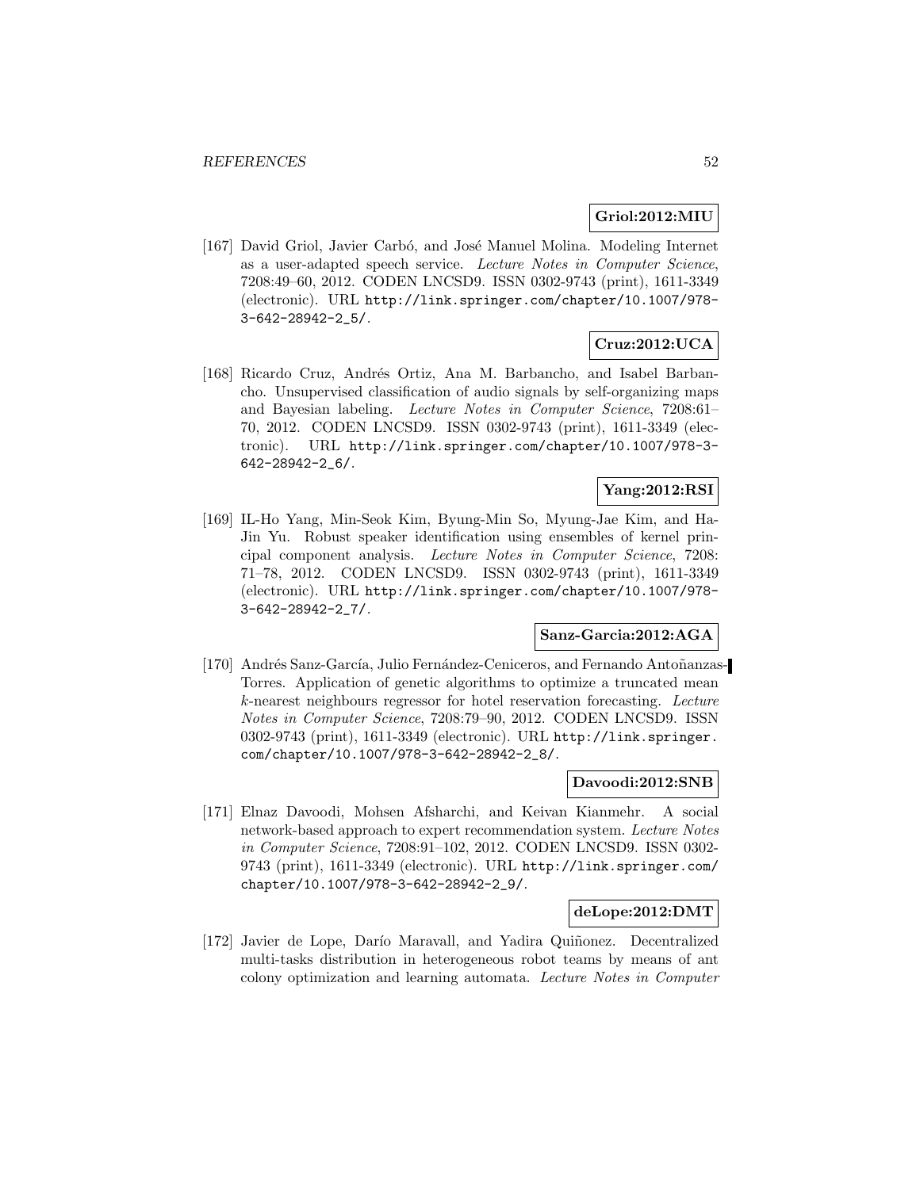**Griol:2012:MIU**

[167] David Griol, Javier Carbó, and José Manuel Molina. Modeling Internet as a user-adapted speech service. *Lecture Notes in Computer Science*, 7208:49–60, 2012. CODEN LNCSD9. ISSN 0302-9743 (print), 1611-3349 (electronic). URL http://link.springer.com/chapter/10.1007/978-3-642-28942-2_5/.

**Cruz:2012:UCA**

[168] Ricardo Cruz, Andrés Ortiz, Ana M. Barbancho, and Isabel Barbancho. Unsupervised classification of audio signals by self-organizing maps and Bayesian labeling. *Lecture Notes in Computer Science*, 7208:61–70, 2012. CODEN LNCSD9. ISSN 0302-9743 (print), 1611-3349 (electronic). URL http://link.springer.com/chapter/10.1007/978-3-642-28942-2_6/.

**Yang:2012:RSI**

[169] IL-Ho Yang, Min-Seok Kim, Byung-Min So, Myung-Jae Kim, and Ha-Jin Yu. Robust speaker identification using ensembles of kernel principal component analysis. *Lecture Notes in Computer Science*, 7208: 71–78, 2012. CODEN LNCSD9. ISSN 0302-9743 (print), 1611-3349 (electronic). URL http://link.springer.com/chapter/10.1007/978-3-642-28942-2_7/.

**Sanz-Garcia:2012:AGA**

[170] Andrés Sanz-García, Julio Fernández-Ceniceros, and Fernando Antoñanzas-Torres. Application of genetic algorithms to optimize a truncated mean $k$-nearest neighbours regressor for hotel reservation forecasting. *Lecture Notes in Computer Science*, 7208:79–90, 2012. CODEN LNCSD9. ISSN 0302-9743 (print), 1611-3349 (electronic). URL http://link.springer.com/chapter/10.1007/978-3-642-28942-2_8/.

**Davoodi:2012:SNB**

[171] Elnaz Davoodi, Mohsen Afsharchi, and Keivan Kianmehr. A social network-based approach to expert recommendation system. *Lecture Notes in Computer Science*, 7208:91–102, 2012. CODEN LNCSD9. ISSN 0302-9743 (print), 1611-3349 (electronic). URL http://link.springer.com/chapter/10.1007/978-3-642-28942-2_9/.

**deLope:2012:DMT**

[172] Javier de Lope, Darío Maravall, and Yadira Quiñonez. Decentralized multi-tasks distribution in heterogeneous robot teams by means of ant colony optimization and learning automata. *Lecture Notes in Computer*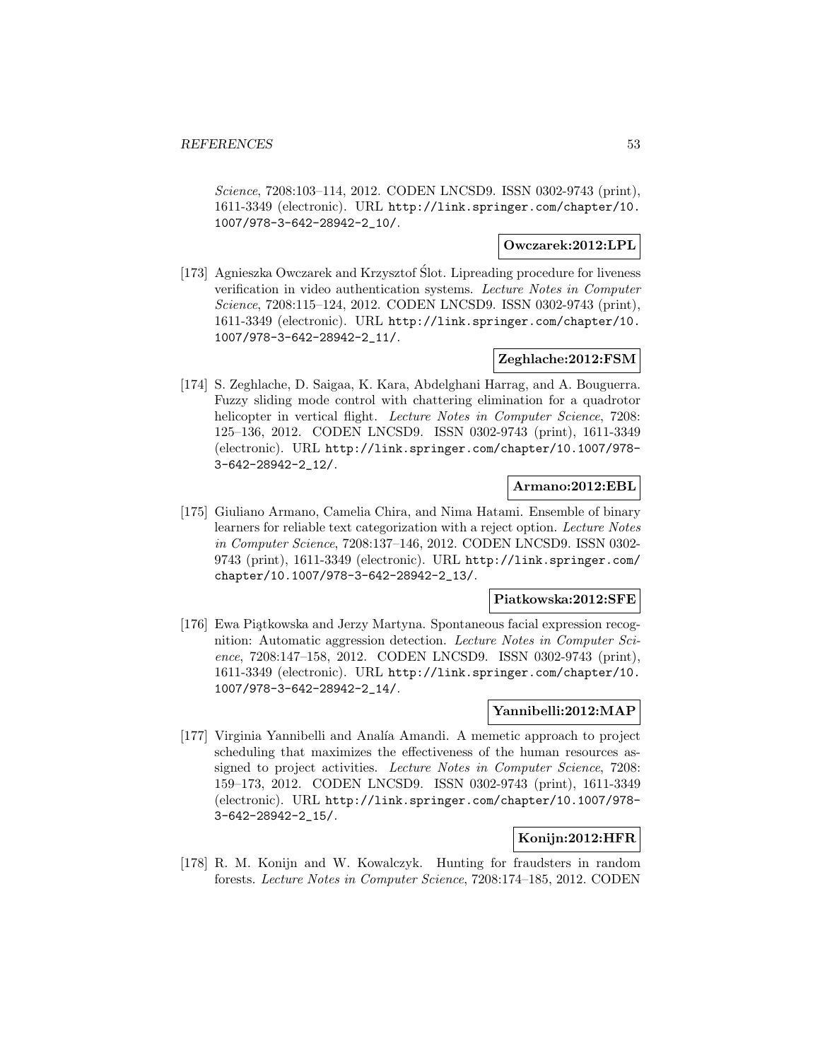*Science*, 7208:103–114, 2012. CODEN LNCSD9. ISSN 0302-9743 (print), 1611-3349 (electronic). URL http://link.springer.com/chapter/10.1007/978-3-642-28942-2_10/.

**Owczarek:2012:LPL**

[173] Agnieszka Owczarek and Krzysztof Ślot. Lipreading procedure for liveness verification in video authentication systems. *Lecture Notes in Computer Science*, 7208:115–124, 2012. CODEN LNCSD9. ISSN 0302-9743 (print), 1611-3349 (electronic). URL http://link.springer.com/chapter/10.1007/978-3-642-28942-2_11/.

**Zeghlache:2012:FSM**

[174] S. Zeghlache, D. Saigaa, K. Kara, Abdelghani Harrag, and A. Bouguerra. Fuzzy sliding mode control with chattering elimination for a quadrotor helicopter in vertical flight. *Lecture Notes in Computer Science*, 7208: 125–136, 2012. CODEN LNCSD9. ISSN 0302-9743 (print), 1611-3349 (electronic). URL http://link.springer.com/chapter/10.1007/978-3-642-28942-2_12/.

**Armano:2012:EBL**

[175] Giuliano Armano, Camelia Chira, and Nima Hatami. Ensemble of binary learners for reliable text categorization with a reject option. *Lecture Notes in Computer Science*, 7208:137–146, 2012. CODEN LNCSD9. ISSN 0302-9743 (print), 1611-3349 (electronic). URL http://link.springer.com/chapter/10.1007/978-3-642-28942-2_13/.

**Piatkowska:2012:SFE**

[176] Ewa Piątkowska and Jerzy Martyna. Spontaneous facial expression recognition: Automatic aggression detection. *Lecture Notes in Computer Science*, 7208:147–158, 2012. CODEN LNCSD9. ISSN 0302-9743 (print), 1611-3349 (electronic). URL http://link.springer.com/chapter/10.1007/978-3-642-28942-2_14/.

**Yannibelli:2012:MAP**

[177] Virginia Yannibelli and Analía Amandi. A memetic approach to project scheduling that maximizes the effectiveness of the human resources assigned to project activities. *Lecture Notes in Computer Science*, 7208: 159–173, 2012. CODEN LNCSD9. ISSN 0302-9743 (print), 1611-3349 (electronic). URL http://link.springer.com/chapter/10.1007/978-3-642-28942-2_15/.

**Konijn:2012:HFR**

[178] R. M. Konijn and W. Kowalczyk. Hunting for fraudsters in random forests. *Lecture Notes in Computer Science*, 7208:174–185, 2012. CODEN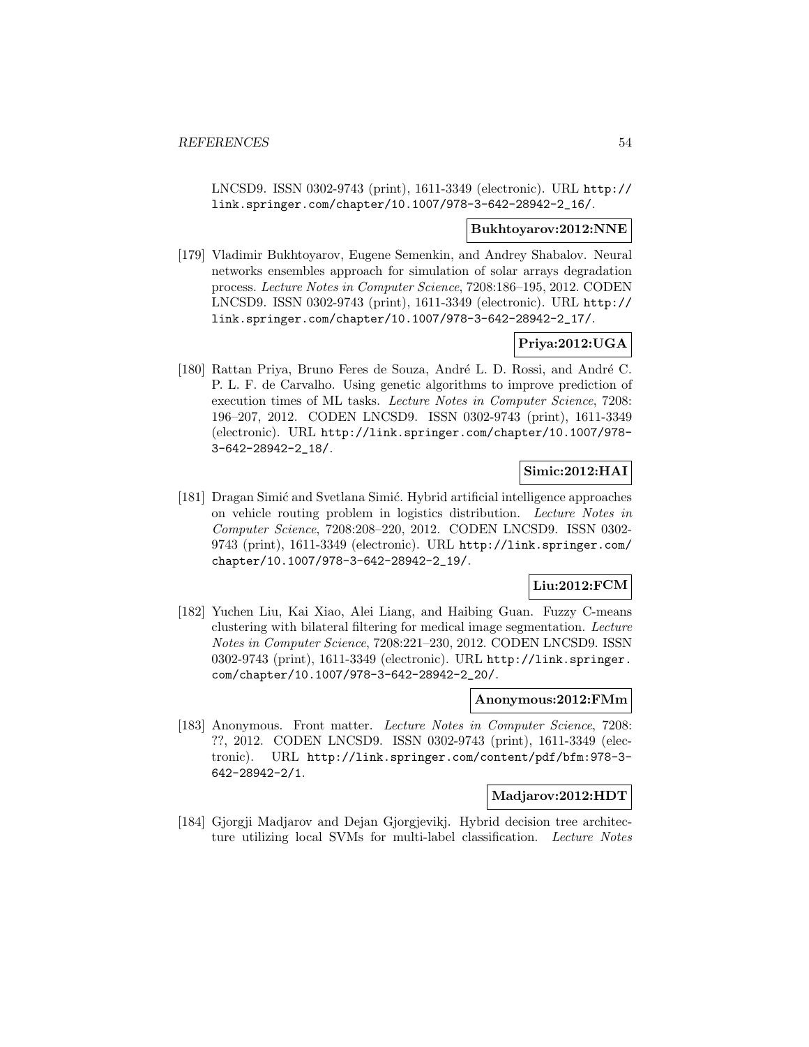LNCSD9. ISSN 0302-9743 (print), 1611-3349 (electronic). URL http://link.springer.com/chapter/10.1007/978-3-642-28942-2_16/.

**Bukhtoyarov:2012:NNE**

[179] Vladimir Bukhtoyarov, Eugene Semenkin, and Andrey Shabalov. Neural networks ensembles approach for simulation of solar arrays degradation process. *Lecture Notes in Computer Science*, 7208:186–195, 2012. CODEN LNCSD9. ISSN 0302-9743 (print), 1611-3349 (electronic). URL http://link.springer.com/chapter/10.1007/978-3-642-28942-2_17/.

**Priya:2012:UGA**

[180] Rattan Priya, Bruno Feres de Souza, André L. D. Rossi, and André C. P. L. F. de Carvalho. Using genetic algorithms to improve prediction of execution times of ML tasks. *Lecture Notes in Computer Science*, 7208: 196–207, 2012. CODEN LNCSD9. ISSN 0302-9743 (print), 1611-3349 (electronic). URL http://link.springer.com/chapter/10.1007/978-3-642-28942-2_18/.

**Simic:2012:HAI**

[181] Dragan Simić and Svetlana Simić. Hybrid artificial intelligence approaches on vehicle routing problem in logistics distribution. *Lecture Notes in Computer Science*, 7208:208–220, 2012. CODEN LNCSD9. ISSN 0302-9743 (print), 1611-3349 (electronic). URL http://link.springer.com/chapter/10.1007/978-3-642-28942-2_19/.

**Liu:2012:FCM**

[182] Yuchen Liu, Kai Xiao, Alei Liang, and Haibing Guan. Fuzzy C-means clustering with bilateral filtering for medical image segmentation. *Lecture Notes in Computer Science*, 7208:221–230, 2012. CODEN LNCSD9. ISSN 0302-9743 (print), 1611-3349 (electronic). URL http://link.springer.com/chapter/10.1007/978-3-642-28942-2_20/.

**Anonymous:2012:FMm**

[183] Anonymous. Front matter. *Lecture Notes in Computer Science*, 7208: ??, 2012. CODEN LNCSD9. ISSN 0302-9743 (print), 1611-3349 (electronic). URL http://link.springer.com/content/pdf/bfm:978-3-642-28942-2/1.

**Madjarov:2012:HDT**

[184] Gjorgji Madjarov and Dejan Gjorgjevikj. Hybrid decision tree architecture utilizing local SVMs for multi-label classification. *Lecture Notes*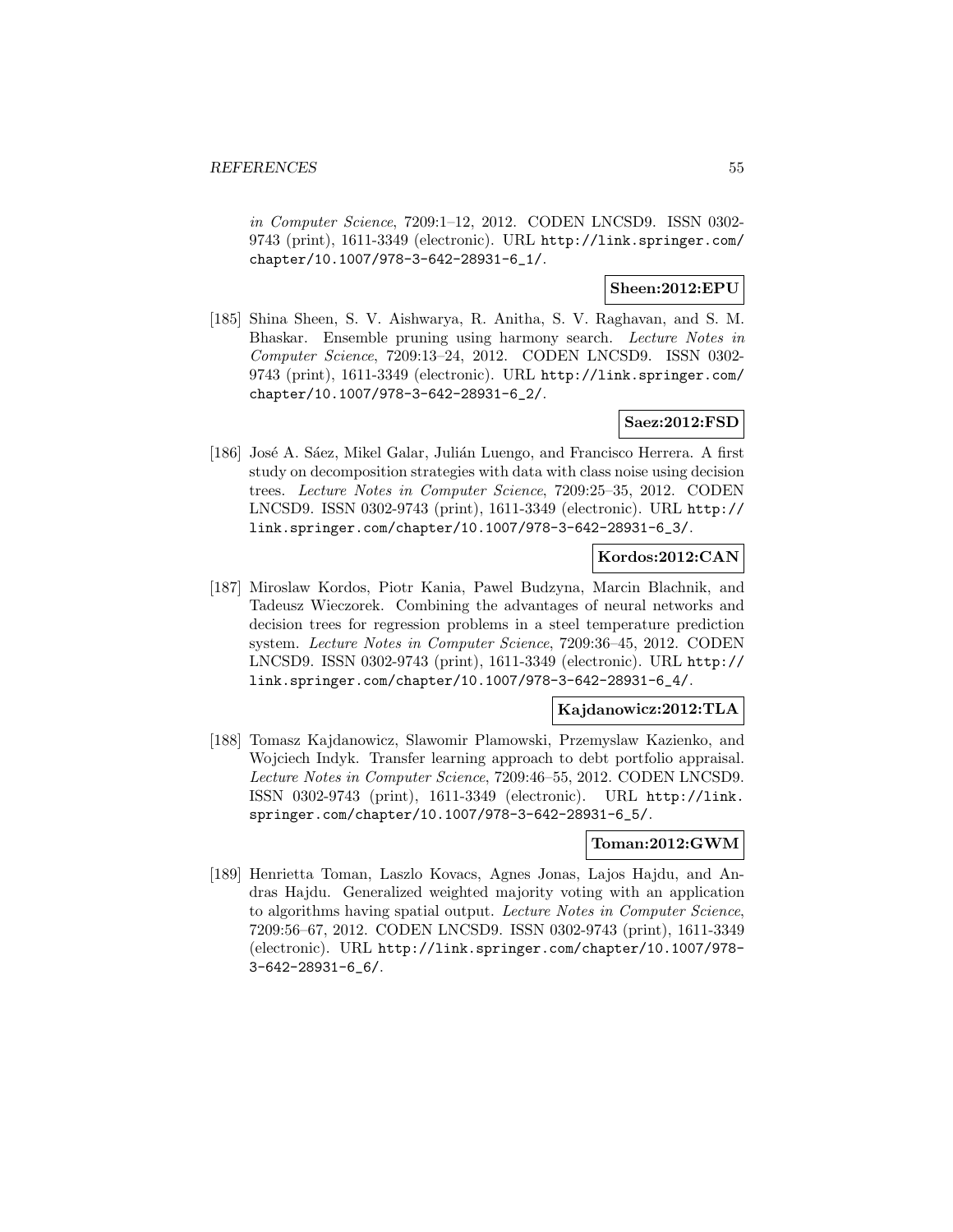*in Computer Science*, 7209:1–12, 2012. CODEN LNCSD9. ISSN 0302-9743 (print), 1611-3349 (electronic). URL http://link.springer.com/chapter/10.1007/978-3-642-28931-6_1/.

**Sheen:2012:EPU**

[185] Shina Sheen, S. V. Aishwarya, R. Anitha, S. V. Raghavan, and S. M. Bhaskar. Ensemble pruning using harmony search. *Lecture Notes in Computer Science*, 7209:13–24, 2012. CODEN LNCSD9. ISSN 0302-9743 (print), 1611-3349 (electronic). URL http://link.springer.com/chapter/10.1007/978-3-642-28931-6_2/.

**Saez:2012:FSD**

[186] José A. Sáez, Mikel Galar, Julián Luengo, and Francisco Herrera. A first study on decomposition strategies with data with class noise using decision trees. *Lecture Notes in Computer Science*, 7209:25–35, 2012. CODEN LNCSD9. ISSN 0302-9743 (print), 1611-3349 (electronic). URL http://link.springer.com/chapter/10.1007/978-3-642-28931-6_3/.

**Kordos:2012:CAN**

[187] Miroslaw Kordos, Piotr Kania, Pawel Budzyna, Marcin Blachnik, and Tadeusz Wieczorek. Combining the advantages of neural networks and decision trees for regression problems in a steel temperature prediction system. *Lecture Notes in Computer Science*, 7209:36–45, 2012. CODEN LNCSD9. ISSN 0302-9743 (print), 1611-3349 (electronic). URL http://link.springer.com/chapter/10.1007/978-3-642-28931-6_4/.

**Kajdanowicz:2012:TLA**

[188] Tomasz Kajdanowicz, Slawomir Plamowski, Przemyslaw Kazienko, and Wojciech Indyk. Transfer learning approach to debt portfolio appraisal. *Lecture Notes in Computer Science*, 7209:46–55, 2012. CODEN LNCSD9. ISSN 0302-9743 (print), 1611-3349 (electronic). URL http://link.springer.com/chapter/10.1007/978-3-642-28931-6_5/.

**Toman:2012:GWM**

[189] Henrietta Toman, Laszlo Kovacs, Agnes Jonas, Lajos Hajdu, and Andras Hajdu. Generalized weighted majority voting with an application to algorithms having spatial output. *Lecture Notes in Computer Science*, 7209:56–67, 2012. CODEN LNCSD9. ISSN 0302-9743 (print), 1611-3349 (electronic). URL http://link.springer.com/chapter/10.1007/978-3-642-28931-6_6/.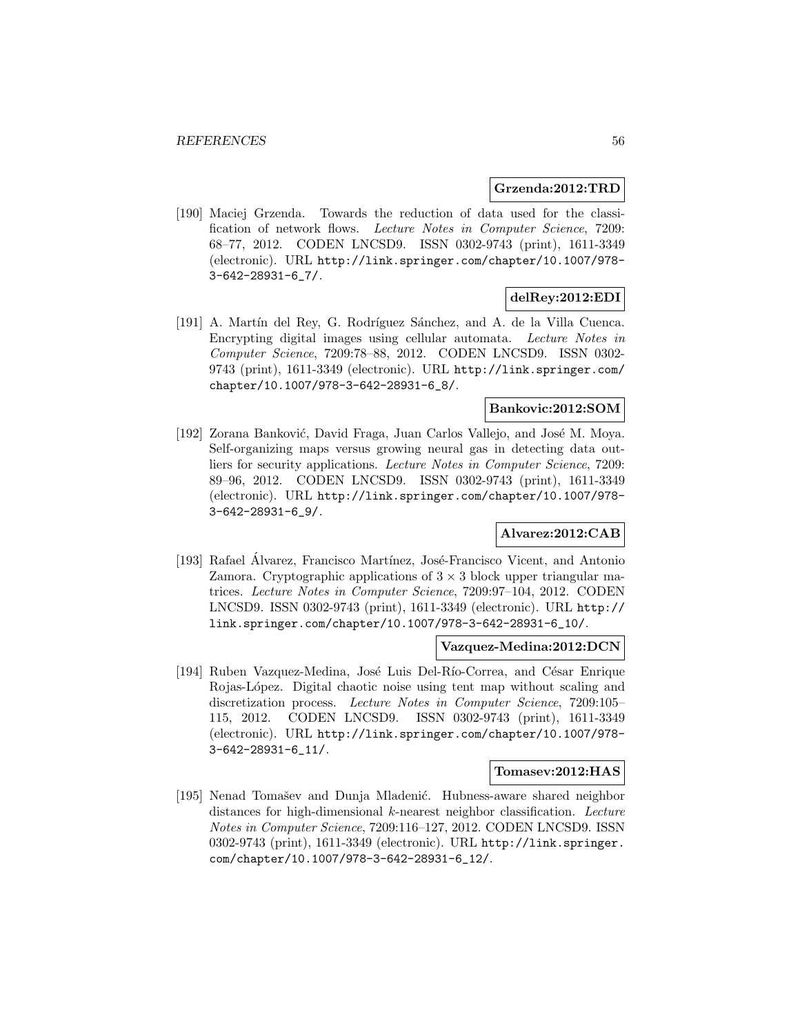**Grzenda:2012:TRD**

[190] Maciej Grzenda. Towards the reduction of data used for the classification of network flows. *Lecture Notes in Computer Science*, 7209: 68–77, 2012. CODEN LNCSD9. ISSN 0302-9743 (print), 1611-3349 (electronic). URL http://link.springer.com/chapter/10.1007/978-3-642-28931-6_7/.

**delRey:2012:EDI**

[191] A. Martín del Rey, G. Rodríguez Sánchez, and A. de la Villa Cuenca. Encrypting digital images using cellular automata. *Lecture Notes in Computer Science*, 7209:78–88, 2012. CODEN LNCSD9. ISSN 0302-9743 (print), 1611-3349 (electronic). URL http://link.springer.com/chapter/10.1007/978-3-642-28931-6_8/.

**Bankovic:2012:SOM**

[192] Zorana Banković, David Fraga, Juan Carlos Vallejo, and José M. Moya. Self-organizing maps versus growing neural gas in detecting data outliers for security applications. *Lecture Notes in Computer Science*, 7209: 89–96, 2012. CODEN LNCSD9. ISSN 0302-9743 (print), 1611-3349 (electronic). URL http://link.springer.com/chapter/10.1007/978-3-642-28931-6_9/.

**Alvarez:2012:CAB**

[193] Rafael Álvarez, Francisco Martínez, José-Francisco Vicent, and Antonio Zamora. Cryptographic applications of $3 \times 3$ block upper triangular matrices. *Lecture Notes in Computer Science*, 7209:97–104, 2012. CODEN LNCSD9. ISSN 0302-9743 (print), 1611-3349 (electronic). URL http://link.springer.com/chapter/10.1007/978-3-642-28931-6_10/.

**Vazquez-Medina:2012:DCN**

[194] Ruben Vazquez-Medina, José Luis Del-Río-Correa, and César Enrique Rojas-López. Digital chaotic noise using tent map without scaling and discretization process. *Lecture Notes in Computer Science*, 7209:105–115, 2012. CODEN LNCSD9. ISSN 0302-9743 (print), 1611-3349 (electronic). URL http://link.springer.com/chapter/10.1007/978-3-642-28931-6_11/.

**Tomasev:2012:HAS**

[195] Nenad Tomašev and Dunja Mladenić. Hubness-aware shared neighbor distances for high-dimensional $k$-nearest neighbor classification. *Lecture Notes in Computer Science*, 7209:116–127, 2012. CODEN LNCSD9. ISSN 0302-9743 (print), 1611-3349 (electronic). URL http://link.springer.com/chapter/10.1007/978-3-642-28931-6_12/.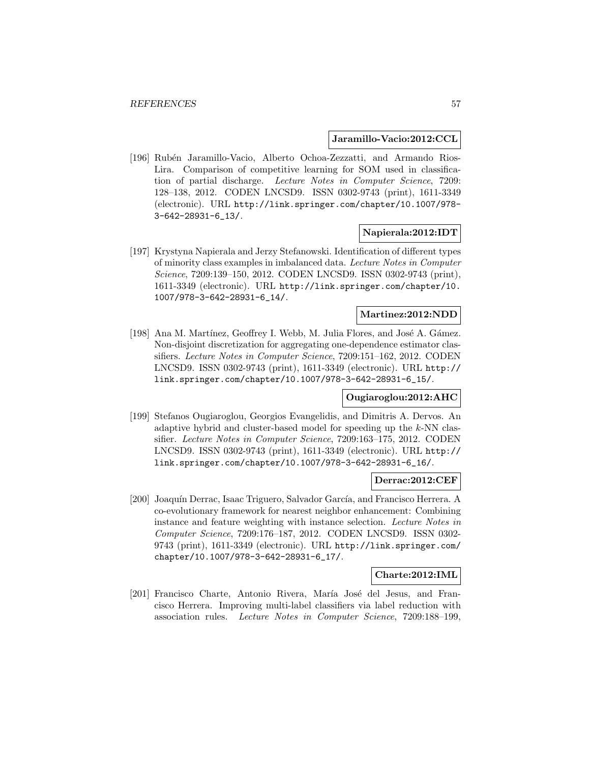**Jaramillo-Vacio:2012:CCL**

[196] Rubén Jaramillo-Vacio, Alberto Ochoa-Zezzatti, and Armando Rios-Lira. Comparison of competitive learning for SOM used in classification of partial discharge. *Lecture Notes in Computer Science*, 7209: 128–138, 2012. CODEN LNCSD9. ISSN 0302-9743 (print), 1611-3349 (electronic). URL http://link.springer.com/chapter/10.1007/978-3-642-28931-6_13/.

**Napierala:2012:IDT**

[197] Krystyna Napierala and Jerzy Stefanowski. Identification of different types of minority class examples in imbalanced data. *Lecture Notes in Computer Science*, 7209:139–150, 2012. CODEN LNCSD9. ISSN 0302-9743 (print), 1611-3349 (electronic). URL http://link.springer.com/chapter/10.1007/978-3-642-28931-6_14/.

**Martinez:2012:NDD**

[198] Ana M. Martínez, Geoffrey I. Webb, M. Julia Flores, and José A. Gámez. Non-disjoint discretization for aggregating one-dependence estimator classifiers. *Lecture Notes in Computer Science*, 7209:151–162, 2012. CODEN LNCSD9. ISSN 0302-9743 (print), 1611-3349 (electronic). URL http://link.springer.com/chapter/10.1007/978-3-642-28931-6_15/.

**Ougiaroglou:2012:AHC**

[199] Stefanos Ougiaroglou, Georgios Evangelidis, and Dimitris A. Dervos. An adaptive hybrid and cluster-based model for speeding up the $k$-NN classifier. *Lecture Notes in Computer Science*, 7209:163–175, 2012. CODEN LNCSD9. ISSN 0302-9743 (print), 1611-3349 (electronic). URL http://link.springer.com/chapter/10.1007/978-3-642-28931-6_16/.

**Derrac:2012:CEF**

[200] Joaquín Derrac, Isaac Triguero, Salvador García, and Francisco Herrera. A co-evolutionary framework for nearest neighbor enhancement: Combining instance and feature weighting with instance selection. *Lecture Notes in Computer Science*, 7209:176–187, 2012. CODEN LNCSD9. ISSN 0302-9743 (print), 1611-3349 (electronic). URL http://link.springer.com/chapter/10.1007/978-3-642-28931-6_17/.

**Charte:2012:IML**

[201] Francisco Charte, Antonio Rivera, María José del Jesus, and Francisco Herrera. Improving multi-label classifiers via label reduction with association rules. *Lecture Notes in Computer Science*, 7209:188–199,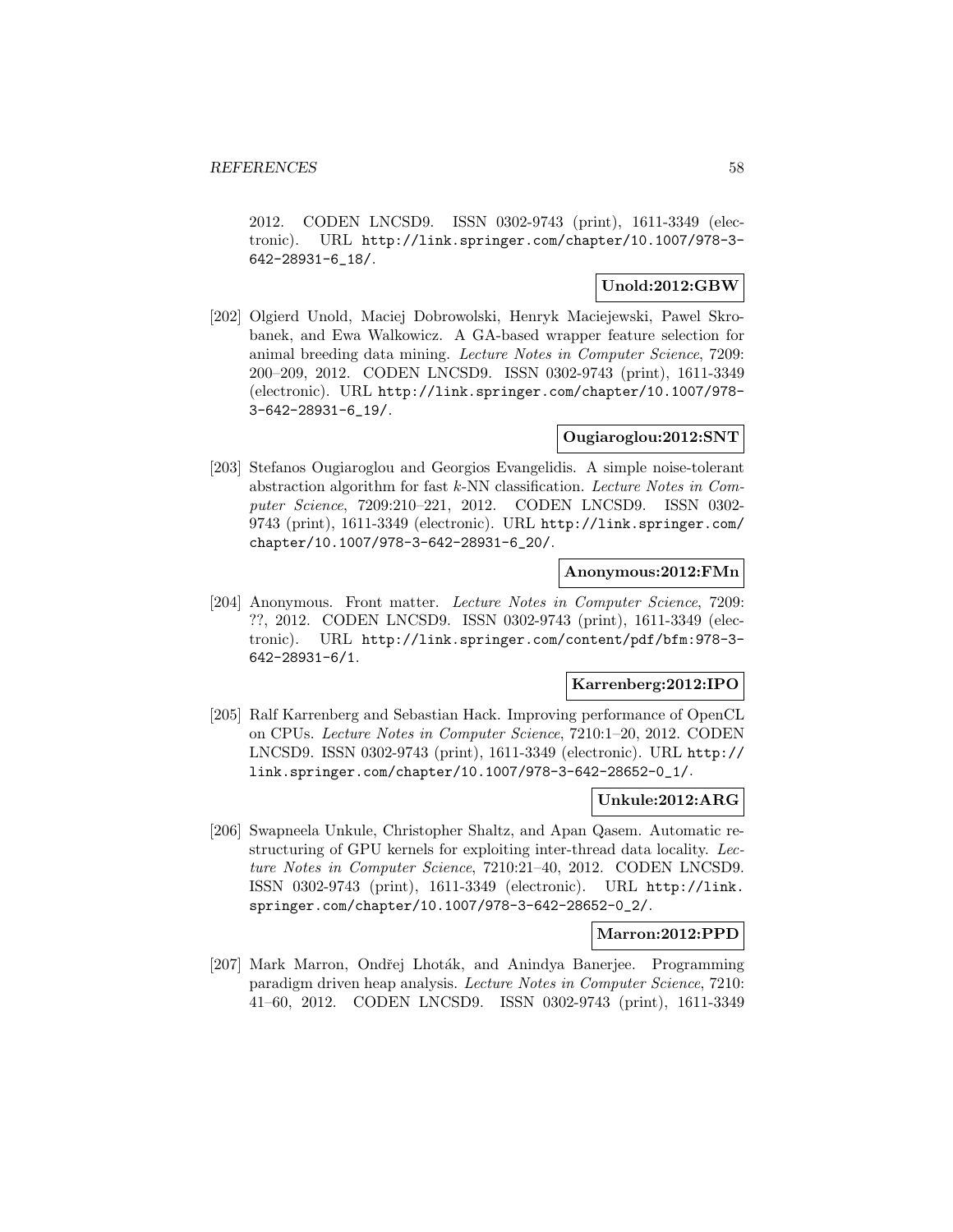2012. CODEN LNCSD9. ISSN 0302-9743 (print), 1611-3349 (electronic). URL http://link.springer.com/chapter/10.1007/978-3-642-28931-6_18/.

**Unold:2012:GBW**

[202] Olgierd Unold, Maciej Dobrowolski, Henryk Maciejewski, Pawel Skrobanek, and Ewa Walkowicz. A GA-based wrapper feature selection for animal breeding data mining. *Lecture Notes in Computer Science*, 7209: 200–209, 2012. CODEN LNCSD9. ISSN 0302-9743 (print), 1611-3349 (electronic). URL http://link.springer.com/chapter/10.1007/978-3-642-28931-6_19/.

**Ougiaroglou:2012:SNT**

[203] Stefanos Ougiaroglou and Georgios Evangelidis. A simple noise-tolerant abstraction algorithm for fast $k$-NN classification. *Lecture Notes in Computer Science*, 7209:210–221, 2012. CODEN LNCSD9. ISSN 0302-9743 (print), 1611-3349 (electronic). URL http://link.springer.com/chapter/10.1007/978-3-642-28931-6_20/.

**Anonymous:2012:FMn**

[204] Anonymous. Front matter. *Lecture Notes in Computer Science*, 7209: ??, 2012. CODEN LNCSD9. ISSN 0302-9743 (print), 1611-3349 (electronic). URL http://link.springer.com/content/pdf/bfm:978-3-642-28931-6/1.

**Karrenberg:2012:IPO**

[205] Ralf Karrenberg and Sebastian Hack. Improving performance of OpenCL on CPUs. *Lecture Notes in Computer Science*, 7210:1–20, 2012. CODEN LNCSD9. ISSN 0302-9743 (print), 1611-3349 (electronic). URL http://link.springer.com/chapter/10.1007/978-3-642-28652-0_1/.

**Unkule:2012:ARG**

[206] Swapneela Unkule, Christopher Shaltz, and Apan Qasem. Automatic restructuring of GPU kernels for exploiting inter-thread data locality. *Lecture Notes in Computer Science*, 7210:21–40, 2012. CODEN LNCSD9. ISSN 0302-9743 (print), 1611-3349 (electronic). URL http://link.springer.com/chapter/10.1007/978-3-642-28652-0_2/.

**Marron:2012:PPD**

[207] Mark Marron, Ondřej Lhoták, and Anindya Banerjee. Programming paradigm driven heap analysis. *Lecture Notes in Computer Science*, 7210: 41–60, 2012. CODEN LNCSD9. ISSN 0302-9743 (print), 1611-3349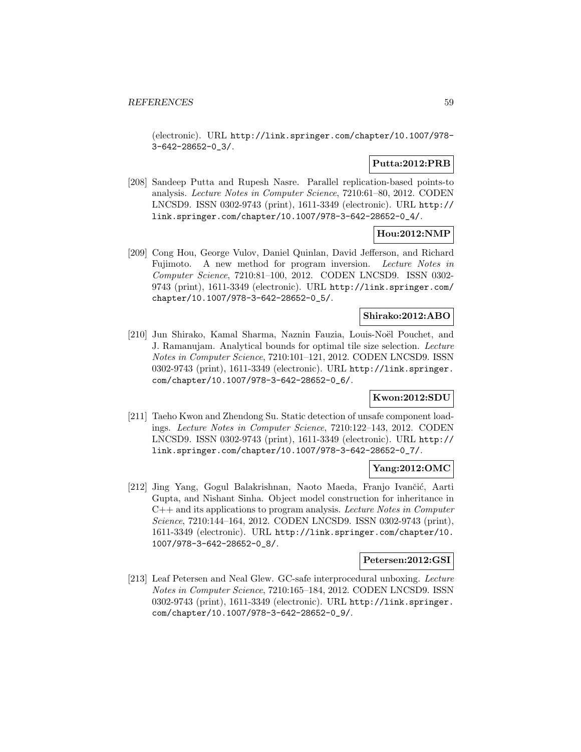(electronic). URL http://link.springer.com/chapter/10.1007/978-3-642-28652-0_3/.

**Putta:2012:PRB**

[208] Sandeep Putta and Rupesh Nasre. Parallel replication-based points-to analysis. *Lecture Notes in Computer Science*, 7210:61–80, 2012. CODEN LNCSD9. ISSN 0302-9743 (print), 1611-3349 (electronic). URL http://link.springer.com/chapter/10.1007/978-3-642-28652-0_4/.

**Hou:2012:NMP**

[209] Cong Hou, George Vulov, Daniel Quinlan, David Jefferson, and Richard Fujimoto. A new method for program inversion. *Lecture Notes in Computer Science*, 7210:81–100, 2012. CODEN LNCSD9. ISSN 0302-9743 (print), 1611-3349 (electronic). URL http://link.springer.com/chapter/10.1007/978-3-642-28652-0_5/.

**Shirako:2012:ABO**

[210] Jun Shirako, Kamal Sharma, Naznin Fauzia, Louis-Noël Pouchet, and J. Ramanujam. Analytical bounds for optimal tile size selection. *Lecture Notes in Computer Science*, 7210:101–121, 2012. CODEN LNCSD9. ISSN 0302-9743 (print), 1611-3349 (electronic). URL http://link.springer.com/chapter/10.1007/978-3-642-28652-0_6/.

**Kwon:2012:SDU**

[211] Taeho Kwon and Zhendong Su. Static detection of unsafe component loadings. *Lecture Notes in Computer Science*, 7210:122–143, 2012. CODEN LNCSD9. ISSN 0302-9743 (print), 1611-3349 (electronic). URL http://link.springer.com/chapter/10.1007/978-3-642-28652-0_7/.

**Yang:2012:OMC**

[212] Jing Yang, Gogul Balakrishnan, Naoto Maeda, Franjo Ivančić, Aarti Gupta, and Nishant Sinha. Object model construction for inheritance in C++ and its applications to program analysis. *Lecture Notes in Computer Science*, 7210:144–164, 2012. CODEN LNCSD9. ISSN 0302-9743 (print), 1611-3349 (electronic). URL http://link.springer.com/chapter/10.1007/978-3-642-28652-0_8/.

**Petersen:2012:GSI**

[213] Leaf Petersen and Neal Glew. GC-safe interprocedural unboxing. *Lecture Notes in Computer Science*, 7210:165–184, 2012. CODEN LNCSD9. ISSN 0302-9743 (print), 1611-3349 (electronic). URL http://link.springer.com/chapter/10.1007/978-3-642-28652-0_9/.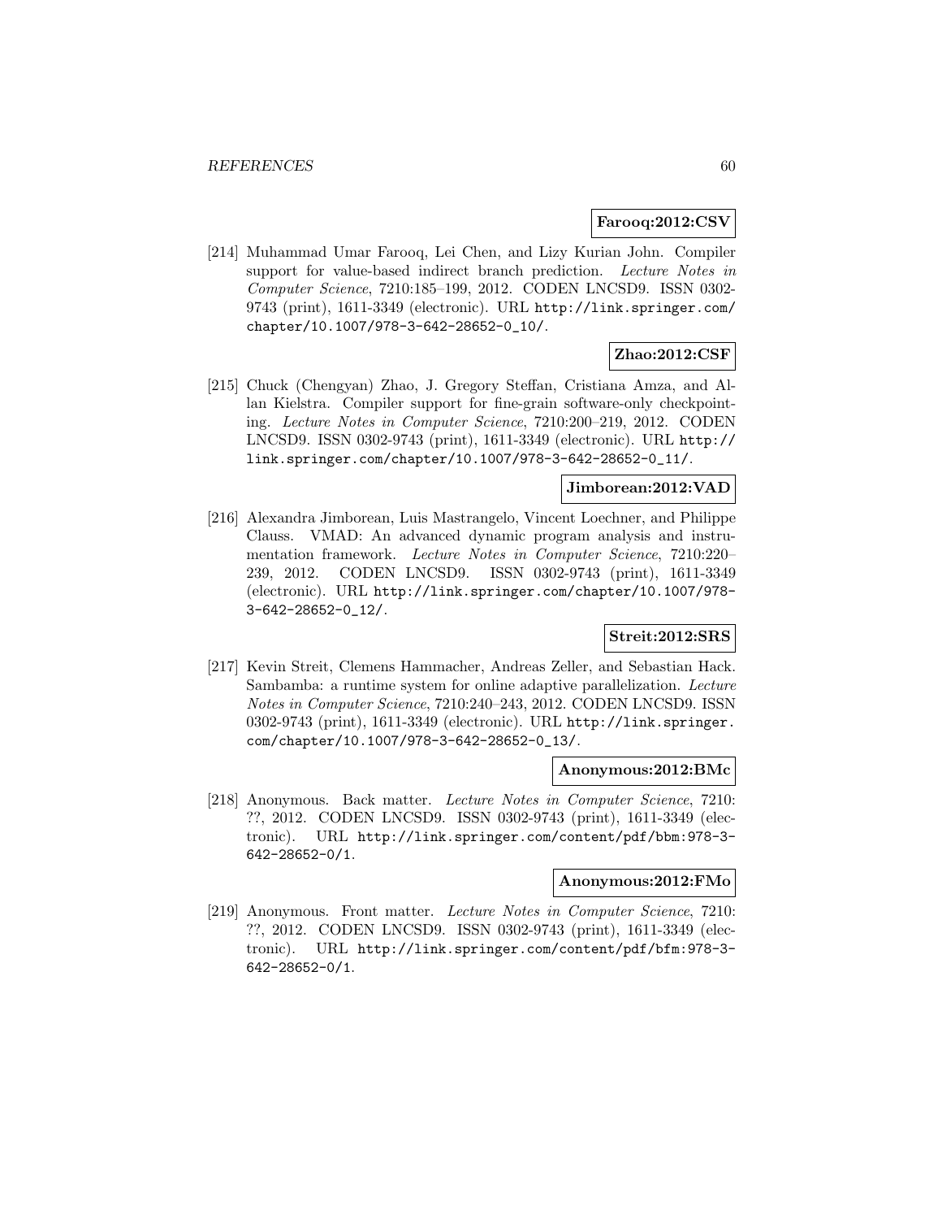**Farooq:2012:CSV**

[214] Muhammad Umar Farooq, Lei Chen, and Lizy Kurian John. Compiler support for value-based indirect branch prediction. *Lecture Notes in Computer Science*, 7210:185–199, 2012. CODEN LNCSD9. ISSN 0302-9743 (print), 1611-3349 (electronic). URL http://link.springer.com/chapter/10.1007/978-3-642-28652-0_10/.

**Zhao:2012:CSF**

[215] Chuck (Chengyan) Zhao, J. Gregory Steffan, Cristiana Amza, and Allan Kielstra. Compiler support for fine-grain software-only checkpointing. *Lecture Notes in Computer Science*, 7210:200–219, 2012. CODEN LNCSD9. ISSN 0302-9743 (print), 1611-3349 (electronic). URL http://link.springer.com/chapter/10.1007/978-3-642-28652-0_11/.

**Jimborean:2012:VAD**

[216] Alexandra Jimborean, Luis Mastrangelo, Vincent Loechner, and Philippe Clauss. VMAD: An advanced dynamic program analysis and instrumentation framework. *Lecture Notes in Computer Science*, 7210:220–239, 2012. CODEN LNCSD9. ISSN 0302-9743 (print), 1611-3349 (electronic). URL http://link.springer.com/chapter/10.1007/978-3-642-28652-0_12/.

**Streit:2012:SRS**

[217] Kevin Streit, Clemens Hammacher, Andreas Zeller, and Sebastian Hack. Sambamba: a runtime system for online adaptive parallelization. *Lecture Notes in Computer Science*, 7210:240–243, 2012. CODEN LNCSD9. ISSN 0302-9743 (print), 1611-3349 (electronic). URL http://link.springer.com/chapter/10.1007/978-3-642-28652-0_13/.

**Anonymous:2012:BMc**

[218] Anonymous. Back matter. *Lecture Notes in Computer Science*, 7210: ??, 2012. CODEN LNCSD9. ISSN 0302-9743 (print), 1611-3349 (electronic). URL http://link.springer.com/content/pdf/bbm:978-3-642-28652-0/1.

**Anonymous:2012:FMo**

[219] Anonymous. Front matter. *Lecture Notes in Computer Science*, 7210: ??, 2012. CODEN LNCSD9. ISSN 0302-9743 (print), 1611-3349 (electronic). URL http://link.springer.com/content/pdf/bfm:978-3-642-28652-0/1.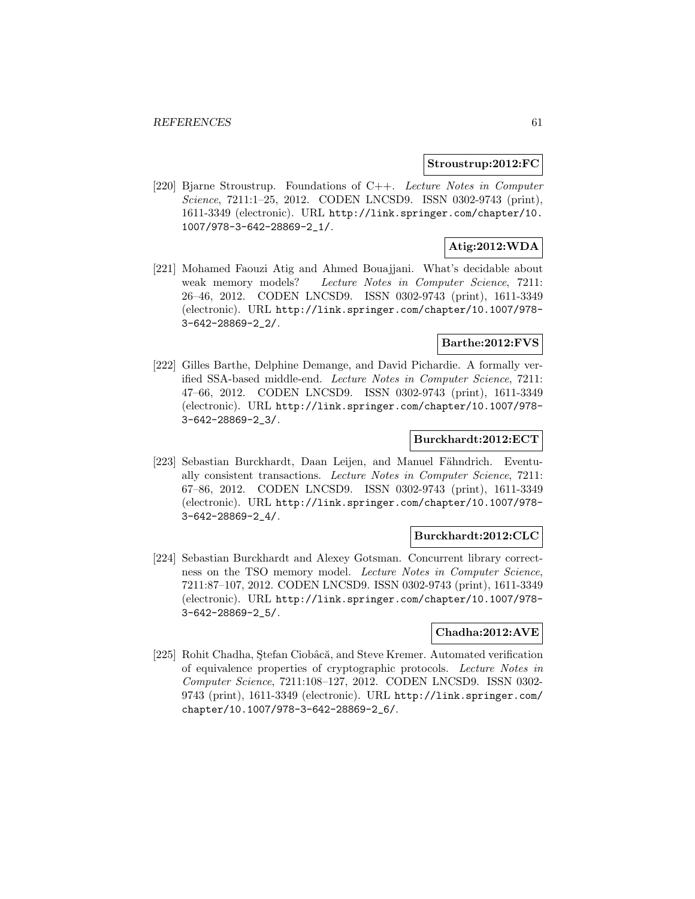**Stroustrup:2012:FC**

[220] Bjarne Stroustrup. Foundations of C++. *Lecture Notes in Computer Science*, 7211:1–25, 2012. CODEN LNCSD9. ISSN 0302-9743 (print), 1611-3349 (electronic). URL `http://link.springer.com/chapter/10.1007/978-3-642-28869-2_1/`.

**Atig:2012:WDA**

[221] Mohamed Faouzi Atig and Ahmed Bouajjani. What's decidable about weak memory models? *Lecture Notes in Computer Science*, 7211: 26–46, 2012. CODEN LNCSD9. ISSN 0302-9743 (print), 1611-3349 (electronic). URL `http://link.springer.com/chapter/10.1007/978-3-642-28869-2_2/`.

**Barthe:2012:FVS**

[222] Gilles Barthe, Delphine Demange, and David Pichardie. A formally verified SSA-based middle-end. *Lecture Notes in Computer Science*, 7211: 47–66, 2012. CODEN LNCSD9. ISSN 0302-9743 (print), 1611-3349 (electronic). URL `http://link.springer.com/chapter/10.1007/978-3-642-28869-2_3/`.

**Burckhardt:2012:ECT**

[223] Sebastian Burckhardt, Daan Leijen, and Manuel Fähndrich. Eventually consistent transactions. *Lecture Notes in Computer Science*, 7211: 67–86, 2012. CODEN LNCSD9. ISSN 0302-9743 (print), 1611-3349 (electronic). URL `http://link.springer.com/chapter/10.1007/978-3-642-28869-2_4/`.

**Burckhardt:2012:CLC**

[224] Sebastian Burckhardt and Alexey Gotsman. Concurrent library correctness on the TSO memory model. *Lecture Notes in Computer Science*, 7211:87–107, 2012. CODEN LNCSD9. ISSN 0302-9743 (print), 1611-3349 (electronic). URL `http://link.springer.com/chapter/10.1007/978-3-642-28869-2_5/`.

**Chadha:2012:AVE**

[225] Rohit Chadha, Ştefan Ciobâcă, and Steve Kremer. Automated verification of equivalence properties of cryptographic protocols. *Lecture Notes in Computer Science*, 7211:108–127, 2012. CODEN LNCSD9. ISSN 0302-9743 (print), 1611-3349 (electronic). URL `http://link.springer.com/chapter/10.1007/978-3-642-28869-2_6/`.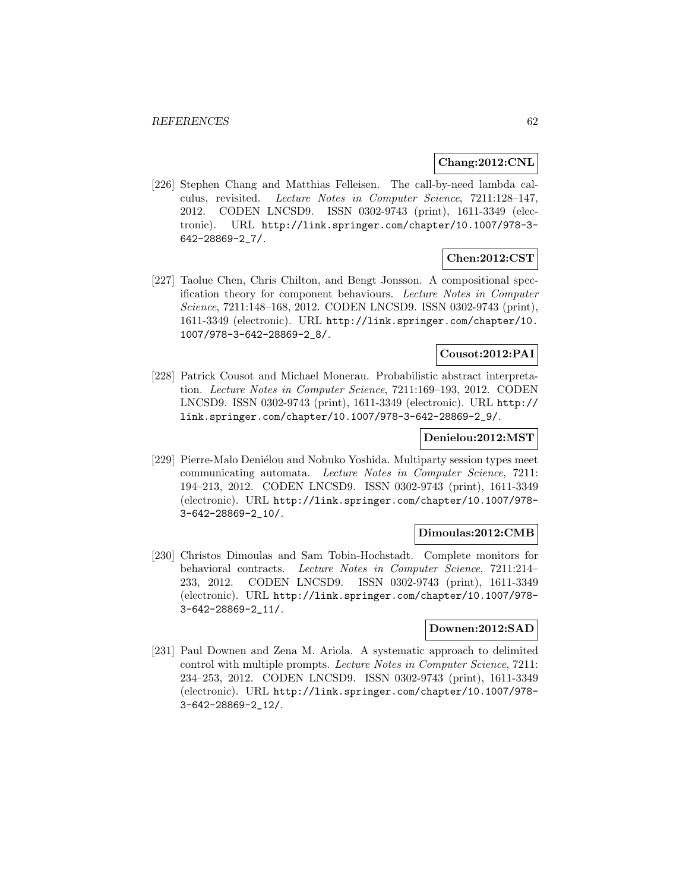**Chang:2012:CNL**

[226] Stephen Chang and Matthias Felleisen. The call-by-need lambda calculus, revisited. *Lecture Notes in Computer Science*, 7211:128–147, 2012. CODEN LNCSD9. ISSN 0302-9743 (print), 1611-3349 (electronic). URL http://link.springer.com/chapter/10.1007/978-3-642-28869-2_7/.

**Chen:2012:CST**

[227] Taolue Chen, Chris Chilton, and Bengt Jonsson. A compositional specification theory for component behaviours. *Lecture Notes in Computer Science*, 7211:148–168, 2012. CODEN LNCSD9. ISSN 0302-9743 (print), 1611-3349 (electronic). URL http://link.springer.com/chapter/10.1007/978-3-642-28869-2_8/.

**Cousot:2012:PAI**

[228] Patrick Cousot and Michael Monerau. Probabilistic abstract interpretation. *Lecture Notes in Computer Science*, 7211:169–193, 2012. CODEN LNCSD9. ISSN 0302-9743 (print), 1611-3349 (electronic). URL http://link.springer.com/chapter/10.1007/978-3-642-28869-2_9/.

**Denielou:2012:MST**

[229] Pierre-Malo Deniélou and Nobuko Yoshida. Multiparty session types meet communicating automata. *Lecture Notes in Computer Science*, 7211: 194–213, 2012. CODEN LNCSD9. ISSN 0302-9743 (print), 1611-3349 (electronic). URL http://link.springer.com/chapter/10.1007/978-3-642-28869-2_10/.

**Dimoulas:2012:CMB**

[230] Christos Dimoulas and Sam Tobin-Hochstadt. Complete monitors for behavioral contracts. *Lecture Notes in Computer Science*, 7211:214–233, 2012. CODEN LNCSD9. ISSN 0302-9743 (print), 1611-3349 (electronic). URL http://link.springer.com/chapter/10.1007/978-3-642-28869-2_11/.

**Downen:2012:SAD**

[231] Paul Downen and Zena M. Ariola. A systematic approach to delimited control with multiple prompts. *Lecture Notes in Computer Science*, 7211: 234–253, 2012. CODEN LNCSD9. ISSN 0302-9743 (print), 1611-3349 (electronic). URL http://link.springer.com/chapter/10.1007/978-3-642-28869-2_12/.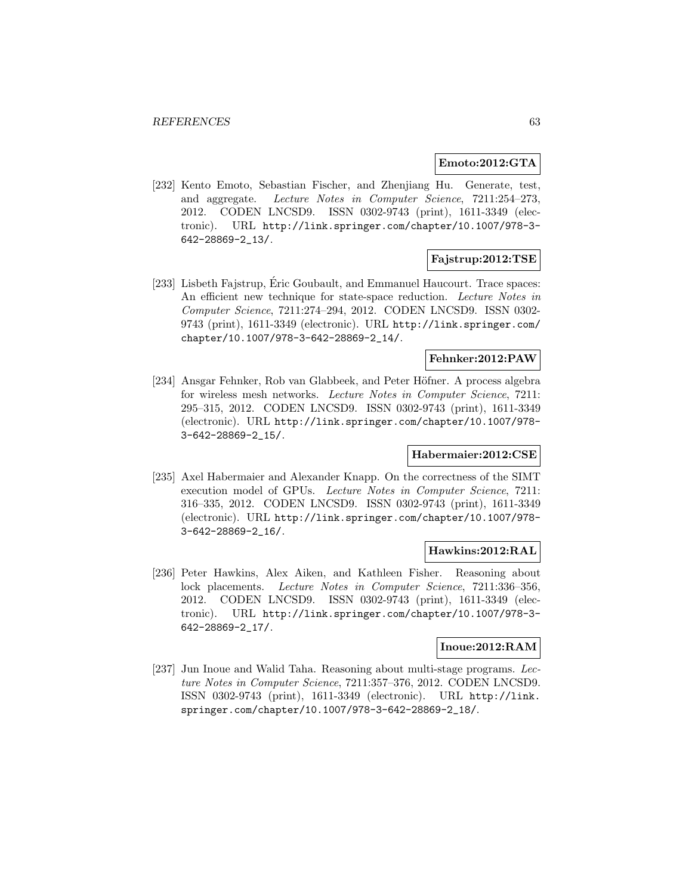**Emoto:2012:GTA**

[232] Kento Emoto, Sebastian Fischer, and Zhenjiang Hu. Generate, test, and aggregate. *Lecture Notes in Computer Science*, 7211:254–273, 2012. CODEN LNCSD9. ISSN 0302-9743 (print), 1611-3349 (electronic). URL http://link.springer.com/chapter/10.1007/978-3-642-28869-2_13/.

**Fajstrup:2012:TSE**

[233] Lisbeth Fajstrup, Éric Goubault, and Emmanuel Haucourt. Trace spaces: An efficient new technique for state-space reduction. *Lecture Notes in Computer Science*, 7211:274–294, 2012. CODEN LNCSD9. ISSN 0302-9743 (print), 1611-3349 (electronic). URL http://link.springer.com/chapter/10.1007/978-3-642-28869-2_14/.

**Fehnker:2012:PAW**

[234] Ansgar Fehnker, Rob van Glabbeek, and Peter Höfner. A process algebra for wireless mesh networks. *Lecture Notes in Computer Science*, 7211: 295–315, 2012. CODEN LNCSD9. ISSN 0302-9743 (print), 1611-3349 (electronic). URL http://link.springer.com/chapter/10.1007/978-3-642-28869-2_15/.

**Habermaier:2012:CSE**

[235] Axel Habermaier and Alexander Knapp. On the correctness of the SIMT execution model of GPUs. *Lecture Notes in Computer Science*, 7211: 316–335, 2012. CODEN LNCSD9. ISSN 0302-9743 (print), 1611-3349 (electronic). URL http://link.springer.com/chapter/10.1007/978-3-642-28869-2_16/.

**Hawkins:2012:RAL**

[236] Peter Hawkins, Alex Aiken, and Kathleen Fisher. Reasoning about lock placements. *Lecture Notes in Computer Science*, 7211:336–356, 2012. CODEN LNCSD9. ISSN 0302-9743 (print), 1611-3349 (electronic). URL http://link.springer.com/chapter/10.1007/978-3-642-28869-2_17/.

**Inoue:2012:RAM**

[237] Jun Inoue and Walid Taha. Reasoning about multi-stage programs. *Lecture Notes in Computer Science*, 7211:357–376, 2012. CODEN LNCSD9. ISSN 0302-9743 (print), 1611-3349 (electronic). URL http://link.springer.com/chapter/10.1007/978-3-642-28869-2_18/.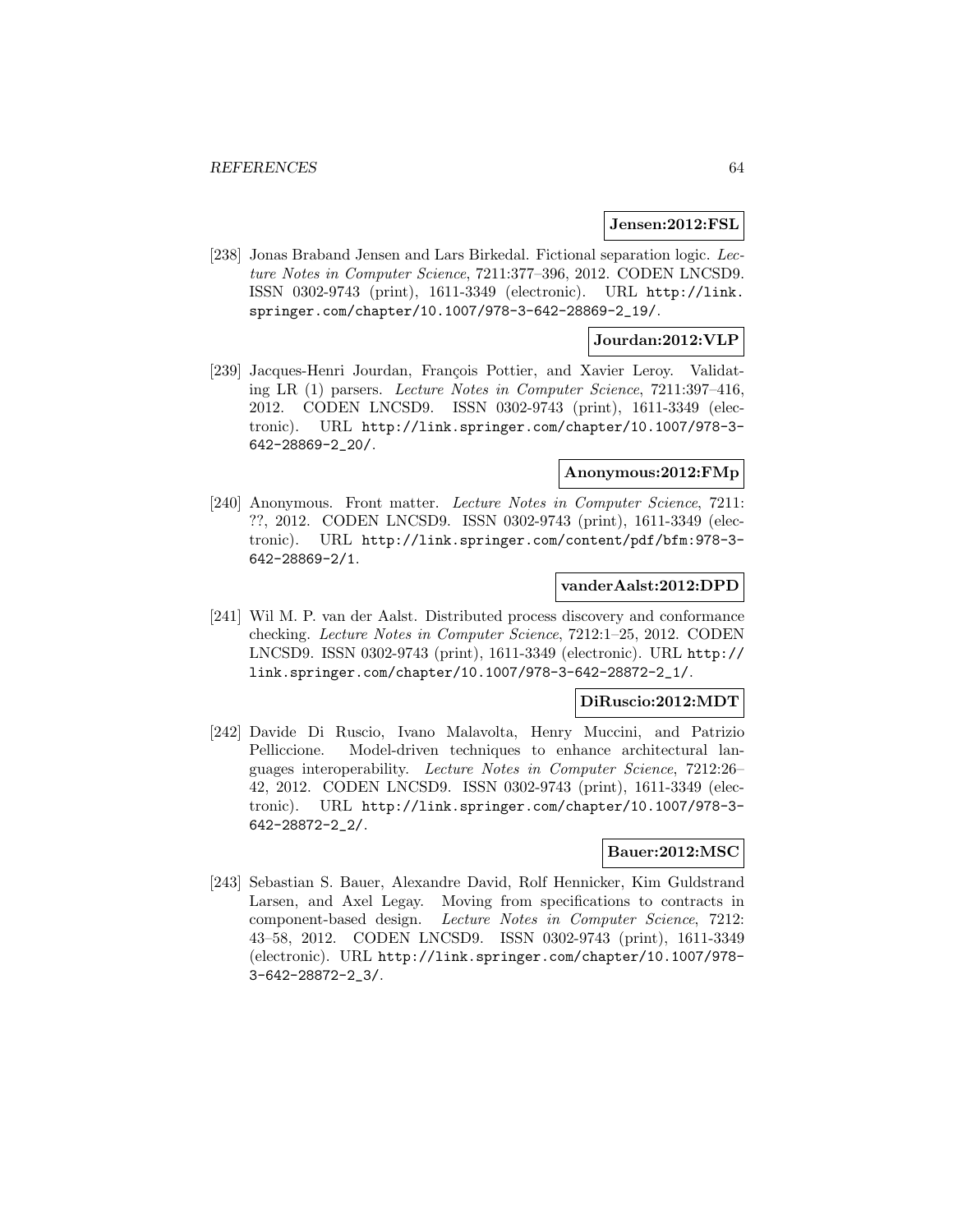**Jensen:2012:FSL**

[238] Jonas Braband Jensen and Lars Birkedal. Fictional separation logic. *Lecture Notes in Computer Science*, 7211:377–396, 2012. CODEN LNCSD9. ISSN 0302-9743 (print), 1611-3349 (electronic). URL http://link.springer.com/chapter/10.1007/978-3-642-28869-2_19/.

**Jourdan:2012:VLP**

[239] Jacques-Henri Jourdan, François Pottier, and Xavier Leroy. Validating LR (1) parsers. *Lecture Notes in Computer Science*, 7211:397–416, 2012. CODEN LNCSD9. ISSN 0302-9743 (print), 1611-3349 (electronic). URL http://link.springer.com/chapter/10.1007/978-3-642-28869-2_20/.

**Anonymous:2012:FMp**

[240] Anonymous. Front matter. *Lecture Notes in Computer Science*, 7211: ??, 2012. CODEN LNCSD9. ISSN 0302-9743 (print), 1611-3349 (electronic). URL http://link.springer.com/content/pdf/bfm:978-3-642-28869-2/1.

**vanderAalst:2012:DPD**

[241] Wil M. P. van der Aalst. Distributed process discovery and conformance checking. *Lecture Notes in Computer Science*, 7212:1–25, 2012. CODEN LNCSD9. ISSN 0302-9743 (print), 1611-3349 (electronic). URL http://link.springer.com/chapter/10.1007/978-3-642-28872-2_1/.

**DiRuscio:2012:MDT**

[242] Davide Di Ruscio, Ivano Malavolta, Henry Muccini, and Patrizio Pelliccione. Model-driven techniques to enhance architectural languages interoperability. *Lecture Notes in Computer Science*, 7212:26–42, 2012. CODEN LNCSD9. ISSN 0302-9743 (print), 1611-3349 (electronic). URL http://link.springer.com/chapter/10.1007/978-3-642-28872-2_2/.

**Bauer:2012:MSC**

[243] Sebastian S. Bauer, Alexandre David, Rolf Hennicker, Kim Guldstrand Larsen, and Axel Legay. Moving from specifications to contracts in component-based design. *Lecture Notes in Computer Science*, 7212: 43–58, 2012. CODEN LNCSD9. ISSN 0302-9743 (print), 1611-3349 (electronic). URL http://link.springer.com/chapter/10.1007/978-3-642-28872-2_3/.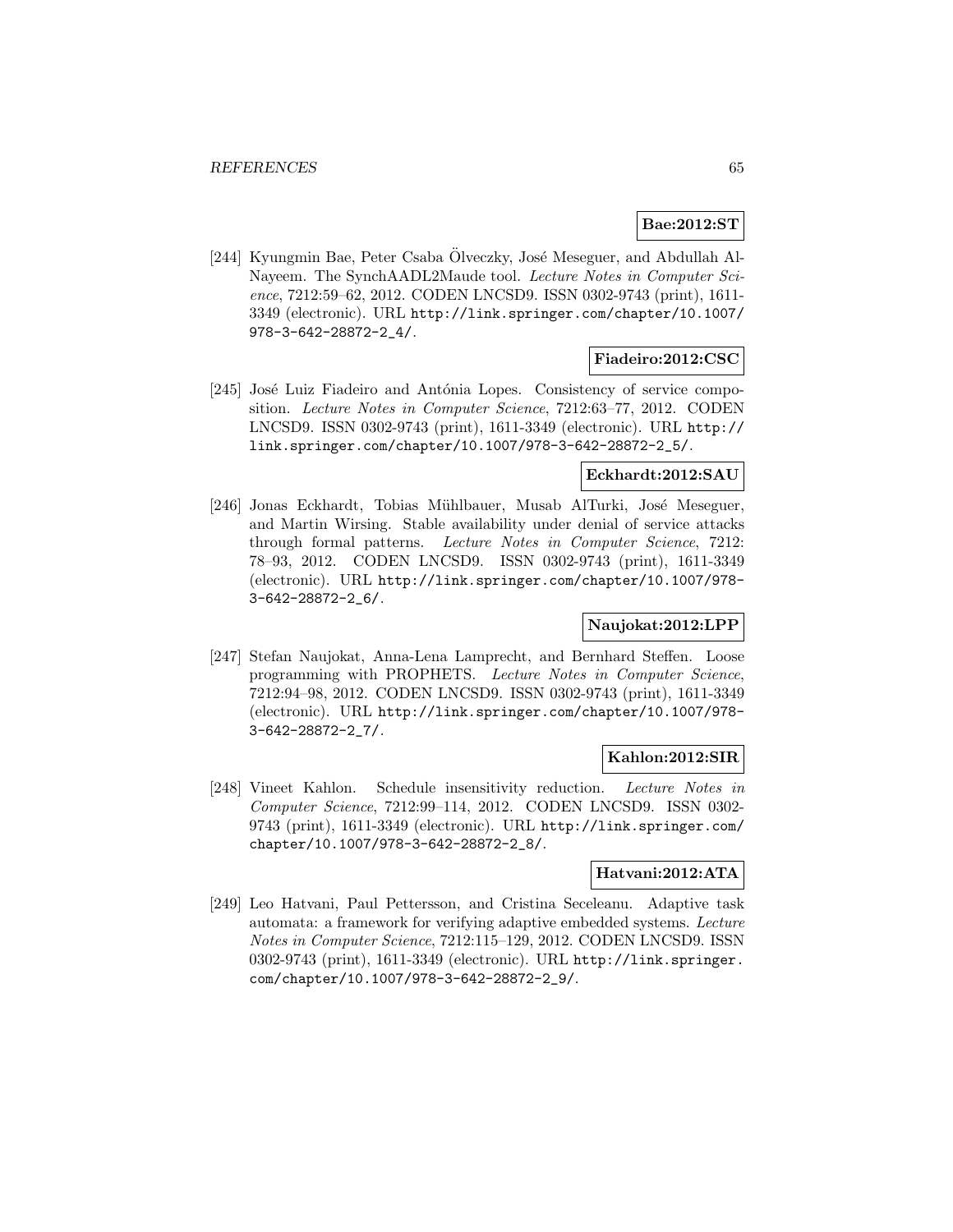**Bae:2012:ST**

[244] Kyungmin Bae, Peter Csaba Ölveczky, José Meseguer, and Abdullah Al-Nayeem. The SynchAADL2Maude tool. *Lecture Notes in Computer Science*, 7212:59–62, 2012. CODEN LNCSD9. ISSN 0302-9743 (print), 1611-3349 (electronic). URL `http://link.springer.com/chapter/10.1007/978-3-642-28872-2_4/`.

**Fiadeiro:2012:CSC**

[245] José Luiz Fiadeiro and Antónia Lopes. Consistency of service composition. *Lecture Notes in Computer Science*, 7212:63–77, 2012. CODEN LNCSD9. ISSN 0302-9743 (print), 1611-3349 (electronic). URL `http://link.springer.com/chapter/10.1007/978-3-642-28872-2_5/`.

**Eckhardt:2012:SAU**

[246] Jonas Eckhardt, Tobias Mühlbauer, Musab AlTurki, José Meseguer, and Martin Wirsing. Stable availability under denial of service attacks through formal patterns. *Lecture Notes in Computer Science*, 7212: 78–93, 2012. CODEN LNCSD9. ISSN 0302-9743 (print), 1611-3349 (electronic). URL `http://link.springer.com/chapter/10.1007/978-3-642-28872-2_6/`.

**Naujokat:2012:LPP**

[247] Stefan Naujokat, Anna-Lena Lamprecht, and Bernhard Steffen. Loose programming with PROPHETS. *Lecture Notes in Computer Science*, 7212:94–98, 2012. CODEN LNCSD9. ISSN 0302-9743 (print), 1611-3349 (electronic). URL `http://link.springer.com/chapter/10.1007/978-3-642-28872-2_7/`.

**Kahlon:2012:SIR**

[248] Vineet Kahlon. Schedule insensitivity reduction. *Lecture Notes in Computer Science*, 7212:99–114, 2012. CODEN LNCSD9. ISSN 0302-9743 (print), 1611-3349 (electronic). URL `http://link.springer.com/chapter/10.1007/978-3-642-28872-2_8/`.

**Hatvani:2012:ATA**

[249] Leo Hatvani, Paul Pettersson, and Cristina Seceleanu. Adaptive task automata: a framework for verifying adaptive embedded systems. *Lecture Notes in Computer Science*, 7212:115–129, 2012. CODEN LNCSD9. ISSN 0302-9743 (print), 1611-3349 (electronic). URL `http://link.springer.com/chapter/10.1007/978-3-642-28872-2_9/`.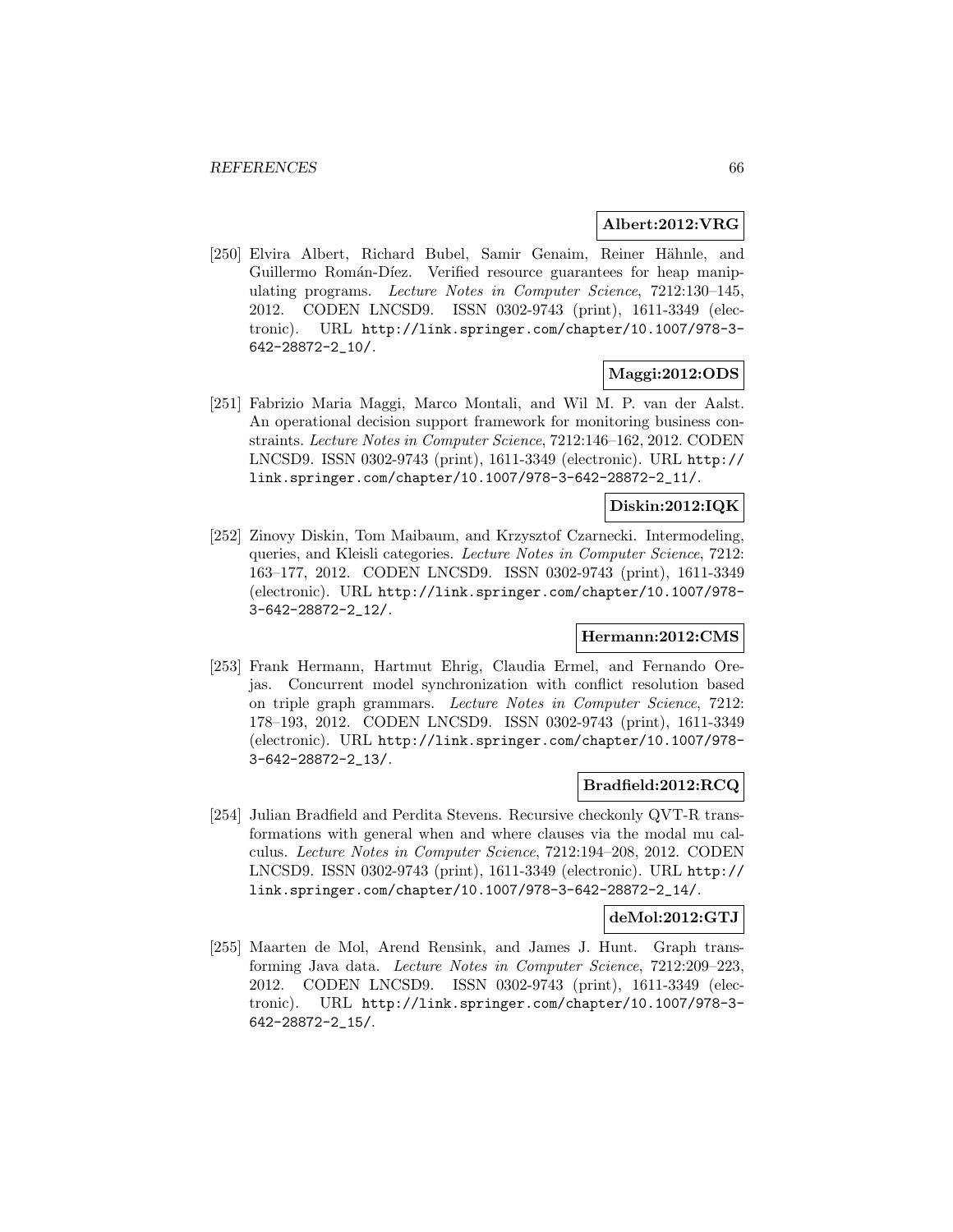**Albert:2012:VRG**

[250] Elvira Albert, Richard Bubel, Samir Genaim, Reiner Hähnle, and Guillermo Román-Díez. Verified resource guarantees for heap manipulating programs. *Lecture Notes in Computer Science*, 7212:130–145, 2012. CODEN LNCSD9. ISSN 0302-9743 (print), 1611-3349 (electronic). URL http://link.springer.com/chapter/10.1007/978-3-642-28872-2_10/.

**Maggi:2012:ODS**

[251] Fabrizio Maria Maggi, Marco Montali, and Wil M. P. van der Aalst. An operational decision support framework for monitoring business constraints. *Lecture Notes in Computer Science*, 7212:146–162, 2012. CODEN LNCSD9. ISSN 0302-9743 (print), 1611-3349 (electronic). URL http://link.springer.com/chapter/10.1007/978-3-642-28872-2_11/.

**Diskin:2012:IQK**

[252] Zinovy Diskin, Tom Maibaum, and Krzysztof Czarnecki. Intermodeling, queries, and Kleisli categories. *Lecture Notes in Computer Science*, 7212: 163–177, 2012. CODEN LNCSD9. ISSN 0302-9743 (print), 1611-3349 (electronic). URL http://link.springer.com/chapter/10.1007/978-3-642-28872-2_12/.

**Hermann:2012:CMS**

[253] Frank Hermann, Hartmut Ehrig, Claudia Ermel, and Fernando Orejas. Concurrent model synchronization with conflict resolution based on triple graph grammars. *Lecture Notes in Computer Science*, 7212: 178–193, 2012. CODEN LNCSD9. ISSN 0302-9743 (print), 1611-3349 (electronic). URL http://link.springer.com/chapter/10.1007/978-3-642-28872-2_13/.

**Bradfield:2012:RCQ**

[254] Julian Bradfield and Perdita Stevens. Recursive checkonly QVT-R transformations with general when and where clauses via the modal mu calculus. *Lecture Notes in Computer Science*, 7212:194–208, 2012. CODEN LNCSD9. ISSN 0302-9743 (print), 1611-3349 (electronic). URL http://link.springer.com/chapter/10.1007/978-3-642-28872-2_14/.

**deMol:2012:GTJ**

[255] Maarten de Mol, Arend Rensink, and James J. Hunt. Graph transforming Java data. *Lecture Notes in Computer Science*, 7212:209–223, 2012. CODEN LNCSD9. ISSN 0302-9743 (print), 1611-3349 (electronic). URL http://link.springer.com/chapter/10.1007/978-3-642-28872-2_15/.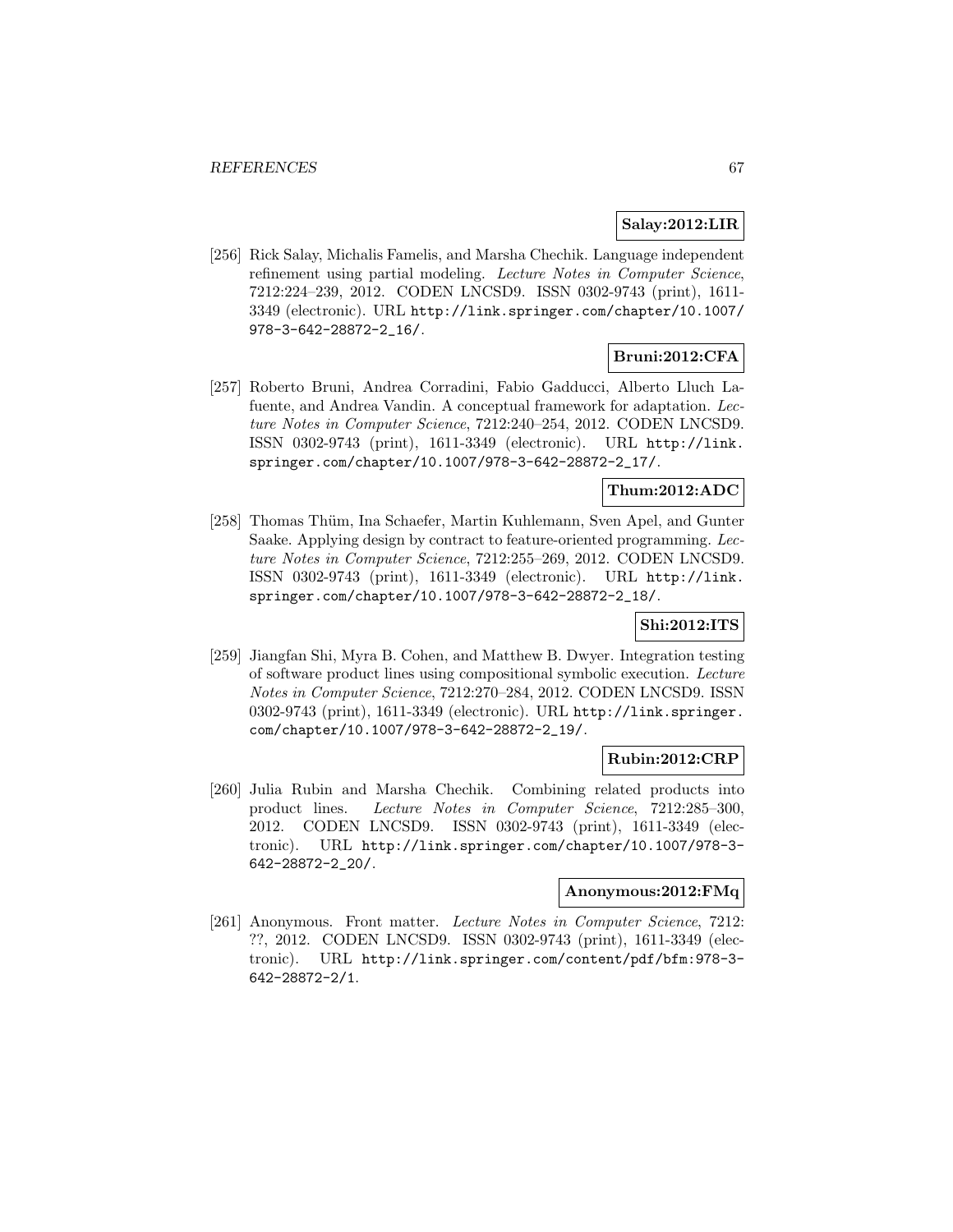**Salay:2012:LIR**

[256] Rick Salay, Michalis Famelis, and Marsha Chechik. Language independent refinement using partial modeling. *Lecture Notes in Computer Science*, 7212:224–239, 2012. CODEN LNCSD9. ISSN 0302-9743 (print), 1611-3349 (electronic). URL http://link.springer.com/chapter/10.1007/978-3-642-28872-2_16/.

**Bruni:2012:CFA**

[257] Roberto Bruni, Andrea Corradini, Fabio Gadducci, Alberto Lluch Lafuente, and Andrea Vandin. A conceptual framework for adaptation. *Lecture Notes in Computer Science*, 7212:240–254, 2012. CODEN LNCSD9. ISSN 0302-9743 (print), 1611-3349 (electronic). URL http://link.springer.com/chapter/10.1007/978-3-642-28872-2_17/.

**Thum:2012:ADC**

[258] Thomas Thüm, Ina Schaefer, Martin Kuhlemann, Sven Apel, and Gunter Saake. Applying design by contract to feature-oriented programming. *Lecture Notes in Computer Science*, 7212:255–269, 2012. CODEN LNCSD9. ISSN 0302-9743 (print), 1611-3349 (electronic). URL http://link.springer.com/chapter/10.1007/978-3-642-28872-2_18/.

**Shi:2012:ITS**

[259] Jiangfan Shi, Myra B. Cohen, and Matthew B. Dwyer. Integration testing of software product lines using compositional symbolic execution. *Lecture Notes in Computer Science*, 7212:270–284, 2012. CODEN LNCSD9. ISSN 0302-9743 (print), 1611-3349 (electronic). URL http://link.springer.com/chapter/10.1007/978-3-642-28872-2_19/.

**Rubin:2012:CRP**

[260] Julia Rubin and Marsha Chechik. Combining related products into product lines. *Lecture Notes in Computer Science*, 7212:285–300, 2012. CODEN LNCSD9. ISSN 0302-9743 (print), 1611-3349 (electronic). URL http://link.springer.com/chapter/10.1007/978-3-642-28872-2_20/.

**Anonymous:2012:FMq**

[261] Anonymous. Front matter. *Lecture Notes in Computer Science*, 7212: ??, 2012. CODEN LNCSD9. ISSN 0302-9743 (print), 1611-3349 (electronic). URL http://link.springer.com/content/pdf/bfm:978-3-642-28872-2/1.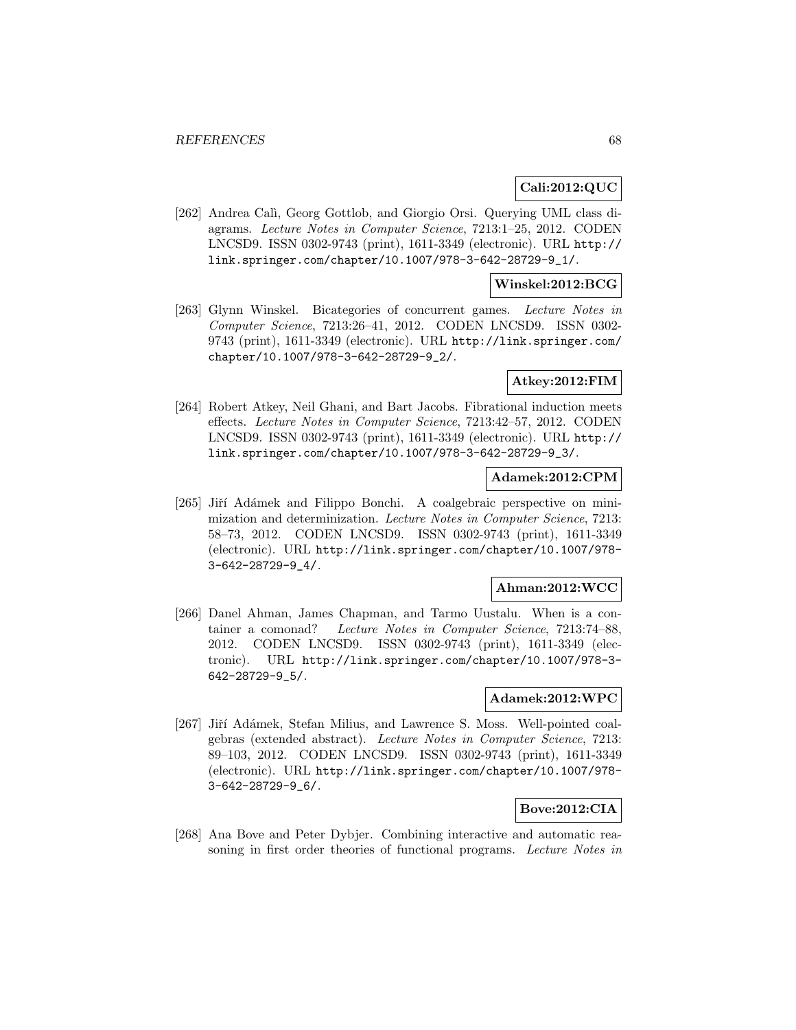**Cali:2012:QUC**

[262] Andrea Calì, Georg Gottlob, and Giorgio Orsi. Querying UML class diagrams. *Lecture Notes in Computer Science*, 7213:1–25, 2012. CODEN LNCSD9. ISSN 0302-9743 (print), 1611-3349 (electronic). URL http://link.springer.com/chapter/10.1007/978-3-642-28729-9_1/.

**Winskel:2012:BCG**

[263] Glynn Winskel. Bicategories of concurrent games. *Lecture Notes in Computer Science*, 7213:26–41, 2012. CODEN LNCSD9. ISSN 0302-9743 (print), 1611-3349 (electronic). URL http://link.springer.com/chapter/10.1007/978-3-642-28729-9_2/.

**Atkey:2012:FIM**

[264] Robert Atkey, Neil Ghani, and Bart Jacobs. Fibrational induction meets effects. *Lecture Notes in Computer Science*, 7213:42–57, 2012. CODEN LNCSD9. ISSN 0302-9743 (print), 1611-3349 (electronic). URL http://link.springer.com/chapter/10.1007/978-3-642-28729-9_3/.

**Adamek:2012:CPM**

[265] Jiří Adámek and Filippo Bonchi. A coalgebraic perspective on minimization and determinization. *Lecture Notes in Computer Science*, 7213: 58–73, 2012. CODEN LNCSD9. ISSN 0302-9743 (print), 1611-3349 (electronic). URL http://link.springer.com/chapter/10.1007/978-3-642-28729-9_4/.

**Ahman:2012:WCC**

[266] Danel Ahman, James Chapman, and Tarmo Uustalu. When is a container a comonad? *Lecture Notes in Computer Science*, 7213:74–88, 2012. CODEN LNCSD9. ISSN 0302-9743 (print), 1611-3349 (electronic). URL http://link.springer.com/chapter/10.1007/978-3-642-28729-9_5/.

**Adamek:2012:WPC**

[267] Jiří Adámek, Stefan Milius, and Lawrence S. Moss. Well-pointed coalgebras (extended abstract). *Lecture Notes in Computer Science*, 7213: 89–103, 2012. CODEN LNCSD9. ISSN 0302-9743 (print), 1611-3349 (electronic). URL http://link.springer.com/chapter/10.1007/978-3-642-28729-9_6/.

**Bove:2012:CIA**

[268] Ana Bove and Peter Dybjer. Combining interactive and automatic reasoning in first order theories of functional programs. *Lecture Notes in*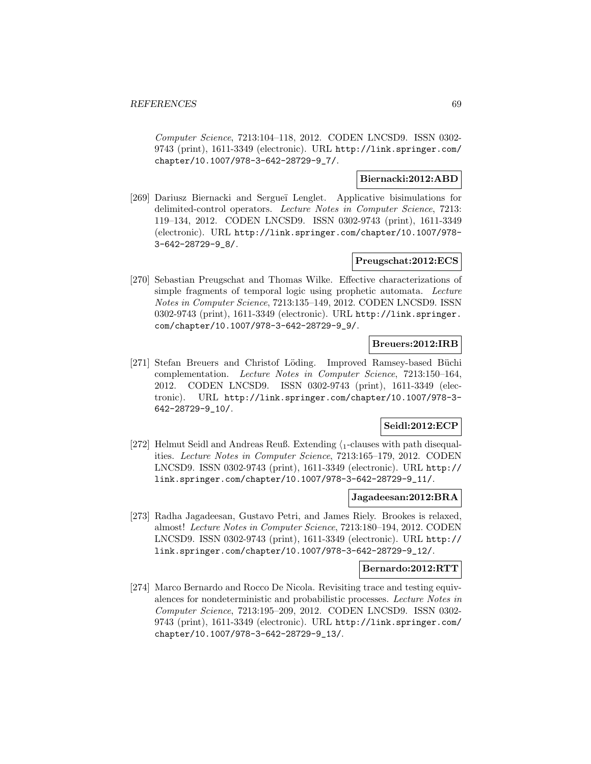Computer Science, 7213:104–118, 2012. CODEN LNCSD9. ISSN 0302-9743 (print), 1611-3349 (electronic). URL http://link.springer.com/chapter/10.1007/978-3-642-28729-9_7/.

**Biernacki:2012:ABD**

[269] Dariusz Biernacki and Sergueï Lenglet. Applicative bisimulations for delimited-control operators. *Lecture Notes in Computer Science*, 7213: 119–134, 2012. CODEN LNCSD9. ISSN 0302-9743 (print), 1611-3349 (electronic). URL http://link.springer.com/chapter/10.1007/978-3-642-28729-9_8/.

**Preugschat:2012:ECS**

[270] Sebastian Preugschat and Thomas Wilke. Effective characterizations of simple fragments of temporal logic using prophetic automata. *Lecture Notes in Computer Science*, 7213:135–149, 2012. CODEN LNCSD9. ISSN 0302-9743 (print), 1611-3349 (electronic). URL http://link.springer.com/chapter/10.1007/978-3-642-28729-9_9/.

**Breuers:2012:IRB**

[271] Stefan Breuers and Christof Löding. Improved Ramsey-based Büchi complementation. *Lecture Notes in Computer Science*, 7213:150–164, 2012. CODEN LNCSD9. ISSN 0302-9743 (print), 1611-3349 (electronic). URL http://link.springer.com/chapter/10.1007/978-3-642-28729-9_10/.

**Seidl:2012:ECP**

[272] Helmut Seidl and Andreas Reuß. Extending $\langle_1$-clauses with path disequalities. *Lecture Notes in Computer Science*, 7213:165–179, 2012. CODEN LNCSD9. ISSN 0302-9743 (print), 1611-3349 (electronic). URL http://link.springer.com/chapter/10.1007/978-3-642-28729-9_11/.

**Jagadeesan:2012:BRA**

[273] Radha Jagadeesan, Gustavo Petri, and James Riely. Brookes is relaxed, almost! *Lecture Notes in Computer Science*, 7213:180–194, 2012. CODEN LNCSD9. ISSN 0302-9743 (print), 1611-3349 (electronic). URL http://link.springer.com/chapter/10.1007/978-3-642-28729-9_12/.

**Bernardo:2012:RTT**

[274] Marco Bernardo and Rocco De Nicola. Revisiting trace and testing equivalences for nondeterministic and probabilistic processes. *Lecture Notes in Computer Science*, 7213:195–209, 2012. CODEN LNCSD9. ISSN 0302-9743 (print), 1611-3349 (electronic). URL http://link.springer.com/chapter/10.1007/978-3-642-28729-9_13/.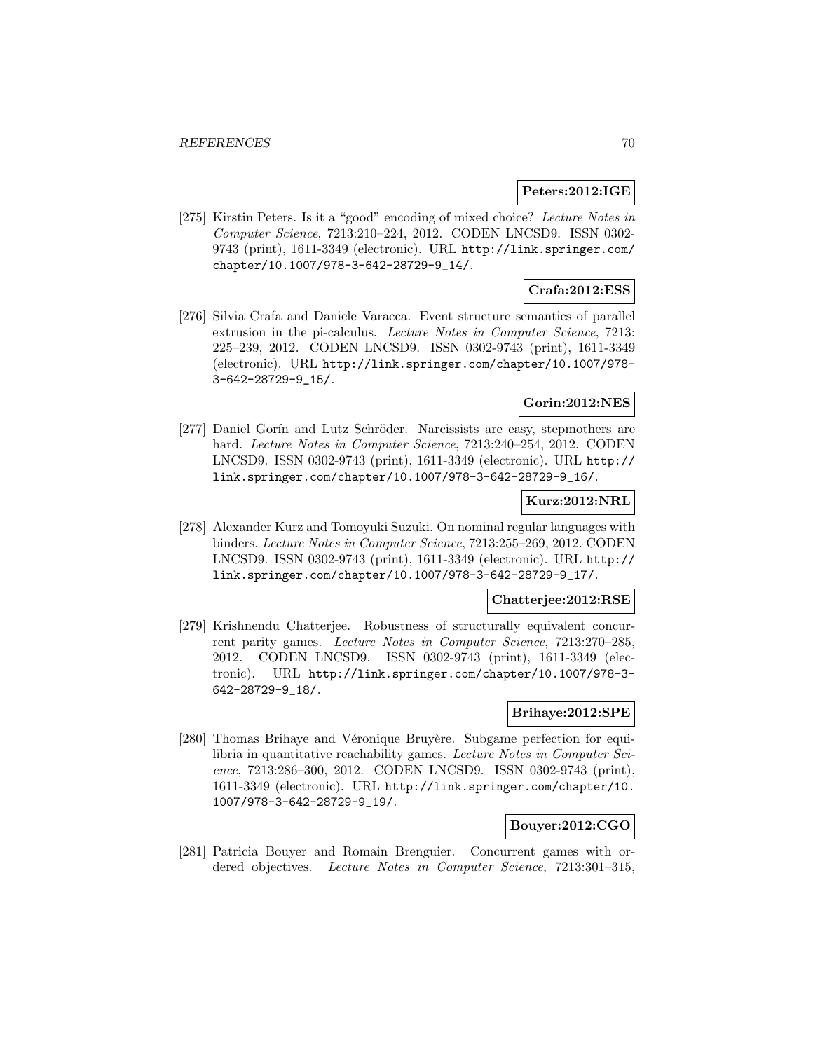**Peters:2012:IGE**

[275] Kirstin Peters. Is it a "good" encoding of mixed choice? *Lecture Notes in Computer Science*, 7213:210–224, 2012. CODEN LNCSD9. ISSN 0302-9743 (print), 1611-3349 (electronic). URL http://link.springer.com/chapter/10.1007/978-3-642-28729-9_14/.

**Crafa:2012:ESS**

[276] Silvia Crafa and Daniele Varacca. Event structure semantics of parallel extrusion in the pi-calculus. *Lecture Notes in Computer Science*, 7213: 225–239, 2012. CODEN LNCSD9. ISSN 0302-9743 (print), 1611-3349 (electronic). URL http://link.springer.com/chapter/10.1007/978-3-642-28729-9_15/.

**Gorin:2012:NES**

[277] Daniel Gorín and Lutz Schröder. Narcissists are easy, stepmothers are hard. *Lecture Notes in Computer Science*, 7213:240–254, 2012. CODEN LNCSD9. ISSN 0302-9743 (print), 1611-3349 (electronic). URL http://link.springer.com/chapter/10.1007/978-3-642-28729-9_16/.

**Kurz:2012:NRL**

[278] Alexander Kurz and Tomoyuki Suzuki. On nominal regular languages with binders. *Lecture Notes in Computer Science*, 7213:255–269, 2012. CODEN LNCSD9. ISSN 0302-9743 (print), 1611-3349 (electronic). URL http://link.springer.com/chapter/10.1007/978-3-642-28729-9_17/.

**Chatterjee:2012:RSE**

[279] Krishnendu Chatterjee. Robustness of structurally equivalent concurrent parity games. *Lecture Notes in Computer Science*, 7213:270–285, 2012. CODEN LNCSD9. ISSN 0302-9743 (print), 1611-3349 (electronic). URL http://link.springer.com/chapter/10.1007/978-3-642-28729-9_18/.

**Brihaye:2012:SPE**

[280] Thomas Brihaye and Véronique Bruyère. Subgame perfection for equilibria in quantitative reachability games. *Lecture Notes in Computer Science*, 7213:286–300, 2012. CODEN LNCSD9. ISSN 0302-9743 (print), 1611-3349 (electronic). URL http://link.springer.com/chapter/10.1007/978-3-642-28729-9_19/.

**Bouyer:2012:CGO**

[281] Patricia Bouyer and Romain Brenguier. Concurrent games with ordered objectives. *Lecture Notes in Computer Science*, 7213:301–315,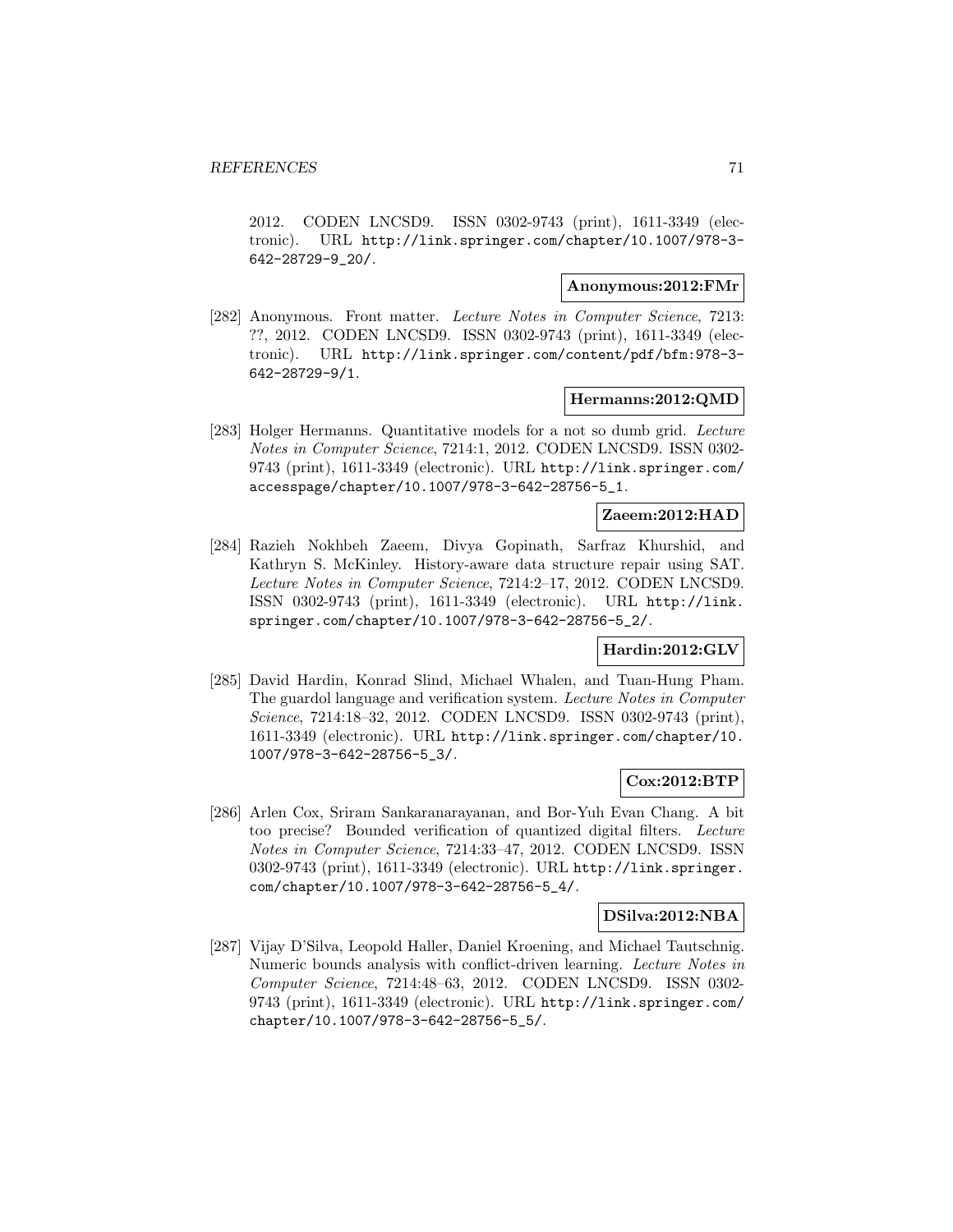2012. CODEN LNCSD9. ISSN 0302-9743 (print), 1611-3349 (electronic). URL http://link.springer.com/chapter/10.1007/978-3-642-28729-9_20/.

**Anonymous:2012:FMr**

[282] Anonymous. Front matter. *Lecture Notes in Computer Science*, 7213: ??, 2012. CODEN LNCSD9. ISSN 0302-9743 (print), 1611-3349 (electronic). URL http://link.springer.com/content/pdf/bfm:978-3-642-28729-9/1.

**Hermanns:2012:QMD**

[283] Holger Hermanns. Quantitative models for a not so dumb grid. *Lecture Notes in Computer Science*, 7214:1, 2012. CODEN LNCSD9. ISSN 0302-9743 (print), 1611-3349 (electronic). URL http://link.springer.com/accesspage/chapter/10.1007/978-3-642-28756-5_1.

**Zaeem:2012:HAD**

[284] Razieh Nokhbeh Zaeem, Divya Gopinath, Sarfraz Khurshid, and Kathryn S. McKinley. History-aware data structure repair using SAT. *Lecture Notes in Computer Science*, 7214:2–17, 2012. CODEN LNCSD9. ISSN 0302-9743 (print), 1611-3349 (electronic). URL http://link.springer.com/chapter/10.1007/978-3-642-28756-5_2/.

**Hardin:2012:GLV**

[285] David Hardin, Konrad Slind, Michael Whalen, and Tuan-Hung Pham. The guardol language and verification system. *Lecture Notes in Computer Science*, 7214:18–32, 2012. CODEN LNCSD9. ISSN 0302-9743 (print), 1611-3349 (electronic). URL http://link.springer.com/chapter/10.1007/978-3-642-28756-5_3/.

**Cox:2012:BTP**

[286] Arlen Cox, Sriram Sankaranarayanan, and Bor-Yuh Evan Chang. A bit too precise? Bounded verification of quantized digital filters. *Lecture Notes in Computer Science*, 7214:33–47, 2012. CODEN LNCSD9. ISSN 0302-9743 (print), 1611-3349 (electronic). URL http://link.springer.com/chapter/10.1007/978-3-642-28756-5_4/.

**DSilva:2012:NBA**

[287] Vijay D'Silva, Leopold Haller, Daniel Kroening, and Michael Tautschnig. Numeric bounds analysis with conflict-driven learning. *Lecture Notes in Computer Science*, 7214:48–63, 2012. CODEN LNCSD9. ISSN 0302-9743 (print), 1611-3349 (electronic). URL http://link.springer.com/chapter/10.1007/978-3-642-28756-5_5/.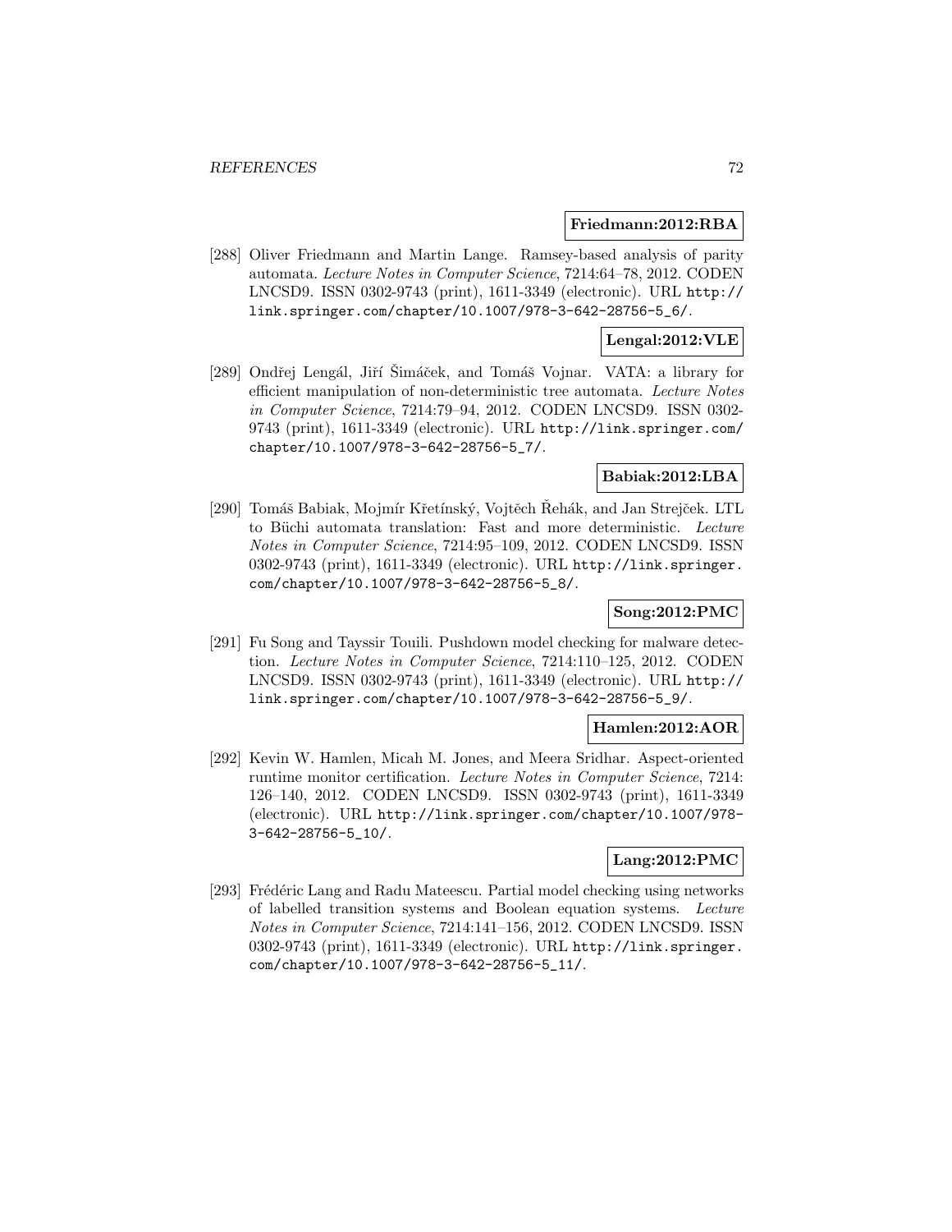**Friedmann:2012:RBA**

[288] Oliver Friedmann and Martin Lange. Ramsey-based analysis of parity automata. *Lecture Notes in Computer Science*, 7214:64–78, 2012. CODEN LNCSD9. ISSN 0302-9743 (print), 1611-3349 (electronic). URL http://link.springer.com/chapter/10.1007/978-3-642-28756-5_6/.

**Lengal:2012:VLE**

[289] Ondřej Lengál, Jiří Šimáček, and Tomáš Vojnar. VATA: a library for efficient manipulation of non-deterministic tree automata. *Lecture Notes in Computer Science*, 7214:79–94, 2012. CODEN LNCSD9. ISSN 0302-9743 (print), 1611-3349 (electronic). URL http://link.springer.com/chapter/10.1007/978-3-642-28756-5_7/.

**Babiak:2012:LBA**

[290] Tomáš Babiak, Mojmír Křetínský, Vojtěch Řehák, and Jan Strejček. LTL to Büchi automata translation: Fast and more deterministic. *Lecture Notes in Computer Science*, 7214:95–109, 2012. CODEN LNCSD9. ISSN 0302-9743 (print), 1611-3349 (electronic). URL http://link.springer.com/chapter/10.1007/978-3-642-28756-5_8/.

**Song:2012:PMC**

[291] Fu Song and Tayssir Touili. Pushdown model checking for malware detection. *Lecture Notes in Computer Science*, 7214:110–125, 2012. CODEN LNCSD9. ISSN 0302-9743 (print), 1611-3349 (electronic). URL http://link.springer.com/chapter/10.1007/978-3-642-28756-5_9/.

**Hamlen:2012:AOR**

[292] Kevin W. Hamlen, Micah M. Jones, and Meera Sridhar. Aspect-oriented runtime monitor certification. *Lecture Notes in Computer Science*, 7214:126–140, 2012. CODEN LNCSD9. ISSN 0302-9743 (print), 1611-3349 (electronic). URL http://link.springer.com/chapter/10.1007/978-3-642-28756-5_10/.

**Lang:2012:PMC**

[293] Frédéric Lang and Radu Mateescu. Partial model checking using networks of labelled transition systems and Boolean equation systems. *Lecture Notes in Computer Science*, 7214:141–156, 2012. CODEN LNCSD9. ISSN 0302-9743 (print), 1611-3349 (electronic). URL http://link.springer.com/chapter/10.1007/978-3-642-28756-5_11/.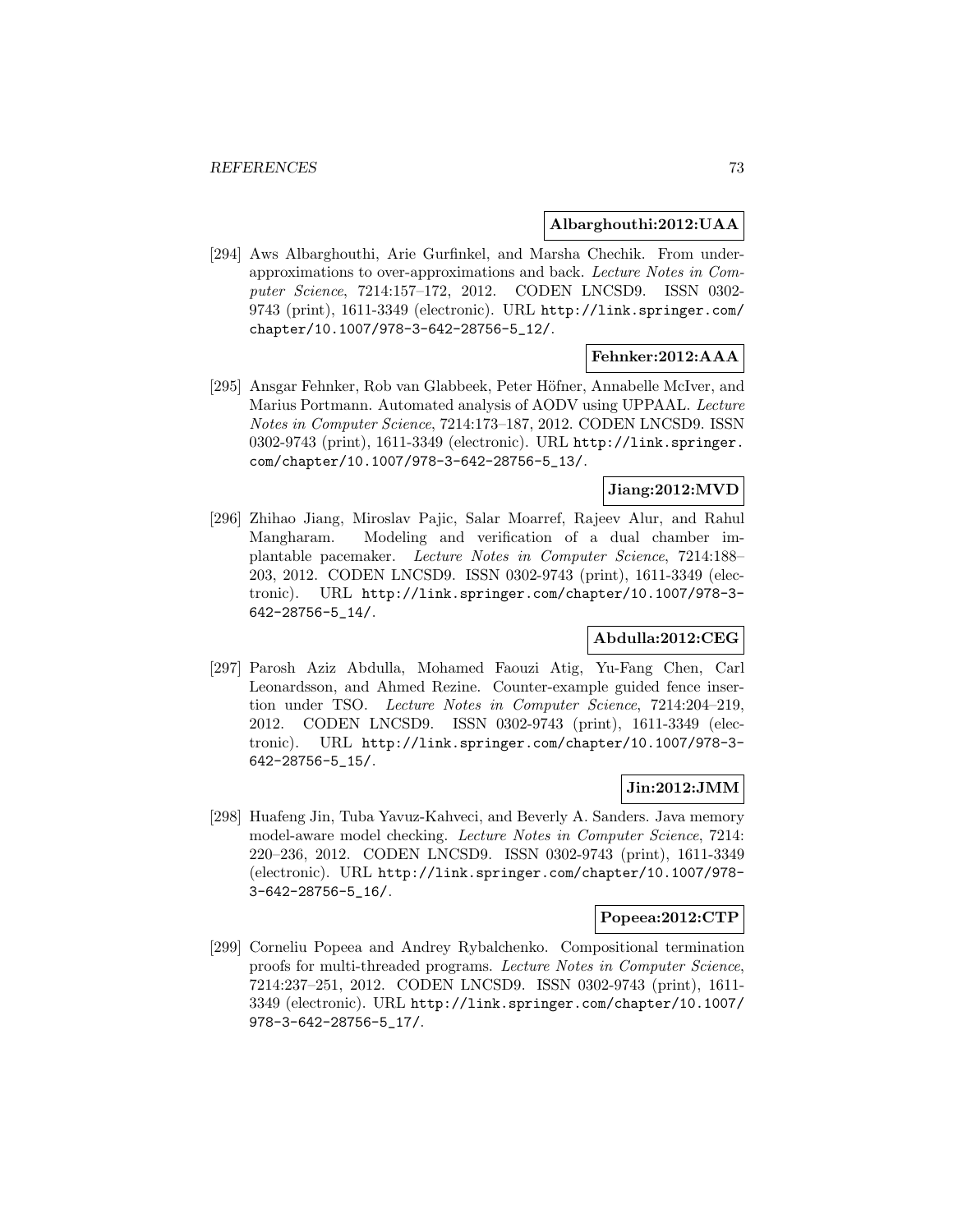**Albarghouthi:2012:UAA**

[294] Aws Albarghouthi, Arie Gurfinkel, and Marsha Chechik. From under-approximations to over-approximations and back. *Lecture Notes in Computer Science*, 7214:157–172, 2012. CODEN LNCSD9. ISSN 0302-9743 (print), 1611-3349 (electronic). URL http://link.springer.com/chapter/10.1007/978-3-642-28756-5_12/.

**Fehnker:2012:AAA**

[295] Ansgar Fehnker, Rob van Glabbeek, Peter Höfner, Annabelle McIver, and Marius Portmann. Automated analysis of AODV using UPPAAL. *Lecture Notes in Computer Science*, 7214:173–187, 2012. CODEN LNCSD9. ISSN 0302-9743 (print), 1611-3349 (electronic). URL http://link.springer.com/chapter/10.1007/978-3-642-28756-5_13/.

**Jiang:2012:MVD**

[296] Zhihao Jiang, Miroslav Pajic, Salar Moarref, Rajeev Alur, and Rahul Mangharam. Modeling and verification of a dual chamber implantable pacemaker. *Lecture Notes in Computer Science*, 7214:188–203, 2012. CODEN LNCSD9. ISSN 0302-9743 (print), 1611-3349 (electronic). URL http://link.springer.com/chapter/10.1007/978-3-642-28756-5_14/.

**Abdulla:2012:CEG**

[297] Parosh Aziz Abdulla, Mohamed Faouzi Atig, Yu-Fang Chen, Carl Leonardsson, and Ahmed Rezine. Counter-example guided fence insertion under TSO. *Lecture Notes in Computer Science*, 7214:204–219, 2012. CODEN LNCSD9. ISSN 0302-9743 (print), 1611-3349 (electronic). URL http://link.springer.com/chapter/10.1007/978-3-642-28756-5_15/.

**Jin:2012:JMM**

[298] Huafeng Jin, Tuba Yavuz-Kahveci, and Beverly A. Sanders. Java memory model-aware model checking. *Lecture Notes in Computer Science*, 7214: 220–236, 2012. CODEN LNCSD9. ISSN 0302-9743 (print), 1611-3349 (electronic). URL http://link.springer.com/chapter/10.1007/978-3-642-28756-5_16/.

**Popeea:2012:CTP**

[299] Corneliu Popeea and Andrey Rybalchenko. Compositional termination proofs for multi-threaded programs. *Lecture Notes in Computer Science*, 7214:237–251, 2012. CODEN LNCSD9. ISSN 0302-9743 (print), 1611-3349 (electronic). URL http://link.springer.com/chapter/10.1007/978-3-642-28756-5_17/.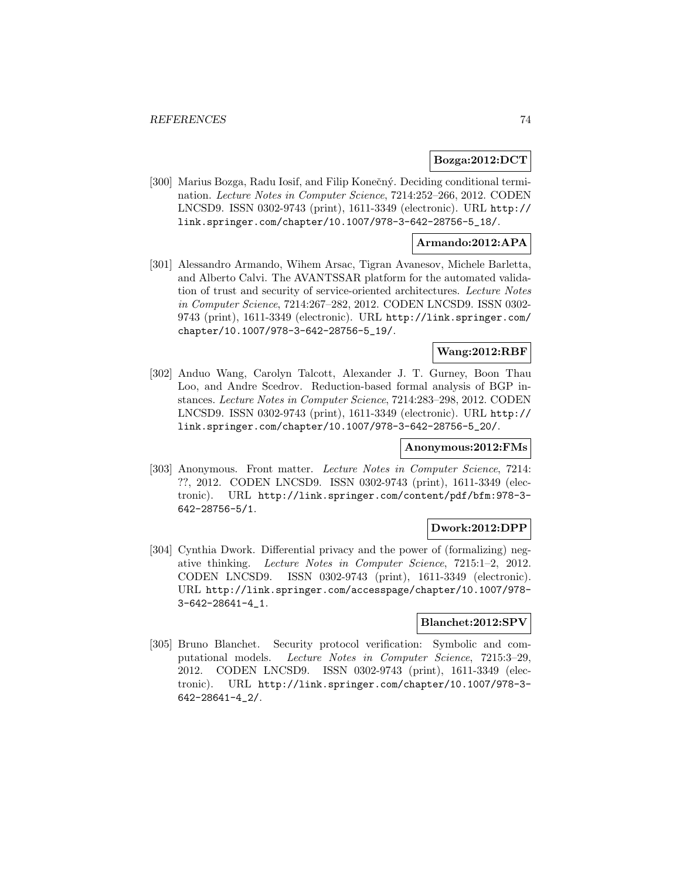**Bozga:2012:DCT**

[300] Marius Bozga, Radu Iosif, and Filip Konečný. Deciding conditional termination. *Lecture Notes in Computer Science*, 7214:252–266, 2012. CODEN LNCSD9. ISSN 0302-9743 (print), 1611-3349 (electronic). URL http://link.springer.com/chapter/10.1007/978-3-642-28756-5_18/.

**Armando:2012:APA**

[301] Alessandro Armando, Wihem Arsac, Tigran Avanesov, Michele Barletta, and Alberto Calvi. The AVANTSSAR platform for the automated validation of trust and security of service-oriented architectures. *Lecture Notes in Computer Science*, 7214:267–282, 2012. CODEN LNCSD9. ISSN 0302-9743 (print), 1611-3349 (electronic). URL http://link.springer.com/chapter/10.1007/978-3-642-28756-5_19/.

**Wang:2012:RBF**

[302] Anduo Wang, Carolyn Talcott, Alexander J. T. Gurney, Boon Thau Loo, and Andre Scedrov. Reduction-based formal analysis of BGP instances. *Lecture Notes in Computer Science*, 7214:283–298, 2012. CODEN LNCSD9. ISSN 0302-9743 (print), 1611-3349 (electronic). URL http://link.springer.com/chapter/10.1007/978-3-642-28756-5_20/.

**Anonymous:2012:FMs**

[303] Anonymous. Front matter. *Lecture Notes in Computer Science*, 7214: ??, 2012. CODEN LNCSD9. ISSN 0302-9743 (print), 1611-3349 (electronic). URL http://link.springer.com/content/pdf/bfm:978-3-642-28756-5/1.

**Dwork:2012:DPP**

[304] Cynthia Dwork. Differential privacy and the power of (formalizing) negative thinking. *Lecture Notes in Computer Science*, 7215:1–2, 2012. CODEN LNCSD9. ISSN 0302-9743 (print), 1611-3349 (electronic). URL http://link.springer.com/accesspage/chapter/10.1007/978-3-642-28641-4_1.

**Blanchet:2012:SPV**

[305] Bruno Blanchet. Security protocol verification: Symbolic and computational models. *Lecture Notes in Computer Science*, 7215:3–29, 2012. CODEN LNCSD9. ISSN 0302-9743 (print), 1611-3349 (electronic). URL http://link.springer.com/chapter/10.1007/978-3-642-28641-4_2/.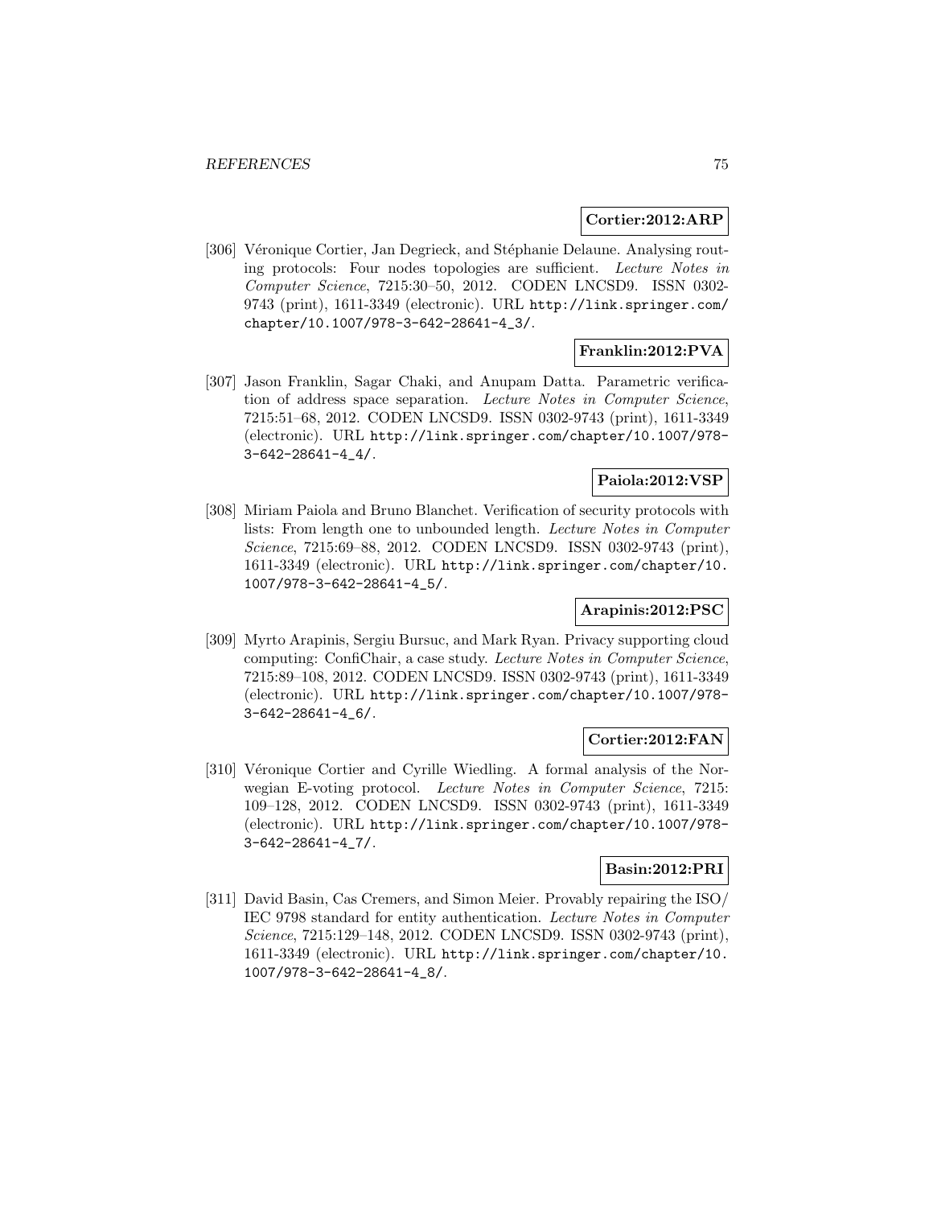**Cortier:2012:ARP**

[306] Véronique Cortier, Jan Degrieck, and Stéphanie Delaune. Analysing routing protocols: Four nodes topologies are sufficient. *Lecture Notes in Computer Science*, 7215:30–50, 2012. CODEN LNCSD9. ISSN 0302-9743 (print), 1611-3349 (electronic). URL http://link.springer.com/chapter/10.1007/978-3-642-28641-4_3/.

**Franklin:2012:PVA**

[307] Jason Franklin, Sagar Chaki, and Anupam Datta. Parametric verification of address space separation. *Lecture Notes in Computer Science*, 7215:51–68, 2012. CODEN LNCSD9. ISSN 0302-9743 (print), 1611-3349 (electronic). URL http://link.springer.com/chapter/10.1007/978-3-642-28641-4_4/.

**Paiola:2012:VSP**

[308] Miriam Paiola and Bruno Blanchet. Verification of security protocols with lists: From length one to unbounded length. *Lecture Notes in Computer Science*, 7215:69–88, 2012. CODEN LNCSD9. ISSN 0302-9743 (print), 1611-3349 (electronic). URL http://link.springer.com/chapter/10.1007/978-3-642-28641-4_5/.

**Arapinis:2012:PSC**

[309] Myrto Arapinis, Sergiu Bursuc, and Mark Ryan. Privacy supporting cloud computing: ConfiChair, a case study. *Lecture Notes in Computer Science*, 7215:89–108, 2012. CODEN LNCSD9. ISSN 0302-9743 (print), 1611-3349 (electronic). URL http://link.springer.com/chapter/10.1007/978-3-642-28641-4_6/.

**Cortier:2012:FAN**

[310] Véronique Cortier and Cyrille Wiedling. A formal analysis of the Norwegian E-voting protocol. *Lecture Notes in Computer Science*, 7215: 109–128, 2012. CODEN LNCSD9. ISSN 0302-9743 (print), 1611-3349 (electronic). URL http://link.springer.com/chapter/10.1007/978-3-642-28641-4_7/.

**Basin:2012:PRI**

[311] David Basin, Cas Cremers, and Simon Meier. Provably repairing the ISO/IEC 9798 standard for entity authentication. *Lecture Notes in Computer Science*, 7215:129–148, 2012. CODEN LNCSD9. ISSN 0302-9743 (print), 1611-3349 (electronic). URL http://link.springer.com/chapter/10.1007/978-3-642-28641-4_8/.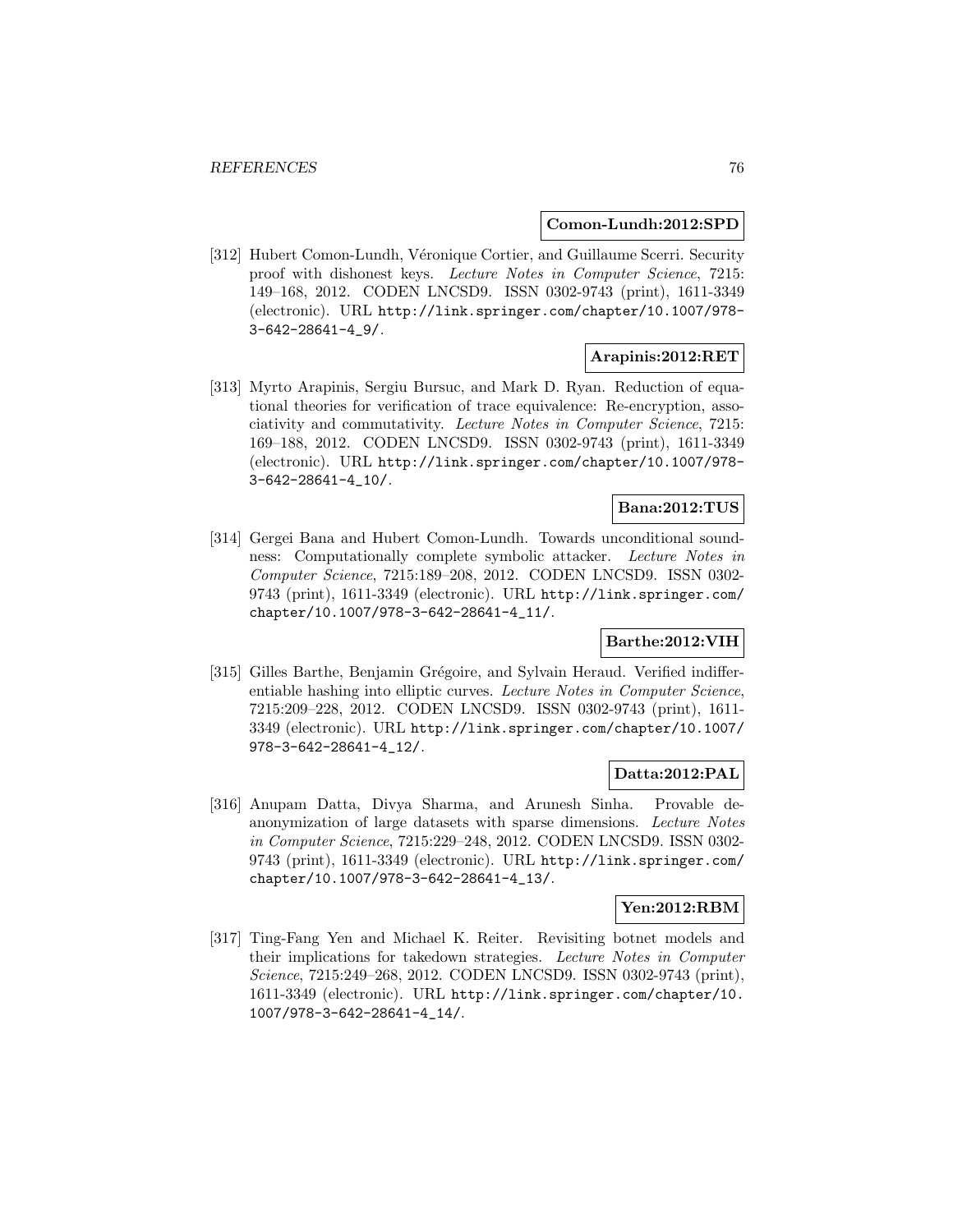**Comon-Lundh:2012:SPD**

[312] Hubert Comon-Lundh, Véronique Cortier, and Guillaume Scerri. Security proof with dishonest keys. *Lecture Notes in Computer Science*, 7215: 149–168, 2012. CODEN LNCSD9. ISSN 0302-9743 (print), 1611-3349 (electronic). URL http://link.springer.com/chapter/10.1007/978-3-642-28641-4_9/.

**Arapinis:2012:RET**

[313] Myrto Arapinis, Sergiu Bursuc, and Mark D. Ryan. Reduction of equational theories for verification of trace equivalence: Re-encryption, associativity and commutativity. *Lecture Notes in Computer Science*, 7215: 169–188, 2012. CODEN LNCSD9. ISSN 0302-9743 (print), 1611-3349 (electronic). URL http://link.springer.com/chapter/10.1007/978-3-642-28641-4_10/.

**Bana:2012:TUS**

[314] Gergei Bana and Hubert Comon-Lundh. Towards unconditional soundness: Computationally complete symbolic attacker. *Lecture Notes in Computer Science*, 7215:189–208, 2012. CODEN LNCSD9. ISSN 0302-9743 (print), 1611-3349 (electronic). URL http://link.springer.com/chapter/10.1007/978-3-642-28641-4_11/.

**Barthe:2012:VIH**

[315] Gilles Barthe, Benjamin Grégoire, and Sylvain Heraud. Verified indifferentiable hashing into elliptic curves. *Lecture Notes in Computer Science*, 7215:209–228, 2012. CODEN LNCSD9. ISSN 0302-9743 (print), 1611-3349 (electronic). URL http://link.springer.com/chapter/10.1007/978-3-642-28641-4_12/.

**Datta:2012:PAL**

[316] Anupam Datta, Divya Sharma, and Arunesh Sinha. Provable de-anonymization of large datasets with sparse dimensions. *Lecture Notes in Computer Science*, 7215:229–248, 2012. CODEN LNCSD9. ISSN 0302-9743 (print), 1611-3349 (electronic). URL http://link.springer.com/chapter/10.1007/978-3-642-28641-4_13/.

**Yen:2012:RBM**

[317] Ting-Fang Yen and Michael K. Reiter. Revisiting botnet models and their implications for takedown strategies. *Lecture Notes in Computer Science*, 7215:249–268, 2012. CODEN LNCSD9. ISSN 0302-9743 (print), 1611-3349 (electronic). URL http://link.springer.com/chapter/10.1007/978-3-642-28641-4_14/.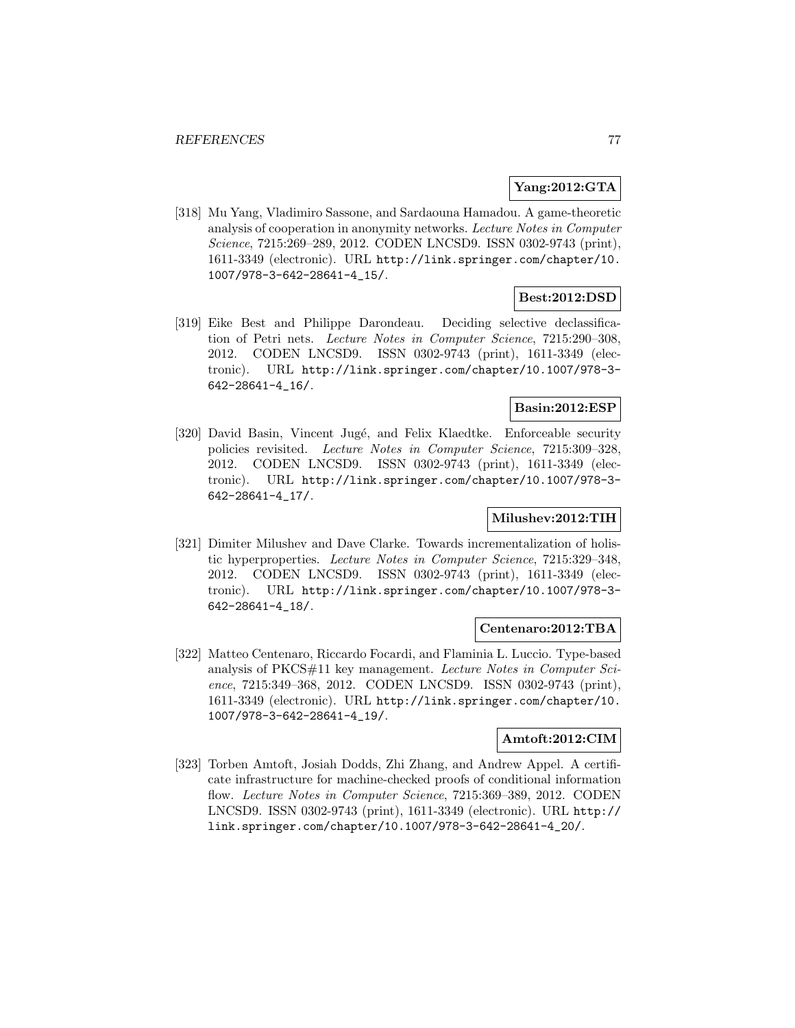**Yang:2012:GTA**

[318] Mu Yang, Vladimiro Sassone, and Sardaouna Hamadou. A game-theoretic analysis of cooperation in anonymity networks. *Lecture Notes in Computer Science*, 7215:269–289, 2012. CODEN LNCSD9. ISSN 0302-9743 (print), 1611-3349 (electronic). URL http://link.springer.com/chapter/10.1007/978-3-642-28641-4_15/.

**Best:2012:DSD**

[319] Eike Best and Philippe Darondeau. Deciding selective declassification of Petri nets. *Lecture Notes in Computer Science*, 7215:290–308, 2012. CODEN LNCSD9. ISSN 0302-9743 (print), 1611-3349 (electronic). URL http://link.springer.com/chapter/10.1007/978-3-642-28641-4_16/.

**Basin:2012:ESP**

[320] David Basin, Vincent Jugé, and Felix Klaedtke. Enforceable security policies revisited. *Lecture Notes in Computer Science*, 7215:309–328, 2012. CODEN LNCSD9. ISSN 0302-9743 (print), 1611-3349 (electronic). URL http://link.springer.com/chapter/10.1007/978-3-642-28641-4_17/.

**Milushev:2012:TIH**

[321] Dimiter Milushev and Dave Clarke. Towards incrementalization of holistic hyperproperties. *Lecture Notes in Computer Science*, 7215:329–348, 2012. CODEN LNCSD9. ISSN 0302-9743 (print), 1611-3349 (electronic). URL http://link.springer.com/chapter/10.1007/978-3-642-28641-4_18/.

**Centenaro:2012:TBA**

[322] Matteo Centenaro, Riccardo Focardi, and Flaminia L. Luccio. Type-based analysis of PKCS#11 key management. *Lecture Notes in Computer Science*, 7215:349–368, 2012. CODEN LNCSD9. ISSN 0302-9743 (print), 1611-3349 (electronic). URL http://link.springer.com/chapter/10.1007/978-3-642-28641-4_19/.

**Amtoft:2012:CIM**

[323] Torben Amtoft, Josiah Dodds, Zhi Zhang, and Andrew Appel. A certificate infrastructure for machine-checked proofs of conditional information flow. *Lecture Notes in Computer Science*, 7215:369–389, 2012. CODEN LNCSD9. ISSN 0302-9743 (print), 1611-3349 (electronic). URL http://link.springer.com/chapter/10.1007/978-3-642-28641-4_20/.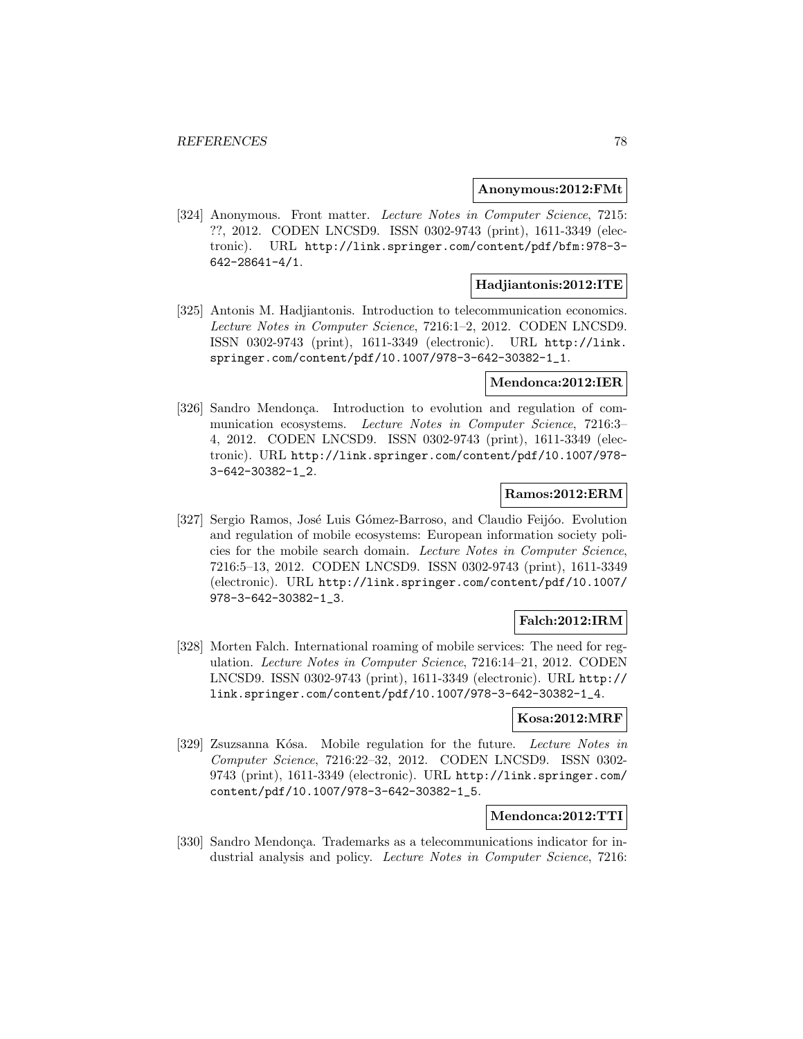**Anonymous:2012:FMt**

[324] Anonymous. Front matter. *Lecture Notes in Computer Science*, 7215: ??, 2012. CODEN LNCSD9. ISSN 0302-9743 (print), 1611-3349 (electronic). URL http://link.springer.com/content/pdf/bfm:978-3-642-28641-4/1.

**Hadjiantonis:2012:ITE**

[325] Antonis M. Hadjiantonis. Introduction to telecommunication economics. *Lecture Notes in Computer Science*, 7216:1–2, 2012. CODEN LNCSD9. ISSN 0302-9743 (print), 1611-3349 (electronic). URL http://link.springer.com/content/pdf/10.1007/978-3-642-30382-1_1.

**Mendonca:2012:IER**

[326] Sandro Mendonça. Introduction to evolution and regulation of communication ecosystems. *Lecture Notes in Computer Science*, 7216:3–4, 2012. CODEN LNCSD9. ISSN 0302-9743 (print), 1611-3349 (electronic). URL http://link.springer.com/content/pdf/10.1007/978-3-642-30382-1_2.

**Ramos:2012:ERM**

[327] Sergio Ramos, José Luis Gómez-Barroso, and Claudio Feijóo. Evolution and regulation of mobile ecosystems: European information society policies for the mobile search domain. *Lecture Notes in Computer Science*, 7216:5–13, 2012. CODEN LNCSD9. ISSN 0302-9743 (print), 1611-3349 (electronic). URL http://link.springer.com/content/pdf/10.1007/978-3-642-30382-1_3.

**Falch:2012:IRM**

[328] Morten Falch. International roaming of mobile services: The need for regulation. *Lecture Notes in Computer Science*, 7216:14–21, 2012. CODEN LNCSD9. ISSN 0302-9743 (print), 1611-3349 (electronic). URL http://link.springer.com/content/pdf/10.1007/978-3-642-30382-1_4.

**Kosa:2012:MRF**

[329] Zsuzsanna Kósa. Mobile regulation for the future. *Lecture Notes in Computer Science*, 7216:22–32, 2012. CODEN LNCSD9. ISSN 0302-9743 (print), 1611-3349 (electronic). URL http://link.springer.com/content/pdf/10.1007/978-3-642-30382-1_5.

**Mendonca:2012:TTI**

[330] Sandro Mendonça. Trademarks as a telecommunications indicator for industrial analysis and policy. *Lecture Notes in Computer Science*, 7216: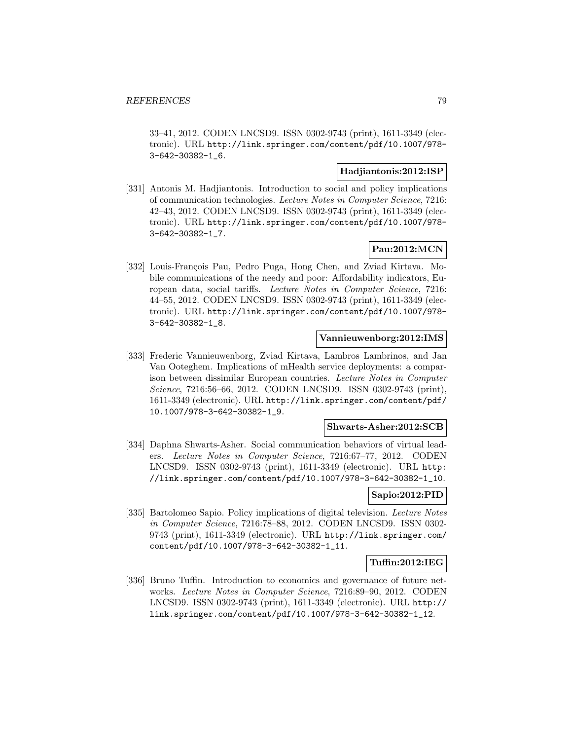33–41, 2012. CODEN LNCSD9. ISSN 0302-9743 (print), 1611-3349 (electronic). URL http://link.springer.com/content/pdf/10.1007/978-3-642-30382-1_6.

**Hadjiantonis:2012:ISP**

[331] Antonis M. Hadjiantonis. Introduction to social and policy implications of communication technologies. *Lecture Notes in Computer Science*, 7216: 42–43, 2012. CODEN LNCSD9. ISSN 0302-9743 (print), 1611-3349 (electronic). URL http://link.springer.com/content/pdf/10.1007/978-3-642-30382-1_7.

**Pau:2012:MCN**

[332] Louis-François Pau, Pedro Puga, Hong Chen, and Zviad Kirtava. Mobile communications of the needy and poor: Affordability indicators, European data, social tariffs. *Lecture Notes in Computer Science*, 7216: 44–55, 2012. CODEN LNCSD9. ISSN 0302-9743 (print), 1611-3349 (electronic). URL http://link.springer.com/content/pdf/10.1007/978-3-642-30382-1_8.

**Vannieuwenborg:2012:IMS**

[333] Frederic Vannieuwenborg, Zviad Kirtava, Lambros Lambrinos, and Jan Van Ooteghem. Implications of mHealth service deployments: a comparison between dissimilar European countries. *Lecture Notes in Computer Science*, 7216:56–66, 2012. CODEN LNCSD9. ISSN 0302-9743 (print), 1611-3349 (electronic). URL http://link.springer.com/content/pdf/10.1007/978-3-642-30382-1_9.

**Shwarts-Asher:2012:SCB**

[334] Daphna Shwarts-Asher. Social communication behaviors of virtual leaders. *Lecture Notes in Computer Science*, 7216:67–77, 2012. CODEN LNCSD9. ISSN 0302-9743 (print), 1611-3349 (electronic). URL http://link.springer.com/content/pdf/10.1007/978-3-642-30382-1_10.

**Sapio:2012:PID**

[335] Bartolomeo Sapio. Policy implications of digital television. *Lecture Notes in Computer Science*, 7216:78–88, 2012. CODEN LNCSD9. ISSN 0302-9743 (print), 1611-3349 (electronic). URL http://link.springer.com/content/pdf/10.1007/978-3-642-30382-1_11.

**Tuffin:2012:IEG**

[336] Bruno Tuffin. Introduction to economics and governance of future networks. *Lecture Notes in Computer Science*, 7216:89–90, 2012. CODEN LNCSD9. ISSN 0302-9743 (print), 1611-3349 (electronic). URL http://link.springer.com/content/pdf/10.1007/978-3-642-30382-1_12.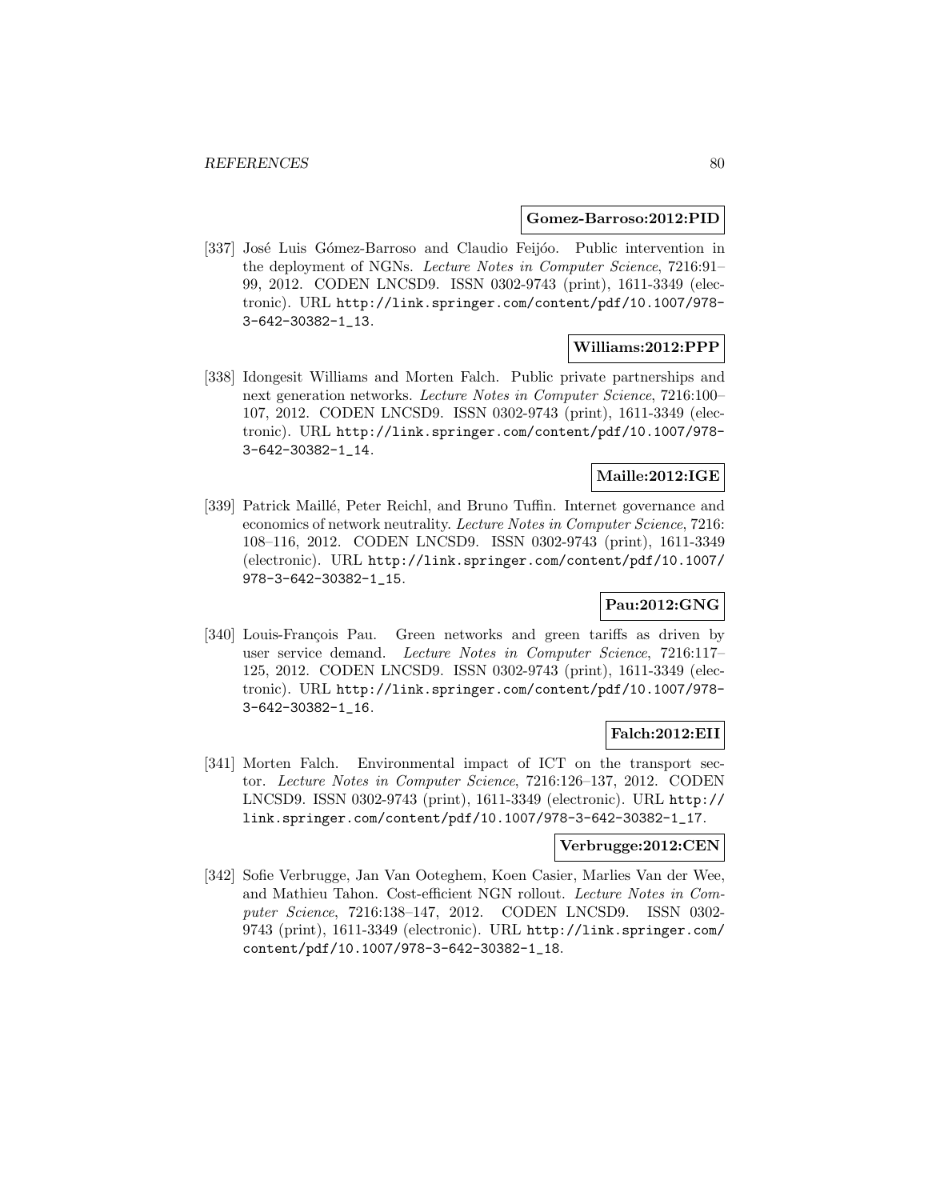**Gomez-Barroso:2012:PID**

[337] José Luis Gómez-Barroso and Claudio Feijóo. Public intervention in the deployment of NGNs. *Lecture Notes in Computer Science*, 7216:91–99, 2012. CODEN LNCSD9. ISSN 0302-9743 (print), 1611-3349 (electronic). URL http://link.springer.com/content/pdf/10.1007/978-3-642-30382-1_13.

**Williams:2012:PPP**

[338] Idongesit Williams and Morten Falch. Public private partnerships and next generation networks. *Lecture Notes in Computer Science*, 7216:100–107, 2012. CODEN LNCSD9. ISSN 0302-9743 (print), 1611-3349 (electronic). URL http://link.springer.com/content/pdf/10.1007/978-3-642-30382-1_14.

**Maille:2012:IGE**

[339] Patrick Maillé, Peter Reichl, and Bruno Tuffin. Internet governance and economics of network neutrality. *Lecture Notes in Computer Science*, 7216:108–116, 2012. CODEN LNCSD9. ISSN 0302-9743 (print), 1611-3349 (electronic). URL http://link.springer.com/content/pdf/10.1007/978-3-642-30382-1_15.

**Pau:2012:GNG**

[340] Louis-François Pau. Green networks and green tariffs as driven by user service demand. *Lecture Notes in Computer Science*, 7216:117–125, 2012. CODEN LNCSD9. ISSN 0302-9743 (print), 1611-3349 (electronic). URL http://link.springer.com/content/pdf/10.1007/978-3-642-30382-1_16.

**Falch:2012:EII**

[341] Morten Falch. Environmental impact of ICT on the transport sector. *Lecture Notes in Computer Science*, 7216:126–137, 2012. CODEN LNCSD9. ISSN 0302-9743 (print), 1611-3349 (electronic). URL http://link.springer.com/content/pdf/10.1007/978-3-642-30382-1_17.

**Verbrugge:2012:CEN**

[342] Sofie Verbrugge, Jan Van Ooteghem, Koen Casier, Marlies Van der Wee, and Mathieu Tahon. Cost-efficient NGN rollout. *Lecture Notes in Computer Science*, 7216:138–147, 2012. CODEN LNCSD9. ISSN 0302-9743 (print), 1611-3349 (electronic). URL http://link.springer.com/content/pdf/10.1007/978-3-642-30382-1_18.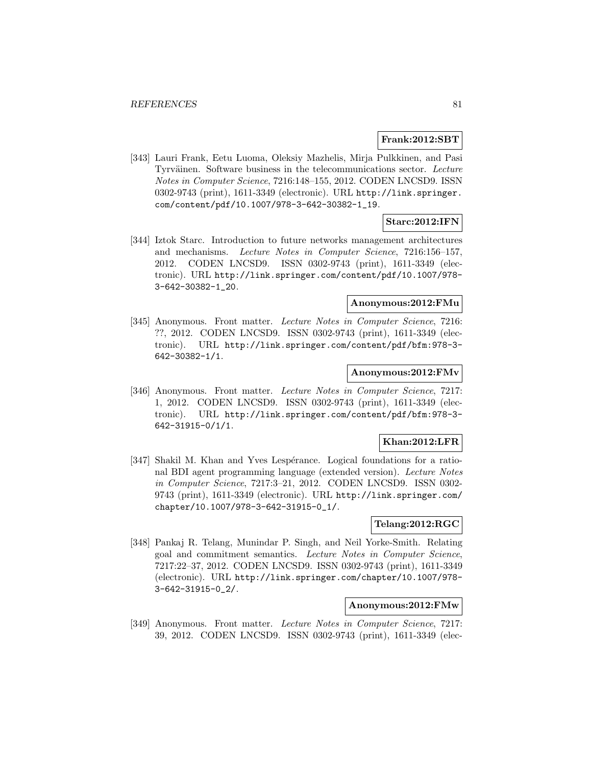**Frank:2012:SBT**

[343] Lauri Frank, Eetu Luoma, Oleksiy Mazhelis, Mirja Pulkkinen, and Pasi Tyrväinen. Software business in the telecommunications sector. *Lecture Notes in Computer Science*, 7216:148–155, 2012. CODEN LNCSD9. ISSN 0302-9743 (print), 1611-3349 (electronic). URL http://link.springer.com/content/pdf/10.1007/978-3-642-30382-1_19.

**Starc:2012:IFN**

[344] Iztok Starc. Introduction to future networks management architectures and mechanisms. *Lecture Notes in Computer Science*, 7216:156–157, 2012. CODEN LNCSD9. ISSN 0302-9743 (print), 1611-3349 (electronic). URL http://link.springer.com/content/pdf/10.1007/978-3-642-30382-1_20.

**Anonymous:2012:FMu**

[345] Anonymous. Front matter. *Lecture Notes in Computer Science*, 7216: ??, 2012. CODEN LNCSD9. ISSN 0302-9743 (print), 1611-3349 (electronic). URL http://link.springer.com/content/pdf/bfm:978-3-642-30382-1/1.

**Anonymous:2012:FMv**

[346] Anonymous. Front matter. *Lecture Notes in Computer Science*, 7217: 1, 2012. CODEN LNCSD9. ISSN 0302-9743 (print), 1611-3349 (electronic). URL http://link.springer.com/content/pdf/bfm:978-3-642-31915-0/1/1.

**Khan:2012:LFR**

[347] Shakil M. Khan and Yves Lespérance. Logical foundations for a rational BDI agent programming language (extended version). *Lecture Notes in Computer Science*, 7217:3–21, 2012. CODEN LNCSD9. ISSN 0302-9743 (print), 1611-3349 (electronic). URL http://link.springer.com/chapter/10.1007/978-3-642-31915-0_1/.

**Telang:2012:RGC**

[348] Pankaj R. Telang, Munindar P. Singh, and Neil Yorke-Smith. Relating goal and commitment semantics. *Lecture Notes in Computer Science*, 7217:22–37, 2012. CODEN LNCSD9. ISSN 0302-9743 (print), 1611-3349 (electronic). URL http://link.springer.com/chapter/10.1007/978-3-642-31915-0_2/.

**Anonymous:2012:FMw**

[349] Anonymous. Front matter. *Lecture Notes in Computer Science*, 7217: 39, 2012. CODEN LNCSD9. ISSN 0302-9743 (print), 1611-3349 (elec-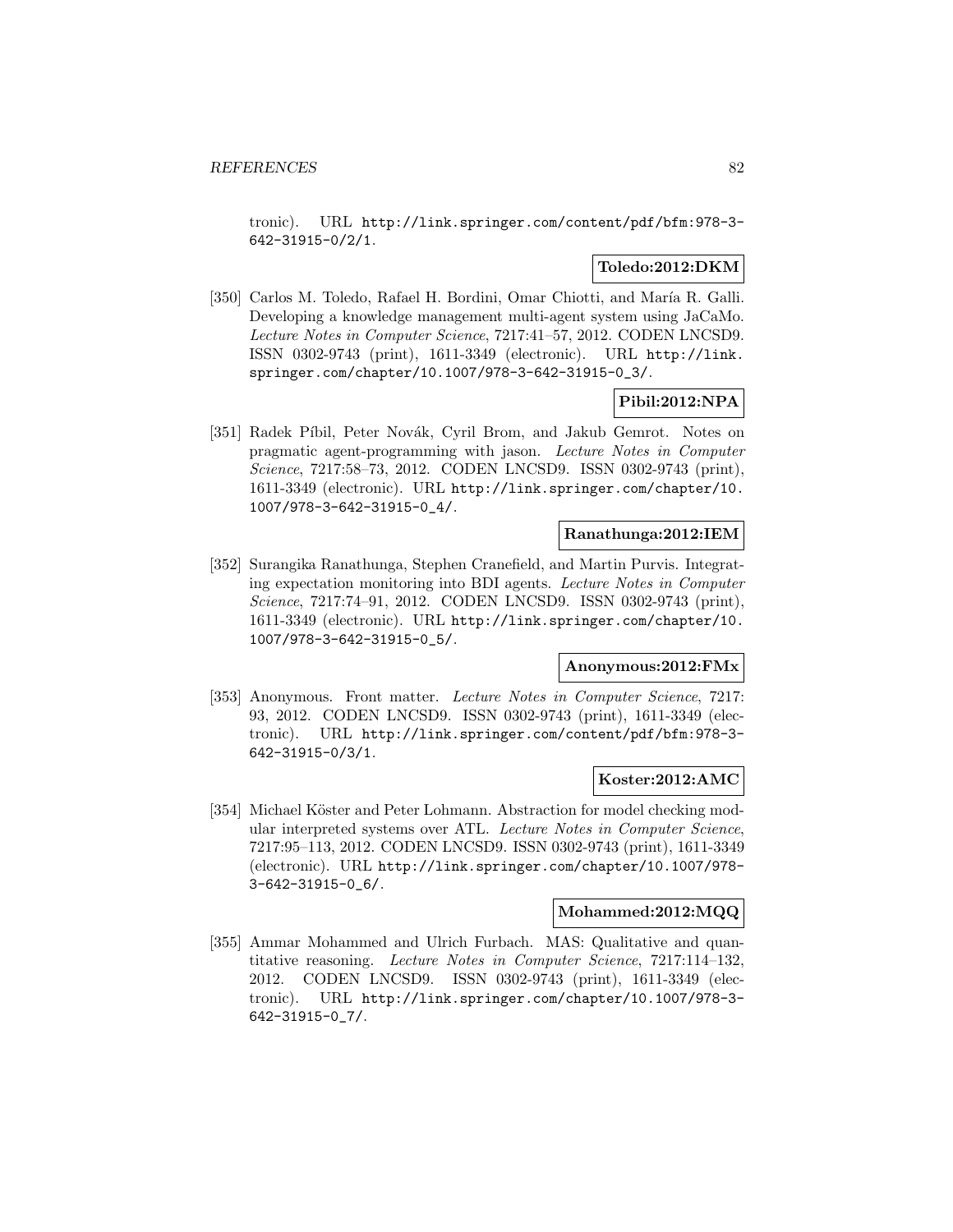tronic). URL http://link.springer.com/content/pdf/bfm:978-3-642-31915-0/2/1.

**Toledo:2012:DKM**

[350] Carlos M. Toledo, Rafael H. Bordini, Omar Chiotti, and María R. Galli. Developing a knowledge management multi-agent system using JaCaMo. *Lecture Notes in Computer Science*, 7217:41–57, 2012. CODEN LNCSD9. ISSN 0302-9743 (print), 1611-3349 (electronic). URL http://link.springer.com/chapter/10.1007/978-3-642-31915-0_3/.

**Pibil:2012:NPA**

[351] Radek Píbil, Peter Novák, Cyril Brom, and Jakub Gemrot. Notes on pragmatic agent-programming with jason. *Lecture Notes in Computer Science*, 7217:58–73, 2012. CODEN LNCSD9. ISSN 0302-9743 (print), 1611-3349 (electronic). URL http://link.springer.com/chapter/10.1007/978-3-642-31915-0_4/.

**Ranathunga:2012:IEM**

[352] Surangika Ranathunga, Stephen Cranefield, and Martin Purvis. Integrating expectation monitoring into BDI agents. *Lecture Notes in Computer Science*, 7217:74–91, 2012. CODEN LNCSD9. ISSN 0302-9743 (print), 1611-3349 (electronic). URL http://link.springer.com/chapter/10.1007/978-3-642-31915-0_5/.

**Anonymous:2012:FMx**

[353] Anonymous. Front matter. *Lecture Notes in Computer Science*, 7217: 93, 2012. CODEN LNCSD9. ISSN 0302-9743 (print), 1611-3349 (electronic). URL http://link.springer.com/content/pdf/bfm:978-3-642-31915-0/3/1.

**Koster:2012:AMC**

[354] Michael Köster and Peter Lohmann. Abstraction for model checking modular interpreted systems over ATL. *Lecture Notes in Computer Science*, 7217:95–113, 2012. CODEN LNCSD9. ISSN 0302-9743 (print), 1611-3349 (electronic). URL http://link.springer.com/chapter/10.1007/978-3-642-31915-0_6/.

**Mohammed:2012:MQQ**

[355] Ammar Mohammed and Ulrich Furbach. MAS: Qualitative and quantitative reasoning. *Lecture Notes in Computer Science*, 7217:114–132, 2012. CODEN LNCSD9. ISSN 0302-9743 (print), 1611-3349 (electronic). URL http://link.springer.com/chapter/10.1007/978-3-642-31915-0_7/.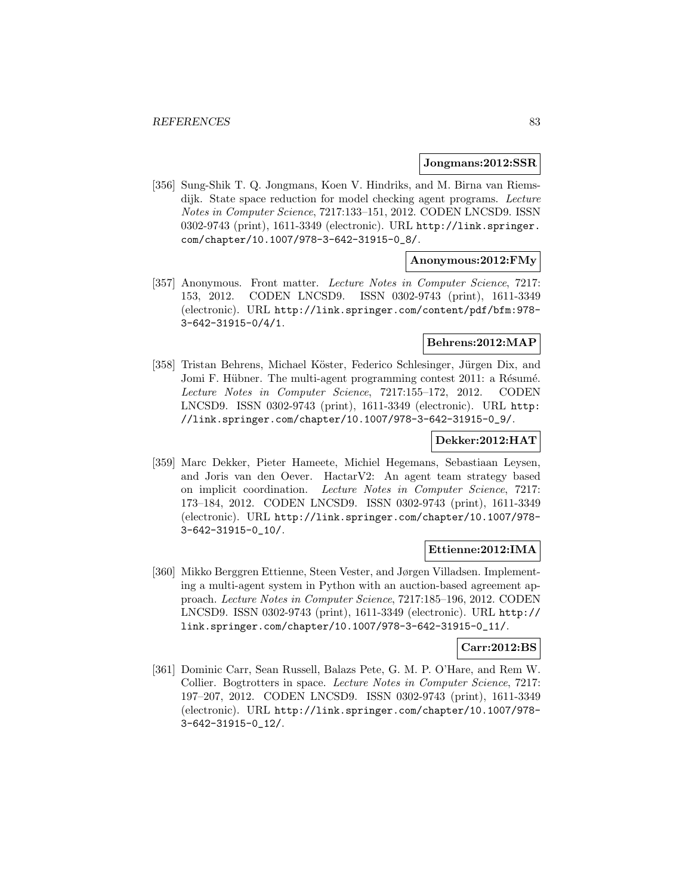**Jongmans:2012:SSR**

[356] Sung-Shik T. Q. Jongmans, Koen V. Hindriks, and M. Birna van Riemsdijk. State space reduction for model checking agent programs. *Lecture Notes in Computer Science*, 7217:133–151, 2012. CODEN LNCSD9. ISSN 0302-9743 (print), 1611-3349 (electronic). URL `http://link.springer.com/chapter/10.1007/978-3-642-31915-0_8/`.

**Anonymous:2012:FMy**

[357] Anonymous. Front matter. *Lecture Notes in Computer Science*, 7217: 153, 2012. CODEN LNCSD9. ISSN 0302-9743 (print), 1611-3349 (electronic). URL `http://link.springer.com/content/pdf/bfm:978-3-642-31915-0/4/1`.

**Behrens:2012:MAP**

[358] Tristan Behrens, Michael Köster, Federico Schlesinger, Jürgen Dix, and Jomi F. Hübner. The multi-agent programming contest 2011: a Résumé. *Lecture Notes in Computer Science*, 7217:155–172, 2012. CODEN LNCSD9. ISSN 0302-9743 (print), 1611-3349 (electronic). URL `http://link.springer.com/chapter/10.1007/978-3-642-31915-0_9/`.

**Dekker:2012:HAT**

[359] Marc Dekker, Pieter Hameete, Michiel Hegemans, Sebastiaan Leysen, and Joris van den Oever. HactarV2: An agent team strategy based on implicit coordination. *Lecture Notes in Computer Science*, 7217: 173–184, 2012. CODEN LNCSD9. ISSN 0302-9743 (print), 1611-3349 (electronic). URL `http://link.springer.com/chapter/10.1007/978-3-642-31915-0_10/`.

**Ettienne:2012:IMA**

[360] Mikko Berggren Ettienne, Steen Vester, and Jørgen Villadsen. Implementing a multi-agent system in Python with an auction-based agreement approach. *Lecture Notes in Computer Science*, 7217:185–196, 2012. CODEN LNCSD9. ISSN 0302-9743 (print), 1611-3349 (electronic). URL `http://link.springer.com/chapter/10.1007/978-3-642-31915-0_11/`.

**Carr:2012:BS**

[361] Dominic Carr, Sean Russell, Balazs Pete, G. M. P. O'Hare, and Rem W. Collier. Bogtrotters in space. *Lecture Notes in Computer Science*, 7217: 197–207, 2012. CODEN LNCSD9. ISSN 0302-9743 (print), 1611-3349 (electronic). URL `http://link.springer.com/chapter/10.1007/978-3-642-31915-0_12/`.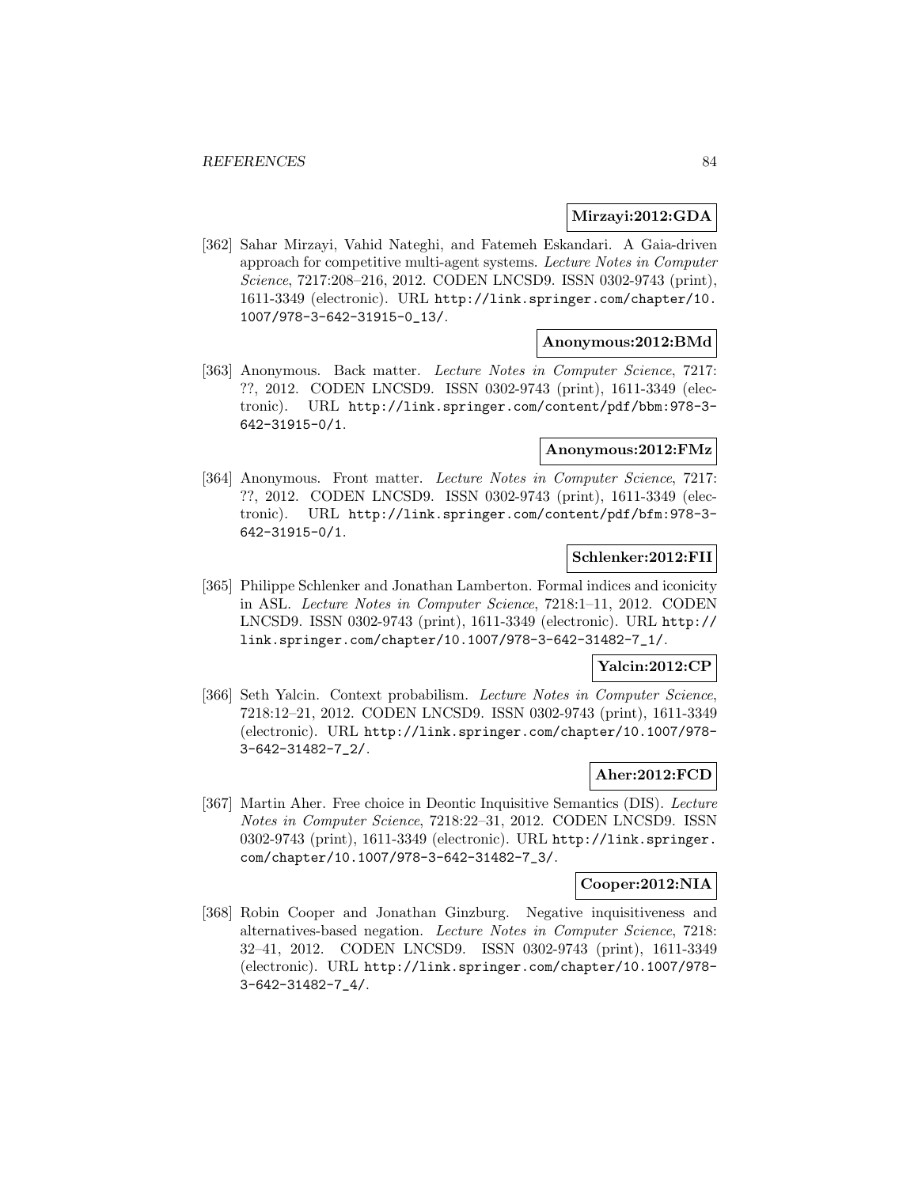**Mirzayi:2012:GDA**

[362] Sahar Mirzayi, Vahid Nateghi, and Fatemeh Eskandari. A Gaia-driven approach for competitive multi-agent systems. *Lecture Notes in Computer Science*, 7217:208–216, 2012. CODEN LNCSD9. ISSN 0302-9743 (print), 1611-3349 (electronic). URL http://link.springer.com/chapter/10.1007/978-3-642-31915-0_13/.

**Anonymous:2012:BMd**

[363] Anonymous. Back matter. *Lecture Notes in Computer Science*, 7217: ??, 2012. CODEN LNCSD9. ISSN 0302-9743 (print), 1611-3349 (electronic). URL http://link.springer.com/content/pdf/bbm:978-3-642-31915-0/1.

**Anonymous:2012:FMz**

[364] Anonymous. Front matter. *Lecture Notes in Computer Science*, 7217: ??, 2012. CODEN LNCSD9. ISSN 0302-9743 (print), 1611-3349 (electronic). URL http://link.springer.com/content/pdf/bfm:978-3-642-31915-0/1.

**Schlenker:2012:FII**

[365] Philippe Schlenker and Jonathan Lamberton. Formal indices and iconicity in ASL. *Lecture Notes in Computer Science*, 7218:1–11, 2012. CODEN LNCSD9. ISSN 0302-9743 (print), 1611-3349 (electronic). URL http://link.springer.com/chapter/10.1007/978-3-642-31482-7_1/.

**Yalcin:2012:CP**

[366] Seth Yalcin. Context probabilism. *Lecture Notes in Computer Science*, 7218:12–21, 2012. CODEN LNCSD9. ISSN 0302-9743 (print), 1611-3349 (electronic). URL http://link.springer.com/chapter/10.1007/978-3-642-31482-7_2/.

**Aher:2012:FCD**

[367] Martin Aher. Free choice in Deontic Inquisitive Semantics (DIS). *Lecture Notes in Computer Science*, 7218:22–31, 2012. CODEN LNCSD9. ISSN 0302-9743 (print), 1611-3349 (electronic). URL http://link.springer.com/chapter/10.1007/978-3-642-31482-7_3/.

**Cooper:2012:NIA**

[368] Robin Cooper and Jonathan Ginzburg. Negative inquisitiveness and alternatives-based negation. *Lecture Notes in Computer Science*, 7218: 32–41, 2012. CODEN LNCSD9. ISSN 0302-9743 (print), 1611-3349 (electronic). URL http://link.springer.com/chapter/10.1007/978-3-642-31482-7_4/.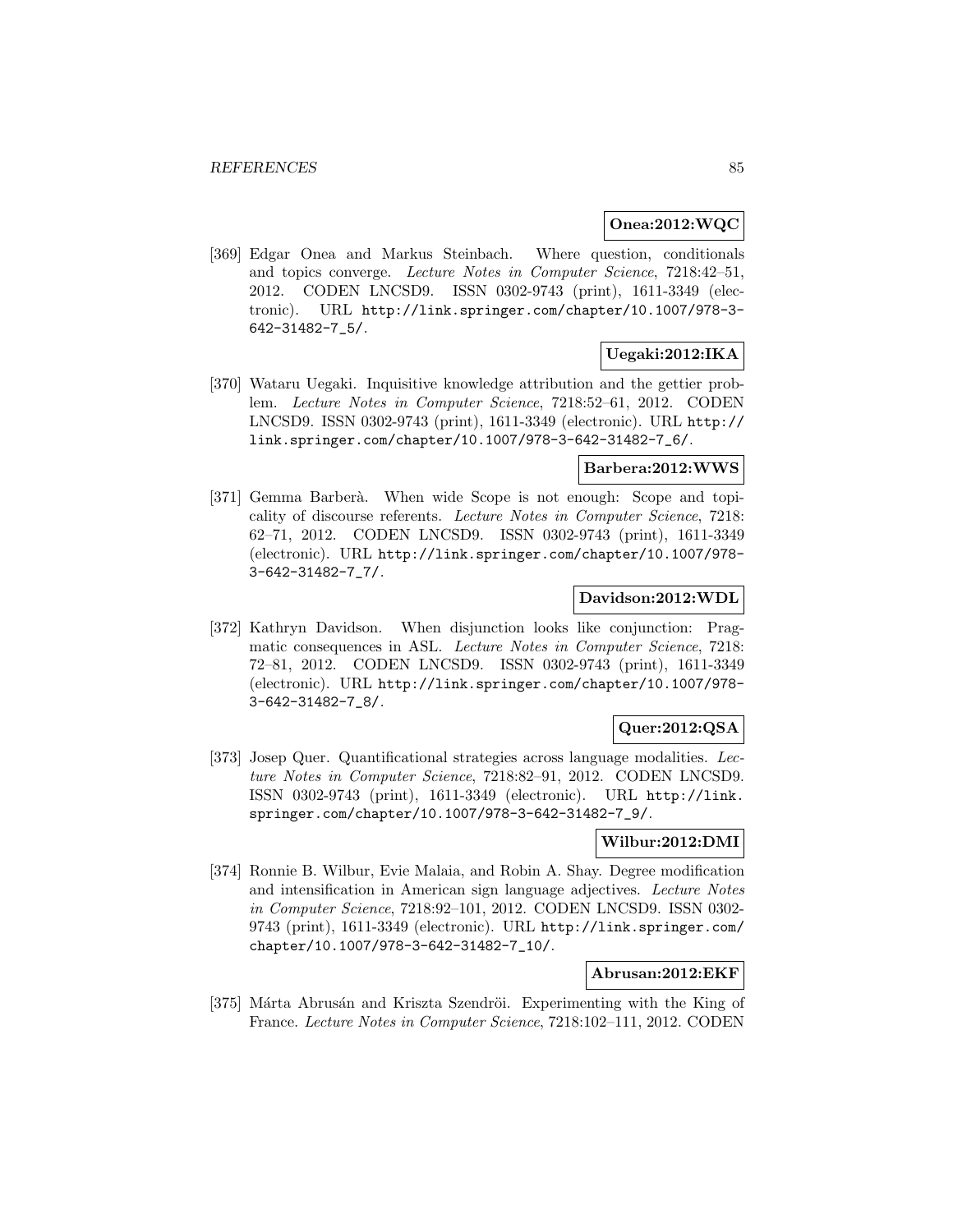**Onea:2012:WQC**

[369] Edgar Onea and Markus Steinbach. Where question, conditionals and topics converge. *Lecture Notes in Computer Science*, 7218:42–51, 2012. CODEN LNCSD9. ISSN 0302-9743 (print), 1611-3349 (electronic). URL http://link.springer.com/chapter/10.1007/978-3-642-31482-7_5/.

**Uegaki:2012:IKA**

[370] Wataru Uegaki. Inquisitive knowledge attribution and the gettier problem. *Lecture Notes in Computer Science*, 7218:52–61, 2012. CODEN LNCSD9. ISSN 0302-9743 (print), 1611-3349 (electronic). URL http://link.springer.com/chapter/10.1007/978-3-642-31482-7_6/.

**Barbera:2012:WWS**

[371] Gemma Barberà. When wide Scope is not enough: Scope and topicality of discourse referents. *Lecture Notes in Computer Science*, 7218: 62–71, 2012. CODEN LNCSD9. ISSN 0302-9743 (print), 1611-3349 (electronic). URL http://link.springer.com/chapter/10.1007/978-3-642-31482-7_7/.

**Davidson:2012:WDL**

[372] Kathryn Davidson. When disjunction looks like conjunction: Pragmatic consequences in ASL. *Lecture Notes in Computer Science*, 7218: 72–81, 2012. CODEN LNCSD9. ISSN 0302-9743 (print), 1611-3349 (electronic). URL http://link.springer.com/chapter/10.1007/978-3-642-31482-7_8/.

**Quer:2012:QSA**

[373] Josep Quer. Quantificational strategies across language modalities. *Lecture Notes in Computer Science*, 7218:82–91, 2012. CODEN LNCSD9. ISSN 0302-9743 (print), 1611-3349 (electronic). URL http://link.springer.com/chapter/10.1007/978-3-642-31482-7_9/.

**Wilbur:2012:DMI**

[374] Ronnie B. Wilbur, Evie Malaia, and Robin A. Shay. Degree modification and intensification in American sign language adjectives. *Lecture Notes in Computer Science*, 7218:92–101, 2012. CODEN LNCSD9. ISSN 0302-9743 (print), 1611-3349 (electronic). URL http://link.springer.com/chapter/10.1007/978-3-642-31482-7_10/.

**Abrusan:2012:EKF**

[375] Márta Abrusán and Kriszta Szendröi. Experimenting with the King of France. *Lecture Notes in Computer Science*, 7218:102–111, 2012. CODEN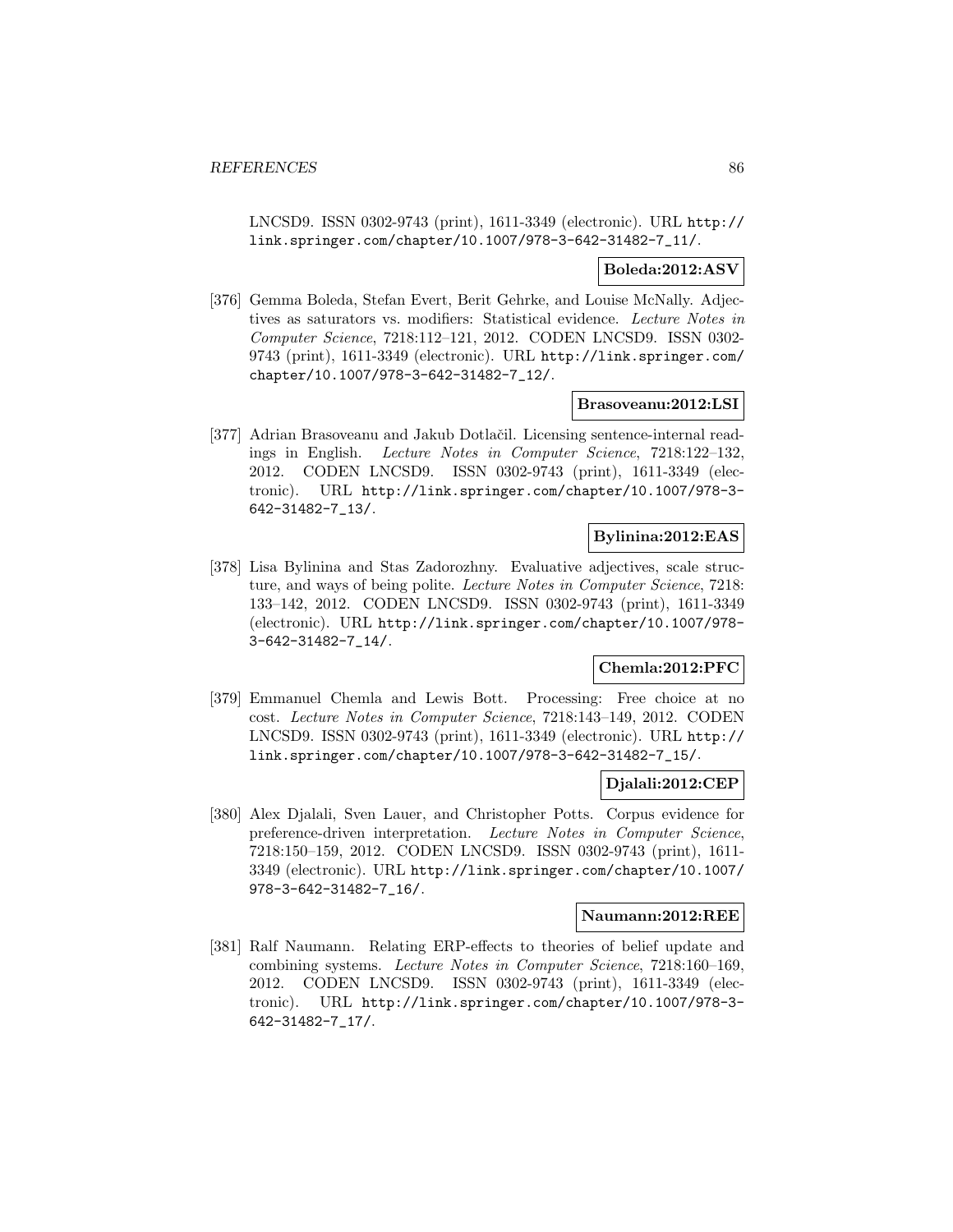LNCSD9. ISSN 0302-9743 (print), 1611-3349 (electronic). URL http://link.springer.com/chapter/10.1007/978-3-642-31482-7_11/.

**Boleda:2012:ASV**

[376] Gemma Boleda, Stefan Evert, Berit Gehrke, and Louise McNally. Adjectives as saturators vs. modifiers: Statistical evidence. *Lecture Notes in Computer Science*, 7218:112–121, 2012. CODEN LNCSD9. ISSN 0302-9743 (print), 1611-3349 (electronic). URL http://link.springer.com/chapter/10.1007/978-3-642-31482-7_12/.

**Brasoveanu:2012:LSI**

[377] Adrian Brasoveanu and Jakub Dotlačil. Licensing sentence-internal readings in English. *Lecture Notes in Computer Science*, 7218:122–132, 2012. CODEN LNCSD9. ISSN 0302-9743 (print), 1611-3349 (electronic). URL http://link.springer.com/chapter/10.1007/978-3-642-31482-7_13/.

**Bylinina:2012:EAS**

[378] Lisa Bylinina and Stas Zadorozhny. Evaluative adjectives, scale structure, and ways of being polite. *Lecture Notes in Computer Science*, 7218: 133–142, 2012. CODEN LNCSD9. ISSN 0302-9743 (print), 1611-3349 (electronic). URL http://link.springer.com/chapter/10.1007/978-3-642-31482-7_14/.

**Chemla:2012:PFC**

[379] Emmanuel Chemla and Lewis Bott. Processing: Free choice at no cost. *Lecture Notes in Computer Science*, 7218:143–149, 2012. CODEN LNCSD9. ISSN 0302-9743 (print), 1611-3349 (electronic). URL http://link.springer.com/chapter/10.1007/978-3-642-31482-7_15/.

**Djalali:2012:CEP**

[380] Alex Djalali, Sven Lauer, and Christopher Potts. Corpus evidence for preference-driven interpretation. *Lecture Notes in Computer Science*, 7218:150–159, 2012. CODEN LNCSD9. ISSN 0302-9743 (print), 1611-3349 (electronic). URL http://link.springer.com/chapter/10.1007/978-3-642-31482-7_16/.

**Naumann:2012:REE**

[381] Ralf Naumann. Relating ERP-effects to theories of belief update and combining systems. *Lecture Notes in Computer Science*, 7218:160–169, 2012. CODEN LNCSD9. ISSN 0302-9743 (print), 1611-3349 (electronic). URL http://link.springer.com/chapter/10.1007/978-3-642-31482-7_17/.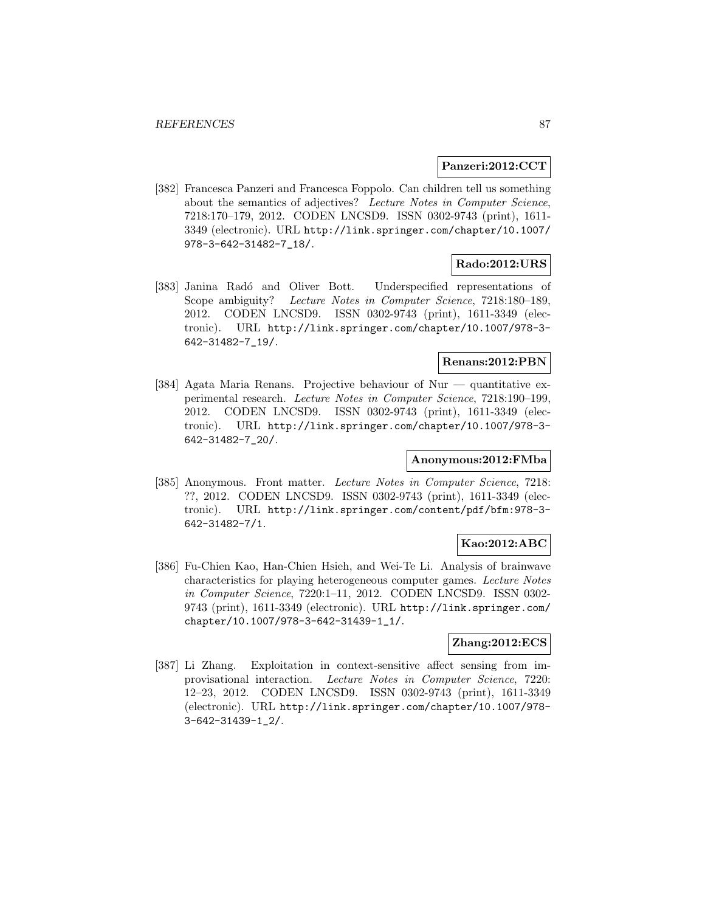**Panzeri:2012:CCT**

[382] Francesca Panzeri and Francesca Foppolo. Can children tell us something about the semantics of adjectives? *Lecture Notes in Computer Science*, 7218:170–179, 2012. CODEN LNCSD9. ISSN 0302-9743 (print), 1611-3349 (electronic). URL http://link.springer.com/chapter/10.1007/978-3-642-31482-7_18/.

**Rado:2012:URS**

[383] Janina Radó and Oliver Bott. Underspecified representations of Scope ambiguity? *Lecture Notes in Computer Science*, 7218:180–189, 2012. CODEN LNCSD9. ISSN 0302-9743 (print), 1611-3349 (electronic). URL http://link.springer.com/chapter/10.1007/978-3-642-31482-7_19/.

**Renans:2012:PBN**

[384] Agata Maria Renans. Projective behaviour of Nur — quantitative experimental research. *Lecture Notes in Computer Science*, 7218:190–199, 2012. CODEN LNCSD9. ISSN 0302-9743 (print), 1611-3349 (electronic). URL http://link.springer.com/chapter/10.1007/978-3-642-31482-7_20/.

**Anonymous:2012:FMba**

[385] Anonymous. Front matter. *Lecture Notes in Computer Science*, 7218: ??, 2012. CODEN LNCSD9. ISSN 0302-9743 (print), 1611-3349 (electronic). URL http://link.springer.com/content/pdf/bfm:978-3-642-31482-7/1.

**Kao:2012:ABC**

[386] Fu-Chien Kao, Han-Chien Hsieh, and Wei-Te Li. Analysis of brainwave characteristics for playing heterogeneous computer games. *Lecture Notes in Computer Science*, 7220:1–11, 2012. CODEN LNCSD9. ISSN 0302-9743 (print), 1611-3349 (electronic). URL http://link.springer.com/chapter/10.1007/978-3-642-31439-1_1/.

**Zhang:2012:ECS**

[387] Li Zhang. Exploitation in context-sensitive affect sensing from improvisational interaction. *Lecture Notes in Computer Science*, 7220: 12–23, 2012. CODEN LNCSD9. ISSN 0302-9743 (print), 1611-3349 (electronic). URL http://link.springer.com/chapter/10.1007/978-3-642-31439-1_2/.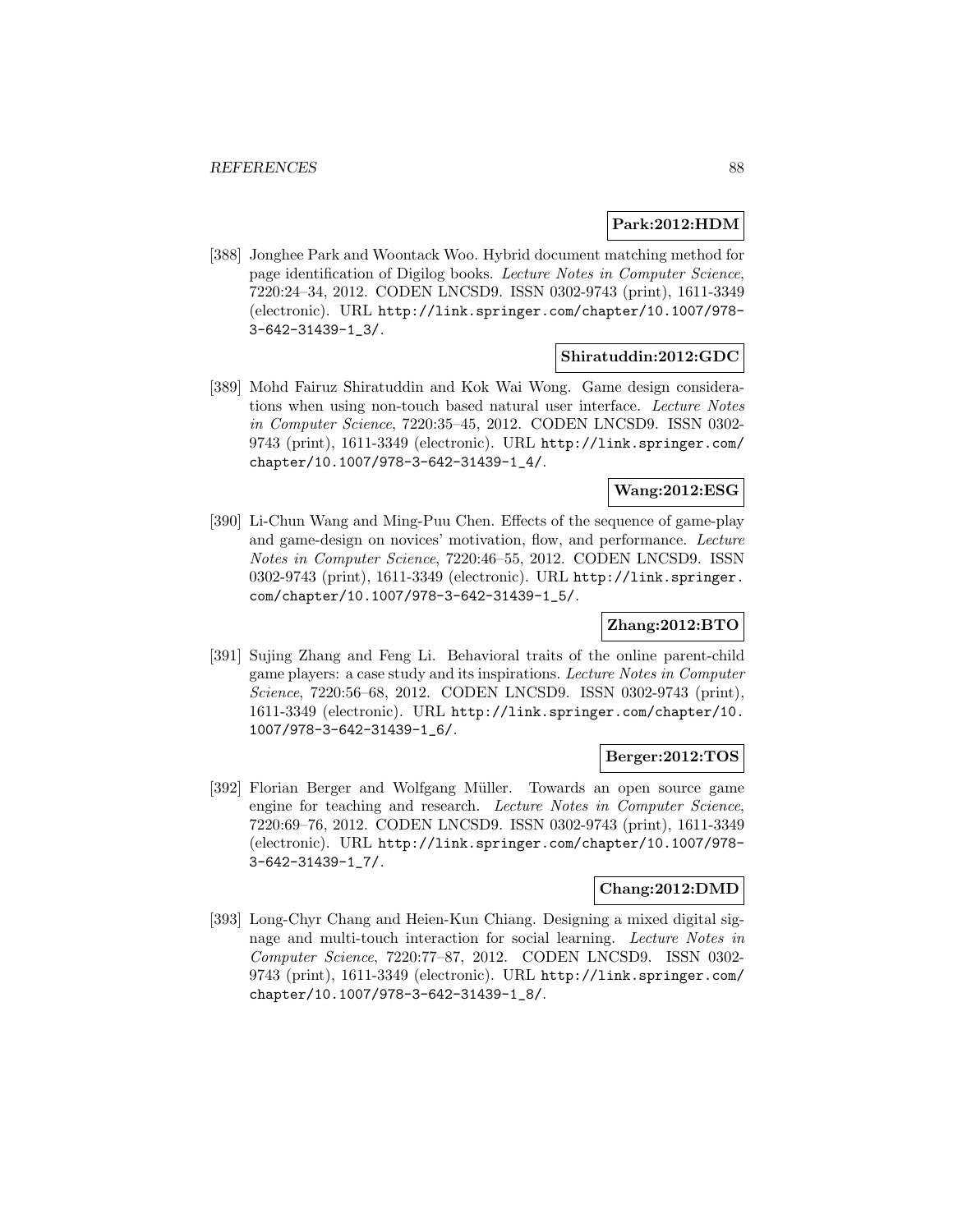**Park:2012:HDM**

[388] Jonghee Park and Woontack Woo. Hybrid document matching method for page identification of Digilog books. *Lecture Notes in Computer Science*, 7220:24–34, 2012. CODEN LNCSD9. ISSN 0302-9743 (print), 1611-3349 (electronic). URL http://link.springer.com/chapter/10.1007/978-3-642-31439-1_3/.

**Shiratuddin:2012:GDC**

[389] Mohd Fairuz Shiratuddin and Kok Wai Wong. Game design considerations when using non-touch based natural user interface. *Lecture Notes in Computer Science*, 7220:35–45, 2012. CODEN LNCSD9. ISSN 0302-9743 (print), 1611-3349 (electronic). URL http://link.springer.com/chapter/10.1007/978-3-642-31439-1_4/.

**Wang:2012:ESG**

[390] Li-Chun Wang and Ming-Puu Chen. Effects of the sequence of game-play and game-design on novices' motivation, flow, and performance. *Lecture Notes in Computer Science*, 7220:46–55, 2012. CODEN LNCSD9. ISSN 0302-9743 (print), 1611-3349 (electronic). URL http://link.springer.com/chapter/10.1007/978-3-642-31439-1_5/.

**Zhang:2012:BTO**

[391] Sujing Zhang and Feng Li. Behavioral traits of the online parent-child game players: a case study and its inspirations. *Lecture Notes in Computer Science*, 7220:56–68, 2012. CODEN LNCSD9. ISSN 0302-9743 (print), 1611-3349 (electronic). URL http://link.springer.com/chapter/10.1007/978-3-642-31439-1_6/.

**Berger:2012:TOS**

[392] Florian Berger and Wolfgang Müller. Towards an open source game engine for teaching and research. *Lecture Notes in Computer Science*, 7220:69–76, 2012. CODEN LNCSD9. ISSN 0302-9743 (print), 1611-3349 (electronic). URL http://link.springer.com/chapter/10.1007/978-3-642-31439-1_7/.

**Chang:2012:DMD**

[393] Long-Chyr Chang and Heien-Kun Chiang. Designing a mixed digital signage and multi-touch interaction for social learning. *Lecture Notes in Computer Science*, 7220:77–87, 2012. CODEN LNCSD9. ISSN 0302-9743 (print), 1611-3349 (electronic). URL http://link.springer.com/chapter/10.1007/978-3-642-31439-1_8/.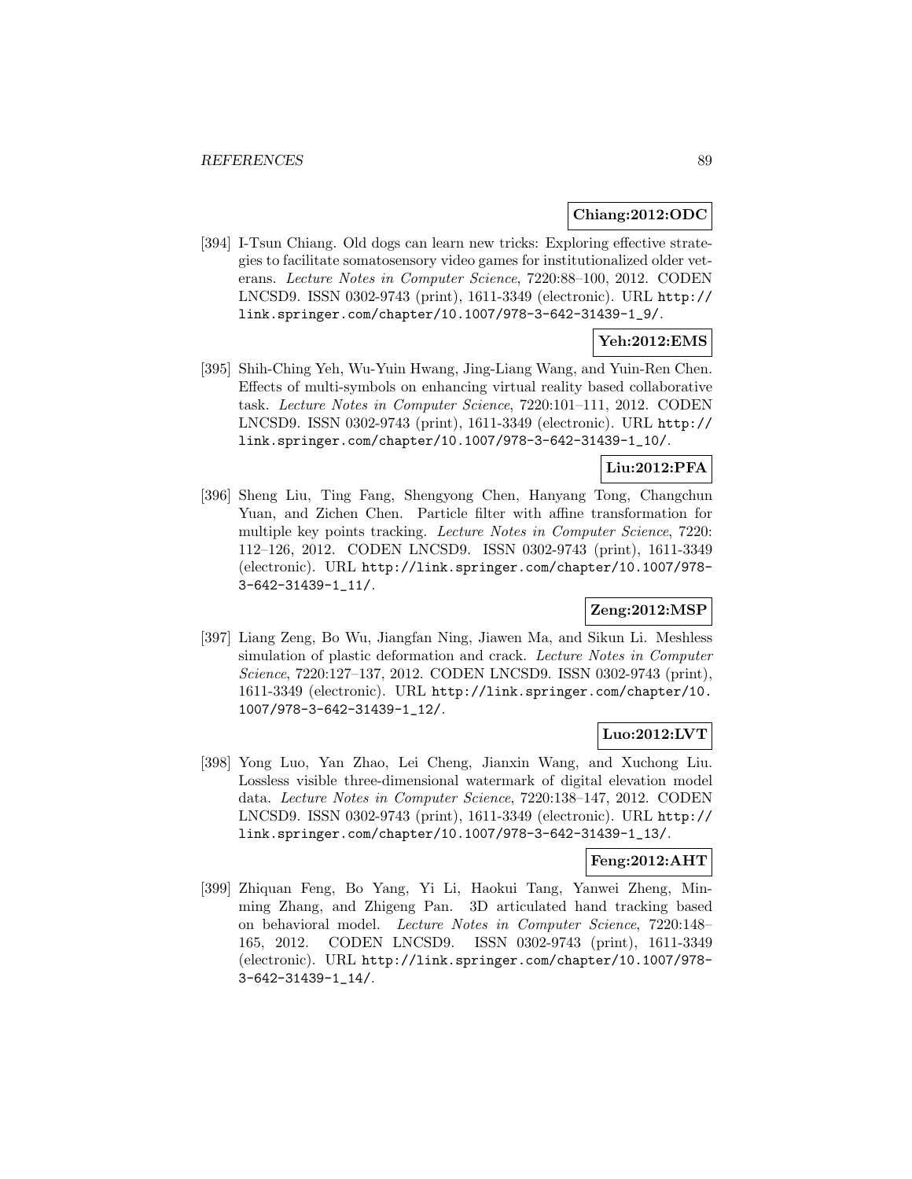**Chiang:2012:ODC**

[394] I-Tsun Chiang. Old dogs can learn new tricks: Exploring effective strategies to facilitate somatosensory video games for institutionalized older veterans. *Lecture Notes in Computer Science*, 7220:88–100, 2012. CODEN LNCSD9. ISSN 0302-9743 (print), 1611-3349 (electronic). URL `http://link.springer.com/chapter/10.1007/978-3-642-31439-1_9/`.

**Yeh:2012:EMS**

[395] Shih-Ching Yeh, Wu-Yuin Hwang, Jing-Liang Wang, and Yuin-Ren Chen. Effects of multi-symbols on enhancing virtual reality based collaborative task. *Lecture Notes in Computer Science*, 7220:101–111, 2012. CODEN LNCSD9. ISSN 0302-9743 (print), 1611-3349 (electronic). URL `http://link.springer.com/chapter/10.1007/978-3-642-31439-1_10/`.

**Liu:2012:PFA**

[396] Sheng Liu, Ting Fang, Shengyong Chen, Hanyang Tong, Changchun Yuan, and Zichen Chen. Particle filter with affine transformation for multiple key points tracking. *Lecture Notes in Computer Science*, 7220: 112–126, 2012. CODEN LNCSD9. ISSN 0302-9743 (print), 1611-3349 (electronic). URL `http://link.springer.com/chapter/10.1007/978-3-642-31439-1_11/`.

**Zeng:2012:MSP**

[397] Liang Zeng, Bo Wu, Jiangfan Ning, Jiawen Ma, and Sikun Li. Meshless simulation of plastic deformation and crack. *Lecture Notes in Computer Science*, 7220:127–137, 2012. CODEN LNCSD9. ISSN 0302-9743 (print), 1611-3349 (electronic). URL `http://link.springer.com/chapter/10.1007/978-3-642-31439-1_12/`.

**Luo:2012:LVT**

[398] Yong Luo, Yan Zhao, Lei Cheng, Jianxin Wang, and Xuchong Liu. Lossless visible three-dimensional watermark of digital elevation model data. *Lecture Notes in Computer Science*, 7220:138–147, 2012. CODEN LNCSD9. ISSN 0302-9743 (print), 1611-3349 (electronic). URL `http://link.springer.com/chapter/10.1007/978-3-642-31439-1_13/`.

**Feng:2012:AHT**

[399] Zhiquan Feng, Bo Yang, Yi Li, Haokui Tang, Yanwei Zheng, Minming Zhang, and Zhigeng Pan. 3D articulated hand tracking based on behavioral model. *Lecture Notes in Computer Science*, 7220:148–165, 2012. CODEN LNCSD9. ISSN 0302-9743 (print), 1611-3349 (electronic). URL `http://link.springer.com/chapter/10.1007/978-3-642-31439-1_14/`.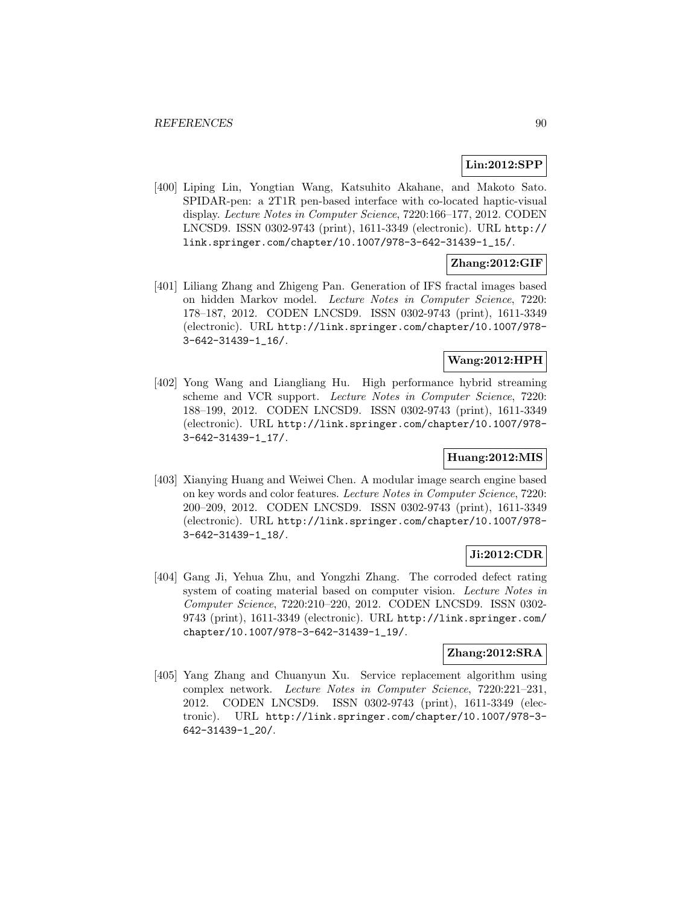**Lin:2012:SPP**

[400] Liping Lin, Yongtian Wang, Katsuhito Akahane, and Makoto Sato. SPIDAR-pen: a 2T1R pen-based interface with co-located haptic-visual display. *Lecture Notes in Computer Science*, 7220:166–177, 2012. CODEN LNCSD9. ISSN 0302-9743 (print), 1611-3349 (electronic). URL http://link.springer.com/chapter/10.1007/978-3-642-31439-1_15/.

**Zhang:2012:GIF**

[401] Liliang Zhang and Zhigeng Pan. Generation of IFS fractal images based on hidden Markov model. *Lecture Notes in Computer Science*, 7220: 178–187, 2012. CODEN LNCSD9. ISSN 0302-9743 (print), 1611-3349 (electronic). URL http://link.springer.com/chapter/10.1007/978-3-642-31439-1_16/.

**Wang:2012:HPH**

[402] Yong Wang and Liangliang Hu. High performance hybrid streaming scheme and VCR support. *Lecture Notes in Computer Science*, 7220: 188–199, 2012. CODEN LNCSD9. ISSN 0302-9743 (print), 1611-3349 (electronic). URL http://link.springer.com/chapter/10.1007/978-3-642-31439-1_17/.

**Huang:2012:MIS**

[403] Xianying Huang and Weiwei Chen. A modular image search engine based on key words and color features. *Lecture Notes in Computer Science*, 7220: 200–209, 2012. CODEN LNCSD9. ISSN 0302-9743 (print), 1611-3349 (electronic). URL http://link.springer.com/chapter/10.1007/978-3-642-31439-1_18/.

**Ji:2012:CDR**

[404] Gang Ji, Yehua Zhu, and Yongzhi Zhang. The corroded defect rating system of coating material based on computer vision. *Lecture Notes in Computer Science*, 7220:210–220, 2012. CODEN LNCSD9. ISSN 0302-9743 (print), 1611-3349 (electronic). URL http://link.springer.com/chapter/10.1007/978-3-642-31439-1_19/.

**Zhang:2012:SRA**

[405] Yang Zhang and Chuanyun Xu. Service replacement algorithm using complex network. *Lecture Notes in Computer Science*, 7220:221–231, 2012. CODEN LNCSD9. ISSN 0302-9743 (print), 1611-3349 (electronic). URL http://link.springer.com/chapter/10.1007/978-3-642-31439-1_20/.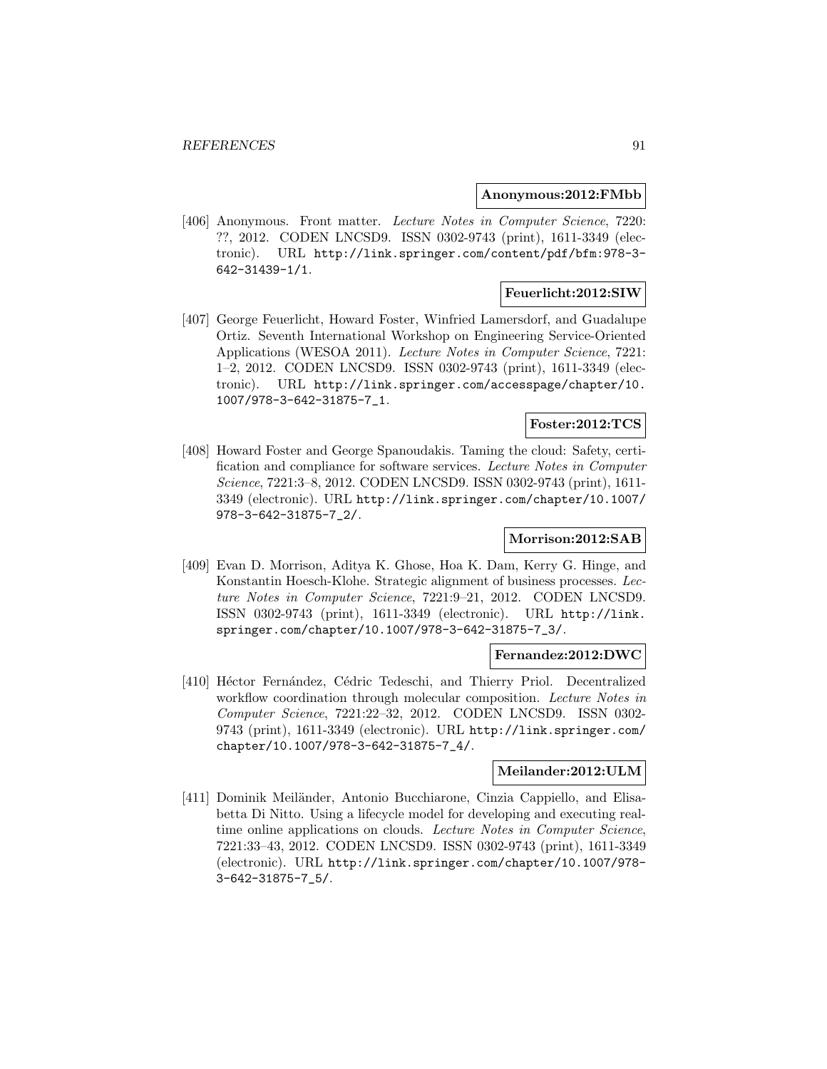**Anonymous:2012:FMbb**

[406] Anonymous. Front matter. *Lecture Notes in Computer Science*, 7220: ??, 2012. CODEN LNCSD9. ISSN 0302-9743 (print), 1611-3349 (electronic). URL http://link.springer.com/content/pdf/bfm:978-3-642-31439-1/1.

**Feuerlicht:2012:SIW**

[407] George Feuerlicht, Howard Foster, Winfried Lamersdorf, and Guadalupe Ortiz. Seventh International Workshop on Engineering Service-Oriented Applications (WESOA 2011). *Lecture Notes in Computer Science*, 7221: 1–2, 2012. CODEN LNCSD9. ISSN 0302-9743 (print), 1611-3349 (electronic). URL http://link.springer.com/accesspage/chapter/10.1007/978-3-642-31875-7_1.

**Foster:2012:TCS**

[408] Howard Foster and George Spanoudakis. Taming the cloud: Safety, certification and compliance for software services. *Lecture Notes in Computer Science*, 7221:3–8, 2012. CODEN LNCSD9. ISSN 0302-9743 (print), 1611-3349 (electronic). URL http://link.springer.com/chapter/10.1007/978-3-642-31875-7_2/.

**Morrison:2012:SAB**

[409] Evan D. Morrison, Aditya K. Ghose, Hoa K. Dam, Kerry G. Hinge, and Konstantin Hoesch-Klohe. Strategic alignment of business processes. *Lecture Notes in Computer Science*, 7221:9–21, 2012. CODEN LNCSD9. ISSN 0302-9743 (print), 1611-3349 (electronic). URL http://link.springer.com/chapter/10.1007/978-3-642-31875-7_3/.

**Fernandez:2012:DWC**

[410] Héctor Fernández, Cédric Tedeschi, and Thierry Priol. Decentralized workflow coordination through molecular composition. *Lecture Notes in Computer Science*, 7221:22–32, 2012. CODEN LNCSD9. ISSN 0302-9743 (print), 1611-3349 (electronic). URL http://link.springer.com/chapter/10.1007/978-3-642-31875-7_4/.

**Meilander:2012:ULM**

[411] Dominik Meiländer, Antonio Bucchiarone, Cinzia Cappiello, and Elisabetta Di Nitto. Using a lifecycle model for developing and executing real-time online applications on clouds. *Lecture Notes in Computer Science*, 7221:33–43, 2012. CODEN LNCSD9. ISSN 0302-9743 (print), 1611-3349 (electronic). URL http://link.springer.com/chapter/10.1007/978-3-642-31875-7_5/.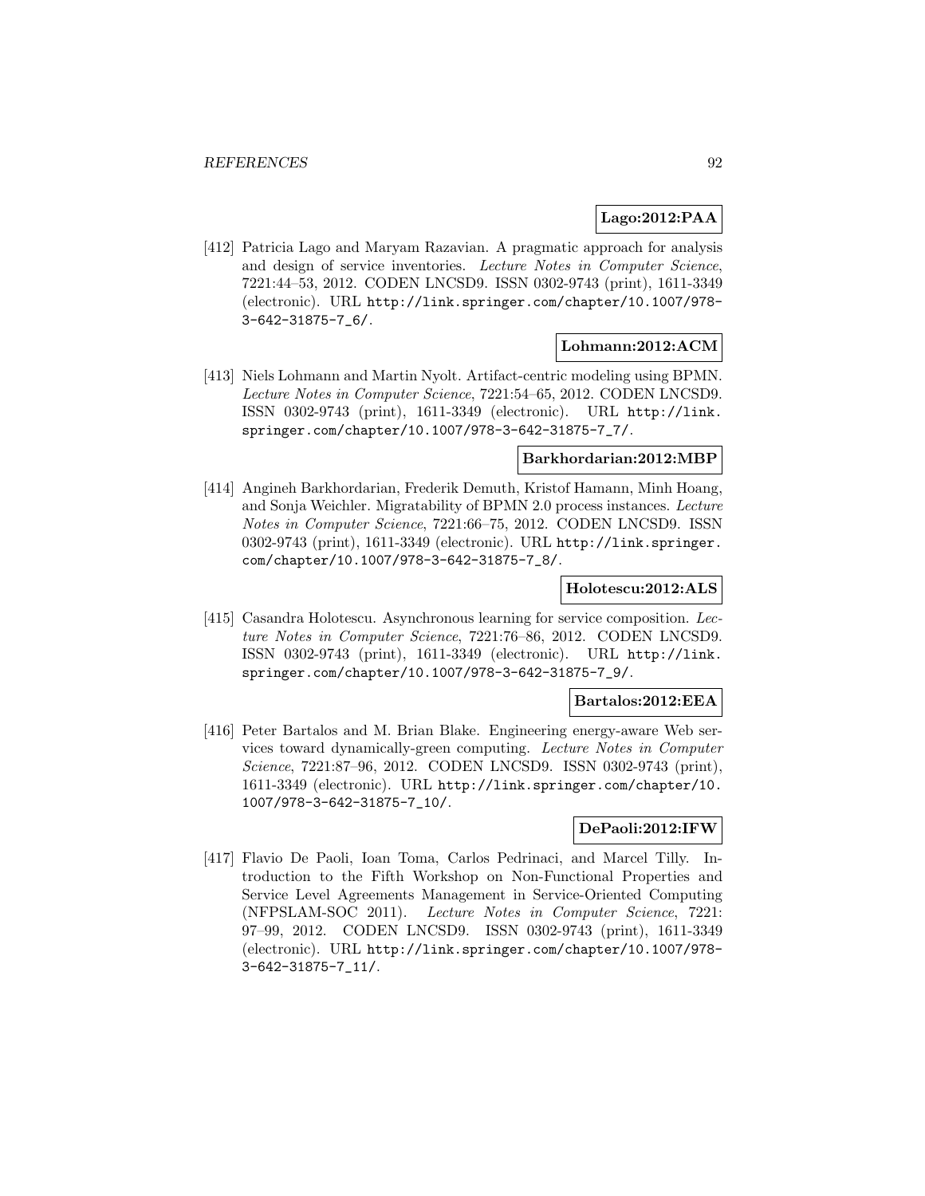**Lago:2012:PAA**

[412] Patricia Lago and Maryam Razavian. A pragmatic approach for analysis and design of service inventories. *Lecture Notes in Computer Science*, 7221:44–53, 2012. CODEN LNCSD9. ISSN 0302-9743 (print), 1611-3349 (electronic). URL http://link.springer.com/chapter/10.1007/978-3-642-31875-7_6/.

**Lohmann:2012:ACM**

[413] Niels Lohmann and Martin Nyolt. Artifact-centric modeling using BPMN. *Lecture Notes in Computer Science*, 7221:54–65, 2012. CODEN LNCSD9. ISSN 0302-9743 (print), 1611-3349 (electronic). URL http://link.springer.com/chapter/10.1007/978-3-642-31875-7_7/.

**Barkhordarian:2012:MBP**

[414] Angineh Barkhordarian, Frederik Demuth, Kristof Hamann, Minh Hoang, and Sonja Weichler. Migratability of BPMN 2.0 process instances. *Lecture Notes in Computer Science*, 7221:66–75, 2012. CODEN LNCSD9. ISSN 0302-9743 (print), 1611-3349 (electronic). URL http://link.springer.com/chapter/10.1007/978-3-642-31875-7_8/.

**Holotescu:2012:ALS**

[415] Casandra Holotescu. Asynchronous learning for service composition. *Lecture Notes in Computer Science*, 7221:76–86, 2012. CODEN LNCSD9. ISSN 0302-9743 (print), 1611-3349 (electronic). URL http://link.springer.com/chapter/10.1007/978-3-642-31875-7_9/.

**Bartalos:2012:EEA**

[416] Peter Bartalos and M. Brian Blake. Engineering energy-aware Web services toward dynamically-green computing. *Lecture Notes in Computer Science*, 7221:87–96, 2012. CODEN LNCSD9. ISSN 0302-9743 (print), 1611-3349 (electronic). URL http://link.springer.com/chapter/10.1007/978-3-642-31875-7_10/.

**DePaoli:2012:IFW**

[417] Flavio De Paoli, Ioan Toma, Carlos Pedrinaci, and Marcel Tilly. Introduction to the Fifth Workshop on Non-Functional Properties and Service Level Agreements Management in Service-Oriented Computing (NFPSLAM-SOC 2011). *Lecture Notes in Computer Science*, 7221: 97–99, 2012. CODEN LNCSD9. ISSN 0302-9743 (print), 1611-3349 (electronic). URL http://link.springer.com/chapter/10.1007/978-3-642-31875-7_11/.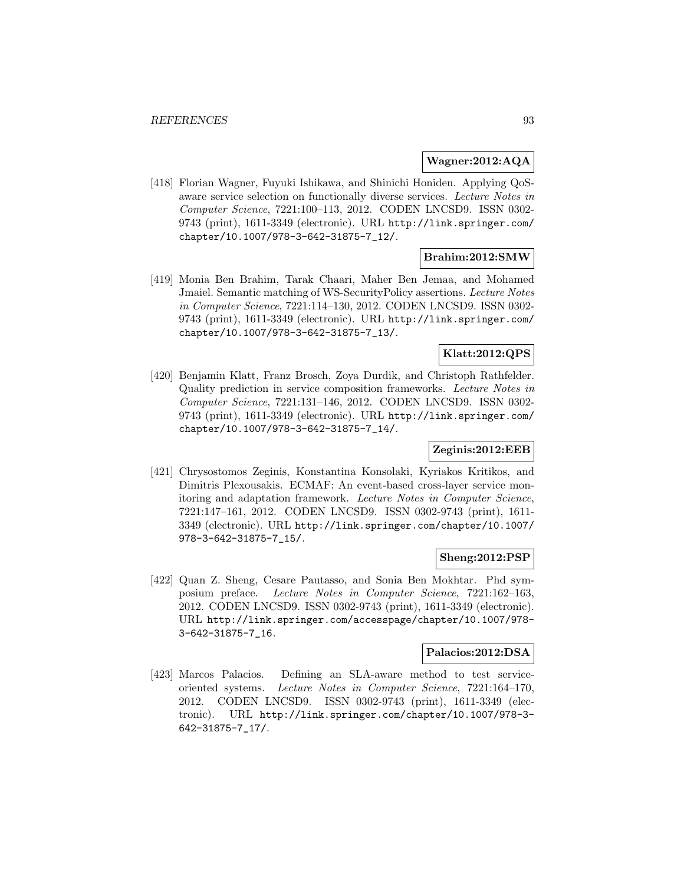**Wagner:2012:AQA**

[418] Florian Wagner, Fuyuki Ishikawa, and Shinichi Honiden. Applying QoS-aware service selection on functionally diverse services. *Lecture Notes in Computer Science*, 7221:100–113, 2012. CODEN LNCSD9. ISSN 0302-9743 (print), 1611-3349 (electronic). URL http://link.springer.com/chapter/10.1007/978-3-642-31875-7_12/.

**Brahim:2012:SMW**

[419] Monia Ben Brahim, Tarak Chaari, Maher Ben Jemaa, and Mohamed Jmaiel. Semantic matching of WS-SecurityPolicy assertions. *Lecture Notes in Computer Science*, 7221:114–130, 2012. CODEN LNCSD9. ISSN 0302-9743 (print), 1611-3349 (electronic). URL http://link.springer.com/chapter/10.1007/978-3-642-31875-7_13/.

**Klatt:2012:QPS**

[420] Benjamin Klatt, Franz Brosch, Zoya Durdik, and Christoph Rathfelder. Quality prediction in service composition frameworks. *Lecture Notes in Computer Science*, 7221:131–146, 2012. CODEN LNCSD9. ISSN 0302-9743 (print), 1611-3349 (electronic). URL http://link.springer.com/chapter/10.1007/978-3-642-31875-7_14/.

**Zeginis:2012:EEB**

[421] Chrysostomos Zeginis, Konstantina Konsolaki, Kyriakos Kritikos, and Dimitris Plexousakis. ECMAF: An event-based cross-layer service monitoring and adaptation framework. *Lecture Notes in Computer Science*, 7221:147–161, 2012. CODEN LNCSD9. ISSN 0302-9743 (print), 1611-3349 (electronic). URL http://link.springer.com/chapter/10.1007/978-3-642-31875-7_15/.

**Sheng:2012:PSP**

[422] Quan Z. Sheng, Cesare Pautasso, and Sonia Ben Mokhtar. Phd symposium preface. *Lecture Notes in Computer Science*, 7221:162–163, 2012. CODEN LNCSD9. ISSN 0302-9743 (print), 1611-3349 (electronic). URL http://link.springer.com/accesspage/chapter/10.1007/978-3-642-31875-7_16.

**Palacios:2012:DSA**

[423] Marcos Palacios. Defining an SLA-aware method to test service-oriented systems. *Lecture Notes in Computer Science*, 7221:164–170, 2012. CODEN LNCSD9. ISSN 0302-9743 (print), 1611-3349 (electronic). URL http://link.springer.com/chapter/10.1007/978-3-642-31875-7_17/.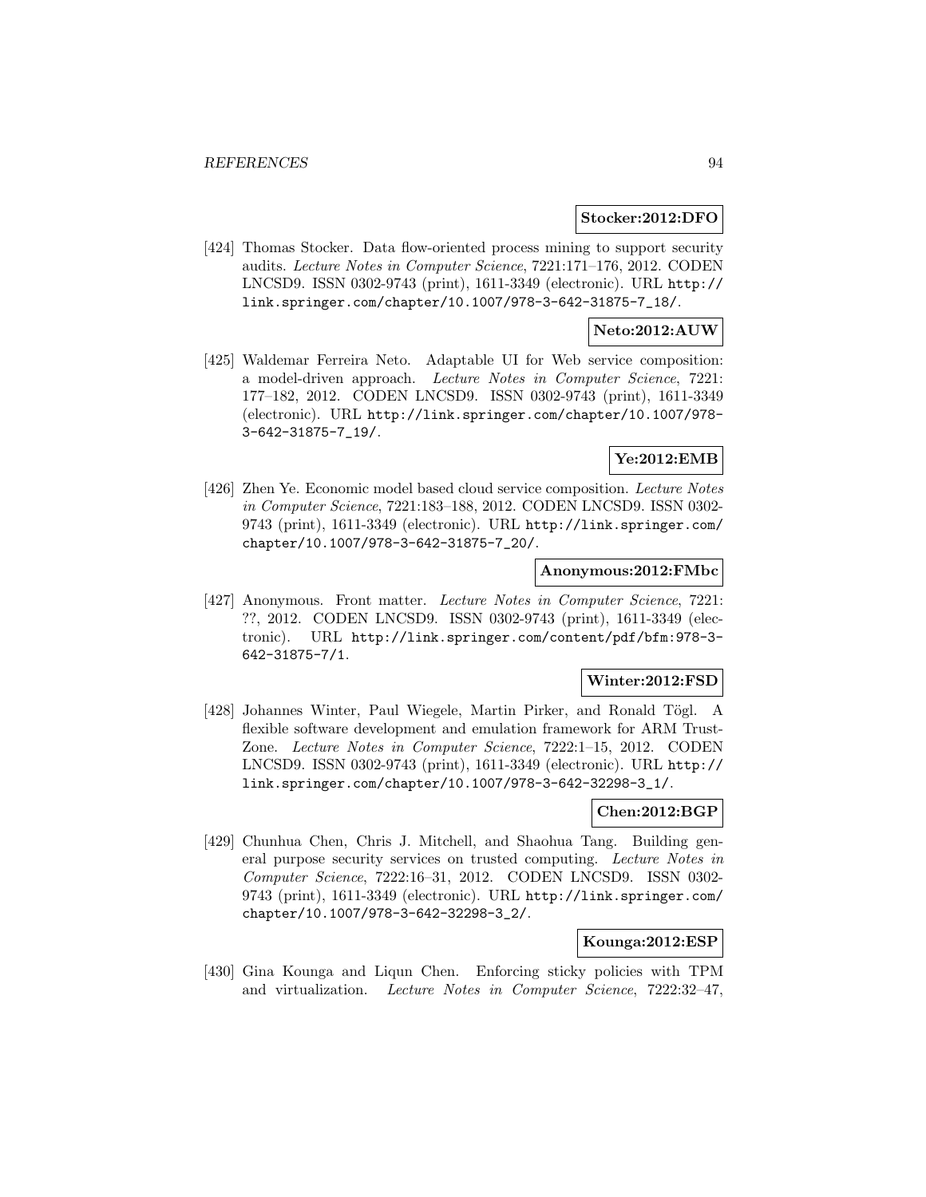**Stocker:2012:DFO**

[424] Thomas Stocker. Data flow-oriented process mining to support security audits. *Lecture Notes in Computer Science*, 7221:171–176, 2012. CODEN LNCSD9. ISSN 0302-9743 (print), 1611-3349 (electronic). URL http://link.springer.com/chapter/10.1007/978-3-642-31875-7_18/.

**Neto:2012:AUW**

[425] Waldemar Ferreira Neto. Adaptable UI for Web service composition: a model-driven approach. *Lecture Notes in Computer Science*, 7221: 177–182, 2012. CODEN LNCSD9. ISSN 0302-9743 (print), 1611-3349 (electronic). URL http://link.springer.com/chapter/10.1007/978-3-642-31875-7_19/.

**Ye:2012:EMB**

[426] Zhen Ye. Economic model based cloud service composition. *Lecture Notes in Computer Science*, 7221:183–188, 2012. CODEN LNCSD9. ISSN 0302-9743 (print), 1611-3349 (electronic). URL http://link.springer.com/chapter/10.1007/978-3-642-31875-7_20/.

**Anonymous:2012:FMbc**

[427] Anonymous. Front matter. *Lecture Notes in Computer Science*, 7221: ??, 2012. CODEN LNCSD9. ISSN 0302-9743 (print), 1611-3349 (electronic). URL http://link.springer.com/content/pdf/bfm:978-3-642-31875-7/1.

**Winter:2012:FSD**

[428] Johannes Winter, Paul Wiegele, Martin Pirker, and Ronald Tögl. A flexible software development and emulation framework for ARM TrustZone. *Lecture Notes in Computer Science*, 7222:1–15, 2012. CODEN LNCSD9. ISSN 0302-9743 (print), 1611-3349 (electronic). URL http://link.springer.com/chapter/10.1007/978-3-642-32298-3_1/.

**Chen:2012:BGP**

[429] Chunhua Chen, Chris J. Mitchell, and Shaohua Tang. Building general purpose security services on trusted computing. *Lecture Notes in Computer Science*, 7222:16–31, 2012. CODEN LNCSD9. ISSN 0302-9743 (print), 1611-3349 (electronic). URL http://link.springer.com/chapter/10.1007/978-3-642-32298-3_2/.

**Kounga:2012:ESP**

[430] Gina Kounga and Liqun Chen. Enforcing sticky policies with TPM and virtualization. *Lecture Notes in Computer Science*, 7222:32–47,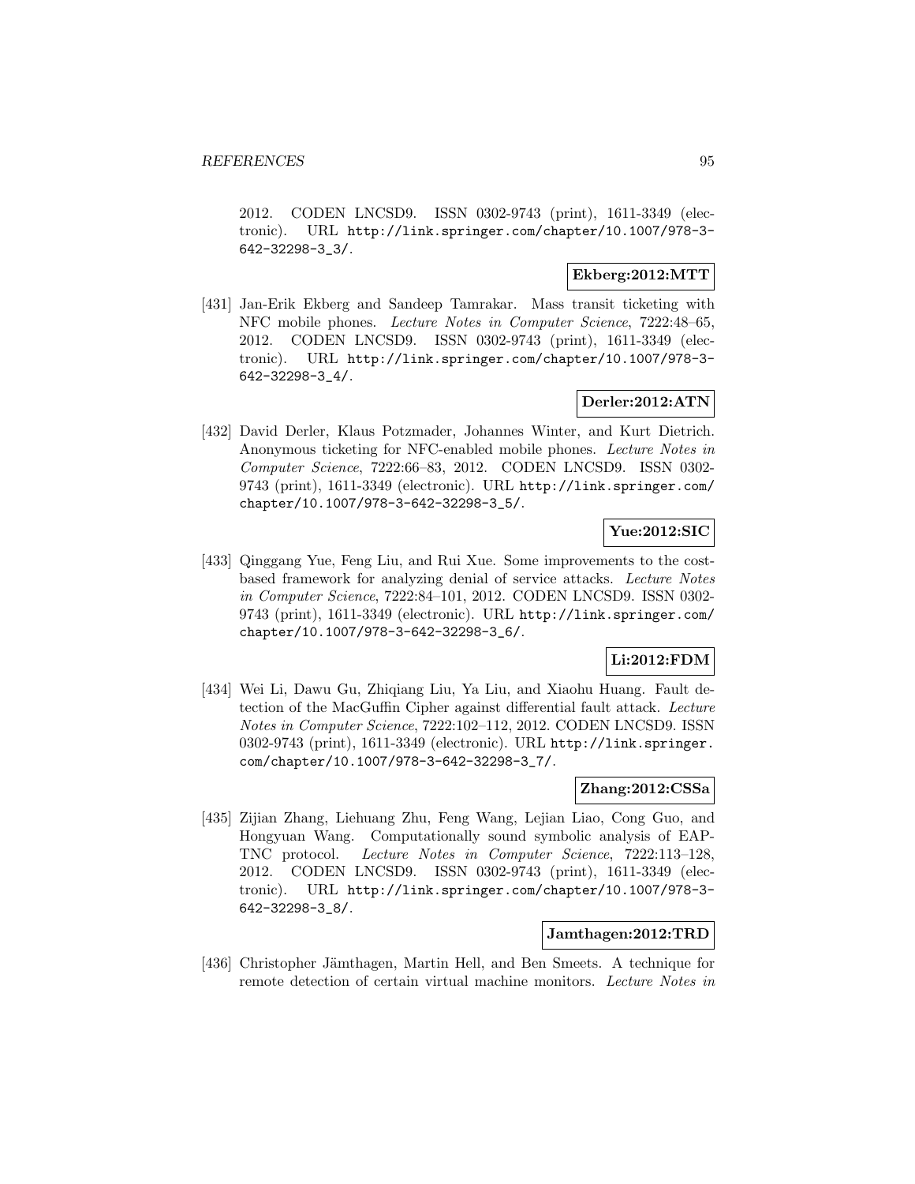2012. CODEN LNCSD9. ISSN 0302-9743 (print), 1611-3349 (electronic). URL http://link.springer.com/chapter/10.1007/978-3-642-32298-3_3/.

**Ekberg:2012:MTT**

[431] Jan-Erik Ekberg and Sandeep Tamrakar. Mass transit ticketing with NFC mobile phones. *Lecture Notes in Computer Science*, 7222:48–65, 2012. CODEN LNCSD9. ISSN 0302-9743 (print), 1611-3349 (electronic). URL http://link.springer.com/chapter/10.1007/978-3-642-32298-3_4/.

**Derler:2012:ATN**

[432] David Derler, Klaus Potzmader, Johannes Winter, and Kurt Dietrich. Anonymous ticketing for NFC-enabled mobile phones. *Lecture Notes in Computer Science*, 7222:66–83, 2012. CODEN LNCSD9. ISSN 0302-9743 (print), 1611-3349 (electronic). URL http://link.springer.com/chapter/10.1007/978-3-642-32298-3_5/.

**Yue:2012:SIC**

[433] Qinggang Yue, Feng Liu, and Rui Xue. Some improvements to the cost-based framework for analyzing denial of service attacks. *Lecture Notes in Computer Science*, 7222:84–101, 2012. CODEN LNCSD9. ISSN 0302-9743 (print), 1611-3349 (electronic). URL http://link.springer.com/chapter/10.1007/978-3-642-32298-3_6/.

**Li:2012:FDM**

[434] Wei Li, Dawu Gu, Zhiqiang Liu, Ya Liu, and Xiaohu Huang. Fault detection of the MacGuffin Cipher against differential fault attack. *Lecture Notes in Computer Science*, 7222:102–112, 2012. CODEN LNCSD9. ISSN 0302-9743 (print), 1611-3349 (electronic). URL http://link.springer.com/chapter/10.1007/978-3-642-32298-3_7/.

**Zhang:2012:CSSa**

[435] Zijian Zhang, Liehuang Zhu, Feng Wang, Lejian Liao, Cong Guo, and Hongyuan Wang. Computationally sound symbolic analysis of EAP-TNC protocol. *Lecture Notes in Computer Science*, 7222:113–128, 2012. CODEN LNCSD9. ISSN 0302-9743 (print), 1611-3349 (electronic). URL http://link.springer.com/chapter/10.1007/978-3-642-32298-3_8/.

**Jamthagen:2012:TRD**

[436] Christopher Jämthagen, Martin Hell, and Ben Smeets. A technique for remote detection of certain virtual machine monitors. *Lecture Notes in*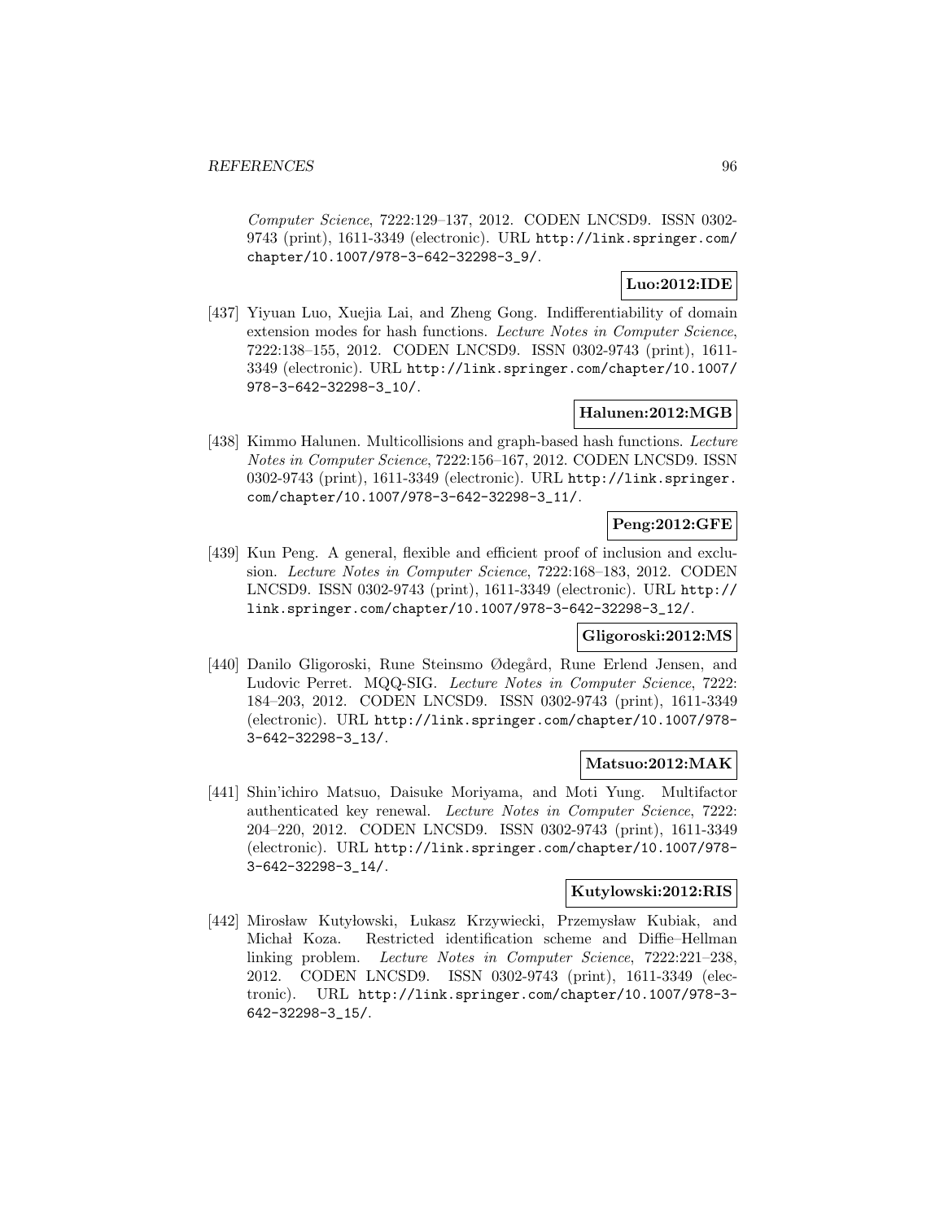*Computer Science*, 7222:129–137, 2012. CODEN LNCSD9. ISSN 0302-9743 (print), 1611-3349 (electronic). URL http://link.springer.com/chapter/10.1007/978-3-642-32298-3_9/.

**Luo:2012:IDE**

[437] Yiyuan Luo, Xuejia Lai, and Zheng Gong. Indifferentiability of domain extension modes for hash functions. *Lecture Notes in Computer Science*, 7222:138–155, 2012. CODEN LNCSD9. ISSN 0302-9743 (print), 1611-3349 (electronic). URL http://link.springer.com/chapter/10.1007/978-3-642-32298-3_10/.

**Halunen:2012:MGB**

[438] Kimmo Halunen. Multicollisions and graph-based hash functions. *Lecture Notes in Computer Science*, 7222:156–167, 2012. CODEN LNCSD9. ISSN 0302-9743 (print), 1611-3349 (electronic). URL http://link.springer.com/chapter/10.1007/978-3-642-32298-3_11/.

**Peng:2012:GFE**

[439] Kun Peng. A general, flexible and efficient proof of inclusion and exclusion. *Lecture Notes in Computer Science*, 7222:168–183, 2012. CODEN LNCSD9. ISSN 0302-9743 (print), 1611-3349 (electronic). URL http://link.springer.com/chapter/10.1007/978-3-642-32298-3_12/.

**Gligoroski:2012:MS**

[440] Danilo Gligoroski, Rune Steinsmo Ødegård, Rune Erlend Jensen, and Ludovic Perret. MQQ-SIG. *Lecture Notes in Computer Science*, 7222: 184–203, 2012. CODEN LNCSD9. ISSN 0302-9743 (print), 1611-3349 (electronic). URL http://link.springer.com/chapter/10.1007/978-3-642-32298-3_13/.

**Matsuo:2012:MAK**

[441] Shin'ichiro Matsuo, Daisuke Moriyama, and Moti Yung. Multifactor authenticated key renewal. *Lecture Notes in Computer Science*, 7222: 204–220, 2012. CODEN LNCSD9. ISSN 0302-9743 (print), 1611-3349 (electronic). URL http://link.springer.com/chapter/10.1007/978-3-642-32298-3_14/.

**Kutylowski:2012:RIS**

[442] Mirosław Kutyłowski, Łukasz Krzywiecki, Przemysław Kubiak, and Michał Koza. Restricted identification scheme and Diffie–Hellman linking problem. *Lecture Notes in Computer Science*, 7222:221–238, 2012. CODEN LNCSD9. ISSN 0302-9743 (print), 1611-3349 (electronic). URL http://link.springer.com/chapter/10.1007/978-3-642-32298-3_15/.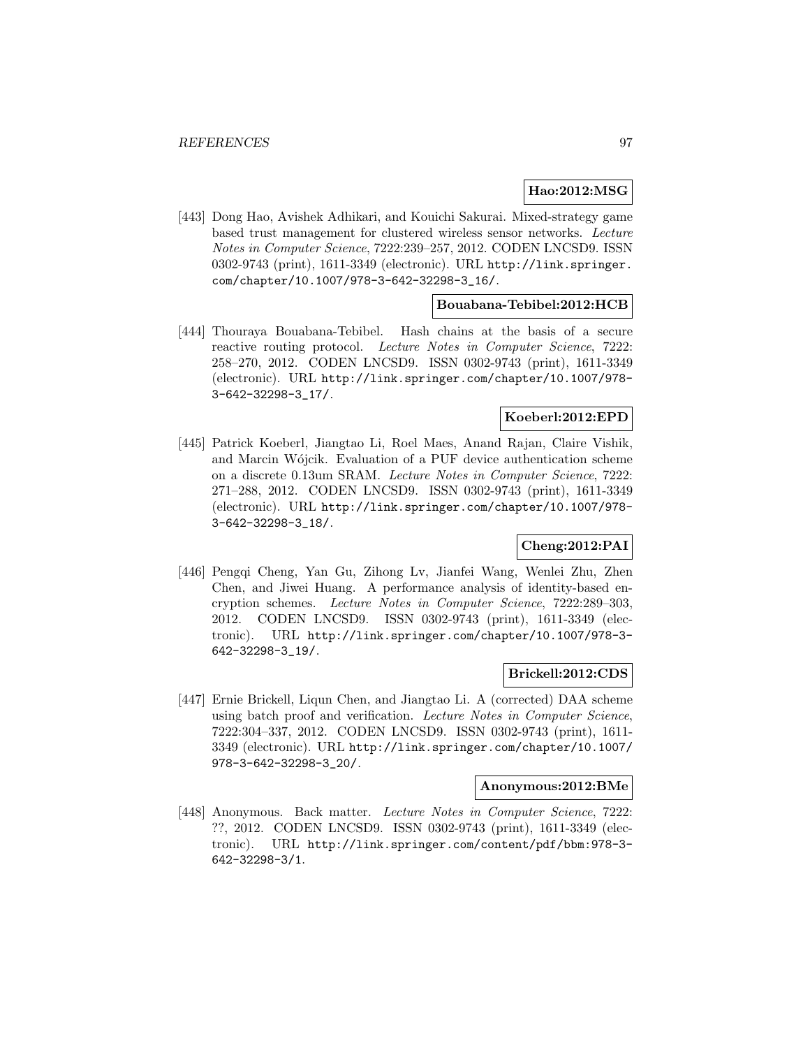**Hao:2012:MSG**

[443] Dong Hao, Avishek Adhikari, and Kouichi Sakurai. Mixed-strategy game based trust management for clustered wireless sensor networks. *Lecture Notes in Computer Science*, 7222:239–257, 2012. CODEN LNCSD9. ISSN 0302-9743 (print), 1611-3349 (electronic). URL http://link.springer.com/chapter/10.1007/978-3-642-32298-3_16/.

**Bouabana-Tebibel:2012:HCB**

[444] Thouraya Bouabana-Tebibel. Hash chains at the basis of a secure reactive routing protocol. *Lecture Notes in Computer Science*, 7222: 258–270, 2012. CODEN LNCSD9. ISSN 0302-9743 (print), 1611-3349 (electronic). URL http://link.springer.com/chapter/10.1007/978-3-642-32298-3_17/.

**Koeberl:2012:EPD**

[445] Patrick Koeberl, Jiangtao Li, Roel Maes, Anand Rajan, Claire Vishik, and Marcin Wójcik. Evaluation of a PUF device authentication scheme on a discrete 0.13um SRAM. *Lecture Notes in Computer Science*, 7222: 271–288, 2012. CODEN LNCSD9. ISSN 0302-9743 (print), 1611-3349 (electronic). URL http://link.springer.com/chapter/10.1007/978-3-642-32298-3_18/.

**Cheng:2012:PAI**

[446] Pengqi Cheng, Yan Gu, Zihong Lv, Jianfei Wang, Wenlei Zhu, Zhen Chen, and Jiwei Huang. A performance analysis of identity-based encryption schemes. *Lecture Notes in Computer Science*, 7222:289–303, 2012. CODEN LNCSD9. ISSN 0302-9743 (print), 1611-3349 (electronic). URL http://link.springer.com/chapter/10.1007/978-3-642-32298-3_19/.

**Brickell:2012:CDS**

[447] Ernie Brickell, Liqun Chen, and Jiangtao Li. A (corrected) DAA scheme using batch proof and verification. *Lecture Notes in Computer Science*, 7222:304–337, 2012. CODEN LNCSD9. ISSN 0302-9743 (print), 1611-3349 (electronic). URL http://link.springer.com/chapter/10.1007/978-3-642-32298-3_20/.

**Anonymous:2012:BMe**

[448] Anonymous. Back matter. *Lecture Notes in Computer Science*, 7222: ??, 2012. CODEN LNCSD9. ISSN 0302-9743 (print), 1611-3349 (electronic). URL http://link.springer.com/content/pdf/bbm:978-3-642-32298-3/1.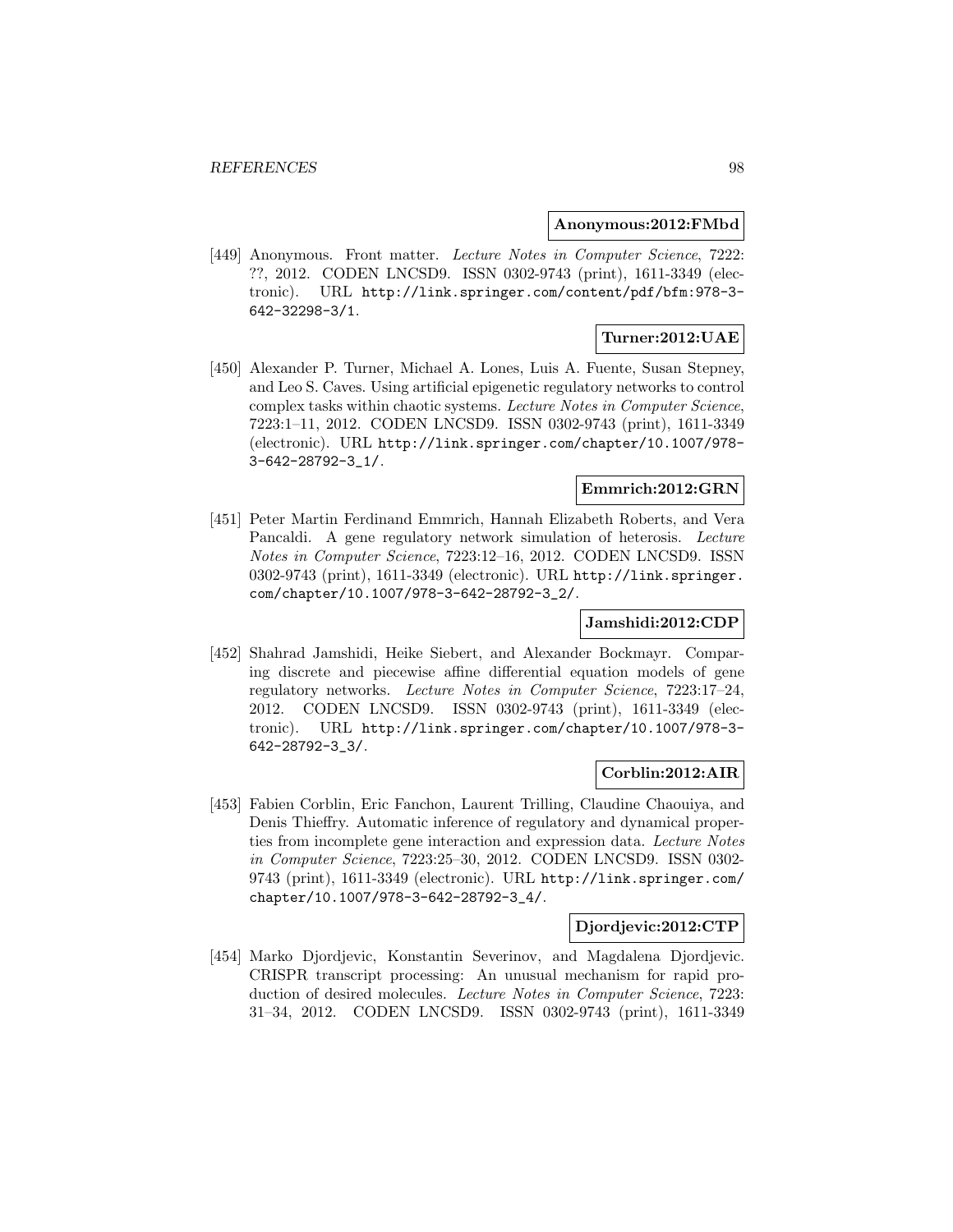**Anonymous:2012:FMbd**

[449] Anonymous. Front matter. *Lecture Notes in Computer Science*, 7222: ??, 2012. CODEN LNCSD9. ISSN 0302-9743 (print), 1611-3349 (electronic). URL http://link.springer.com/content/pdf/bfm:978-3-642-32298-3/1.

**Turner:2012:UAE**

[450] Alexander P. Turner, Michael A. Lones, Luis A. Fuente, Susan Stepney, and Leo S. Caves. Using artificial epigenetic regulatory networks to control complex tasks within chaotic systems. *Lecture Notes in Computer Science*, 7223:1–11, 2012. CODEN LNCSD9. ISSN 0302-9743 (print), 1611-3349 (electronic). URL http://link.springer.com/chapter/10.1007/978-3-642-28792-3_1/.

**Emmrich:2012:GRN**

[451] Peter Martin Ferdinand Emmrich, Hannah Elizabeth Roberts, and Vera Pancaldi. A gene regulatory network simulation of heterosis. *Lecture Notes in Computer Science*, 7223:12–16, 2012. CODEN LNCSD9. ISSN 0302-9743 (print), 1611-3349 (electronic). URL http://link.springer.com/chapter/10.1007/978-3-642-28792-3_2/.

**Jamshidi:2012:CDP**

[452] Shahrad Jamshidi, Heike Siebert, and Alexander Bockmayr. Comparing discrete and piecewise affine differential equation models of gene regulatory networks. *Lecture Notes in Computer Science*, 7223:17–24, 2012. CODEN LNCSD9. ISSN 0302-9743 (print), 1611-3349 (electronic). URL http://link.springer.com/chapter/10.1007/978-3-642-28792-3_3/.

**Corblin:2012:AIR**

[453] Fabien Corblin, Eric Fanchon, Laurent Trilling, Claudine Chaouiya, and Denis Thieffry. Automatic inference of regulatory and dynamical properties from incomplete gene interaction and expression data. *Lecture Notes in Computer Science*, 7223:25–30, 2012. CODEN LNCSD9. ISSN 0302-9743 (print), 1611-3349 (electronic). URL http://link.springer.com/chapter/10.1007/978-3-642-28792-3_4/.

**Djordjevic:2012:CTP**

[454] Marko Djordjevic, Konstantin Severinov, and Magdalena Djordjevic. CRISPR transcript processing: An unusual mechanism for rapid production of desired molecules. *Lecture Notes in Computer Science*, 7223: 31–34, 2012. CODEN LNCSD9. ISSN 0302-9743 (print), 1611-3349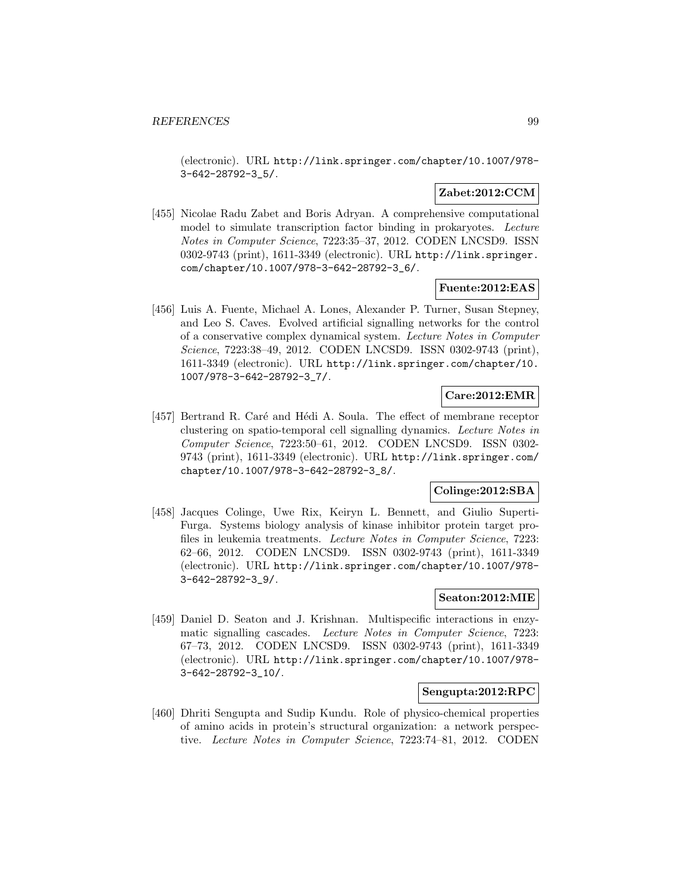(electronic). URL http://link.springer.com/chapter/10.1007/978-3-642-28792-3_5/.

**Zabet:2012:CCM**

[455] Nicolae Radu Zabet and Boris Adryan. A comprehensive computational model to simulate transcription factor binding in prokaryotes. *Lecture Notes in Computer Science*, 7223:35–37, 2012. CODEN LNCSD9. ISSN 0302-9743 (print), 1611-3349 (electronic). URL http://link.springer.com/chapter/10.1007/978-3-642-28792-3_6/.

**Fuente:2012:EAS**

[456] Luis A. Fuente, Michael A. Lones, Alexander P. Turner, Susan Stepney, and Leo S. Caves. Evolved artificial signalling networks for the control of a conservative complex dynamical system. *Lecture Notes in Computer Science*, 7223:38–49, 2012. CODEN LNCSD9. ISSN 0302-9743 (print), 1611-3349 (electronic). URL http://link.springer.com/chapter/10.1007/978-3-642-28792-3_7/.

**Care:2012:EMR**

[457] Bertrand R. Caré and Hédi A. Soula. The effect of membrane receptor clustering on spatio-temporal cell signalling dynamics. *Lecture Notes in Computer Science*, 7223:50–61, 2012. CODEN LNCSD9. ISSN 0302-9743 (print), 1611-3349 (electronic). URL http://link.springer.com/chapter/10.1007/978-3-642-28792-3_8/.

**Colinge:2012:SBA**

[458] Jacques Colinge, Uwe Rix, Keiryn L. Bennett, and Giulio Superti-Furga. Systems biology analysis of kinase inhibitor protein target profiles in leukemia treatments. *Lecture Notes in Computer Science*, 7223: 62–66, 2012. CODEN LNCSD9. ISSN 0302-9743 (print), 1611-3349 (electronic). URL http://link.springer.com/chapter/10.1007/978-3-642-28792-3_9/.

**Seaton:2012:MIE**

[459] Daniel D. Seaton and J. Krishnan. Multispecific interactions in enzymatic signalling cascades. *Lecture Notes in Computer Science*, 7223: 67–73, 2012. CODEN LNCSD9. ISSN 0302-9743 (print), 1611-3349 (electronic). URL http://link.springer.com/chapter/10.1007/978-3-642-28792-3_10/.

**Sengupta:2012:RPC**

[460] Dhriti Sengupta and Sudip Kundu. Role of physico-chemical properties of amino acids in protein's structural organization: a network perspective. *Lecture Notes in Computer Science*, 7223:74–81, 2012. CODEN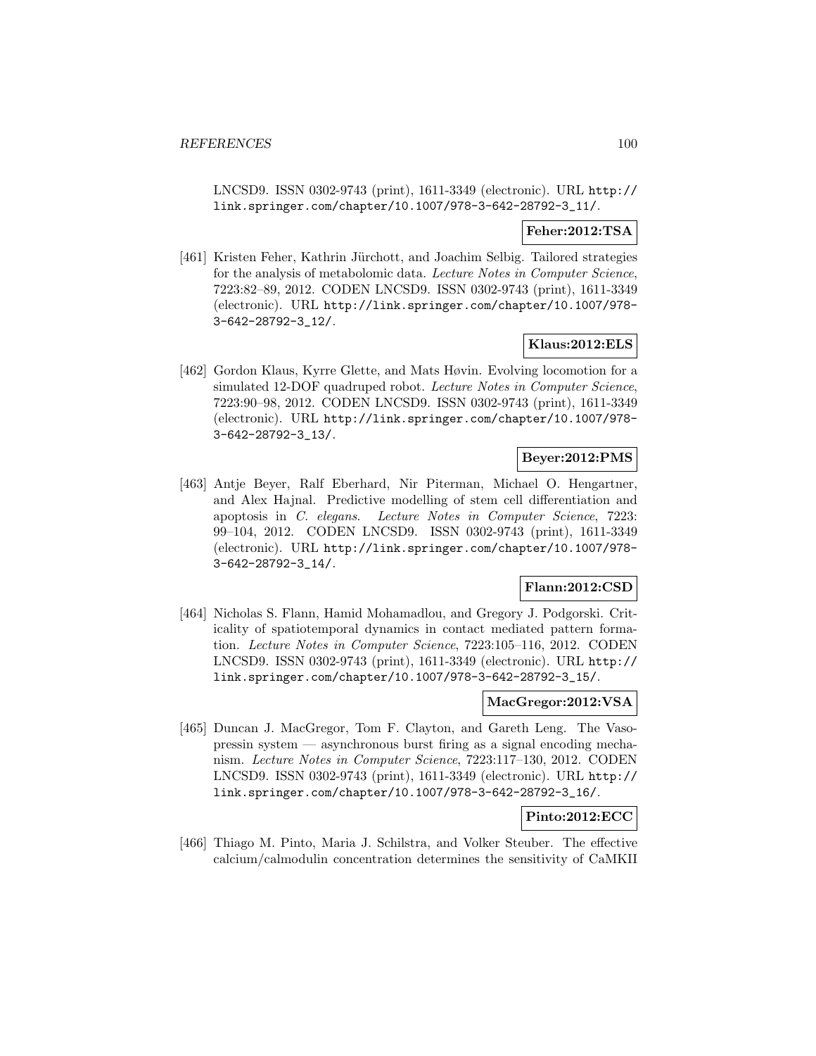LNCSD9. ISSN 0302-9743 (print), 1611-3349 (electronic). URL http://link.springer.com/chapter/10.1007/978-3-642-28792-3_11/.

**Feher:2012:TSA**

[461] Kristen Feher, Kathrin Jürchott, and Joachim Selbig. Tailored strategies for the analysis of metabolomic data. *Lecture Notes in Computer Science*, 7223:82–89, 2012. CODEN LNCSD9. ISSN 0302-9743 (print), 1611-3349 (electronic). URL http://link.springer.com/chapter/10.1007/978-3-642-28792-3_12/.

**Klaus:2012:ELS**

[462] Gordon Klaus, Kyrre Glette, and Mats Høvin. Evolving locomotion for a simulated 12-DOF quadruped robot. *Lecture Notes in Computer Science*, 7223:90–98, 2012. CODEN LNCSD9. ISSN 0302-9743 (print), 1611-3349 (electronic). URL http://link.springer.com/chapter/10.1007/978-3-642-28792-3_13/.

**Beyer:2012:PMS**

[463] Antje Beyer, Ralf Eberhard, Nir Piterman, Michael O. Hengartner, and Alex Hajnal. Predictive modelling of stem cell differentiation and apoptosis in *C. elegans*. *Lecture Notes in Computer Science*, 7223: 99–104, 2012. CODEN LNCSD9. ISSN 0302-9743 (print), 1611-3349 (electronic). URL http://link.springer.com/chapter/10.1007/978-3-642-28792-3_14/.

**Flann:2012:CSD**

[464] Nicholas S. Flann, Hamid Mohamadlou, and Gregory J. Podgorski. Criticality of spatiotemporal dynamics in contact mediated pattern formation. *Lecture Notes in Computer Science*, 7223:105–116, 2012. CODEN LNCSD9. ISSN 0302-9743 (print), 1611-3349 (electronic). URL http://link.springer.com/chapter/10.1007/978-3-642-28792-3_15/.

**MacGregor:2012:VSA**

[465] Duncan J. MacGregor, Tom F. Clayton, and Gareth Leng. The Vasopressin system — asynchronous burst firing as a signal encoding mechanism. *Lecture Notes in Computer Science*, 7223:117–130, 2012. CODEN LNCSD9. ISSN 0302-9743 (print), 1611-3349 (electronic). URL http://link.springer.com/chapter/10.1007/978-3-642-28792-3_16/.

**Pinto:2012:ECC**

[466] Thiago M. Pinto, Maria J. Schilstra, and Volker Steuber. The effective calcium/calmodulin concentration determines the sensitivity of CaMKII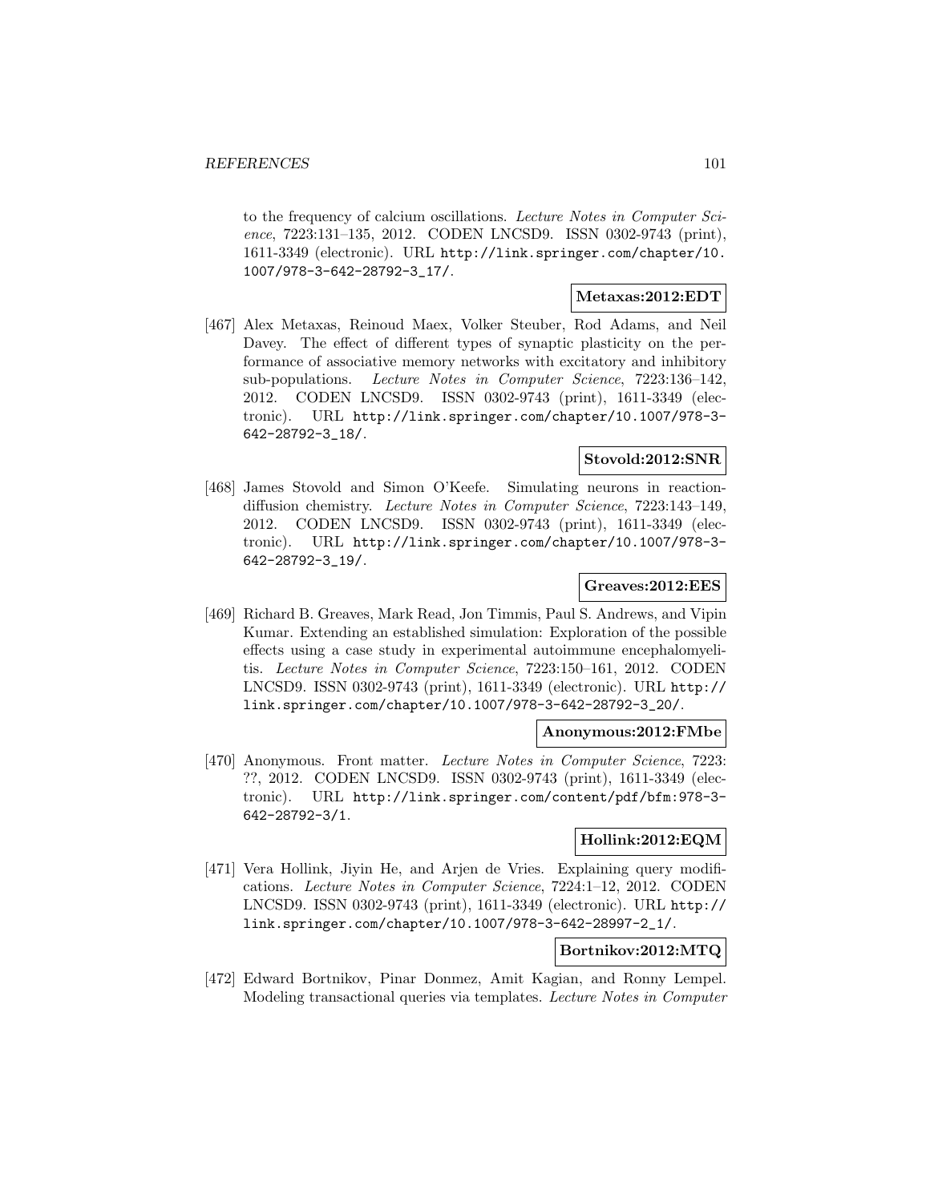to the frequency of calcium oscillations. *Lecture Notes in Computer Science*, 7223:131–135, 2012. CODEN LNCSD9. ISSN 0302-9743 (print), 1611-3349 (electronic). URL http://link.springer.com/chapter/10.1007/978-3-642-28792-3_17/.

**Metaxas:2012:EDT**

[467] Alex Metaxas, Reinoud Maex, Volker Steuber, Rod Adams, and Neil Davey. The effect of different types of synaptic plasticity on the performance of associative memory networks with excitatory and inhibitory sub-populations. *Lecture Notes in Computer Science*, 7223:136–142, 2012. CODEN LNCSD9. ISSN 0302-9743 (print), 1611-3349 (electronic). URL http://link.springer.com/chapter/10.1007/978-3-642-28792-3_18/.

**Stovold:2012:SNR**

[468] James Stovold and Simon O'Keefe. Simulating neurons in reaction-diffusion chemistry. *Lecture Notes in Computer Science*, 7223:143–149, 2012. CODEN LNCSD9. ISSN 0302-9743 (print), 1611-3349 (electronic). URL http://link.springer.com/chapter/10.1007/978-3-642-28792-3_19/.

**Greaves:2012:EES**

[469] Richard B. Greaves, Mark Read, Jon Timmis, Paul S. Andrews, and Vipin Kumar. Extending an established simulation: Exploration of the possible effects using a case study in experimental autoimmune encephalomyelitis. *Lecture Notes in Computer Science*, 7223:150–161, 2012. CODEN LNCSD9. ISSN 0302-9743 (print), 1611-3349 (electronic). URL http://link.springer.com/chapter/10.1007/978-3-642-28792-3_20/.

**Anonymous:2012:FMbe**

[470] Anonymous. Front matter. *Lecture Notes in Computer Science*, 7223: ??, 2012. CODEN LNCSD9. ISSN 0302-9743 (print), 1611-3349 (electronic). URL http://link.springer.com/content/pdf/bfm:978-3-642-28792-3/1.

**Hollink:2012:EQM**

[471] Vera Hollink, Jiyin He, and Arjen de Vries. Explaining query modifications. *Lecture Notes in Computer Science*, 7224:1–12, 2012. CODEN LNCSD9. ISSN 0302-9743 (print), 1611-3349 (electronic). URL http://link.springer.com/chapter/10.1007/978-3-642-28997-2_1/.

**Bortnikov:2012:MTQ**

[472] Edward Bortnikov, Pinar Donmez, Amit Kagian, and Ronny Lempel. Modeling transactional queries via templates. *Lecture Notes in Computer*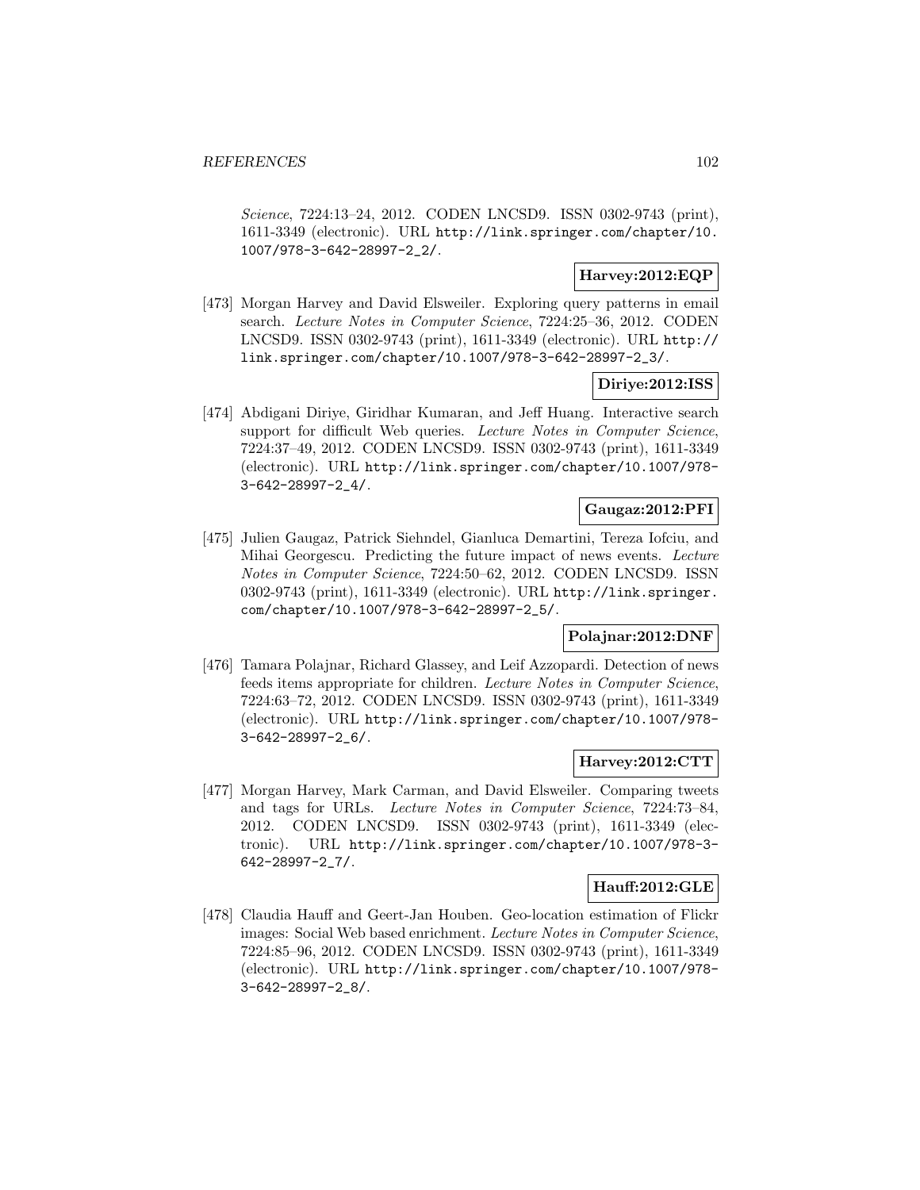*Science*, 7224:13–24, 2012. CODEN LNCSD9. ISSN 0302-9743 (print), 1611-3349 (electronic). URL http://link.springer.com/chapter/10.1007/978-3-642-28997-2_2/.

**Harvey:2012:EQP**

[473] Morgan Harvey and David Elsweiler. Exploring query patterns in email search. *Lecture Notes in Computer Science*, 7224:25–36, 2012. CODEN LNCSD9. ISSN 0302-9743 (print), 1611-3349 (electronic). URL http://link.springer.com/chapter/10.1007/978-3-642-28997-2_3/.

**Diriye:2012:ISS**

[474] Abdigani Diriye, Giridhar Kumaran, and Jeff Huang. Interactive search support for difficult Web queries. *Lecture Notes in Computer Science*, 7224:37–49, 2012. CODEN LNCSD9. ISSN 0302-9743 (print), 1611-3349 (electronic). URL http://link.springer.com/chapter/10.1007/978-3-642-28997-2_4/.

**Gaugaz:2012:PFI**

[475] Julien Gaugaz, Patrick Siehndel, Gianluca Demartini, Tereza Iofciu, and Mihai Georgescu. Predicting the future impact of news events. *Lecture Notes in Computer Science*, 7224:50–62, 2012. CODEN LNCSD9. ISSN 0302-9743 (print), 1611-3349 (electronic). URL http://link.springer.com/chapter/10.1007/978-3-642-28997-2_5/.

**Polajnar:2012:DNF**

[476] Tamara Polajnar, Richard Glassey, and Leif Azzopardi. Detection of news feeds items appropriate for children. *Lecture Notes in Computer Science*, 7224:63–72, 2012. CODEN LNCSD9. ISSN 0302-9743 (print), 1611-3349 (electronic). URL http://link.springer.com/chapter/10.1007/978-3-642-28997-2_6/.

**Harvey:2012:CTT**

[477] Morgan Harvey, Mark Carman, and David Elsweiler. Comparing tweets and tags for URLs. *Lecture Notes in Computer Science*, 7224:73–84, 2012. CODEN LNCSD9. ISSN 0302-9743 (print), 1611-3349 (electronic). URL http://link.springer.com/chapter/10.1007/978-3-642-28997-2_7/.

**Hauff:2012:GLE**

[478] Claudia Hauff and Geert-Jan Houben. Geo-location estimation of Flickr images: Social Web based enrichment. *Lecture Notes in Computer Science*, 7224:85–96, 2012. CODEN LNCSD9. ISSN 0302-9743 (print), 1611-3349 (electronic). URL http://link.springer.com/chapter/10.1007/978-3-642-28997-2_8/.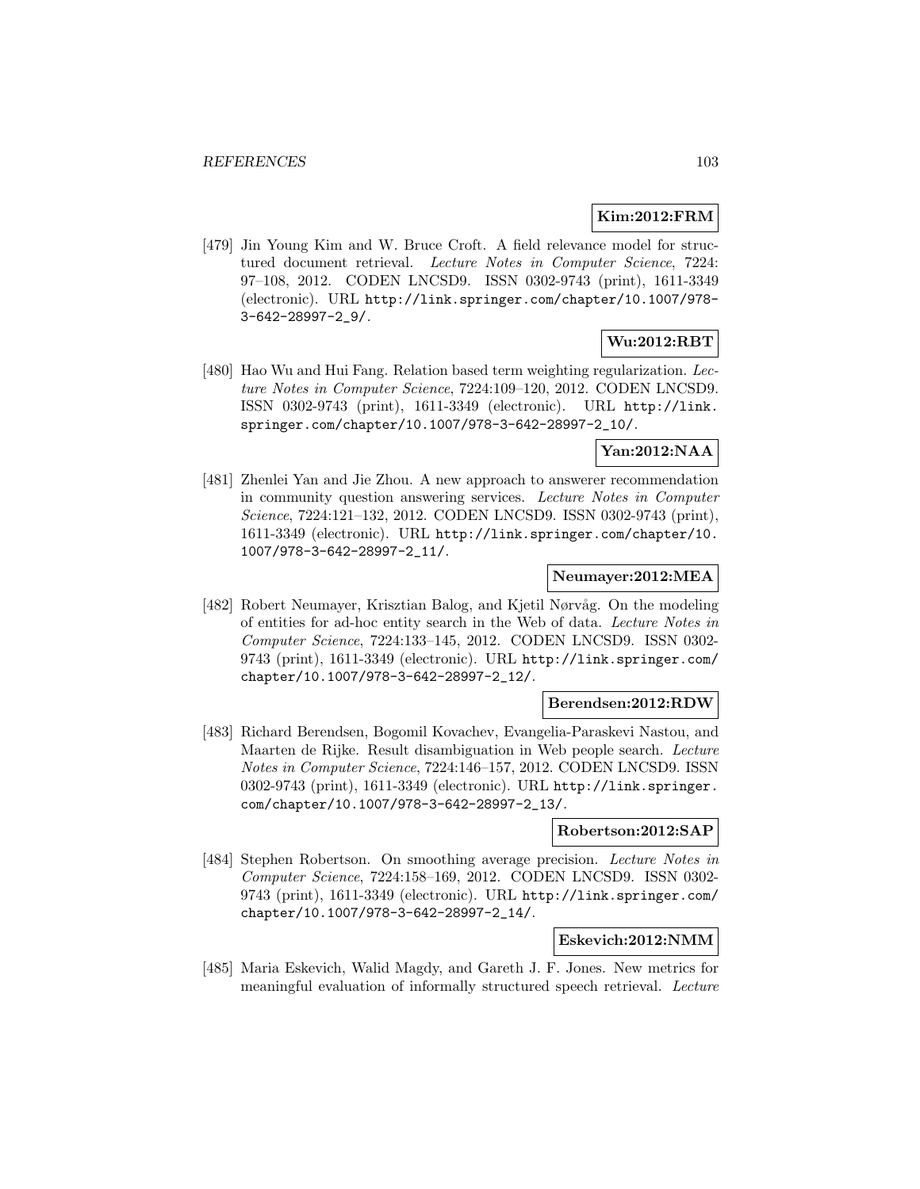**Kim:2012:FRM**

[479] Jin Young Kim and W. Bruce Croft. A field relevance model for structured document retrieval. *Lecture Notes in Computer Science*, 7224: 97–108, 2012. CODEN LNCSD9. ISSN 0302-9743 (print), 1611-3349 (electronic). URL http://link.springer.com/chapter/10.1007/978-3-642-28997-2_9/.

**Wu:2012:RBT**

[480] Hao Wu and Hui Fang. Relation based term weighting regularization. *Lecture Notes in Computer Science*, 7224:109–120, 2012. CODEN LNCSD9. ISSN 0302-9743 (print), 1611-3349 (electronic). URL http://link.springer.com/chapter/10.1007/978-3-642-28997-2_10/.

**Yan:2012:NAA**

[481] Zhenlei Yan and Jie Zhou. A new approach to answerer recommendation in community question answering services. *Lecture Notes in Computer Science*, 7224:121–132, 2012. CODEN LNCSD9. ISSN 0302-9743 (print), 1611-3349 (electronic). URL http://link.springer.com/chapter/10.1007/978-3-642-28997-2_11/.

**Neumayer:2012:MEA**

[482] Robert Neumayer, Krisztian Balog, and Kjetil Nørvåg. On the modeling of entities for ad-hoc entity search in the Web of data. *Lecture Notes in Computer Science*, 7224:133–145, 2012. CODEN LNCSD9. ISSN 0302-9743 (print), 1611-3349 (electronic). URL http://link.springer.com/chapter/10.1007/978-3-642-28997-2_12/.

**Berendsen:2012:RDW**

[483] Richard Berendsen, Bogomil Kovachev, Evangelia-Paraskevi Nastou, and Maarten de Rijke. Result disambiguation in Web people search. *Lecture Notes in Computer Science*, 7224:146–157, 2012. CODEN LNCSD9. ISSN 0302-9743 (print), 1611-3349 (electronic). URL http://link.springer.com/chapter/10.1007/978-3-642-28997-2_13/.

**Robertson:2012:SAP**

[484] Stephen Robertson. On smoothing average precision. *Lecture Notes in Computer Science*, 7224:158–169, 2012. CODEN LNCSD9. ISSN 0302-9743 (print), 1611-3349 (electronic). URL http://link.springer.com/chapter/10.1007/978-3-642-28997-2_14/.

**Eskevich:2012:NMM**

[485] Maria Eskevich, Walid Magdy, and Gareth J. F. Jones. New metrics for meaningful evaluation of informally structured speech retrieval. *Lecture*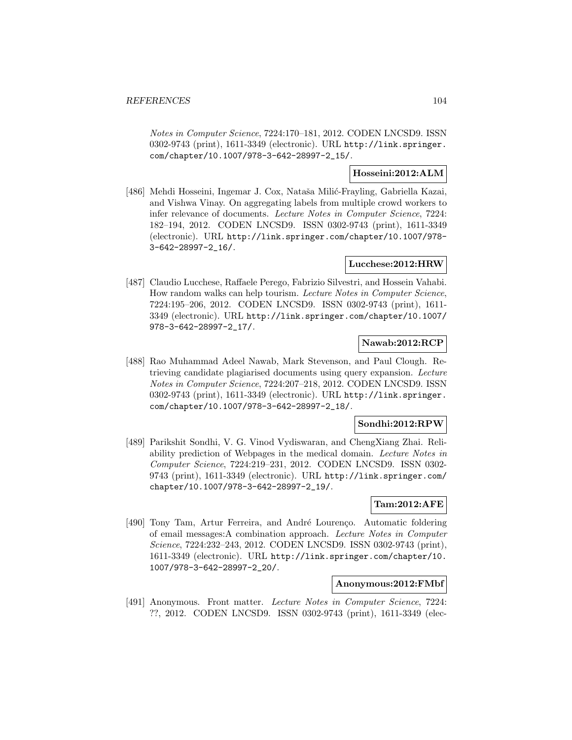*Notes in Computer Science*, 7224:170–181, 2012. CODEN LNCSD9. ISSN 0302-9743 (print), 1611-3349 (electronic). URL http://link.springer.com/chapter/10.1007/978-3-642-28997-2_15/.

**Hosseini:2012:ALM**

[486] Mehdi Hosseini, Ingemar J. Cox, Nataša Milić-Frayling, Gabriella Kazai, and Vishwa Vinay. On aggregating labels from multiple crowd workers to infer relevance of documents. *Lecture Notes in Computer Science*, 7224: 182–194, 2012. CODEN LNCSD9. ISSN 0302-9743 (print), 1611-3349 (electronic). URL http://link.springer.com/chapter/10.1007/978-3-642-28997-2_16/.

**Lucchese:2012:HRW**

[487] Claudio Lucchese, Raffaele Perego, Fabrizio Silvestri, and Hossein Vahabi. How random walks can help tourism. *Lecture Notes in Computer Science*, 7224:195–206, 2012. CODEN LNCSD9. ISSN 0302-9743 (print), 1611-3349 (electronic). URL http://link.springer.com/chapter/10.1007/978-3-642-28997-2_17/.

**Nawab:2012:RCP**

[488] Rao Muhammad Adeel Nawab, Mark Stevenson, and Paul Clough. Retrieving candidate plagiarised documents using query expansion. *Lecture Notes in Computer Science*, 7224:207–218, 2012. CODEN LNCSD9. ISSN 0302-9743 (print), 1611-3349 (electronic). URL http://link.springer.com/chapter/10.1007/978-3-642-28997-2_18/.

**Sondhi:2012:RPW**

[489] Parikshit Sondhi, V. G. Vinod Vydiswaran, and ChengXiang Zhai. Reliability prediction of Webpages in the medical domain. *Lecture Notes in Computer Science*, 7224:219–231, 2012. CODEN LNCSD9. ISSN 0302-9743 (print), 1611-3349 (electronic). URL http://link.springer.com/chapter/10.1007/978-3-642-28997-2_19/.

**Tam:2012:AFE**

[490] Tony Tam, Artur Ferreira, and André Lourenço. Automatic foldering of email messages:A combination approach. *Lecture Notes in Computer Science*, 7224:232–243, 2012. CODEN LNCSD9. ISSN 0302-9743 (print), 1611-3349 (electronic). URL http://link.springer.com/chapter/10.1007/978-3-642-28997-2_20/.

**Anonymous:2012:FMbf**

[491] Anonymous. Front matter. *Lecture Notes in Computer Science*, 7224: ??, 2012. CODEN LNCSD9. ISSN 0302-9743 (print), 1611-3349 (elec-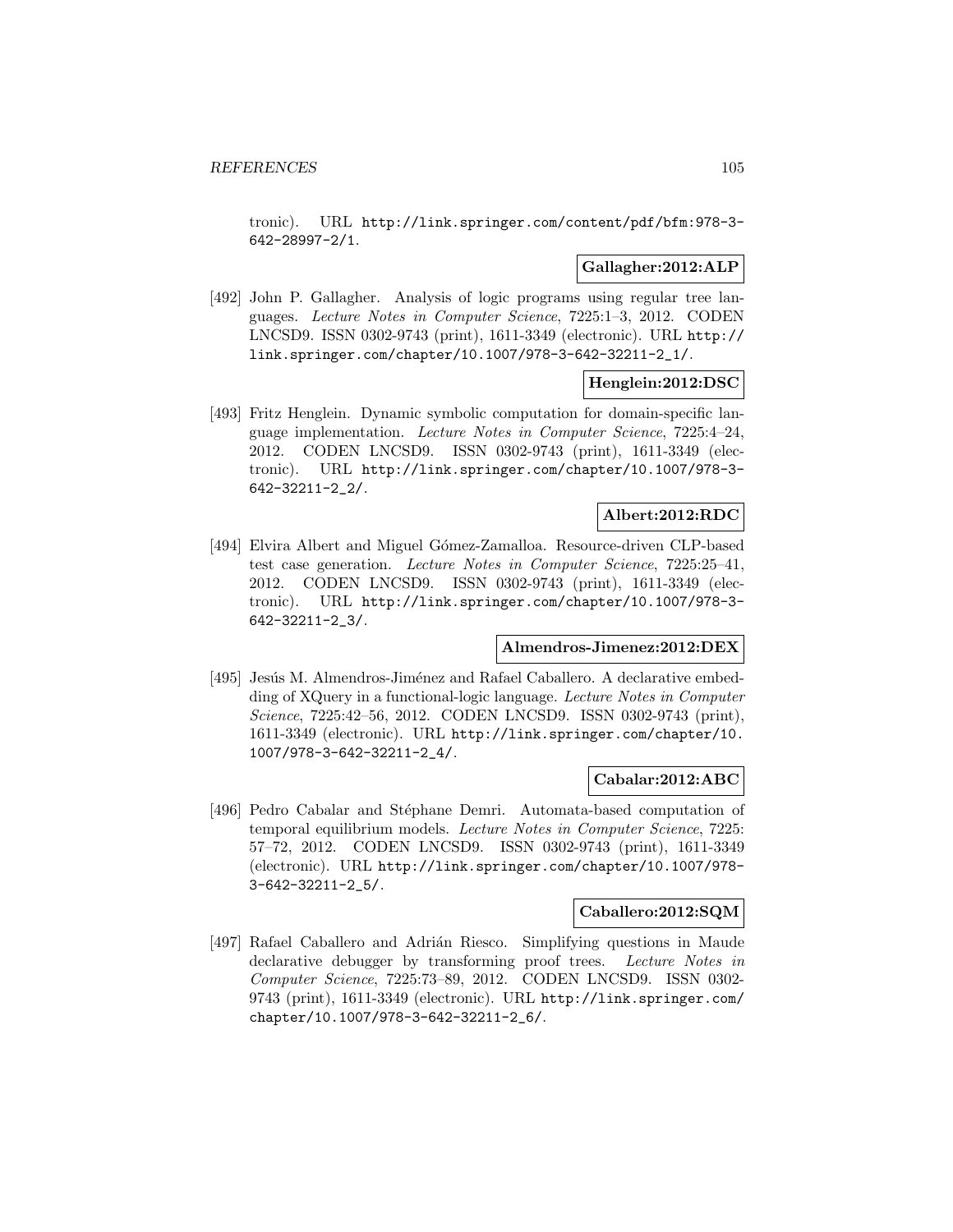tronic). URL http://link.springer.com/content/pdf/bfm:978-3-642-28997-2/1.

**Gallagher:2012:ALP**

[492] John P. Gallagher. Analysis of logic programs using regular tree languages. *Lecture Notes in Computer Science*, 7225:1–3, 2012. CODEN LNCSD9. ISSN 0302-9743 (print), 1611-3349 (electronic). URL http://link.springer.com/chapter/10.1007/978-3-642-32211-2_1/.

**Henglein:2012:DSC**

[493] Fritz Henglein. Dynamic symbolic computation for domain-specific language implementation. *Lecture Notes in Computer Science*, 7225:4–24, 2012. CODEN LNCSD9. ISSN 0302-9743 (print), 1611-3349 (electronic). URL http://link.springer.com/chapter/10.1007/978-3-642-32211-2_2/.

**Albert:2012:RDC**

[494] Elvira Albert and Miguel Gómez-Zamalloa. Resource-driven CLP-based test case generation. *Lecture Notes in Computer Science*, 7225:25–41, 2012. CODEN LNCSD9. ISSN 0302-9743 (print), 1611-3349 (electronic). URL http://link.springer.com/chapter/10.1007/978-3-642-32211-2_3/.

**Almendros-Jimenez:2012:DEX**

[495] Jesús M. Almendros-Jiménez and Rafael Caballero. A declarative embedding of XQuery in a functional-logic language. *Lecture Notes in Computer Science*, 7225:42–56, 2012. CODEN LNCSD9. ISSN 0302-9743 (print), 1611-3349 (electronic). URL http://link.springer.com/chapter/10.1007/978-3-642-32211-2_4/.

**Cabalar:2012:ABC**

[496] Pedro Cabalar and Stéphane Demri. Automata-based computation of temporal equilibrium models. *Lecture Notes in Computer Science*, 7225:57–72, 2012. CODEN LNCSD9. ISSN 0302-9743 (print), 1611-3349 (electronic). URL http://link.springer.com/chapter/10.1007/978-3-642-32211-2_5/.

**Caballero:2012:SQM**

[497] Rafael Caballero and Adrián Riesco. Simplifying questions in Maude declarative debugger by transforming proof trees. *Lecture Notes in Computer Science*, 7225:73–89, 2012. CODEN LNCSD9. ISSN 0302-9743 (print), 1611-3349 (electronic). URL http://link.springer.com/chapter/10.1007/978-3-642-32211-2_6/.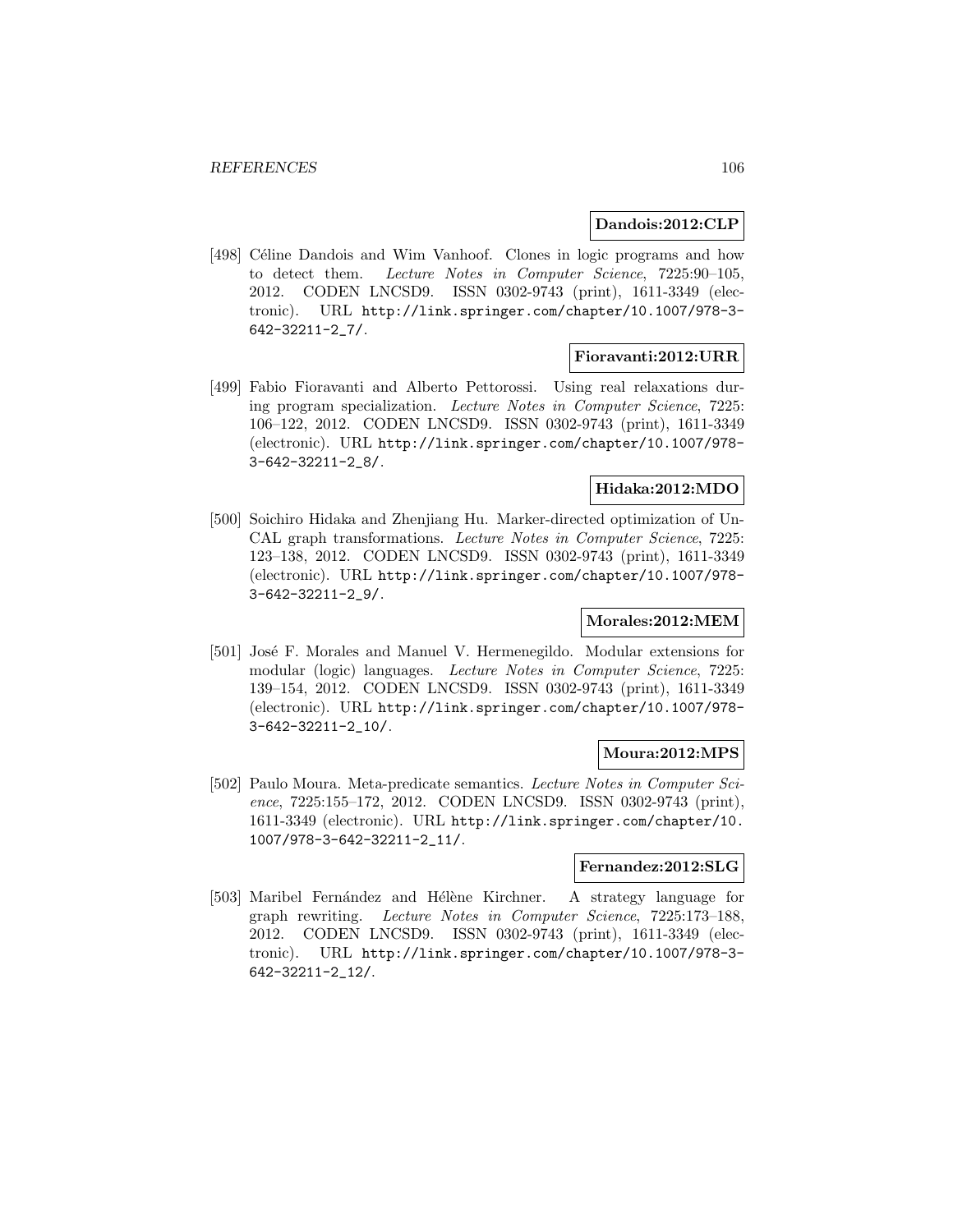**Dandois:2012:CLP**

[498] Céline Dandois and Wim Vanhoof. Clones in logic programs and how to detect them. *Lecture Notes in Computer Science*, 7225:90–105, 2012. CODEN LNCSD9. ISSN 0302-9743 (print), 1611-3349 (electronic). URL http://link.springer.com/chapter/10.1007/978-3-642-32211-2_7/.

**Fioravanti:2012:URR**

[499] Fabio Fioravanti and Alberto Pettorossi. Using real relaxations during program specialization. *Lecture Notes in Computer Science*, 7225: 106–122, 2012. CODEN LNCSD9. ISSN 0302-9743 (print), 1611-3349 (electronic). URL http://link.springer.com/chapter/10.1007/978-3-642-32211-2_8/.

**Hidaka:2012:MDO**

[500] Soichiro Hidaka and Zhenjiang Hu. Marker-directed optimization of UnCAL graph transformations. *Lecture Notes in Computer Science*, 7225: 123–138, 2012. CODEN LNCSD9. ISSN 0302-9743 (print), 1611-3349 (electronic). URL http://link.springer.com/chapter/10.1007/978-3-642-32211-2_9/.

**Morales:2012:MEM**

[501] José F. Morales and Manuel V. Hermenegildo. Modular extensions for modular (logic) languages. *Lecture Notes in Computer Science*, 7225: 139–154, 2012. CODEN LNCSD9. ISSN 0302-9743 (print), 1611-3349 (electronic). URL http://link.springer.com/chapter/10.1007/978-3-642-32211-2_10/.

**Moura:2012:MPS**

[502] Paulo Moura. Meta-predicate semantics. *Lecture Notes in Computer Science*, 7225:155–172, 2012. CODEN LNCSD9. ISSN 0302-9743 (print), 1611-3349 (electronic). URL http://link.springer.com/chapter/10.1007/978-3-642-32211-2_11/.

**Fernandez:2012:SLG**

[503] Maribel Fernández and Hélène Kirchner. A strategy language for graph rewriting. *Lecture Notes in Computer Science*, 7225:173–188, 2012. CODEN LNCSD9. ISSN 0302-9743 (print), 1611-3349 (electronic). URL http://link.springer.com/chapter/10.1007/978-3-642-32211-2_12/.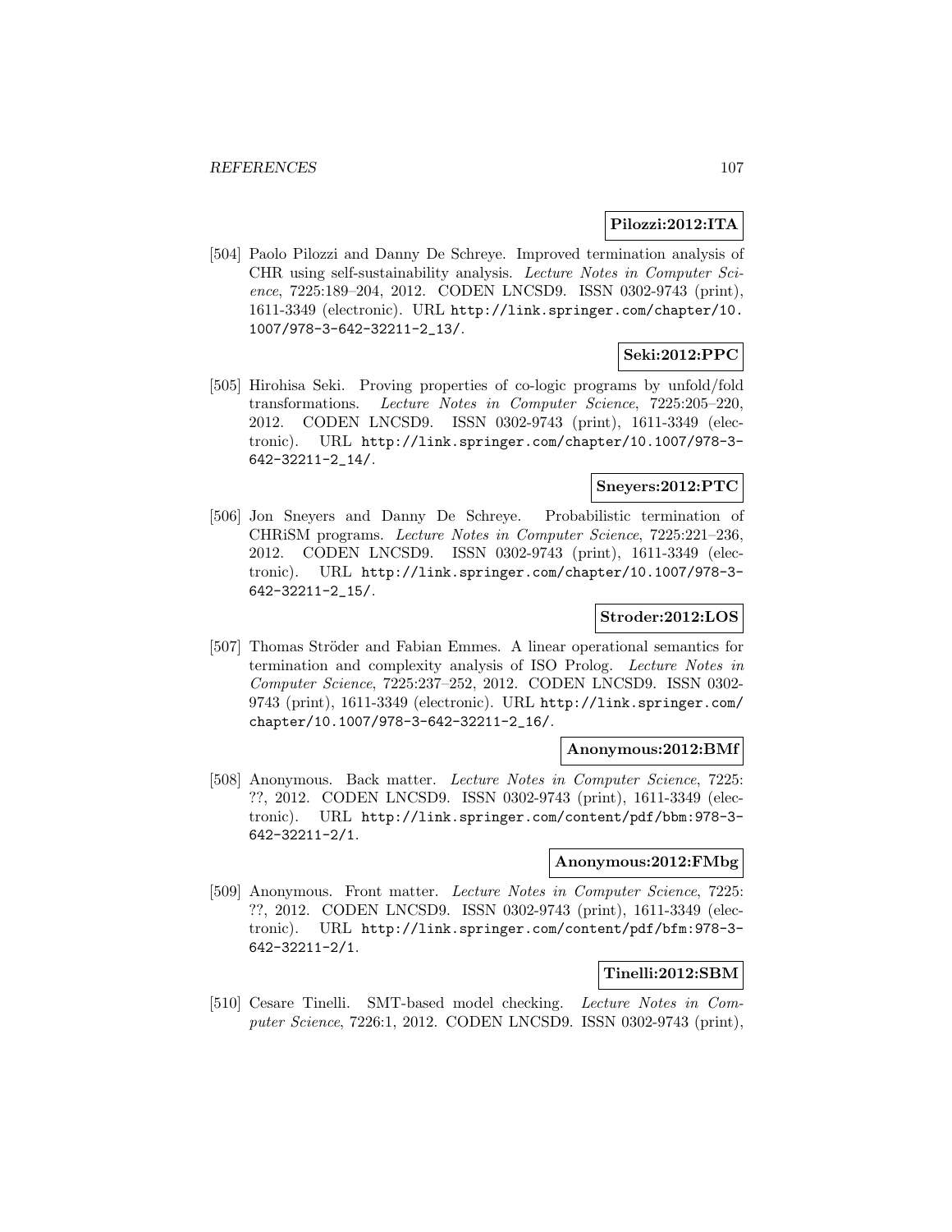**Pilozzi:2012:ITA**

[504] Paolo Pilozzi and Danny De Schreye. Improved termination analysis of CHR using self-sustainability analysis. *Lecture Notes in Computer Science*, 7225:189–204, 2012. CODEN LNCSD9. ISSN 0302-9743 (print), 1611-3349 (electronic). URL http://link.springer.com/chapter/10.1007/978-3-642-32211-2_13/.

**Seki:2012:PPC**

[505] Hirohisa Seki. Proving properties of co-logic programs by unfold/fold transformations. *Lecture Notes in Computer Science*, 7225:205–220, 2012. CODEN LNCSD9. ISSN 0302-9743 (print), 1611-3349 (electronic). URL http://link.springer.com/chapter/10.1007/978-3-642-32211-2_14/.

**Sneyers:2012:PTC**

[506] Jon Sneyers and Danny De Schreye. Probabilistic termination of CHRiSM programs. *Lecture Notes in Computer Science*, 7225:221–236, 2012. CODEN LNCSD9. ISSN 0302-9743 (print), 1611-3349 (electronic). URL http://link.springer.com/chapter/10.1007/978-3-642-32211-2_15/.

**Stroder:2012:LOS**

[507] Thomas Ströder and Fabian Emmes. A linear operational semantics for termination and complexity analysis of ISO Prolog. *Lecture Notes in Computer Science*, 7225:237–252, 2012. CODEN LNCSD9. ISSN 0302-9743 (print), 1611-3349 (electronic). URL http://link.springer.com/chapter/10.1007/978-3-642-32211-2_16/.

**Anonymous:2012:BMf**

[508] Anonymous. Back matter. *Lecture Notes in Computer Science*, 7225: ??, 2012. CODEN LNCSD9. ISSN 0302-9743 (print), 1611-3349 (electronic). URL http://link.springer.com/content/pdf/bbm:978-3-642-32211-2/1.

**Anonymous:2012:FMbg**

[509] Anonymous. Front matter. *Lecture Notes in Computer Science*, 7225: ??, 2012. CODEN LNCSD9. ISSN 0302-9743 (print), 1611-3349 (electronic). URL http://link.springer.com/content/pdf/bfm:978-3-642-32211-2/1.

**Tinelli:2012:SBM**

[510] Cesare Tinelli. SMT-based model checking. *Lecture Notes in Computer Science*, 7226:1, 2012. CODEN LNCSD9. ISSN 0302-9743 (print),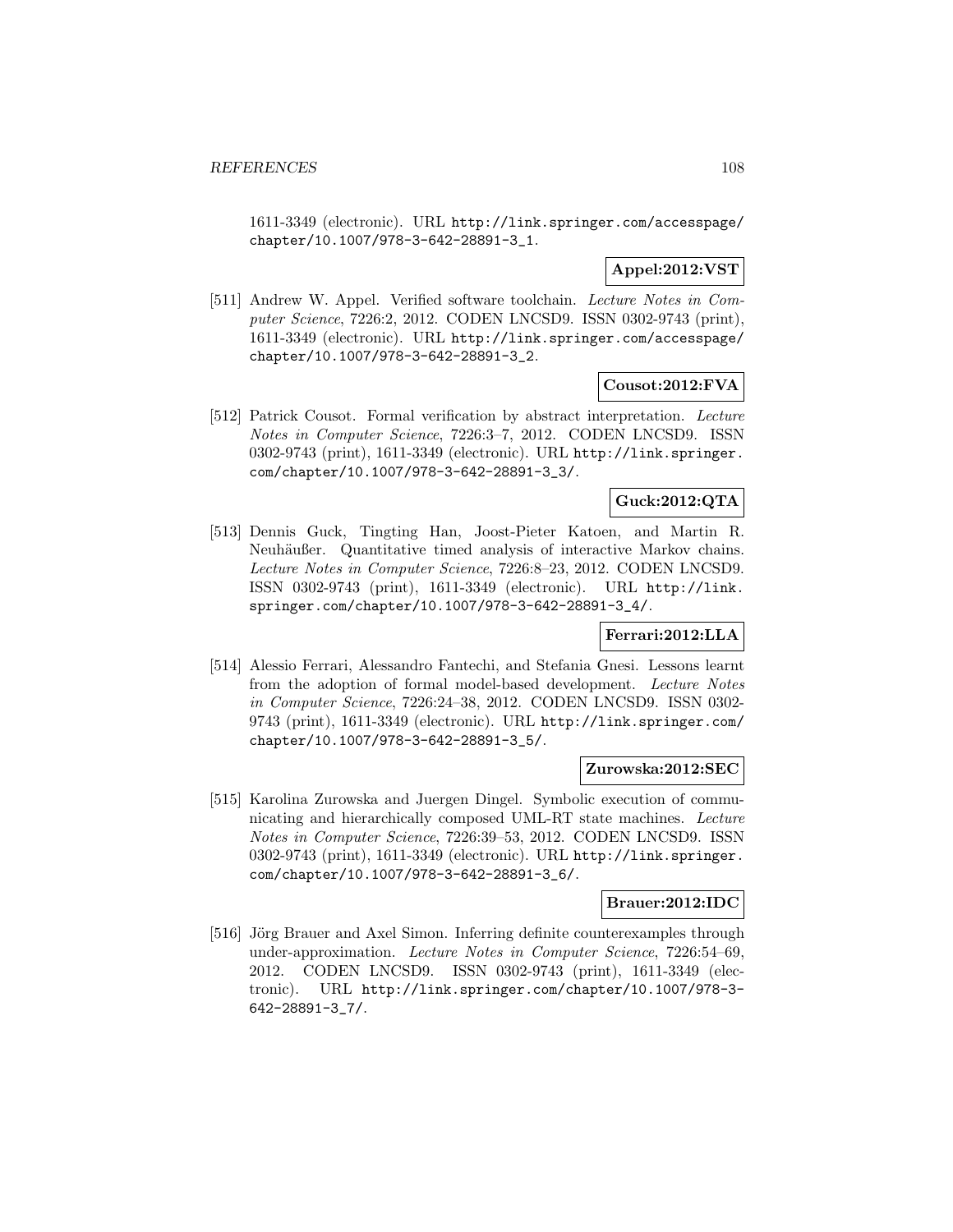1611-3349 (electronic). URL http://link.springer.com/accesspage/chapter/10.1007/978-3-642-28891-3_1.

**Appel:2012:VST**

[511] Andrew W. Appel. Verified software toolchain. *Lecture Notes in Computer Science*, 7226:2, 2012. CODEN LNCSD9. ISSN 0302-9743 (print), 1611-3349 (electronic). URL http://link.springer.com/accesspage/chapter/10.1007/978-3-642-28891-3_2.

**Cousot:2012:FVA**

[512] Patrick Cousot. Formal verification by abstract interpretation. *Lecture Notes in Computer Science*, 7226:3–7, 2012. CODEN LNCSD9. ISSN 0302-9743 (print), 1611-3349 (electronic). URL http://link.springer.com/chapter/10.1007/978-3-642-28891-3_3/.

**Guck:2012:QTA**

[513] Dennis Guck, Tingting Han, Joost-Pieter Katoen, and Martin R. Neuhäußer. Quantitative timed analysis of interactive Markov chains. *Lecture Notes in Computer Science*, 7226:8–23, 2012. CODEN LNCSD9. ISSN 0302-9743 (print), 1611-3349 (electronic). URL http://link.springer.com/chapter/10.1007/978-3-642-28891-3_4/.

**Ferrari:2012:LLA**

[514] Alessio Ferrari, Alessandro Fantechi, and Stefania Gnesi. Lessons learnt from the adoption of formal model-based development. *Lecture Notes in Computer Science*, 7226:24–38, 2012. CODEN LNCSD9. ISSN 0302-9743 (print), 1611-3349 (electronic). URL http://link.springer.com/chapter/10.1007/978-3-642-28891-3_5/.

**Zurowska:2012:SEC**

[515] Karolina Zurowska and Juergen Dingel. Symbolic execution of communicating and hierarchically composed UML-RT state machines. *Lecture Notes in Computer Science*, 7226:39–53, 2012. CODEN LNCSD9. ISSN 0302-9743 (print), 1611-3349 (electronic). URL http://link.springer.com/chapter/10.1007/978-3-642-28891-3_6/.

**Brauer:2012:IDC**

[516] Jörg Brauer and Axel Simon. Inferring definite counterexamples through under-approximation. *Lecture Notes in Computer Science*, 7226:54–69, 2012. CODEN LNCSD9. ISSN 0302-9743 (print), 1611-3349 (electronic). URL http://link.springer.com/chapter/10.1007/978-3-642-28891-3_7/.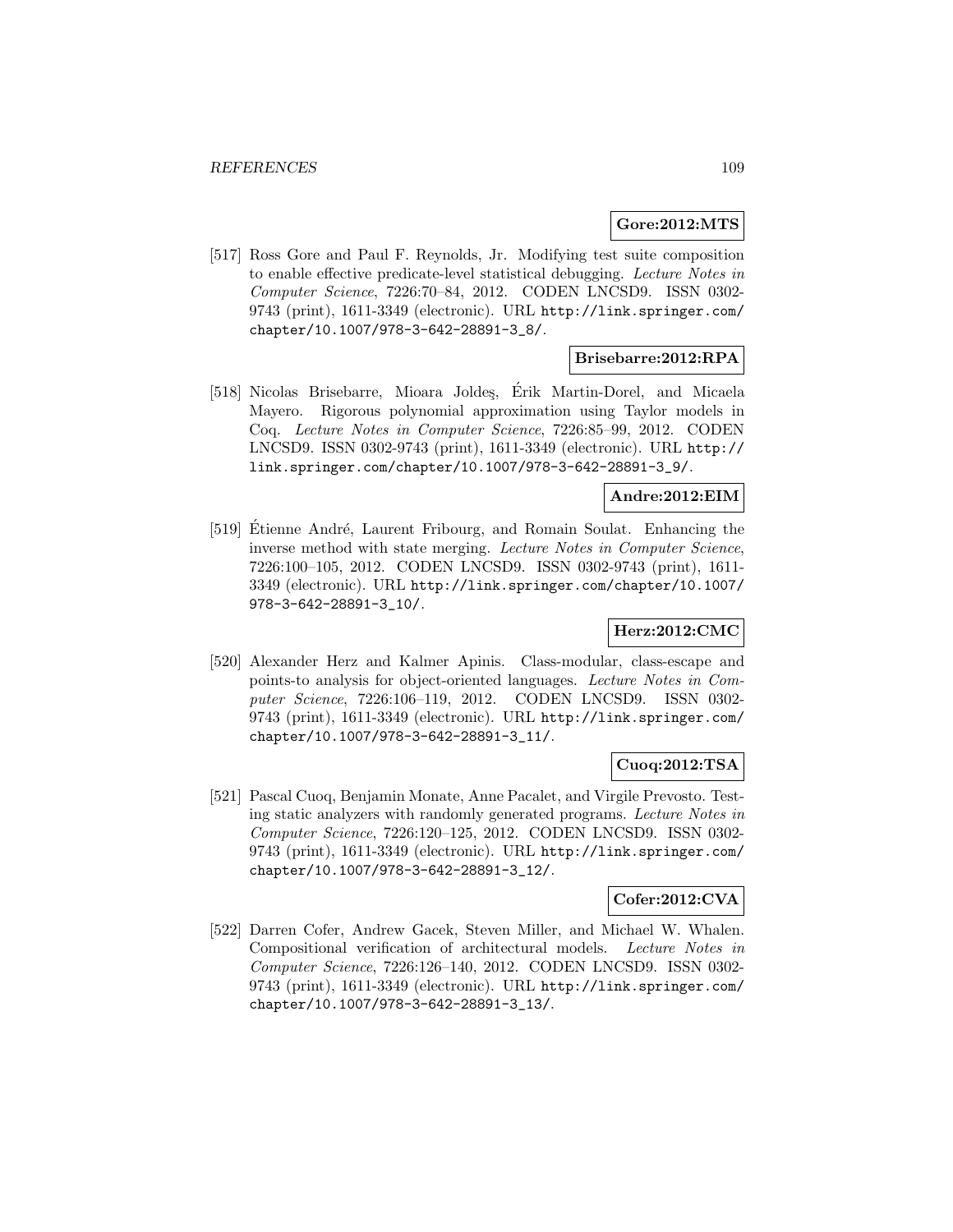**Gore:2012:MTS**

[517] Ross Gore and Paul F. Reynolds, Jr. Modifying test suite composition to enable effective predicate-level statistical debugging. *Lecture Notes in Computer Science*, 7226:70–84, 2012. CODEN LNCSD9. ISSN 0302-9743 (print), 1611-3349 (electronic). URL http://link.springer.com/chapter/10.1007/978-3-642-28891-3_8/.

**Brisebarre:2012:RPA**

[518] Nicolas Brisebarre, Mioara Joldeş, Érik Martin-Dorel, and Micaela Mayero. Rigorous polynomial approximation using Taylor models in Coq. *Lecture Notes in Computer Science*, 7226:85–99, 2012. CODEN LNCSD9. ISSN 0302-9743 (print), 1611-3349 (electronic). URL http://link.springer.com/chapter/10.1007/978-3-642-28891-3_9/.

**Andre:2012:EIM**

[519] Étienne André, Laurent Fribourg, and Romain Soulat. Enhancing the inverse method with state merging. *Lecture Notes in Computer Science*, 7226:100–105, 2012. CODEN LNCSD9. ISSN 0302-9743 (print), 1611-3349 (electronic). URL http://link.springer.com/chapter/10.1007/978-3-642-28891-3_10/.

**Herz:2012:CMC**

[520] Alexander Herz and Kalmer Apinis. Class-modular, class-escape and points-to analysis for object-oriented languages. *Lecture Notes in Computer Science*, 7226:106–119, 2012. CODEN LNCSD9. ISSN 0302-9743 (print), 1611-3349 (electronic). URL http://link.springer.com/chapter/10.1007/978-3-642-28891-3_11/.

**Cuoq:2012:TSA**

[521] Pascal Cuoq, Benjamin Monate, Anne Pacalet, and Virgile Prevosto. Testing static analyzers with randomly generated programs. *Lecture Notes in Computer Science*, 7226:120–125, 2012. CODEN LNCSD9. ISSN 0302-9743 (print), 1611-3349 (electronic). URL http://link.springer.com/chapter/10.1007/978-3-642-28891-3_12/.

**Cofer:2012:CVA**

[522] Darren Cofer, Andrew Gacek, Steven Miller, and Michael W. Whalen. Compositional verification of architectural models. *Lecture Notes in Computer Science*, 7226:126–140, 2012. CODEN LNCSD9. ISSN 0302-9743 (print), 1611-3349 (electronic). URL http://link.springer.com/chapter/10.1007/978-3-642-28891-3_13/.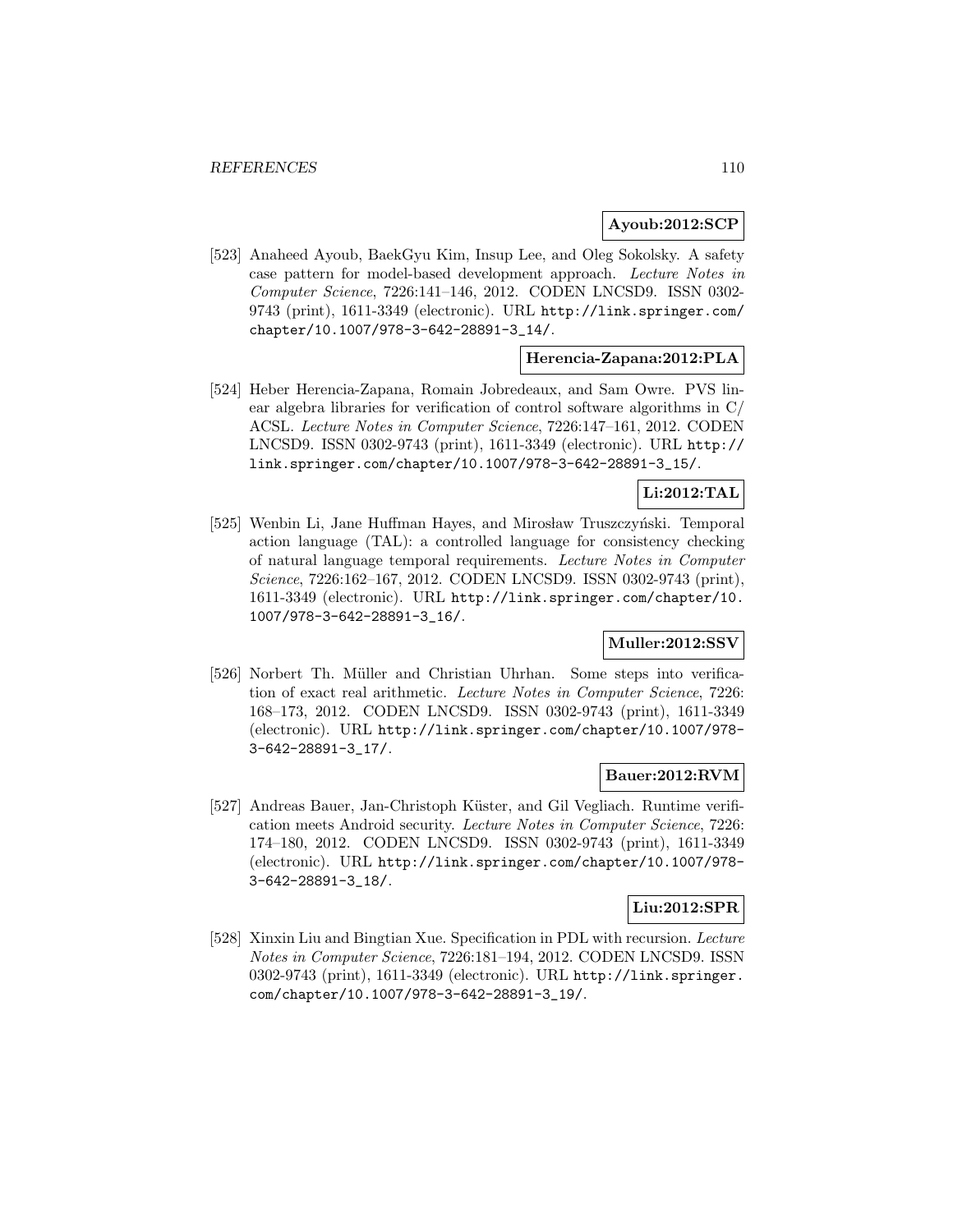**Ayoub:2012:SCP**

[523] Anaheed Ayoub, BaekGyu Kim, Insup Lee, and Oleg Sokolsky. A safety case pattern for model-based development approach. *Lecture Notes in Computer Science*, 7226:141–146, 2012. CODEN LNCSD9. ISSN 0302-9743 (print), 1611-3349 (electronic). URL http://link.springer.com/chapter/10.1007/978-3-642-28891-3_14/.

**Herencia-Zapana:2012:PLA**

[524] Heber Herencia-Zapana, Romain Jobredeaux, and Sam Owre. PVS linear algebra libraries for verification of control software algorithms in C/ACSL. *Lecture Notes in Computer Science*, 7226:147–161, 2012. CODEN LNCSD9. ISSN 0302-9743 (print), 1611-3349 (electronic). URL http://link.springer.com/chapter/10.1007/978-3-642-28891-3_15/.

**Li:2012:TAL**

[525] Wenbin Li, Jane Huffman Hayes, and Mirosław Truszczyński. Temporal action language (TAL): a controlled language for consistency checking of natural language temporal requirements. *Lecture Notes in Computer Science*, 7226:162–167, 2012. CODEN LNCSD9. ISSN 0302-9743 (print), 1611-3349 (electronic). URL http://link.springer.com/chapter/10.1007/978-3-642-28891-3_16/.

**Muller:2012:SSV**

[526] Norbert Th. Müller and Christian Uhrhan. Some steps into verification of exact real arithmetic. *Lecture Notes in Computer Science*, 7226:168–173, 2012. CODEN LNCSD9. ISSN 0302-9743 (print), 1611-3349 (electronic). URL http://link.springer.com/chapter/10.1007/978-3-642-28891-3_17/.

**Bauer:2012:RVM**

[527] Andreas Bauer, Jan-Christoph Küster, and Gil Vegliach. Runtime verification meets Android security. *Lecture Notes in Computer Science*, 7226:174–180, 2012. CODEN LNCSD9. ISSN 0302-9743 (print), 1611-3349 (electronic). URL http://link.springer.com/chapter/10.1007/978-3-642-28891-3_18/.

**Liu:2012:SPR**

[528] Xinxin Liu and Bingtian Xue. Specification in PDL with recursion. *Lecture Notes in Computer Science*, 7226:181–194, 2012. CODEN LNCSD9. ISSN 0302-9743 (print), 1611-3349 (electronic). URL http://link.springer.com/chapter/10.1007/978-3-642-28891-3_19/.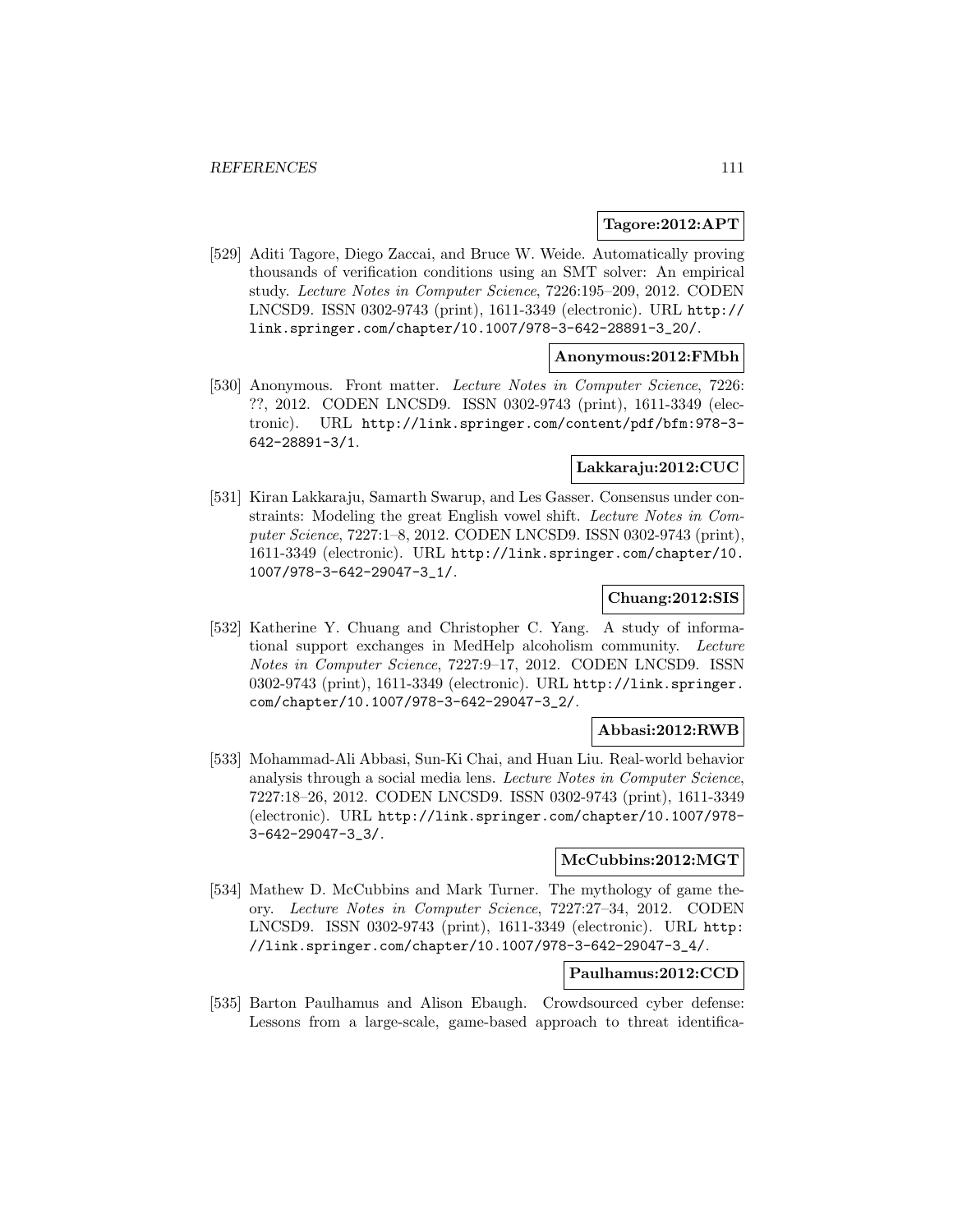**Tagore:2012:APT**

[529] Aditi Tagore, Diego Zaccai, and Bruce W. Weide. Automatically proving thousands of verification conditions using an SMT solver: An empirical study. *Lecture Notes in Computer Science*, 7226:195–209, 2012. CODEN LNCSD9. ISSN 0302-9743 (print), 1611-3349 (electronic). URL http://link.springer.com/chapter/10.1007/978-3-642-28891-3_20/.

**Anonymous:2012:FMbh**

[530] Anonymous. Front matter. *Lecture Notes in Computer Science*, 7226: ??, 2012. CODEN LNCSD9. ISSN 0302-9743 (print), 1611-3349 (electronic). URL http://link.springer.com/content/pdf/bfm:978-3-642-28891-3/1.

**Lakkaraju:2012:CUC**

[531] Kiran Lakkaraju, Samarth Swarup, and Les Gasser. Consensus under constraints: Modeling the great English vowel shift. *Lecture Notes in Computer Science*, 7227:1–8, 2012. CODEN LNCSD9. ISSN 0302-9743 (print), 1611-3349 (electronic). URL http://link.springer.com/chapter/10.1007/978-3-642-29047-3_1/.

**Chuang:2012:SIS**

[532] Katherine Y. Chuang and Christopher C. Yang. A study of informational support exchanges in MedHelp alcoholism community. *Lecture Notes in Computer Science*, 7227:9–17, 2012. CODEN LNCSD9. ISSN 0302-9743 (print), 1611-3349 (electronic). URL http://link.springer.com/chapter/10.1007/978-3-642-29047-3_2/.

**Abbasi:2012:RWB**

[533] Mohammad-Ali Abbasi, Sun-Ki Chai, and Huan Liu. Real-world behavior analysis through a social media lens. *Lecture Notes in Computer Science*, 7227:18–26, 2012. CODEN LNCSD9. ISSN 0302-9743 (print), 1611-3349 (electronic). URL http://link.springer.com/chapter/10.1007/978-3-642-29047-3_3/.

**McCubbins:2012:MGT**

[534] Mathew D. McCubbins and Mark Turner. The mythology of game theory. *Lecture Notes in Computer Science*, 7227:27–34, 2012. CODEN LNCSD9. ISSN 0302-9743 (print), 1611-3349 (electronic). URL http://link.springer.com/chapter/10.1007/978-3-642-29047-3_4/.

**Paulhamus:2012:CCD**

[535] Barton Paulhamus and Alison Ebaugh. Crowdsourced cyber defense: Lessons from a large-scale, game-based approach to threat identifica-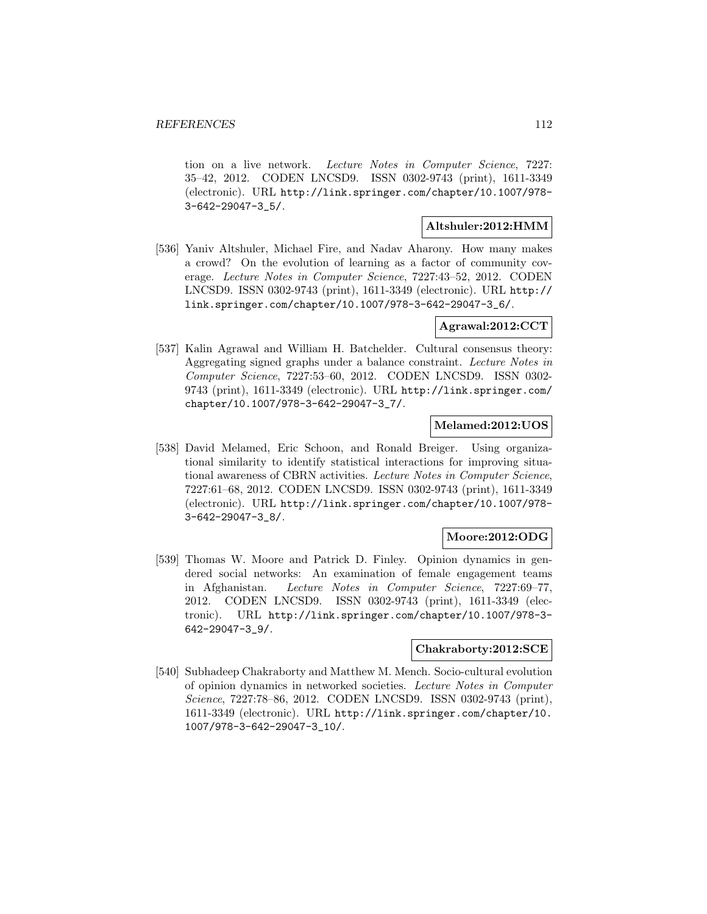tion on a live network. *Lecture Notes in Computer Science*, 7227: 35–42, 2012. CODEN LNCSD9. ISSN 0302-9743 (print), 1611-3349 (electronic). URL http://link.springer.com/chapter/10.1007/978-3-642-29047-3_5/.

**Altshuler:2012:HMM**

[536] Yaniv Altshuler, Michael Fire, and Nadav Aharony. How many makes a crowd? On the evolution of learning as a factor of community coverage. *Lecture Notes in Computer Science*, 7227:43–52, 2012. CODEN LNCSD9. ISSN 0302-9743 (print), 1611-3349 (electronic). URL http://link.springer.com/chapter/10.1007/978-3-642-29047-3_6/.

**Agrawal:2012:CCT**

[537] Kalin Agrawal and William H. Batchelder. Cultural consensus theory: Aggregating signed graphs under a balance constraint. *Lecture Notes in Computer Science*, 7227:53–60, 2012. CODEN LNCSD9. ISSN 0302-9743 (print), 1611-3349 (electronic). URL http://link.springer.com/chapter/10.1007/978-3-642-29047-3_7/.

**Melamed:2012:UOS**

[538] David Melamed, Eric Schoon, and Ronald Breiger. Using organizational similarity to identify statistical interactions for improving situational awareness of CBRN activities. *Lecture Notes in Computer Science*, 7227:61–68, 2012. CODEN LNCSD9. ISSN 0302-9743 (print), 1611-3349 (electronic). URL http://link.springer.com/chapter/10.1007/978-3-642-29047-3_8/.

**Moore:2012:ODG**

[539] Thomas W. Moore and Patrick D. Finley. Opinion dynamics in gendered social networks: An examination of female engagement teams in Afghanistan. *Lecture Notes in Computer Science*, 7227:69–77, 2012. CODEN LNCSD9. ISSN 0302-9743 (print), 1611-3349 (electronic). URL http://link.springer.com/chapter/10.1007/978-3-642-29047-3_9/.

**Chakraborty:2012:SCE**

[540] Subhadeep Chakraborty and Matthew M. Mench. Socio-cultural evolution of opinion dynamics in networked societies. *Lecture Notes in Computer Science*, 7227:78–86, 2012. CODEN LNCSD9. ISSN 0302-9743 (print), 1611-3349 (electronic). URL http://link.springer.com/chapter/10.1007/978-3-642-29047-3_10/.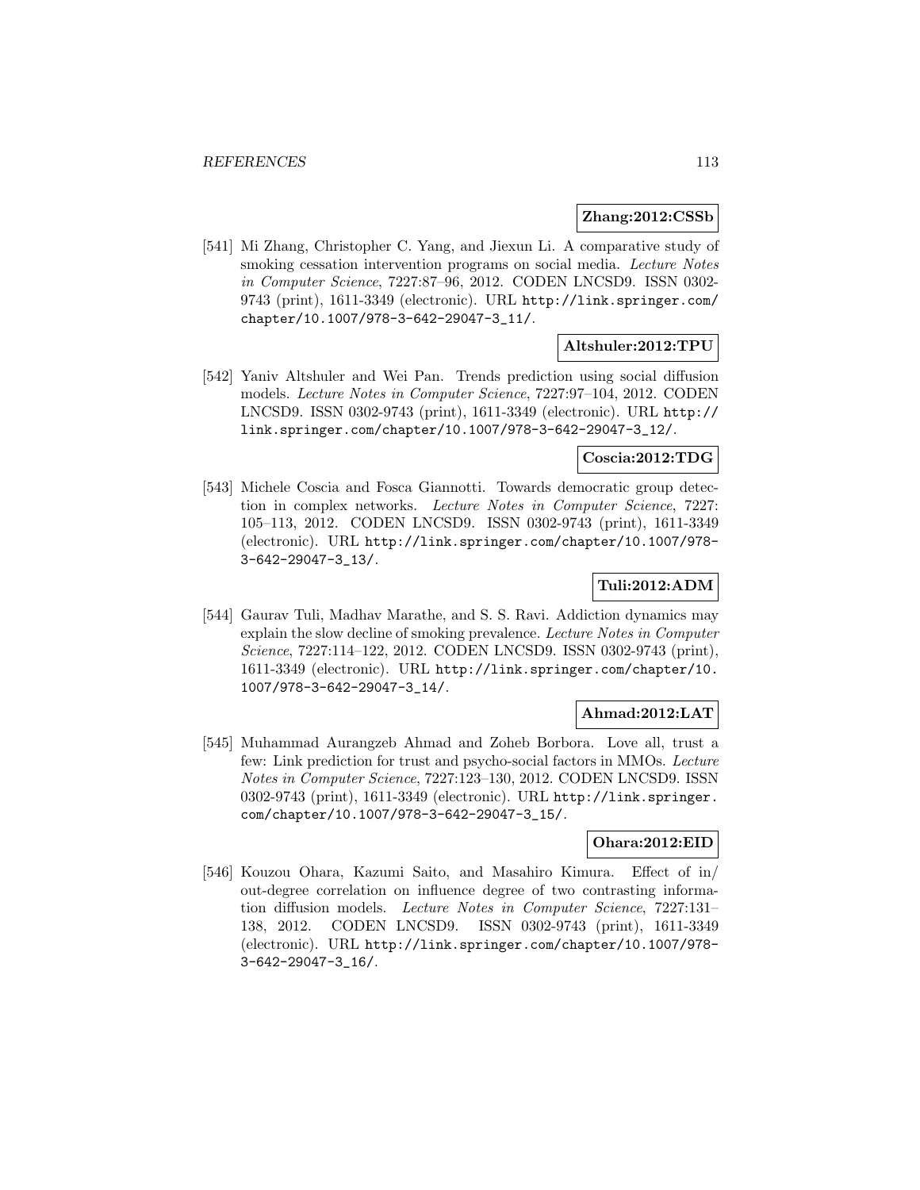**Zhang:2012:CSSb**

[541] Mi Zhang, Christopher C. Yang, and Jiexun Li. A comparative study of smoking cessation intervention programs on social media. *Lecture Notes in Computer Science*, 7227:87–96, 2012. CODEN LNCSD9. ISSN 0302-9743 (print), 1611-3349 (electronic). URL `http://link.springer.com/chapter/10.1007/978-3-642-29047-3_11/`.

**Altshuler:2012:TPU**

[542] Yaniv Altshuler and Wei Pan. Trends prediction using social diffusion models. *Lecture Notes in Computer Science*, 7227:97–104, 2012. CODEN LNCSD9. ISSN 0302-9743 (print), 1611-3349 (electronic). URL `http://link.springer.com/chapter/10.1007/978-3-642-29047-3_12/`.

**Coscia:2012:TDG**

[543] Michele Coscia and Fosca Giannotti. Towards democratic group detection in complex networks. *Lecture Notes in Computer Science*, 7227:105–113, 2012. CODEN LNCSD9. ISSN 0302-9743 (print), 1611-3349 (electronic). URL `http://link.springer.com/chapter/10.1007/978-3-642-29047-3_13/`.

**Tuli:2012:ADM**

[544] Gaurav Tuli, Madhav Marathe, and S. S. Ravi. Addiction dynamics may explain the slow decline of smoking prevalence. *Lecture Notes in Computer Science*, 7227:114–122, 2012. CODEN LNCSD9. ISSN 0302-9743 (print), 1611-3349 (electronic). URL `http://link.springer.com/chapter/10.1007/978-3-642-29047-3_14/`.

**Ahmad:2012:LAT**

[545] Muhammad Aurangzeb Ahmad and Zoheb Borbora. Love all, trust a few: Link prediction for trust and psycho-social factors in MMOs. *Lecture Notes in Computer Science*, 7227:123–130, 2012. CODEN LNCSD9. ISSN 0302-9743 (print), 1611-3349 (electronic). URL `http://link.springer.com/chapter/10.1007/978-3-642-29047-3_15/`.

**Ohara:2012:EID**

[546] Kouzou Ohara, Kazumi Saito, and Masahiro Kimura. Effect of in/out-degree correlation on influence degree of two contrasting information diffusion models. *Lecture Notes in Computer Science*, 7227:131–138, 2012. CODEN LNCSD9. ISSN 0302-9743 (print), 1611-3349 (electronic). URL `http://link.springer.com/chapter/10.1007/978-3-642-29047-3_16/`.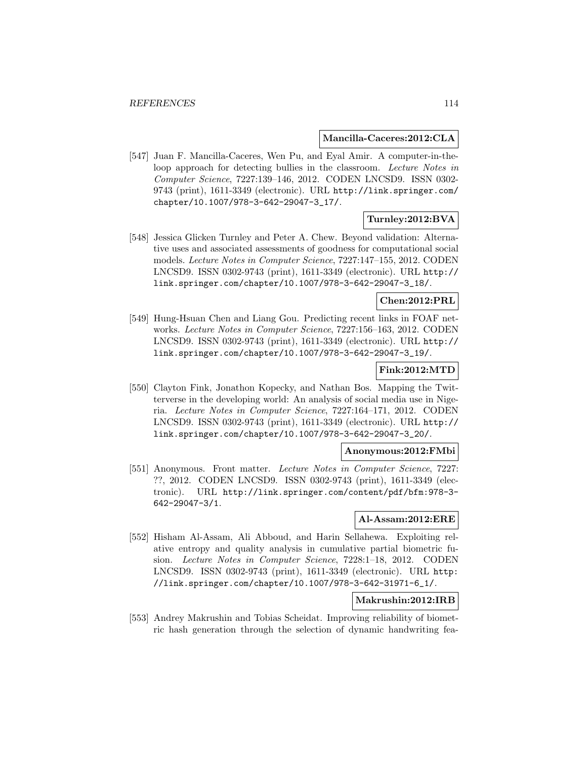**Mancilla-Caceres:2012:CLA**

[547] Juan F. Mancilla-Caceres, Wen Pu, and Eyal Amir. A computer-in-the-loop approach for detecting bullies in the classroom. *Lecture Notes in Computer Science*, 7227:139–146, 2012. CODEN LNCSD9. ISSN 0302-9743 (print), 1611-3349 (electronic). URL http://link.springer.com/chapter/10.1007/978-3-642-29047-3_17/.

**Turnley:2012:BVA**

[548] Jessica Glicken Turnley and Peter A. Chew. Beyond validation: Alternative uses and associated assessments of goodness for computational social models. *Lecture Notes in Computer Science*, 7227:147–155, 2012. CODEN LNCSD9. ISSN 0302-9743 (print), 1611-3349 (electronic). URL http://link.springer.com/chapter/10.1007/978-3-642-29047-3_18/.

**Chen:2012:PRL**

[549] Hung-Hsuan Chen and Liang Gou. Predicting recent links in FOAF networks. *Lecture Notes in Computer Science*, 7227:156–163, 2012. CODEN LNCSD9. ISSN 0302-9743 (print), 1611-3349 (electronic). URL http://link.springer.com/chapter/10.1007/978-3-642-29047-3_19/.

**Fink:2012:MTD**

[550] Clayton Fink, Jonathon Kopecky, and Nathan Bos. Mapping the Twitterverse in the developing world: An analysis of social media use in Nigeria. *Lecture Notes in Computer Science*, 7227:164–171, 2012. CODEN LNCSD9. ISSN 0302-9743 (print), 1611-3349 (electronic). URL http://link.springer.com/chapter/10.1007/978-3-642-29047-3_20/.

**Anonymous:2012:FMbi**

[551] Anonymous. Front matter. *Lecture Notes in Computer Science*, 7227: ??, 2012. CODEN LNCSD9. ISSN 0302-9743 (print), 1611-3349 (electronic). URL http://link.springer.com/content/pdf/bfm:978-3-642-29047-3/1.

**Al-Assam:2012:ERE**

[552] Hisham Al-Assam, Ali Abboud, and Harin Sellahewa. Exploiting relative entropy and quality analysis in cumulative partial biometric fusion. *Lecture Notes in Computer Science*, 7228:1–18, 2012. CODEN LNCSD9. ISSN 0302-9743 (print), 1611-3349 (electronic). URL http://link.springer.com/chapter/10.1007/978-3-642-31971-6_1/.

**Makrushin:2012:IRB**

[553] Andrey Makrushin and Tobias Scheidat. Improving reliability of biometric hash generation through the selection of dynamic handwriting fea-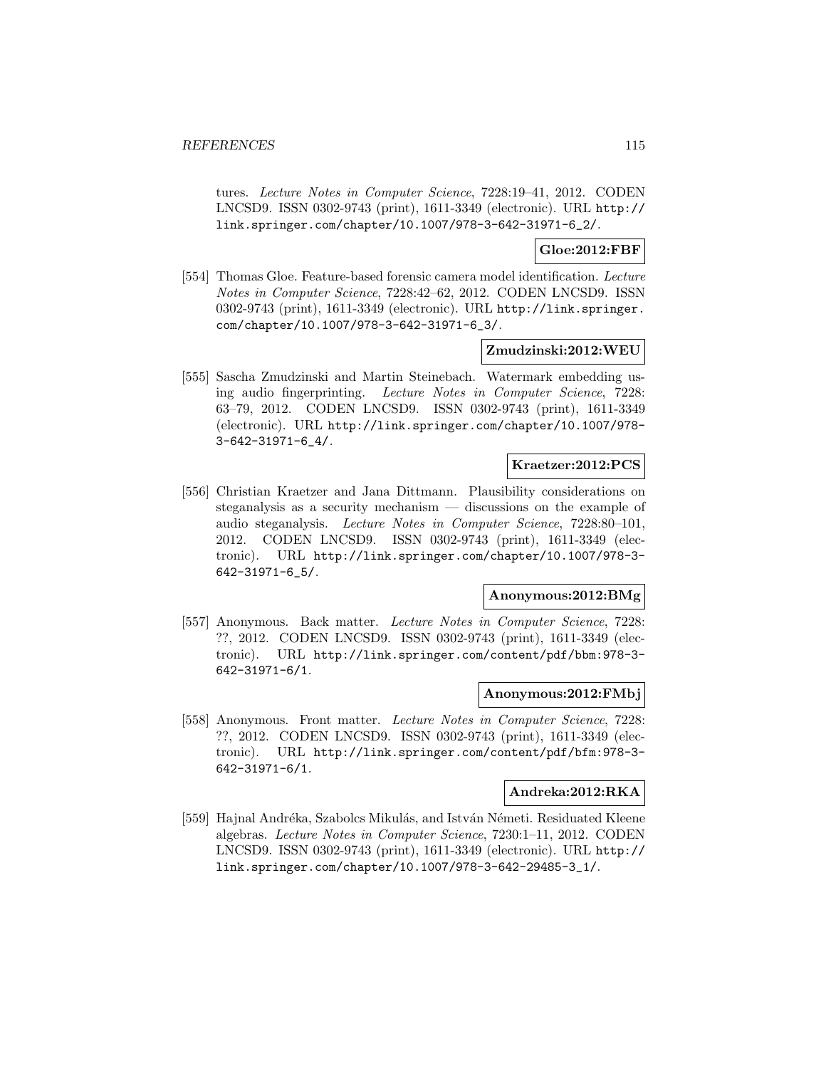tures. *Lecture Notes in Computer Science*, 7228:19–41, 2012. CODEN LNCSD9. ISSN 0302-9743 (print), 1611-3349 (electronic). URL http://link.springer.com/chapter/10.1007/978-3-642-31971-6_2/.

**Gloe:2012:FBF**

[554] Thomas Gloe. Feature-based forensic camera model identification. *Lecture Notes in Computer Science*, 7228:42–62, 2012. CODEN LNCSD9. ISSN 0302-9743 (print), 1611-3349 (electronic). URL http://link.springer.com/chapter/10.1007/978-3-642-31971-6_3/.

**Zmudzinski:2012:WEU**

[555] Sascha Zmudzinski and Martin Steinebach. Watermark embedding using audio fingerprinting. *Lecture Notes in Computer Science*, 7228:63–79, 2012. CODEN LNCSD9. ISSN 0302-9743 (print), 1611-3349 (electronic). URL http://link.springer.com/chapter/10.1007/978-3-642-31971-6_4/.

**Kraetzer:2012:PCS**

[556] Christian Kraetzer and Jana Dittmann. Plausibility considerations on steganalysis as a security mechanism — discussions on the example of audio steganalysis. *Lecture Notes in Computer Science*, 7228:80–101, 2012. CODEN LNCSD9. ISSN 0302-9743 (print), 1611-3349 (electronic). URL http://link.springer.com/chapter/10.1007/978-3-642-31971-6_5/.

**Anonymous:2012:BMg**

[557] Anonymous. Back matter. *Lecture Notes in Computer Science*, 7228:??, 2012. CODEN LNCSD9. ISSN 0302-9743 (print), 1611-3349 (electronic). URL http://link.springer.com/content/pdf/bbm:978-3-642-31971-6/1.

**Anonymous:2012:FMbj**

[558] Anonymous. Front matter. *Lecture Notes in Computer Science*, 7228:??, 2012. CODEN LNCSD9. ISSN 0302-9743 (print), 1611-3349 (electronic). URL http://link.springer.com/content/pdf/bfm:978-3-642-31971-6/1.

**Andreka:2012:RKA**

[559] Hajnal Andréka, Szabolcs Mikulás, and István Németi. Residuated Kleene algebras. *Lecture Notes in Computer Science*, 7230:1–11, 2012. CODEN LNCSD9. ISSN 0302-9743 (print), 1611-3349 (electronic). URL http://link.springer.com/chapter/10.1007/978-3-642-29485-3_1/.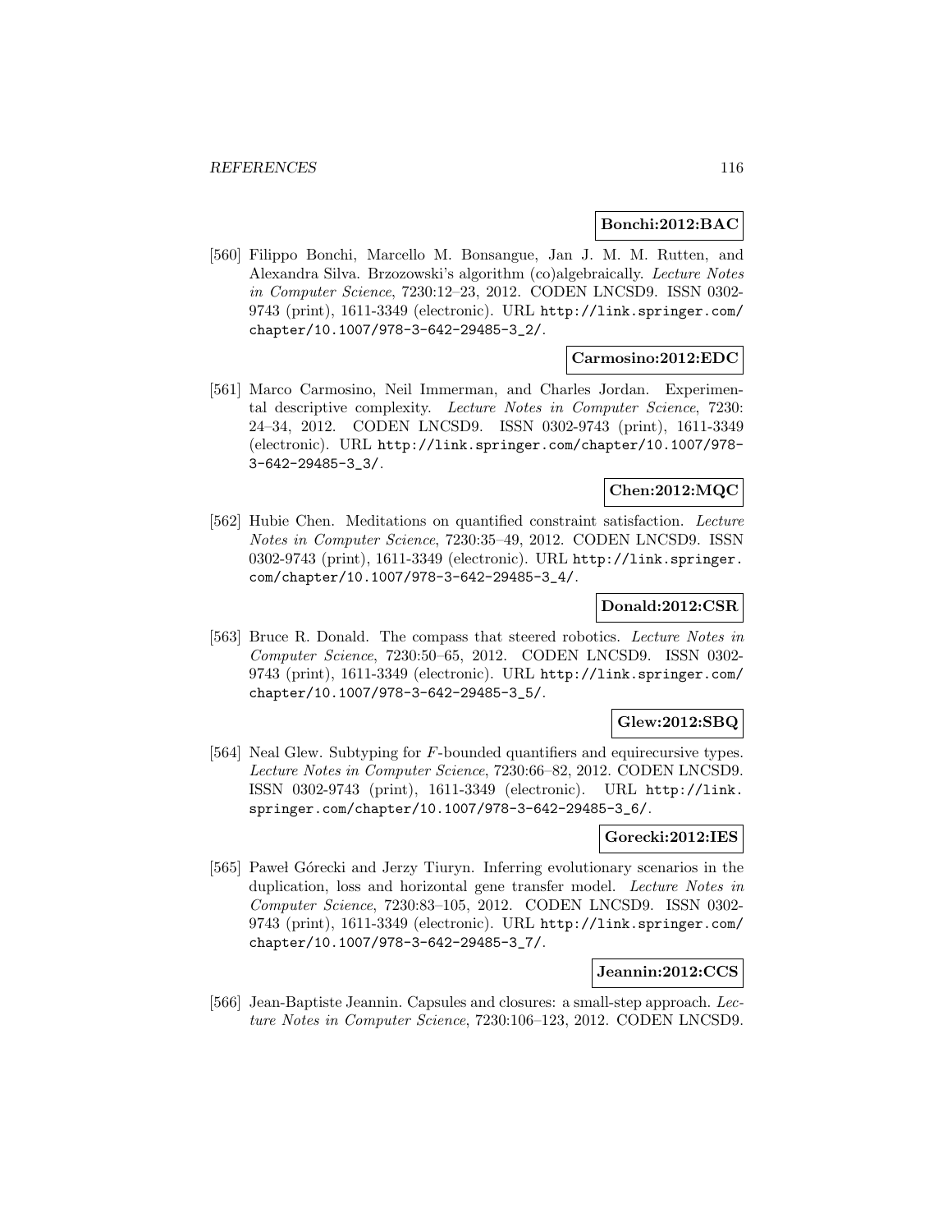**Bonchi:2012:BAC**

[560] Filippo Bonchi, Marcello M. Bonsangue, Jan J. M. M. Rutten, and Alexandra Silva. Brzozowski's algorithm (co)algebraically. *Lecture Notes in Computer Science*, 7230:12–23, 2012. CODEN LNCSD9. ISSN 0302-9743 (print), 1611-3349 (electronic). URL http://link.springer.com/chapter/10.1007/978-3-642-29485-3_2/.

**Carmosino:2012:EDC**

[561] Marco Carmosino, Neil Immerman, and Charles Jordan. Experimental descriptive complexity. *Lecture Notes in Computer Science*, 7230: 24–34, 2012. CODEN LNCSD9. ISSN 0302-9743 (print), 1611-3349 (electronic). URL http://link.springer.com/chapter/10.1007/978-3-642-29485-3_3/.

**Chen:2012:MQC**

[562] Hubie Chen. Meditations on quantified constraint satisfaction. *Lecture Notes in Computer Science*, 7230:35–49, 2012. CODEN LNCSD9. ISSN 0302-9743 (print), 1611-3349 (electronic). URL http://link.springer.com/chapter/10.1007/978-3-642-29485-3_4/.

**Donald:2012:CSR**

[563] Bruce R. Donald. The compass that steered robotics. *Lecture Notes in Computer Science*, 7230:50–65, 2012. CODEN LNCSD9. ISSN 0302-9743 (print), 1611-3349 (electronic). URL http://link.springer.com/chapter/10.1007/978-3-642-29485-3_5/.

**Glew:2012:SBQ**

[564] Neal Glew. Subtyping for $F$-bounded quantifiers and equirecursive types. *Lecture Notes in Computer Science*, 7230:66–82, 2012. CODEN LNCSD9. ISSN 0302-9743 (print), 1611-3349 (electronic). URL http://link.springer.com/chapter/10.1007/978-3-642-29485-3_6/.

**Gorecki:2012:IES**

[565] Paweł Górecki and Jerzy Tiuryn. Inferring evolutionary scenarios in the duplication, loss and horizontal gene transfer model. *Lecture Notes in Computer Science*, 7230:83–105, 2012. CODEN LNCSD9. ISSN 0302-9743 (print), 1611-3349 (electronic). URL http://link.springer.com/chapter/10.1007/978-3-642-29485-3_7/.

**Jeannin:2012:CCS**

[566] Jean-Baptiste Jeannin. Capsules and closures: a small-step approach. *Lecture Notes in Computer Science*, 7230:106–123, 2012. CODEN LNCSD9.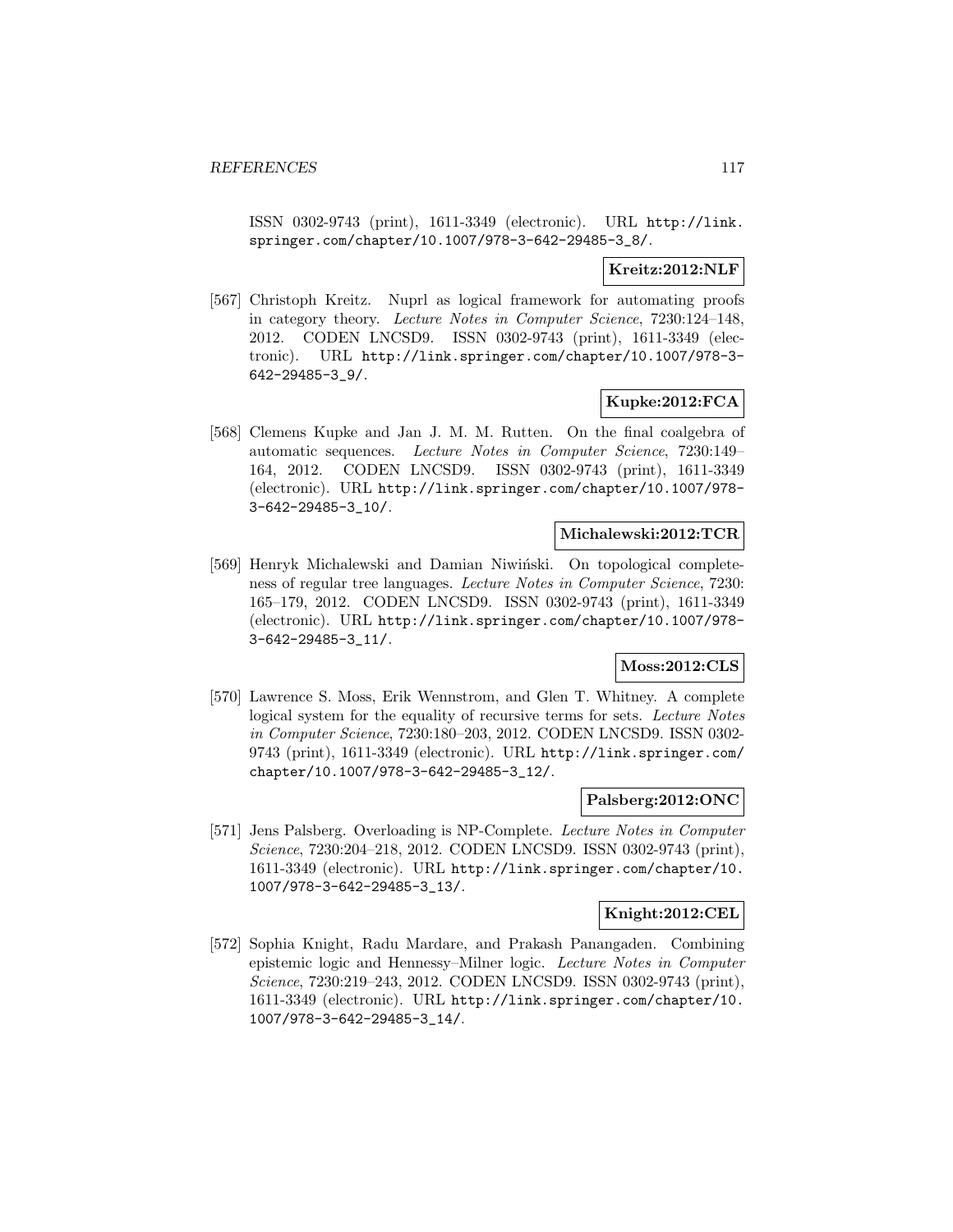ISSN 0302-9743 (print), 1611-3349 (electronic). URL http://link.springer.com/chapter/10.1007/978-3-642-29485-3_8/.

**Kreitz:2012:NLF**

[567] Christoph Kreitz. Nuprl as logical framework for automating proofs in category theory. *Lecture Notes in Computer Science*, 7230:124–148, 2012. CODEN LNCSD9. ISSN 0302-9743 (print), 1611-3349 (electronic). URL http://link.springer.com/chapter/10.1007/978-3-642-29485-3_9/.

**Kupke:2012:FCA**

[568] Clemens Kupke and Jan J. M. M. Rutten. On the final coalgebra of automatic sequences. *Lecture Notes in Computer Science*, 7230:149–164, 2012. CODEN LNCSD9. ISSN 0302-9743 (print), 1611-3349 (electronic). URL http://link.springer.com/chapter/10.1007/978-3-642-29485-3_10/.

**Michalewski:2012:TCR**

[569] Henryk Michalewski and Damian Niwiński. On topological completeness of regular tree languages. *Lecture Notes in Computer Science*, 7230: 165–179, 2012. CODEN LNCSD9. ISSN 0302-9743 (print), 1611-3349 (electronic). URL http://link.springer.com/chapter/10.1007/978-3-642-29485-3_11/.

**Moss:2012:CLS**

[570] Lawrence S. Moss, Erik Wennstrom, and Glen T. Whitney. A complete logical system for the equality of recursive terms for sets. *Lecture Notes in Computer Science*, 7230:180–203, 2012. CODEN LNCSD9. ISSN 0302-9743 (print), 1611-3349 (electronic). URL http://link.springer.com/chapter/10.1007/978-3-642-29485-3_12/.

**Palsberg:2012:ONC**

[571] Jens Palsberg. Overloading is NP-Complete. *Lecture Notes in Computer Science*, 7230:204–218, 2012. CODEN LNCSD9. ISSN 0302-9743 (print), 1611-3349 (electronic). URL http://link.springer.com/chapter/10.1007/978-3-642-29485-3_13/.

**Knight:2012:CEL**

[572] Sophia Knight, Radu Mardare, and Prakash Panangaden. Combining epistemic logic and Hennessy–Milner logic. *Lecture Notes in Computer Science*, 7230:219–243, 2012. CODEN LNCSD9. ISSN 0302-9743 (print), 1611-3349 (electronic). URL http://link.springer.com/chapter/10.1007/978-3-642-29485-3_14/.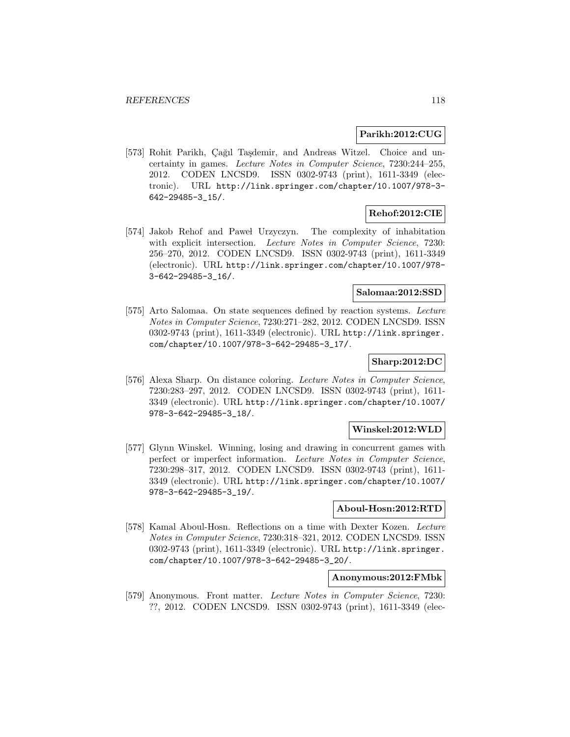**Parikh:2012:CUG**

[573] Rohit Parikh, Çağıl Taşdemir, and Andreas Witzel. Choice and uncertainty in games. *Lecture Notes in Computer Science*, 7230:244–255, 2012. CODEN LNCSD9. ISSN 0302-9743 (print), 1611-3349 (electronic). URL http://link.springer.com/chapter/10.1007/978-3-642-29485-3_15/.

**Rehof:2012:CIE**

[574] Jakob Rehof and Paweł Urzyczyn. The complexity of inhabitation with explicit intersection. *Lecture Notes in Computer Science*, 7230: 256–270, 2012. CODEN LNCSD9. ISSN 0302-9743 (print), 1611-3349 (electronic). URL http://link.springer.com/chapter/10.1007/978-3-642-29485-3_16/.

**Salomaa:2012:SSD**

[575] Arto Salomaa. On state sequences defined by reaction systems. *Lecture Notes in Computer Science*, 7230:271–282, 2012. CODEN LNCSD9. ISSN 0302-9743 (print), 1611-3349 (electronic). URL http://link.springer.com/chapter/10.1007/978-3-642-29485-3_17/.

**Sharp:2012:DC**

[576] Alexa Sharp. On distance coloring. *Lecture Notes in Computer Science*, 7230:283–297, 2012. CODEN LNCSD9. ISSN 0302-9743 (print), 1611-3349 (electronic). URL http://link.springer.com/chapter/10.1007/978-3-642-29485-3_18/.

**Winskel:2012:WLD**

[577] Glynn Winskel. Winning, losing and drawing in concurrent games with perfect or imperfect information. *Lecture Notes in Computer Science*, 7230:298–317, 2012. CODEN LNCSD9. ISSN 0302-9743 (print), 1611-3349 (electronic). URL http://link.springer.com/chapter/10.1007/978-3-642-29485-3_19/.

**Aboul-Hosn:2012:RTD**

[578] Kamal Aboul-Hosn. Reflections on a time with Dexter Kozen. *Lecture Notes in Computer Science*, 7230:318–321, 2012. CODEN LNCSD9. ISSN 0302-9743 (print), 1611-3349 (electronic). URL http://link.springer.com/chapter/10.1007/978-3-642-29485-3_20/.

**Anonymous:2012:FMbk**

[579] Anonymous. Front matter. *Lecture Notes in Computer Science*, 7230: ??, 2012. CODEN LNCSD9. ISSN 0302-9743 (print), 1611-3349 (elec-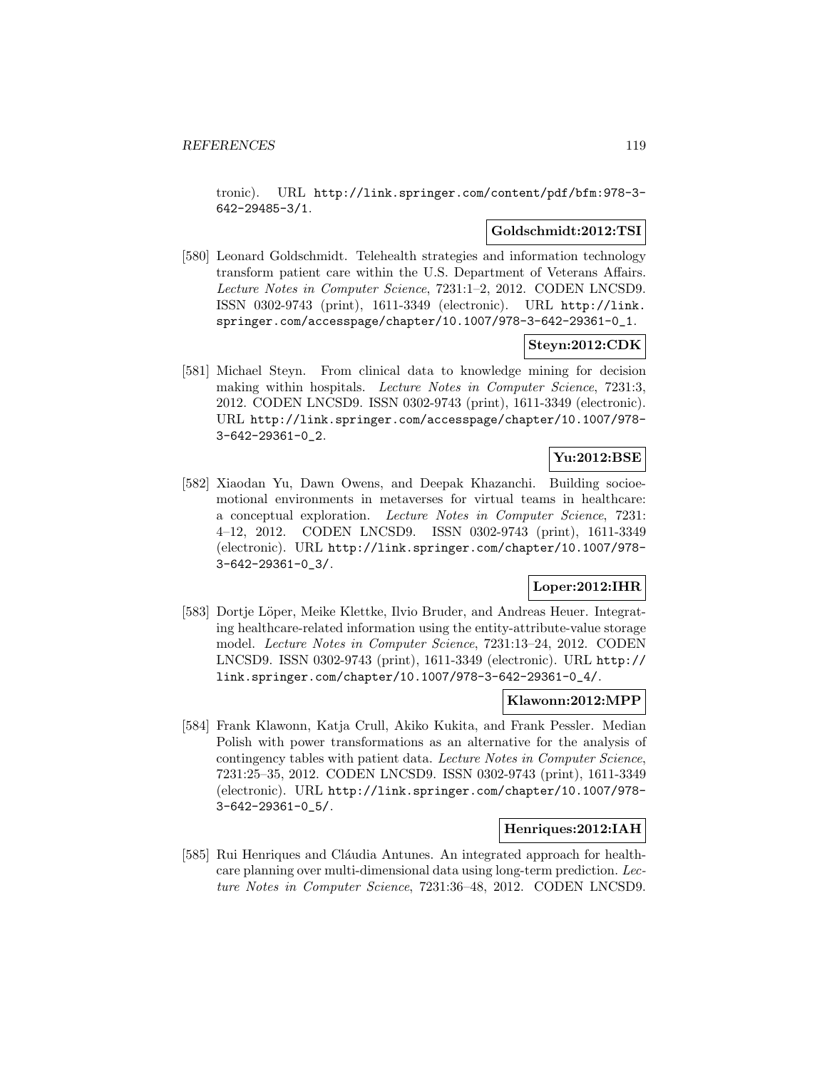tronic). URL http://link.springer.com/content/pdf/bfm:978-3-642-29485-3/1.

**Goldschmidt:2012:TSI**

[580] Leonard Goldschmidt. Telehealth strategies and information technology transform patient care within the U.S. Department of Veterans Affairs. *Lecture Notes in Computer Science*, 7231:1–2, 2012. CODEN LNCSD9. ISSN 0302-9743 (print), 1611-3349 (electronic). URL http://link.springer.com/accesspage/chapter/10.1007/978-3-642-29361-0_1.

**Steyn:2012:CDK**

[581] Michael Steyn. From clinical data to knowledge mining for decision making within hospitals. *Lecture Notes in Computer Science*, 7231:3, 2012. CODEN LNCSD9. ISSN 0302-9743 (print), 1611-3349 (electronic). URL http://link.springer.com/accesspage/chapter/10.1007/978-3-642-29361-0_2.

**Yu:2012:BSE**

[582] Xiaodan Yu, Dawn Owens, and Deepak Khazanchi. Building socioemotional environments in metaverses for virtual teams in healthcare: a conceptual exploration. *Lecture Notes in Computer Science*, 7231: 4–12, 2012. CODEN LNCSD9. ISSN 0302-9743 (print), 1611-3349 (electronic). URL http://link.springer.com/chapter/10.1007/978-3-642-29361-0_3/.

**Loper:2012:IHR**

[583] Dortje Löper, Meike Klettke, Ilvio Bruder, and Andreas Heuer. Integrating healthcare-related information using the entity-attribute-value storage model. *Lecture Notes in Computer Science*, 7231:13–24, 2012. CODEN LNCSD9. ISSN 0302-9743 (print), 1611-3349 (electronic). URL http://link.springer.com/chapter/10.1007/978-3-642-29361-0_4/.

**Klawonn:2012:MPP**

[584] Frank Klawonn, Katja Crull, Akiko Kukita, and Frank Pessler. Median Polish with power transformations as an alternative for the analysis of contingency tables with patient data. *Lecture Notes in Computer Science*, 7231:25–35, 2012. CODEN LNCSD9. ISSN 0302-9743 (print), 1611-3349 (electronic). URL http://link.springer.com/chapter/10.1007/978-3-642-29361-0_5/.

**Henriques:2012:IAH**

[585] Rui Henriques and Cláudia Antunes. An integrated approach for healthcare planning over multi-dimensional data using long-term prediction. *Lecture Notes in Computer Science*, 7231:36–48, 2012. CODEN LNCSD9.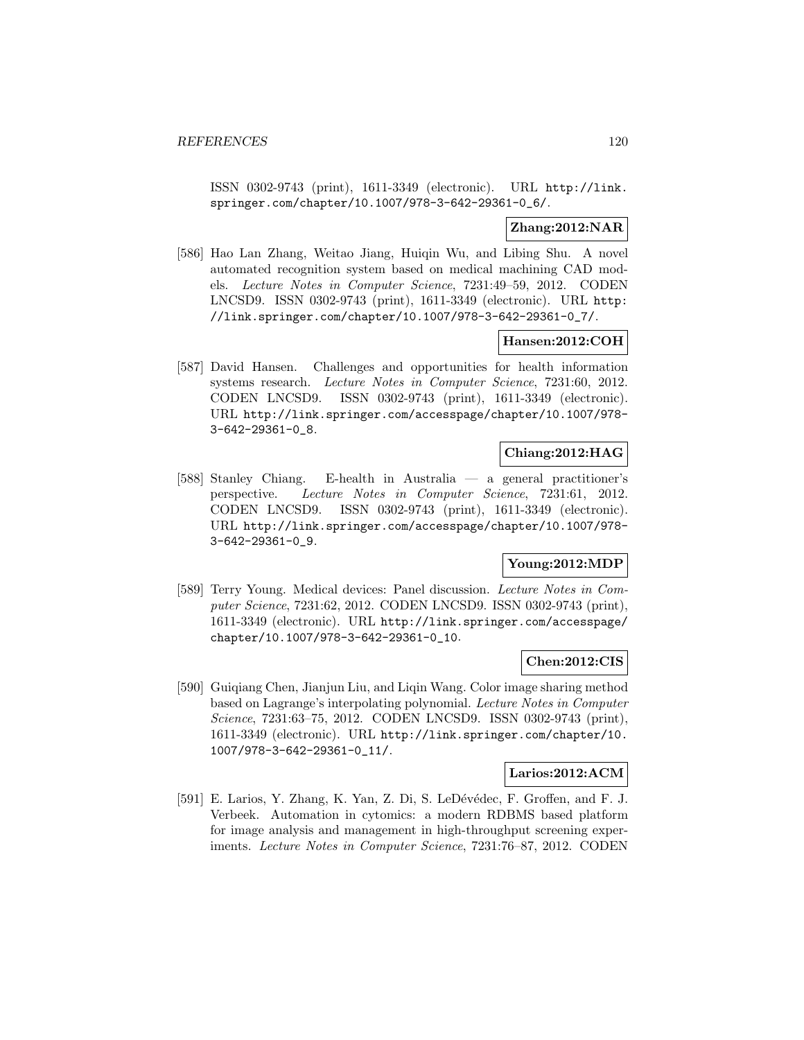ISSN 0302-9743 (print), 1611-3349 (electronic). URL http://link.springer.com/chapter/10.1007/978-3-642-29361-0_6/.

**Zhang:2012:NAR**

[586] Hao Lan Zhang, Weitao Jiang, Huiqin Wu, and Libing Shu. A novel automated recognition system based on medical machining CAD models. *Lecture Notes in Computer Science*, 7231:49–59, 2012. CODEN LNCSD9. ISSN 0302-9743 (print), 1611-3349 (electronic). URL http://link.springer.com/chapter/10.1007/978-3-642-29361-0_7/.

**Hansen:2012:COH**

[587] David Hansen. Challenges and opportunities for health information systems research. *Lecture Notes in Computer Science*, 7231:60, 2012. CODEN LNCSD9. ISSN 0302-9743 (print), 1611-3349 (electronic). URL http://link.springer.com/accesspage/chapter/10.1007/978-3-642-29361-0_8.

**Chiang:2012:HAG**

[588] Stanley Chiang. E-health in Australia — a general practitioner's perspective. *Lecture Notes in Computer Science*, 7231:61, 2012. CODEN LNCSD9. ISSN 0302-9743 (print), 1611-3349 (electronic). URL http://link.springer.com/accesspage/chapter/10.1007/978-3-642-29361-0_9.

**Young:2012:MDP**

[589] Terry Young. Medical devices: Panel discussion. *Lecture Notes in Computer Science*, 7231:62, 2012. CODEN LNCSD9. ISSN 0302-9743 (print), 1611-3349 (electronic). URL http://link.springer.com/accesspage/chapter/10.1007/978-3-642-29361-0_10.

**Chen:2012:CIS**

[590] Guiqiang Chen, Jianjun Liu, and Liqin Wang. Color image sharing method based on Lagrange's interpolating polynomial. *Lecture Notes in Computer Science*, 7231:63–75, 2012. CODEN LNCSD9. ISSN 0302-9743 (print), 1611-3349 (electronic). URL http://link.springer.com/chapter/10.1007/978-3-642-29361-0_11/.

**Larios:2012:ACM**

[591] E. Larios, Y. Zhang, K. Yan, Z. Di, S. LeDévédec, F. Groffen, and F. J. Verbeek. Automation in cytomics: a modern RDBMS based platform for image analysis and management in high-throughput screening experiments. *Lecture Notes in Computer Science*, 7231:76–87, 2012. CODEN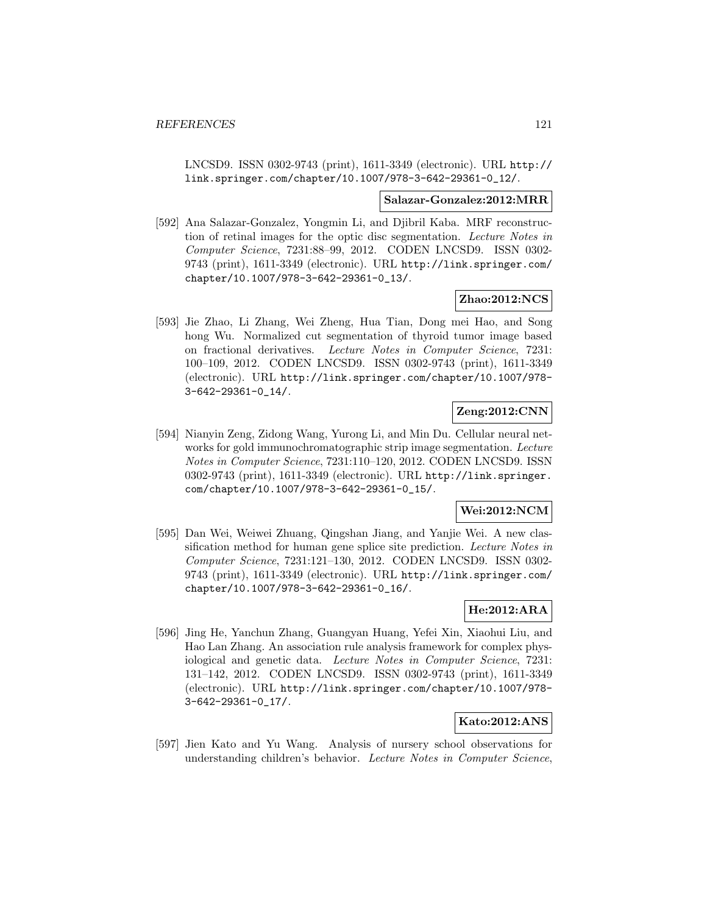LNCSD9. ISSN 0302-9743 (print), 1611-3349 (electronic). URL http://link.springer.com/chapter/10.1007/978-3-642-29361-0_12/.

**Salazar-Gonzalez:2012:MRR**

[592] Ana Salazar-Gonzalez, Yongmin Li, and Djibril Kaba. MRF reconstruction of retinal images for the optic disc segmentation. *Lecture Notes in Computer Science*, 7231:88–99, 2012. CODEN LNCSD9. ISSN 0302-9743 (print), 1611-3349 (electronic). URL http://link.springer.com/chapter/10.1007/978-3-642-29361-0_13/.

**Zhao:2012:NCS**

[593] Jie Zhao, Li Zhang, Wei Zheng, Hua Tian, Dong mei Hao, and Song hong Wu. Normalized cut segmentation of thyroid tumor image based on fractional derivatives. *Lecture Notes in Computer Science*, 7231: 100–109, 2012. CODEN LNCSD9. ISSN 0302-9743 (print), 1611-3349 (electronic). URL http://link.springer.com/chapter/10.1007/978-3-642-29361-0_14/.

**Zeng:2012:CNN**

[594] Nianyin Zeng, Zidong Wang, Yurong Li, and Min Du. Cellular neural networks for gold immunochromatographic strip image segmentation. *Lecture Notes in Computer Science*, 7231:110–120, 2012. CODEN LNCSD9. ISSN 0302-9743 (print), 1611-3349 (electronic). URL http://link.springer.com/chapter/10.1007/978-3-642-29361-0_15/.

**Wei:2012:NCM**

[595] Dan Wei, Weiwei Zhuang, Qingshan Jiang, and Yanjie Wei. A new classification method for human gene splice site prediction. *Lecture Notes in Computer Science*, 7231:121–130, 2012. CODEN LNCSD9. ISSN 0302-9743 (print), 1611-3349 (electronic). URL http://link.springer.com/chapter/10.1007/978-3-642-29361-0_16/.

**He:2012:ARA**

[596] Jing He, Yanchun Zhang, Guangyan Huang, Yefei Xin, Xiaohui Liu, and Hao Lan Zhang. An association rule analysis framework for complex physiological and genetic data. *Lecture Notes in Computer Science*, 7231: 131–142, 2012. CODEN LNCSD9. ISSN 0302-9743 (print), 1611-3349 (electronic). URL http://link.springer.com/chapter/10.1007/978-3-642-29361-0_17/.

**Kato:2012:ANS**

[597] Jien Kato and Yu Wang. Analysis of nursery school observations for understanding children's behavior. *Lecture Notes in Computer Science*,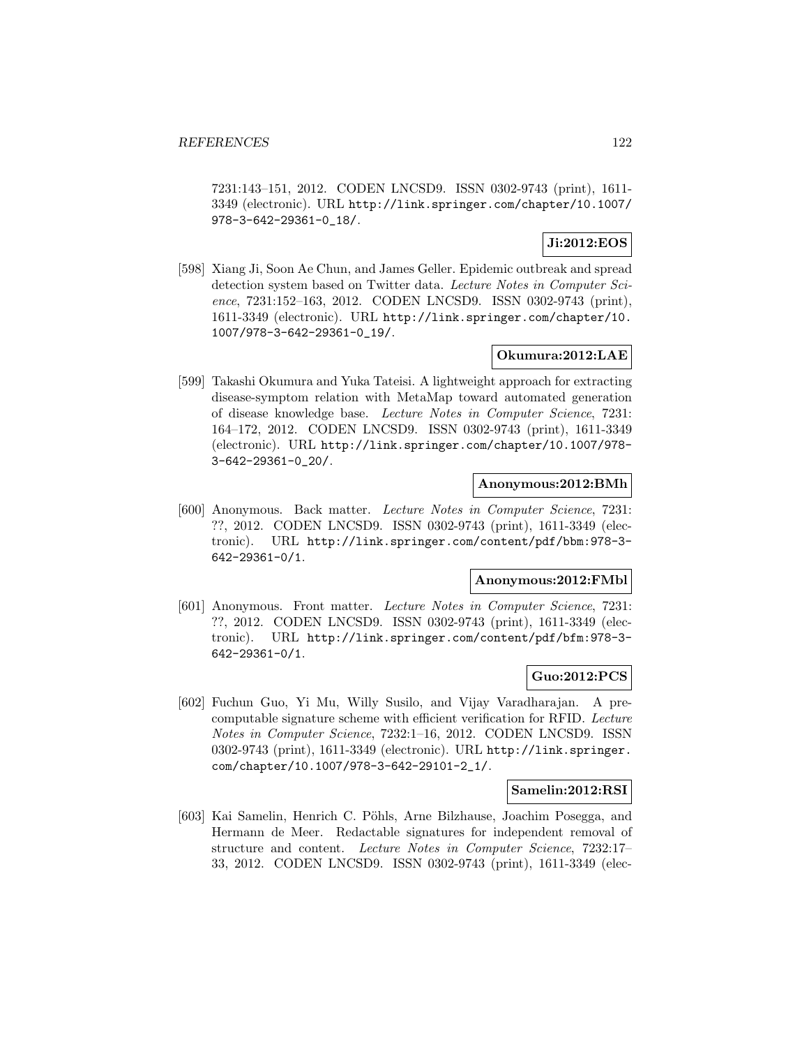7231:143–151, 2012. CODEN LNCSD9. ISSN 0302-9743 (print), 1611-3349 (electronic). URL http://link.springer.com/chapter/10.1007/978-3-642-29361-0_18/.

**Ji:2012:EOS**

[598] Xiang Ji, Soon Ae Chun, and James Geller. Epidemic outbreak and spread detection system based on Twitter data. *Lecture Notes in Computer Science*, 7231:152–163, 2012. CODEN LNCSD9. ISSN 0302-9743 (print), 1611-3349 (electronic). URL http://link.springer.com/chapter/10.1007/978-3-642-29361-0_19/.

**Okumura:2012:LAE**

[599] Takashi Okumura and Yuka Tateisi. A lightweight approach for extracting disease-symptom relation with MetaMap toward automated generation of disease knowledge base. *Lecture Notes in Computer Science*, 7231:164–172, 2012. CODEN LNCSD9. ISSN 0302-9743 (print), 1611-3349 (electronic). URL http://link.springer.com/chapter/10.1007/978-3-642-29361-0_20/.

**Anonymous:2012:BMh**

[600] Anonymous. Back matter. *Lecture Notes in Computer Science*, 7231:??, 2012. CODEN LNCSD9. ISSN 0302-9743 (print), 1611-3349 (electronic). URL http://link.springer.com/content/pdf/bbm:978-3-642-29361-0/1.

**Anonymous:2012:FMbl**

[601] Anonymous. Front matter. *Lecture Notes in Computer Science*, 7231:??, 2012. CODEN LNCSD9. ISSN 0302-9743 (print), 1611-3349 (electronic). URL http://link.springer.com/content/pdf/bfm:978-3-642-29361-0/1.

**Guo:2012:PCS**

[602] Fuchun Guo, Yi Mu, Willy Susilo, and Vijay Varadharajan. A precomputable signature scheme with efficient verification for RFID. *Lecture Notes in Computer Science*, 7232:1–16, 2012. CODEN LNCSD9. ISSN 0302-9743 (print), 1611-3349 (electronic). URL http://link.springer.com/chapter/10.1007/978-3-642-29101-2_1/.

**Samelin:2012:RSI**

[603] Kai Samelin, Henrich C. Pöhls, Arne Bilzhause, Joachim Posegga, and Hermann de Meer. Redactable signatures for independent removal of structure and content. *Lecture Notes in Computer Science*, 7232:17–33, 2012. CODEN LNCSD9. ISSN 0302-9743 (print), 1611-3349 (elec-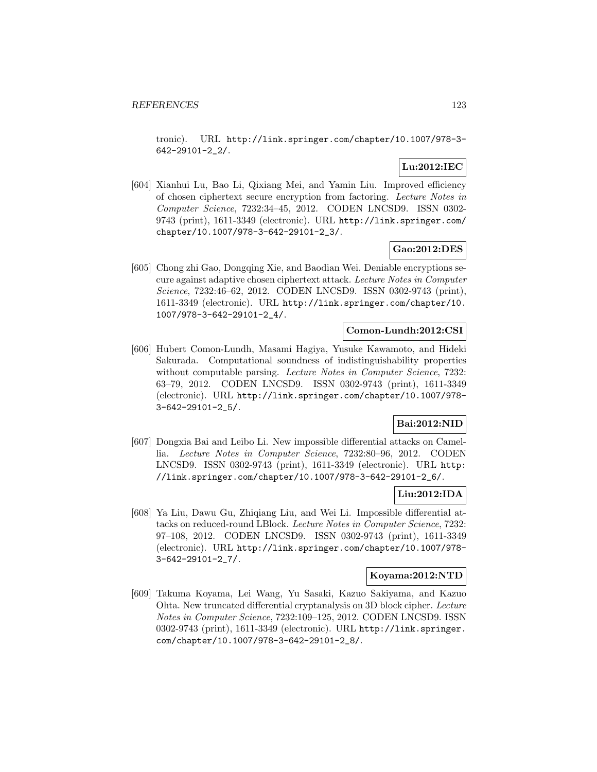tronic). URL http://link.springer.com/chapter/10.1007/978-3-642-29101-2_2/.

**Lu:2012:IEC**

[604] Xianhui Lu, Bao Li, Qixiang Mei, and Yamin Liu. Improved efficiency of chosen ciphertext secure encryption from factoring. *Lecture Notes in Computer Science*, 7232:34–45, 2012. CODEN LNCSD9. ISSN 0302-9743 (print), 1611-3349 (electronic). URL http://link.springer.com/chapter/10.1007/978-3-642-29101-2_3/.

**Gao:2012:DES**

[605] Chong zhi Gao, Dongqing Xie, and Baodian Wei. Deniable encryptions secure against adaptive chosen ciphertext attack. *Lecture Notes in Computer Science*, 7232:46–62, 2012. CODEN LNCSD9. ISSN 0302-9743 (print), 1611-3349 (electronic). URL http://link.springer.com/chapter/10.1007/978-3-642-29101-2_4/.

**Comon-Lundh:2012:CSI**

[606] Hubert Comon-Lundh, Masami Hagiya, Yusuke Kawamoto, and Hideki Sakurada. Computational soundness of indistinguishability properties without computable parsing. *Lecture Notes in Computer Science*, 7232: 63–79, 2012. CODEN LNCSD9. ISSN 0302-9743 (print), 1611-3349 (electronic). URL http://link.springer.com/chapter/10.1007/978-3-642-29101-2_5/.

**Bai:2012:NID**

[607] Dongxia Bai and Leibo Li. New impossible differential attacks on Camellia. *Lecture Notes in Computer Science*, 7232:80–96, 2012. CODEN LNCSD9. ISSN 0302-9743 (print), 1611-3349 (electronic). URL http://link.springer.com/chapter/10.1007/978-3-642-29101-2_6/.

**Liu:2012:IDA**

[608] Ya Liu, Dawu Gu, Zhiqiang Liu, and Wei Li. Impossible differential attacks on reduced-round LBlock. *Lecture Notes in Computer Science*, 7232: 97–108, 2012. CODEN LNCSD9. ISSN 0302-9743 (print), 1611-3349 (electronic). URL http://link.springer.com/chapter/10.1007/978-3-642-29101-2_7/.

**Koyama:2012:NTD**

[609] Takuma Koyama, Lei Wang, Yu Sasaki, Kazuo Sakiyama, and Kazuo Ohta. New truncated differential cryptanalysis on 3D block cipher. *Lecture Notes in Computer Science*, 7232:109–125, 2012. CODEN LNCSD9. ISSN 0302-9743 (print), 1611-3349 (electronic). URL http://link.springer.com/chapter/10.1007/978-3-642-29101-2_8/.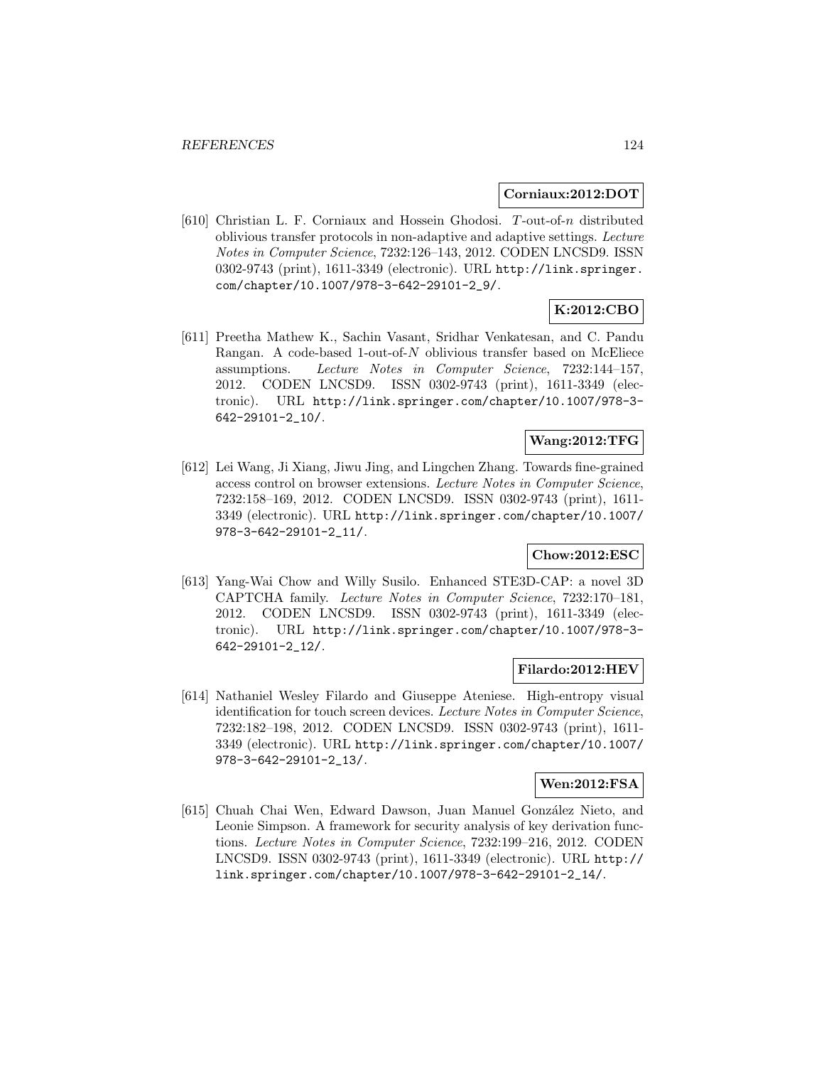**Corniaux:2012:DOT**

[610] Christian L. F. Corniaux and Hossein Ghodosi. $T$-out-of-$n$ distributed oblivious transfer protocols in non-adaptive and adaptive settings. *Lecture Notes in Computer Science*, 7232:126–143, 2012. CODEN LNCSD9. ISSN 0302-9743 (print), 1611-3349 (electronic). URL http://link.springer.com/chapter/10.1007/978-3-642-29101-2_9/.

**K:2012:CBO**

[611] Preetha Mathew K., Sachin Vasant, Sridhar Venkatesan, and C. Pandu Rangan. A code-based 1-out-of-$N$ oblivious transfer based on McEliece assumptions. *Lecture Notes in Computer Science*, 7232:144–157, 2012. CODEN LNCSD9. ISSN 0302-9743 (print), 1611-3349 (electronic). URL http://link.springer.com/chapter/10.1007/978-3-642-29101-2_10/.

**Wang:2012:TFG**

[612] Lei Wang, Ji Xiang, Jiwu Jing, and Lingchen Zhang. Towards fine-grained access control on browser extensions. *Lecture Notes in Computer Science*, 7232:158–169, 2012. CODEN LNCSD9. ISSN 0302-9743 (print), 1611-3349 (electronic). URL http://link.springer.com/chapter/10.1007/978-3-642-29101-2_11/.

**Chow:2012:ESC**

[613] Yang-Wai Chow and Willy Susilo. Enhanced STE3D-CAP: a novel 3D CAPTCHA family. *Lecture Notes in Computer Science*, 7232:170–181, 2012. CODEN LNCSD9. ISSN 0302-9743 (print), 1611-3349 (electronic). URL http://link.springer.com/chapter/10.1007/978-3-642-29101-2_12/.

**Filardo:2012:HEV**

[614] Nathaniel Wesley Filardo and Giuseppe Ateniese. High-entropy visual identification for touch screen devices. *Lecture Notes in Computer Science*, 7232:182–198, 2012. CODEN LNCSD9. ISSN 0302-9743 (print), 1611-3349 (electronic). URL http://link.springer.com/chapter/10.1007/978-3-642-29101-2_13/.

**Wen:2012:FSA**

[615] Chuah Chai Wen, Edward Dawson, Juan Manuel González Nieto, and Leonie Simpson. A framework for security analysis of key derivation functions. *Lecture Notes in Computer Science*, 7232:199–216, 2012. CODEN LNCSD9. ISSN 0302-9743 (print), 1611-3349 (electronic). URL http://link.springer.com/chapter/10.1007/978-3-642-29101-2_14/.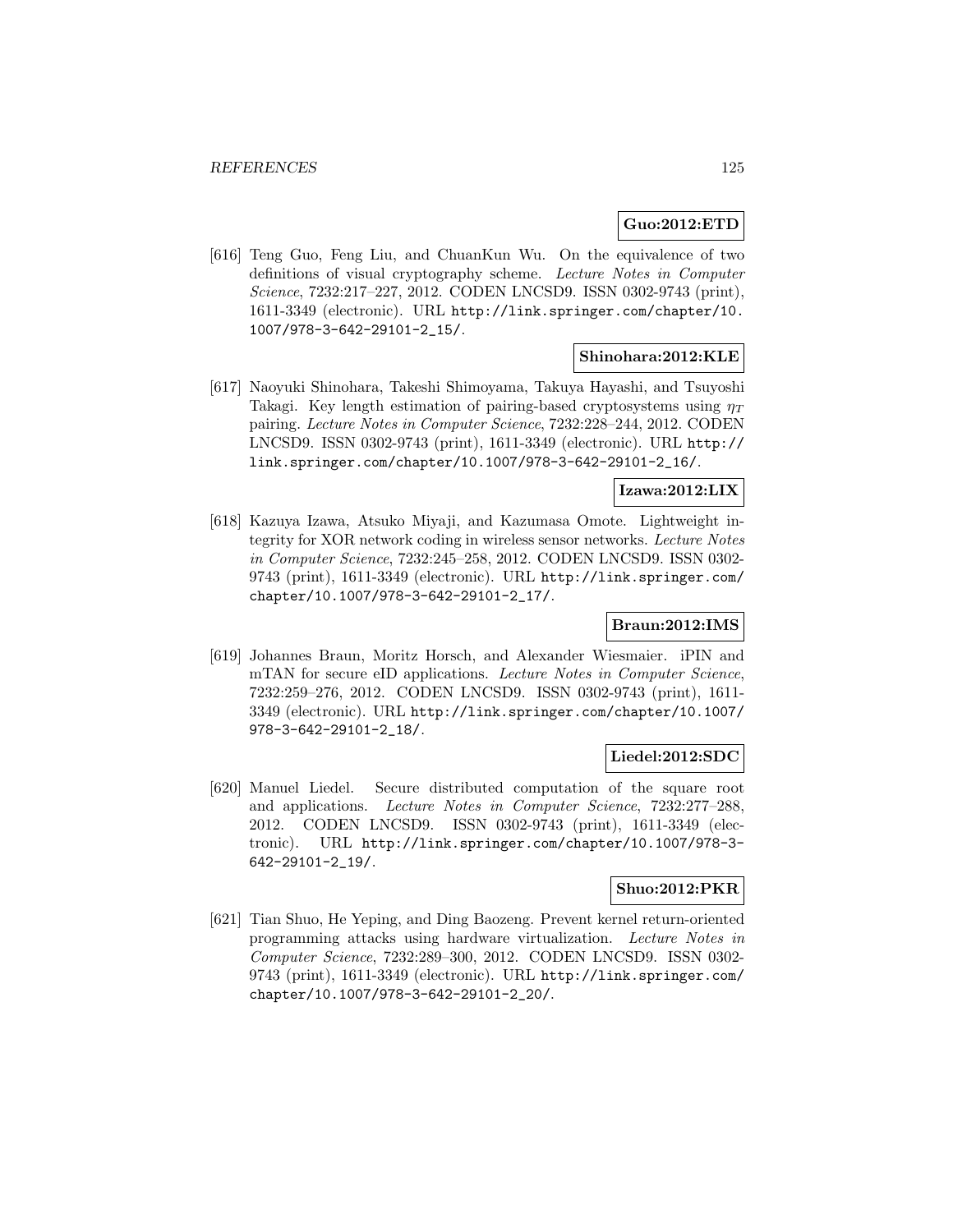**Guo:2012:ETD**

[616] Teng Guo, Feng Liu, and ChuanKun Wu. On the equivalence of two definitions of visual cryptography scheme. *Lecture Notes in Computer Science*, 7232:217–227, 2012. CODEN LNCSD9. ISSN 0302-9743 (print), 1611-3349 (electronic). URL http://link.springer.com/chapter/10.1007/978-3-642-29101-2_15/.

**Shinohara:2012:KLE**

[617] Naoyuki Shinohara, Takeshi Shimoyama, Takuya Hayashi, and Tsuyoshi Takagi. Key length estimation of pairing-based cryptosystems using $\eta_T$ pairing. *Lecture Notes in Computer Science*, 7232:228–244, 2012. CODEN LNCSD9. ISSN 0302-9743 (print), 1611-3349 (electronic). URL http://link.springer.com/chapter/10.1007/978-3-642-29101-2_16/.

**Izawa:2012:LIX**

[618] Kazuya Izawa, Atsuko Miyaji, and Kazumasa Omote. Lightweight integrity for XOR network coding in wireless sensor networks. *Lecture Notes in Computer Science*, 7232:245–258, 2012. CODEN LNCSD9. ISSN 0302-9743 (print), 1611-3349 (electronic). URL http://link.springer.com/chapter/10.1007/978-3-642-29101-2_17/.

**Braun:2012:IMS**

[619] Johannes Braun, Moritz Horsch, and Alexander Wiesmaier. iPIN and mTAN for secure eID applications. *Lecture Notes in Computer Science*, 7232:259–276, 2012. CODEN LNCSD9. ISSN 0302-9743 (print), 1611-3349 (electronic). URL http://link.springer.com/chapter/10.1007/978-3-642-29101-2_18/.

**Liedel:2012:SDC**

[620] Manuel Liedel. Secure distributed computation of the square root and applications. *Lecture Notes in Computer Science*, 7232:277–288, 2012. CODEN LNCSD9. ISSN 0302-9743 (print), 1611-3349 (electronic). URL http://link.springer.com/chapter/10.1007/978-3-642-29101-2_19/.

**Shuo:2012:PKR**

[621] Tian Shuo, He Yeping, and Ding Baozeng. Prevent kernel return-oriented programming attacks using hardware virtualization. *Lecture Notes in Computer Science*, 7232:289–300, 2012. CODEN LNCSD9. ISSN 0302-9743 (print), 1611-3349 (electronic). URL http://link.springer.com/chapter/10.1007/978-3-642-29101-2_20/.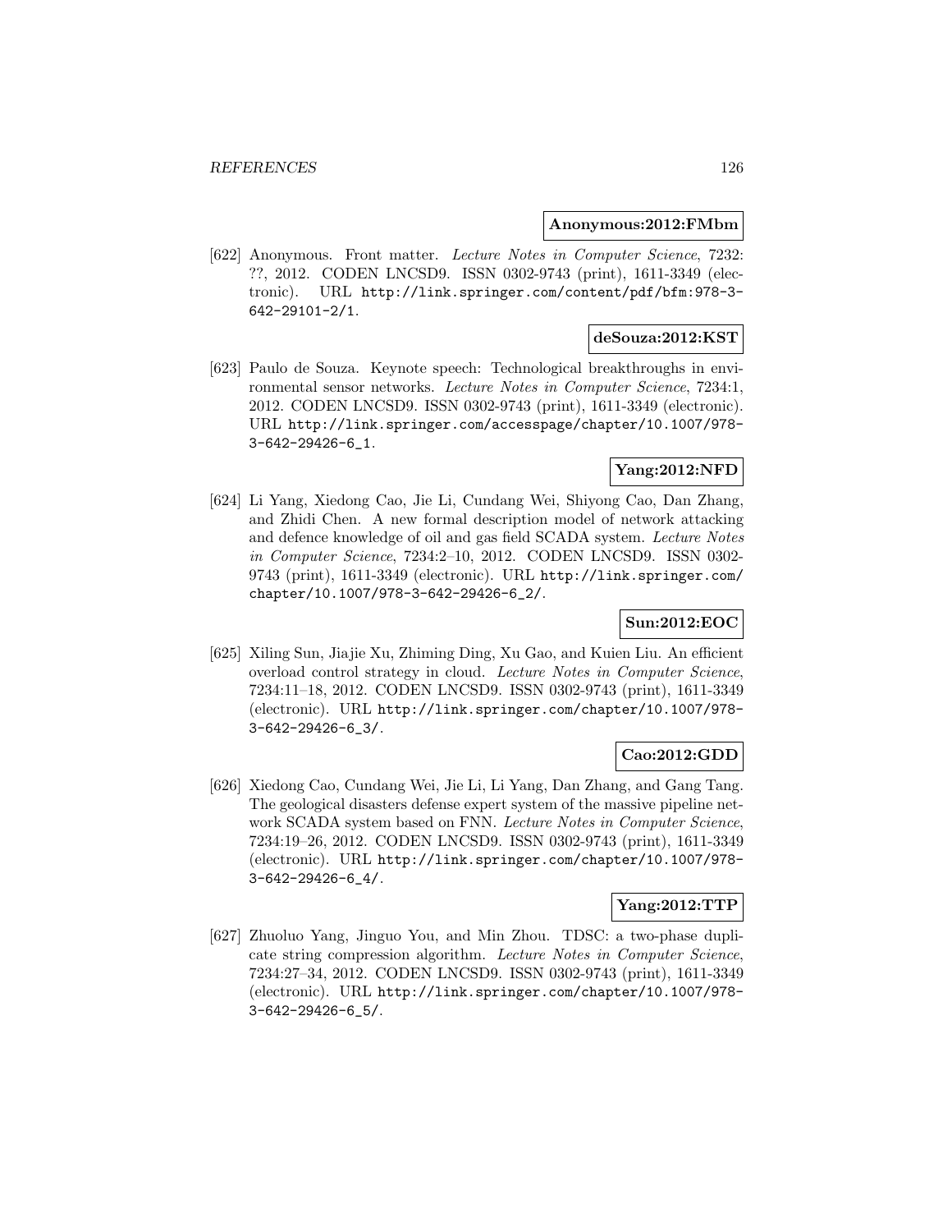**Anonymous:2012:FMbm**

[622] Anonymous. Front matter. *Lecture Notes in Computer Science*, 7232: ??, 2012. CODEN LNCSD9. ISSN 0302-9743 (print), 1611-3349 (electronic). URL http://link.springer.com/content/pdf/bfm:978-3-642-29101-2/1.

**deSouza:2012:KST**

[623] Paulo de Souza. Keynote speech: Technological breakthroughs in environmental sensor networks. *Lecture Notes in Computer Science*, 7234:1, 2012. CODEN LNCSD9. ISSN 0302-9743 (print), 1611-3349 (electronic). URL http://link.springer.com/accesspage/chapter/10.1007/978-3-642-29426-6_1.

**Yang:2012:NFD**

[624] Li Yang, Xiedong Cao, Jie Li, Cundang Wei, Shiyong Cao, Dan Zhang, and Zhidi Chen. A new formal description model of network attacking and defence knowledge of oil and gas field SCADA system. *Lecture Notes in Computer Science*, 7234:2–10, 2012. CODEN LNCSD9. ISSN 0302-9743 (print), 1611-3349 (electronic). URL http://link.springer.com/chapter/10.1007/978-3-642-29426-6_2/.

**Sun:2012:EOC**

[625] Xiling Sun, Jiajie Xu, Zhiming Ding, Xu Gao, and Kuien Liu. An efficient overload control strategy in cloud. *Lecture Notes in Computer Science*, 7234:11–18, 2012. CODEN LNCSD9. ISSN 0302-9743 (print), 1611-3349 (electronic). URL http://link.springer.com/chapter/10.1007/978-3-642-29426-6_3/.

**Cao:2012:GDD**

[626] Xiedong Cao, Cundang Wei, Jie Li, Li Yang, Dan Zhang, and Gang Tang. The geological disasters defense expert system of the massive pipeline network SCADA system based on FNN. *Lecture Notes in Computer Science*, 7234:19–26, 2012. CODEN LNCSD9. ISSN 0302-9743 (print), 1611-3349 (electronic). URL http://link.springer.com/chapter/10.1007/978-3-642-29426-6_4/.

**Yang:2012:TTP**

[627] Zhuoluo Yang, Jinguo You, and Min Zhou. TDSC: a two-phase duplicate string compression algorithm. *Lecture Notes in Computer Science*, 7234:27–34, 2012. CODEN LNCSD9. ISSN 0302-9743 (print), 1611-3349 (electronic). URL http://link.springer.com/chapter/10.1007/978-3-642-29426-6_5/.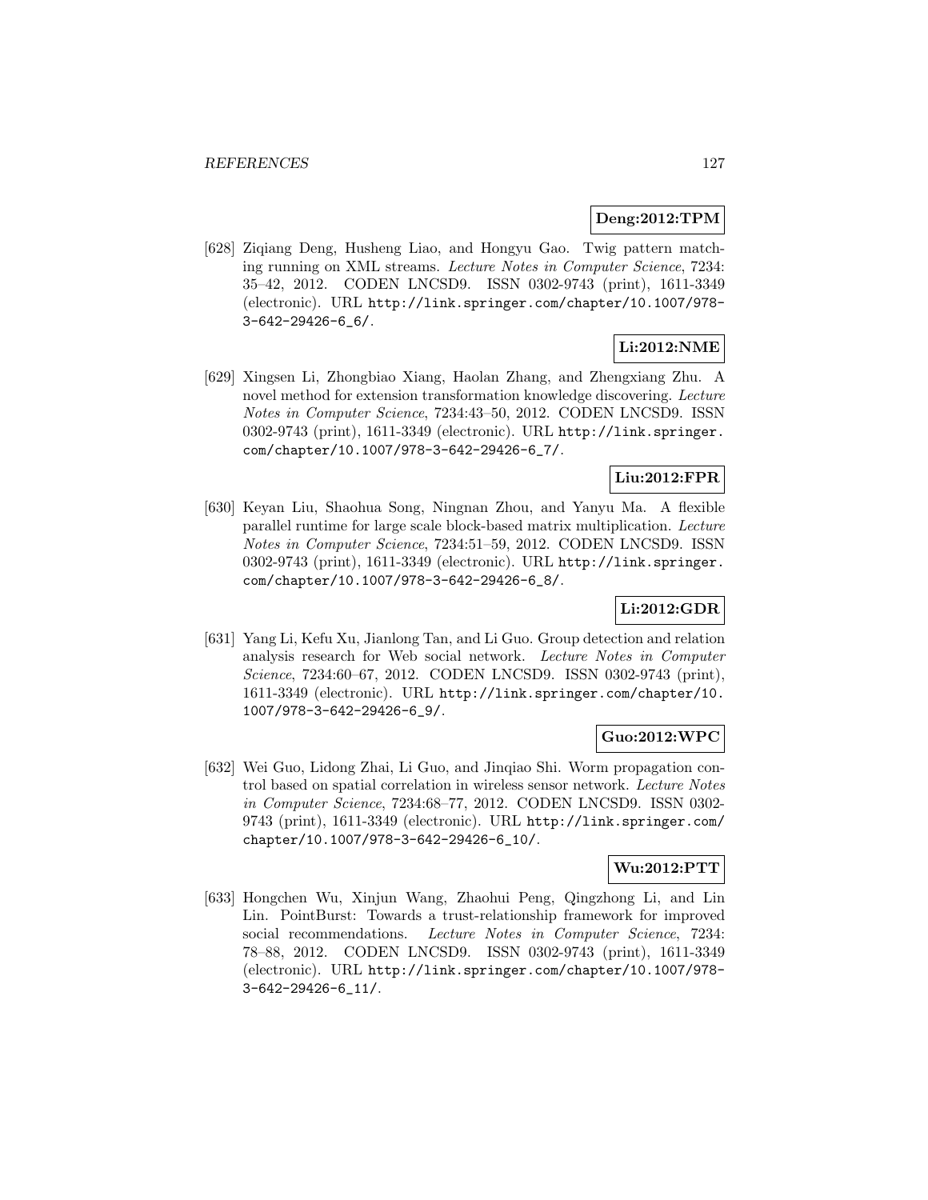**Deng:2012:TPM**

[628] Ziqiang Deng, Husheng Liao, and Hongyu Gao. Twig pattern matching running on XML streams. *Lecture Notes in Computer Science*, 7234: 35–42, 2012. CODEN LNCSD9. ISSN 0302-9743 (print), 1611-3349 (electronic). URL http://link.springer.com/chapter/10.1007/978-3-642-29426-6_6/.

**Li:2012:NME**

[629] Xingsen Li, Zhongbiao Xiang, Haolan Zhang, and Zhengxiang Zhu. A novel method for extension transformation knowledge discovering. *Lecture Notes in Computer Science*, 7234:43–50, 2012. CODEN LNCSD9. ISSN 0302-9743 (print), 1611-3349 (electronic). URL http://link.springer.com/chapter/10.1007/978-3-642-29426-6_7/.

**Liu:2012:FPR**

[630] Keyan Liu, Shaohua Song, Ningnan Zhou, and Yanyu Ma. A flexible parallel runtime for large scale block-based matrix multiplication. *Lecture Notes in Computer Science*, 7234:51–59, 2012. CODEN LNCSD9. ISSN 0302-9743 (print), 1611-3349 (electronic). URL http://link.springer.com/chapter/10.1007/978-3-642-29426-6_8/.

**Li:2012:GDR**

[631] Yang Li, Kefu Xu, Jianlong Tan, and Li Guo. Group detection and relation analysis research for Web social network. *Lecture Notes in Computer Science*, 7234:60–67, 2012. CODEN LNCSD9. ISSN 0302-9743 (print), 1611-3349 (electronic). URL http://link.springer.com/chapter/10.1007/978-3-642-29426-6_9/.

**Guo:2012:WPC**

[632] Wei Guo, Lidong Zhai, Li Guo, and Jinqiao Shi. Worm propagation control based on spatial correlation in wireless sensor network. *Lecture Notes in Computer Science*, 7234:68–77, 2012. CODEN LNCSD9. ISSN 0302-9743 (print), 1611-3349 (electronic). URL http://link.springer.com/chapter/10.1007/978-3-642-29426-6_10/.

**Wu:2012:PTT**

[633] Hongchen Wu, Xinjun Wang, Zhaohui Peng, Qingzhong Li, and Lin Lin. PointBurst: Towards a trust-relationship framework for improved social recommendations. *Lecture Notes in Computer Science*, 7234: 78–88, 2012. CODEN LNCSD9. ISSN 0302-9743 (print), 1611-3349 (electronic). URL http://link.springer.com/chapter/10.1007/978-3-642-29426-6_11/.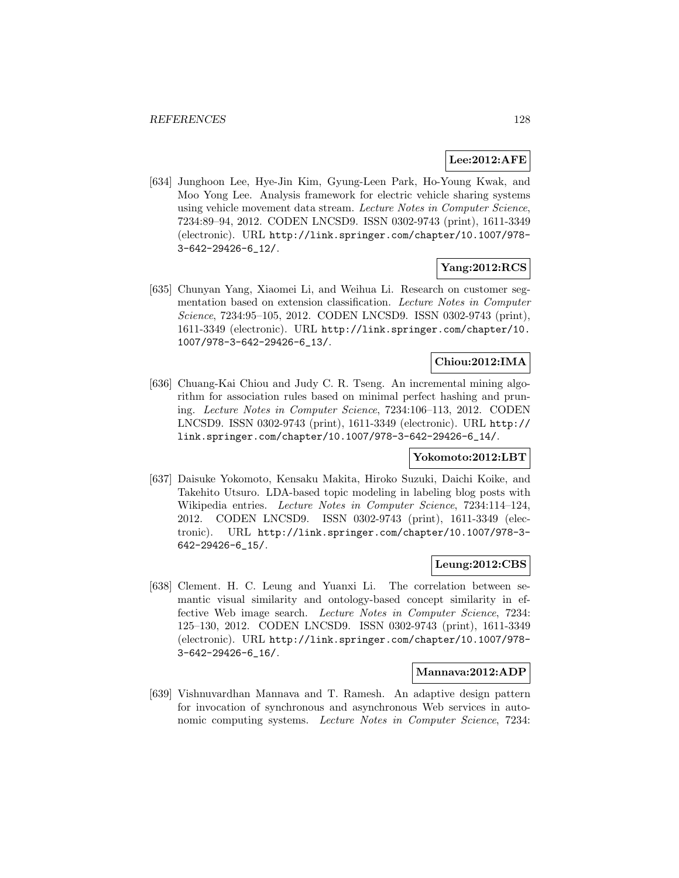**Lee:2012:AFE**

[634] Junghoon Lee, Hye-Jin Kim, Gyung-Leen Park, Ho-Young Kwak, and Moo Yong Lee. Analysis framework for electric vehicle sharing systems using vehicle movement data stream. *Lecture Notes in Computer Science*, 7234:89–94, 2012. CODEN LNCSD9. ISSN 0302-9743 (print), 1611-3349 (electronic). URL http://link.springer.com/chapter/10.1007/978-3-642-29426-6_12/.

**Yang:2012:RCS**

[635] Chunyan Yang, Xiaomei Li, and Weihua Li. Research on customer segmentation based on extension classification. *Lecture Notes in Computer Science*, 7234:95–105, 2012. CODEN LNCSD9. ISSN 0302-9743 (print), 1611-3349 (electronic). URL http://link.springer.com/chapter/10.1007/978-3-642-29426-6_13/.

**Chiou:2012:IMA**

[636] Chuang-Kai Chiou and Judy C. R. Tseng. An incremental mining algorithm for association rules based on minimal perfect hashing and pruning. *Lecture Notes in Computer Science*, 7234:106–113, 2012. CODEN LNCSD9. ISSN 0302-9743 (print), 1611-3349 (electronic). URL http://link.springer.com/chapter/10.1007/978-3-642-29426-6_14/.

**Yokomoto:2012:LBT**

[637] Daisuke Yokomoto, Kensaku Makita, Hiroko Suzuki, Daichi Koike, and Takehito Utsuro. LDA-based topic modeling in labeling blog posts with Wikipedia entries. *Lecture Notes in Computer Science*, 7234:114–124, 2012. CODEN LNCSD9. ISSN 0302-9743 (print), 1611-3349 (electronic). URL http://link.springer.com/chapter/10.1007/978-3-642-29426-6_15/.

**Leung:2012:CBS**

[638] Clement. H. C. Leung and Yuanxi Li. The correlation between semantic visual similarity and ontology-based concept similarity in effective Web image search. *Lecture Notes in Computer Science*, 7234: 125–130, 2012. CODEN LNCSD9. ISSN 0302-9743 (print), 1611-3349 (electronic). URL http://link.springer.com/chapter/10.1007/978-3-642-29426-6_16/.

**Mannava:2012:ADP**

[639] Vishnuvardhan Mannava and T. Ramesh. An adaptive design pattern for invocation of synchronous and asynchronous Web services in autonomic computing systems. *Lecture Notes in Computer Science*, 7234: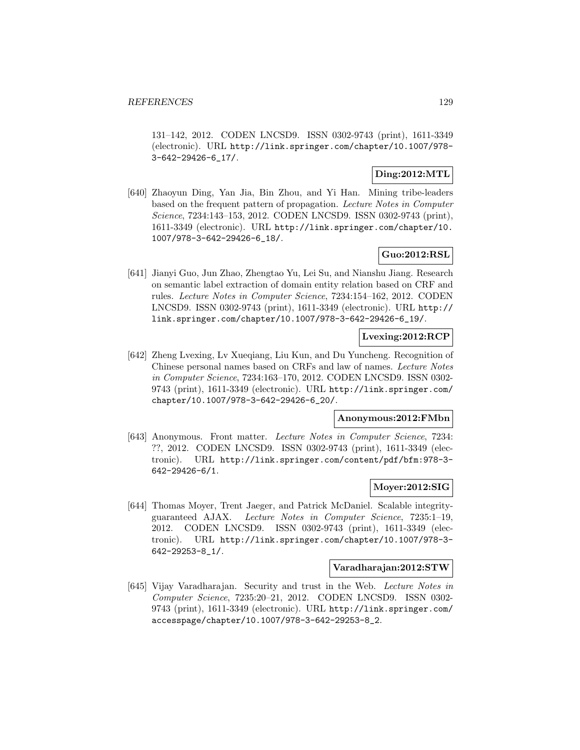131–142, 2012. CODEN LNCSD9. ISSN 0302-9743 (print), 1611-3349 (electronic). URL http://link.springer.com/chapter/10.1007/978-3-642-29426-6_17/.

**Ding:2012:MTL**

[640] Zhaoyun Ding, Yan Jia, Bin Zhou, and Yi Han. Mining tribe-leaders based on the frequent pattern of propagation. *Lecture Notes in Computer Science*, 7234:143–153, 2012. CODEN LNCSD9. ISSN 0302-9743 (print), 1611-3349 (electronic). URL http://link.springer.com/chapter/10.1007/978-3-642-29426-6_18/.

**Guo:2012:RSL**

[641] Jianyi Guo, Jun Zhao, Zhengtao Yu, Lei Su, and Nianshu Jiang. Research on semantic label extraction of domain entity relation based on CRF and rules. *Lecture Notes in Computer Science*, 7234:154–162, 2012. CODEN LNCSD9. ISSN 0302-9743 (print), 1611-3349 (electronic). URL http://link.springer.com/chapter/10.1007/978-3-642-29426-6_19/.

**Lvexing:2012:RCP**

[642] Zheng Lvexing, Lv Xueqiang, Liu Kun, and Du Yuncheng. Recognition of Chinese personal names based on CRFs and law of names. *Lecture Notes in Computer Science*, 7234:163–170, 2012. CODEN LNCSD9. ISSN 0302-9743 (print), 1611-3349 (electronic). URL http://link.springer.com/chapter/10.1007/978-3-642-29426-6_20/.

**Anonymous:2012:FMbn**

[643] Anonymous. Front matter. *Lecture Notes in Computer Science*, 7234: ??, 2012. CODEN LNCSD9. ISSN 0302-9743 (print), 1611-3349 (electronic). URL http://link.springer.com/content/pdf/bfm:978-3-642-29426-6/1.

**Moyer:2012:SIG**

[644] Thomas Moyer, Trent Jaeger, and Patrick McDaniel. Scalable integrity-guaranteed AJAX. *Lecture Notes in Computer Science*, 7235:1–19, 2012. CODEN LNCSD9. ISSN 0302-9743 (print), 1611-3349 (electronic). URL http://link.springer.com/chapter/10.1007/978-3-642-29253-8_1/.

**Varadharajan:2012:STW**

[645] Vijay Varadharajan. Security and trust in the Web. *Lecture Notes in Computer Science*, 7235:20–21, 2012. CODEN LNCSD9. ISSN 0302-9743 (print), 1611-3349 (electronic). URL http://link.springer.com/accesspage/chapter/10.1007/978-3-642-29253-8_2.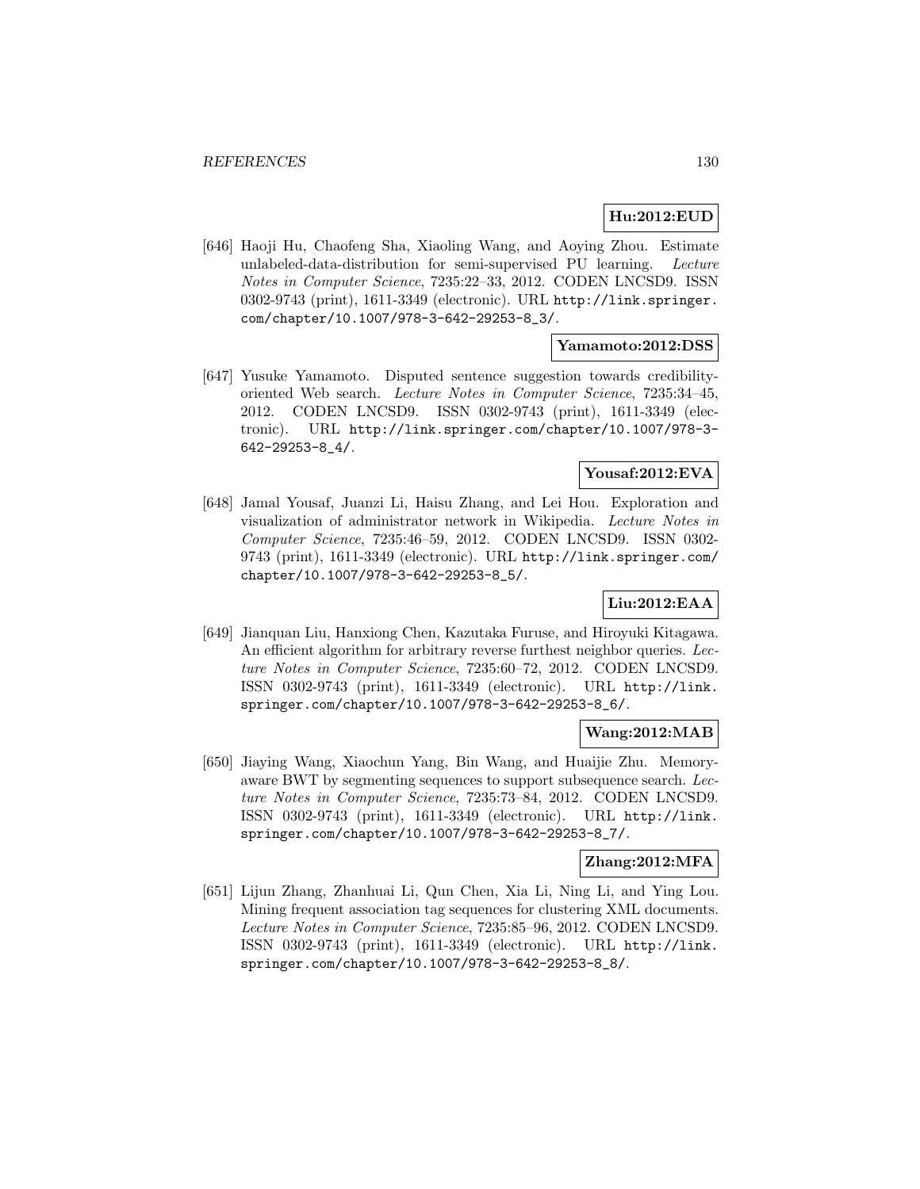**Hu:2012:EUD**

[646] Haoji Hu, Chaofeng Sha, Xiaoling Wang, and Aoying Zhou. Estimate unlabeled-data-distribution for semi-supervised PU learning. *Lecture Notes in Computer Science*, 7235:22–33, 2012. CODEN LNCSD9. ISSN 0302-9743 (print), 1611-3349 (electronic). URL `http://link.springer.com/chapter/10.1007/978-3-642-29253-8_3/`.

**Yamamoto:2012:DSS**

[647] Yusuke Yamamoto. Disputed sentence suggestion towards credibility-oriented Web search. *Lecture Notes in Computer Science*, 7235:34–45, 2012. CODEN LNCSD9. ISSN 0302-9743 (print), 1611-3349 (electronic). URL `http://link.springer.com/chapter/10.1007/978-3-642-29253-8_4/`.

**Yousaf:2012:EVA**

[648] Jamal Yousaf, Juanzi Li, Haisu Zhang, and Lei Hou. Exploration and visualization of administrator network in Wikipedia. *Lecture Notes in Computer Science*, 7235:46–59, 2012. CODEN LNCSD9. ISSN 0302-9743 (print), 1611-3349 (electronic). URL `http://link.springer.com/chapter/10.1007/978-3-642-29253-8_5/`.

**Liu:2012:EAA**

[649] Jianquan Liu, Hanxiong Chen, Kazutaka Furuse, and Hiroyuki Kitagawa. An efficient algorithm for arbitrary reverse furthest neighbor queries. *Lecture Notes in Computer Science*, 7235:60–72, 2012. CODEN LNCSD9. ISSN 0302-9743 (print), 1611-3349 (electronic). URL `http://link.springer.com/chapter/10.1007/978-3-642-29253-8_6/`.

**Wang:2012:MAB**

[650] Jiaying Wang, Xiaochun Yang, Bin Wang, and Huaijie Zhu. Memory-aware BWT by segmenting sequences to support subsequence search. *Lecture Notes in Computer Science*, 7235:73–84, 2012. CODEN LNCSD9. ISSN 0302-9743 (print), 1611-3349 (electronic). URL `http://link.springer.com/chapter/10.1007/978-3-642-29253-8_7/`.

**Zhang:2012:MFA**

[651] Lijun Zhang, Zhanhuai Li, Qun Chen, Xia Li, Ning Li, and Ying Lou. Mining frequent association tag sequences for clustering XML documents. *Lecture Notes in Computer Science*, 7235:85–96, 2012. CODEN LNCSD9. ISSN 0302-9743 (print), 1611-3349 (electronic). URL `http://link.springer.com/chapter/10.1007/978-3-642-29253-8_8/`.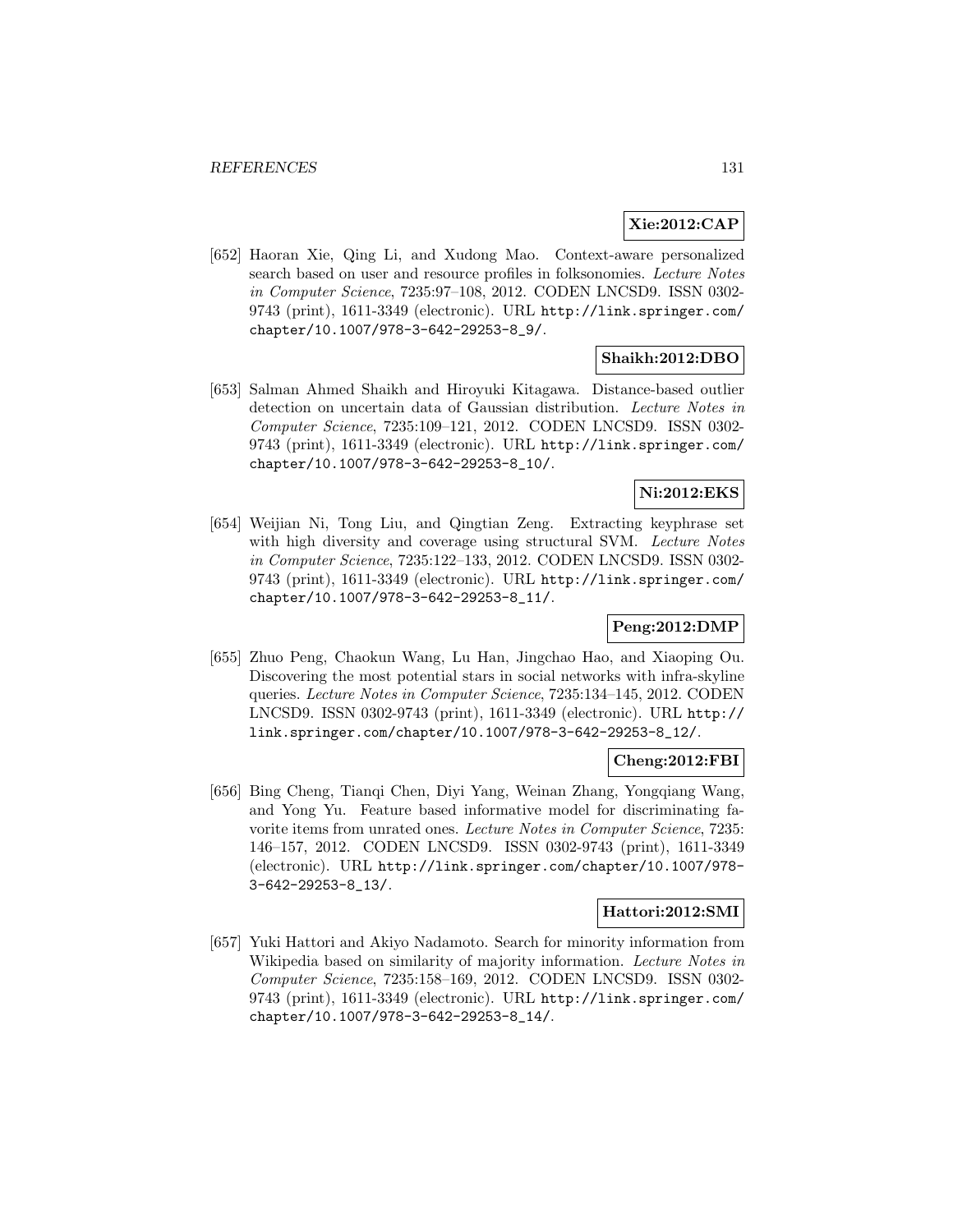**Xie:2012:CAP**

[652] Haoran Xie, Qing Li, and Xudong Mao. Context-aware personalized search based on user and resource profiles in folksonomies. *Lecture Notes in Computer Science*, 7235:97–108, 2012. CODEN LNCSD9. ISSN 0302-9743 (print), 1611-3349 (electronic). URL http://link.springer.com/chapter/10.1007/978-3-642-29253-8_9/.

**Shaikh:2012:DBO**

[653] Salman Ahmed Shaikh and Hiroyuki Kitagawa. Distance-based outlier detection on uncertain data of Gaussian distribution. *Lecture Notes in Computer Science*, 7235:109–121, 2012. CODEN LNCSD9. ISSN 0302-9743 (print), 1611-3349 (electronic). URL http://link.springer.com/chapter/10.1007/978-3-642-29253-8_10/.

**Ni:2012:EKS**

[654] Weijian Ni, Tong Liu, and Qingtian Zeng. Extracting keyphrase set with high diversity and coverage using structural SVM. *Lecture Notes in Computer Science*, 7235:122–133, 2012. CODEN LNCSD9. ISSN 0302-9743 (print), 1611-3349 (electronic). URL http://link.springer.com/chapter/10.1007/978-3-642-29253-8_11/.

**Peng:2012:DMP**

[655] Zhuo Peng, Chaokun Wang, Lu Han, Jingchao Hao, and Xiaoping Ou. Discovering the most potential stars in social networks with infra-skyline queries. *Lecture Notes in Computer Science*, 7235:134–145, 2012. CODEN LNCSD9. ISSN 0302-9743 (print), 1611-3349 (electronic). URL http://link.springer.com/chapter/10.1007/978-3-642-29253-8_12/.

**Cheng:2012:FBI**

[656] Bing Cheng, Tianqi Chen, Diyi Yang, Weinan Zhang, Yongqiang Wang, and Yong Yu. Feature based informative model for discriminating favorite items from unrated ones. *Lecture Notes in Computer Science*, 7235: 146–157, 2012. CODEN LNCSD9. ISSN 0302-9743 (print), 1611-3349 (electronic). URL http://link.springer.com/chapter/10.1007/978-3-642-29253-8_13/.

**Hattori:2012:SMI**

[657] Yuki Hattori and Akiyo Nadamoto. Search for minority information from Wikipedia based on similarity of majority information. *Lecture Notes in Computer Science*, 7235:158–169, 2012. CODEN LNCSD9. ISSN 0302-9743 (print), 1611-3349 (electronic). URL http://link.springer.com/chapter/10.1007/978-3-642-29253-8_14/.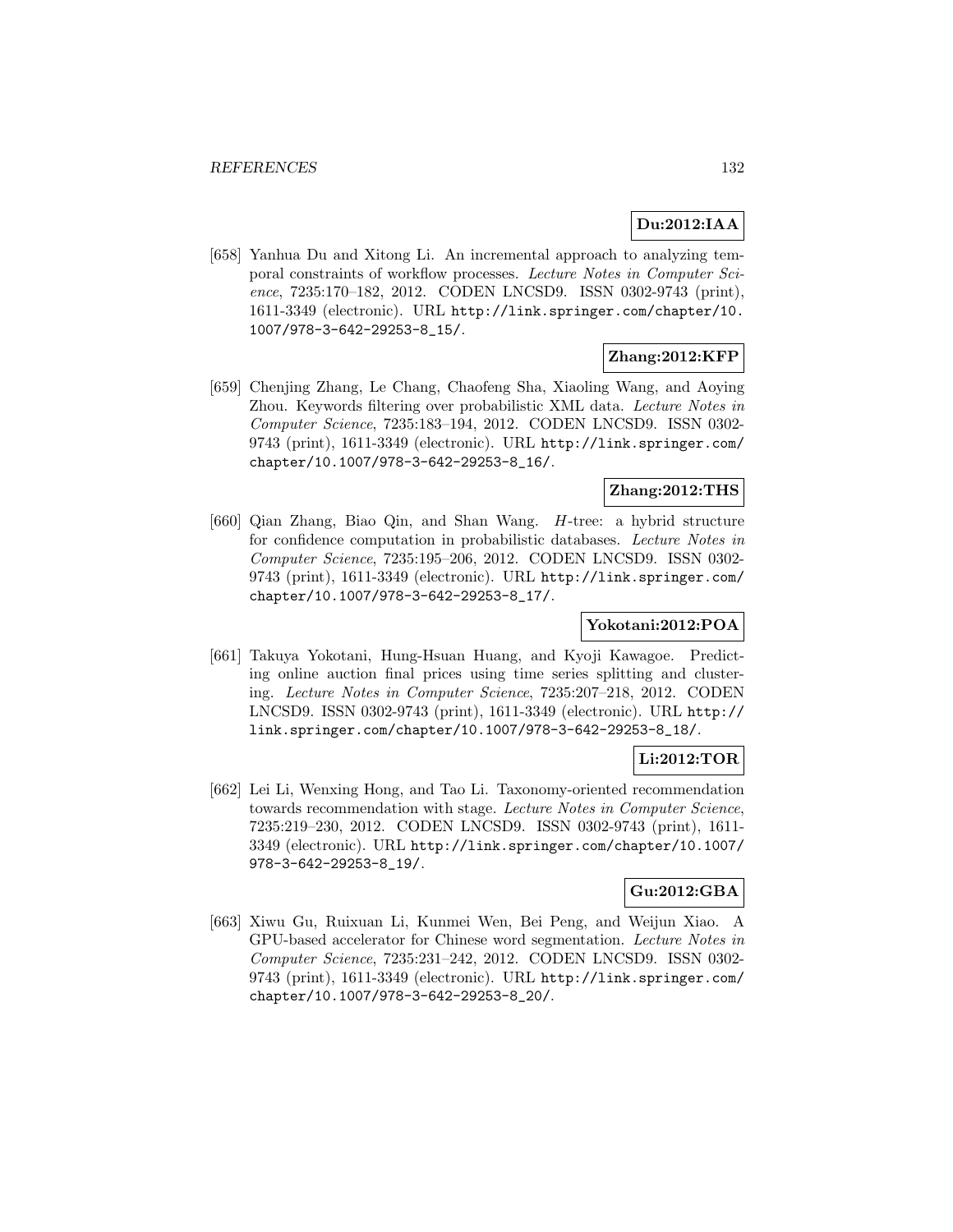**Du:2012:IAA**

[658] Yanhua Du and Xitong Li. An incremental approach to analyzing temporal constraints of workflow processes. *Lecture Notes in Computer Science*, 7235:170–182, 2012. CODEN LNCSD9. ISSN 0302-9743 (print), 1611-3349 (electronic). URL http://link.springer.com/chapter/10.1007/978-3-642-29253-8_15/.

**Zhang:2012:KFP**

[659] Chenjing Zhang, Le Chang, Chaofeng Sha, Xiaoling Wang, and Aoying Zhou. Keywords filtering over probabilistic XML data. *Lecture Notes in Computer Science*, 7235:183–194, 2012. CODEN LNCSD9. ISSN 0302-9743 (print), 1611-3349 (electronic). URL http://link.springer.com/chapter/10.1007/978-3-642-29253-8_16/.

**Zhang:2012:THS**

[660] Qian Zhang, Biao Qin, and Shan Wang. *H*-tree: a hybrid structure for confidence computation in probabilistic databases. *Lecture Notes in Computer Science*, 7235:195–206, 2012. CODEN LNCSD9. ISSN 0302-9743 (print), 1611-3349 (electronic). URL http://link.springer.com/chapter/10.1007/978-3-642-29253-8_17/.

**Yokotani:2012:POA**

[661] Takuya Yokotani, Hung-Hsuan Huang, and Kyoji Kawagoe. Predicting online auction final prices using time series splitting and clustering. *Lecture Notes in Computer Science*, 7235:207–218, 2012. CODEN LNCSD9. ISSN 0302-9743 (print), 1611-3349 (electronic). URL http://link.springer.com/chapter/10.1007/978-3-642-29253-8_18/.

**Li:2012:TOR**

[662] Lei Li, Wenxing Hong, and Tao Li. Taxonomy-oriented recommendation towards recommendation with stage. *Lecture Notes in Computer Science*, 7235:219–230, 2012. CODEN LNCSD9. ISSN 0302-9743 (print), 1611-3349 (electronic). URL http://link.springer.com/chapter/10.1007/978-3-642-29253-8_19/.

**Gu:2012:GBA**

[663] Xiwu Gu, Ruixuan Li, Kunmei Wen, Bei Peng, and Weijun Xiao. A GPU-based accelerator for Chinese word segmentation. *Lecture Notes in Computer Science*, 7235:231–242, 2012. CODEN LNCSD9. ISSN 0302-9743 (print), 1611-3349 (electronic). URL http://link.springer.com/chapter/10.1007/978-3-642-29253-8_20/.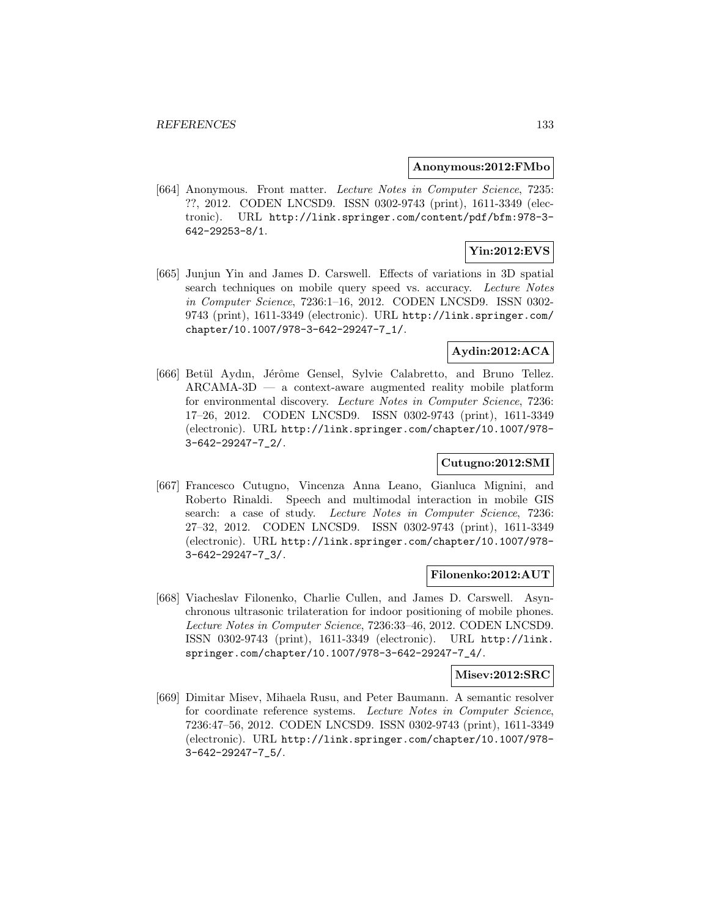**Anonymous:2012:FMbo**

[664] Anonymous. Front matter. *Lecture Notes in Computer Science*, 7235: ??, 2012. CODEN LNCSD9. ISSN 0302-9743 (print), 1611-3349 (electronic). URL http://link.springer.com/content/pdf/bfm:978-3-642-29253-8/1.

**Yin:2012:EVS**

[665] Junjun Yin and James D. Carswell. Effects of variations in 3D spatial search techniques on mobile query speed vs. accuracy. *Lecture Notes in Computer Science*, 7236:1–16, 2012. CODEN LNCSD9. ISSN 0302-9743 (print), 1611-3349 (electronic). URL http://link.springer.com/chapter/10.1007/978-3-642-29247-7_1/.

**Aydin:2012:ACA**

[666] Betül Aydın, Jérôme Gensel, Sylvie Calabretto, and Bruno Tellez. ARCAMA-3D — a context-aware augmented reality mobile platform for environmental discovery. *Lecture Notes in Computer Science*, 7236: 17–26, 2012. CODEN LNCSD9. ISSN 0302-9743 (print), 1611-3349 (electronic). URL http://link.springer.com/chapter/10.1007/978-3-642-29247-7_2/.

**Cutugno:2012:SMI**

[667] Francesco Cutugno, Vincenza Anna Leano, Gianluca Mignini, and Roberto Rinaldi. Speech and multimodal interaction in mobile GIS search: a case of study. *Lecture Notes in Computer Science*, 7236: 27–32, 2012. CODEN LNCSD9. ISSN 0302-9743 (print), 1611-3349 (electronic). URL http://link.springer.com/chapter/10.1007/978-3-642-29247-7_3/.

**Filonenko:2012:AUT**

[668] Viacheslav Filonenko, Charlie Cullen, and James D. Carswell. Asynchronous ultrasonic trilateration for indoor positioning of mobile phones. *Lecture Notes in Computer Science*, 7236:33–46, 2012. CODEN LNCSD9. ISSN 0302-9743 (print), 1611-3349 (electronic). URL http://link.springer.com/chapter/10.1007/978-3-642-29247-7_4/.

**Misev:2012:SRC**

[669] Dimitar Misev, Mihaela Rusu, and Peter Baumann. A semantic resolver for coordinate reference systems. *Lecture Notes in Computer Science*, 7236:47–56, 2012. CODEN LNCSD9. ISSN 0302-9743 (print), 1611-3349 (electronic). URL http://link.springer.com/chapter/10.1007/978-3-642-29247-7_5/.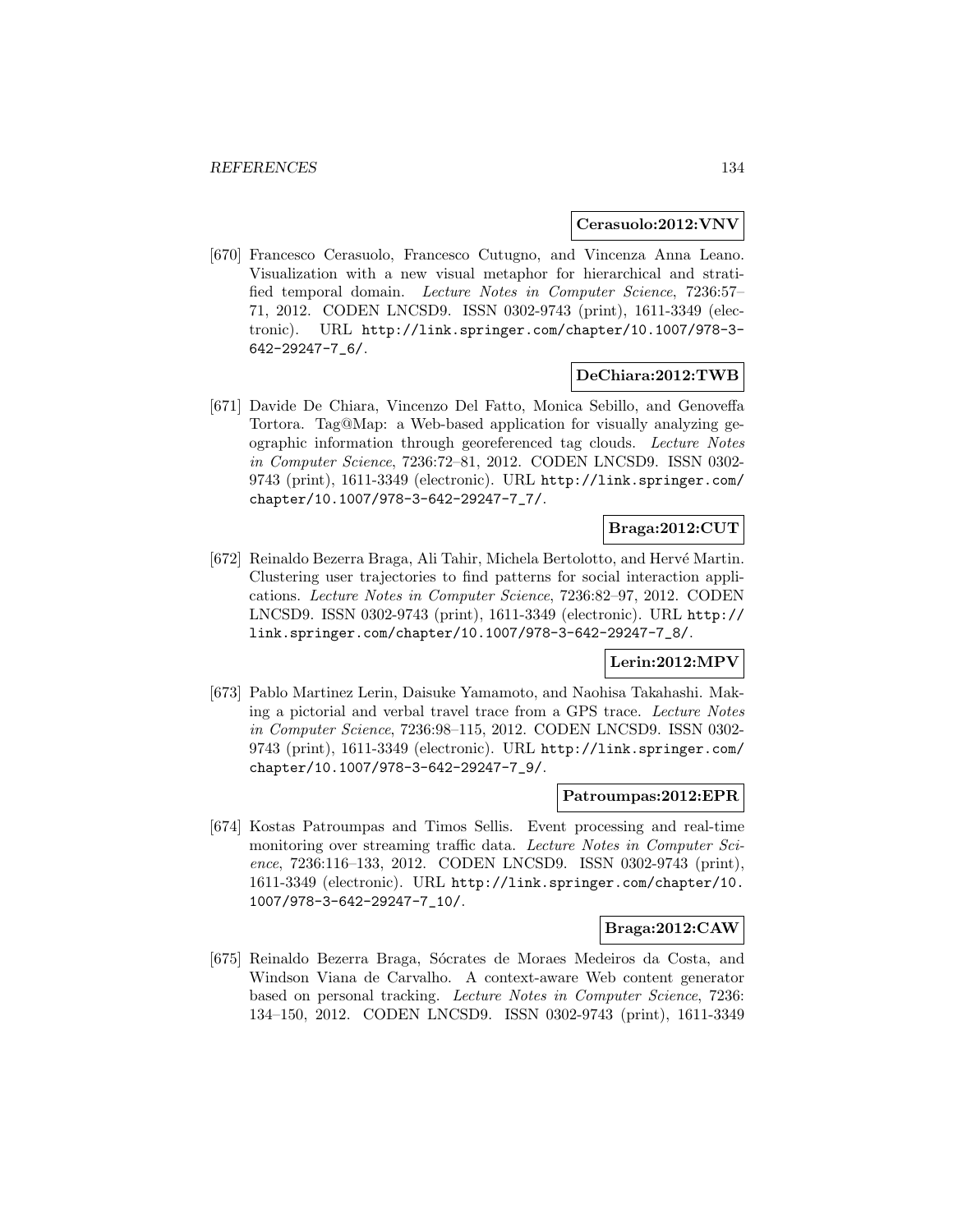**Cerasuolo:2012:VNV**

[670] Francesco Cerasuolo, Francesco Cutugno, and Vincenza Anna Leano. Visualization with a new visual metaphor for hierarchical and stratified temporal domain. *Lecture Notes in Computer Science*, 7236:57–71, 2012. CODEN LNCSD9. ISSN 0302-9743 (print), 1611-3349 (electronic). URL http://link.springer.com/chapter/10.1007/978-3-642-29247-7_6/.

**DeChiara:2012:TWB**

[671] Davide De Chiara, Vincenzo Del Fatto, Monica Sebillo, and Genoveffa Tortora. Tag@Map: a Web-based application for visually analyzing geographic information through georeferenced tag clouds. *Lecture Notes in Computer Science*, 7236:72–81, 2012. CODEN LNCSD9. ISSN 0302-9743 (print), 1611-3349 (electronic). URL http://link.springer.com/chapter/10.1007/978-3-642-29247-7_7/.

**Braga:2012:CUT**

[672] Reinaldo Bezerra Braga, Ali Tahir, Michela Bertolotto, and Hervé Martin. Clustering user trajectories to find patterns for social interaction applications. *Lecture Notes in Computer Science*, 7236:82–97, 2012. CODEN LNCSD9. ISSN 0302-9743 (print), 1611-3349 (electronic). URL http://link.springer.com/chapter/10.1007/978-3-642-29247-7_8/.

**Lerin:2012:MPV**

[673] Pablo Martinez Lerin, Daisuke Yamamoto, and Naohisa Takahashi. Making a pictorial and verbal travel trace from a GPS trace. *Lecture Notes in Computer Science*, 7236:98–115, 2012. CODEN LNCSD9. ISSN 0302-9743 (print), 1611-3349 (electronic). URL http://link.springer.com/chapter/10.1007/978-3-642-29247-7_9/.

**Patroumpas:2012:EPR**

[674] Kostas Patroumpas and Timos Sellis. Event processing and real-time monitoring over streaming traffic data. *Lecture Notes in Computer Science*, 7236:116–133, 2012. CODEN LNCSD9. ISSN 0302-9743 (print), 1611-3349 (electronic). URL http://link.springer.com/chapter/10.1007/978-3-642-29247-7_10/.

**Braga:2012:CAW**

[675] Reinaldo Bezerra Braga, Sócrates de Moraes Medeiros da Costa, and Windson Viana de Carvalho. A context-aware Web content generator based on personal tracking. *Lecture Notes in Computer Science*, 7236: 134–150, 2012. CODEN LNCSD9. ISSN 0302-9743 (print), 1611-3349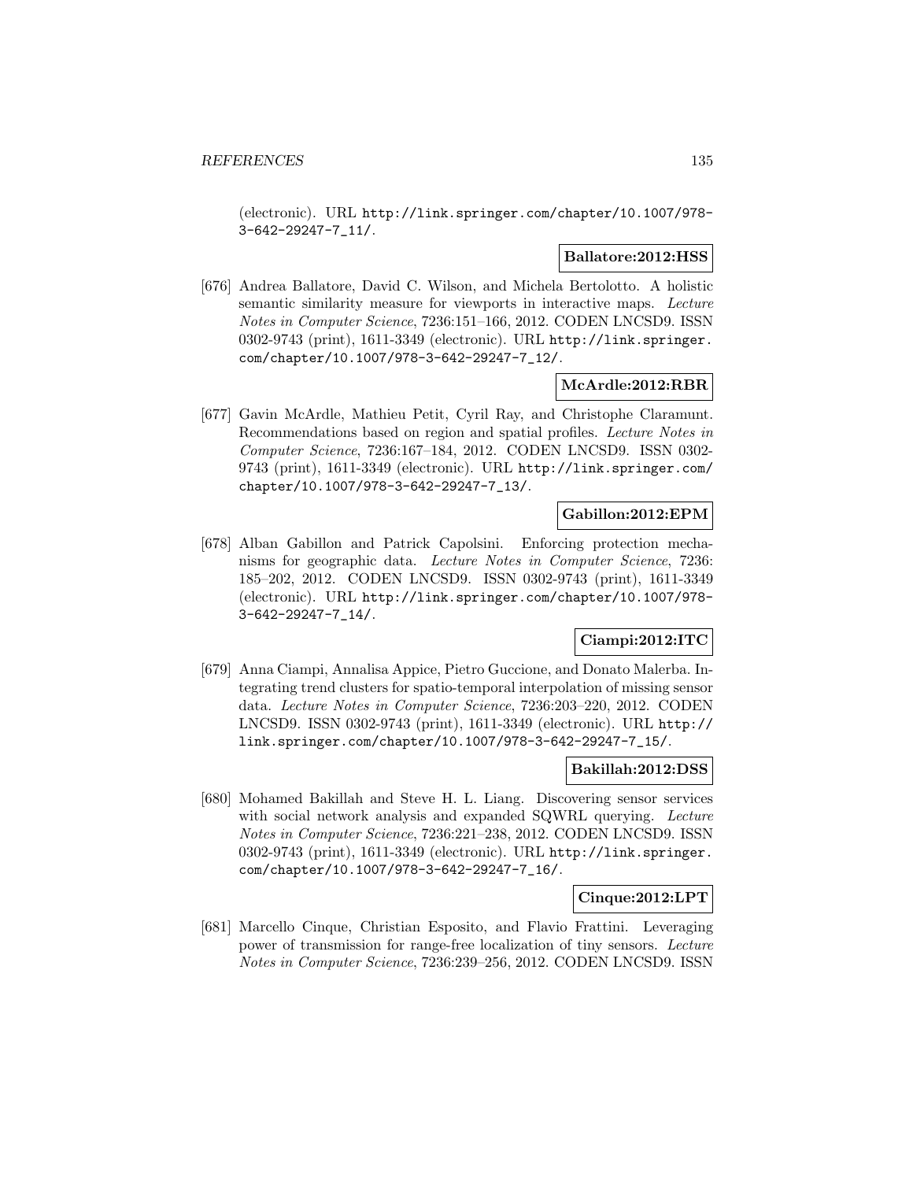(electronic). URL http://link.springer.com/chapter/10.1007/978-3-642-29247-7_11/.

**Ballatore:2012:HSS**

[676] Andrea Ballatore, David C. Wilson, and Michela Bertolotto. A holistic semantic similarity measure for viewports in interactive maps. *Lecture Notes in Computer Science*, 7236:151–166, 2012. CODEN LNCSD9. ISSN 0302-9743 (print), 1611-3349 (electronic). URL http://link.springer.com/chapter/10.1007/978-3-642-29247-7_12/.

**McArdle:2012:RBR**

[677] Gavin McArdle, Mathieu Petit, Cyril Ray, and Christophe Claramunt. Recommendations based on region and spatial profiles. *Lecture Notes in Computer Science*, 7236:167–184, 2012. CODEN LNCSD9. ISSN 0302-9743 (print), 1611-3349 (electronic). URL http://link.springer.com/chapter/10.1007/978-3-642-29247-7_13/.

**Gabillon:2012:EPM**

[678] Alban Gabillon and Patrick Capolsini. Enforcing protection mechanisms for geographic data. *Lecture Notes in Computer Science*, 7236: 185–202, 2012. CODEN LNCSD9. ISSN 0302-9743 (print), 1611-3349 (electronic). URL http://link.springer.com/chapter/10.1007/978-3-642-29247-7_14/.

**Ciampi:2012:ITC**

[679] Anna Ciampi, Annalisa Appice, Pietro Guccione, and Donato Malerba. Integrating trend clusters for spatio-temporal interpolation of missing sensor data. *Lecture Notes in Computer Science*, 7236:203–220, 2012. CODEN LNCSD9. ISSN 0302-9743 (print), 1611-3349 (electronic). URL http://link.springer.com/chapter/10.1007/978-3-642-29247-7_15/.

**Bakillah:2012:DSS**

[680] Mohamed Bakillah and Steve H. L. Liang. Discovering sensor services with social network analysis and expanded SQWRL querying. *Lecture Notes in Computer Science*, 7236:221–238, 2012. CODEN LNCSD9. ISSN 0302-9743 (print), 1611-3349 (electronic). URL http://link.springer.com/chapter/10.1007/978-3-642-29247-7_16/.

**Cinque:2012:LPT**

[681] Marcello Cinque, Christian Esposito, and Flavio Frattini. Leveraging power of transmission for range-free localization of tiny sensors. *Lecture Notes in Computer Science*, 7236:239–256, 2012. CODEN LNCSD9. ISSN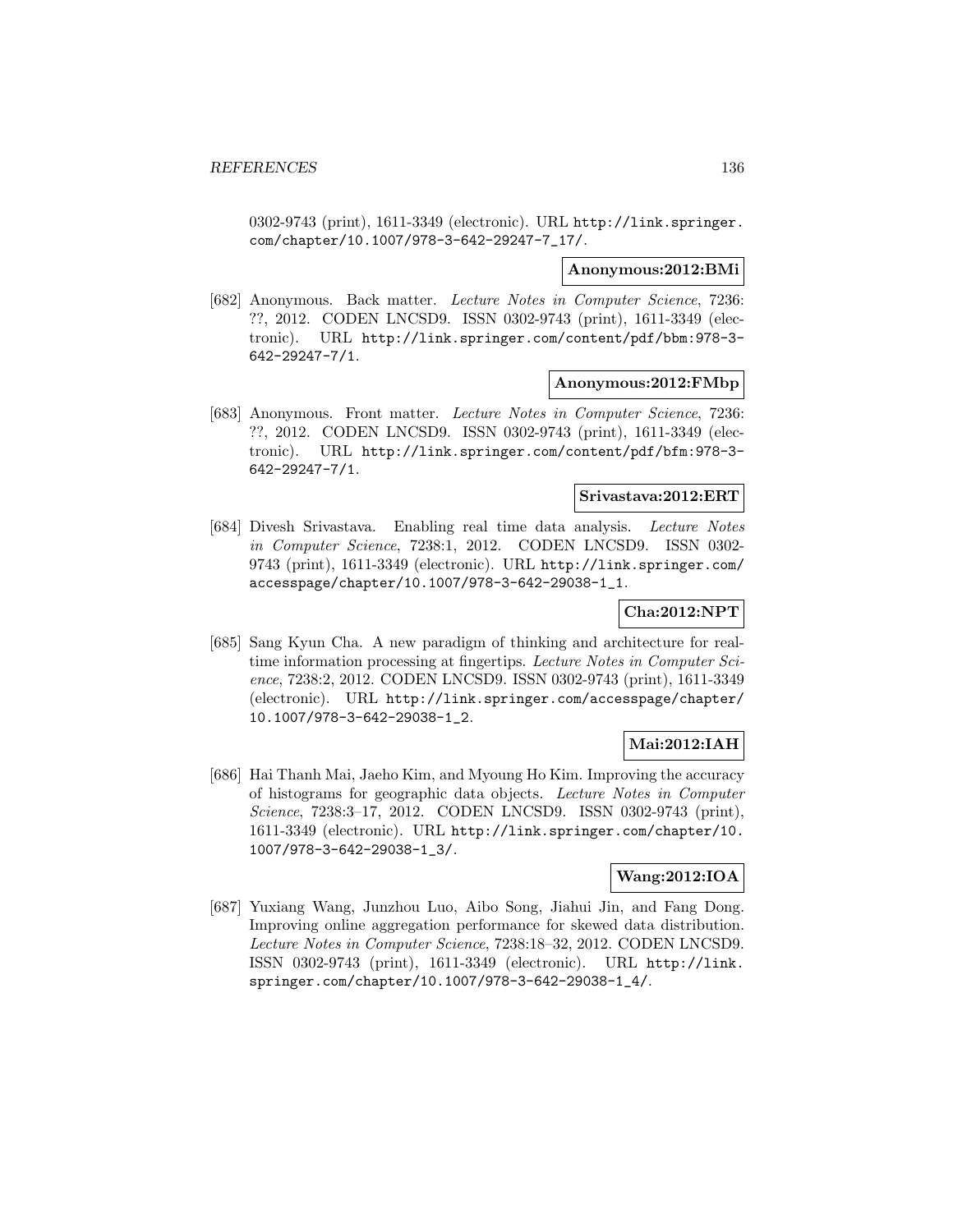0302-9743 (print), 1611-3349 (electronic). URL http://link.springer.com/chapter/10.1007/978-3-642-29247-7_17/.

**Anonymous:2012:BMi**

[682] Anonymous. Back matter. *Lecture Notes in Computer Science*, 7236: ??, 2012. CODEN LNCSD9. ISSN 0302-9743 (print), 1611-3349 (electronic). URL http://link.springer.com/content/pdf/bbm:978-3-642-29247-7/1.

**Anonymous:2012:FMbp**

[683] Anonymous. Front matter. *Lecture Notes in Computer Science*, 7236: ??, 2012. CODEN LNCSD9. ISSN 0302-9743 (print), 1611-3349 (electronic). URL http://link.springer.com/content/pdf/bfm:978-3-642-29247-7/1.

**Srivastava:2012:ERT**

[684] Divesh Srivastava. Enabling real time data analysis. *Lecture Notes in Computer Science*, 7238:1, 2012. CODEN LNCSD9. ISSN 0302-9743 (print), 1611-3349 (electronic). URL http://link.springer.com/accesspage/chapter/10.1007/978-3-642-29038-1_1.

**Cha:2012:NPT**

[685] Sang Kyun Cha. A new paradigm of thinking and architecture for real-time information processing at fingertips. *Lecture Notes in Computer Science*, 7238:2, 2012. CODEN LNCSD9. ISSN 0302-9743 (print), 1611-3349 (electronic). URL http://link.springer.com/accesspage/chapter/10.1007/978-3-642-29038-1_2.

**Mai:2012:IAH**

[686] Hai Thanh Mai, Jaeho Kim, and Myoung Ho Kim. Improving the accuracy of histograms for geographic data objects. *Lecture Notes in Computer Science*, 7238:3–17, 2012. CODEN LNCSD9. ISSN 0302-9743 (print), 1611-3349 (electronic). URL http://link.springer.com/chapter/10.1007/978-3-642-29038-1_3/.

**Wang:2012:IOA**

[687] Yuxiang Wang, Junzhou Luo, Aibo Song, Jiahui Jin, and Fang Dong. Improving online aggregation performance for skewed data distribution. *Lecture Notes in Computer Science*, 7238:18–32, 2012. CODEN LNCSD9. ISSN 0302-9743 (print), 1611-3349 (electronic). URL http://link.springer.com/chapter/10.1007/978-3-642-29038-1_4/.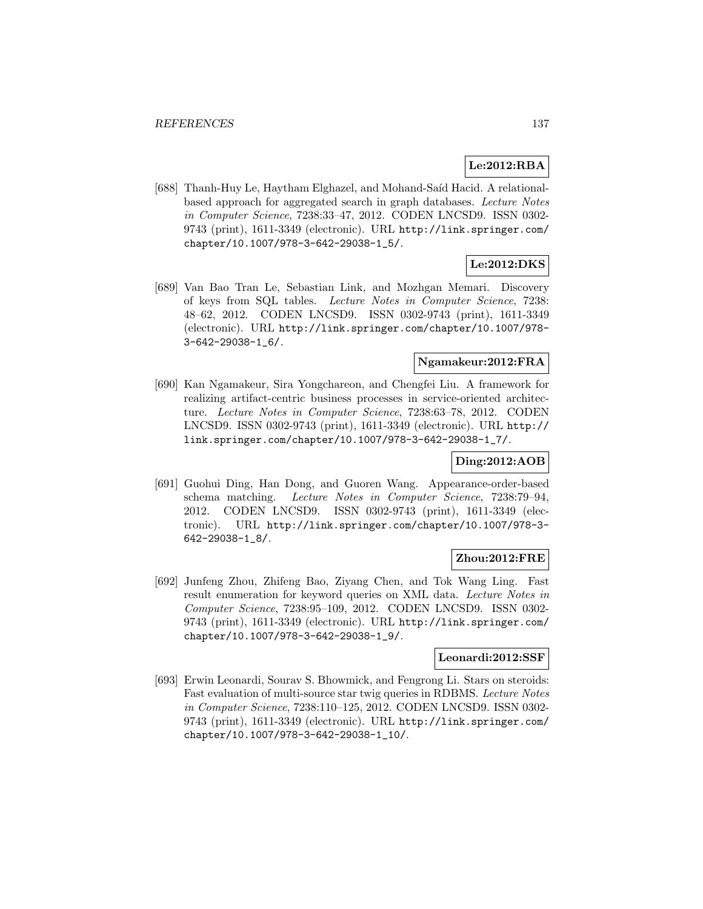**Le:2012:RBA**

[688] Thanh-Huy Le, Haytham Elghazel, and Mohand-Saíd Hacid. A relational-based approach for aggregated search in graph databases. *Lecture Notes in Computer Science*, 7238:33–47, 2012. CODEN LNCSD9. ISSN 0302-9743 (print), 1611-3349 (electronic). URL http://link.springer.com/chapter/10.1007/978-3-642-29038-1_5/.

**Le:2012:DKS**

[689] Van Bao Tran Le, Sebastian Link, and Mozhgan Memari. Discovery of keys from SQL tables. *Lecture Notes in Computer Science*, 7238: 48–62, 2012. CODEN LNCSD9. ISSN 0302-9743 (print), 1611-3349 (electronic). URL http://link.springer.com/chapter/10.1007/978-3-642-29038-1_6/.

**Ngamakeur:2012:FRA**

[690] Kan Ngamakeur, Sira Yongchareon, and Chengfei Liu. A framework for realizing artifact-centric business processes in service-oriented architecture. *Lecture Notes in Computer Science*, 7238:63–78, 2012. CODEN LNCSD9. ISSN 0302-9743 (print), 1611-3349 (electronic). URL http://link.springer.com/chapter/10.1007/978-3-642-29038-1_7/.

**Ding:2012:AOB**

[691] Guohui Ding, Han Dong, and Guoren Wang. Appearance-order-based schema matching. *Lecture Notes in Computer Science*, 7238:79–94, 2012. CODEN LNCSD9. ISSN 0302-9743 (print), 1611-3349 (electronic). URL http://link.springer.com/chapter/10.1007/978-3-642-29038-1_8/.

**Zhou:2012:FRE**

[692] Junfeng Zhou, Zhifeng Bao, Ziyang Chen, and Tok Wang Ling. Fast result enumeration for keyword queries on XML data. *Lecture Notes in Computer Science*, 7238:95–109, 2012. CODEN LNCSD9. ISSN 0302-9743 (print), 1611-3349 (electronic). URL http://link.springer.com/chapter/10.1007/978-3-642-29038-1_9/.

**Leonardi:2012:SSF**

[693] Erwin Leonardi, Sourav S. Bhowmick, and Fengrong Li. Stars on steroids: Fast evaluation of multi-source star twig queries in RDBMS. *Lecture Notes in Computer Science*, 7238:110–125, 2012. CODEN LNCSD9. ISSN 0302-9743 (print), 1611-3349 (electronic). URL http://link.springer.com/chapter/10.1007/978-3-642-29038-1_10/.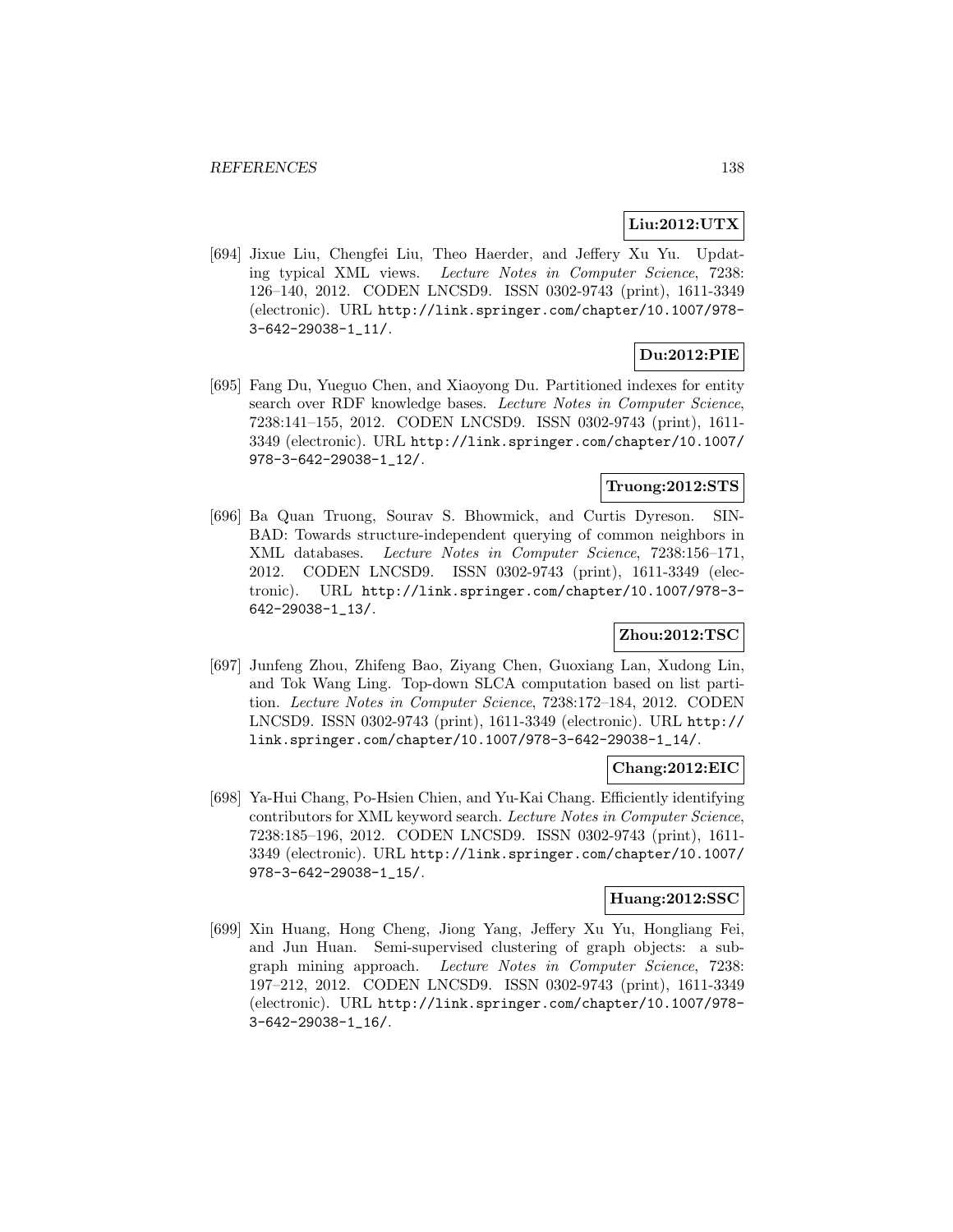**Liu:2012:UTX**

[694] Jixue Liu, Chengfei Liu, Theo Haerder, and Jeffery Xu Yu. Updating typical XML views. *Lecture Notes in Computer Science*, 7238: 126–140, 2012. CODEN LNCSD9. ISSN 0302-9743 (print), 1611-3349 (electronic). URL http://link.springer.com/chapter/10.1007/978-3-642-29038-1_11/.

**Du:2012:PIE**

[695] Fang Du, Yueguo Chen, and Xiaoyong Du. Partitioned indexes for entity search over RDF knowledge bases. *Lecture Notes in Computer Science*, 7238:141–155, 2012. CODEN LNCSD9. ISSN 0302-9743 (print), 1611-3349 (electronic). URL http://link.springer.com/chapter/10.1007/978-3-642-29038-1_12/.

**Truong:2012:STS**

[696] Ba Quan Truong, Sourav S. Bhowmick, and Curtis Dyreson. SINBAD: Towards structure-independent querying of common neighbors in XML databases. *Lecture Notes in Computer Science*, 7238:156–171, 2012. CODEN LNCSD9. ISSN 0302-9743 (print), 1611-3349 (electronic). URL http://link.springer.com/chapter/10.1007/978-3-642-29038-1_13/.

**Zhou:2012:TSC**

[697] Junfeng Zhou, Zhifeng Bao, Ziyang Chen, Guoxiang Lan, Xudong Lin, and Tok Wang Ling. Top-down SLCA computation based on list partition. *Lecture Notes in Computer Science*, 7238:172–184, 2012. CODEN LNCSD9. ISSN 0302-9743 (print), 1611-3349 (electronic). URL http://link.springer.com/chapter/10.1007/978-3-642-29038-1_14/.

**Chang:2012:EIC**

[698] Ya-Hui Chang, Po-Hsien Chien, and Yu-Kai Chang. Efficiently identifying contributors for XML keyword search. *Lecture Notes in Computer Science*, 7238:185–196, 2012. CODEN LNCSD9. ISSN 0302-9743 (print), 1611-3349 (electronic). URL http://link.springer.com/chapter/10.1007/978-3-642-29038-1_15/.

**Huang:2012:SSC**

[699] Xin Huang, Hong Cheng, Jiong Yang, Jeffery Xu Yu, Hongliang Fei, and Jun Huan. Semi-supervised clustering of graph objects: a subgraph mining approach. *Lecture Notes in Computer Science*, 7238: 197–212, 2012. CODEN LNCSD9. ISSN 0302-9743 (print), 1611-3349 (electronic). URL http://link.springer.com/chapter/10.1007/978-3-642-29038-1_16/.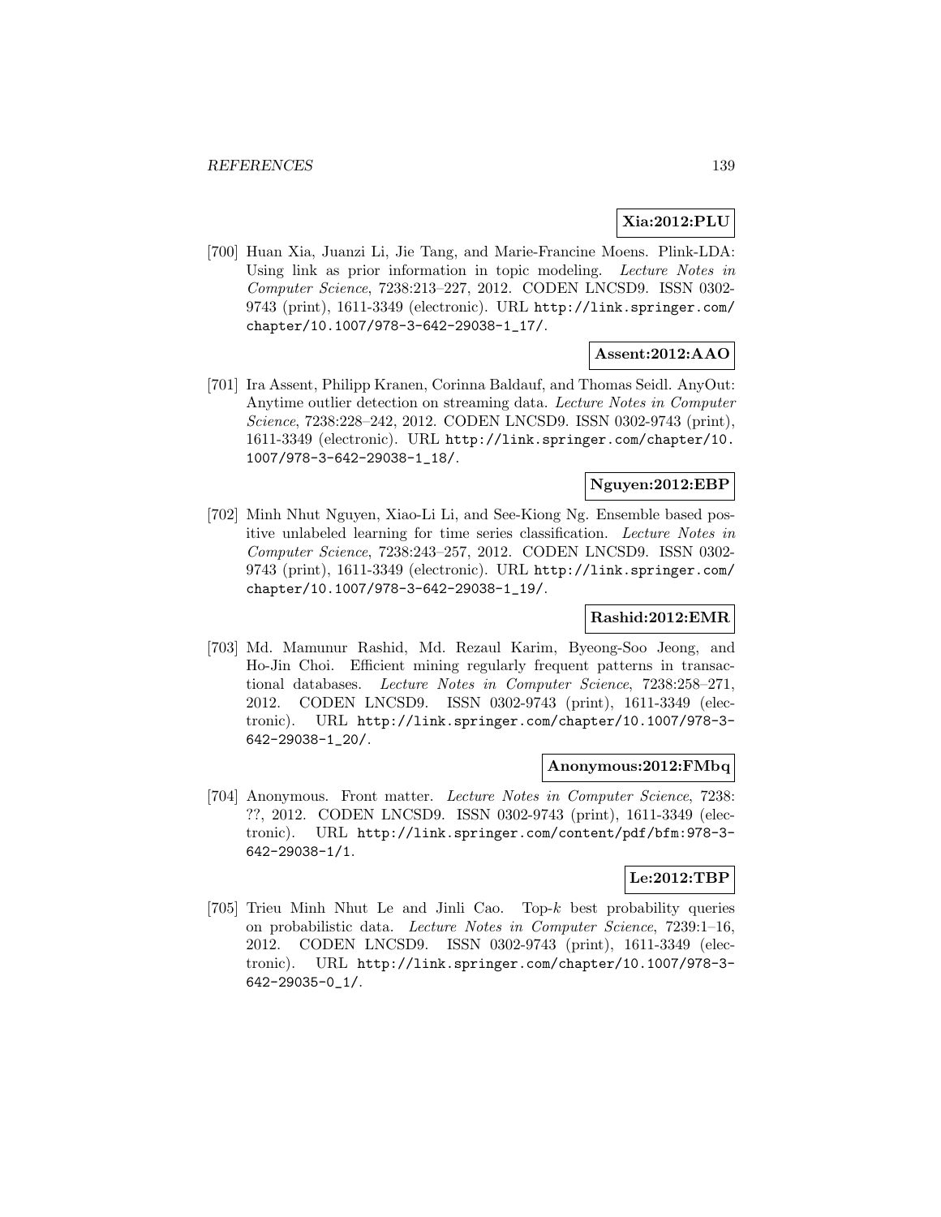**Xia:2012:PLU**

[700] Huan Xia, Juanzi Li, Jie Tang, and Marie-Francine Moens. Plink-LDA: Using link as prior information in topic modeling. *Lecture Notes in Computer Science*, 7238:213–227, 2012. CODEN LNCSD9. ISSN 0302-9743 (print), 1611-3349 (electronic). URL http://link.springer.com/chapter/10.1007/978-3-642-29038-1_17/.

**Assent:2012:AAO**

[701] Ira Assent, Philipp Kranen, Corinna Baldauf, and Thomas Seidl. AnyOut: Anytime outlier detection on streaming data. *Lecture Notes in Computer Science*, 7238:228–242, 2012. CODEN LNCSD9. ISSN 0302-9743 (print), 1611-3349 (electronic). URL http://link.springer.com/chapter/10.1007/978-3-642-29038-1_18/.

**Nguyen:2012:EBP**

[702] Minh Nhut Nguyen, Xiao-Li Li, and See-Kiong Ng. Ensemble based positive unlabeled learning for time series classification. *Lecture Notes in Computer Science*, 7238:243–257, 2012. CODEN LNCSD9. ISSN 0302-9743 (print), 1611-3349 (electronic). URL http://link.springer.com/chapter/10.1007/978-3-642-29038-1_19/.

**Rashid:2012:EMR**

[703] Md. Mamunur Rashid, Md. Rezaul Karim, Byeong-Soo Jeong, and Ho-Jin Choi. Efficient mining regularly frequent patterns in transactional databases. *Lecture Notes in Computer Science*, 7238:258–271, 2012. CODEN LNCSD9. ISSN 0302-9743 (print), 1611-3349 (electronic). URL http://link.springer.com/chapter/10.1007/978-3-642-29038-1_20/.

**Anonymous:2012:FMbq**

[704] Anonymous. Front matter. *Lecture Notes in Computer Science*, 7238: ??, 2012. CODEN LNCSD9. ISSN 0302-9743 (print), 1611-3349 (electronic). URL http://link.springer.com/content/pdf/bfm:978-3-642-29038-1/1.

**Le:2012:TBP**

[705] Trieu Minh Nhut Le and Jinli Cao. Top-$k$ best probability queries on probabilistic data. *Lecture Notes in Computer Science*, 7239:1–16, 2012. CODEN LNCSD9. ISSN 0302-9743 (print), 1611-3349 (electronic). URL http://link.springer.com/chapter/10.1007/978-3-642-29035-0_1/.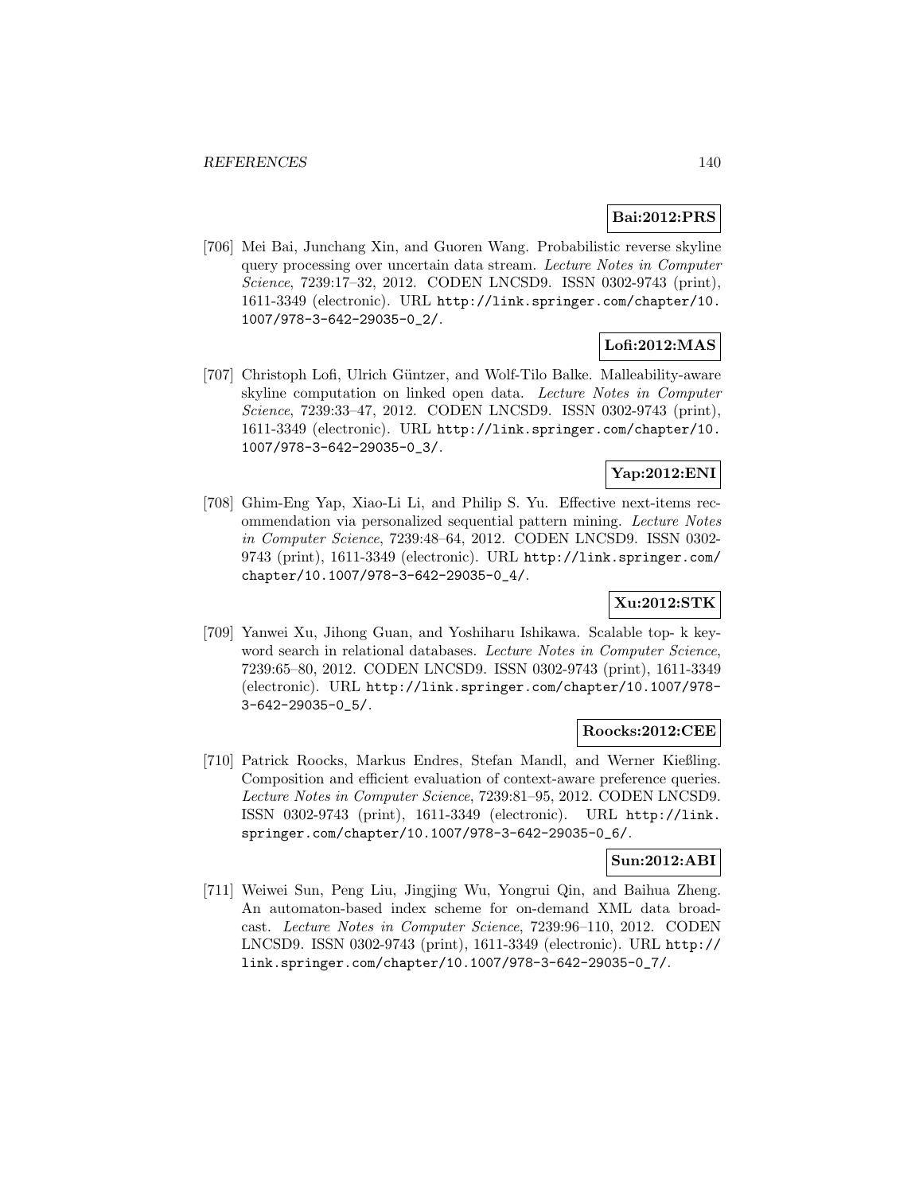**Bai:2012:PRS**

[706] Mei Bai, Junchang Xin, and Guoren Wang. Probabilistic reverse skyline query processing over uncertain data stream. *Lecture Notes in Computer Science*, 7239:17–32, 2012. CODEN LNCSD9. ISSN 0302-9743 (print), 1611-3349 (electronic). URL http://link.springer.com/chapter/10.1007/978-3-642-29035-0_2/.

**Lofi:2012:MAS**

[707] Christoph Lofi, Ulrich Güntzer, and Wolf-Tilo Balke. Malleability-aware skyline computation on linked open data. *Lecture Notes in Computer Science*, 7239:33–47, 2012. CODEN LNCSD9. ISSN 0302-9743 (print), 1611-3349 (electronic). URL http://link.springer.com/chapter/10.1007/978-3-642-29035-0_3/.

**Yap:2012:ENI**

[708] Ghim-Eng Yap, Xiao-Li Li, and Philip S. Yu. Effective next-items recommendation via personalized sequential pattern mining. *Lecture Notes in Computer Science*, 7239:48–64, 2012. CODEN LNCSD9. ISSN 0302-9743 (print), 1611-3349 (electronic). URL http://link.springer.com/chapter/10.1007/978-3-642-29035-0_4/.

**Xu:2012:STK**

[709] Yanwei Xu, Jihong Guan, and Yoshiharu Ishikawa. Scalable top- k keyword search in relational databases. *Lecture Notes in Computer Science*, 7239:65–80, 2012. CODEN LNCSD9. ISSN 0302-9743 (print), 1611-3349 (electronic). URL http://link.springer.com/chapter/10.1007/978-3-642-29035-0_5/.

**Roocks:2012:CEE**

[710] Patrick Roocks, Markus Endres, Stefan Mandl, and Werner Kießling. Composition and efficient evaluation of context-aware preference queries. *Lecture Notes in Computer Science*, 7239:81–95, 2012. CODEN LNCSD9. ISSN 0302-9743 (print), 1611-3349 (electronic). URL http://link.springer.com/chapter/10.1007/978-3-642-29035-0_6/.

**Sun:2012:ABI**

[711] Weiwei Sun, Peng Liu, Jingjing Wu, Yongrui Qin, and Baihua Zheng. An automaton-based index scheme for on-demand XML data broadcast. *Lecture Notes in Computer Science*, 7239:96–110, 2012. CODEN LNCSD9. ISSN 0302-9743 (print), 1611-3349 (electronic). URL http://link.springer.com/chapter/10.1007/978-3-642-29035-0_7/.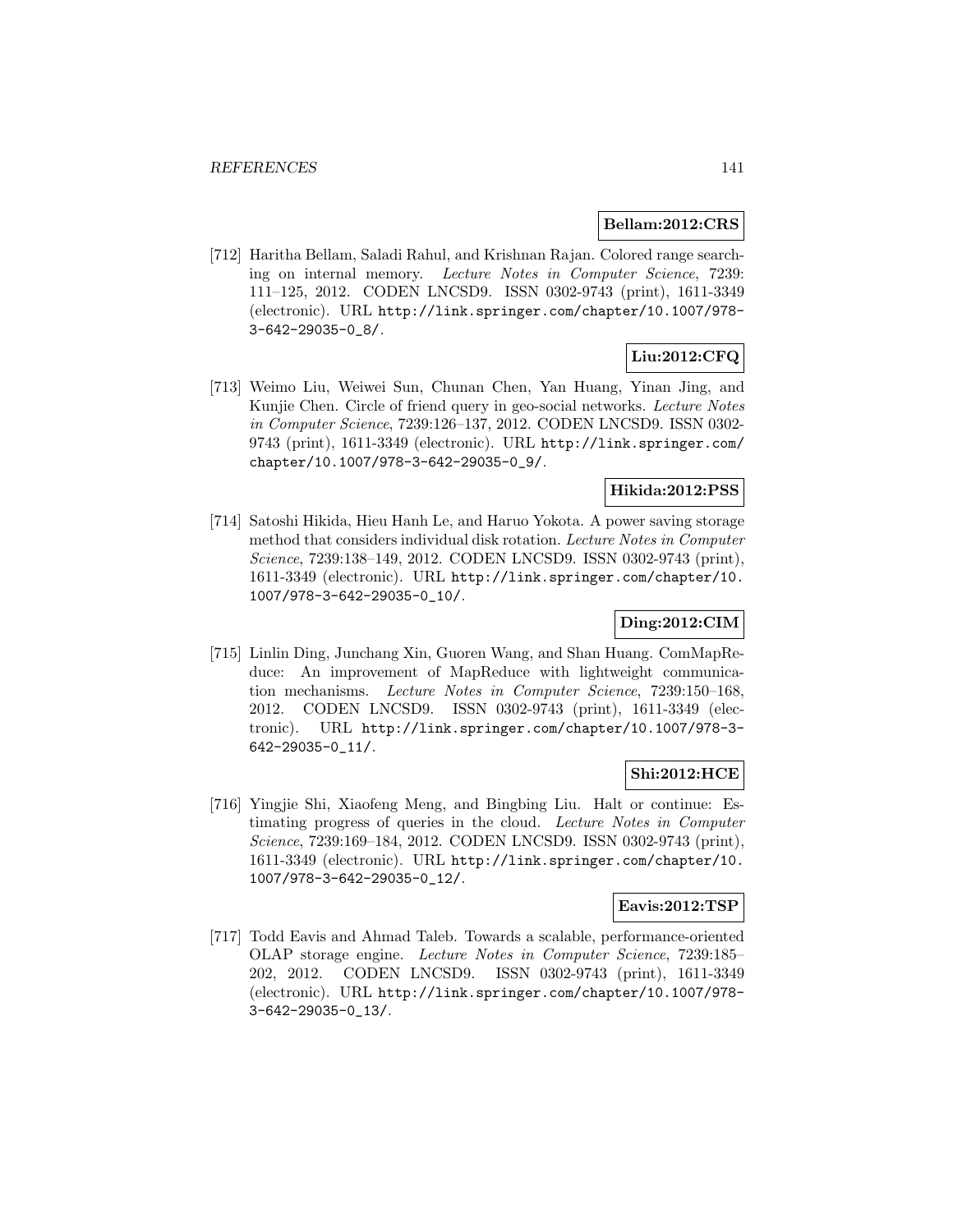**Bellam:2012:CRS**

[712] Haritha Bellam, Saladi Rahul, and Krishnan Rajan. Colored range searching on internal memory. *Lecture Notes in Computer Science*, 7239: 111–125, 2012. CODEN LNCSD9. ISSN 0302-9743 (print), 1611-3349 (electronic). URL http://link.springer.com/chapter/10.1007/978-3-642-29035-0_8/.

**Liu:2012:CFQ**

[713] Weimo Liu, Weiwei Sun, Chunan Chen, Yan Huang, Yinan Jing, and Kunjie Chen. Circle of friend query in geo-social networks. *Lecture Notes in Computer Science*, 7239:126–137, 2012. CODEN LNCSD9. ISSN 0302-9743 (print), 1611-3349 (electronic). URL http://link.springer.com/chapter/10.1007/978-3-642-29035-0_9/.

**Hikida:2012:PSS**

[714] Satoshi Hikida, Hieu Hanh Le, and Haruo Yokota. A power saving storage method that considers individual disk rotation. *Lecture Notes in Computer Science*, 7239:138–149, 2012. CODEN LNCSD9. ISSN 0302-9743 (print), 1611-3349 (electronic). URL http://link.springer.com/chapter/10.1007/978-3-642-29035-0_10/.

**Ding:2012:CIM**

[715] Linlin Ding, Junchang Xin, Guoren Wang, and Shan Huang. ComMapReduce: An improvement of MapReduce with lightweight communication mechanisms. *Lecture Notes in Computer Science*, 7239:150–168, 2012. CODEN LNCSD9. ISSN 0302-9743 (print), 1611-3349 (electronic). URL http://link.springer.com/chapter/10.1007/978-3-642-29035-0_11/.

**Shi:2012:HCE**

[716] Yingjie Shi, Xiaofeng Meng, and Bingbing Liu. Halt or continue: Estimating progress of queries in the cloud. *Lecture Notes in Computer Science*, 7239:169–184, 2012. CODEN LNCSD9. ISSN 0302-9743 (print), 1611-3349 (electronic). URL http://link.springer.com/chapter/10.1007/978-3-642-29035-0_12/.

**Eavis:2012:TSP**

[717] Todd Eavis and Ahmad Taleb. Towards a scalable, performance-oriented OLAP storage engine. *Lecture Notes in Computer Science*, 7239:185–202, 2012. CODEN LNCSD9. ISSN 0302-9743 (print), 1611-3349 (electronic). URL http://link.springer.com/chapter/10.1007/978-3-642-29035-0_13/.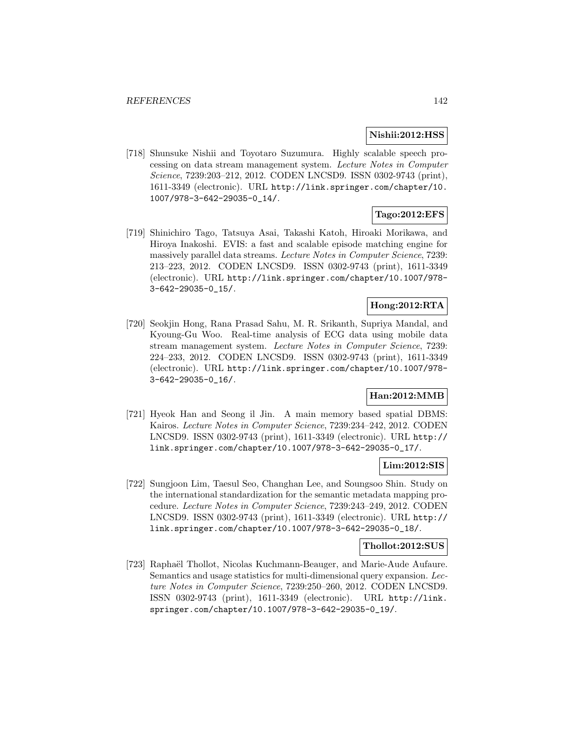**Nishii:2012:HSS**

[718] Shunsuke Nishii and Toyotaro Suzumura. Highly scalable speech processing on data stream management system. *Lecture Notes in Computer Science*, 7239:203–212, 2012. CODEN LNCSD9. ISSN 0302-9743 (print), 1611-3349 (electronic). URL http://link.springer.com/chapter/10.1007/978-3-642-29035-0_14/.

**Tago:2012:EFS**

[719] Shinichiro Tago, Tatsuya Asai, Takashi Katoh, Hiroaki Morikawa, and Hiroya Inakoshi. EVIS: a fast and scalable episode matching engine for massively parallel data streams. *Lecture Notes in Computer Science*, 7239: 213–223, 2012. CODEN LNCSD9. ISSN 0302-9743 (print), 1611-3349 (electronic). URL http://link.springer.com/chapter/10.1007/978-3-642-29035-0_15/.

**Hong:2012:RTA**

[720] Seokjin Hong, Rana Prasad Sahu, M. R. Srikanth, Supriya Mandal, and Kyoung-Gu Woo. Real-time analysis of ECG data using mobile data stream management system. *Lecture Notes in Computer Science*, 7239: 224–233, 2012. CODEN LNCSD9. ISSN 0302-9743 (print), 1611-3349 (electronic). URL http://link.springer.com/chapter/10.1007/978-3-642-29035-0_16/.

**Han:2012:MMB**

[721] Hyeok Han and Seong il Jin. A main memory based spatial DBMS: Kairos. *Lecture Notes in Computer Science*, 7239:234–242, 2012. CODEN LNCSD9. ISSN 0302-9743 (print), 1611-3349 (electronic). URL http://link.springer.com/chapter/10.1007/978-3-642-29035-0_17/.

**Lim:2012:SIS**

[722] Sungjoon Lim, Taesul Seo, Changhan Lee, and Soungsoo Shin. Study on the international standardization for the semantic metadata mapping procedure. *Lecture Notes in Computer Science*, 7239:243–249, 2012. CODEN LNCSD9. ISSN 0302-9743 (print), 1611-3349 (electronic). URL http://link.springer.com/chapter/10.1007/978-3-642-29035-0_18/.

**Thollot:2012:SUS**

[723] Raphaël Thollot, Nicolas Kuchmann-Beauger, and Marie-Aude Aufaure. Semantics and usage statistics for multi-dimensional query expansion. *Lecture Notes in Computer Science*, 7239:250–260, 2012. CODEN LNCSD9. ISSN 0302-9743 (print), 1611-3349 (electronic). URL http://link.springer.com/chapter/10.1007/978-3-642-29035-0_19/.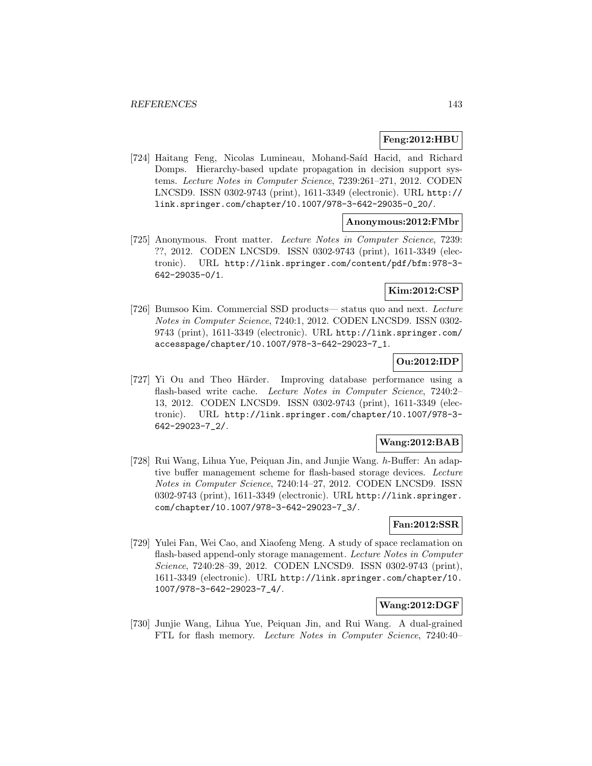**Feng:2012:HBU**

[724] Haitang Feng, Nicolas Lumineau, Mohand-Saíd Hacid, and Richard Domps. Hierarchy-based update propagation in decision support systems. *Lecture Notes in Computer Science*, 7239:261–271, 2012. CODEN LNCSD9. ISSN 0302-9743 (print), 1611-3349 (electronic). URL http://link.springer.com/chapter/10.1007/978-3-642-29035-0_20/.

**Anonymous:2012:FMbr**

[725] Anonymous. Front matter. *Lecture Notes in Computer Science*, 7239: ??, 2012. CODEN LNCSD9. ISSN 0302-9743 (print), 1611-3349 (electronic). URL http://link.springer.com/content/pdf/bfm:978-3-642-29035-0/1.

**Kim:2012:CSP**

[726] Bumsoo Kim. Commercial SSD products— status quo and next. *Lecture Notes in Computer Science*, 7240:1, 2012. CODEN LNCSD9. ISSN 0302-9743 (print), 1611-3349 (electronic). URL http://link.springer.com/accesspage/chapter/10.1007/978-3-642-29023-7_1.

**Ou:2012:IDP**

[727] Yi Ou and Theo Härder. Improving database performance using a flash-based write cache. *Lecture Notes in Computer Science*, 7240:2–13, 2012. CODEN LNCSD9. ISSN 0302-9743 (print), 1611-3349 (electronic). URL http://link.springer.com/chapter/10.1007/978-3-642-29023-7_2/.

**Wang:2012:BAB**

[728] Rui Wang, Lihua Yue, Peiquan Jin, and Junjie Wang. *h*-Buffer: An adaptive buffer management scheme for flash-based storage devices. *Lecture Notes in Computer Science*, 7240:14–27, 2012. CODEN LNCSD9. ISSN 0302-9743 (print), 1611-3349 (electronic). URL http://link.springer.com/chapter/10.1007/978-3-642-29023-7_3/.

**Fan:2012:SSR**

[729] Yulei Fan, Wei Cao, and Xiaofeng Meng. A study of space reclamation on flash-based append-only storage management. *Lecture Notes in Computer Science*, 7240:28–39, 2012. CODEN LNCSD9. ISSN 0302-9743 (print), 1611-3349 (electronic). URL http://link.springer.com/chapter/10.1007/978-3-642-29023-7_4/.

**Wang:2012:DGF**

[730] Junjie Wang, Lihua Yue, Peiquan Jin, and Rui Wang. A dual-grained FTL for flash memory. *Lecture Notes in Computer Science*, 7240:40–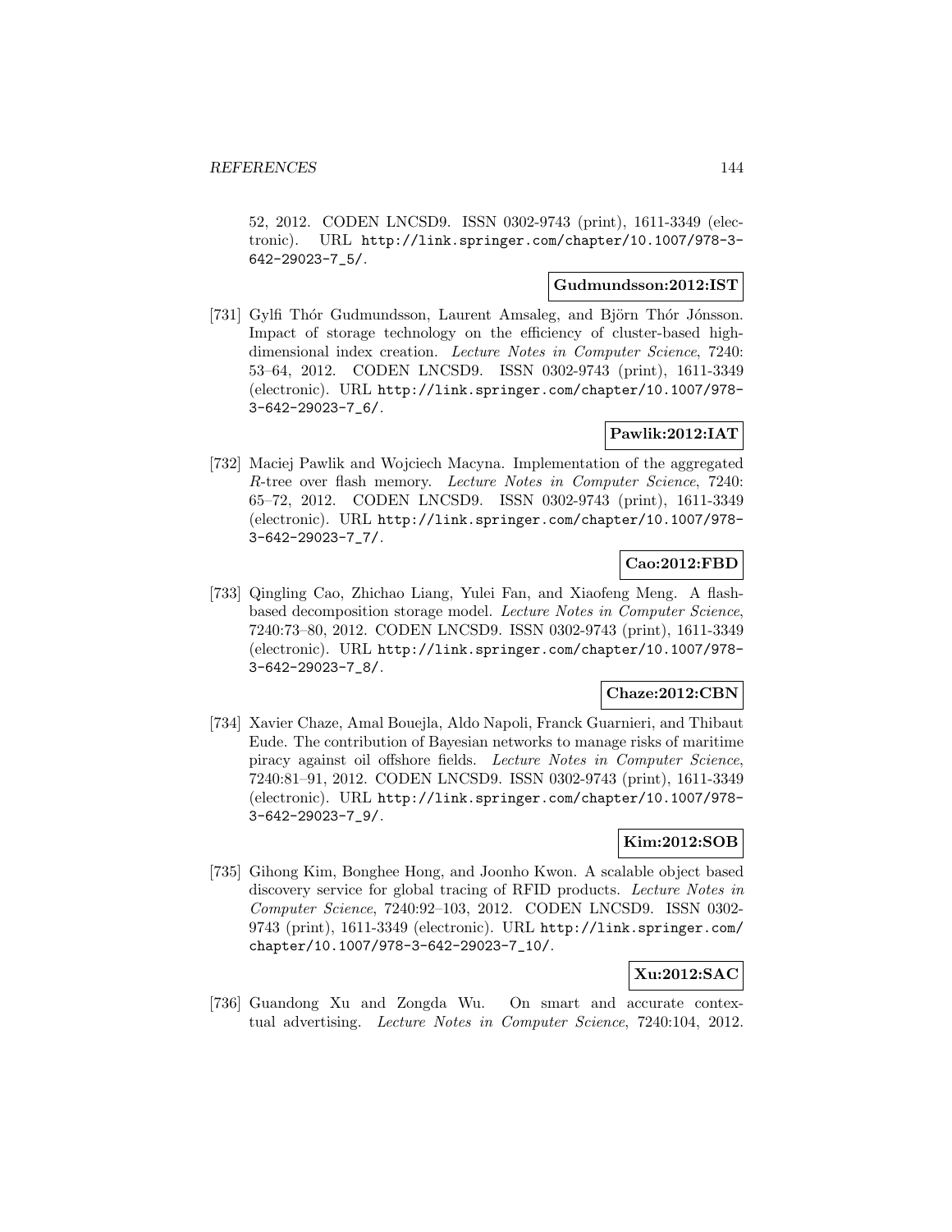52, 2012. CODEN LNCSD9. ISSN 0302-9743 (print), 1611-3349 (electronic). URL http://link.springer.com/chapter/10.1007/978-3-642-29023-7_5/.

**Gudmundsson:2012:IST**

[731] Gylfi Thór Gudmundsson, Laurent Amsaleg, and Björn Thór Jónsson. Impact of storage technology on the efficiency of cluster-based high-dimensional index creation. *Lecture Notes in Computer Science*, 7240: 53–64, 2012. CODEN LNCSD9. ISSN 0302-9743 (print), 1611-3349 (electronic). URL http://link.springer.com/chapter/10.1007/978-3-642-29023-7_6/.

**Pawlik:2012:IAT**

[732] Maciej Pawlik and Wojciech Macyna. Implementation of the aggregated *R*-tree over flash memory. *Lecture Notes in Computer Science*, 7240: 65–72, 2012. CODEN LNCSD9. ISSN 0302-9743 (print), 1611-3349 (electronic). URL http://link.springer.com/chapter/10.1007/978-3-642-29023-7_7/.

**Cao:2012:FBD**

[733] Qingling Cao, Zhichao Liang, Yulei Fan, and Xiaofeng Meng. A flash-based decomposition storage model. *Lecture Notes in Computer Science*, 7240:73–80, 2012. CODEN LNCSD9. ISSN 0302-9743 (print), 1611-3349 (electronic). URL http://link.springer.com/chapter/10.1007/978-3-642-29023-7_8/.

**Chaze:2012:CBN**

[734] Xavier Chaze, Amal Bouejla, Aldo Napoli, Franck Guarnieri, and Thibaut Eude. The contribution of Bayesian networks to manage risks of maritime piracy against oil offshore fields. *Lecture Notes in Computer Science*, 7240:81–91, 2012. CODEN LNCSD9. ISSN 0302-9743 (print), 1611-3349 (electronic). URL http://link.springer.com/chapter/10.1007/978-3-642-29023-7_9/.

**Kim:2012:SOB**

[735] Gihong Kim, Bonghee Hong, and Joonho Kwon. A scalable object based discovery service for global tracing of RFID products. *Lecture Notes in Computer Science*, 7240:92–103, 2012. CODEN LNCSD9. ISSN 0302-9743 (print), 1611-3349 (electronic). URL http://link.springer.com/chapter/10.1007/978-3-642-29023-7_10/.

**Xu:2012:SAC**

[736] Guandong Xu and Zongda Wu. On smart and accurate contextual advertising. *Lecture Notes in Computer Science*, 7240:104, 2012.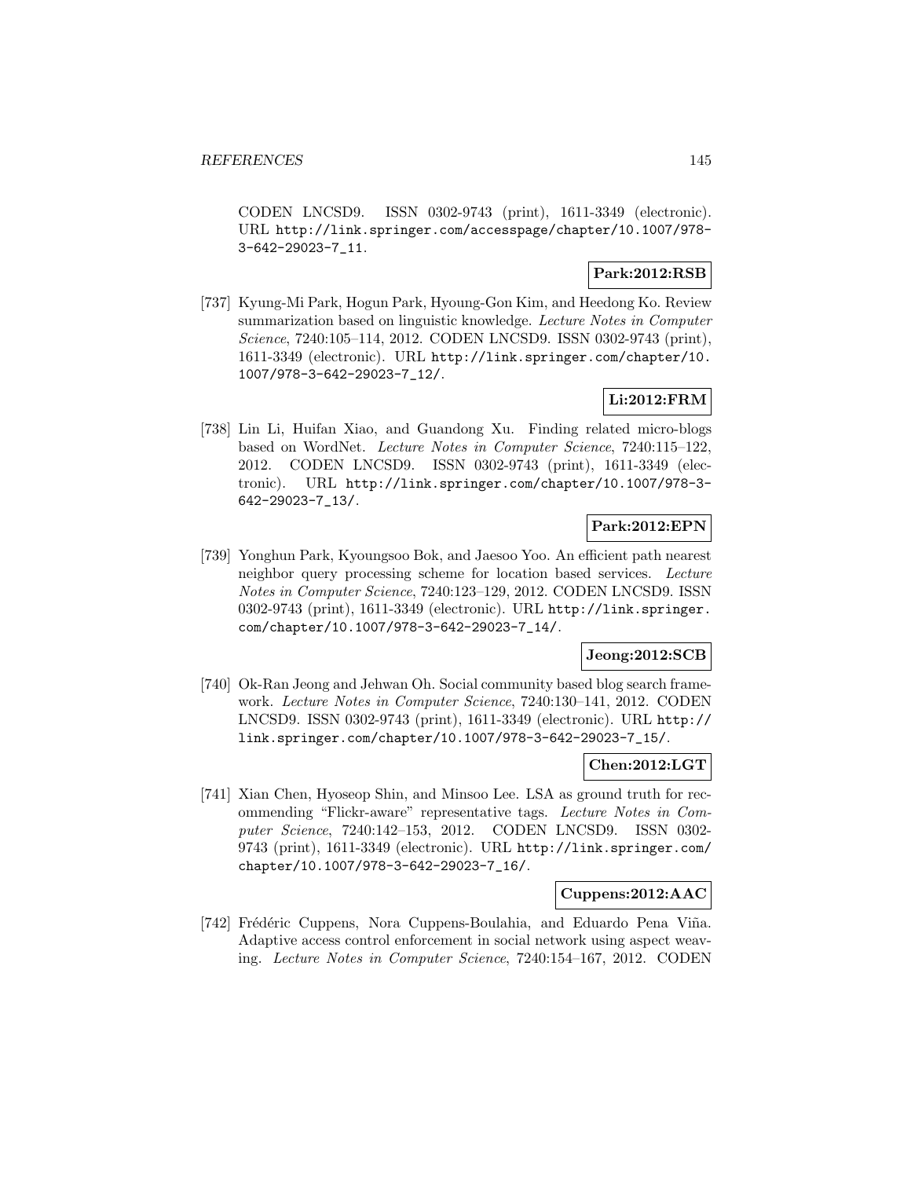CODEN LNCSD9. ISSN 0302-9743 (print), 1611-3349 (electronic). URL http://link.springer.com/accesspage/chapter/10.1007/978-3-642-29023-7_11.

**Park:2012:RSB**

[737] Kyung-Mi Park, Hogun Park, Hyoung-Gon Kim, and Heedong Ko. Review summarization based on linguistic knowledge. *Lecture Notes in Computer Science*, 7240:105–114, 2012. CODEN LNCSD9. ISSN 0302-9743 (print), 1611-3349 (electronic). URL http://link.springer.com/chapter/10.1007/978-3-642-29023-7_12/.

**Li:2012:FRM**

[738] Lin Li, Huifan Xiao, and Guandong Xu. Finding related micro-blogs based on WordNet. *Lecture Notes in Computer Science*, 7240:115–122, 2012. CODEN LNCSD9. ISSN 0302-9743 (print), 1611-3349 (electronic). URL http://link.springer.com/chapter/10.1007/978-3-642-29023-7_13/.

**Park:2012:EPN**

[739] Yonghun Park, Kyoungsoo Bok, and Jaesoo Yoo. An efficient path nearest neighbor query processing scheme for location based services. *Lecture Notes in Computer Science*, 7240:123–129, 2012. CODEN LNCSD9. ISSN 0302-9743 (print), 1611-3349 (electronic). URL http://link.springer.com/chapter/10.1007/978-3-642-29023-7_14/.

**Jeong:2012:SCB**

[740] Ok-Ran Jeong and Jehwan Oh. Social community based blog search framework. *Lecture Notes in Computer Science*, 7240:130–141, 2012. CODEN LNCSD9. ISSN 0302-9743 (print), 1611-3349 (electronic). URL http://link.springer.com/chapter/10.1007/978-3-642-29023-7_15/.

**Chen:2012:LGT**

[741] Xian Chen, Hyoseop Shin, and Minsoo Lee. LSA as ground truth for recommending "Flickr-aware" representative tags. *Lecture Notes in Computer Science*, 7240:142–153, 2012. CODEN LNCSD9. ISSN 0302-9743 (print), 1611-3349 (electronic). URL http://link.springer.com/chapter/10.1007/978-3-642-29023-7_16/.

**Cuppens:2012:AAC**

[742] Frédéric Cuppens, Nora Cuppens-Boulahia, and Eduardo Pena Viña. Adaptive access control enforcement in social network using aspect weaving. *Lecture Notes in Computer Science*, 7240:154–167, 2012. CODEN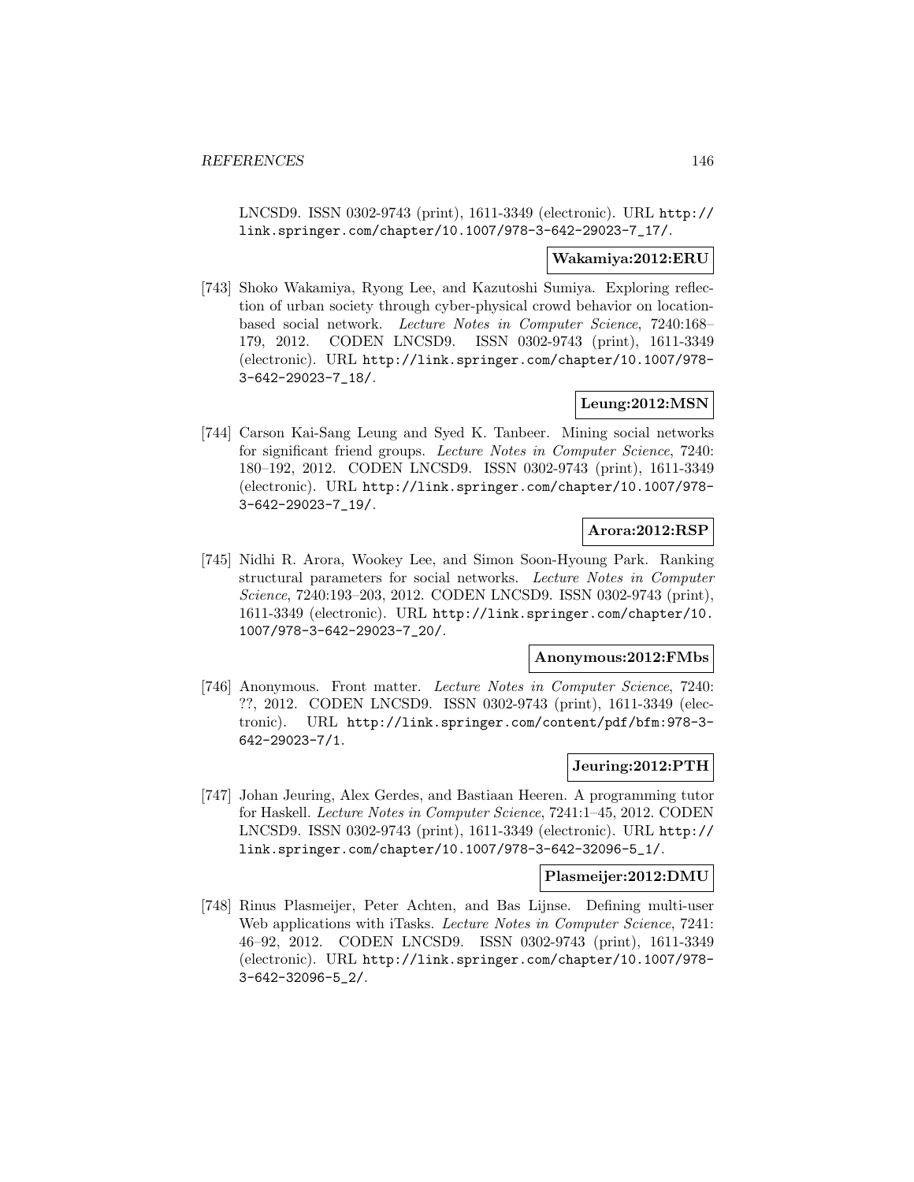LNCSD9. ISSN 0302-9743 (print), 1611-3349 (electronic). URL http://link.springer.com/chapter/10.1007/978-3-642-29023-7_17/.

**Wakamiya:2012:ERU**

[743] Shoko Wakamiya, Ryong Lee, and Kazutoshi Sumiya. Exploring reflection of urban society through cyber-physical crowd behavior on location-based social network. *Lecture Notes in Computer Science*, 7240:168–179, 2012. CODEN LNCSD9. ISSN 0302-9743 (print), 1611-3349 (electronic). URL http://link.springer.com/chapter/10.1007/978-3-642-29023-7_18/.

**Leung:2012:MSN**

[744] Carson Kai-Sang Leung and Syed K. Tanbeer. Mining social networks for significant friend groups. *Lecture Notes in Computer Science*, 7240: 180–192, 2012. CODEN LNCSD9. ISSN 0302-9743 (print), 1611-3349 (electronic). URL http://link.springer.com/chapter/10.1007/978-3-642-29023-7_19/.

**Arora:2012:RSP**

[745] Nidhi R. Arora, Wookey Lee, and Simon Soon-Hyoung Park. Ranking structural parameters for social networks. *Lecture Notes in Computer Science*, 7240:193–203, 2012. CODEN LNCSD9. ISSN 0302-9743 (print), 1611-3349 (electronic). URL http://link.springer.com/chapter/10.1007/978-3-642-29023-7_20/.

**Anonymous:2012:FMbs**

[746] Anonymous. Front matter. *Lecture Notes in Computer Science*, 7240: ??, 2012. CODEN LNCSD9. ISSN 0302-9743 (print), 1611-3349 (electronic). URL http://link.springer.com/content/pdf/bfm:978-3-642-29023-7/1.

**Jeuring:2012:PTH**

[747] Johan Jeuring, Alex Gerdes, and Bastiaan Heeren. A programming tutor for Haskell. *Lecture Notes in Computer Science*, 7241:1–45, 2012. CODEN LNCSD9. ISSN 0302-9743 (print), 1611-3349 (electronic). URL http://link.springer.com/chapter/10.1007/978-3-642-32096-5_1/.

**Plasmeijer:2012:DMU**

[748] Rinus Plasmeijer, Peter Achten, and Bas Lijnse. Defining multi-user Web applications with iTasks. *Lecture Notes in Computer Science*, 7241: 46–92, 2012. CODEN LNCSD9. ISSN 0302-9743 (print), 1611-3349 (electronic). URL http://link.springer.com/chapter/10.1007/978-3-642-32096-5_2/.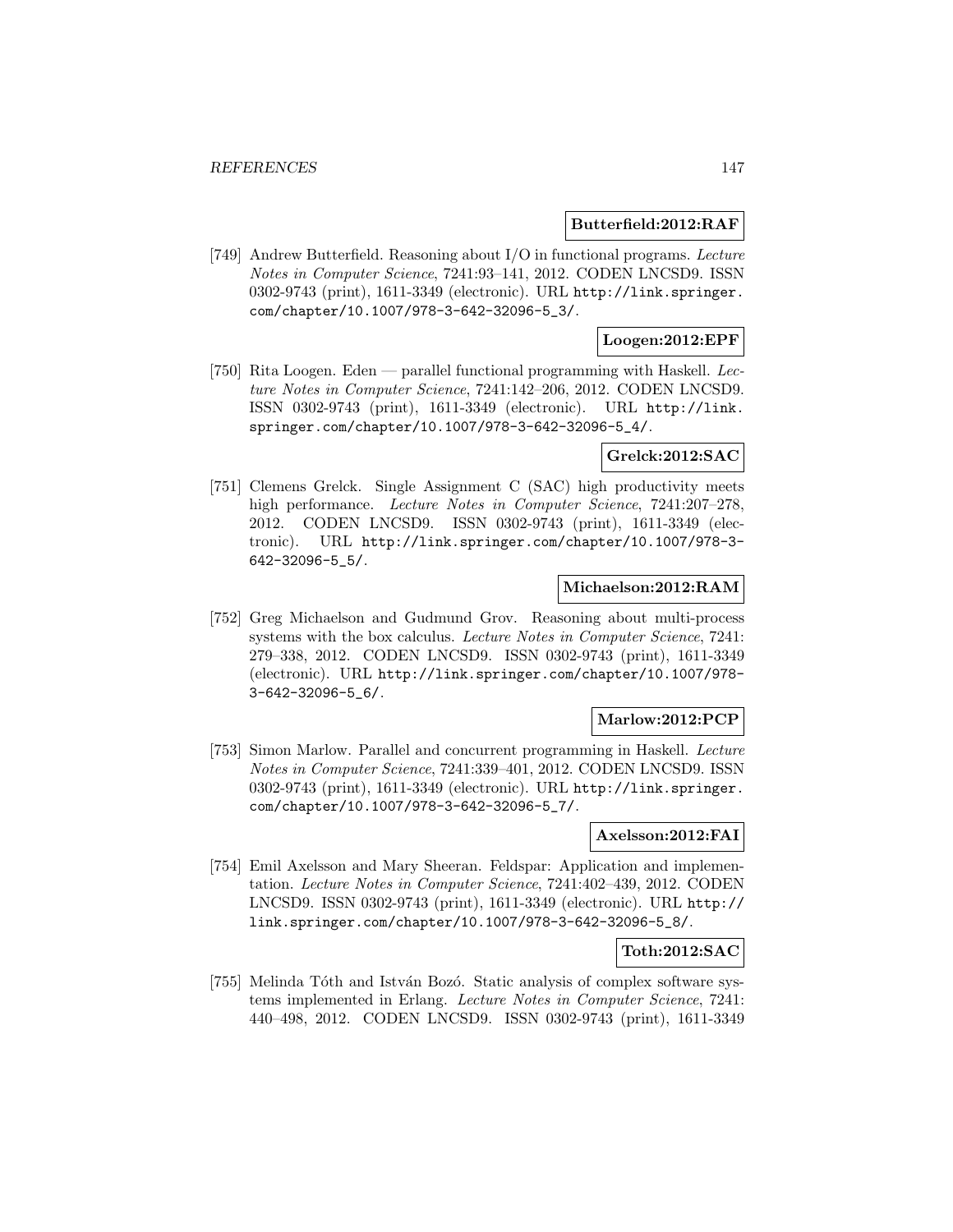**Butterfield:2012:RAF**

[749] Andrew Butterfield. Reasoning about I/O in functional programs. *Lecture Notes in Computer Science*, 7241:93–141, 2012. CODEN LNCSD9. ISSN 0302-9743 (print), 1611-3349 (electronic). URL http://link.springer.com/chapter/10.1007/978-3-642-32096-5_3/.

**Loogen:2012:EPF**

[750] Rita Loogen. Eden — parallel functional programming with Haskell. *Lecture Notes in Computer Science*, 7241:142–206, 2012. CODEN LNCSD9. ISSN 0302-9743 (print), 1611-3349 (electronic). URL http://link.springer.com/chapter/10.1007/978-3-642-32096-5_4/.

**Grelck:2012:SAC**

[751] Clemens Grelck. Single Assignment C (SAC) high productivity meets high performance. *Lecture Notes in Computer Science*, 7241:207–278, 2012. CODEN LNCSD9. ISSN 0302-9743 (print), 1611-3349 (electronic). URL http://link.springer.com/chapter/10.1007/978-3-642-32096-5_5/.

**Michaelson:2012:RAM**

[752] Greg Michaelson and Gudmund Grov. Reasoning about multi-process systems with the box calculus. *Lecture Notes in Computer Science*, 7241: 279–338, 2012. CODEN LNCSD9. ISSN 0302-9743 (print), 1611-3349 (electronic). URL http://link.springer.com/chapter/10.1007/978-3-642-32096-5_6/.

**Marlow:2012:PCP**

[753] Simon Marlow. Parallel and concurrent programming in Haskell. *Lecture Notes in Computer Science*, 7241:339–401, 2012. CODEN LNCSD9. ISSN 0302-9743 (print), 1611-3349 (electronic). URL http://link.springer.com/chapter/10.1007/978-3-642-32096-5_7/.

**Axelsson:2012:FAI**

[754] Emil Axelsson and Mary Sheeran. Feldspar: Application and implementation. *Lecture Notes in Computer Science*, 7241:402–439, 2012. CODEN LNCSD9. ISSN 0302-9743 (print), 1611-3349 (electronic). URL http://link.springer.com/chapter/10.1007/978-3-642-32096-5_8/.

**Toth:2012:SAC**

[755] Melinda Tóth and István Bozó. Static analysis of complex software systems implemented in Erlang. *Lecture Notes in Computer Science*, 7241: 440–498, 2012. CODEN LNCSD9. ISSN 0302-9743 (print), 1611-3349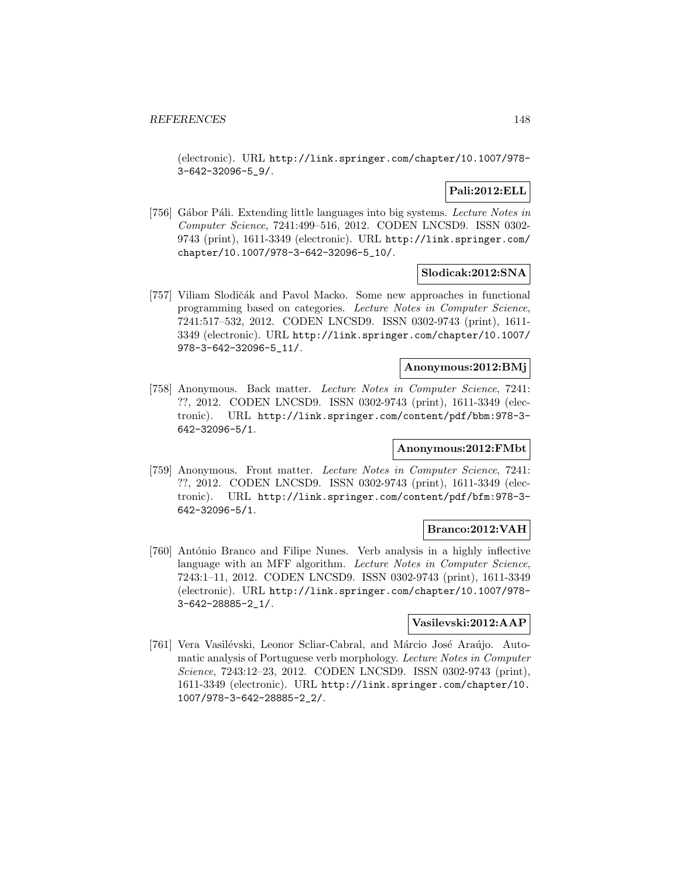(electronic). URL http://link.springer.com/chapter/10.1007/978-3-642-32096-5_9/.

**Pali:2012:ELL**

[756] Gábor Páli. Extending little languages into big systems. *Lecture Notes in Computer Science*, 7241:499–516, 2012. CODEN LNCSD9. ISSN 0302-9743 (print), 1611-3349 (electronic). URL http://link.springer.com/chapter/10.1007/978-3-642-32096-5_10/.

**Slodicak:2012:SNA**

[757] Viliam Slodičák and Pavol Macko. Some new approaches in functional programming based on categories. *Lecture Notes in Computer Science*, 7241:517–532, 2012. CODEN LNCSD9. ISSN 0302-9743 (print), 1611-3349 (electronic). URL http://link.springer.com/chapter/10.1007/978-3-642-32096-5_11/.

**Anonymous:2012:BMj**

[758] Anonymous. Back matter. *Lecture Notes in Computer Science*, 7241: ??, 2012. CODEN LNCSD9. ISSN 0302-9743 (print), 1611-3349 (electronic). URL http://link.springer.com/content/pdf/bbm:978-3-642-32096-5/1.

**Anonymous:2012:FMbt**

[759] Anonymous. Front matter. *Lecture Notes in Computer Science*, 7241: ??, 2012. CODEN LNCSD9. ISSN 0302-9743 (print), 1611-3349 (electronic). URL http://link.springer.com/content/pdf/bfm:978-3-642-32096-5/1.

**Branco:2012:VAH**

[760] António Branco and Filipe Nunes. Verb analysis in a highly inflective language with an MFF algorithm. *Lecture Notes in Computer Science*, 7243:1–11, 2012. CODEN LNCSD9. ISSN 0302-9743 (print), 1611-3349 (electronic). URL http://link.springer.com/chapter/10.1007/978-3-642-28885-2_1/.

**Vasilevski:2012:AAP**

[761] Vera Vasilévski, Leonor Scliar-Cabral, and Márcio José Araújo. Automatic analysis of Portuguese verb morphology. *Lecture Notes in Computer Science*, 7243:12–23, 2012. CODEN LNCSD9. ISSN 0302-9743 (print), 1611-3349 (electronic). URL http://link.springer.com/chapter/10.1007/978-3-642-28885-2_2/.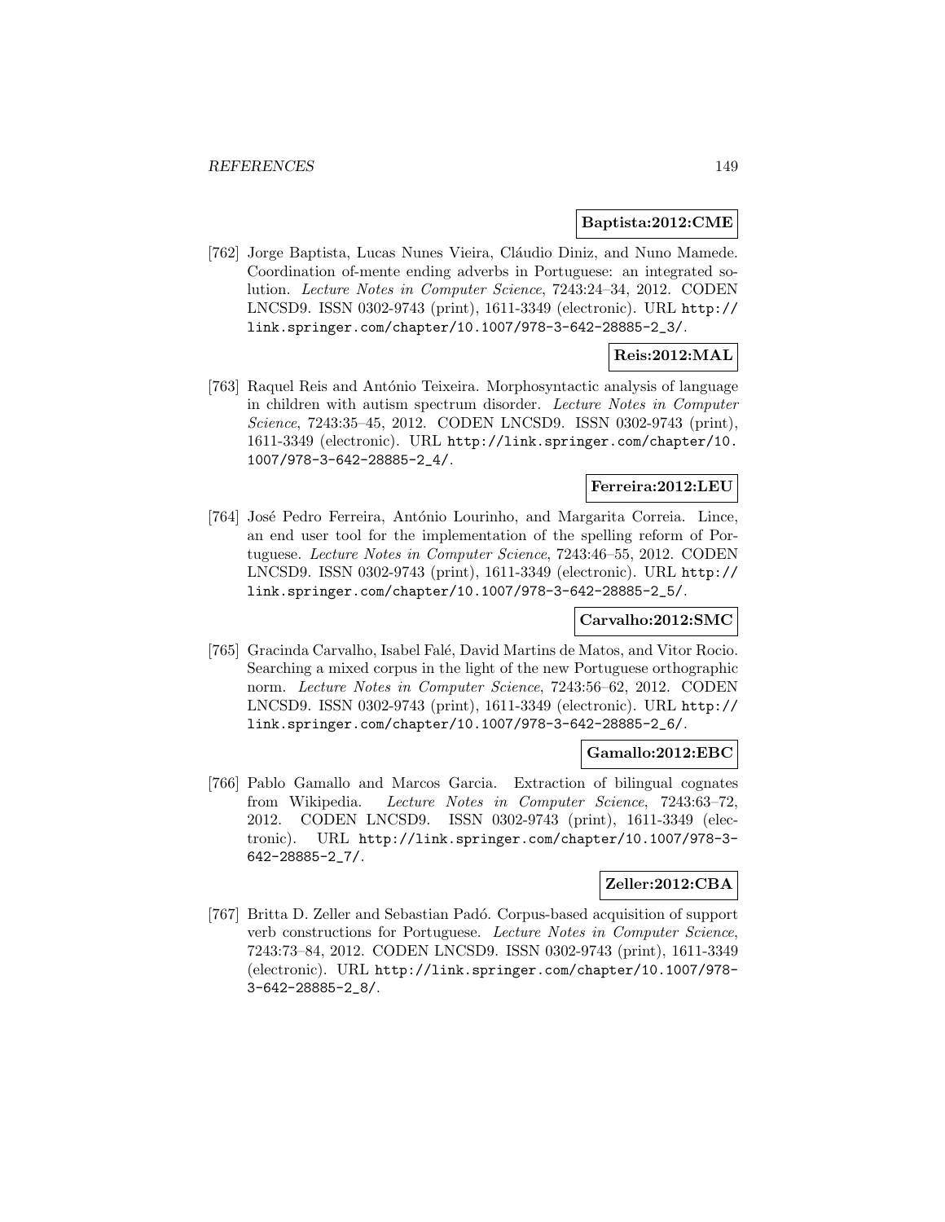**Baptista:2012:CME**

[762] Jorge Baptista, Lucas Nunes Vieira, Cláudio Diniz, and Nuno Mamede. Coordination of-mente ending adverbs in Portuguese: an integrated solution. *Lecture Notes in Computer Science*, 7243:24–34, 2012. CODEN LNCSD9. ISSN 0302-9743 (print), 1611-3349 (electronic). URL http://link.springer.com/chapter/10.1007/978-3-642-28885-2_3/.

**Reis:2012:MAL**

[763] Raquel Reis and António Teixeira. Morphosyntactic analysis of language in children with autism spectrum disorder. *Lecture Notes in Computer Science*, 7243:35–45, 2012. CODEN LNCSD9. ISSN 0302-9743 (print), 1611-3349 (electronic). URL http://link.springer.com/chapter/10.1007/978-3-642-28885-2_4/.

**Ferreira:2012:LEU**

[764] José Pedro Ferreira, António Lourinho, and Margarita Correia. Lince, an end user tool for the implementation of the spelling reform of Portuguese. *Lecture Notes in Computer Science*, 7243:46–55, 2012. CODEN LNCSD9. ISSN 0302-9743 (print), 1611-3349 (electronic). URL http://link.springer.com/chapter/10.1007/978-3-642-28885-2_5/.

**Carvalho:2012:SMC**

[765] Gracinda Carvalho, Isabel Falé, David Martins de Matos, and Vitor Rocio. Searching a mixed corpus in the light of the new Portuguese orthographic norm. *Lecture Notes in Computer Science*, 7243:56–62, 2012. CODEN LNCSD9. ISSN 0302-9743 (print), 1611-3349 (electronic). URL http://link.springer.com/chapter/10.1007/978-3-642-28885-2_6/.

**Gamallo:2012:EBC**

[766] Pablo Gamallo and Marcos Garcia. Extraction of bilingual cognates from Wikipedia. *Lecture Notes in Computer Science*, 7243:63–72, 2012. CODEN LNCSD9. ISSN 0302-9743 (print), 1611-3349 (electronic). URL http://link.springer.com/chapter/10.1007/978-3-642-28885-2_7/.

**Zeller:2012:CBA**

[767] Britta D. Zeller and Sebastian Padó. Corpus-based acquisition of support verb constructions for Portuguese. *Lecture Notes in Computer Science*, 7243:73–84, 2012. CODEN LNCSD9. ISSN 0302-9743 (print), 1611-3349 (electronic). URL http://link.springer.com/chapter/10.1007/978-3-642-28885-2_8/.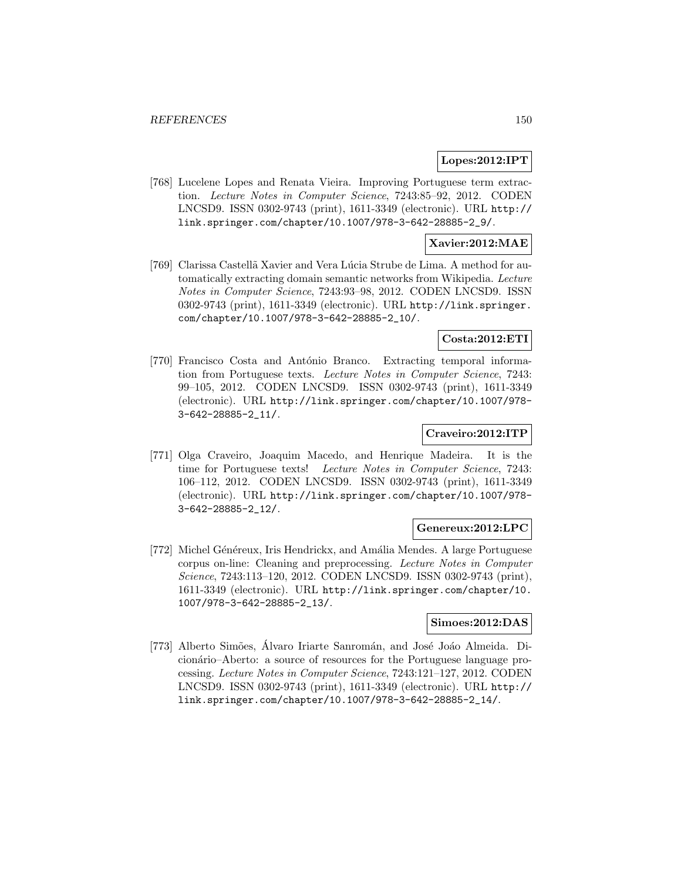**Lopes:2012:IPT**

[768] Lucelene Lopes and Renata Vieira. Improving Portuguese term extraction. *Lecture Notes in Computer Science*, 7243:85–92, 2012. CODEN LNCSD9. ISSN 0302-9743 (print), 1611-3349 (electronic). URL http://link.springer.com/chapter/10.1007/978-3-642-28885-2_9/.

**Xavier:2012:MAE**

[769] Clarissa Castellã Xavier and Vera Lúcia Strube de Lima. A method for automatically extracting domain semantic networks from Wikipedia. *Lecture Notes in Computer Science*, 7243:93–98, 2012. CODEN LNCSD9. ISSN 0302-9743 (print), 1611-3349 (electronic). URL http://link.springer.com/chapter/10.1007/978-3-642-28885-2_10/.

**Costa:2012:ETI**

[770] Francisco Costa and António Branco. Extracting temporal information from Portuguese texts. *Lecture Notes in Computer Science*, 7243:99–105, 2012. CODEN LNCSD9. ISSN 0302-9743 (print), 1611-3349 (electronic). URL http://link.springer.com/chapter/10.1007/978-3-642-28885-2_11/.

**Craveiro:2012:ITP**

[771] Olga Craveiro, Joaquim Macedo, and Henrique Madeira. It is the time for Portuguese texts! *Lecture Notes in Computer Science*, 7243:106–112, 2012. CODEN LNCSD9. ISSN 0302-9743 (print), 1611-3349 (electronic). URL http://link.springer.com/chapter/10.1007/978-3-642-28885-2_12/.

**Genereux:2012:LPC**

[772] Michel Généreux, Iris Hendrickx, and Amália Mendes. A large Portuguese corpus on-line: Cleaning and preprocessing. *Lecture Notes in Computer Science*, 7243:113–120, 2012. CODEN LNCSD9. ISSN 0302-9743 (print), 1611-3349 (electronic). URL http://link.springer.com/chapter/10.1007/978-3-642-28885-2_13/.

**Simoes:2012:DAS**

[773] Alberto Simões, Álvaro Iriarte Sanromán, and José Joáo Almeida. Dicionário–Aberto: a source of resources for the Portuguese language processing. *Lecture Notes in Computer Science*, 7243:121–127, 2012. CODEN LNCSD9. ISSN 0302-9743 (print), 1611-3349 (electronic). URL http://link.springer.com/chapter/10.1007/978-3-642-28885-2_14/.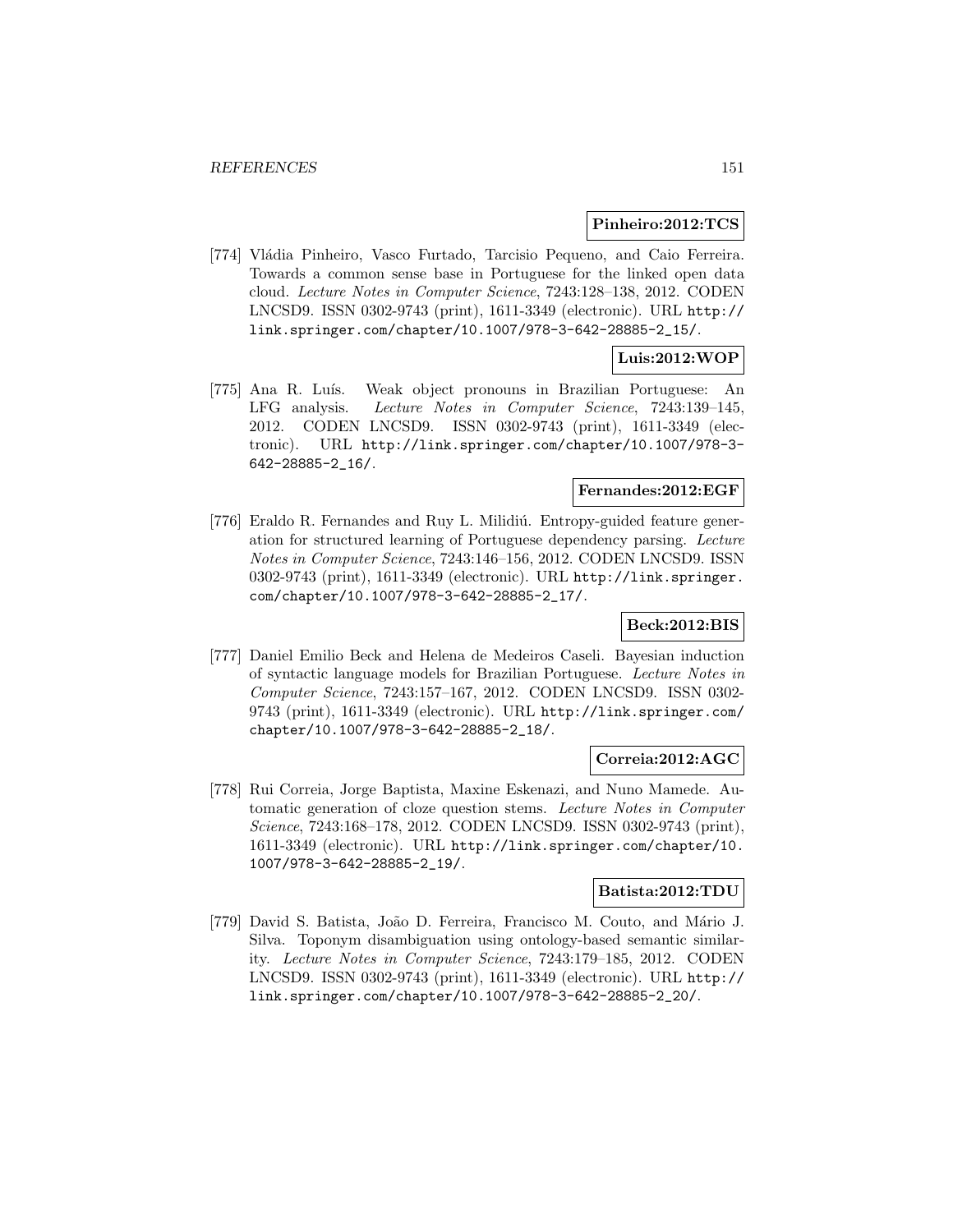**Pinheiro:2012:TCS**

[774] Vládia Pinheiro, Vasco Furtado, Tarcisio Pequeno, and Caio Ferreira. Towards a common sense base in Portuguese for the linked open data cloud. *Lecture Notes in Computer Science*, 7243:128–138, 2012. CODEN LNCSD9. ISSN 0302-9743 (print), 1611-3349 (electronic). URL http://link.springer.com/chapter/10.1007/978-3-642-28885-2_15/.

**Luis:2012:WOP**

[775] Ana R. Luís. Weak object pronouns in Brazilian Portuguese: An LFG analysis. *Lecture Notes in Computer Science*, 7243:139–145, 2012. CODEN LNCSD9. ISSN 0302-9743 (print), 1611-3349 (electronic). URL http://link.springer.com/chapter/10.1007/978-3-642-28885-2_16/.

**Fernandes:2012:EGF**

[776] Eraldo R. Fernandes and Ruy L. Milidiú. Entropy-guided feature generation for structured learning of Portuguese dependency parsing. *Lecture Notes in Computer Science*, 7243:146–156, 2012. CODEN LNCSD9. ISSN 0302-9743 (print), 1611-3349 (electronic). URL http://link.springer.com/chapter/10.1007/978-3-642-28885-2_17/.

**Beck:2012:BIS**

[777] Daniel Emilio Beck and Helena de Medeiros Caseli. Bayesian induction of syntactic language models for Brazilian Portuguese. *Lecture Notes in Computer Science*, 7243:157–167, 2012. CODEN LNCSD9. ISSN 0302-9743 (print), 1611-3349 (electronic). URL http://link.springer.com/chapter/10.1007/978-3-642-28885-2_18/.

**Correia:2012:AGC**

[778] Rui Correia, Jorge Baptista, Maxine Eskenazi, and Nuno Mamede. Automatic generation of cloze question stems. *Lecture Notes in Computer Science*, 7243:168–178, 2012. CODEN LNCSD9. ISSN 0302-9743 (print), 1611-3349 (electronic). URL http://link.springer.com/chapter/10.1007/978-3-642-28885-2_19/.

**Batista:2012:TDU**

[779] David S. Batista, João D. Ferreira, Francisco M. Couto, and Mário J. Silva. Toponym disambiguation using ontology-based semantic similarity. *Lecture Notes in Computer Science*, 7243:179–185, 2012. CODEN LNCSD9. ISSN 0302-9743 (print), 1611-3349 (electronic). URL http://link.springer.com/chapter/10.1007/978-3-642-28885-2_20/.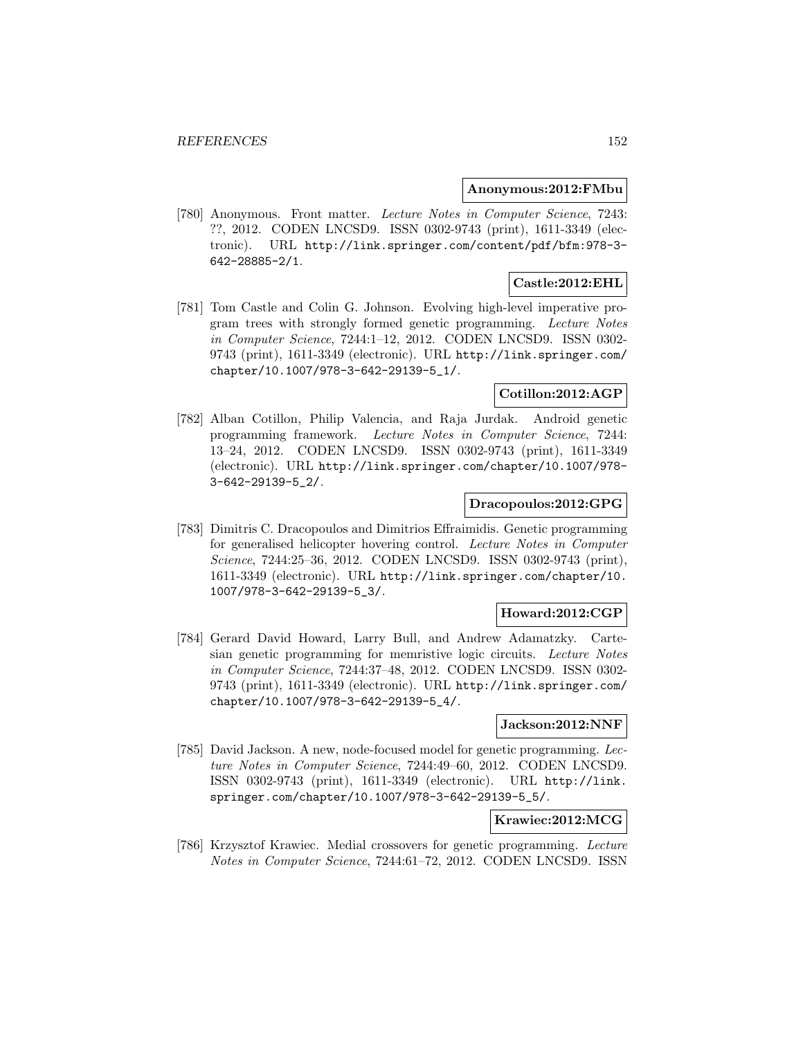**Anonymous:2012:FMbu**

[780] Anonymous. Front matter. *Lecture Notes in Computer Science*, 7243: ??, 2012. CODEN LNCSD9. ISSN 0302-9743 (print), 1611-3349 (electronic). URL http://link.springer.com/content/pdf/bfm:978-3-642-28885-2/1.

**Castle:2012:EHL**

[781] Tom Castle and Colin G. Johnson. Evolving high-level imperative program trees with strongly formed genetic programming. *Lecture Notes in Computer Science*, 7244:1–12, 2012. CODEN LNCSD9. ISSN 0302-9743 (print), 1611-3349 (electronic). URL http://link.springer.com/chapter/10.1007/978-3-642-29139-5_1/.

**Cotillon:2012:AGP**

[782] Alban Cotillon, Philip Valencia, and Raja Jurdak. Android genetic programming framework. *Lecture Notes in Computer Science*, 7244: 13–24, 2012. CODEN LNCSD9. ISSN 0302-9743 (print), 1611-3349 (electronic). URL http://link.springer.com/chapter/10.1007/978-3-642-29139-5_2/.

**Dracopoulos:2012:GPG**

[783] Dimitris C. Dracopoulos and Dimitrios Effraimidis. Genetic programming for generalised helicopter hovering control. *Lecture Notes in Computer Science*, 7244:25–36, 2012. CODEN LNCSD9. ISSN 0302-9743 (print), 1611-3349 (electronic). URL http://link.springer.com/chapter/10.1007/978-3-642-29139-5_3/.

**Howard:2012:CGP**

[784] Gerard David Howard, Larry Bull, and Andrew Adamatzky. Cartesian genetic programming for memristive logic circuits. *Lecture Notes in Computer Science*, 7244:37–48, 2012. CODEN LNCSD9. ISSN 0302-9743 (print), 1611-3349 (electronic). URL http://link.springer.com/chapter/10.1007/978-3-642-29139-5_4/.

**Jackson:2012:NNF**

[785] David Jackson. A new, node-focused model for genetic programming. *Lecture Notes in Computer Science*, 7244:49–60, 2012. CODEN LNCSD9. ISSN 0302-9743 (print), 1611-3349 (electronic). URL http://link.springer.com/chapter/10.1007/978-3-642-29139-5_5/.

**Krawiec:2012:MCG**

[786] Krzysztof Krawiec. Medial crossovers for genetic programming. *Lecture Notes in Computer Science*, 7244:61–72, 2012. CODEN LNCSD9. ISSN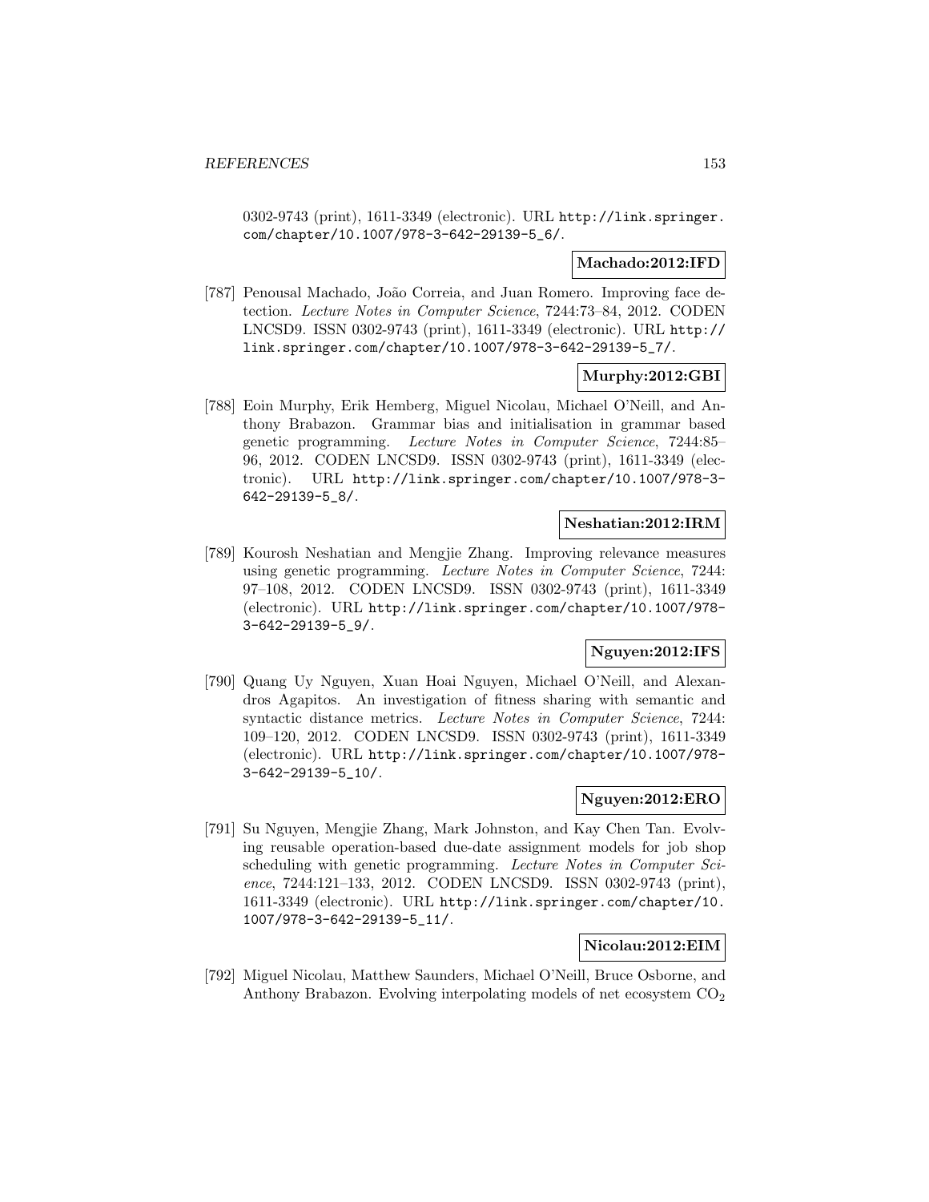0302-9743 (print), 1611-3349 (electronic). URL http://link.springer.com/chapter/10.1007/978-3-642-29139-5_6/.

**Machado:2012:IFD**

[787] Penousal Machado, João Correia, and Juan Romero. Improving face detection. *Lecture Notes in Computer Science*, 7244:73–84, 2012. CODEN LNCSD9. ISSN 0302-9743 (print), 1611-3349 (electronic). URL http://link.springer.com/chapter/10.1007/978-3-642-29139-5_7/.

**Murphy:2012:GBI**

[788] Eoin Murphy, Erik Hemberg, Miguel Nicolau, Michael O'Neill, and Anthony Brabazon. Grammar bias and initialisation in grammar based genetic programming. *Lecture Notes in Computer Science*, 7244:85–96, 2012. CODEN LNCSD9. ISSN 0302-9743 (print), 1611-3349 (electronic). URL http://link.springer.com/chapter/10.1007/978-3-642-29139-5_8/.

**Neshatian:2012:IRM**

[789] Kourosh Neshatian and Mengjie Zhang. Improving relevance measures using genetic programming. *Lecture Notes in Computer Science*, 7244: 97–108, 2012. CODEN LNCSD9. ISSN 0302-9743 (print), 1611-3349 (electronic). URL http://link.springer.com/chapter/10.1007/978-3-642-29139-5_9/.

**Nguyen:2012:IFS**

[790] Quang Uy Nguyen, Xuan Hoai Nguyen, Michael O'Neill, and Alexandros Agapitos. An investigation of fitness sharing with semantic and syntactic distance metrics. *Lecture Notes in Computer Science*, 7244: 109–120, 2012. CODEN LNCSD9. ISSN 0302-9743 (print), 1611-3349 (electronic). URL http://link.springer.com/chapter/10.1007/978-3-642-29139-5_10/.

**Nguyen:2012:ERO**

[791] Su Nguyen, Mengjie Zhang, Mark Johnston, and Kay Chen Tan. Evolving reusable operation-based due-date assignment models for job shop scheduling with genetic programming. *Lecture Notes in Computer Science*, 7244:121–133, 2012. CODEN LNCSD9. ISSN 0302-9743 (print), 1611-3349 (electronic). URL http://link.springer.com/chapter/10.1007/978-3-642-29139-5_11/.

**Nicolau:2012:EIM**

[792] Miguel Nicolau, Matthew Saunders, Michael O'Neill, Bruce Osborne, and Anthony Brabazon. Evolving interpolating models of net ecosystem $CO_2$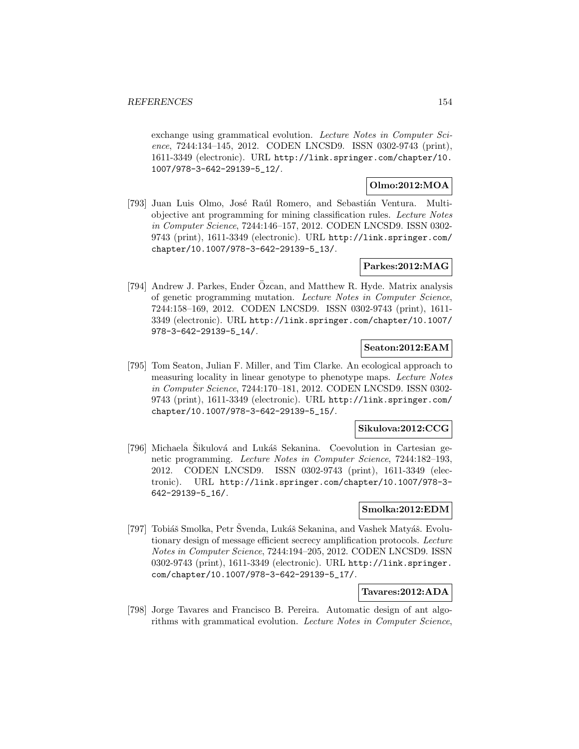exchange using grammatical evolution. *Lecture Notes in Computer Science*, 7244:134–145, 2012. CODEN LNCSD9. ISSN 0302-9743 (print), 1611-3349 (electronic). URL http://link.springer.com/chapter/10.1007/978-3-642-29139-5_12/.

**Olmo:2012:MOA**

[793] Juan Luis Olmo, José Raúl Romero, and Sebastián Ventura. Multi-objective ant programming for mining classification rules. *Lecture Notes in Computer Science*, 7244:146–157, 2012. CODEN LNCSD9. ISSN 0302-9743 (print), 1611-3349 (electronic). URL http://link.springer.com/chapter/10.1007/978-3-642-29139-5_13/.

**Parkes:2012:MAG**

[794] Andrew J. Parkes, Ender Özcan, and Matthew R. Hyde. Matrix analysis of genetic programming mutation. *Lecture Notes in Computer Science*, 7244:158–169, 2012. CODEN LNCSD9. ISSN 0302-9743 (print), 1611-3349 (electronic). URL http://link.springer.com/chapter/10.1007/978-3-642-29139-5_14/.

**Seaton:2012:EAM**

[795] Tom Seaton, Julian F. Miller, and Tim Clarke. An ecological approach to measuring locality in linear genotype to phenotype maps. *Lecture Notes in Computer Science*, 7244:170–181, 2012. CODEN LNCSD9. ISSN 0302-9743 (print), 1611-3349 (electronic). URL http://link.springer.com/chapter/10.1007/978-3-642-29139-5_15/.

**Sikulova:2012:CCG**

[796] Michaela Šikulová and Lukáš Sekanina. Coevolution in Cartesian genetic programming. *Lecture Notes in Computer Science*, 7244:182–193, 2012. CODEN LNCSD9. ISSN 0302-9743 (print), 1611-3349 (electronic). URL http://link.springer.com/chapter/10.1007/978-3-642-29139-5_16/.

**Smolka:2012:EDM**

[797] Tobiáš Smolka, Petr Švenda, Lukáš Sekanina, and Vashek Matyáš. Evolutionary design of message efficient secrecy amplification protocols. *Lecture Notes in Computer Science*, 7244:194–205, 2012. CODEN LNCSD9. ISSN 0302-9743 (print), 1611-3349 (electronic). URL http://link.springer.com/chapter/10.1007/978-3-642-29139-5_17/.

**Tavares:2012:ADA**

[798] Jorge Tavares and Francisco B. Pereira. Automatic design of ant algorithms with grammatical evolution. *Lecture Notes in Computer Science*,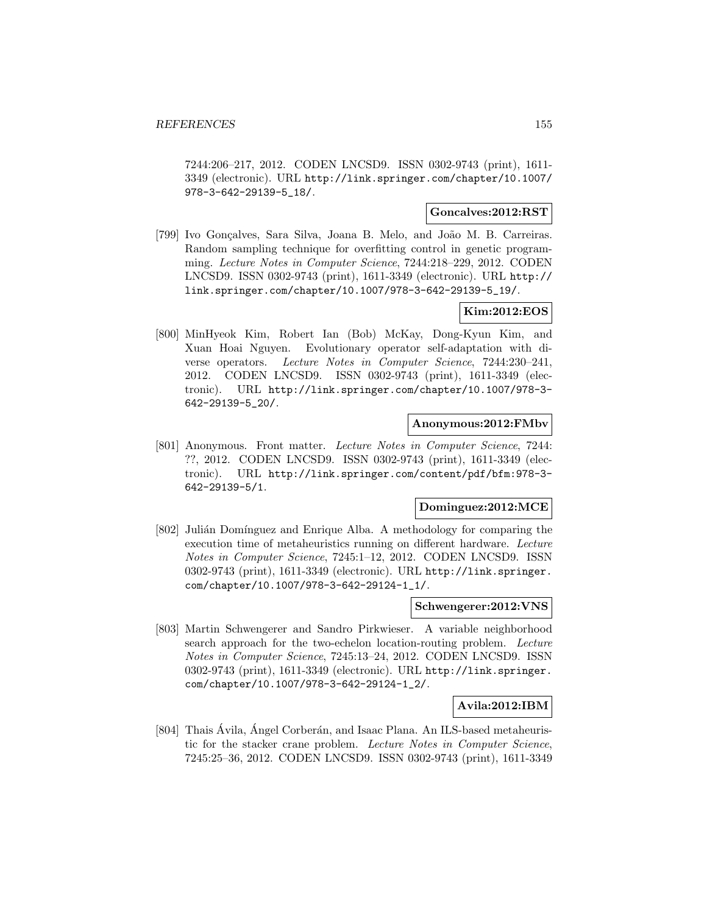7244:206–217, 2012. CODEN LNCSD9. ISSN 0302-9743 (print), 1611-3349 (electronic). URL http://link.springer.com/chapter/10.1007/978-3-642-29139-5_18/.

**Goncalves:2012:RST**

[799] Ivo Gonçalves, Sara Silva, Joana B. Melo, and João M. B. Carreiras. Random sampling technique for overfitting control in genetic programming. *Lecture Notes in Computer Science*, 7244:218–229, 2012. CODEN LNCSD9. ISSN 0302-9743 (print), 1611-3349 (electronic). URL http://link.springer.com/chapter/10.1007/978-3-642-29139-5_19/.

**Kim:2012:EOS**

[800] MinHyeok Kim, Robert Ian (Bob) McKay, Dong-Kyun Kim, and Xuan Hoai Nguyen. Evolutionary operator self-adaptation with diverse operators. *Lecture Notes in Computer Science*, 7244:230–241, 2012. CODEN LNCSD9. ISSN 0302-9743 (print), 1611-3349 (electronic). URL http://link.springer.com/chapter/10.1007/978-3-642-29139-5_20/.

**Anonymous:2012:FMbv**

[801] Anonymous. Front matter. *Lecture Notes in Computer Science*, 7244: ??, 2012. CODEN LNCSD9. ISSN 0302-9743 (print), 1611-3349 (electronic). URL http://link.springer.com/content/pdf/bfm:978-3-642-29139-5/1.

**Dominguez:2012:MCE**

[802] Julián Domínguez and Enrique Alba. A methodology for comparing the execution time of metaheuristics running on different hardware. *Lecture Notes in Computer Science*, 7245:1–12, 2012. CODEN LNCSD9. ISSN 0302-9743 (print), 1611-3349 (electronic). URL http://link.springer.com/chapter/10.1007/978-3-642-29124-1_1/.

**Schwengerer:2012:VNS**

[803] Martin Schwengerer and Sandro Pirkwieser. A variable neighborhood search approach for the two-echelon location-routing problem. *Lecture Notes in Computer Science*, 7245:13–24, 2012. CODEN LNCSD9. ISSN 0302-9743 (print), 1611-3349 (electronic). URL http://link.springer.com/chapter/10.1007/978-3-642-29124-1_2/.

**Avila:2012:IBM**

[804] Thais Ávila, Ángel Corberán, and Isaac Plana. An ILS-based metaheuristic for the stacker crane problem. *Lecture Notes in Computer Science*, 7245:25–36, 2012. CODEN LNCSD9. ISSN 0302-9743 (print), 1611-3349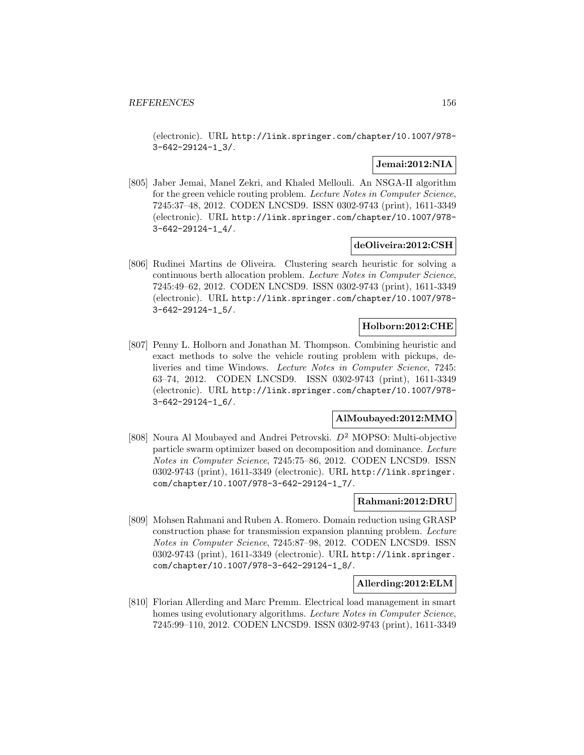(electronic). URL http://link.springer.com/chapter/10.1007/978-3-642-29124-1_3/.

**Jemai:2012:NIA**

[805] Jaber Jemai, Manel Zekri, and Khaled Mellouli. An NSGA-II algorithm for the green vehicle routing problem. *Lecture Notes in Computer Science*, 7245:37–48, 2012. CODEN LNCSD9. ISSN 0302-9743 (print), 1611-3349 (electronic). URL http://link.springer.com/chapter/10.1007/978-3-642-29124-1_4/.

**deOliveira:2012:CSH**

[806] Rudinei Martins de Oliveira. Clustering search heuristic for solving a continuous berth allocation problem. *Lecture Notes in Computer Science*, 7245:49–62, 2012. CODEN LNCSD9. ISSN 0302-9743 (print), 1611-3349 (electronic). URL http://link.springer.com/chapter/10.1007/978-3-642-29124-1_5/.

**Holborn:2012:CHE**

[807] Penny L. Holborn and Jonathan M. Thompson. Combining heuristic and exact methods to solve the vehicle routing problem with pickups, deliveries and time Windows. *Lecture Notes in Computer Science*, 7245: 63–74, 2012. CODEN LNCSD9. ISSN 0302-9743 (print), 1611-3349 (electronic). URL http://link.springer.com/chapter/10.1007/978-3-642-29124-1_6/.

**AlMoubayed:2012:MMO**

[808] Noura Al Moubayed and Andrei Petrovski. $D^2$ MOPSO: Multi-objective particle swarm optimizer based on decomposition and dominance. *Lecture Notes in Computer Science*, 7245:75–86, 2012. CODEN LNCSD9. ISSN 0302-9743 (print), 1611-3349 (electronic). URL http://link.springer.com/chapter/10.1007/978-3-642-29124-1_7/.

**Rahmani:2012:DRU**

[809] Mohsen Rahmani and Ruben A. Romero. Domain reduction using GRASP construction phase for transmission expansion planning problem. *Lecture Notes in Computer Science*, 7245:87–98, 2012. CODEN LNCSD9. ISSN 0302-9743 (print), 1611-3349 (electronic). URL http://link.springer.com/chapter/10.1007/978-3-642-29124-1_8/.

**Allerding:2012:ELM**

[810] Florian Allerding and Marc Premm. Electrical load management in smart homes using evolutionary algorithms. *Lecture Notes in Computer Science*, 7245:99–110, 2012. CODEN LNCSD9. ISSN 0302-9743 (print), 1611-3349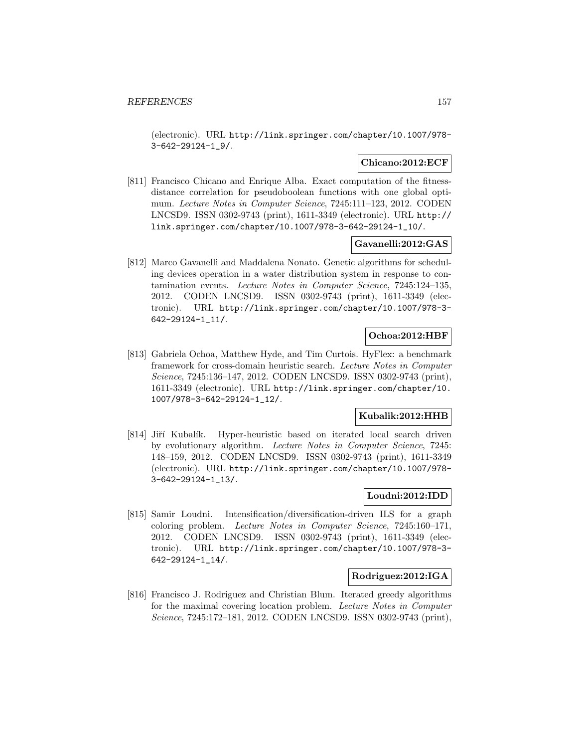(electronic). URL http://link.springer.com/chapter/10.1007/978-3-642-29124-1_9/.

**Chicano:2012:ECF**

[811] Francisco Chicano and Enrique Alba. Exact computation of the fitness-distance correlation for pseudoboolean functions with one global optimum. *Lecture Notes in Computer Science*, 7245:111–123, 2012. CODEN LNCSD9. ISSN 0302-9743 (print), 1611-3349 (electronic). URL http://link.springer.com/chapter/10.1007/978-3-642-29124-1_10/.

**Gavanelli:2012:GAS**

[812] Marco Gavanelli and Maddalena Nonato. Genetic algorithms for scheduling devices operation in a water distribution system in response to contamination events. *Lecture Notes in Computer Science*, 7245:124–135, 2012. CODEN LNCSD9. ISSN 0302-9743 (print), 1611-3349 (electronic). URL http://link.springer.com/chapter/10.1007/978-3-642-29124-1_11/.

**Ochoa:2012:HBF**

[813] Gabriela Ochoa, Matthew Hyde, and Tim Curtois. HyFlex: a benchmark framework for cross-domain heuristic search. *Lecture Notes in Computer Science*, 7245:136–147, 2012. CODEN LNCSD9. ISSN 0302-9743 (print), 1611-3349 (electronic). URL http://link.springer.com/chapter/10.1007/978-3-642-29124-1_12/.

**Kubalik:2012:HHB**

[814] Jiří Kubalík. Hyper-heuristic based on iterated local search driven by evolutionary algorithm. *Lecture Notes in Computer Science*, 7245: 148–159, 2012. CODEN LNCSD9. ISSN 0302-9743 (print), 1611-3349 (electronic). URL http://link.springer.com/chapter/10.1007/978-3-642-29124-1_13/.

**Loudni:2012:IDD**

[815] Samir Loudni. Intensification/diversification-driven ILS for a graph coloring problem. *Lecture Notes in Computer Science*, 7245:160–171, 2012. CODEN LNCSD9. ISSN 0302-9743 (print), 1611-3349 (electronic). URL http://link.springer.com/chapter/10.1007/978-3-642-29124-1_14/.

**Rodriguez:2012:IGA**

[816] Francisco J. Rodriguez and Christian Blum. Iterated greedy algorithms for the maximal covering location problem. *Lecture Notes in Computer Science*, 7245:172–181, 2012. CODEN LNCSD9. ISSN 0302-9743 (print),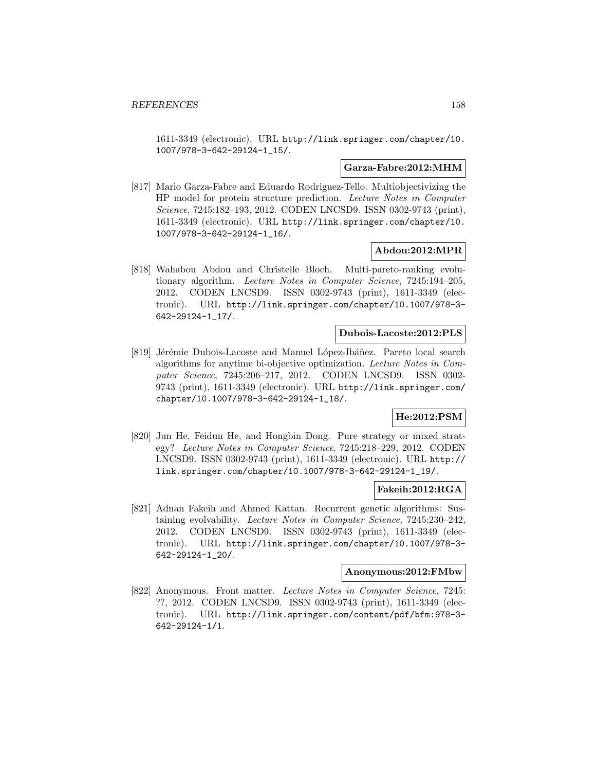1611-3349 (electronic). URL http://link.springer.com/chapter/10.1007/978-3-642-29124-1_15/.

**Garza-Fabre:2012:MHM**

[817] Mario Garza-Fabre and Eduardo Rodriguez-Tello. Multiobjectivizing the HP model for protein structure prediction. *Lecture Notes in Computer Science*, 7245:182–193, 2012. CODEN LNCSD9. ISSN 0302-9743 (print), 1611-3349 (electronic). URL http://link.springer.com/chapter/10.1007/978-3-642-29124-1_16/.

**Abdou:2012:MPR**

[818] Wahabou Abdou and Christelle Bloch. Multi-pareto-ranking evolutionary algorithm. *Lecture Notes in Computer Science*, 7245:194–205, 2012. CODEN LNCSD9. ISSN 0302-9743 (print), 1611-3349 (electronic). URL http://link.springer.com/chapter/10.1007/978-3-642-29124-1_17/.

**Dubois-Lacoste:2012:PLS**

[819] Jérémie Dubois-Lacoste and Manuel López-Ibáñez. Pareto local search algorithms for anytime bi-objective optimization. *Lecture Notes in Computer Science*, 7245:206–217, 2012. CODEN LNCSD9. ISSN 0302-9743 (print), 1611-3349 (electronic). URL http://link.springer.com/chapter/10.1007/978-3-642-29124-1_18/.

**He:2012:PSM**

[820] Jun He, Feidun He, and Hongbin Dong. Pure strategy or mixed strategy? *Lecture Notes in Computer Science*, 7245:218–229, 2012. CODEN LNCSD9. ISSN 0302-9743 (print), 1611-3349 (electronic). URL http://link.springer.com/chapter/10.1007/978-3-642-29124-1_19/.

**Fakeih:2012:RGA**

[821] Adnan Fakeih and Ahmed Kattan. Recurrent genetic algorithms: Sustaining evolvability. *Lecture Notes in Computer Science*, 7245:230–242, 2012. CODEN LNCSD9. ISSN 0302-9743 (print), 1611-3349 (electronic). URL http://link.springer.com/chapter/10.1007/978-3-642-29124-1_20/.

**Anonymous:2012:FMbw**

[822] Anonymous. Front matter. *Lecture Notes in Computer Science*, 7245: ??, 2012. CODEN LNCSD9. ISSN 0302-9743 (print), 1611-3349 (electronic). URL http://link.springer.com/content/pdf/bfm:978-3-642-29124-1/1.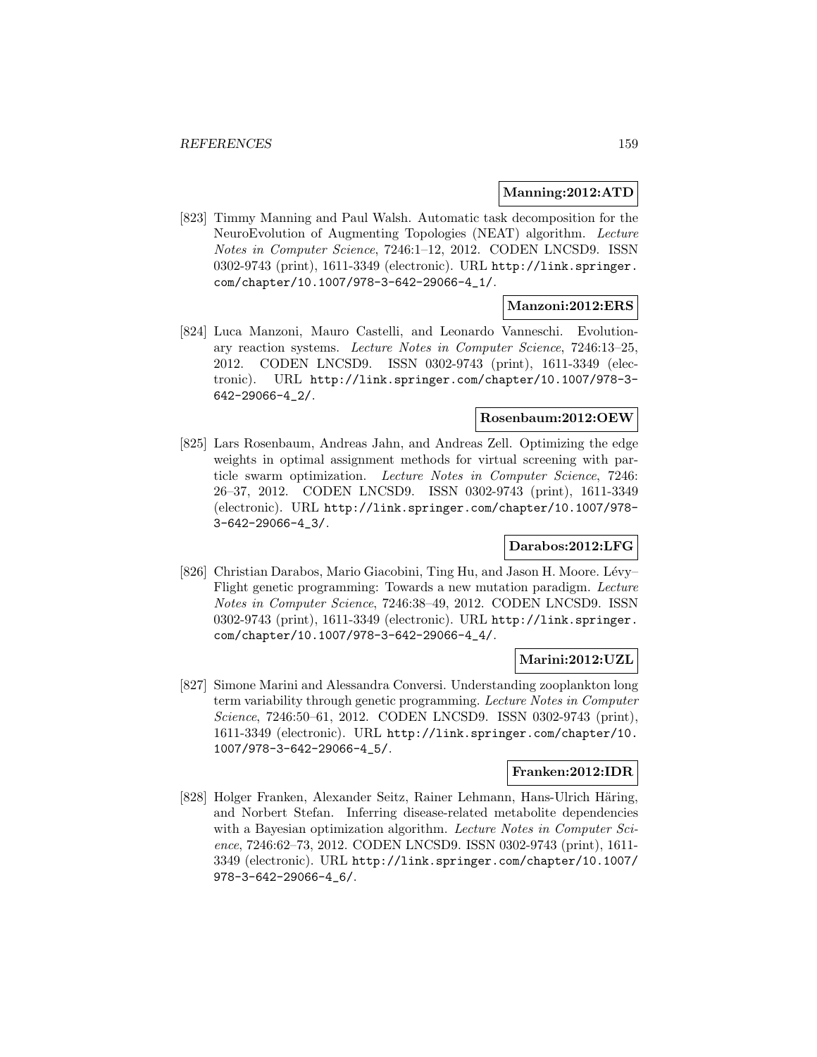**Manning:2012:ATD**

[823] Timmy Manning and Paul Walsh. Automatic task decomposition for the NeuroEvolution of Augmenting Topologies (NEAT) algorithm. *Lecture Notes in Computer Science*, 7246:1–12, 2012. CODEN LNCSD9. ISSN 0302-9743 (print), 1611-3349 (electronic). URL http://link.springer.com/chapter/10.1007/978-3-642-29066-4_1/.

**Manzoni:2012:ERS**

[824] Luca Manzoni, Mauro Castelli, and Leonardo Vanneschi. Evolutionary reaction systems. *Lecture Notes in Computer Science*, 7246:13–25, 2012. CODEN LNCSD9. ISSN 0302-9743 (print), 1611-3349 (electronic). URL http://link.springer.com/chapter/10.1007/978-3-642-29066-4_2/.

**Rosenbaum:2012:OEW**

[825] Lars Rosenbaum, Andreas Jahn, and Andreas Zell. Optimizing the edge weights in optimal assignment methods for virtual screening with particle swarm optimization. *Lecture Notes in Computer Science*, 7246:26–37, 2012. CODEN LNCSD9. ISSN 0302-9743 (print), 1611-3349 (electronic). URL http://link.springer.com/chapter/10.1007/978-3-642-29066-4_3/.

**Darabos:2012:LFG**

[826] Christian Darabos, Mario Giacobini, Ting Hu, and Jason H. Moore. Lévy–Flight genetic programming: Towards a new mutation paradigm. *Lecture Notes in Computer Science*, 7246:38–49, 2012. CODEN LNCSD9. ISSN 0302-9743 (print), 1611-3349 (electronic). URL http://link.springer.com/chapter/10.1007/978-3-642-29066-4_4/.

**Marini:2012:UZL**

[827] Simone Marini and Alessandra Conversi. Understanding zooplankton long term variability through genetic programming. *Lecture Notes in Computer Science*, 7246:50–61, 2012. CODEN LNCSD9. ISSN 0302-9743 (print), 1611-3349 (electronic). URL http://link.springer.com/chapter/10.1007/978-3-642-29066-4_5/.

**Franken:2012:IDR**

[828] Holger Franken, Alexander Seitz, Rainer Lehmann, Hans-Ulrich Häring, and Norbert Stefan. Inferring disease-related metabolite dependencies with a Bayesian optimization algorithm. *Lecture Notes in Computer Science*, 7246:62–73, 2012. CODEN LNCSD9. ISSN 0302-9743 (print), 1611-3349 (electronic). URL http://link.springer.com/chapter/10.1007/978-3-642-29066-4_6/.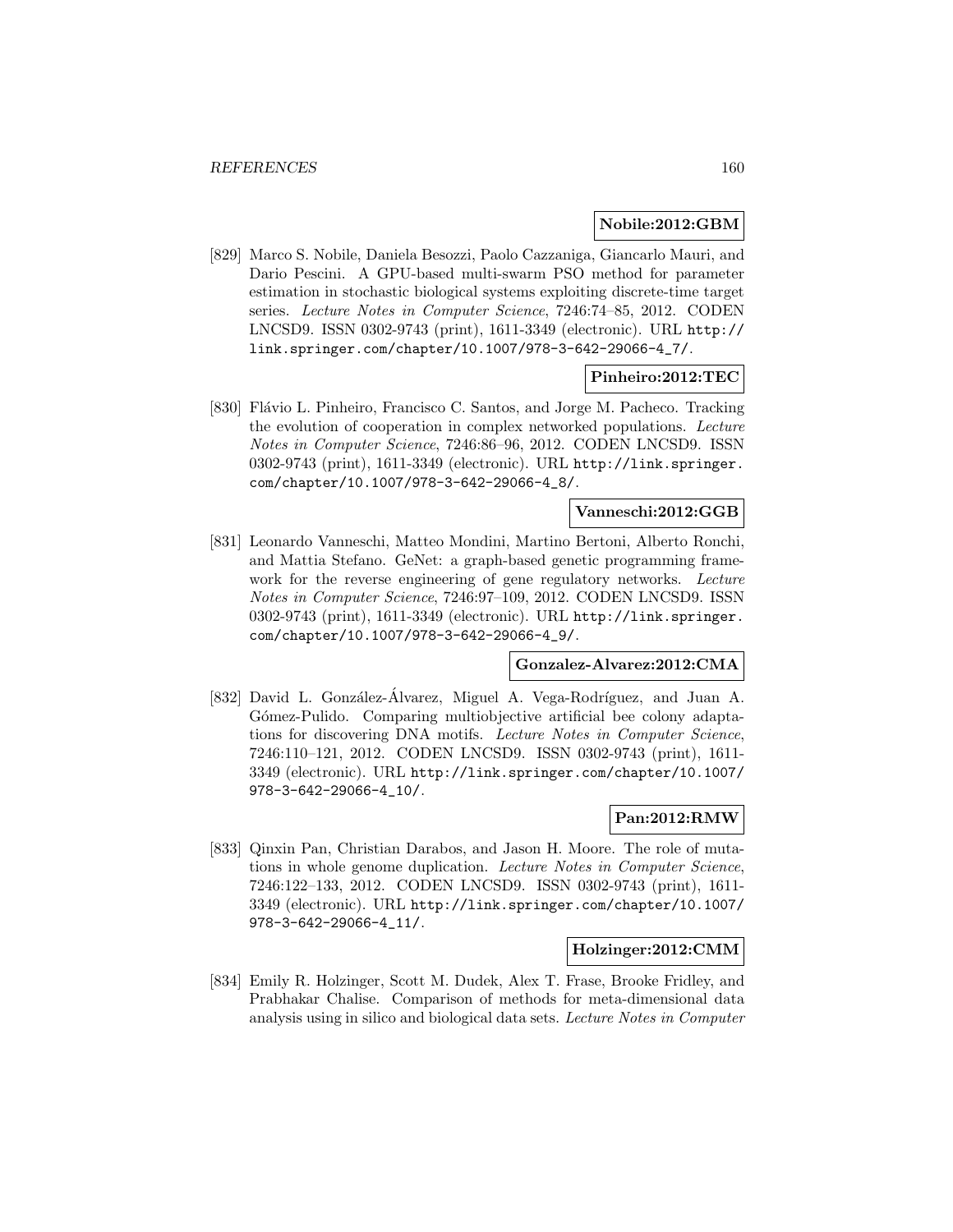**Nobile:2012:GBM**

[829] Marco S. Nobile, Daniela Besozzi, Paolo Cazzaniga, Giancarlo Mauri, and Dario Pescini. A GPU-based multi-swarm PSO method for parameter estimation in stochastic biological systems exploiting discrete-time target series. *Lecture Notes in Computer Science*, 7246:74–85, 2012. CODEN LNCSD9. ISSN 0302-9743 (print), 1611-3349 (electronic). URL http://link.springer.com/chapter/10.1007/978-3-642-29066-4_7/.

**Pinheiro:2012:TEC**

[830] Flávio L. Pinheiro, Francisco C. Santos, and Jorge M. Pacheco. Tracking the evolution of cooperation in complex networked populations. *Lecture Notes in Computer Science*, 7246:86–96, 2012. CODEN LNCSD9. ISSN 0302-9743 (print), 1611-3349 (electronic). URL http://link.springer.com/chapter/10.1007/978-3-642-29066-4_8/.

**Vanneschi:2012:GGB**

[831] Leonardo Vanneschi, Matteo Mondini, Martino Bertoni, Alberto Ronchi, and Mattia Stefano. GeNet: a graph-based genetic programming framework for the reverse engineering of gene regulatory networks. *Lecture Notes in Computer Science*, 7246:97–109, 2012. CODEN LNCSD9. ISSN 0302-9743 (print), 1611-3349 (electronic). URL http://link.springer.com/chapter/10.1007/978-3-642-29066-4_9/.

**Gonzalez-Alvarez:2012:CMA**

[832] David L. González-Álvarez, Miguel A. Vega-Rodríguez, and Juan A. Gómez-Pulido. Comparing multiobjective artificial bee colony adaptations for discovering DNA motifs. *Lecture Notes in Computer Science*, 7246:110–121, 2012. CODEN LNCSD9. ISSN 0302-9743 (print), 1611-3349 (electronic). URL http://link.springer.com/chapter/10.1007/978-3-642-29066-4_10/.

**Pan:2012:RMW**

[833] Qinxin Pan, Christian Darabos, and Jason H. Moore. The role of mutations in whole genome duplication. *Lecture Notes in Computer Science*, 7246:122–133, 2012. CODEN LNCSD9. ISSN 0302-9743 (print), 1611-3349 (electronic). URL http://link.springer.com/chapter/10.1007/978-3-642-29066-4_11/.

**Holzinger:2012:CMM**

[834] Emily R. Holzinger, Scott M. Dudek, Alex T. Frase, Brooke Fridley, and Prabhakar Chalise. Comparison of methods for meta-dimensional data analysis using in silico and biological data sets. *Lecture Notes in Computer*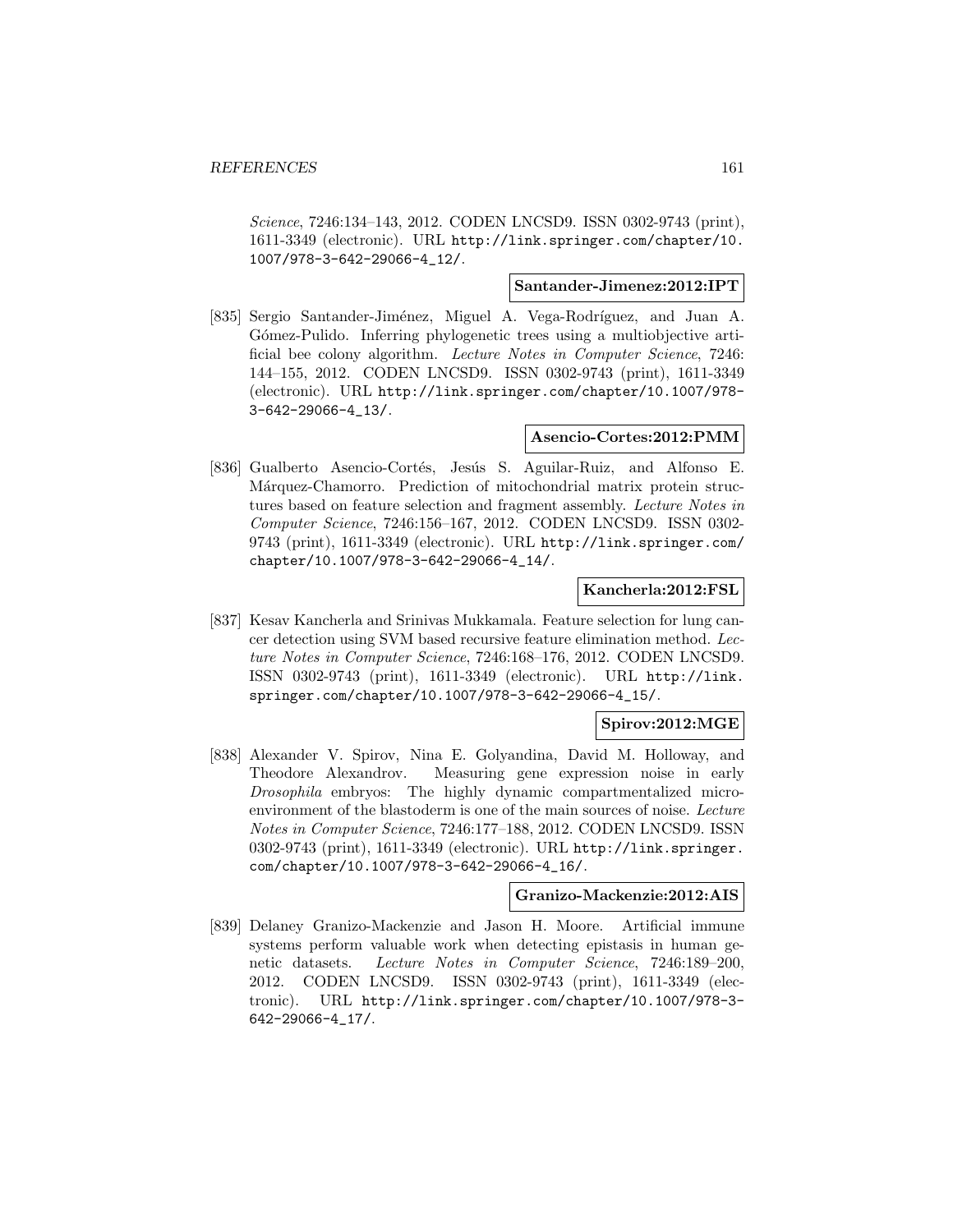*Science*, 7246:134–143, 2012. CODEN LNCSD9. ISSN 0302-9743 (print), 1611-3349 (electronic). URL http://link.springer.com/chapter/10.1007/978-3-642-29066-4_12/.

**Santander-Jimenez:2012:IPT**

[835] Sergio Santander-Jiménez, Miguel A. Vega-Rodríguez, and Juan A. Gómez-Pulido. Inferring phylogenetic trees using a multiobjective artificial bee colony algorithm. *Lecture Notes in Computer Science*, 7246: 144–155, 2012. CODEN LNCSD9. ISSN 0302-9743 (print), 1611-3349 (electronic). URL http://link.springer.com/chapter/10.1007/978-3-642-29066-4_13/.

**Asencio-Cortes:2012:PMM**

[836] Gualberto Asencio-Cortés, Jesús S. Aguilar-Ruiz, and Alfonso E. Márquez-Chamorro. Prediction of mitochondrial matrix protein structures based on feature selection and fragment assembly. *Lecture Notes in Computer Science*, 7246:156–167, 2012. CODEN LNCSD9. ISSN 0302-9743 (print), 1611-3349 (electronic). URL http://link.springer.com/chapter/10.1007/978-3-642-29066-4_14/.

**Kancherla:2012:FSL**

[837] Kesav Kancherla and Srinivas Mukkamala. Feature selection for lung cancer detection using SVM based recursive feature elimination method. *Lecture Notes in Computer Science*, 7246:168–176, 2012. CODEN LNCSD9. ISSN 0302-9743 (print), 1611-3349 (electronic). URL http://link.springer.com/chapter/10.1007/978-3-642-29066-4_15/.

**Spirov:2012:MGE**

[838] Alexander V. Spirov, Nina E. Golyandina, David M. Holloway, and Theodore Alexandrov. Measuring gene expression noise in early *Drosophila* embryos: The highly dynamic compartmentalized microenvironment of the blastoderm is one of the main sources of noise. *Lecture Notes in Computer Science*, 7246:177–188, 2012. CODEN LNCSD9. ISSN 0302-9743 (print), 1611-3349 (electronic). URL http://link.springer.com/chapter/10.1007/978-3-642-29066-4_16/.

**Granizo-Mackenzie:2012:AIS**

[839] Delaney Granizo-Mackenzie and Jason H. Moore. Artificial immune systems perform valuable work when detecting epistasis in human genetic datasets. *Lecture Notes in Computer Science*, 7246:189–200, 2012. CODEN LNCSD9. ISSN 0302-9743 (print), 1611-3349 (electronic). URL http://link.springer.com/chapter/10.1007/978-3-642-29066-4_17/.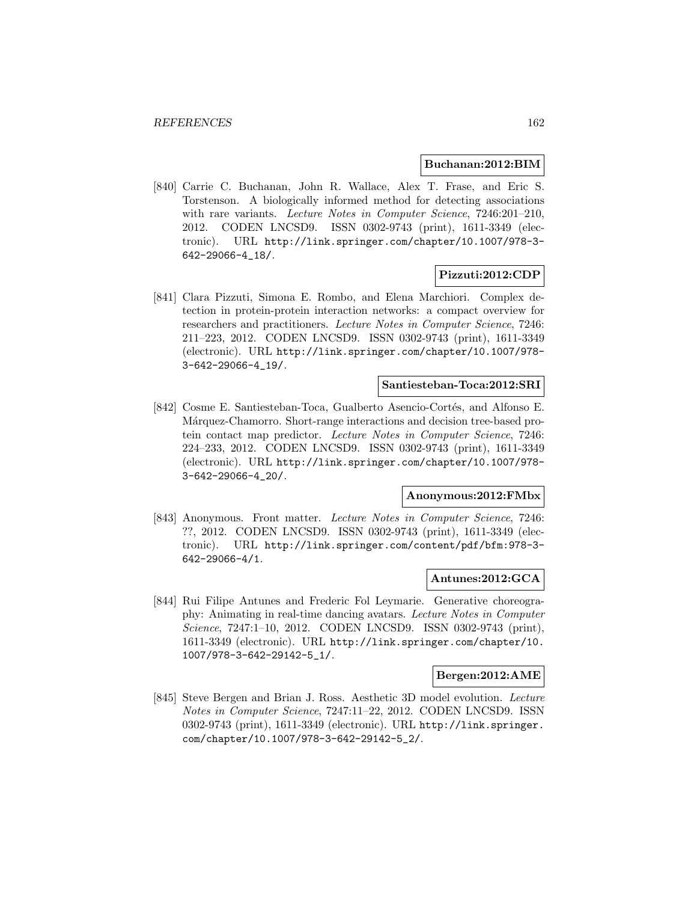**Buchanan:2012:BIM**

[840] Carrie C. Buchanan, John R. Wallace, Alex T. Frase, and Eric S. Torstenson. A biologically informed method for detecting associations with rare variants. *Lecture Notes in Computer Science*, 7246:201–210, 2012. CODEN LNCSD9. ISSN 0302-9743 (print), 1611-3349 (electronic). URL http://link.springer.com/chapter/10.1007/978-3-642-29066-4_18/.

**Pizzuti:2012:CDP**

[841] Clara Pizzuti, Simona E. Rombo, and Elena Marchiori. Complex detection in protein-protein interaction networks: a compact overview for researchers and practitioners. *Lecture Notes in Computer Science*, 7246: 211–223, 2012. CODEN LNCSD9. ISSN 0302-9743 (print), 1611-3349 (electronic). URL http://link.springer.com/chapter/10.1007/978-3-642-29066-4_19/.

**Santiesteban-Toca:2012:SRI**

[842] Cosme E. Santiesteban-Toca, Gualberto Asencio-Cortés, and Alfonso E. Márquez-Chamorro. Short-range interactions and decision tree-based protein contact map predictor. *Lecture Notes in Computer Science*, 7246: 224–233, 2012. CODEN LNCSD9. ISSN 0302-9743 (print), 1611-3349 (electronic). URL http://link.springer.com/chapter/10.1007/978-3-642-29066-4_20/.

**Anonymous:2012:FMbx**

[843] Anonymous. Front matter. *Lecture Notes in Computer Science*, 7246: ??, 2012. CODEN LNCSD9. ISSN 0302-9743 (print), 1611-3349 (electronic). URL http://link.springer.com/content/pdf/bfm:978-3-642-29066-4/1.

**Antunes:2012:GCA**

[844] Rui Filipe Antunes and Frederic Fol Leymarie. Generative choreography: Animating in real-time dancing avatars. *Lecture Notes in Computer Science*, 7247:1–10, 2012. CODEN LNCSD9. ISSN 0302-9743 (print), 1611-3349 (electronic). URL http://link.springer.com/chapter/10.1007/978-3-642-29142-5_1/.

**Bergen:2012:AME**

[845] Steve Bergen and Brian J. Ross. Aesthetic 3D model evolution. *Lecture Notes in Computer Science*, 7247:11–22, 2012. CODEN LNCSD9. ISSN 0302-9743 (print), 1611-3349 (electronic). URL http://link.springer.com/chapter/10.1007/978-3-642-29142-5_2/.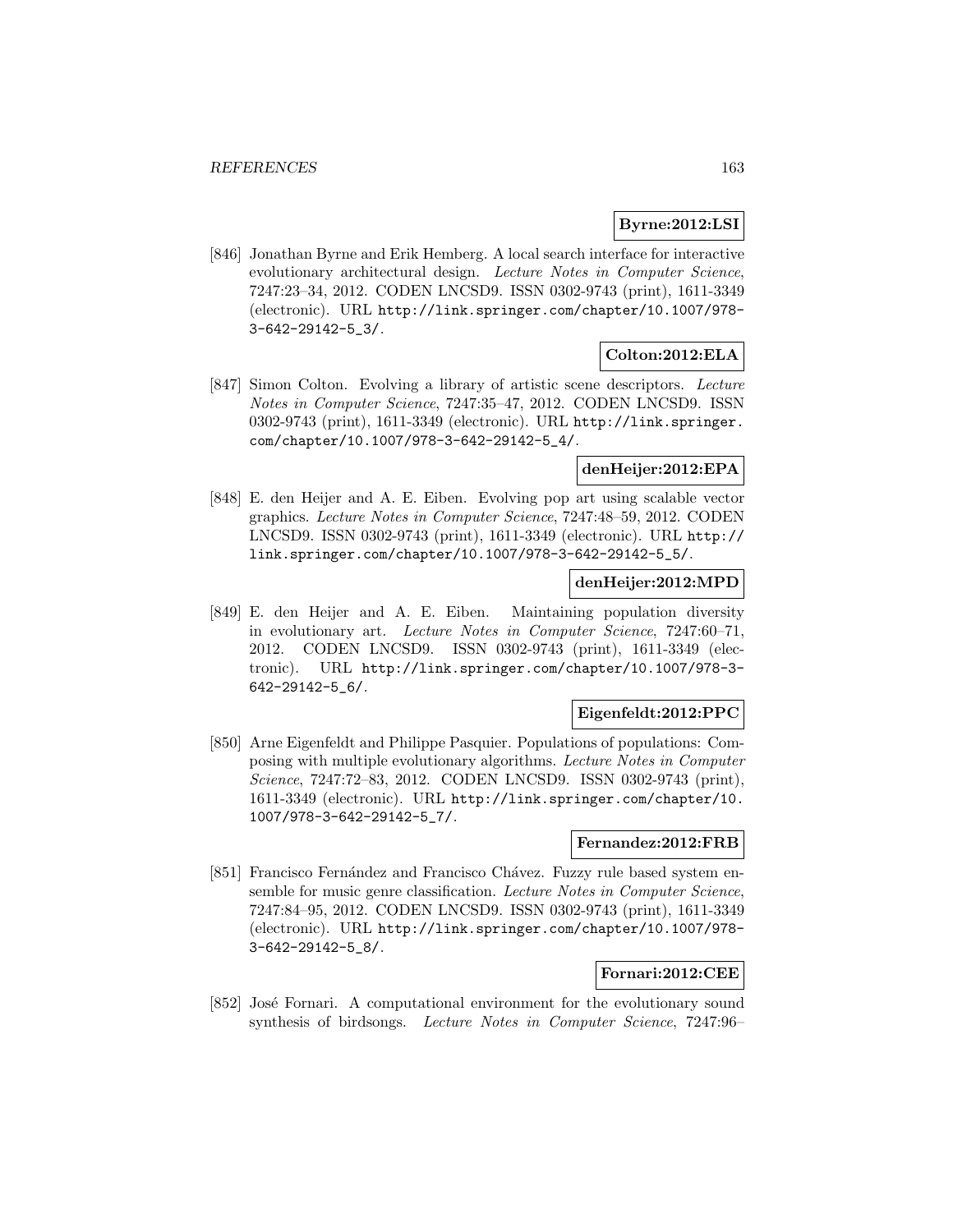**Byrne:2012:LSI**

[846] Jonathan Byrne and Erik Hemberg. A local search interface for interactive evolutionary architectural design. *Lecture Notes in Computer Science*, 7247:23–34, 2012. CODEN LNCSD9. ISSN 0302-9743 (print), 1611-3349 (electronic). URL http://link.springer.com/chapter/10.1007/978-3-642-29142-5_3/.

**Colton:2012:ELA**

[847] Simon Colton. Evolving a library of artistic scene descriptors. *Lecture Notes in Computer Science*, 7247:35–47, 2012. CODEN LNCSD9. ISSN 0302-9743 (print), 1611-3349 (electronic). URL http://link.springer.com/chapter/10.1007/978-3-642-29142-5_4/.

**denHeijer:2012:EPA**

[848] E. den Heijer and A. E. Eiben. Evolving pop art using scalable vector graphics. *Lecture Notes in Computer Science*, 7247:48–59, 2012. CODEN LNCSD9. ISSN 0302-9743 (print), 1611-3349 (electronic). URL http://link.springer.com/chapter/10.1007/978-3-642-29142-5_5/.

**denHeijer:2012:MPD**

[849] E. den Heijer and A. E. Eiben. Maintaining population diversity in evolutionary art. *Lecture Notes in Computer Science*, 7247:60–71, 2012. CODEN LNCSD9. ISSN 0302-9743 (print), 1611-3349 (electronic). URL http://link.springer.com/chapter/10.1007/978-3-642-29142-5_6/.

**Eigenfeldt:2012:PPC**

[850] Arne Eigenfeldt and Philippe Pasquier. Populations of populations: Composing with multiple evolutionary algorithms. *Lecture Notes in Computer Science*, 7247:72–83, 2012. CODEN LNCSD9. ISSN 0302-9743 (print), 1611-3349 (electronic). URL http://link.springer.com/chapter/10.1007/978-3-642-29142-5_7/.

**Fernandez:2012:FRB**

[851] Francisco Fernández and Francisco Chávez. Fuzzy rule based system ensemble for music genre classification. *Lecture Notes in Computer Science*, 7247:84–95, 2012. CODEN LNCSD9. ISSN 0302-9743 (print), 1611-3349 (electronic). URL http://link.springer.com/chapter/10.1007/978-3-642-29142-5_8/.

**Fornari:2012:CEE**

[852] José Fornari. A computational environment for the evolutionary sound synthesis of birdsongs. *Lecture Notes in Computer Science*, 7247:96–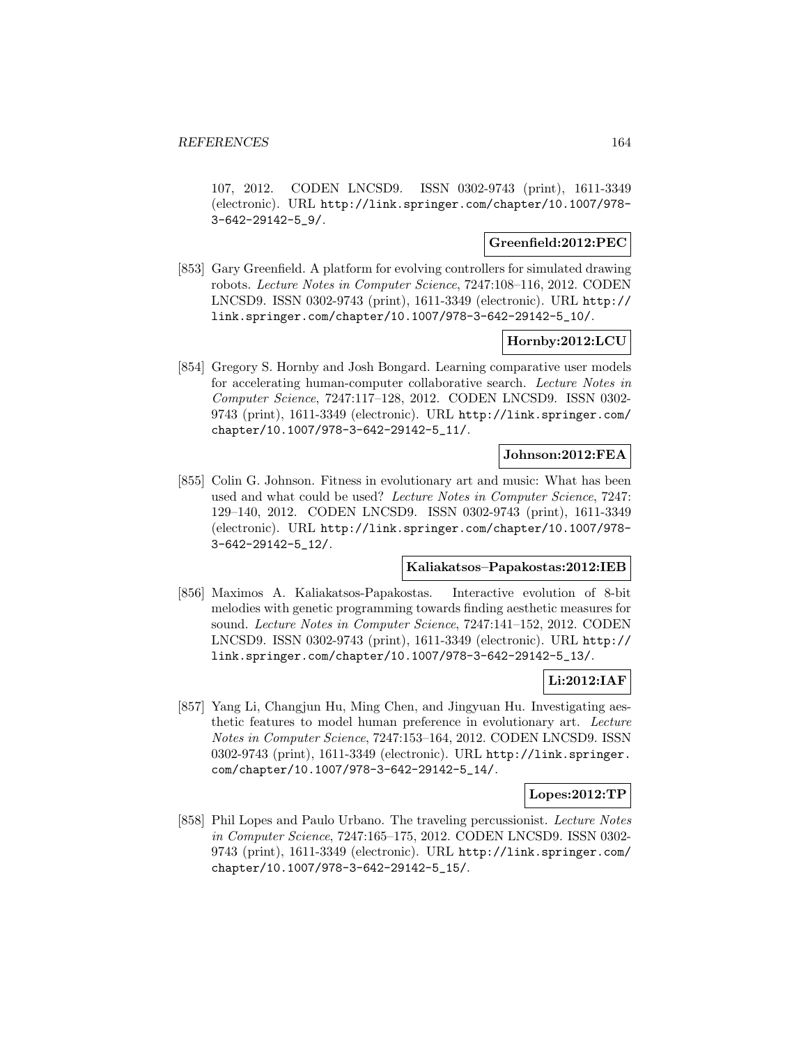107, 2012. CODEN LNCSD9. ISSN 0302-9743 (print), 1611-3349 (electronic). URL http://link.springer.com/chapter/10.1007/978-3-642-29142-5_9/.

**Greenfield:2012:PEC**

[853] Gary Greenfield. A platform for evolving controllers for simulated drawing robots. *Lecture Notes in Computer Science*, 7247:108–116, 2012. CODEN LNCSD9. ISSN 0302-9743 (print), 1611-3349 (electronic). URL http://link.springer.com/chapter/10.1007/978-3-642-29142-5_10/.

**Hornby:2012:LCU**

[854] Gregory S. Hornby and Josh Bongard. Learning comparative user models for accelerating human-computer collaborative search. *Lecture Notes in Computer Science*, 7247:117–128, 2012. CODEN LNCSD9. ISSN 0302-9743 (print), 1611-3349 (electronic). URL http://link.springer.com/chapter/10.1007/978-3-642-29142-5_11/.

**Johnson:2012:FEA**

[855] Colin G. Johnson. Fitness in evolutionary art and music: What has been used and what could be used? *Lecture Notes in Computer Science*, 7247: 129–140, 2012. CODEN LNCSD9. ISSN 0302-9743 (print), 1611-3349 (electronic). URL http://link.springer.com/chapter/10.1007/978-3-642-29142-5_12/.

**Kaliakatsos–Papakostas:2012:IEB**

[856] Maximos A. Kaliakatsos-Papakostas. Interactive evolution of 8-bit melodies with genetic programming towards finding aesthetic measures for sound. *Lecture Notes in Computer Science*, 7247:141–152, 2012. CODEN LNCSD9. ISSN 0302-9743 (print), 1611-3349 (electronic). URL http://link.springer.com/chapter/10.1007/978-3-642-29142-5_13/.

**Li:2012:IAF**

[857] Yang Li, Changjun Hu, Ming Chen, and Jingyuan Hu. Investigating aesthetic features to model human preference in evolutionary art. *Lecture Notes in Computer Science*, 7247:153–164, 2012. CODEN LNCSD9. ISSN 0302-9743 (print), 1611-3349 (electronic). URL http://link.springer.com/chapter/10.1007/978-3-642-29142-5_14/.

**Lopes:2012:TP**

[858] Phil Lopes and Paulo Urbano. The traveling percussionist. *Lecture Notes in Computer Science*, 7247:165–175, 2012. CODEN LNCSD9. ISSN 0302-9743 (print), 1611-3349 (electronic). URL http://link.springer.com/chapter/10.1007/978-3-642-29142-5_15/.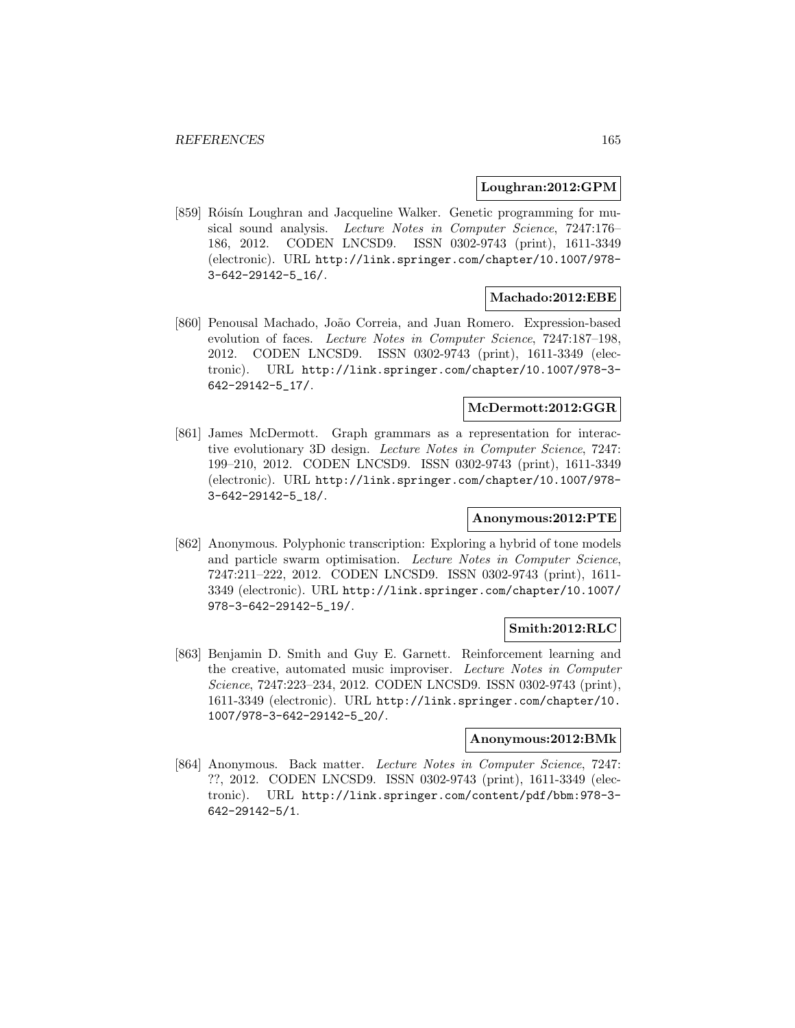**Loughran:2012:GPM**

[859] Róisín Loughran and Jacqueline Walker. Genetic programming for musical sound analysis. *Lecture Notes in Computer Science*, 7247:176–186, 2012. CODEN LNCSD9. ISSN 0302-9743 (print), 1611-3349 (electronic). URL http://link.springer.com/chapter/10.1007/978-3-642-29142-5_16/.

**Machado:2012:EBE**

[860] Penousal Machado, João Correia, and Juan Romero. Expression-based evolution of faces. *Lecture Notes in Computer Science*, 7247:187–198, 2012. CODEN LNCSD9. ISSN 0302-9743 (print), 1611-3349 (electronic). URL http://link.springer.com/chapter/10.1007/978-3-642-29142-5_17/.

**McDermott:2012:GGR**

[861] James McDermott. Graph grammars as a representation for interactive evolutionary 3D design. *Lecture Notes in Computer Science*, 7247:199–210, 2012. CODEN LNCSD9. ISSN 0302-9743 (print), 1611-3349 (electronic). URL http://link.springer.com/chapter/10.1007/978-3-642-29142-5_18/.

**Anonymous:2012:PTE**

[862] Anonymous. Polyphonic transcription: Exploring a hybrid of tone models and particle swarm optimisation. *Lecture Notes in Computer Science*, 7247:211–222, 2012. CODEN LNCSD9. ISSN 0302-9743 (print), 1611-3349 (electronic). URL http://link.springer.com/chapter/10.1007/978-3-642-29142-5_19/.

**Smith:2012:RLC**

[863] Benjamin D. Smith and Guy E. Garnett. Reinforcement learning and the creative, automated music improviser. *Lecture Notes in Computer Science*, 7247:223–234, 2012. CODEN LNCSD9. ISSN 0302-9743 (print), 1611-3349 (electronic). URL http://link.springer.com/chapter/10.1007/978-3-642-29142-5_20/.

**Anonymous:2012:BMk**

[864] Anonymous. Back matter. *Lecture Notes in Computer Science*, 7247:??, 2012. CODEN LNCSD9. ISSN 0302-9743 (print), 1611-3349 (electronic). URL http://link.springer.com/content/pdf/bbm:978-3-642-29142-5/1.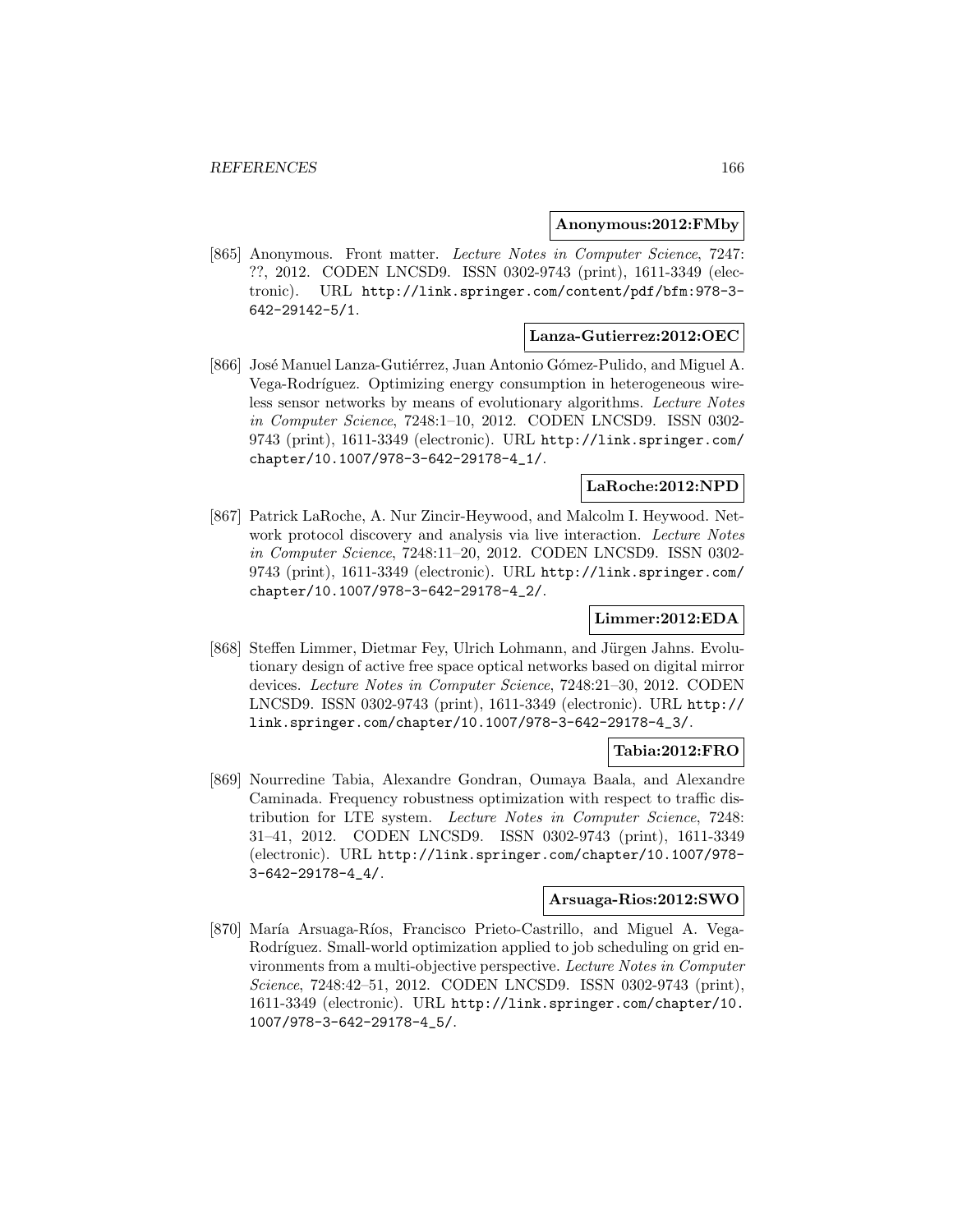**Anonymous:2012:FMby**

[865] Anonymous. Front matter. *Lecture Notes in Computer Science*, 7247: ??, 2012. CODEN LNCSD9. ISSN 0302-9743 (print), 1611-3349 (electronic). URL http://link.springer.com/content/pdf/bfm:978-3-642-29142-5/1.

**Lanza-Gutierrez:2012:OEC**

[866] José Manuel Lanza-Gutiérrez, Juan Antonio Gómez-Pulido, and Miguel A. Vega-Rodríguez. Optimizing energy consumption in heterogeneous wireless sensor networks by means of evolutionary algorithms. *Lecture Notes in Computer Science*, 7248:1–10, 2012. CODEN LNCSD9. ISSN 0302-9743 (print), 1611-3349 (electronic). URL http://link.springer.com/chapter/10.1007/978-3-642-29178-4_1/.

**LaRoche:2012:NPD**

[867] Patrick LaRoche, A. Nur Zincir-Heywood, and Malcolm I. Heywood. Network protocol discovery and analysis via live interaction. *Lecture Notes in Computer Science*, 7248:11–20, 2012. CODEN LNCSD9. ISSN 0302-9743 (print), 1611-3349 (electronic). URL http://link.springer.com/chapter/10.1007/978-3-642-29178-4_2/.

**Limmer:2012:EDA**

[868] Steffen Limmer, Dietmar Fey, Ulrich Lohmann, and Jürgen Jahns. Evolutionary design of active free space optical networks based on digital mirror devices. *Lecture Notes in Computer Science*, 7248:21–30, 2012. CODEN LNCSD9. ISSN 0302-9743 (print), 1611-3349 (electronic). URL http://link.springer.com/chapter/10.1007/978-3-642-29178-4_3/.

**Tabia:2012:FRO**

[869] Nourredine Tabia, Alexandre Gondran, Oumaya Baala, and Alexandre Caminada. Frequency robustness optimization with respect to traffic distribution for LTE system. *Lecture Notes in Computer Science*, 7248: 31–41, 2012. CODEN LNCSD9. ISSN 0302-9743 (print), 1611-3349 (electronic). URL http://link.springer.com/chapter/10.1007/978-3-642-29178-4_4/.

**Arsuaga-Rios:2012:SWO**

[870] María Arsuaga-Ríos, Francisco Prieto-Castrillo, and Miguel A. Vega-Rodríguez. Small-world optimization applied to job scheduling on grid environments from a multi-objective perspective. *Lecture Notes in Computer Science*, 7248:42–51, 2012. CODEN LNCSD9. ISSN 0302-9743 (print), 1611-3349 (electronic). URL http://link.springer.com/chapter/10.1007/978-3-642-29178-4_5/.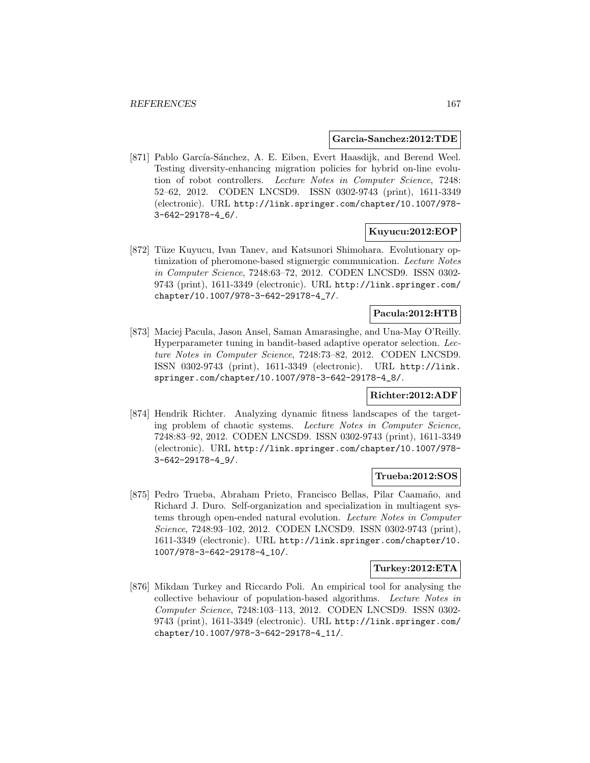**Garcia-Sanchez:2012:TDE**

[871] Pablo García-Sánchez, A. E. Eiben, Evert Haasdijk, and Berend Weel. Testing diversity-enhancing migration policies for hybrid on-line evolution of robot controllers. *Lecture Notes in Computer Science*, 7248: 52–62, 2012. CODEN LNCSD9. ISSN 0302-9743 (print), 1611-3349 (electronic). URL http://link.springer.com/chapter/10.1007/978-3-642-29178-4_6/.

**Kuyucu:2012:EOP**

[872] Tüze Kuyucu, Ivan Tanev, and Katsunori Shimohara. Evolutionary optimization of pheromone-based stigmergic communication. *Lecture Notes in Computer Science*, 7248:63–72, 2012. CODEN LNCSD9. ISSN 0302-9743 (print), 1611-3349 (electronic). URL http://link.springer.com/chapter/10.1007/978-3-642-29178-4_7/.

**Pacula:2012:HTB**

[873] Maciej Pacula, Jason Ansel, Saman Amarasinghe, and Una-May O'Reilly. Hyperparameter tuning in bandit-based adaptive operator selection. *Lecture Notes in Computer Science*, 7248:73–82, 2012. CODEN LNCSD9. ISSN 0302-9743 (print), 1611-3349 (electronic). URL http://link.springer.com/chapter/10.1007/978-3-642-29178-4_8/.

**Richter:2012:ADF**

[874] Hendrik Richter. Analyzing dynamic fitness landscapes of the targeting problem of chaotic systems. *Lecture Notes in Computer Science*, 7248:83–92, 2012. CODEN LNCSD9. ISSN 0302-9743 (print), 1611-3349 (electronic). URL http://link.springer.com/chapter/10.1007/978-3-642-29178-4_9/.

**Trueba:2012:SOS**

[875] Pedro Trueba, Abraham Prieto, Francisco Bellas, Pilar Caamaño, and Richard J. Duro. Self-organization and specialization in multiagent systems through open-ended natural evolution. *Lecture Notes in Computer Science*, 7248:93–102, 2012. CODEN LNCSD9. ISSN 0302-9743 (print), 1611-3349 (electronic). URL http://link.springer.com/chapter/10.1007/978-3-642-29178-4_10/.

**Turkey:2012:ETA**

[876] Mikdam Turkey and Riccardo Poli. An empirical tool for analysing the collective behaviour of population-based algorithms. *Lecture Notes in Computer Science*, 7248:103–113, 2012. CODEN LNCSD9. ISSN 0302-9743 (print), 1611-3349 (electronic). URL http://link.springer.com/chapter/10.1007/978-3-642-29178-4_11/.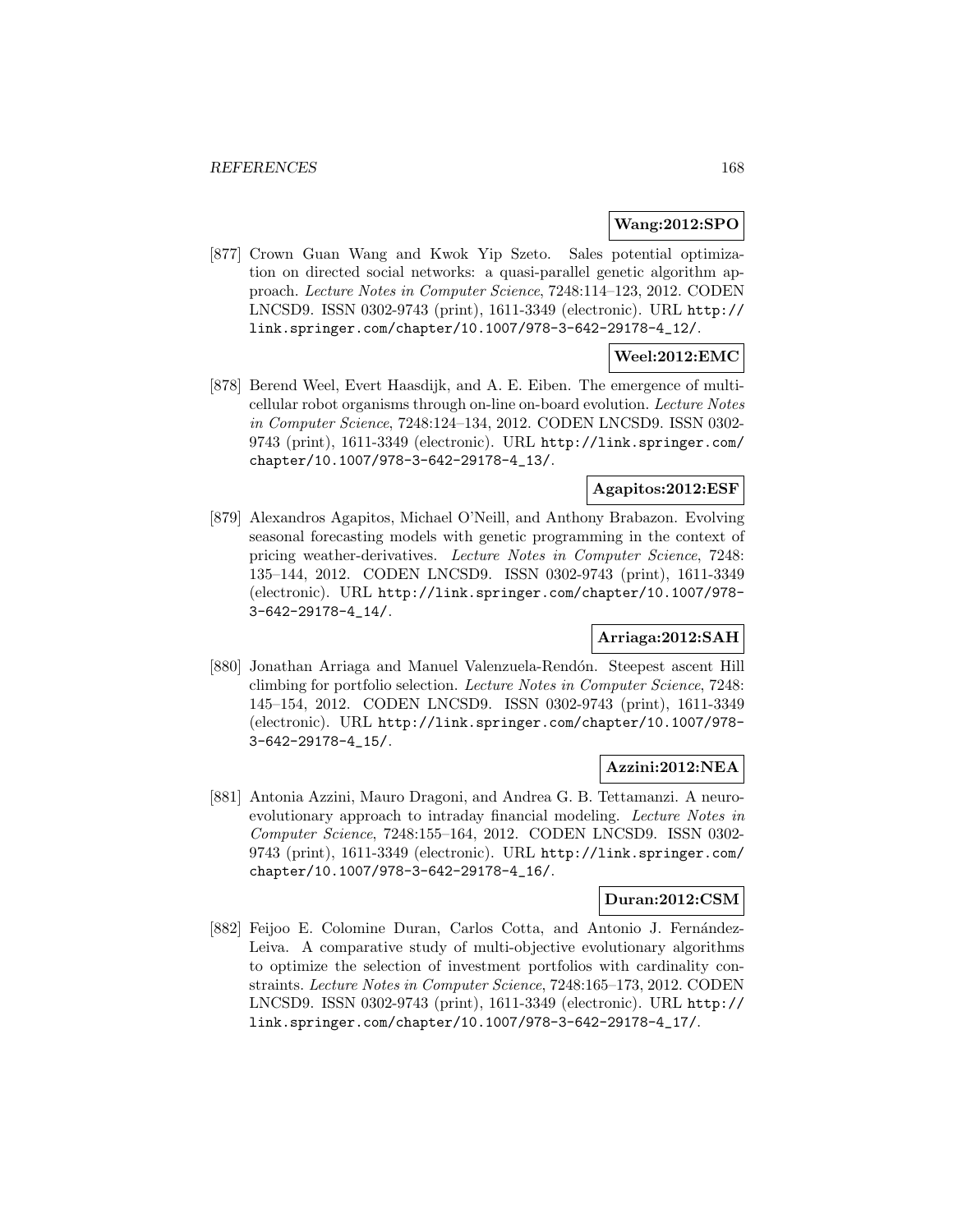**Wang:2012:SPO**

[877] Crown Guan Wang and Kwok Yip Szeto. Sales potential optimization on directed social networks: a quasi-parallel genetic algorithm approach. *Lecture Notes in Computer Science*, 7248:114–123, 2012. CODEN LNCSD9. ISSN 0302-9743 (print), 1611-3349 (electronic). URL http://link.springer.com/chapter/10.1007/978-3-642-29178-4_12/.

**Weel:2012:EMC**

[878] Berend Weel, Evert Haasdijk, and A. E. Eiben. The emergence of multicellular robot organisms through on-line on-board evolution. *Lecture Notes in Computer Science*, 7248:124–134, 2012. CODEN LNCSD9. ISSN 0302-9743 (print), 1611-3349 (electronic). URL http://link.springer.com/chapter/10.1007/978-3-642-29178-4_13/.

**Agapitos:2012:ESF**

[879] Alexandros Agapitos, Michael O'Neill, and Anthony Brabazon. Evolving seasonal forecasting models with genetic programming in the context of pricing weather-derivatives. *Lecture Notes in Computer Science*, 7248: 135–144, 2012. CODEN LNCSD9. ISSN 0302-9743 (print), 1611-3349 (electronic). URL http://link.springer.com/chapter/10.1007/978-3-642-29178-4_14/.

**Arriaga:2012:SAH**

[880] Jonathan Arriaga and Manuel Valenzuela-Rendón. Steepest ascent Hill climbing for portfolio selection. *Lecture Notes in Computer Science*, 7248: 145–154, 2012. CODEN LNCSD9. ISSN 0302-9743 (print), 1611-3349 (electronic). URL http://link.springer.com/chapter/10.1007/978-3-642-29178-4_15/.

**Azzini:2012:NEA**

[881] Antonia Azzini, Mauro Dragoni, and Andrea G. B. Tettamanzi. A neuro-evolutionary approach to intraday financial modeling. *Lecture Notes in Computer Science*, 7248:155–164, 2012. CODEN LNCSD9. ISSN 0302-9743 (print), 1611-3349 (electronic). URL http://link.springer.com/chapter/10.1007/978-3-642-29178-4_16/.

**Duran:2012:CSM**

[882] Feijoo E. Colomine Duran, Carlos Cotta, and Antonio J. Fernández-Leiva. A comparative study of multi-objective evolutionary algorithms to optimize the selection of investment portfolios with cardinality constraints. *Lecture Notes in Computer Science*, 7248:165–173, 2012. CODEN LNCSD9. ISSN 0302-9743 (print), 1611-3349 (electronic). URL http://link.springer.com/chapter/10.1007/978-3-642-29178-4_17/.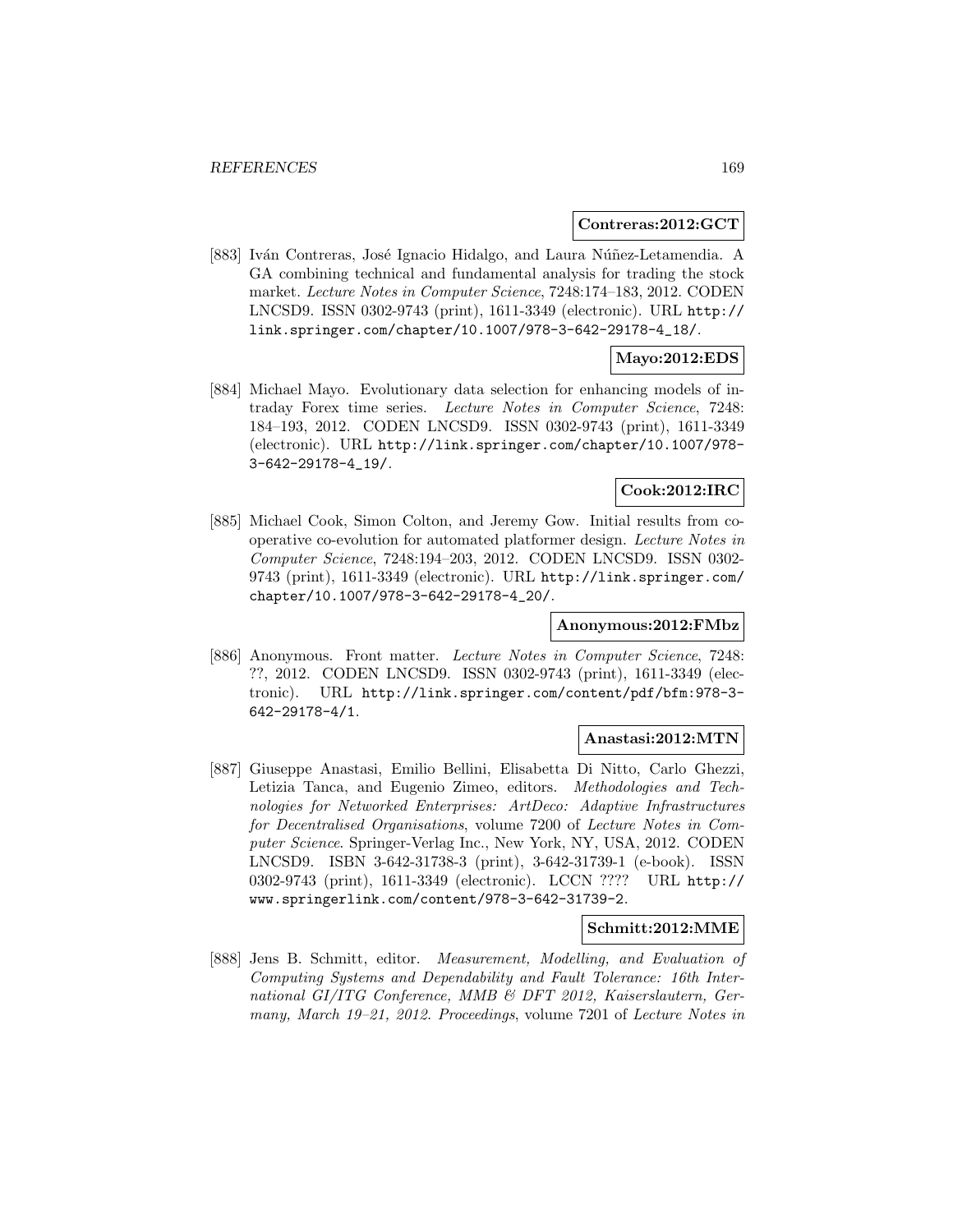**Contreras:2012:GCT**

[883] Iván Contreras, José Ignacio Hidalgo, and Laura Núñez-Letamendia. A GA combining technical and fundamental analysis for trading the stock market. *Lecture Notes in Computer Science*, 7248:174–183, 2012. CODEN LNCSD9. ISSN 0302-9743 (print), 1611-3349 (electronic). URL http://link.springer.com/chapter/10.1007/978-3-642-29178-4_18/.

**Mayo:2012:EDS**

[884] Michael Mayo. Evolutionary data selection for enhancing models of intraday Forex time series. *Lecture Notes in Computer Science*, 7248: 184–193, 2012. CODEN LNCSD9. ISSN 0302-9743 (print), 1611-3349 (electronic). URL http://link.springer.com/chapter/10.1007/978-3-642-29178-4_19/.

**Cook:2012:IRC**

[885] Michael Cook, Simon Colton, and Jeremy Gow. Initial results from co-operative co-evolution for automated platformer design. *Lecture Notes in Computer Science*, 7248:194–203, 2012. CODEN LNCSD9. ISSN 0302-9743 (print), 1611-3349 (electronic). URL http://link.springer.com/chapter/10.1007/978-3-642-29178-4_20/.

**Anonymous:2012:FMbz**

[886] Anonymous. Front matter. *Lecture Notes in Computer Science*, 7248: ??, 2012. CODEN LNCSD9. ISSN 0302-9743 (print), 1611-3349 (electronic). URL http://link.springer.com/content/pdf/bfm:978-3-642-29178-4/1.

**Anastasi:2012:MTN**

[887] Giuseppe Anastasi, Emilio Bellini, Elisabetta Di Nitto, Carlo Ghezzi, Letizia Tanca, and Eugenio Zimeo, editors. *Methodologies and Technologies for Networked Enterprises: ArtDeco: Adaptive Infrastructures for Decentralised Organisations*, volume 7200 of *Lecture Notes in Computer Science*. Springer-Verlag Inc., New York, NY, USA, 2012. CODEN LNCSD9. ISBN 3-642-31738-3 (print), 3-642-31739-1 (e-book). ISSN 0302-9743 (print), 1611-3349 (electronic). LCCN ???? URL http://www.springerlink.com/content/978-3-642-31739-2.

**Schmitt:2012:MME**

[888] Jens B. Schmitt, editor. *Measurement, Modelling, and Evaluation of Computing Systems and Dependability and Fault Tolerance: 16th International GI/ITG Conference, MMB & DFT 2012, Kaiserslautern, Germany, March 19–21, 2012. Proceedings*, volume 7201 of *Lecture Notes in*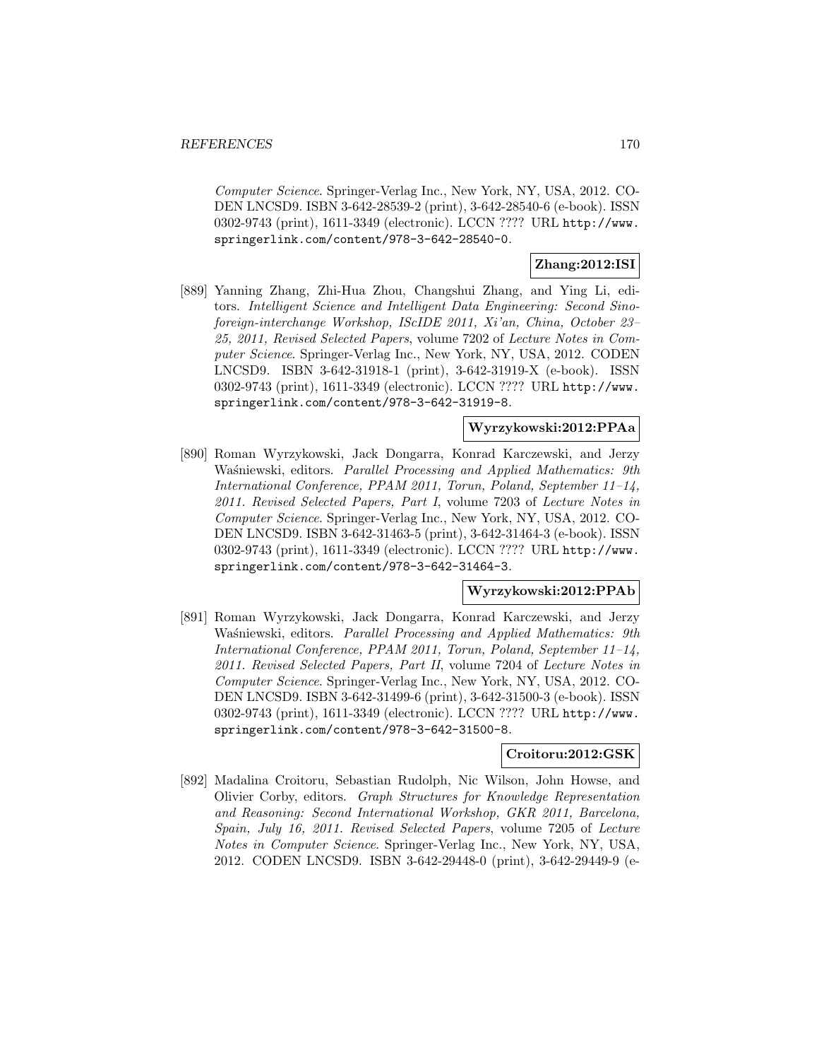*Computer Science*. Springer-Verlag Inc., New York, NY, USA, 2012. CODEN LNCSD9. ISBN 3-642-28539-2 (print), 3-642-28540-6 (e-book). ISSN 0302-9743 (print), 1611-3349 (electronic). LCCN ???? URL http://www.springerlink.com/content/978-3-642-28540-0.

**Zhang:2012:ISI**

[889] Yanning Zhang, Zhi-Hua Zhou, Changshui Zhang, and Ying Li, editors. *Intelligent Science and Intelligent Data Engineering: Second Sino-foreign-interchange Workshop, IScIDE 2011, Xi'an, China, October 23–25, 2011, Revised Selected Papers*, volume 7202 of *Lecture Notes in Computer Science*. Springer-Verlag Inc., New York, NY, USA, 2012. CODEN LNCSD9. ISBN 3-642-31918-1 (print), 3-642-31919-X (e-book). ISSN 0302-9743 (print), 1611-3349 (electronic). LCCN ???? URL http://www.springerlink.com/content/978-3-642-31919-8.

**Wyrzykowski:2012:PPAa**

[890] Roman Wyrzykowski, Jack Dongarra, Konrad Karczewski, and Jerzy Waśniewski, editors. *Parallel Processing and Applied Mathematics: 9th International Conference, PPAM 2011, Torun, Poland, September 11–14, 2011. Revised Selected Papers, Part I*, volume 7203 of *Lecture Notes in Computer Science*. Springer-Verlag Inc., New York, NY, USA, 2012. CODEN LNCSD9. ISBN 3-642-31463-5 (print), 3-642-31464-3 (e-book). ISSN 0302-9743 (print), 1611-3349 (electronic). LCCN ???? URL http://www.springerlink.com/content/978-3-642-31464-3.

**Wyrzykowski:2012:PPAb**

[891] Roman Wyrzykowski, Jack Dongarra, Konrad Karczewski, and Jerzy Waśniewski, editors. *Parallel Processing and Applied Mathematics: 9th International Conference, PPAM 2011, Torun, Poland, September 11–14, 2011. Revised Selected Papers, Part II*, volume 7204 of *Lecture Notes in Computer Science*. Springer-Verlag Inc., New York, NY, USA, 2012. CODEN LNCSD9. ISBN 3-642-31499-6 (print), 3-642-31500-3 (e-book). ISSN 0302-9743 (print), 1611-3349 (electronic). LCCN ???? URL http://www.springerlink.com/content/978-3-642-31500-8.

**Croitoru:2012:GSK**

[892] Madalina Croitoru, Sebastian Rudolph, Nic Wilson, John Howse, and Olivier Corby, editors. *Graph Structures for Knowledge Representation and Reasoning: Second International Workshop, GKR 2011, Barcelona, Spain, July 16, 2011. Revised Selected Papers*, volume 7205 of *Lecture Notes in Computer Science*. Springer-Verlag Inc., New York, NY, USA, 2012. CODEN LNCSD9. ISBN 3-642-29448-0 (print), 3-642-29449-9 (e-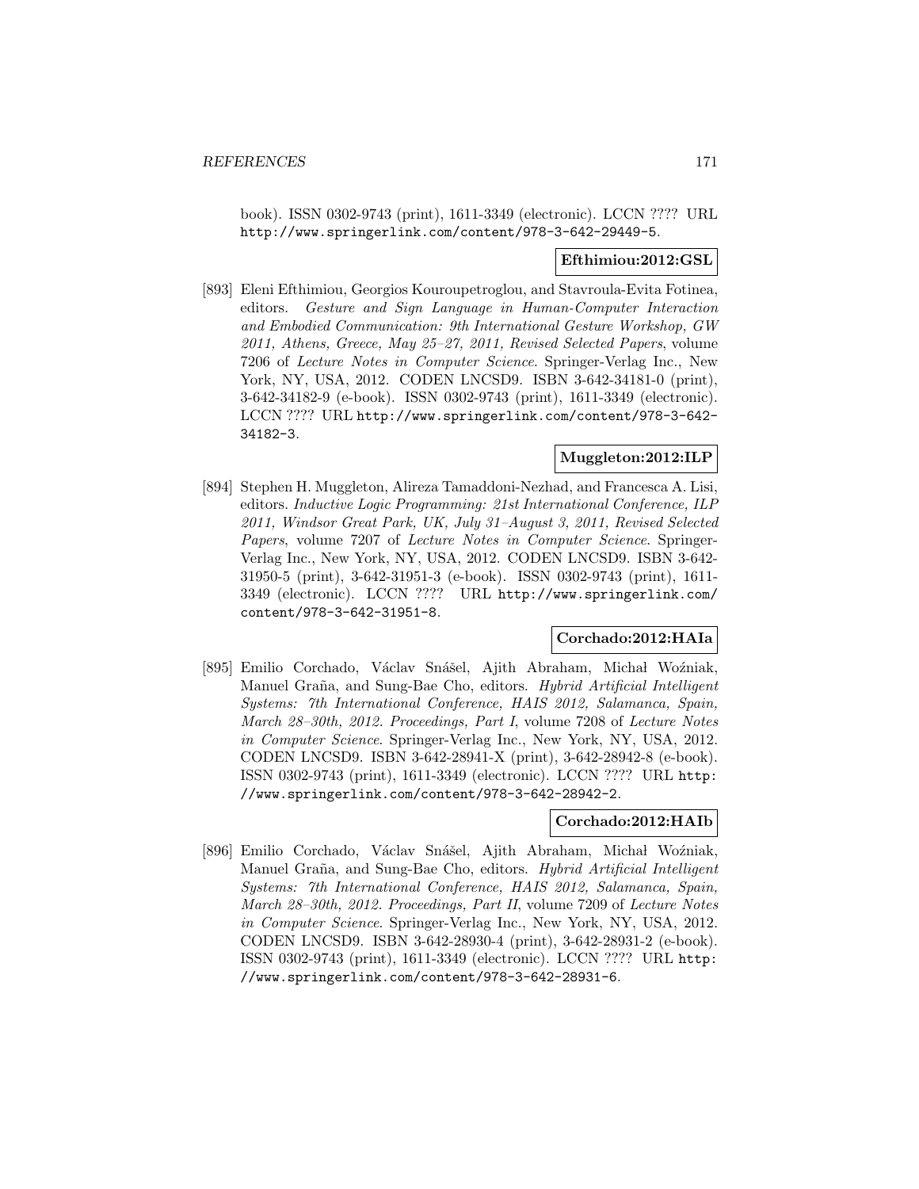book). ISSN 0302-9743 (print), 1611-3349 (electronic). LCCN ???? URL http://www.springerlink.com/content/978-3-642-29449-5.

**Efthimiou:2012:GSL**

[893] Eleni Efthimiou, Georgios Kouroupetroglou, and Stavroula-Evita Fotinea, editors. *Gesture and Sign Language in Human-Computer Interaction and Embodied Communication: 9th International Gesture Workshop, GW 2011, Athens, Greece, May 25–27, 2011, Revised Selected Papers*, volume 7206 of *Lecture Notes in Computer Science*. Springer-Verlag Inc., New York, NY, USA, 2012. CODEN LNCSD9. ISBN 3-642-34181-0 (print), 3-642-34182-9 (e-book). ISSN 0302-9743 (print), 1611-3349 (electronic). LCCN ???? URL http://www.springerlink.com/content/978-3-642-34182-3.

**Muggleton:2012:ILP**

[894] Stephen H. Muggleton, Alireza Tamaddoni-Nezhad, and Francesca A. Lisi, editors. *Inductive Logic Programming: 21st International Conference, ILP 2011, Windsor Great Park, UK, July 31–August 3, 2011, Revised Selected Papers*, volume 7207 of *Lecture Notes in Computer Science*. Springer-Verlag Inc., New York, NY, USA, 2012. CODEN LNCSD9. ISBN 3-642-31950-5 (print), 3-642-31951-3 (e-book). ISSN 0302-9743 (print), 1611-3349 (electronic). LCCN ???? URL http://www.springerlink.com/content/978-3-642-31951-8.

**Corchado:2012:HAIa**

[895] Emilio Corchado, Václav Snášel, Ajith Abraham, Michał Woźniak, Manuel Graña, and Sung-Bae Cho, editors. *Hybrid Artificial Intelligent Systems: 7th International Conference, HAIS 2012, Salamanca, Spain, March 28–30th, 2012. Proceedings, Part I*, volume 7208 of *Lecture Notes in Computer Science*. Springer-Verlag Inc., New York, NY, USA, 2012. CODEN LNCSD9. ISBN 3-642-28941-X (print), 3-642-28942-8 (e-book). ISSN 0302-9743 (print), 1611-3349 (electronic). LCCN ???? URL http://www.springerlink.com/content/978-3-642-28942-2.

**Corchado:2012:HAIb**

[896] Emilio Corchado, Václav Snášel, Ajith Abraham, Michał Woźniak, Manuel Graña, and Sung-Bae Cho, editors. *Hybrid Artificial Intelligent Systems: 7th International Conference, HAIS 2012, Salamanca, Spain, March 28–30th, 2012. Proceedings, Part II*, volume 7209 of *Lecture Notes in Computer Science*. Springer-Verlag Inc., New York, NY, USA, 2012. CODEN LNCSD9. ISBN 3-642-28930-4 (print), 3-642-28931-2 (e-book). ISSN 0302-9743 (print), 1611-3349 (electronic). LCCN ???? URL http://www.springerlink.com/content/978-3-642-28931-6.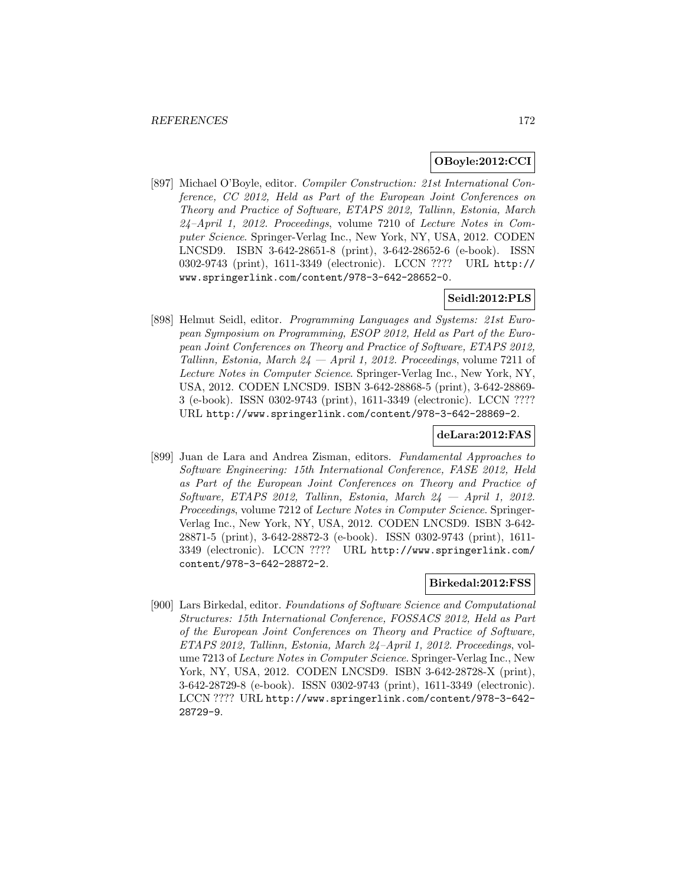**OBoyle:2012:CCI**

[897] Michael O'Boyle, editor. *Compiler Construction: 21st International Conference, CC 2012, Held as Part of the European Joint Conferences on Theory and Practice of Software, ETAPS 2012, Tallinn, Estonia, March 24–April 1, 2012. Proceedings*, volume 7210 of *Lecture Notes in Computer Science*. Springer-Verlag Inc., New York, NY, USA, 2012. CODEN LNCSD9. ISBN 3-642-28651-8 (print), 3-642-28652-6 (e-book). ISSN 0302-9743 (print), 1611-3349 (electronic). LCCN ???? URL http://www.springerlink.com/content/978-3-642-28652-0.

**Seidl:2012:PLS**

[898] Helmut Seidl, editor. *Programming Languages and Systems: 21st European Symposium on Programming, ESOP 2012, Held as Part of the European Joint Conferences on Theory and Practice of Software, ETAPS 2012, Tallinn, Estonia, March 24 — April 1, 2012. Proceedings*, volume 7211 of *Lecture Notes in Computer Science*. Springer-Verlag Inc., New York, NY, USA, 2012. CODEN LNCSD9. ISBN 3-642-28868-5 (print), 3-642-28869-3 (e-book). ISSN 0302-9743 (print), 1611-3349 (electronic). LCCN ???? URL http://www.springerlink.com/content/978-3-642-28869-2.

**deLara:2012:FAS**

[899] Juan de Lara and Andrea Zisman, editors. *Fundamental Approaches to Software Engineering: 15th International Conference, FASE 2012, Held as Part of the European Joint Conferences on Theory and Practice of Software, ETAPS 2012, Tallinn, Estonia, March 24 — April 1, 2012. Proceedings*, volume 7212 of *Lecture Notes in Computer Science*. Springer-Verlag Inc., New York, NY, USA, 2012. CODEN LNCSD9. ISBN 3-642-28871-5 (print), 3-642-28872-3 (e-book). ISSN 0302-9743 (print), 1611-3349 (electronic). LCCN ???? URL http://www.springerlink.com/content/978-3-642-28872-2.

**Birkedal:2012:FSS**

[900] Lars Birkedal, editor. *Foundations of Software Science and Computational Structures: 15th International Conference, FOSSACS 2012, Held as Part of the European Joint Conferences on Theory and Practice of Software, ETAPS 2012, Tallinn, Estonia, March 24–April 1, 2012. Proceedings*, volume 7213 of *Lecture Notes in Computer Science*. Springer-Verlag Inc., New York, NY, USA, 2012. CODEN LNCSD9. ISBN 3-642-28728-X (print), 3-642-28729-8 (e-book). ISSN 0302-9743 (print), 1611-3349 (electronic). LCCN ???? URL http://www.springerlink.com/content/978-3-642-28729-9.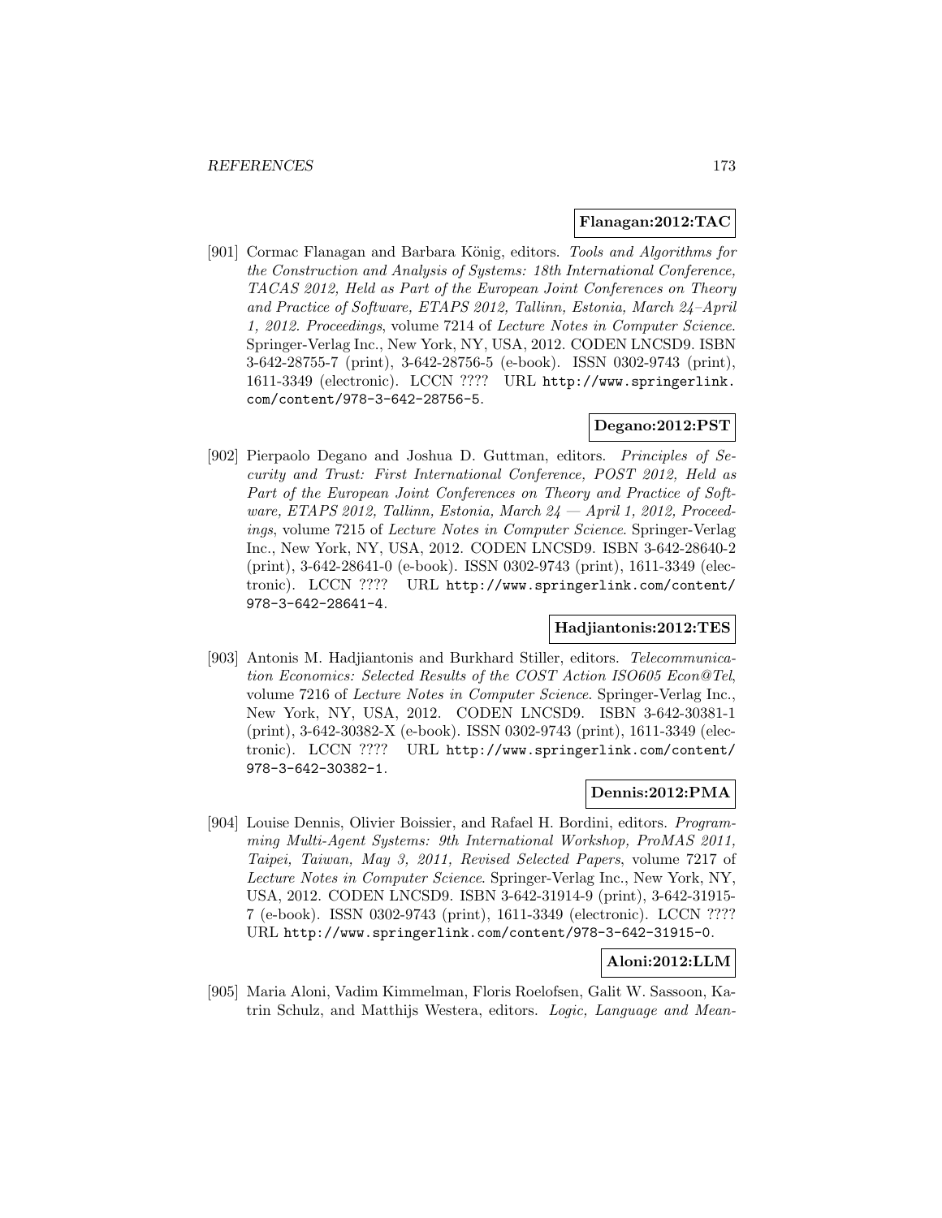**Flanagan:2012:TAC**

[901] Cormac Flanagan and Barbara König, editors. *Tools and Algorithms for the Construction and Analysis of Systems: 18th International Conference, TACAS 2012, Held as Part of the European Joint Conferences on Theory and Practice of Software, ETAPS 2012, Tallinn, Estonia, March 24–April 1, 2012. Proceedings*, volume 7214 of *Lecture Notes in Computer Science*. Springer-Verlag Inc., New York, NY, USA, 2012. CODEN LNCSD9. ISBN 3-642-28755-7 (print), 3-642-28756-5 (e-book). ISSN 0302-9743 (print), 1611-3349 (electronic). LCCN ???? URL http://www.springerlink.com/content/978-3-642-28756-5.

**Degano:2012:PST**

[902] Pierpaolo Degano and Joshua D. Guttman, editors. *Principles of Security and Trust: First International Conference, POST 2012, Held as Part of the European Joint Conferences on Theory and Practice of Software, ETAPS 2012, Tallinn, Estonia, March 24 — April 1, 2012, Proceedings*, volume 7215 of *Lecture Notes in Computer Science*. Springer-Verlag Inc., New York, NY, USA, 2012. CODEN LNCSD9. ISBN 3-642-28640-2 (print), 3-642-28641-0 (e-book). ISSN 0302-9743 (print), 1611-3349 (electronic). LCCN ???? URL http://www.springerlink.com/content/978-3-642-28641-4.

**Hadjiantonis:2012:TES**

[903] Antonis M. Hadjiantonis and Burkhard Stiller, editors. *Telecommunication Economics: Selected Results of the COST Action ISO605 Econ@Tel*, volume 7216 of *Lecture Notes in Computer Science*. Springer-Verlag Inc., New York, NY, USA, 2012. CODEN LNCSD9. ISBN 3-642-30381-1 (print), 3-642-30382-X (e-book). ISSN 0302-9743 (print), 1611-3349 (electronic). LCCN ???? URL http://www.springerlink.com/content/978-3-642-30382-1.

**Dennis:2012:PMA**

[904] Louise Dennis, Olivier Boissier, and Rafael H. Bordini, editors. *Programming Multi-Agent Systems: 9th International Workshop, ProMAS 2011, Taipei, Taiwan, May 3, 2011, Revised Selected Papers*, volume 7217 of *Lecture Notes in Computer Science*. Springer-Verlag Inc., New York, NY, USA, 2012. CODEN LNCSD9. ISBN 3-642-31914-9 (print), 3-642-31915-7 (e-book). ISSN 0302-9743 (print), 1611-3349 (electronic). LCCN ???? URL http://www.springerlink.com/content/978-3-642-31915-0.

**Aloni:2012:LLM**

[905] Maria Aloni, Vadim Kimmelman, Floris Roelofsen, Galit W. Sassoon, Katrin Schulz, and Matthijs Westera, editors. *Logic, Language and Mean-*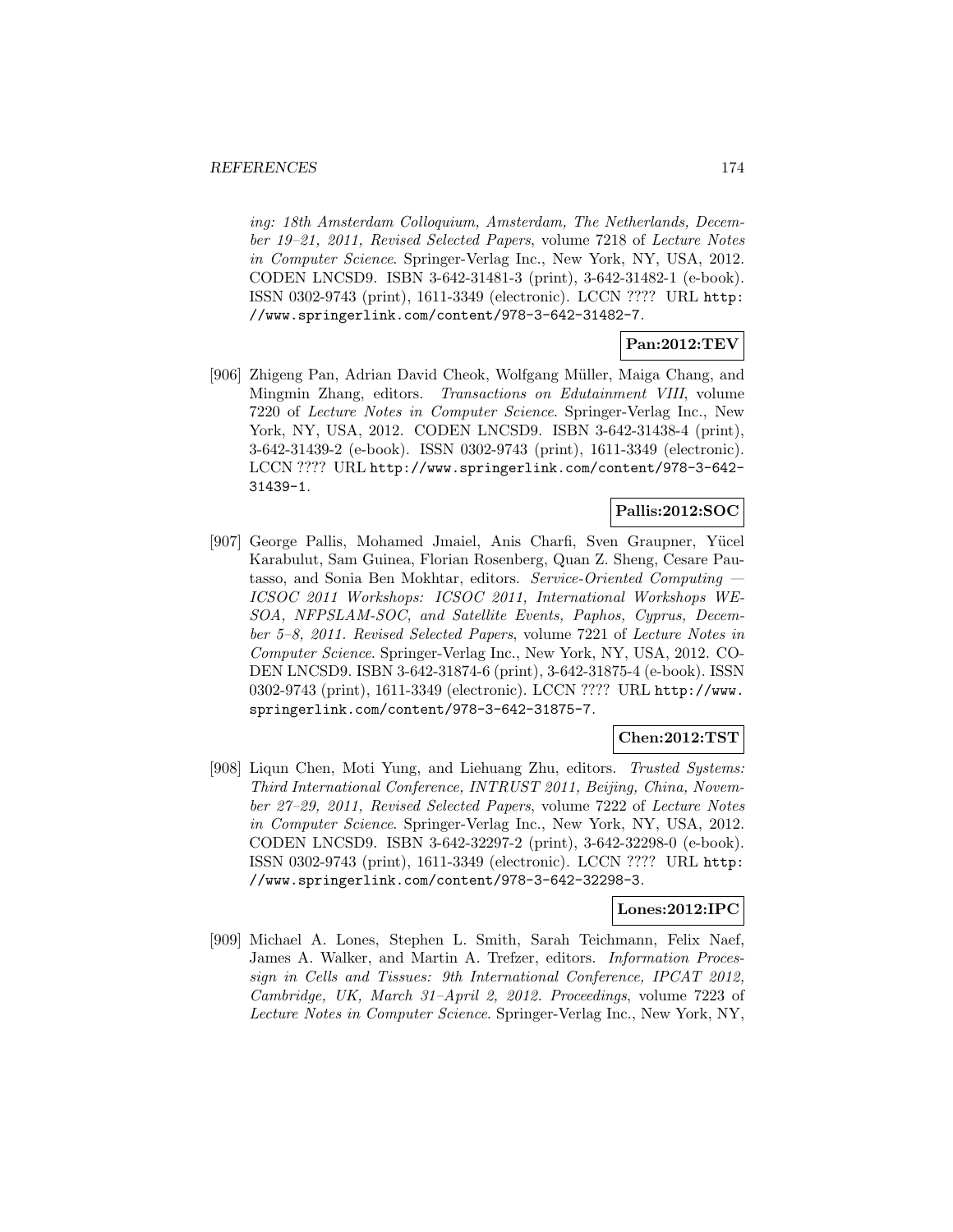*ing: 18th Amsterdam Colloquium, Amsterdam, The Netherlands, December 19–21, 2011, Revised Selected Papers*, volume 7218 of *Lecture Notes in Computer Science*. Springer-Verlag Inc., New York, NY, USA, 2012. CODEN LNCSD9. ISBN 3-642-31481-3 (print), 3-642-31482-1 (e-book). ISSN 0302-9743 (print), 1611-3349 (electronic). LCCN ???? URL http://www.springerlink.com/content/978-3-642-31482-7.

**Pan:2012:TEV**

[906] Zhigeng Pan, Adrian David Cheok, Wolfgang Müller, Maiga Chang, and Mingmin Zhang, editors. *Transactions on Edutainment VIII*, volume 7220 of *Lecture Notes in Computer Science*. Springer-Verlag Inc., New York, NY, USA, 2012. CODEN LNCSD9. ISBN 3-642-31438-4 (print), 3-642-31439-2 (e-book). ISSN 0302-9743 (print), 1611-3349 (electronic). LCCN ???? URL http://www.springerlink.com/content/978-3-642-31439-1.

**Pallis:2012:SOC**

[907] George Pallis, Mohamed Jmaiel, Anis Charfi, Sven Graupner, Yücel Karabulut, Sam Guinea, Florian Rosenberg, Quan Z. Sheng, Cesare Pautasso, and Sonia Ben Mokhtar, editors. *Service-Oriented Computing — ICSOC 2011 Workshops: ICSOC 2011, International Workshops WESOA, NFPSLAM-SOC, and Satellite Events, Paphos, Cyprus, December 5–8, 2011. Revised Selected Papers*, volume 7221 of *Lecture Notes in Computer Science*. Springer-Verlag Inc., New York, NY, USA, 2012. CODEN LNCSD9. ISBN 3-642-31874-6 (print), 3-642-31875-4 (e-book). ISSN 0302-9743 (print), 1611-3349 (electronic). LCCN ???? URL http://www.springerlink.com/content/978-3-642-31875-7.

**Chen:2012:TST**

[908] Liqun Chen, Moti Yung, and Liehuang Zhu, editors. *Trusted Systems: Third International Conference, INTRUST 2011, Beijing, China, November 27–29, 2011, Revised Selected Papers*, volume 7222 of *Lecture Notes in Computer Science*. Springer-Verlag Inc., New York, NY, USA, 2012. CODEN LNCSD9. ISBN 3-642-32297-2 (print), 3-642-32298-0 (e-book). ISSN 0302-9743 (print), 1611-3349 (electronic). LCCN ???? URL http://www.springerlink.com/content/978-3-642-32298-3.

**Lones:2012:IPC**

[909] Michael A. Lones, Stephen L. Smith, Sarah Teichmann, Felix Naef, James A. Walker, and Martin A. Trefzer, editors. *Information Processign in Cells and Tissues: 9th International Conference, IPCAT 2012, Cambridge, UK, March 31–April 2, 2012. Proceedings*, volume 7223 of *Lecture Notes in Computer Science*. Springer-Verlag Inc., New York, NY,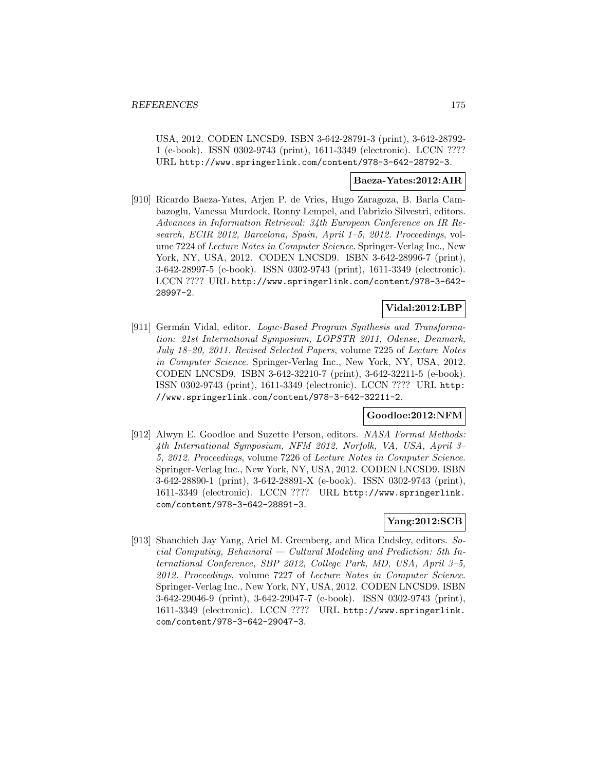USA, 2012. CODEN LNCSD9. ISBN 3-642-28791-3 (print), 3-642-28792-1 (e-book). ISSN 0302-9743 (print), 1611-3349 (electronic). LCCN ???? URL http://www.springerlink.com/content/978-3-642-28792-3.

**Baeza-Yates:2012:AIR**

[910] Ricardo Baeza-Yates, Arjen P. de Vries, Hugo Zaragoza, B. Barla Cambazoglu, Vanessa Murdock, Ronny Lempel, and Fabrizio Silvestri, editors. *Advances in Information Retrieval: 34th European Conference on IR Research, ECIR 2012, Barcelona, Spain, April 1–5, 2012. Proceedings*, volume 7224 of *Lecture Notes in Computer Science*. Springer-Verlag Inc., New York, NY, USA, 2012. CODEN LNCSD9. ISBN 3-642-28996-7 (print), 3-642-28997-5 (e-book). ISSN 0302-9743 (print), 1611-3349 (electronic). LCCN ???? URL http://www.springerlink.com/content/978-3-642-28997-2.

**Vidal:2012:LBP**

[911] Germán Vidal, editor. *Logic-Based Program Synthesis and Transformation: 21st International Symposium, LOPSTR 2011, Odense, Denmark, July 18–20, 2011. Revised Selected Papers*, volume 7225 of *Lecture Notes in Computer Science*. Springer-Verlag Inc., New York, NY, USA, 2012. CODEN LNCSD9. ISBN 3-642-32210-7 (print), 3-642-32211-5 (e-book). ISSN 0302-9743 (print), 1611-3349 (electronic). LCCN ???? URL http://www.springerlink.com/content/978-3-642-32211-2.

**Goodloe:2012:NFM**

[912] Alwyn E. Goodloe and Suzette Person, editors. *NASA Formal Methods: 4th International Symposium, NFM 2012, Norfolk, VA, USA, April 3–5, 2012. Proceedings*, volume 7226 of *Lecture Notes in Computer Science*. Springer-Verlag Inc., New York, NY, USA, 2012. CODEN LNCSD9. ISBN 3-642-28890-1 (print), 3-642-28891-X (e-book). ISSN 0302-9743 (print), 1611-3349 (electronic). LCCN ???? URL http://www.springerlink.com/content/978-3-642-28891-3.

**Yang:2012:SCB**

[913] Shanchieh Jay Yang, Ariel M. Greenberg, and Mica Endsley, editors. *Social Computing, Behavioral — Cultural Modeling and Prediction: 5th International Conference, SBP 2012, College Park, MD, USA, April 3–5, 2012. Proceedings*, volume 7227 of *Lecture Notes in Computer Science*. Springer-Verlag Inc., New York, NY, USA, 2012. CODEN LNCSD9. ISBN 3-642-29046-9 (print), 3-642-29047-7 (e-book). ISSN 0302-9743 (print), 1611-3349 (electronic). LCCN ???? URL http://www.springerlink.com/content/978-3-642-29047-3.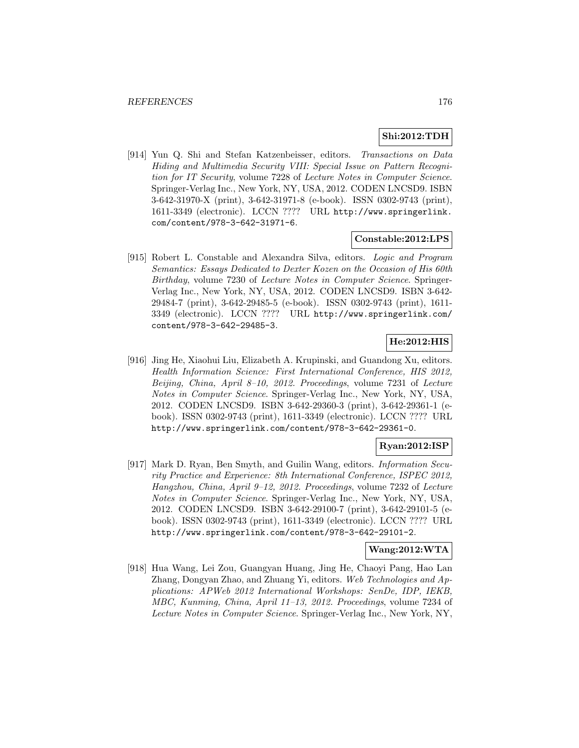**Shi:2012:TDH**

[914] Yun Q. Shi and Stefan Katzenbeisser, editors. *Transactions on Data Hiding and Multimedia Security VIII: Special Issue on Pattern Recognition for IT Security*, volume 7228 of *Lecture Notes in Computer Science*. Springer-Verlag Inc., New York, NY, USA, 2012. CODEN LNCSD9. ISBN 3-642-31970-X (print), 3-642-31971-8 (e-book). ISSN 0302-9743 (print), 1611-3349 (electronic). LCCN ???? URL http://www.springerlink.com/content/978-3-642-31971-6.

**Constable:2012:LPS**

[915] Robert L. Constable and Alexandra Silva, editors. *Logic and Program Semantics: Essays Dedicated to Dexter Kozen on the Occasion of His 60th Birthday*, volume 7230 of *Lecture Notes in Computer Science*. Springer-Verlag Inc., New York, NY, USA, 2012. CODEN LNCSD9. ISBN 3-642-29484-7 (print), 3-642-29485-5 (e-book). ISSN 0302-9743 (print), 1611-3349 (electronic). LCCN ???? URL http://www.springerlink.com/content/978-3-642-29485-3.

**He:2012:HIS**

[916] Jing He, Xiaohui Liu, Elizabeth A. Krupinski, and Guandong Xu, editors. *Health Information Science: First International Conference, HIS 2012, Beijing, China, April 8–10, 2012. Proceedings*, volume 7231 of *Lecture Notes in Computer Science*. Springer-Verlag Inc., New York, NY, USA, 2012. CODEN LNCSD9. ISBN 3-642-29360-3 (print), 3-642-29361-1 (e-book). ISSN 0302-9743 (print), 1611-3349 (electronic). LCCN ???? URL http://www.springerlink.com/content/978-3-642-29361-0.

**Ryan:2012:ISP**

[917] Mark D. Ryan, Ben Smyth, and Guilin Wang, editors. *Information Security Practice and Experience: 8th International Conference, ISPEC 2012, Hangzhou, China, April 9–12, 2012. Proceedings*, volume 7232 of *Lecture Notes in Computer Science*. Springer-Verlag Inc., New York, NY, USA, 2012. CODEN LNCSD9. ISBN 3-642-29100-7 (print), 3-642-29101-5 (e-book). ISSN 0302-9743 (print), 1611-3349 (electronic). LCCN ???? URL http://www.springerlink.com/content/978-3-642-29101-2.

**Wang:2012:WTA**

[918] Hua Wang, Lei Zou, Guangyan Huang, Jing He, Chaoyi Pang, Hao Lan Zhang, Dongyan Zhao, and Zhuang Yi, editors. *Web Technologies and Applications: APWeb 2012 International Workshops: SenDe, IDP, IEKB, MBC, Kunming, China, April 11–13, 2012. Proceedings*, volume 7234 of *Lecture Notes in Computer Science*. Springer-Verlag Inc., New York, NY,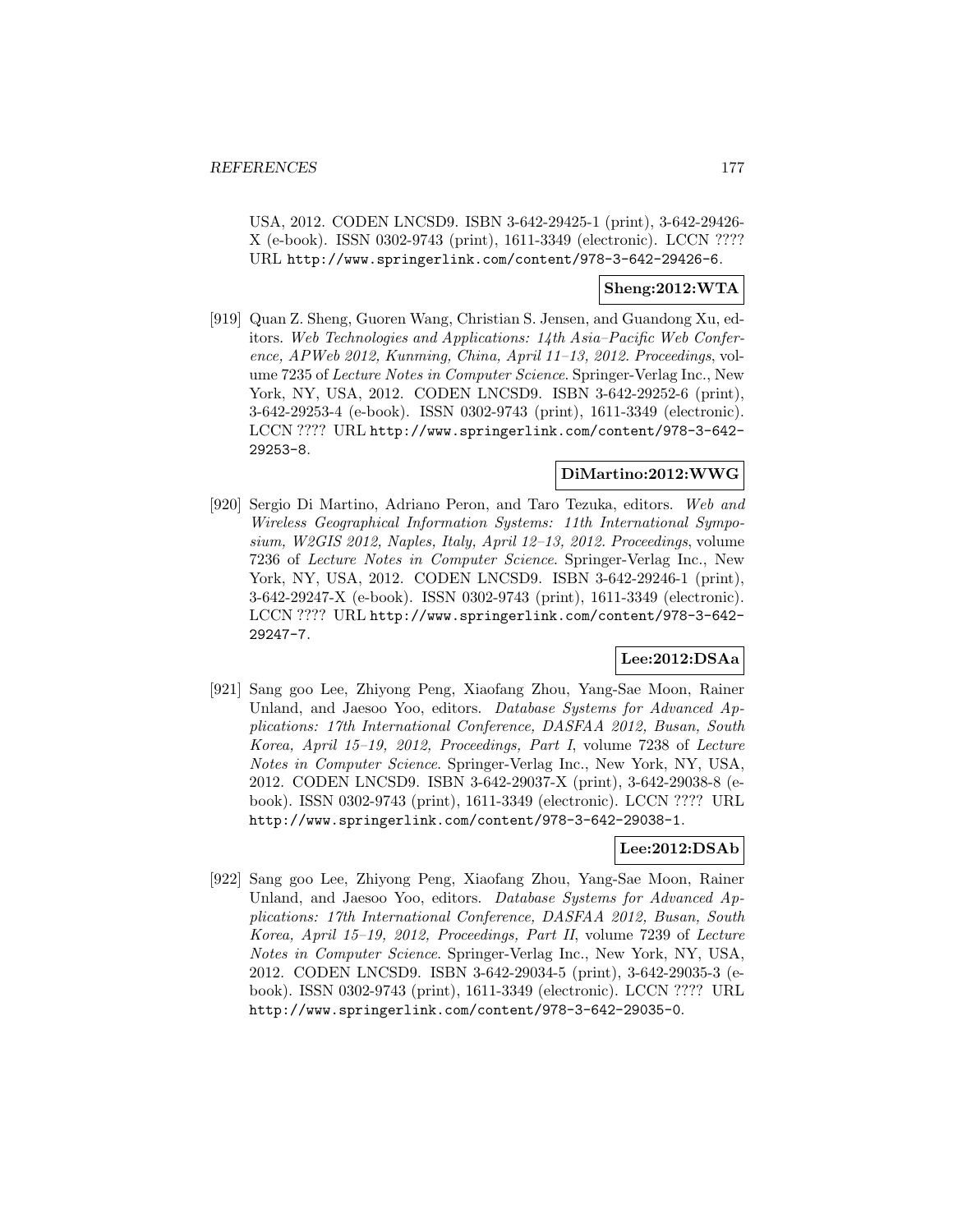USA, 2012. CODEN LNCSD9. ISBN 3-642-29425-1 (print), 3-642-29426-X (e-book). ISSN 0302-9743 (print), 1611-3349 (electronic). LCCN ???? URL http://www.springerlink.com/content/978-3-642-29426-6.

**Sheng:2012:WTA**

[919] Quan Z. Sheng, Guoren Wang, Christian S. Jensen, and Guandong Xu, editors. *Web Technologies and Applications: 14th Asia–Pacific Web Conference, APWeb 2012, Kunming, China, April 11–13, 2012. Proceedings*, volume 7235 of *Lecture Notes in Computer Science*. Springer-Verlag Inc., New York, NY, USA, 2012. CODEN LNCSD9. ISBN 3-642-29252-6 (print), 3-642-29253-4 (e-book). ISSN 0302-9743 (print), 1611-3349 (electronic). LCCN ???? URL http://www.springerlink.com/content/978-3-642-29253-8.

**DiMartino:2012:WWG**

[920] Sergio Di Martino, Adriano Peron, and Taro Tezuka, editors. *Web and Wireless Geographical Information Systems: 11th International Symposium, W2GIS 2012, Naples, Italy, April 12–13, 2012. Proceedings*, volume 7236 of *Lecture Notes in Computer Science*. Springer-Verlag Inc., New York, NY, USA, 2012. CODEN LNCSD9. ISBN 3-642-29246-1 (print), 3-642-29247-X (e-book). ISSN 0302-9743 (print), 1611-3349 (electronic). LCCN ???? URL http://www.springerlink.com/content/978-3-642-29247-7.

**Lee:2012:DSAa**

[921] Sang goo Lee, Zhiyong Peng, Xiaofang Zhou, Yang-Sae Moon, Rainer Unland, and Jaesoo Yoo, editors. *Database Systems for Advanced Applications: 17th International Conference, DASFAA 2012, Busan, South Korea, April 15–19, 2012, Proceedings, Part I*, volume 7238 of *Lecture Notes in Computer Science*. Springer-Verlag Inc., New York, NY, USA, 2012. CODEN LNCSD9. ISBN 3-642-29037-X (print), 3-642-29038-8 (e-book). ISSN 0302-9743 (print), 1611-3349 (electronic). LCCN ???? URL http://www.springerlink.com/content/978-3-642-29038-1.

**Lee:2012:DSAb**

[922] Sang goo Lee, Zhiyong Peng, Xiaofang Zhou, Yang-Sae Moon, Rainer Unland, and Jaesoo Yoo, editors. *Database Systems for Advanced Applications: 17th International Conference, DASFAA 2012, Busan, South Korea, April 15–19, 2012, Proceedings, Part II*, volume 7239 of *Lecture Notes in Computer Science*. Springer-Verlag Inc., New York, NY, USA, 2012. CODEN LNCSD9. ISBN 3-642-29034-5 (print), 3-642-29035-3 (e-book). ISSN 0302-9743 (print), 1611-3349 (electronic). LCCN ???? URL http://www.springerlink.com/content/978-3-642-29035-0.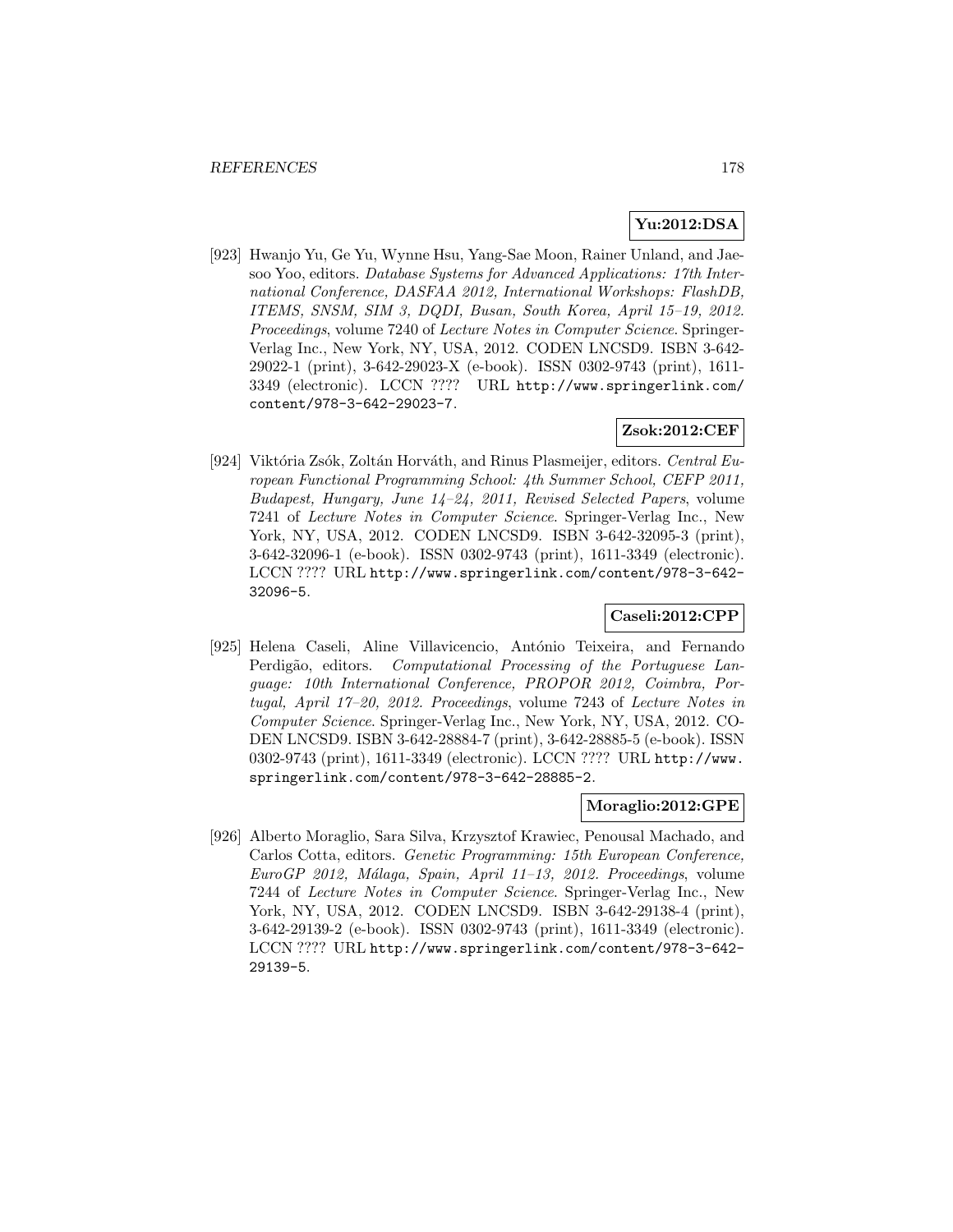**Yu:2012:DSA**

[923] Hwanjo Yu, Ge Yu, Wynne Hsu, Yang-Sae Moon, Rainer Unland, and Jaesoo Yoo, editors. *Database Systems for Advanced Applications: 17th International Conference, DASFAA 2012, International Workshops: FlashDB, ITEMS, SNSM, SIM 3, DQDI, Busan, South Korea, April 15–19, 2012. Proceedings*, volume 7240 of *Lecture Notes in Computer Science*. Springer-Verlag Inc., New York, NY, USA, 2012. CODEN LNCSD9. ISBN 3-642-29022-1 (print), 3-642-29023-X (e-book). ISSN 0302-9743 (print), 1611-3349 (electronic). LCCN ???? URL http://www.springerlink.com/content/978-3-642-29023-7.

**Zsok:2012:CEF**

[924] Viktória Zsók, Zoltán Horváth, and Rinus Plasmeijer, editors. *Central European Functional Programming School: 4th Summer School, CEFP 2011, Budapest, Hungary, June 14–24, 2011, Revised Selected Papers*, volume 7241 of *Lecture Notes in Computer Science*. Springer-Verlag Inc., New York, NY, USA, 2012. CODEN LNCSD9. ISBN 3-642-32095-3 (print), 3-642-32096-1 (e-book). ISSN 0302-9743 (print), 1611-3349 (electronic). LCCN ???? URL http://www.springerlink.com/content/978-3-642-32096-5.

**Caseli:2012:CPP**

[925] Helena Caseli, Aline Villavicencio, António Teixeira, and Fernando Perdigão, editors. *Computational Processing of the Portuguese Language: 10th International Conference, PROPOR 2012, Coimbra, Portugal, April 17–20, 2012. Proceedings*, volume 7243 of *Lecture Notes in Computer Science*. Springer-Verlag Inc., New York, NY, USA, 2012. CODEN LNCSD9. ISBN 3-642-28884-7 (print), 3-642-28885-5 (e-book). ISSN 0302-9743 (print), 1611-3349 (electronic). LCCN ???? URL http://www.springerlink.com/content/978-3-642-28885-2.

**Moraglio:2012:GPE**

[926] Alberto Moraglio, Sara Silva, Krzysztof Krawiec, Penousal Machado, and Carlos Cotta, editors. *Genetic Programming: 15th European Conference, EuroGP 2012, Málaga, Spain, April 11–13, 2012. Proceedings*, volume 7244 of *Lecture Notes in Computer Science*. Springer-Verlag Inc., New York, NY, USA, 2012. CODEN LNCSD9. ISBN 3-642-29138-4 (print), 3-642-29139-2 (e-book). ISSN 0302-9743 (print), 1611-3349 (electronic). LCCN ???? URL http://www.springerlink.com/content/978-3-642-29139-5.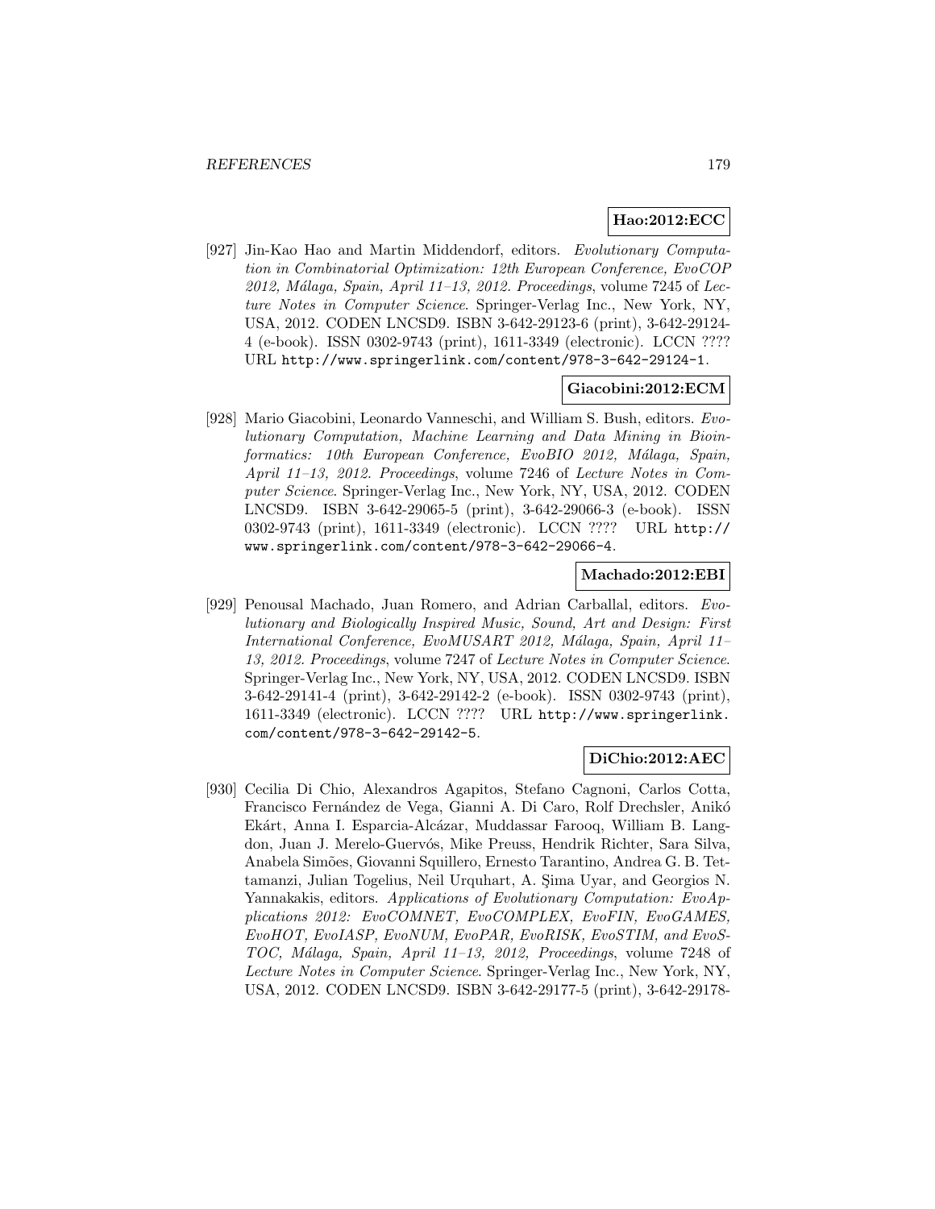**Hao:2012:ECC**

[927] Jin-Kao Hao and Martin Middendorf, editors. *Evolutionary Computation in Combinatorial Optimization: 12th European Conference, EvoCOP 2012, Málaga, Spain, April 11–13, 2012. Proceedings*, volume 7245 of *Lecture Notes in Computer Science*. Springer-Verlag Inc., New York, NY, USA, 2012. CODEN LNCSD9. ISBN 3-642-29123-6 (print), 3-642-29124-4 (e-book). ISSN 0302-9743 (print), 1611-3349 (electronic). LCCN ???? URL http://www.springerlink.com/content/978-3-642-29124-1.

**Giacobini:2012:ECM**

[928] Mario Giacobini, Leonardo Vanneschi, and William S. Bush, editors. *Evolutionary Computation, Machine Learning and Data Mining in Bioinformatics: 10th European Conference, EvoBIO 2012, Málaga, Spain, April 11–13, 2012. Proceedings*, volume 7246 of *Lecture Notes in Computer Science*. Springer-Verlag Inc., New York, NY, USA, 2012. CODEN LNCSD9. ISBN 3-642-29065-5 (print), 3-642-29066-3 (e-book). ISSN 0302-9743 (print), 1611-3349 (electronic). LCCN ???? URL http://www.springerlink.com/content/978-3-642-29066-4.

**Machado:2012:EBI**

[929] Penousal Machado, Juan Romero, and Adrian Carballal, editors. *Evolutionary and Biologically Inspired Music, Sound, Art and Design: First International Conference, EvoMUSART 2012, Málaga, Spain, April 11–13, 2012. Proceedings*, volume 7247 of *Lecture Notes in Computer Science*. Springer-Verlag Inc., New York, NY, USA, 2012. CODEN LNCSD9. ISBN 3-642-29141-4 (print), 3-642-29142-2 (e-book). ISSN 0302-9743 (print), 1611-3349 (electronic). LCCN ???? URL http://www.springerlink.com/content/978-3-642-29142-5.

**DiChio:2012:AEC**

[930] Cecilia Di Chio, Alexandros Agapitos, Stefano Cagnoni, Carlos Cotta, Francisco Fernández de Vega, Gianni A. Di Caro, Rolf Drechsler, Anikó Ekárt, Anna I. Esparcia-Alcázar, Muddassar Farooq, William B. Langdon, Juan J. Merelo-Guervós, Mike Preuss, Hendrik Richter, Sara Silva, Anabela Simões, Giovanni Squillero, Ernesto Tarantino, Andrea G. B. Tettamanzi, Julian Togelius, Neil Urquhart, A. Şima Uyar, and Georgios N. Yannakakis, editors. *Applications of Evolutionary Computation: EvoApplications 2012: EvoCOMNET, EvoCOMPLEX, EvoFIN, EvoGAMES, EvoHOT, EvoIASP, EvoNUM, EvoPAR, EvoRISK, EvoSTIM, and EvoSTOC, Málaga, Spain, April 11–13, 2012, Proceedings*, volume 7248 of *Lecture Notes in Computer Science*. Springer-Verlag Inc., New York, NY, USA, 2012. CODEN LNCSD9. ISBN 3-642-29177-5 (print), 3-642-29178-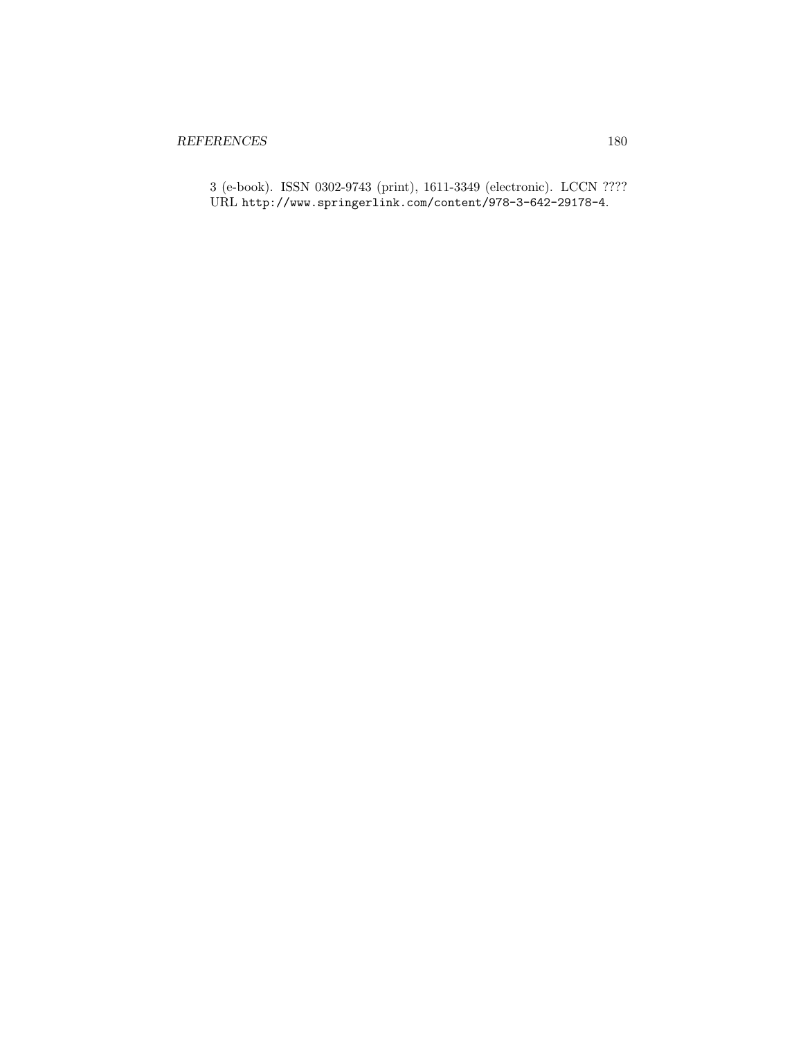3 (e-book). ISSN 0302-9743 (print), 1611-3349 (electronic). LCCN ???? URL `http://www.springerlink.com/content/978-3-642-29178-4`.